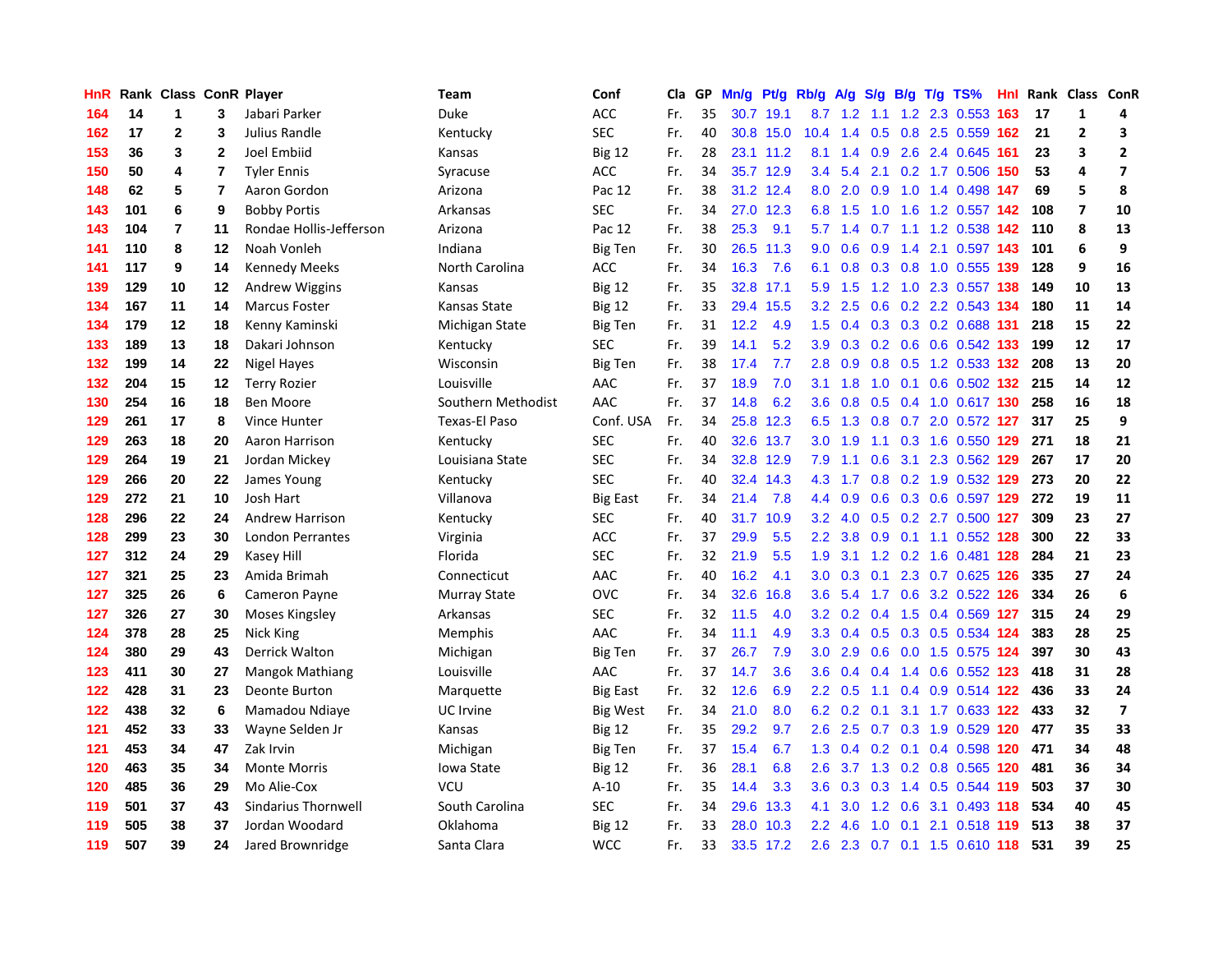| HnR | Rank | Class | ConR | Player | Team | Conf | Cla | GP | Mn/g | Pt/g | Rb/g | A/g | S/g | B/g | T/g | TS% | HnI | Rank | Class | ConR |
|---|---|---|---|---|---|---|---|---|---|---|---|---|---|---|---|---|---|---|---|---|
| 164 | 14 | 1 | 3 | Jabari Parker | Duke | ACC | Fr. | 35 | 30.7 | 19.1 | 8.7 | 1.2 | 1.1 | 1.2 | 2.3 | 0.553 | 163 | 17 | 1 | 4 |
| 162 | 17 | 2 | 3 | Julius Randle | Kentucky | SEC | Fr. | 40 | 30.8 | 15.0 | 10.4 | 1.4 | 0.5 | 0.8 | 2.5 | 0.559 | 162 | 21 | 2 | 3 |
| 153 | 36 | 3 | 2 | Joel Embiid | Kansas | Big 12 | Fr. | 28 | 23.1 | 11.2 | 8.1 | 1.4 | 0.9 | 2.6 | 2.4 | 0.645 | 161 | 23 | 3 | 2 |
| 150 | 50 | 4 | 7 | Tyler Ennis | Syracuse | ACC | Fr. | 34 | 35.7 | 12.9 | 3.4 | 5.4 | 2.1 | 0.2 | 1.7 | 0.506 | 150 | 53 | 4 | 7 |
| 148 | 62 | 5 | 7 | Aaron Gordon | Arizona | Pac 12 | Fr. | 38 | 31.2 | 12.4 | 8.0 | 2.0 | 0.9 | 1.0 | 1.4 | 0.498 | 147 | 69 | 5 | 8 |
| 143 | 101 | 6 | 9 | Bobby Portis | Arkansas | SEC | Fr. | 34 | 27.0 | 12.3 | 6.8 | 1.5 | 1.0 | 1.6 | 1.2 | 0.557 | 142 | 108 | 7 | 10 |
| 143 | 104 | 7 | 11 | Rondae Hollis-Jefferson | Arizona | Pac 12 | Fr. | 38 | 25.3 | 9.1 | 5.7 | 1.4 | 0.7 | 1.1 | 1.2 | 0.538 | 142 | 110 | 8 | 13 |
| 141 | 110 | 8 | 12 | Noah Vonleh | Indiana | Big Ten | Fr. | 30 | 26.5 | 11.3 | 9.0 | 0.6 | 0.9 | 1.4 | 2.1 | 0.597 | 143 | 101 | 6 | 9 |
| 141 | 117 | 9 | 14 | Kennedy Meeks | North Carolina | ACC | Fr. | 34 | 16.3 | 7.6 | 6.1 | 0.8 | 0.3 | 0.8 | 1.0 | 0.555 | 139 | 128 | 9 | 16 |
| 139 | 129 | 10 | 12 | Andrew Wiggins | Kansas | Big 12 | Fr. | 35 | 32.8 | 17.1 | 5.9 | 1.5 | 1.2 | 1.0 | 2.3 | 0.557 | 138 | 149 | 10 | 13 |
| 134 | 167 | 11 | 14 | Marcus Foster | Kansas State | Big 12 | Fr. | 33 | 29.4 | 15.5 | 3.2 | 2.5 | 0.6 | 0.2 | 2.2 | 0.543 | 134 | 180 | 11 | 14 |
| 134 | 179 | 12 | 18 | Kenny Kaminski | Michigan State | Big Ten | Fr. | 31 | 12.2 | 4.9 | 1.5 | 0.4 | 0.3 | 0.3 | 0.2 | 0.688 | 131 | 218 | 15 | 22 |
| 133 | 189 | 13 | 18 | Dakari Johnson | Kentucky | SEC | Fr. | 39 | 14.1 | 5.2 | 3.9 | 0.3 | 0.2 | 0.6 | 0.6 | 0.542 | 133 | 199 | 12 | 17 |
| 132 | 199 | 14 | 22 | Nigel Hayes | Wisconsin | Big Ten | Fr. | 38 | 17.4 | 7.7 | 2.8 | 0.9 | 0.8 | 0.5 | 1.2 | 0.533 | 132 | 208 | 13 | 20 |
| 132 | 204 | 15 | 12 | Terry Rozier | Louisville | AAC | Fr. | 37 | 18.9 | 7.0 | 3.1 | 1.8 | 1.0 | 0.1 | 0.6 | 0.502 | 132 | 215 | 14 | 12 |
| 130 | 254 | 16 | 18 | Ben Moore | Southern Methodist | AAC | Fr. | 37 | 14.8 | 6.2 | 3.6 | 0.8 | 0.5 | 0.4 | 1.0 | 0.617 | 130 | 258 | 16 | 18 |
| 129 | 261 | 17 | 8 | Vince Hunter | Texas-El Paso | Conf. USA | Fr. | 34 | 25.8 | 12.3 | 6.5 | 1.3 | 0.8 | 0.7 | 2.0 | 0.572 | 127 | 317 | 25 | 9 |
| 129 | 263 | 18 | 20 | Aaron Harrison | Kentucky | SEC | Fr. | 40 | 32.6 | 13.7 | 3.0 | 1.9 | 1.1 | 0.3 | 1.6 | 0.550 | 129 | 271 | 18 | 21 |
| 129 | 264 | 19 | 21 | Jordan Mickey | Louisiana State | SEC | Fr. | 34 | 32.8 | 12.9 | 7.9 | 1.1 | 0.6 | 3.1 | 2.3 | 0.562 | 129 | 267 | 17 | 20 |
| 129 | 266 | 20 | 22 | James Young | Kentucky | SEC | Fr. | 40 | 32.4 | 14.3 | 4.3 | 1.7 | 0.8 | 0.2 | 1.9 | 0.532 | 129 | 273 | 20 | 22 |
| 129 | 272 | 21 | 10 | Josh Hart | Villanova | Big East | Fr. | 34 | 21.4 | 7.8 | 4.4 | 0.9 | 0.6 | 0.3 | 0.6 | 0.597 | 129 | 272 | 19 | 11 |
| 128 | 296 | 22 | 24 | Andrew Harrison | Kentucky | SEC | Fr. | 40 | 31.7 | 10.9 | 3.2 | 4.0 | 0.5 | 0.2 | 2.7 | 0.500 | 127 | 309 | 23 | 27 |
| 128 | 299 | 23 | 30 | London Perrantes | Virginia | ACC | Fr. | 37 | 29.9 | 5.5 | 2.2 | 3.8 | 0.9 | 0.1 | 1.1 | 0.552 | 128 | 300 | 22 | 33 |
| 127 | 312 | 24 | 29 | Kasey Hill | Florida | SEC | Fr. | 32 | 21.9 | 5.5 | 1.9 | 3.1 | 1.2 | 0.2 | 1.6 | 0.481 | 128 | 284 | 21 | 23 |
| 127 | 321 | 25 | 23 | Amida Brimah | Connecticut | AAC | Fr. | 40 | 16.2 | 4.1 | 3.0 | 0.3 | 0.1 | 2.3 | 0.7 | 0.625 | 126 | 335 | 27 | 24 |
| 127 | 325 | 26 | 6 | Cameron Payne | Murray State | OVC | Fr. | 34 | 32.6 | 16.8 | 3.6 | 5.4 | 1.7 | 0.6 | 3.2 | 0.522 | 126 | 334 | 26 | 6 |
| 127 | 326 | 27 | 30 | Moses Kingsley | Arkansas | SEC | Fr. | 32 | 11.5 | 4.0 | 3.2 | 0.2 | 0.4 | 1.5 | 0.4 | 0.569 | 127 | 315 | 24 | 29 |
| 124 | 378 | 28 | 25 | Nick King | Memphis | AAC | Fr. | 34 | 11.1 | 4.9 | 3.3 | 0.4 | 0.5 | 0.3 | 0.5 | 0.534 | 124 | 383 | 28 | 25 |
| 124 | 380 | 29 | 43 | Derrick Walton | Michigan | Big Ten | Fr. | 37 | 26.7 | 7.9 | 3.0 | 2.9 | 0.6 | 0.0 | 1.5 | 0.575 | 124 | 397 | 30 | 43 |
| 123 | 411 | 30 | 27 | Mangok Mathiang | Louisville | AAC | Fr. | 37 | 14.7 | 3.6 | 3.6 | 0.4 | 0.4 | 1.4 | 0.6 | 0.552 | 123 | 418 | 31 | 28 |
| 122 | 428 | 31 | 23 | Deonte Burton | Marquette | Big East | Fr. | 32 | 12.6 | 6.9 | 2.2 | 0.5 | 1.1 | 0.4 | 0.9 | 0.514 | 122 | 436 | 33 | 24 |
| 122 | 438 | 32 | 6 | Mamadou Ndiaye | UC Irvine | Big West | Fr. | 34 | 21.0 | 8.0 | 6.2 | 0.2 | 0.1 | 3.1 | 1.7 | 0.633 | 122 | 433 | 32 | 7 |
| 121 | 452 | 33 | 33 | Wayne Selden Jr | Kansas | Big 12 | Fr. | 35 | 29.2 | 9.7 | 2.6 | 2.5 | 0.7 | 0.3 | 1.9 | 0.529 | 120 | 477 | 35 | 33 |
| 121 | 453 | 34 | 47 | Zak Irvin | Michigan | Big Ten | Fr. | 37 | 15.4 | 6.7 | 1.3 | 0.4 | 0.2 | 0.1 | 0.4 | 0.598 | 120 | 471 | 34 | 48 |
| 120 | 463 | 35 | 34 | Monte Morris | Iowa State | Big 12 | Fr. | 36 | 28.1 | 6.8 | 2.6 | 3.7 | 1.3 | 0.2 | 0.8 | 0.565 | 120 | 481 | 36 | 34 |
| 120 | 485 | 36 | 29 | Mo Alie-Cox | VCU | A-10 | Fr. | 35 | 14.4 | 3.3 | 3.6 | 0.3 | 0.3 | 1.4 | 0.5 | 0.544 | 119 | 503 | 37 | 30 |
| 119 | 501 | 37 | 43 | Sindarius Thornwell | South Carolina | SEC | Fr. | 34 | 29.6 | 13.3 | 4.1 | 3.0 | 1.2 | 0.6 | 3.1 | 0.493 | 118 | 534 | 40 | 45 |
| 119 | 505 | 38 | 37 | Jordan Woodard | Oklahoma | Big 12 | Fr. | 33 | 28.0 | 10.3 | 2.2 | 4.6 | 1.0 | 0.1 | 2.1 | 0.518 | 119 | 513 | 38 | 37 |
| 119 | 507 | 39 | 24 | Jared Brownridge | Santa Clara | WCC | Fr. | 33 | 33.5 | 17.2 | 2.6 | 2.3 | 0.7 | 0.1 | 1.5 | 0.610 | 118 | 531 | 39 | 25 |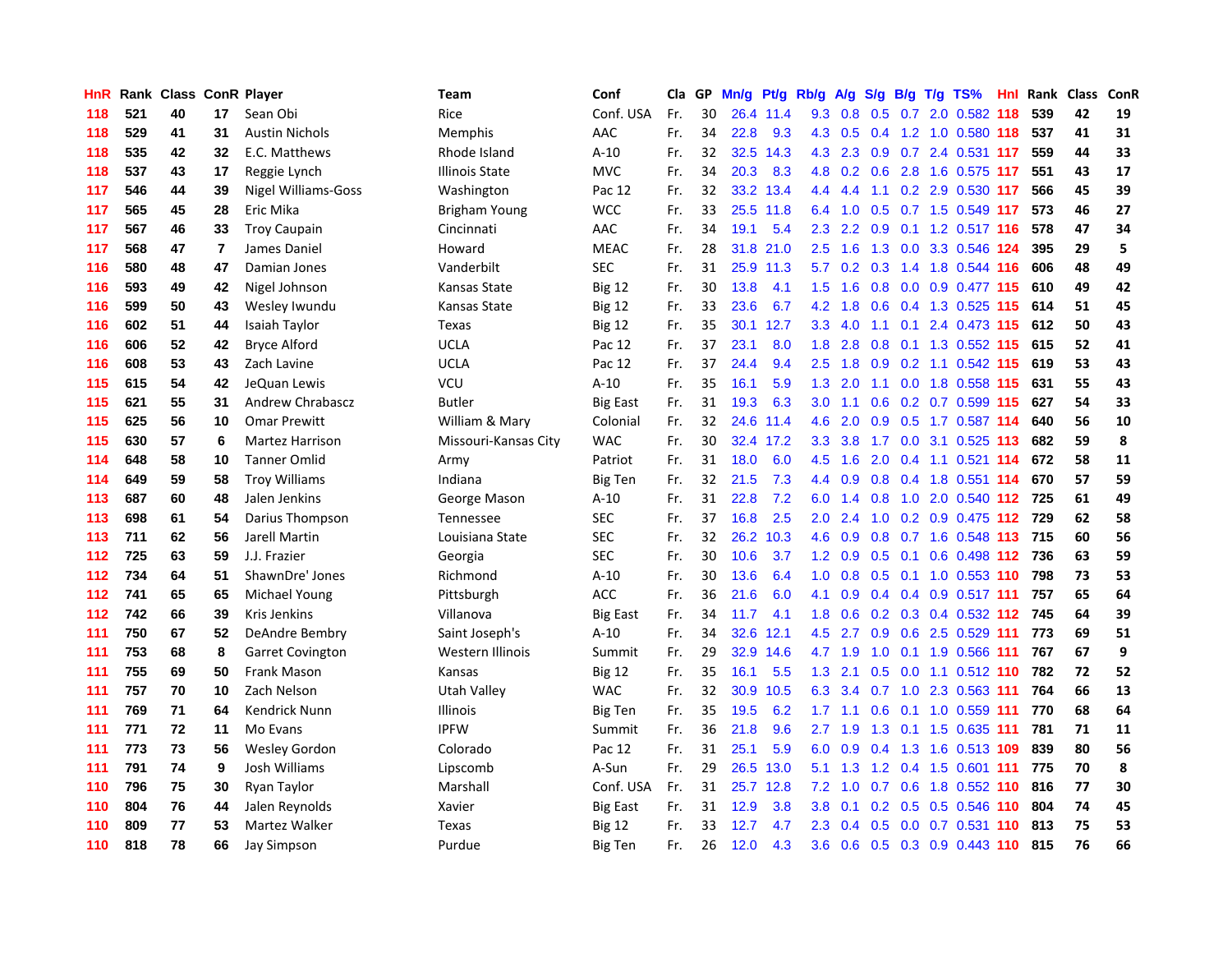| HnR | Rank | Class | ConR | Player | Team | Conf | Cla | GP | Mn/g | Pt/g | Rb/g | A/g | S/g | B/g | T/g | TS% | HnI | Rank | Class | ConR |
|---|---|---|---|---|---|---|---|---|---|---|---|---|---|---|---|---|---|---|---|---|
| 118 | 521 | 40 | 17 | Sean Obi | Rice | Conf. USA | Fr. | 30 | 26.4 | 11.4 | 9.3 | 0.8 | 0.5 | 0.7 | 2.0 | 0.582 | 118 | 539 | 42 | 19 |
| 118 | 529 | 41 | 31 | Austin Nichols | Memphis | AAC | Fr. | 34 | 22.8 | 9.3 | 4.3 | 0.5 | 0.4 | 1.2 | 1.0 | 0.580 | 118 | 537 | 41 | 31 |
| 118 | 535 | 42 | 32 | E.C. Matthews | Rhode Island | A-10 | Fr. | 32 | 32.5 | 14.3 | 4.3 | 2.3 | 0.9 | 0.7 | 2.4 | 0.531 | 117 | 559 | 44 | 33 |
| 118 | 537 | 43 | 17 | Reggie Lynch | Illinois State | MVC | Fr. | 34 | 20.3 | 8.3 | 4.8 | 0.2 | 0.6 | 2.8 | 1.6 | 0.575 | 117 | 551 | 43 | 17 |
| 117 | 546 | 44 | 39 | Nigel Williams-Goss | Washington | Pac 12 | Fr. | 32 | 33.2 | 13.4 | 4.4 | 4.4 | 1.1 | 0.2 | 2.9 | 0.530 | 117 | 566 | 45 | 39 |
| 117 | 565 | 45 | 28 | Eric Mika | Brigham Young | WCC | Fr. | 33 | 25.5 | 11.8 | 6.4 | 1.0 | 0.5 | 0.7 | 1.5 | 0.549 | 117 | 573 | 46 | 27 |
| 117 | 567 | 46 | 33 | Troy Caupain | Cincinnati | AAC | Fr. | 34 | 19.1 | 5.4 | 2.3 | 2.2 | 0.9 | 0.1 | 1.2 | 0.517 | 116 | 578 | 47 | 34 |
| 117 | 568 | 47 | 7 | James Daniel | Howard | MEAC | Fr. | 28 | 31.8 | 21.0 | 2.5 | 1.6 | 1.3 | 0.0 | 3.3 | 0.546 | 124 | 395 | 29 | 5 |
| 116 | 580 | 48 | 47 | Damian Jones | Vanderbilt | SEC | Fr. | 31 | 25.9 | 11.3 | 5.7 | 0.2 | 0.3 | 1.4 | 1.8 | 0.544 | 116 | 606 | 48 | 49 |
| 116 | 593 | 49 | 42 | Nigel Johnson | Kansas State | Big 12 | Fr. | 30 | 13.8 | 4.1 | 1.5 | 1.6 | 0.8 | 0.0 | 0.9 | 0.477 | 115 | 610 | 49 | 42 |
| 116 | 599 | 50 | 43 | Wesley Iwundu | Kansas State | Big 12 | Fr. | 33 | 23.6 | 6.7 | 4.2 | 1.8 | 0.6 | 0.4 | 1.3 | 0.525 | 115 | 614 | 51 | 45 |
| 116 | 602 | 51 | 44 | Isaiah Taylor | Texas | Big 12 | Fr. | 35 | 30.1 | 12.7 | 3.3 | 4.0 | 1.1 | 0.1 | 2.4 | 0.473 | 115 | 612 | 50 | 43 |
| 116 | 606 | 52 | 42 | Bryce Alford | UCLA | Pac 12 | Fr. | 37 | 23.1 | 8.0 | 1.8 | 2.8 | 0.8 | 0.1 | 1.3 | 0.552 | 115 | 615 | 52 | 41 |
| 116 | 608 | 53 | 43 | Zach Lavine | UCLA | Pac 12 | Fr. | 37 | 24.4 | 9.4 | 2.5 | 1.8 | 0.9 | 0.2 | 1.1 | 0.542 | 115 | 619 | 53 | 43 |
| 115 | 615 | 54 | 42 | JeQuan Lewis | VCU | A-10 | Fr. | 35 | 16.1 | 5.9 | 1.3 | 2.0 | 1.1 | 0.0 | 1.8 | 0.558 | 115 | 631 | 55 | 43 |
| 115 | 621 | 55 | 31 | Andrew Chrabascz | Butler | Big East | Fr. | 31 | 19.3 | 6.3 | 3.0 | 1.1 | 0.6 | 0.2 | 0.7 | 0.599 | 115 | 627 | 54 | 33 |
| 115 | 625 | 56 | 10 | Omar Prewitt | William & Mary | Colonial | Fr. | 32 | 24.6 | 11.4 | 4.6 | 2.0 | 0.9 | 0.5 | 1.7 | 0.587 | 114 | 640 | 56 | 10 |
| 115 | 630 | 57 | 6 | Martez Harrison | Missouri-Kansas City | WAC | Fr. | 30 | 32.4 | 17.2 | 3.3 | 3.8 | 1.7 | 0.0 | 3.1 | 0.525 | 113 | 682 | 59 | 8 |
| 114 | 648 | 58 | 10 | Tanner Omlid | Army | Patriot | Fr. | 31 | 18.0 | 6.0 | 4.5 | 1.6 | 2.0 | 0.4 | 1.1 | 0.521 | 114 | 672 | 58 | 11 |
| 114 | 649 | 59 | 58 | Troy Williams | Indiana | Big Ten | Fr. | 32 | 21.5 | 7.3 | 4.4 | 0.9 | 0.8 | 0.4 | 1.8 | 0.551 | 114 | 670 | 57 | 59 |
| 113 | 687 | 60 | 48 | Jalen Jenkins | George Mason | A-10 | Fr. | 31 | 22.8 | 7.2 | 6.0 | 1.4 | 0.8 | 1.0 | 2.0 | 0.540 | 112 | 725 | 61 | 49 |
| 113 | 698 | 61 | 54 | Darius Thompson | Tennessee | SEC | Fr. | 37 | 16.8 | 2.5 | 2.0 | 2.4 | 1.0 | 0.2 | 0.9 | 0.475 | 112 | 729 | 62 | 58 |
| 113 | 711 | 62 | 56 | Jarell Martin | Louisiana State | SEC | Fr. | 32 | 26.2 | 10.3 | 4.6 | 0.9 | 0.8 | 0.7 | 1.6 | 0.548 | 113 | 715 | 60 | 56 |
| 112 | 725 | 63 | 59 | J.J. Frazier | Georgia | SEC | Fr. | 30 | 10.6 | 3.7 | 1.2 | 0.9 | 0.5 | 0.1 | 0.6 | 0.498 | 112 | 736 | 63 | 59 |
| 112 | 734 | 64 | 51 | ShawnDre' Jones | Richmond | A-10 | Fr. | 30 | 13.6 | 6.4 | 1.0 | 0.8 | 0.5 | 0.1 | 1.0 | 0.553 | 110 | 798 | 73 | 53 |
| 112 | 741 | 65 | 65 | Michael Young | Pittsburgh | ACC | Fr. | 36 | 21.6 | 6.0 | 4.1 | 0.9 | 0.4 | 0.4 | 0.9 | 0.517 | 111 | 757 | 65 | 64 |
| 112 | 742 | 66 | 39 | Kris Jenkins | Villanova | Big East | Fr. | 34 | 11.7 | 4.1 | 1.8 | 0.6 | 0.2 | 0.3 | 0.4 | 0.532 | 112 | 745 | 64 | 39 |
| 111 | 750 | 67 | 52 | DeAndre Bembry | Saint Joseph's | A-10 | Fr. | 34 | 32.6 | 12.1 | 4.5 | 2.7 | 0.9 | 0.6 | 2.5 | 0.529 | 111 | 773 | 69 | 51 |
| 111 | 753 | 68 | 8 | Garret Covington | Western Illinois | Summit | Fr. | 29 | 32.9 | 14.6 | 4.7 | 1.9 | 1.0 | 0.1 | 1.9 | 0.566 | 111 | 767 | 67 | 9 |
| 111 | 755 | 69 | 50 | Frank Mason | Kansas | Big 12 | Fr. | 35 | 16.1 | 5.5 | 1.3 | 2.1 | 0.5 | 0.0 | 1.1 | 0.512 | 110 | 782 | 72 | 52 |
| 111 | 757 | 70 | 10 | Zach Nelson | Utah Valley | WAC | Fr. | 32 | 30.9 | 10.5 | 6.3 | 3.4 | 0.7 | 1.0 | 2.3 | 0.563 | 111 | 764 | 66 | 13 |
| 111 | 769 | 71 | 64 | Kendrick Nunn | Illinois | Big Ten | Fr. | 35 | 19.5 | 6.2 | 1.7 | 1.1 | 0.6 | 0.1 | 1.0 | 0.559 | 111 | 770 | 68 | 64 |
| 111 | 771 | 72 | 11 | Mo Evans | IPFW | Summit | Fr. | 36 | 21.8 | 9.6 | 2.7 | 1.9 | 1.3 | 0.1 | 1.5 | 0.635 | 111 | 781 | 71 | 11 |
| 111 | 773 | 73 | 56 | Wesley Gordon | Colorado | Pac 12 | Fr. | 31 | 25.1 | 5.9 | 6.0 | 0.9 | 0.4 | 1.3 | 1.6 | 0.513 | 109 | 839 | 80 | 56 |
| 111 | 791 | 74 | 9 | Josh Williams | Lipscomb | A-Sun | Fr. | 29 | 26.5 | 13.0 | 5.1 | 1.3 | 1.2 | 0.4 | 1.5 | 0.601 | 111 | 775 | 70 | 8 |
| 110 | 796 | 75 | 30 | Ryan Taylor | Marshall | Conf. USA | Fr. | 31 | 25.7 | 12.8 | 7.2 | 1.0 | 0.7 | 0.6 | 1.8 | 0.552 | 110 | 816 | 77 | 30 |
| 110 | 804 | 76 | 44 | Jalen Reynolds | Xavier | Big East | Fr. | 31 | 12.9 | 3.8 | 3.8 | 0.1 | 0.2 | 0.5 | 0.5 | 0.546 | 110 | 804 | 74 | 45 |
| 110 | 809 | 77 | 53 | Martez Walker | Texas | Big 12 | Fr. | 33 | 12.7 | 4.7 | 2.3 | 0.4 | 0.5 | 0.0 | 0.7 | 0.531 | 110 | 813 | 75 | 53 |
| 110 | 818 | 78 | 66 | Jay Simpson | Purdue | Big Ten | Fr. | 26 | 12.0 | 4.3 | 3.6 | 0.6 | 0.5 | 0.3 | 0.9 | 0.443 | 110 | 815 | 76 | 66 |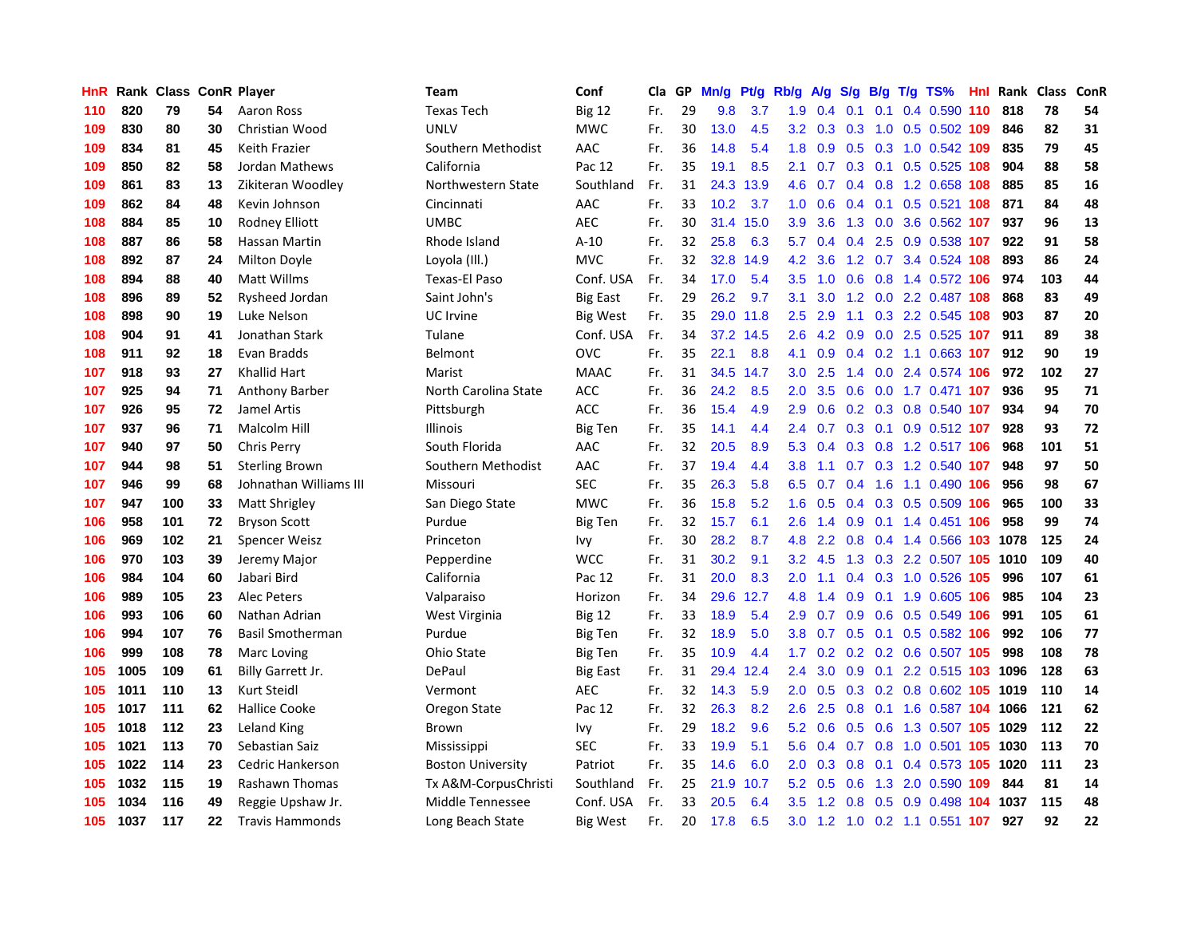| HnR | Rank | Class | ConR | Player | Team | Conf | Cla | GP | Mn/g | Pt/g | Rb/g | A/g | S/g | B/g | T/g | TS% | HnI | Rank | Class | ConR |
|---|---|---|---|---|---|---|---|---|---|---|---|---|---|---|---|---|---|---|---|---|
| 110 | 820 | 79 | 54 | Aaron Ross | Texas Tech | Big 12 | Fr. | 29 | 9.8 | 3.7 | 1.9 | 0.4 | 0.1 | 0.1 | 0.4 | 0.590 | 110 | 818 | 78 | 54 |
| 109 | 830 | 80 | 30 | Christian Wood | UNLV | MWC | Fr. | 30 | 13.0 | 4.5 | 3.2 | 0.3 | 0.3 | 1.0 | 0.5 | 0.502 | 109 | 846 | 82 | 31 |
| 109 | 834 | 81 | 45 | Keith Frazier | Southern Methodist | AAC | Fr. | 36 | 14.8 | 5.4 | 1.8 | 0.9 | 0.5 | 0.3 | 1.0 | 0.542 | 109 | 835 | 79 | 45 |
| 109 | 850 | 82 | 58 | Jordan Mathews | California | Pac 12 | Fr. | 35 | 19.1 | 8.5 | 2.1 | 0.7 | 0.3 | 0.1 | 0.5 | 0.525 | 108 | 904 | 88 | 58 |
| 109 | 861 | 83 | 13 | Zikiteran Woodley | Northwestern State | Southland | Fr. | 31 | 24.3 | 13.9 | 4.6 | 0.7 | 0.4 | 0.8 | 1.2 | 0.658 | 108 | 885 | 85 | 16 |
| 109 | 862 | 84 | 48 | Kevin Johnson | Cincinnati | AAC | Fr. | 33 | 10.2 | 3.7 | 1.0 | 0.6 | 0.4 | 0.1 | 0.5 | 0.521 | 108 | 871 | 84 | 48 |
| 108 | 884 | 85 | 10 | Rodney Elliott | UMBC | AEC | Fr. | 30 | 31.4 | 15.0 | 3.9 | 3.6 | 1.3 | 0.0 | 3.6 | 0.562 | 107 | 937 | 96 | 13 |
| 108 | 887 | 86 | 58 | Hassan Martin | Rhode Island | A-10 | Fr. | 32 | 25.8 | 6.3 | 5.7 | 0.4 | 0.4 | 2.5 | 0.9 | 0.538 | 107 | 922 | 91 | 58 |
| 108 | 892 | 87 | 24 | Milton Doyle | Loyola (Ill.) | MVC | Fr. | 32 | 32.8 | 14.9 | 4.2 | 3.6 | 1.2 | 0.7 | 3.4 | 0.524 | 108 | 893 | 86 | 24 |
| 108 | 894 | 88 | 40 | Matt Willms | Texas-El Paso | Conf. USA | Fr. | 34 | 17.0 | 5.4 | 3.5 | 1.0 | 0.6 | 0.8 | 1.4 | 0.572 | 106 | 974 | 103 | 44 |
| 108 | 896 | 89 | 52 | Rysheed Jordan | Saint John's | Big East | Fr. | 29 | 26.2 | 9.7 | 3.1 | 3.0 | 1.2 | 0.0 | 2.2 | 0.487 | 108 | 868 | 83 | 49 |
| 108 | 898 | 90 | 19 | Luke Nelson | UC Irvine | Big West | Fr. | 35 | 29.0 | 11.8 | 2.5 | 2.9 | 1.1 | 0.3 | 2.2 | 0.545 | 108 | 903 | 87 | 20 |
| 108 | 904 | 91 | 41 | Jonathan Stark | Tulane | Conf. USA | Fr. | 34 | 37.2 | 14.5 | 2.6 | 4.2 | 0.9 | 0.0 | 2.5 | 0.525 | 107 | 911 | 89 | 38 |
| 108 | 911 | 92 | 18 | Evan Bradds | Belmont | OVC | Fr. | 35 | 22.1 | 8.8 | 4.1 | 0.9 | 0.4 | 0.2 | 1.1 | 0.663 | 107 | 912 | 90 | 19 |
| 107 | 918 | 93 | 27 | Khallid Hart | Marist | MAAC | Fr. | 31 | 34.5 | 14.7 | 3.0 | 2.5 | 1.4 | 0.0 | 2.4 | 0.574 | 106 | 972 | 102 | 27 |
| 107 | 925 | 94 | 71 | Anthony Barber | North Carolina State | ACC | Fr. | 36 | 24.2 | 8.5 | 2.0 | 3.5 | 0.6 | 0.0 | 1.7 | 0.471 | 107 | 936 | 95 | 71 |
| 107 | 926 | 95 | 72 | Jamel Artis | Pittsburgh | ACC | Fr. | 36 | 15.4 | 4.9 | 2.9 | 0.6 | 0.2 | 0.3 | 0.8 | 0.540 | 107 | 934 | 94 | 70 |
| 107 | 937 | 96 | 71 | Malcolm Hill | Illinois | Big Ten | Fr. | 35 | 14.1 | 4.4 | 2.4 | 0.7 | 0.3 | 0.1 | 0.9 | 0.512 | 107 | 928 | 93 | 72 |
| 107 | 940 | 97 | 50 | Chris Perry | South Florida | AAC | Fr. | 32 | 20.5 | 8.9 | 5.3 | 0.4 | 0.3 | 0.8 | 1.2 | 0.517 | 106 | 968 | 101 | 51 |
| 107 | 944 | 98 | 51 | Sterling Brown | Southern Methodist | AAC | Fr. | 37 | 19.4 | 4.4 | 3.8 | 1.1 | 0.7 | 0.3 | 1.2 | 0.540 | 107 | 948 | 97 | 50 |
| 107 | 946 | 99 | 68 | Johnathan Williams III | Missouri | SEC | Fr. | 35 | 26.3 | 5.8 | 6.5 | 0.7 | 0.4 | 1.6 | 1.1 | 0.490 | 106 | 956 | 98 | 67 |
| 107 | 947 | 100 | 33 | Matt Shrigley | San Diego State | MWC | Fr. | 36 | 15.8 | 5.2 | 1.6 | 0.5 | 0.4 | 0.3 | 0.5 | 0.509 | 106 | 965 | 100 | 33 |
| 106 | 958 | 101 | 72 | Bryson Scott | Purdue | Big Ten | Fr. | 32 | 15.7 | 6.1 | 2.6 | 1.4 | 0.9 | 0.1 | 1.4 | 0.451 | 106 | 958 | 99 | 74 |
| 106 | 969 | 102 | 21 | Spencer Weisz | Princeton | Ivy | Fr. | 30 | 28.2 | 8.7 | 4.8 | 2.2 | 0.8 | 0.4 | 1.4 | 0.566 | 103 | 1078 | 125 | 24 |
| 106 | 970 | 103 | 39 | Jeremy Major | Pepperdine | WCC | Fr. | 31 | 30.2 | 9.1 | 3.2 | 4.5 | 1.3 | 0.3 | 2.2 | 0.507 | 105 | 1010 | 109 | 40 |
| 106 | 984 | 104 | 60 | Jabari Bird | California | Pac 12 | Fr. | 31 | 20.0 | 8.3 | 2.0 | 1.1 | 0.4 | 0.3 | 1.0 | 0.526 | 105 | 996 | 107 | 61 |
| 106 | 989 | 105 | 23 | Alec Peters | Valparaiso | Horizon | Fr. | 34 | 29.6 | 12.7 | 4.8 | 1.4 | 0.9 | 0.1 | 1.9 | 0.605 | 106 | 985 | 104 | 23 |
| 106 | 993 | 106 | 60 | Nathan Adrian | West Virginia | Big 12 | Fr. | 33 | 18.9 | 5.4 | 2.9 | 0.7 | 0.9 | 0.6 | 0.5 | 0.549 | 106 | 991 | 105 | 61 |
| 106 | 994 | 107 | 76 | Basil Smotherman | Purdue | Big Ten | Fr. | 32 | 18.9 | 5.0 | 3.8 | 0.7 | 0.5 | 0.1 | 0.5 | 0.582 | 106 | 992 | 106 | 77 |
| 106 | 999 | 108 | 78 | Marc Loving | Ohio State | Big Ten | Fr. | 35 | 10.9 | 4.4 | 1.7 | 0.2 | 0.2 | 0.2 | 0.6 | 0.507 | 105 | 998 | 108 | 78 |
| 105 | 1005 | 109 | 61 | Billy Garrett Jr. | DePaul | Big East | Fr. | 31 | 29.4 | 12.4 | 2.4 | 3.0 | 0.9 | 0.1 | 2.2 | 0.515 | 103 | 1096 | 128 | 63 |
| 105 | 1011 | 110 | 13 | Kurt Steidl | Vermont | AEC | Fr. | 32 | 14.3 | 5.9 | 2.0 | 0.5 | 0.3 | 0.2 | 0.8 | 0.602 | 105 | 1019 | 110 | 14 |
| 105 | 1017 | 111 | 62 | Hallice Cooke | Oregon State | Pac 12 | Fr. | 32 | 26.3 | 8.2 | 2.6 | 2.5 | 0.8 | 0.1 | 1.6 | 0.587 | 104 | 1066 | 121 | 62 |
| 105 | 1018 | 112 | 23 | Leland King | Brown | Ivy | Fr. | 29 | 18.2 | 9.6 | 5.2 | 0.6 | 0.5 | 0.6 | 1.3 | 0.507 | 105 | 1029 | 112 | 22 |
| 105 | 1021 | 113 | 70 | Sebastian Saiz | Mississippi | SEC | Fr. | 33 | 19.9 | 5.1 | 5.6 | 0.4 | 0.7 | 0.8 | 1.0 | 0.501 | 105 | 1030 | 113 | 70 |
| 105 | 1022 | 114 | 23 | Cedric Hankerson | Boston University | Patriot | Fr. | 35 | 14.6 | 6.0 | 2.0 | 0.3 | 0.8 | 0.1 | 0.4 | 0.573 | 105 | 1020 | 111 | 23 |
| 105 | 1032 | 115 | 19 | Rashawn Thomas | Tx A&M-CorpusChristi | Southland | Fr. | 25 | 21.9 | 10.7 | 5.2 | 0.5 | 0.6 | 1.3 | 2.0 | 0.590 | 109 | 844 | 81 | 14 |
| 105 | 1034 | 116 | 49 | Reggie Upshaw Jr. | Middle Tennessee | Conf. USA | Fr. | 33 | 20.5 | 6.4 | 3.5 | 1.2 | 0.8 | 0.5 | 0.9 | 0.498 | 104 | 1037 | 115 | 48 |
| 105 | 1037 | 117 | 22 | Travis Hammonds | Long Beach State | Big West | Fr. | 20 | 17.8 | 6.5 | 3.0 | 1.2 | 1.0 | 0.2 | 1.1 | 0.551 | 107 | 927 | 92 | 22 |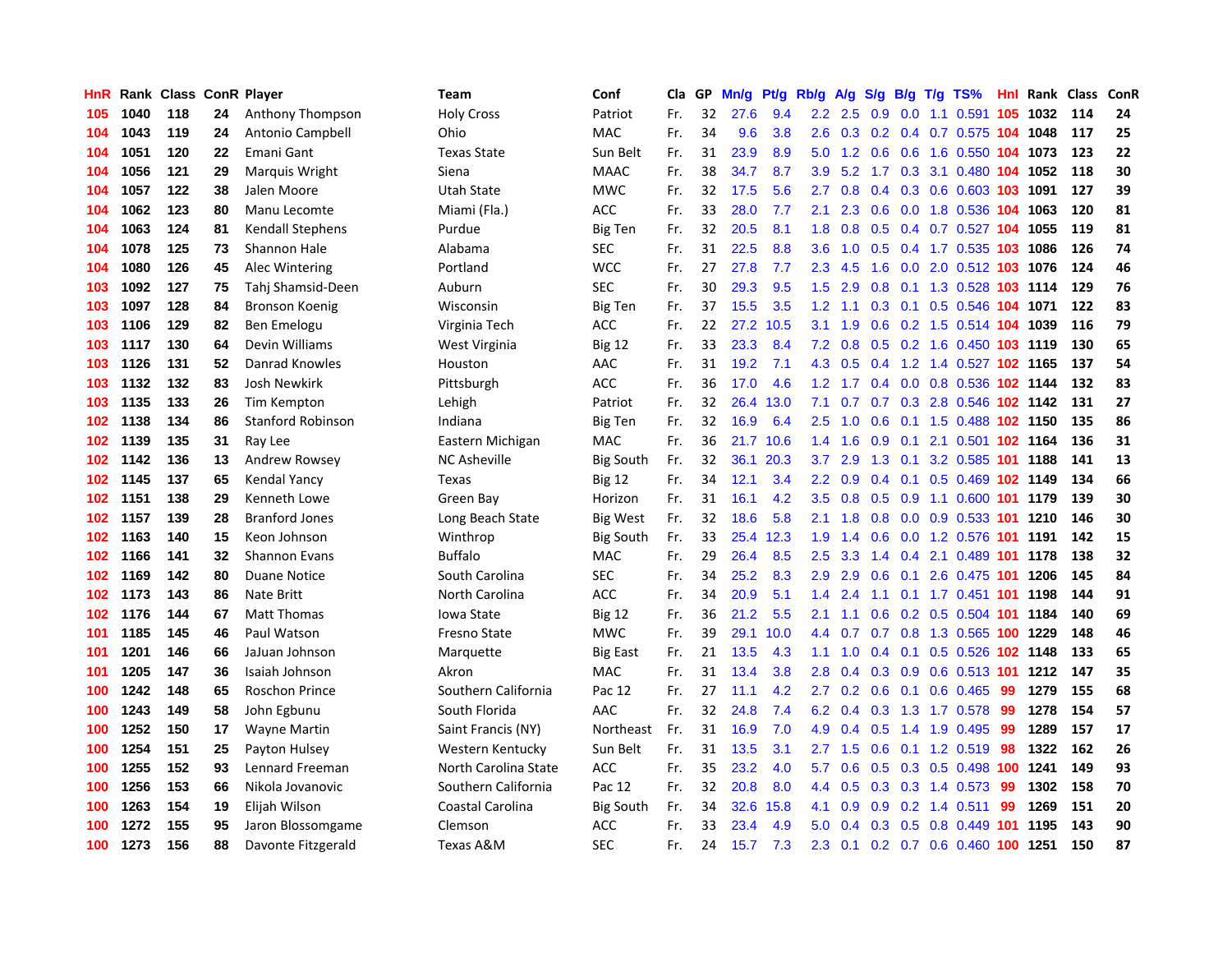| HnR | Rank | Class | ConR | Player | Team | Conf | Cla | GP | Mn/g | Pt/g | Rb/g | A/g | S/g | B/g | T/g | TS% | HnI | Rank | Class | ConR |
|---|---|---|---|---|---|---|---|---|---|---|---|---|---|---|---|---|---|---|---|---|
| 105 | 1040 | 118 | 24 | Anthony Thompson | Holy Cross | Patriot | Fr. | 32 | 27.6 | 9.4 | 2.2 | 2.5 | 0.9 | 0.0 | 1.1 | 0.591 | 105 | 1032 | 114 | 24 |
| 104 | 1043 | 119 | 24 | Antonio Campbell | Ohio | MAC | Fr. | 34 | 9.6 | 3.8 | 2.6 | 0.3 | 0.2 | 0.4 | 0.7 | 0.575 | 104 | 1048 | 117 | 25 |
| 104 | 1051 | 120 | 22 | Emani Gant | Texas State | Sun Belt | Fr. | 31 | 23.9 | 8.9 | 5.0 | 1.2 | 0.6 | 0.6 | 1.6 | 0.550 | 104 | 1073 | 123 | 22 |
| 104 | 1056 | 121 | 29 | Marquis Wright | Siena | MAAC | Fr. | 38 | 34.7 | 8.7 | 3.9 | 5.2 | 1.7 | 0.3 | 3.1 | 0.480 | 104 | 1052 | 118 | 30 |
| 104 | 1057 | 122 | 38 | Jalen Moore | Utah State | MWC | Fr. | 32 | 17.5 | 5.6 | 2.7 | 0.8 | 0.4 | 0.3 | 0.6 | 0.603 | 103 | 1091 | 127 | 39 |
| 104 | 1062 | 123 | 80 | Manu Lecomte | Miami (Fla.) | ACC | Fr. | 33 | 28.0 | 7.7 | 2.1 | 2.3 | 0.6 | 0.0 | 1.8 | 0.536 | 104 | 1063 | 120 | 81 |
| 104 | 1063 | 124 | 81 | Kendall Stephens | Purdue | Big Ten | Fr. | 32 | 20.5 | 8.1 | 1.8 | 0.8 | 0.5 | 0.4 | 0.7 | 0.527 | 104 | 1055 | 119 | 81 |
| 104 | 1078 | 125 | 73 | Shannon Hale | Alabama | SEC | Fr. | 31 | 22.5 | 8.8 | 3.6 | 1.0 | 0.5 | 0.4 | 1.7 | 0.535 | 103 | 1086 | 126 | 74 |
| 104 | 1080 | 126 | 45 | Alec Wintering | Portland | WCC | Fr. | 27 | 27.8 | 7.7 | 2.3 | 4.5 | 1.6 | 0.0 | 2.0 | 0.512 | 103 | 1076 | 124 | 46 |
| 103 | 1092 | 127 | 75 | Tahj Shamsid-Deen | Auburn | SEC | Fr. | 30 | 29.3 | 9.5 | 1.5 | 2.9 | 0.8 | 0.1 | 1.3 | 0.528 | 103 | 1114 | 129 | 76 |
| 103 | 1097 | 128 | 84 | Bronson Koenig | Wisconsin | Big Ten | Fr. | 37 | 15.5 | 3.5 | 1.2 | 1.1 | 0.3 | 0.1 | 0.5 | 0.546 | 104 | 1071 | 122 | 83 |
| 103 | 1106 | 129 | 82 | Ben Emelogu | Virginia Tech | ACC | Fr. | 22 | 27.2 | 10.5 | 3.1 | 1.9 | 0.6 | 0.2 | 1.5 | 0.514 | 104 | 1039 | 116 | 79 |
| 103 | 1117 | 130 | 64 | Devin Williams | West Virginia | Big 12 | Fr. | 33 | 23.3 | 8.4 | 7.2 | 0.8 | 0.5 | 0.2 | 1.6 | 0.450 | 103 | 1119 | 130 | 65 |
| 103 | 1126 | 131 | 52 | Danrad Knowles | Houston | AAC | Fr. | 31 | 19.2 | 7.1 | 4.3 | 0.5 | 0.4 | 1.2 | 1.4 | 0.527 | 102 | 1165 | 137 | 54 |
| 103 | 1132 | 132 | 83 | Josh Newkirk | Pittsburgh | ACC | Fr. | 36 | 17.0 | 4.6 | 1.2 | 1.7 | 0.4 | 0.0 | 0.8 | 0.536 | 102 | 1144 | 132 | 83 |
| 103 | 1135 | 133 | 26 | Tim Kempton | Lehigh | Patriot | Fr. | 32 | 26.4 | 13.0 | 7.1 | 0.7 | 0.7 | 0.3 | 2.8 | 0.546 | 102 | 1142 | 131 | 27 |
| 102 | 1138 | 134 | 86 | Stanford Robinson | Indiana | Big Ten | Fr. | 32 | 16.9 | 6.4 | 2.5 | 1.0 | 0.6 | 0.1 | 1.5 | 0.488 | 102 | 1150 | 135 | 86 |
| 102 | 1139 | 135 | 31 | Ray Lee | Eastern Michigan | MAC | Fr. | 36 | 21.7 | 10.6 | 1.4 | 1.6 | 0.9 | 0.1 | 2.1 | 0.501 | 102 | 1164 | 136 | 31 |
| 102 | 1142 | 136 | 13 | Andrew Rowsey | NC Asheville | Big South | Fr. | 32 | 36.1 | 20.3 | 3.7 | 2.9 | 1.3 | 0.1 | 3.2 | 0.585 | 101 | 1188 | 141 | 13 |
| 102 | 1145 | 137 | 65 | Kendal Yancy | Texas | Big 12 | Fr. | 34 | 12.1 | 3.4 | 2.2 | 0.9 | 0.4 | 0.1 | 0.5 | 0.469 | 102 | 1149 | 134 | 66 |
| 102 | 1151 | 138 | 29 | Kenneth Lowe | Green Bay | Horizon | Fr. | 31 | 16.1 | 4.2 | 3.5 | 0.8 | 0.5 | 0.9 | 1.1 | 0.600 | 101 | 1179 | 139 | 30 |
| 102 | 1157 | 139 | 28 | Branford Jones | Long Beach State | Big West | Fr. | 32 | 18.6 | 5.8 | 2.1 | 1.8 | 0.8 | 0.0 | 0.9 | 0.533 | 101 | 1210 | 146 | 30 |
| 102 | 1163 | 140 | 15 | Keon Johnson | Winthrop | Big South | Fr. | 33 | 25.4 | 12.3 | 1.9 | 1.4 | 0.6 | 0.0 | 1.2 | 0.576 | 101 | 1191 | 142 | 15 |
| 102 | 1166 | 141 | 32 | Shannon Evans | Buffalo | MAC | Fr. | 29 | 26.4 | 8.5 | 2.5 | 3.3 | 1.4 | 0.4 | 2.1 | 0.489 | 101 | 1178 | 138 | 32 |
| 102 | 1169 | 142 | 80 | Duane Notice | South Carolina | SEC | Fr. | 34 | 25.2 | 8.3 | 2.9 | 2.9 | 0.6 | 0.1 | 2.6 | 0.475 | 101 | 1206 | 145 | 84 |
| 102 | 1173 | 143 | 86 | Nate Britt | North Carolina | ACC | Fr. | 34 | 20.9 | 5.1 | 1.4 | 2.4 | 1.1 | 0.1 | 1.7 | 0.451 | 101 | 1198 | 144 | 91 |
| 102 | 1176 | 144 | 67 | Matt Thomas | Iowa State | Big 12 | Fr. | 36 | 21.2 | 5.5 | 2.1 | 1.1 | 0.6 | 0.2 | 0.5 | 0.504 | 101 | 1184 | 140 | 69 |
| 101 | 1185 | 145 | 46 | Paul Watson | Fresno State | MWC | Fr. | 39 | 29.1 | 10.0 | 4.4 | 0.7 | 0.7 | 0.8 | 1.3 | 0.565 | 100 | 1229 | 148 | 46 |
| 101 | 1201 | 146 | 66 | JaJuan Johnson | Marquette | Big East | Fr. | 21 | 13.5 | 4.3 | 1.1 | 1.0 | 0.4 | 0.1 | 0.5 | 0.526 | 102 | 1148 | 133 | 65 |
| 101 | 1205 | 147 | 36 | Isaiah Johnson | Akron | MAC | Fr. | 31 | 13.4 | 3.8 | 2.8 | 0.4 | 0.3 | 0.9 | 0.6 | 0.513 | 101 | 1212 | 147 | 35 |
| 100 | 1242 | 148 | 65 | Roschon Prince | Southern California | Pac 12 | Fr. | 27 | 11.1 | 4.2 | 2.7 | 0.2 | 0.6 | 0.1 | 0.6 | 0.465 | 99 | 1279 | 155 | 68 |
| 100 | 1243 | 149 | 58 | John Egbunu | South Florida | AAC | Fr. | 32 | 24.8 | 7.4 | 6.2 | 0.4 | 0.3 | 1.3 | 1.7 | 0.578 | 99 | 1278 | 154 | 57 |
| 100 | 1252 | 150 | 17 | Wayne Martin | Saint Francis (NY) | Northeast | Fr. | 31 | 16.9 | 7.0 | 4.9 | 0.4 | 0.5 | 1.4 | 1.9 | 0.495 | 99 | 1289 | 157 | 17 |
| 100 | 1254 | 151 | 25 | Payton Hulsey | Western Kentucky | Sun Belt | Fr. | 31 | 13.5 | 3.1 | 2.7 | 1.5 | 0.6 | 0.1 | 1.2 | 0.519 | 98 | 1322 | 162 | 26 |
| 100 | 1255 | 152 | 93 | Lennard Freeman | North Carolina State | ACC | Fr. | 35 | 23.2 | 4.0 | 5.7 | 0.6 | 0.5 | 0.3 | 0.5 | 0.498 | 100 | 1241 | 149 | 93 |
| 100 | 1256 | 153 | 66 | Nikola Jovanovic | Southern California | Pac 12 | Fr. | 32 | 20.8 | 8.0 | 4.4 | 0.5 | 0.3 | 0.3 | 1.4 | 0.573 | 99 | 1302 | 158 | 70 |
| 100 | 1263 | 154 | 19 | Elijah Wilson | Coastal Carolina | Big South | Fr. | 34 | 32.6 | 15.8 | 4.1 | 0.9 | 0.9 | 0.2 | 1.4 | 0.511 | 99 | 1269 | 151 | 20 |
| 100 | 1272 | 155 | 95 | Jaron Blossomgame | Clemson | ACC | Fr. | 33 | 23.4 | 4.9 | 5.0 | 0.4 | 0.3 | 0.5 | 0.8 | 0.449 | 101 | 1195 | 143 | 90 |
| 100 | 1273 | 156 | 88 | Davonte Fitzgerald | Texas A&M | SEC | Fr. | 24 | 15.7 | 7.3 | 2.3 | 0.1 | 0.2 | 0.7 | 0.6 | 0.460 | 100 | 1251 | 150 | 87 |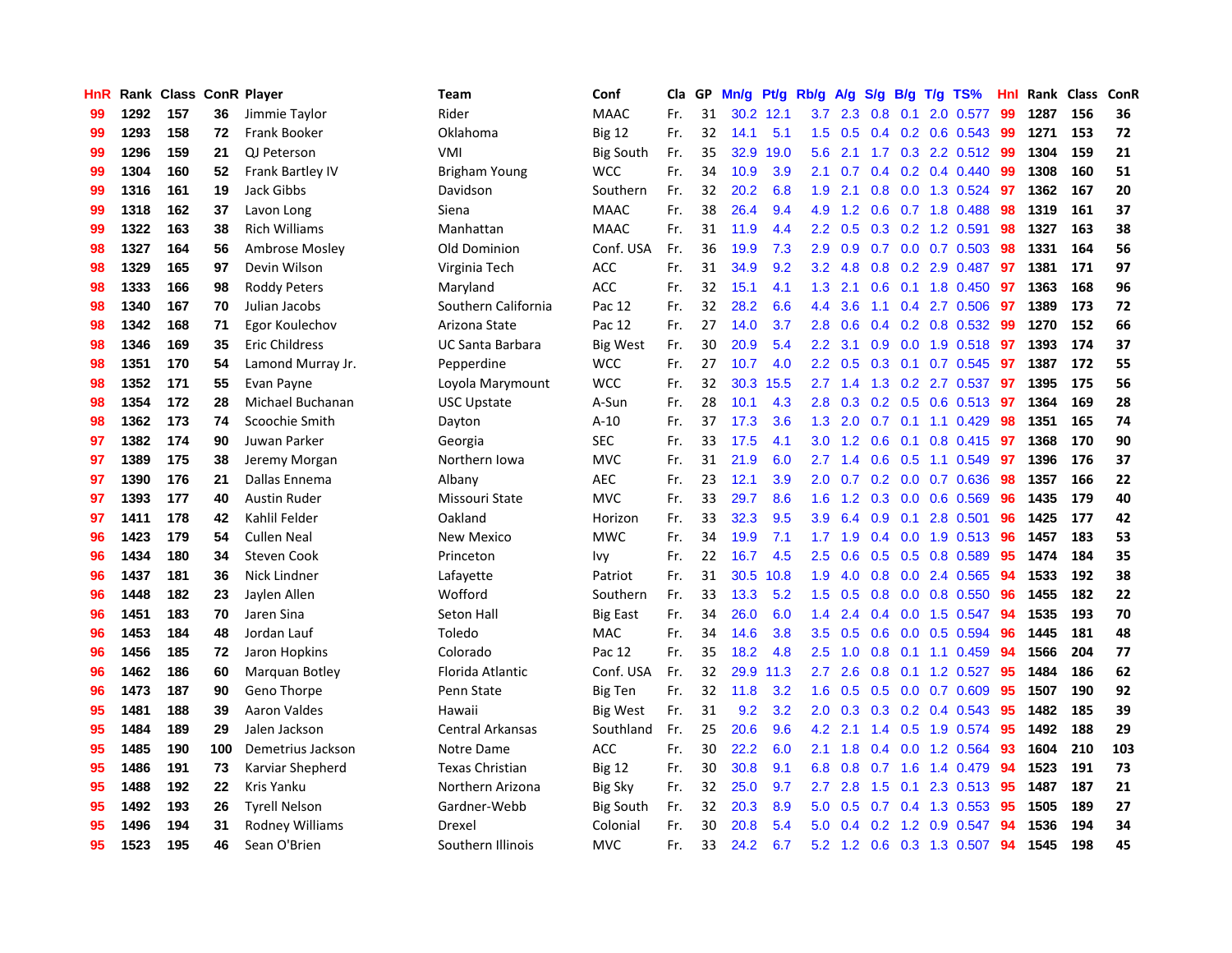| HnR | Rank | Class | ConR | Player | Team | Conf | Cla | GP | Mn/g | Pt/g | Rb/g | A/g | S/g | B/g | T/g | TS% | HnI | Rank | Class | ConR |
|---|---|---|---|---|---|---|---|---|---|---|---|---|---|---|---|---|---|---|---|---|
| 99 | 1292 | 157 | 36 | Jimmie Taylor | Rider | MAAC | Fr. | 31 | 30.2 | 12.1 | 3.7 | 2.3 | 0.8 | 0.1 | 2.0 | 0.577 | 99 | 1287 | 156 | 36 |
| 99 | 1293 | 158 | 72 | Frank Booker | Oklahoma | Big 12 | Fr. | 32 | 14.1 | 5.1 | 1.5 | 0.5 | 0.4 | 0.2 | 0.6 | 0.543 | 99 | 1271 | 153 | 72 |
| 99 | 1296 | 159 | 21 | QJ Peterson | VMI | Big South | Fr. | 35 | 32.9 | 19.0 | 5.6 | 2.1 | 1.7 | 0.3 | 2.2 | 0.512 | 99 | 1304 | 159 | 21 |
| 99 | 1304 | 160 | 52 | Frank Bartley IV | Brigham Young | WCC | Fr. | 34 | 10.9 | 3.9 | 2.1 | 0.7 | 0.4 | 0.2 | 0.4 | 0.440 | 99 | 1308 | 160 | 51 |
| 99 | 1316 | 161 | 19 | Jack Gibbs | Davidson | Southern | Fr. | 32 | 20.2 | 6.8 | 1.9 | 2.1 | 0.8 | 0.0 | 1.3 | 0.524 | 97 | 1362 | 167 | 20 |
| 99 | 1318 | 162 | 37 | Lavon Long | Siena | MAAC | Fr. | 38 | 26.4 | 9.4 | 4.9 | 1.2 | 0.6 | 0.7 | 1.8 | 0.488 | 98 | 1319 | 161 | 37 |
| 99 | 1322 | 163 | 38 | Rich Williams | Manhattan | MAAC | Fr. | 31 | 11.9 | 4.4 | 2.2 | 0.5 | 0.3 | 0.2 | 1.2 | 0.591 | 98 | 1327 | 163 | 38 |
| 98 | 1327 | 164 | 56 | Ambrose Mosley | Old Dominion | Conf. USA | Fr. | 36 | 19.9 | 7.3 | 2.9 | 0.9 | 0.7 | 0.0 | 0.7 | 0.503 | 98 | 1331 | 164 | 56 |
| 98 | 1329 | 165 | 97 | Devin Wilson | Virginia Tech | ACC | Fr. | 31 | 34.9 | 9.2 | 3.2 | 4.8 | 0.8 | 0.2 | 2.9 | 0.487 | 97 | 1381 | 171 | 97 |
| 98 | 1333 | 166 | 98 | Roddy Peters | Maryland | ACC | Fr. | 32 | 15.1 | 4.1 | 1.3 | 2.1 | 0.6 | 0.1 | 1.8 | 0.450 | 97 | 1363 | 168 | 96 |
| 98 | 1340 | 167 | 70 | Julian Jacobs | Southern California | Pac 12 | Fr. | 32 | 28.2 | 6.6 | 4.4 | 3.6 | 1.1 | 0.4 | 2.7 | 0.506 | 97 | 1389 | 173 | 72 |
| 98 | 1342 | 168 | 71 | Egor Koulechov | Arizona State | Pac 12 | Fr. | 27 | 14.0 | 3.7 | 2.8 | 0.6 | 0.4 | 0.2 | 0.8 | 0.532 | 99 | 1270 | 152 | 66 |
| 98 | 1346 | 169 | 35 | Eric Childress | UC Santa Barbara | Big West | Fr. | 30 | 20.9 | 5.4 | 2.2 | 3.1 | 0.9 | 0.0 | 1.9 | 0.518 | 97 | 1393 | 174 | 37 |
| 98 | 1351 | 170 | 54 | Lamond Murray Jr. | Pepperdine | WCC | Fr. | 27 | 10.7 | 4.0 | 2.2 | 0.5 | 0.3 | 0.1 | 0.7 | 0.545 | 97 | 1387 | 172 | 55 |
| 98 | 1352 | 171 | 55 | Evan Payne | Loyola Marymount | WCC | Fr. | 32 | 30.3 | 15.5 | 2.7 | 1.4 | 1.3 | 0.2 | 2.7 | 0.537 | 97 | 1395 | 175 | 56 |
| 98 | 1354 | 172 | 28 | Michael Buchanan | USC Upstate | A-Sun | Fr. | 28 | 10.1 | 4.3 | 2.8 | 0.3 | 0.2 | 0.5 | 0.6 | 0.513 | 97 | 1364 | 169 | 28 |
| 98 | 1362 | 173 | 74 | Scoochie Smith | Dayton | A-10 | Fr. | 37 | 17.3 | 3.6 | 1.3 | 2.0 | 0.7 | 0.1 | 1.1 | 0.429 | 98 | 1351 | 165 | 74 |
| 97 | 1382 | 174 | 90 | Juwan Parker | Georgia | SEC | Fr. | 33 | 17.5 | 4.1 | 3.0 | 1.2 | 0.6 | 0.1 | 0.8 | 0.415 | 97 | 1368 | 170 | 90 |
| 97 | 1389 | 175 | 38 | Jeremy Morgan | Northern Iowa | MVC | Fr. | 31 | 21.9 | 6.0 | 2.7 | 1.4 | 0.6 | 0.5 | 1.1 | 0.549 | 97 | 1396 | 176 | 37 |
| 97 | 1390 | 176 | 21 | Dallas Ennema | Albany | AEC | Fr. | 23 | 12.1 | 3.9 | 2.0 | 0.7 | 0.2 | 0.0 | 0.7 | 0.636 | 98 | 1357 | 166 | 22 |
| 97 | 1393 | 177 | 40 | Austin Ruder | Missouri State | MVC | Fr. | 33 | 29.7 | 8.6 | 1.6 | 1.2 | 0.3 | 0.0 | 0.6 | 0.569 | 96 | 1435 | 179 | 40 |
| 97 | 1411 | 178 | 42 | Kahlil Felder | Oakland | Horizon | Fr. | 33 | 32.3 | 9.5 | 3.9 | 6.4 | 0.9 | 0.1 | 2.8 | 0.501 | 96 | 1425 | 177 | 42 |
| 96 | 1423 | 179 | 54 | Cullen Neal | New Mexico | MWC | Fr. | 34 | 19.9 | 7.1 | 1.7 | 1.9 | 0.4 | 0.0 | 1.9 | 0.513 | 96 | 1457 | 183 | 53 |
| 96 | 1434 | 180 | 34 | Steven Cook | Princeton | Ivy | Fr. | 22 | 16.7 | 4.5 | 2.5 | 0.6 | 0.5 | 0.5 | 0.8 | 0.589 | 95 | 1474 | 184 | 35 |
| 96 | 1437 | 181 | 36 | Nick Lindner | Lafayette | Patriot | Fr. | 31 | 30.5 | 10.8 | 1.9 | 4.0 | 0.8 | 0.0 | 2.4 | 0.565 | 94 | 1533 | 192 | 38 |
| 96 | 1448 | 182 | 23 | Jaylen Allen | Wofford | Southern | Fr. | 33 | 13.3 | 5.2 | 1.5 | 0.5 | 0.8 | 0.0 | 0.8 | 0.550 | 96 | 1455 | 182 | 22 |
| 96 | 1451 | 183 | 70 | Jaren Sina | Seton Hall | Big East | Fr. | 34 | 26.0 | 6.0 | 1.4 | 2.4 | 0.4 | 0.0 | 1.5 | 0.547 | 94 | 1535 | 193 | 70 |
| 96 | 1453 | 184 | 48 | Jordan Lauf | Toledo | MAC | Fr. | 34 | 14.6 | 3.8 | 3.5 | 0.5 | 0.6 | 0.0 | 0.5 | 0.594 | 96 | 1445 | 181 | 48 |
| 96 | 1456 | 185 | 72 | Jaron Hopkins | Colorado | Pac 12 | Fr. | 35 | 18.2 | 4.8 | 2.5 | 1.0 | 0.8 | 0.1 | 1.1 | 0.459 | 94 | 1566 | 204 | 77 |
| 96 | 1462 | 186 | 60 | Marquan Botley | Florida Atlantic | Conf. USA | Fr. | 32 | 29.9 | 11.3 | 2.7 | 2.6 | 0.8 | 0.1 | 1.2 | 0.527 | 95 | 1484 | 186 | 62 |
| 96 | 1473 | 187 | 90 | Geno Thorpe | Penn State | Big Ten | Fr. | 32 | 11.8 | 3.2 | 1.6 | 0.5 | 0.5 | 0.0 | 0.7 | 0.609 | 95 | 1507 | 190 | 92 |
| 95 | 1481 | 188 | 39 | Aaron Valdes | Hawaii | Big West | Fr. | 31 | 9.2 | 3.2 | 2.0 | 0.3 | 0.3 | 0.2 | 0.4 | 0.543 | 95 | 1482 | 185 | 39 |
| 95 | 1484 | 189 | 29 | Jalen Jackson | Central Arkansas | Southland | Fr. | 25 | 20.6 | 9.6 | 4.2 | 2.1 | 1.4 | 0.5 | 1.9 | 0.574 | 95 | 1492 | 188 | 29 |
| 95 | 1485 | 190 | 100 | Demetrius Jackson | Notre Dame | ACC | Fr. | 30 | 22.2 | 6.0 | 2.1 | 1.8 | 0.4 | 0.0 | 1.2 | 0.564 | 93 | 1604 | 210 | 103 |
| 95 | 1486 | 191 | 73 | Karviar Shepherd | Texas Christian | Big 12 | Fr. | 30 | 30.8 | 9.1 | 6.8 | 0.8 | 0.7 | 1.6 | 1.4 | 0.479 | 94 | 1523 | 191 | 73 |
| 95 | 1488 | 192 | 22 | Kris Yanku | Northern Arizona | Big Sky | Fr. | 32 | 25.0 | 9.7 | 2.7 | 2.8 | 1.5 | 0.1 | 2.3 | 0.513 | 95 | 1487 | 187 | 21 |
| 95 | 1492 | 193 | 26 | Tyrell Nelson | Gardner-Webb | Big South | Fr. | 32 | 20.3 | 8.9 | 5.0 | 0.5 | 0.7 | 0.4 | 1.3 | 0.553 | 95 | 1505 | 189 | 27 |
| 95 | 1496 | 194 | 31 | Rodney Williams | Drexel | Colonial | Fr. | 30 | 20.8 | 5.4 | 5.0 | 0.4 | 0.2 | 1.2 | 0.9 | 0.547 | 94 | 1536 | 194 | 34 |
| 95 | 1523 | 195 | 46 | Sean O'Brien | Southern Illinois | MVC | Fr. | 33 | 24.2 | 6.7 | 5.2 | 1.2 | 0.6 | 0.3 | 1.3 | 0.507 | 94 | 1545 | 198 | 45 |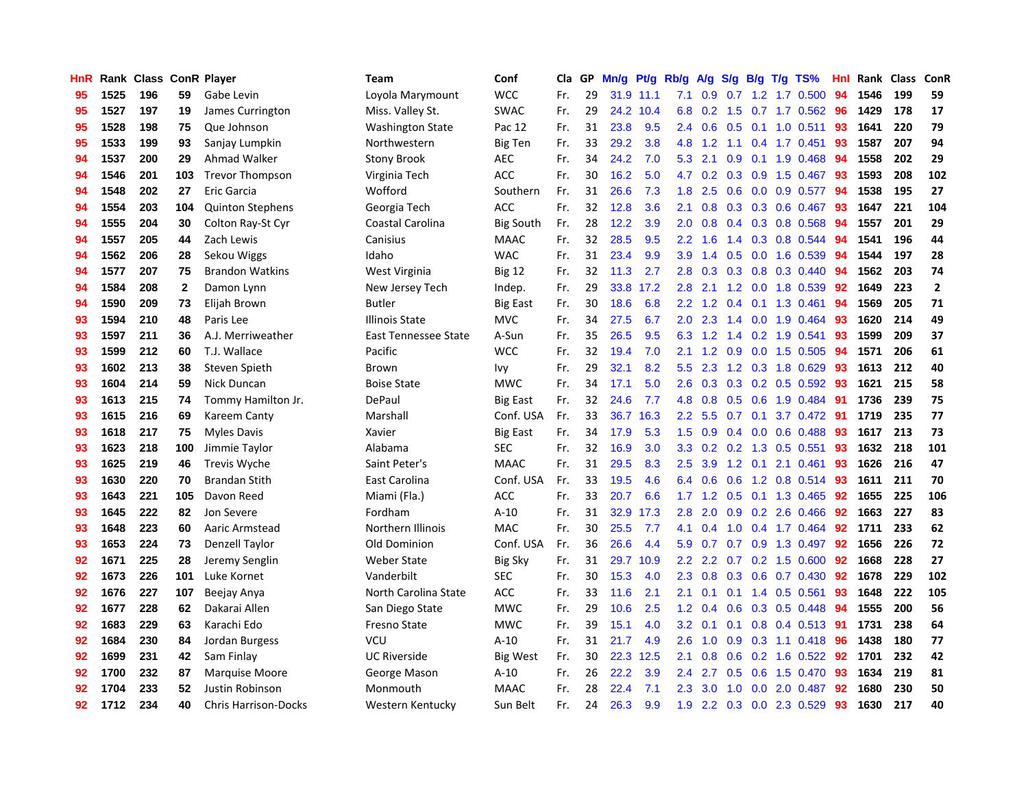| HnR | Rank | Class | ConR | Player | Team | Conf | Cla | GP | Mn/g | Pt/g | Rb/g | A/g | S/g | B/g | T/g | TS% | HnI | Rank | Class | ConR |
|---|---|---|---|---|---|---|---|---|---|---|---|---|---|---|---|---|---|---|---|---|
| 95 | 1525 | 196 | 59 | Gabe Levin | Loyola Marymount | WCC | Fr. | 29 | 31.9 | 11.1 | 7.1 | 0.9 | 0.7 | 1.2 | 1.7 | 0.500 | 94 | 1546 | 199 | 59 |
| 95 | 1527 | 197 | 19 | James Currington | Miss. Valley St. | SWAC | Fr. | 29 | 24.2 | 10.4 | 6.8 | 0.2 | 1.5 | 0.7 | 1.7 | 0.562 | 96 | 1429 | 178 | 17 |
| 95 | 1528 | 198 | 75 | Que Johnson | Washington State | Pac 12 | Fr. | 31 | 23.8 | 9.5 | 2.4 | 0.6 | 0.5 | 0.1 | 1.0 | 0.511 | 93 | 1641 | 220 | 79 |
| 95 | 1533 | 199 | 93 | Sanjay Lumpkin | Northwestern | Big Ten | Fr. | 33 | 29.2 | 3.8 | 4.8 | 1.2 | 1.1 | 0.4 | 1.7 | 0.451 | 93 | 1587 | 207 | 94 |
| 94 | 1537 | 200 | 29 | Ahmad Walker | Stony Brook | AEC | Fr. | 34 | 24.2 | 7.0 | 5.3 | 2.1 | 0.9 | 0.1 | 1.9 | 0.468 | 94 | 1558 | 202 | 29 |
| 94 | 1546 | 201 | 103 | Trevor Thompson | Virginia Tech | ACC | Fr. | 30 | 16.2 | 5.0 | 4.7 | 0.2 | 0.3 | 0.9 | 1.5 | 0.467 | 93 | 1593 | 208 | 102 |
| 94 | 1548 | 202 | 27 | Eric Garcia | Wofford | Southern | Fr. | 31 | 26.6 | 7.3 | 1.8 | 2.5 | 0.6 | 0.0 | 0.9 | 0.577 | 94 | 1538 | 195 | 27 |
| 94 | 1554 | 203 | 104 | Quinton Stephens | Georgia Tech | ACC | Fr. | 32 | 12.8 | 3.6 | 2.1 | 0.8 | 0.3 | 0.3 | 0.6 | 0.467 | 93 | 1647 | 221 | 104 |
| 94 | 1555 | 204 | 30 | Colton Ray-St Cyr | Coastal Carolina | Big South | Fr. | 28 | 12.2 | 3.9 | 2.0 | 0.8 | 0.4 | 0.3 | 0.8 | 0.568 | 94 | 1557 | 201 | 29 |
| 94 | 1557 | 205 | 44 | Zach Lewis | Canisius | MAAC | Fr. | 32 | 28.5 | 9.5 | 2.2 | 1.6 | 1.4 | 0.3 | 0.8 | 0.544 | 94 | 1541 | 196 | 44 |
| 94 | 1562 | 206 | 28 | Sekou Wiggs | Idaho | WAC | Fr. | 31 | 23.4 | 9.9 | 3.9 | 1.4 | 0.5 | 0.0 | 1.6 | 0.539 | 94 | 1544 | 197 | 28 |
| 94 | 1577 | 207 | 75 | Brandon Watkins | West Virginia | Big 12 | Fr. | 32 | 11.3 | 2.7 | 2.8 | 0.3 | 0.3 | 0.8 | 0.3 | 0.440 | 94 | 1562 | 203 | 74 |
| 94 | 1584 | 208 | 2 | Damon Lynn | New Jersey Tech | Indep. | Fr. | 29 | 33.8 | 17.2 | 2.8 | 2.1 | 1.2 | 0.0 | 1.8 | 0.539 | 92 | 1649 | 223 | 2 |
| 94 | 1590 | 209 | 73 | Elijah Brown | Butler | Big East | Fr. | 30 | 18.6 | 6.8 | 2.2 | 1.2 | 0.4 | 0.1 | 1.3 | 0.461 | 94 | 1569 | 205 | 71 |
| 93 | 1594 | 210 | 48 | Paris Lee | Illinois State | MVC | Fr. | 34 | 27.5 | 6.7 | 2.0 | 2.3 | 1.4 | 0.0 | 1.9 | 0.464 | 93 | 1620 | 214 | 49 |
| 93 | 1597 | 211 | 36 | A.J. Merriweather | East Tennessee State | A-Sun | Fr. | 35 | 26.5 | 9.5 | 6.3 | 1.2 | 1.4 | 0.2 | 1.9 | 0.541 | 93 | 1599 | 209 | 37 |
| 93 | 1599 | 212 | 60 | T.J. Wallace | Pacific | WCC | Fr. | 32 | 19.4 | 7.0 | 2.1 | 1.2 | 0.9 | 0.0 | 1.5 | 0.505 | 94 | 1571 | 206 | 61 |
| 93 | 1602 | 213 | 38 | Steven Spieth | Brown | Ivy | Fr. | 29 | 32.1 | 8.2 | 5.5 | 2.3 | 1.2 | 0.3 | 1.8 | 0.629 | 93 | 1613 | 212 | 40 |
| 93 | 1604 | 214 | 59 | Nick Duncan | Boise State | MWC | Fr. | 34 | 17.1 | 5.0 | 2.6 | 0.3 | 0.3 | 0.2 | 0.5 | 0.592 | 93 | 1621 | 215 | 58 |
| 93 | 1613 | 215 | 74 | Tommy Hamilton Jr. | DePaul | Big East | Fr. | 32 | 24.6 | 7.7 | 4.8 | 0.8 | 0.5 | 0.6 | 1.9 | 0.484 | 91 | 1736 | 239 | 75 |
| 93 | 1615 | 216 | 69 | Kareem Canty | Marshall | Conf. USA | Fr. | 33 | 36.7 | 16.3 | 2.2 | 5.5 | 0.7 | 0.1 | 3.7 | 0.472 | 91 | 1719 | 235 | 77 |
| 93 | 1618 | 217 | 75 | Myles Davis | Xavier | Big East | Fr. | 34 | 17.9 | 5.3 | 1.5 | 0.9 | 0.4 | 0.0 | 0.6 | 0.488 | 93 | 1617 | 213 | 73 |
| 93 | 1623 | 218 | 100 | Jimmie Taylor | Alabama | SEC | Fr. | 32 | 16.9 | 3.0 | 3.3 | 0.2 | 0.2 | 1.3 | 0.5 | 0.551 | 93 | 1632 | 218 | 101 |
| 93 | 1625 | 219 | 46 | Trevis Wyche | Saint Peter's | MAAC | Fr. | 31 | 29.5 | 8.3 | 2.5 | 3.9 | 1.2 | 0.1 | 2.1 | 0.461 | 93 | 1626 | 216 | 47 |
| 93 | 1630 | 220 | 70 | Brandan Stith | East Carolina | Conf. USA | Fr. | 33 | 19.5 | 4.6 | 6.4 | 0.6 | 0.6 | 1.2 | 0.8 | 0.514 | 93 | 1611 | 211 | 70 |
| 93 | 1643 | 221 | 105 | Davon Reed | Miami (Fla.) | ACC | Fr. | 33 | 20.7 | 6.6 | 1.7 | 1.2 | 0.5 | 0.1 | 1.3 | 0.465 | 92 | 1655 | 225 | 106 |
| 93 | 1645 | 222 | 82 | Jon Severe | Fordham | A-10 | Fr. | 31 | 32.9 | 17.3 | 2.8 | 2.0 | 0.9 | 0.2 | 2.6 | 0.466 | 92 | 1663 | 227 | 83 |
| 93 | 1648 | 223 | 60 | Aaric Armstead | Northern Illinois | MAC | Fr. | 30 | 25.5 | 7.7 | 4.1 | 0.4 | 1.0 | 0.4 | 1.7 | 0.464 | 92 | 1711 | 233 | 62 |
| 93 | 1653 | 224 | 73 | Denzell Taylor | Old Dominion | Conf. USA | Fr. | 36 | 26.6 | 4.4 | 5.9 | 0.7 | 0.7 | 0.9 | 1.3 | 0.497 | 92 | 1656 | 226 | 72 |
| 92 | 1671 | 225 | 28 | Jeremy Senglin | Weber State | Big Sky | Fr. | 31 | 29.7 | 10.9 | 2.2 | 2.2 | 0.7 | 0.2 | 1.5 | 0.600 | 92 | 1668 | 228 | 27 |
| 92 | 1673 | 226 | 101 | Luke Kornet | Vanderbilt | SEC | Fr. | 30 | 15.3 | 4.0 | 2.3 | 0.8 | 0.3 | 0.6 | 0.7 | 0.430 | 92 | 1678 | 229 | 102 |
| 92 | 1676 | 227 | 107 | Beejay Anya | North Carolina State | ACC | Fr. | 33 | 11.6 | 2.1 | 2.1 | 0.1 | 0.1 | 1.4 | 0.5 | 0.561 | 93 | 1648 | 222 | 105 |
| 92 | 1677 | 228 | 62 | Dakarai Allen | San Diego State | MWC | Fr. | 29 | 10.6 | 2.5 | 1.2 | 0.4 | 0.6 | 0.3 | 0.5 | 0.448 | 94 | 1555 | 200 | 56 |
| 92 | 1683 | 229 | 63 | Karachi Edo | Fresno State | MWC | Fr. | 39 | 15.1 | 4.0 | 3.2 | 0.1 | 0.1 | 0.8 | 0.4 | 0.513 | 91 | 1731 | 238 | 64 |
| 92 | 1684 | 230 | 84 | Jordan Burgess | VCU | A-10 | Fr. | 31 | 21.7 | 4.9 | 2.6 | 1.0 | 0.9 | 0.3 | 1.1 | 0.418 | 96 | 1438 | 180 | 77 |
| 92 | 1699 | 231 | 42 | Sam Finlay | UC Riverside | Big West | Fr. | 30 | 22.3 | 12.5 | 2.1 | 0.8 | 0.6 | 0.2 | 1.6 | 0.522 | 92 | 1701 | 232 | 42 |
| 92 | 1700 | 232 | 87 | Marquise Moore | George Mason | A-10 | Fr. | 26 | 22.2 | 3.9 | 2.4 | 2.7 | 0.5 | 0.6 | 1.5 | 0.470 | 93 | 1634 | 219 | 81 |
| 92 | 1704 | 233 | 52 | Justin Robinson | Monmouth | MAAC | Fr. | 28 | 22.4 | 7.1 | 2.3 | 3.0 | 1.0 | 0.0 | 2.0 | 0.487 | 92 | 1680 | 230 | 50 |
| 92 | 1712 | 234 | 40 | Chris Harrison-Docks | Western Kentucky | Sun Belt | Fr. | 24 | 26.3 | 9.9 | 1.9 | 2.2 | 0.3 | 0.0 | 2.3 | 0.529 | 93 | 1630 | 217 | 40 |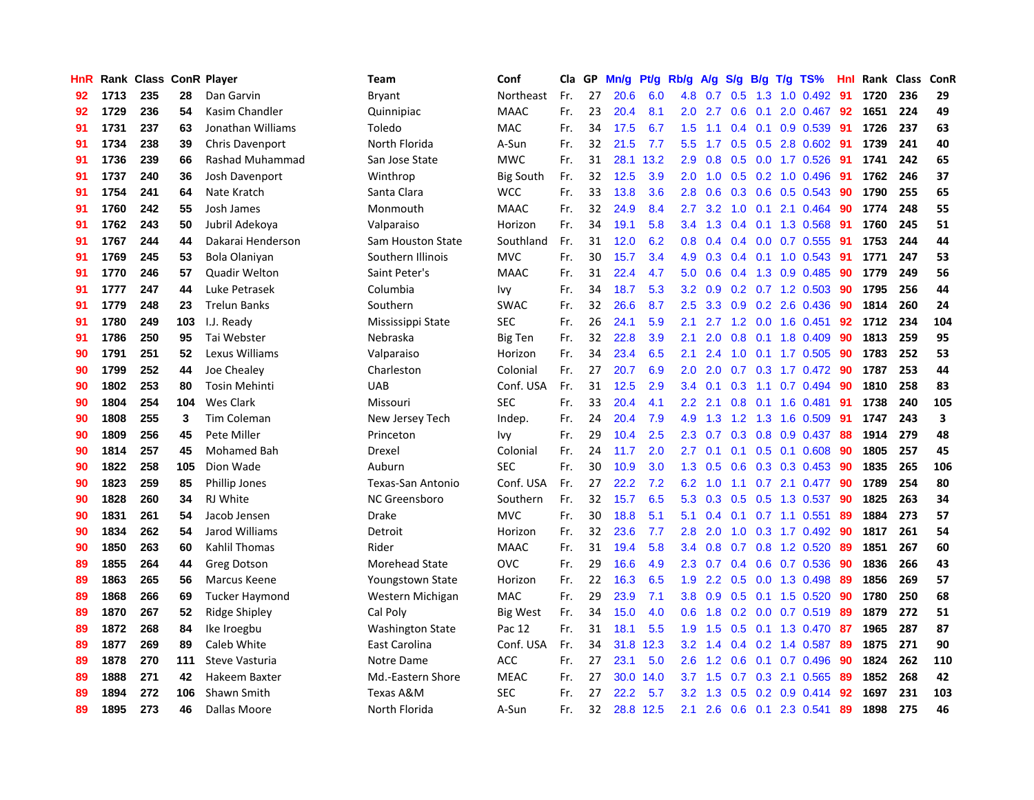| HnR | Rank | Class | ConR | Player | Team | Conf | Cla | GP | Mn/g | Pt/g | Rb/g | A/g | S/g | B/g | T/g | TS% | HnI | Rank | Class | ConR |
|---|---|---|---|---|---|---|---|---|---|---|---|---|---|---|---|---|---|---|---|---|
| 92 | 1713 | 235 | 28 | Dan Garvin | Bryant | Northeast | Fr. | 27 | 20.6 | 6.0 | 4.8 | 0.7 | 0.5 | 1.3 | 1.0 | 0.492 | 91 | 1720 | 236 | 29 |
| 92 | 1729 | 236 | 54 | Kasim Chandler | Quinnipiac | MAAC | Fr. | 23 | 20.4 | 8.1 | 2.0 | 2.7 | 0.6 | 0.1 | 2.0 | 0.467 | 92 | 1651 | 224 | 49 |
| 91 | 1731 | 237 | 63 | Jonathan Williams | Toledo | MAC | Fr. | 34 | 17.5 | 6.7 | 1.5 | 1.1 | 0.4 | 0.1 | 0.9 | 0.539 | 91 | 1726 | 237 | 63 |
| 91 | 1734 | 238 | 39 | Chris Davenport | North Florida | A-Sun | Fr. | 32 | 21.5 | 7.7 | 5.5 | 1.7 | 0.5 | 0.5 | 2.8 | 0.602 | 91 | 1739 | 241 | 40 |
| 91 | 1736 | 239 | 66 | Rashad Muhammad | San Jose State | MWC | Fr. | 31 | 28.1 | 13.2 | 2.9 | 0.8 | 0.5 | 0.0 | 1.7 | 0.526 | 91 | 1741 | 242 | 65 |
| 91 | 1737 | 240 | 36 | Josh Davenport | Winthrop | Big South | Fr. | 32 | 12.5 | 3.9 | 2.0 | 1.0 | 0.5 | 0.2 | 1.0 | 0.496 | 91 | 1762 | 246 | 37 |
| 91 | 1754 | 241 | 64 | Nate Kratch | Santa Clara | WCC | Fr. | 33 | 13.8 | 3.6 | 2.8 | 0.6 | 0.3 | 0.6 | 0.5 | 0.543 | 90 | 1790 | 255 | 65 |
| 91 | 1760 | 242 | 55 | Josh James | Monmouth | MAAC | Fr. | 32 | 24.9 | 8.4 | 2.7 | 3.2 | 1.0 | 0.1 | 2.1 | 0.464 | 90 | 1774 | 248 | 55 |
| 91 | 1762 | 243 | 50 | Jubril Adekoya | Valparaiso | Horizon | Fr. | 34 | 19.1 | 5.8 | 3.4 | 1.3 | 0.4 | 0.1 | 1.3 | 0.568 | 91 | 1760 | 245 | 51 |
| 91 | 1767 | 244 | 44 | Dakarai Henderson | Sam Houston State | Southland | Fr. | 31 | 12.0 | 6.2 | 0.8 | 0.4 | 0.4 | 0.0 | 0.7 | 0.555 | 91 | 1753 | 244 | 44 |
| 91 | 1769 | 245 | 53 | Bola Olaniyan | Southern Illinois | MVC | Fr. | 30 | 15.7 | 3.4 | 4.9 | 0.3 | 0.4 | 0.1 | 1.0 | 0.543 | 91 | 1771 | 247 | 53 |
| 91 | 1770 | 246 | 57 | Quadir Welton | Saint Peter's | MAAC | Fr. | 31 | 22.4 | 4.7 | 5.0 | 0.6 | 0.4 | 1.3 | 0.9 | 0.485 | 90 | 1779 | 249 | 56 |
| 91 | 1777 | 247 | 44 | Luke Petrasek | Columbia | Ivy | Fr. | 34 | 18.7 | 5.3 | 3.2 | 0.9 | 0.2 | 0.7 | 1.2 | 0.503 | 90 | 1795 | 256 | 44 |
| 91 | 1779 | 248 | 23 | Trelun Banks | Southern | SWAC | Fr. | 32 | 26.6 | 8.7 | 2.5 | 3.3 | 0.9 | 0.2 | 2.6 | 0.436 | 90 | 1814 | 260 | 24 |
| 91 | 1780 | 249 | 103 | I.J. Ready | Mississippi State | SEC | Fr. | 26 | 24.1 | 5.9 | 2.1 | 2.7 | 1.2 | 0.0 | 1.6 | 0.451 | 92 | 1712 | 234 | 104 |
| 91 | 1786 | 250 | 95 | Tai Webster | Nebraska | Big Ten | Fr. | 32 | 22.8 | 3.9 | 2.1 | 2.0 | 0.8 | 0.1 | 1.8 | 0.409 | 90 | 1813 | 259 | 95 |
| 90 | 1791 | 251 | 52 | Lexus Williams | Valparaiso | Horizon | Fr. | 34 | 23.4 | 6.5 | 2.1 | 2.4 | 1.0 | 0.1 | 1.7 | 0.505 | 90 | 1783 | 252 | 53 |
| 90 | 1799 | 252 | 44 | Joe Chealey | Charleston | Colonial | Fr. | 27 | 20.7 | 6.9 | 2.0 | 2.0 | 0.7 | 0.3 | 1.7 | 0.472 | 90 | 1787 | 253 | 44 |
| 90 | 1802 | 253 | 80 | Tosin Mehinti | UAB | Conf. USA | Fr. | 31 | 12.5 | 2.9 | 3.4 | 0.1 | 0.3 | 1.1 | 0.7 | 0.494 | 90 | 1810 | 258 | 83 |
| 90 | 1804 | 254 | 104 | Wes Clark | Missouri | SEC | Fr. | 33 | 20.4 | 4.1 | 2.2 | 2.1 | 0.8 | 0.1 | 1.6 | 0.481 | 91 | 1738 | 240 | 105 |
| 90 | 1808 | 255 | 3 | Tim Coleman | New Jersey Tech | Indep. | Fr. | 24 | 20.4 | 7.9 | 4.9 | 1.3 | 1.2 | 1.3 | 1.6 | 0.509 | 91 | 1747 | 243 | 3 |
| 90 | 1809 | 256 | 45 | Pete Miller | Princeton | Ivy | Fr. | 29 | 10.4 | 2.5 | 2.3 | 0.7 | 0.3 | 0.8 | 0.9 | 0.437 | 88 | 1914 | 279 | 48 |
| 90 | 1814 | 257 | 45 | Mohamed Bah | Drexel | Colonial | Fr. | 24 | 11.7 | 2.0 | 2.7 | 0.1 | 0.1 | 0.5 | 0.1 | 0.608 | 90 | 1805 | 257 | 45 |
| 90 | 1822 | 258 | 105 | Dion Wade | Auburn | SEC | Fr. | 30 | 10.9 | 3.0 | 1.3 | 0.5 | 0.6 | 0.3 | 0.3 | 0.453 | 90 | 1835 | 265 | 106 |
| 90 | 1823 | 259 | 85 | Phillip Jones | Texas-San Antonio | Conf. USA | Fr. | 27 | 22.2 | 7.2 | 6.2 | 1.0 | 1.1 | 0.7 | 2.1 | 0.477 | 90 | 1789 | 254 | 80 |
| 90 | 1828 | 260 | 34 | RJ White | NC Greensboro | Southern | Fr. | 32 | 15.7 | 6.5 | 5.3 | 0.3 | 0.5 | 0.5 | 1.3 | 0.537 | 90 | 1825 | 263 | 34 |
| 90 | 1831 | 261 | 54 | Jacob Jensen | Drake | MVC | Fr. | 30 | 18.8 | 5.1 | 5.1 | 0.4 | 0.1 | 0.7 | 1.1 | 0.551 | 89 | 1884 | 273 | 57 |
| 90 | 1834 | 262 | 54 | Jarod Williams | Detroit | Horizon | Fr. | 32 | 23.6 | 7.7 | 2.8 | 2.0 | 1.0 | 0.3 | 1.7 | 0.492 | 90 | 1817 | 261 | 54 |
| 90 | 1850 | 263 | 60 | Kahlil Thomas | Rider | MAAC | Fr. | 31 | 19.4 | 5.8 | 3.4 | 0.8 | 0.7 | 0.8 | 1.2 | 0.520 | 89 | 1851 | 267 | 60 |
| 89 | 1855 | 264 | 44 | Greg Dotson | Morehead State | OVC | Fr. | 29 | 16.6 | 4.9 | 2.3 | 0.7 | 0.4 | 0.6 | 0.7 | 0.536 | 90 | 1836 | 266 | 43 |
| 89 | 1863 | 265 | 56 | Marcus Keene | Youngstown State | Horizon | Fr. | 22 | 16.3 | 6.5 | 1.9 | 2.2 | 0.5 | 0.0 | 1.3 | 0.498 | 89 | 1856 | 269 | 57 |
| 89 | 1868 | 266 | 69 | Tucker Haymond | Western Michigan | MAC | Fr. | 29 | 23.9 | 7.1 | 3.8 | 0.9 | 0.5 | 0.1 | 1.5 | 0.520 | 90 | 1780 | 250 | 68 |
| 89 | 1870 | 267 | 52 | Ridge Shipley | Cal Poly | Big West | Fr. | 34 | 15.0 | 4.0 | 0.6 | 1.8 | 0.2 | 0.0 | 0.7 | 0.519 | 89 | 1879 | 272 | 51 |
| 89 | 1872 | 268 | 84 | Ike Iroegbu | Washington State | Pac 12 | Fr. | 31 | 18.1 | 5.5 | 1.9 | 1.5 | 0.5 | 0.1 | 1.3 | 0.470 | 87 | 1965 | 287 | 87 |
| 89 | 1877 | 269 | 89 | Caleb White | East Carolina | Conf. USA | Fr. | 34 | 31.8 | 12.3 | 3.2 | 1.4 | 0.4 | 0.2 | 1.4 | 0.587 | 89 | 1875 | 271 | 90 |
| 89 | 1878 | 270 | 111 | Steve Vasturia | Notre Dame | ACC | Fr. | 27 | 23.1 | 5.0 | 2.6 | 1.2 | 0.6 | 0.1 | 0.7 | 0.496 | 90 | 1824 | 262 | 110 |
| 89 | 1888 | 271 | 42 | Hakeem Baxter | Md.-Eastern Shore | MEAC | Fr. | 27 | 30.0 | 14.0 | 3.7 | 1.5 | 0.7 | 0.3 | 2.1 | 0.565 | 89 | 1852 | 268 | 42 |
| 89 | 1894 | 272 | 106 | Shawn Smith | Texas A&M | SEC | Fr. | 27 | 22.2 | 5.7 | 3.2 | 1.3 | 0.5 | 0.2 | 0.9 | 0.414 | 92 | 1697 | 231 | 103 |
| 89 | 1895 | 273 | 46 | Dallas Moore | North Florida | A-Sun | Fr. | 32 | 28.8 | 12.5 | 2.1 | 2.6 | 0.6 | 0.1 | 2.3 | 0.541 | 89 | 1898 | 275 | 46 |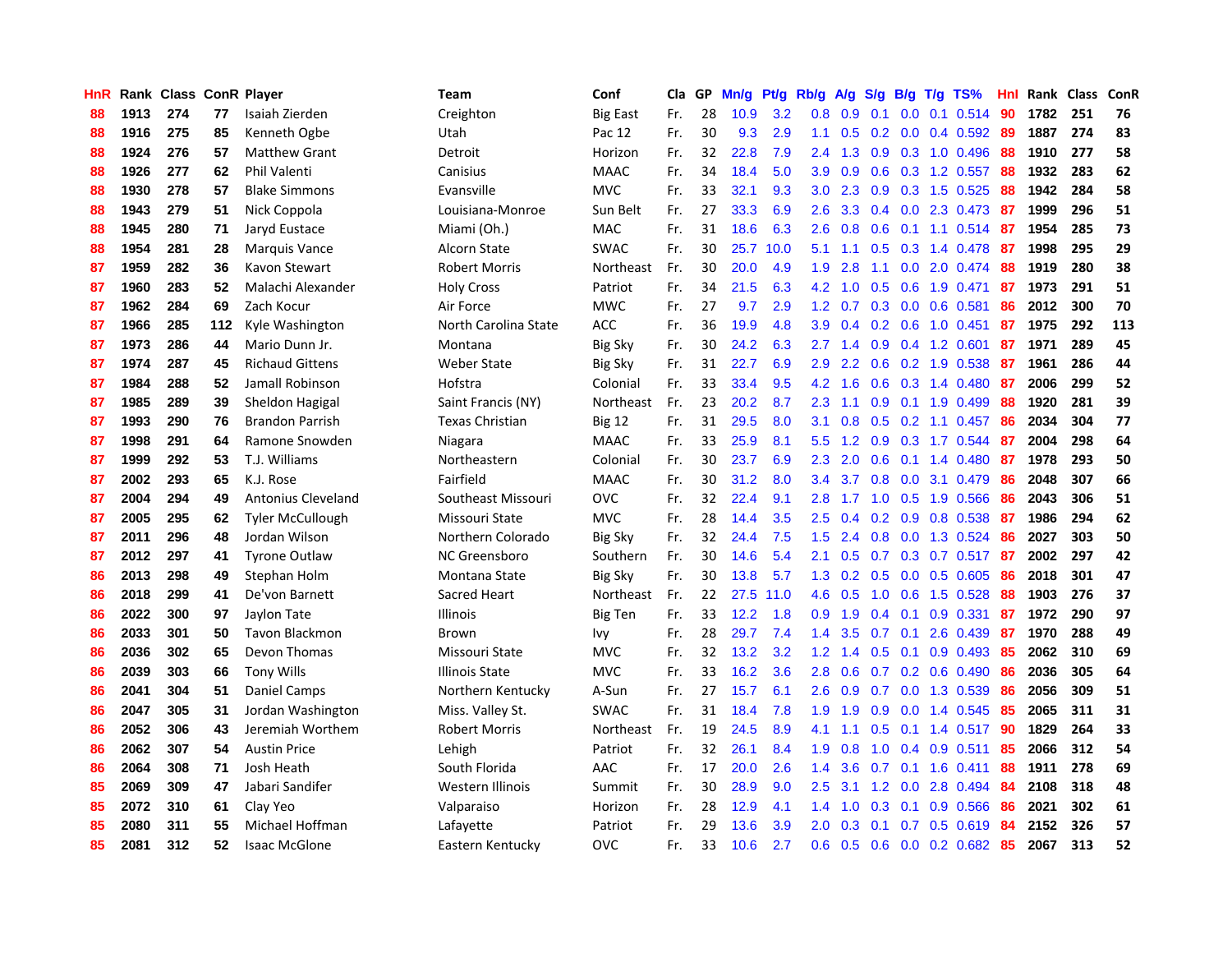| HnR | Rank | Class | ConR | Player | Team | Conf | Cla | GP | Mn/g | Pt/g | Rb/g | A/g | S/g | B/g | T/g | TS% | HnI | Rank | Class | ConR |
|---|---|---|---|---|---|---|---|---|---|---|---|---|---|---|---|---|---|---|---|---|
| 88 | 1913 | 274 | 77 | Isaiah Zierden | Creighton | Big East | Fr. | 28 | 10.9 | 3.2 | 0.8 | 0.9 | 0.1 | 0.0 | 0.1 | 0.514 | 90 | 1782 | 251 | 76 |
| 88 | 1916 | 275 | 85 | Kenneth Ogbe | Utah | Pac 12 | Fr. | 30 | 9.3 | 2.9 | 1.1 | 0.5 | 0.2 | 0.0 | 0.4 | 0.592 | 89 | 1887 | 274 | 83 |
| 88 | 1924 | 276 | 57 | Matthew Grant | Detroit | Horizon | Fr. | 32 | 22.8 | 7.9 | 2.4 | 1.3 | 0.9 | 0.3 | 1.0 | 0.496 | 88 | 1910 | 277 | 58 |
| 88 | 1926 | 277 | 62 | Phil Valenti | Canisius | MAAC | Fr. | 34 | 18.4 | 5.0 | 3.9 | 0.9 | 0.6 | 0.3 | 1.2 | 0.557 | 88 | 1932 | 283 | 62 |
| 88 | 1930 | 278 | 57 | Blake Simmons | Evansville | MVC | Fr. | 33 | 32.1 | 9.3 | 3.0 | 2.3 | 0.9 | 0.3 | 1.5 | 0.525 | 88 | 1942 | 284 | 58 |
| 88 | 1943 | 279 | 51 | Nick Coppola | Louisiana-Monroe | Sun Belt | Fr. | 27 | 33.3 | 6.9 | 2.6 | 3.3 | 0.4 | 0.0 | 2.3 | 0.473 | 87 | 1999 | 296 | 51 |
| 88 | 1945 | 280 | 71 | Jaryd Eustace | Miami (Oh.) | MAC | Fr. | 31 | 18.6 | 6.3 | 2.6 | 0.8 | 0.6 | 0.1 | 1.1 | 0.514 | 87 | 1954 | 285 | 73 |
| 88 | 1954 | 281 | 28 | Marquis Vance | Alcorn State | SWAC | Fr. | 30 | 25.7 | 10.0 | 5.1 | 1.1 | 0.5 | 0.3 | 1.4 | 0.478 | 87 | 1998 | 295 | 29 |
| 87 | 1959 | 282 | 36 | Kavon Stewart | Robert Morris | Northeast | Fr. | 30 | 20.0 | 4.9 | 1.9 | 2.8 | 1.1 | 0.0 | 2.0 | 0.474 | 88 | 1919 | 280 | 38 |
| 87 | 1960 | 283 | 52 | Malachi Alexander | Holy Cross | Patriot | Fr. | 34 | 21.5 | 6.3 | 4.2 | 1.0 | 0.5 | 0.6 | 1.9 | 0.471 | 87 | 1973 | 291 | 51 |
| 87 | 1962 | 284 | 69 | Zach Kocur | Air Force | MWC | Fr. | 27 | 9.7 | 2.9 | 1.2 | 0.7 | 0.3 | 0.0 | 0.6 | 0.581 | 86 | 2012 | 300 | 70 |
| 87 | 1966 | 285 | 112 | Kyle Washington | North Carolina State | ACC | Fr. | 36 | 19.9 | 4.8 | 3.9 | 0.4 | 0.2 | 0.6 | 1.0 | 0.451 | 87 | 1975 | 292 | 113 |
| 87 | 1973 | 286 | 44 | Mario Dunn Jr. | Montana | Big Sky | Fr. | 30 | 24.2 | 6.3 | 2.7 | 1.4 | 0.9 | 0.4 | 1.2 | 0.601 | 87 | 1971 | 289 | 45 |
| 87 | 1974 | 287 | 45 | Richaud Gittens | Weber State | Big Sky | Fr. | 31 | 22.7 | 6.9 | 2.9 | 2.2 | 0.6 | 0.2 | 1.9 | 0.538 | 87 | 1961 | 286 | 44 |
| 87 | 1984 | 288 | 52 | Jamall Robinson | Hofstra | Colonial | Fr. | 33 | 33.4 | 9.5 | 4.2 | 1.6 | 0.6 | 0.3 | 1.4 | 0.480 | 87 | 2006 | 299 | 52 |
| 87 | 1985 | 289 | 39 | Sheldon Hagigal | Saint Francis (NY) | Northeast | Fr. | 23 | 20.2 | 8.7 | 2.3 | 1.1 | 0.9 | 0.1 | 1.9 | 0.499 | 88 | 1920 | 281 | 39 |
| 87 | 1993 | 290 | 76 | Brandon Parrish | Texas Christian | Big 12 | Fr. | 31 | 29.5 | 8.0 | 3.1 | 0.8 | 0.5 | 0.2 | 1.1 | 0.457 | 86 | 2034 | 304 | 77 |
| 87 | 1998 | 291 | 64 | Ramone Snowden | Niagara | MAAC | Fr. | 33 | 25.9 | 8.1 | 5.5 | 1.2 | 0.9 | 0.3 | 1.7 | 0.544 | 87 | 2004 | 298 | 64 |
| 87 | 1999 | 292 | 53 | T.J. Williams | Northeastern | Colonial | Fr. | 30 | 23.7 | 6.9 | 2.3 | 2.0 | 0.6 | 0.1 | 1.4 | 0.480 | 87 | 1978 | 293 | 50 |
| 87 | 2002 | 293 | 65 | K.J. Rose | Fairfield | MAAC | Fr. | 30 | 31.2 | 8.0 | 3.4 | 3.7 | 0.8 | 0.0 | 3.1 | 0.479 | 86 | 2048 | 307 | 66 |
| 87 | 2004 | 294 | 49 | Antonius Cleveland | Southeast Missouri | OVC | Fr. | 32 | 22.4 | 9.1 | 2.8 | 1.7 | 1.0 | 0.5 | 1.9 | 0.566 | 86 | 2043 | 306 | 51 |
| 87 | 2005 | 295 | 62 | Tyler McCullough | Missouri State | MVC | Fr. | 28 | 14.4 | 3.5 | 2.5 | 0.4 | 0.2 | 0.9 | 0.8 | 0.538 | 87 | 1986 | 294 | 62 |
| 87 | 2011 | 296 | 48 | Jordan Wilson | Northern Colorado | Big Sky | Fr. | 32 | 24.4 | 7.5 | 1.5 | 2.4 | 0.8 | 0.0 | 1.3 | 0.524 | 86 | 2027 | 303 | 50 |
| 87 | 2012 | 297 | 41 | Tyrone Outlaw | NC Greensboro | Southern | Fr. | 30 | 14.6 | 5.4 | 2.1 | 0.5 | 0.7 | 0.3 | 0.7 | 0.517 | 87 | 2002 | 297 | 42 |
| 86 | 2013 | 298 | 49 | Stephan Holm | Montana State | Big Sky | Fr. | 30 | 13.8 | 5.7 | 1.3 | 0.2 | 0.5 | 0.0 | 0.5 | 0.605 | 86 | 2018 | 301 | 47 |
| 86 | 2018 | 299 | 41 | De'von Barnett | Sacred Heart | Northeast | Fr. | 22 | 27.5 | 11.0 | 4.6 | 0.5 | 1.0 | 0.6 | 1.5 | 0.528 | 88 | 1903 | 276 | 37 |
| 86 | 2022 | 300 | 97 | Jaylon Tate | Illinois | Big Ten | Fr. | 33 | 12.2 | 1.8 | 0.9 | 1.9 | 0.4 | 0.1 | 0.9 | 0.331 | 87 | 1972 | 290 | 97 |
| 86 | 2033 | 301 | 50 | Tavon Blackmon | Brown | Ivy | Fr. | 28 | 29.7 | 7.4 | 1.4 | 3.5 | 0.7 | 0.1 | 2.6 | 0.439 | 87 | 1970 | 288 | 49 |
| 86 | 2036 | 302 | 65 | Devon Thomas | Missouri State | MVC | Fr. | 32 | 13.2 | 3.2 | 1.2 | 1.4 | 0.5 | 0.1 | 0.9 | 0.493 | 85 | 2062 | 310 | 69 |
| 86 | 2039 | 303 | 66 | Tony Wills | Illinois State | MVC | Fr. | 33 | 16.2 | 3.6 | 2.8 | 0.6 | 0.7 | 0.2 | 0.6 | 0.490 | 86 | 2036 | 305 | 64 |
| 86 | 2041 | 304 | 51 | Daniel Camps | Northern Kentucky | A-Sun | Fr. | 27 | 15.7 | 6.1 | 2.6 | 0.9 | 0.7 | 0.0 | 1.3 | 0.539 | 86 | 2056 | 309 | 51 |
| 86 | 2047 | 305 | 31 | Jordan Washington | Miss. Valley St. | SWAC | Fr. | 31 | 18.4 | 7.8 | 1.9 | 1.9 | 0.9 | 0.0 | 1.4 | 0.545 | 85 | 2065 | 311 | 31 |
| 86 | 2052 | 306 | 43 | Jeremiah Worthem | Robert Morris | Northeast | Fr. | 19 | 24.5 | 8.9 | 4.1 | 1.1 | 0.5 | 0.1 | 1.4 | 0.517 | 90 | 1829 | 264 | 33 |
| 86 | 2062 | 307 | 54 | Austin Price | Lehigh | Patriot | Fr. | 32 | 26.1 | 8.4 | 1.9 | 0.8 | 1.0 | 0.4 | 0.9 | 0.511 | 85 | 2066 | 312 | 54 |
| 86 | 2064 | 308 | 71 | Josh Heath | South Florida | AAC | Fr. | 17 | 20.0 | 2.6 | 1.4 | 3.6 | 0.7 | 0.1 | 1.6 | 0.411 | 88 | 1911 | 278 | 69 |
| 85 | 2069 | 309 | 47 | Jabari Sandifer | Western Illinois | Summit | Fr. | 30 | 28.9 | 9.0 | 2.5 | 3.1 | 1.2 | 0.0 | 2.8 | 0.494 | 84 | 2108 | 318 | 48 |
| 85 | 2072 | 310 | 61 | Clay Yeo | Valparaiso | Horizon | Fr. | 28 | 12.9 | 4.1 | 1.4 | 1.0 | 0.3 | 0.1 | 0.9 | 0.566 | 86 | 2021 | 302 | 61 |
| 85 | 2080 | 311 | 55 | Michael Hoffman | Lafayette | Patriot | Fr. | 29 | 13.6 | 3.9 | 2.0 | 0.3 | 0.1 | 0.7 | 0.5 | 0.619 | 84 | 2152 | 326 | 57 |
| 85 | 2081 | 312 | 52 | Isaac McGlone | Eastern Kentucky | OVC | Fr. | 33 | 10.6 | 2.7 | 0.6 | 0.5 | 0.6 | 0.0 | 0.2 | 0.682 | 85 | 2067 | 313 | 52 |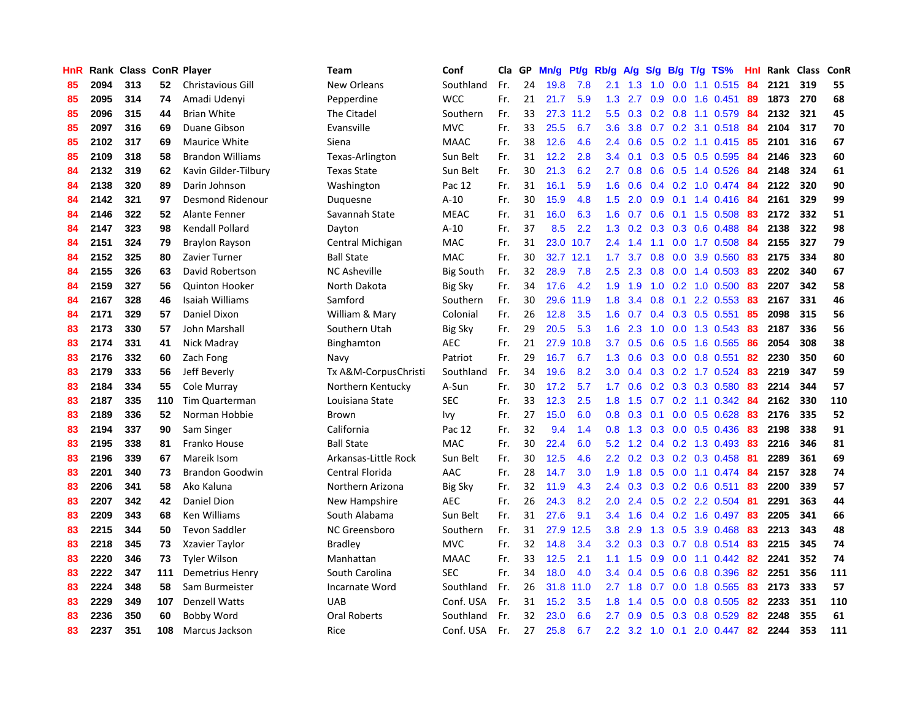| HnR | Rank | Class | ConR | Player | Team | Conf | Cla | GP | Mn/g | Pt/g | Rb/g | A/g | S/g | B/g | T/g | TS% | HnI | Rank | Class | ConR |
|---|---|---|---|---|---|---|---|---|---|---|---|---|---|---|---|---|---|---|---|---|
| 85 | 2094 | 313 | 52 | Christavious Gill | New Orleans | Southland | Fr. | 24 | 19.8 | 7.8 | 2.1 | 1.3 | 1.0 | 0.0 | 1.1 | 0.515 | 84 | 2121 | 319 | 55 |
| 85 | 2095 | 314 | 74 | Amadi Udenyi | Pepperdine | WCC | Fr. | 21 | 21.7 | 5.9 | 1.3 | 2.7 | 0.9 | 0.0 | 1.6 | 0.451 | 89 | 1873 | 270 | 68 |
| 85 | 2096 | 315 | 44 | Brian White | The Citadel | Southern | Fr. | 33 | 27.3 | 11.2 | 5.5 | 0.3 | 0.2 | 0.8 | 1.1 | 0.579 | 84 | 2132 | 321 | 45 |
| 85 | 2097 | 316 | 69 | Duane Gibson | Evansville | MVC | Fr. | 33 | 25.5 | 6.7 | 3.6 | 3.8 | 0.7 | 0.2 | 3.1 | 0.518 | 84 | 2104 | 317 | 70 |
| 85 | 2102 | 317 | 69 | Maurice White | Siena | MAAC | Fr. | 38 | 12.6 | 4.6 | 2.4 | 0.6 | 0.5 | 0.2 | 1.1 | 0.415 | 85 | 2101 | 316 | 67 |
| 85 | 2109 | 318 | 58 | Brandon Williams | Texas-Arlington | Sun Belt | Fr. | 31 | 12.2 | 2.8 | 3.4 | 0.1 | 0.3 | 0.5 | 0.5 | 0.595 | 84 | 2146 | 323 | 60 |
| 84 | 2132 | 319 | 62 | Kavin Gilder-Tilbury | Texas State | Sun Belt | Fr. | 30 | 21.3 | 6.2 | 2.7 | 0.8 | 0.6 | 0.5 | 1.4 | 0.526 | 84 | 2148 | 324 | 61 |
| 84 | 2138 | 320 | 89 | Darin Johnson | Washington | Pac 12 | Fr. | 31 | 16.1 | 5.9 | 1.6 | 0.6 | 0.4 | 0.2 | 1.0 | 0.474 | 84 | 2122 | 320 | 90 |
| 84 | 2142 | 321 | 97 | Desmond Ridenour | Duquesne | A-10 | Fr. | 30 | 15.9 | 4.8 | 1.5 | 2.0 | 0.9 | 0.1 | 1.4 | 0.416 | 84 | 2161 | 329 | 99 |
| 84 | 2146 | 322 | 52 | Alante Fenner | Savannah State | MEAC | Fr. | 31 | 16.0 | 6.3 | 1.6 | 0.7 | 0.6 | 0.1 | 1.5 | 0.508 | 83 | 2172 | 332 | 51 |
| 84 | 2147 | 323 | 98 | Kendall Pollard | Dayton | A-10 | Fr. | 37 | 8.5 | 2.2 | 1.3 | 0.2 | 0.3 | 0.3 | 0.6 | 0.488 | 84 | 2138 | 322 | 98 |
| 84 | 2151 | 324 | 79 | Braylon Rayson | Central Michigan | MAC | Fr. | 31 | 23.0 | 10.7 | 2.4 | 1.4 | 1.1 | 0.0 | 1.7 | 0.508 | 84 | 2155 | 327 | 79 |
| 84 | 2152 | 325 | 80 | Zavier Turner | Ball State | MAC | Fr. | 30 | 32.7 | 12.1 | 1.7 | 3.7 | 0.8 | 0.0 | 3.9 | 0.560 | 83 | 2175 | 334 | 80 |
| 84 | 2155 | 326 | 63 | David Robertson | NC Asheville | Big South | Fr. | 32 | 28.9 | 7.8 | 2.5 | 2.3 | 0.8 | 0.0 | 1.4 | 0.503 | 83 | 2202 | 340 | 67 |
| 84 | 2159 | 327 | 56 | Quinton Hooker | North Dakota | Big Sky | Fr. | 34 | 17.6 | 4.2 | 1.9 | 1.9 | 1.0 | 0.2 | 1.0 | 0.500 | 83 | 2207 | 342 | 58 |
| 84 | 2167 | 328 | 46 | Isaiah Williams | Samford | Southern | Fr. | 30 | 29.6 | 11.9 | 1.8 | 3.4 | 0.8 | 0.1 | 2.2 | 0.553 | 83 | 2167 | 331 | 46 |
| 84 | 2171 | 329 | 57 | Daniel Dixon | William & Mary | Colonial | Fr. | 26 | 12.8 | 3.5 | 1.6 | 0.7 | 0.4 | 0.3 | 0.5 | 0.551 | 85 | 2098 | 315 | 56 |
| 83 | 2173 | 330 | 57 | John Marshall | Southern Utah | Big Sky | Fr. | 29 | 20.5 | 5.3 | 1.6 | 2.3 | 1.0 | 0.0 | 1.3 | 0.543 | 83 | 2187 | 336 | 56 |
| 83 | 2174 | 331 | 41 | Nick Madray | Binghamton | AEC | Fr. | 21 | 27.9 | 10.8 | 3.7 | 0.5 | 0.6 | 0.5 | 1.6 | 0.565 | 86 | 2054 | 308 | 38 |
| 83 | 2176 | 332 | 60 | Zach Fong | Navy | Patriot | Fr. | 29 | 16.7 | 6.7 | 1.3 | 0.6 | 0.3 | 0.0 | 0.8 | 0.551 | 82 | 2230 | 350 | 60 |
| 83 | 2179 | 333 | 56 | Jeff Beverly | Tx A&M-CorpusChristi | Southland | Fr. | 34 | 19.6 | 8.2 | 3.0 | 0.4 | 0.3 | 0.2 | 1.7 | 0.524 | 83 | 2219 | 347 | 59 |
| 83 | 2184 | 334 | 55 | Cole Murray | Northern Kentucky | A-Sun | Fr. | 30 | 17.2 | 5.7 | 1.7 | 0.6 | 0.2 | 0.3 | 0.3 | 0.580 | 83 | 2214 | 344 | 57 |
| 83 | 2187 | 335 | 110 | Tim Quarterman | Louisiana State | SEC | Fr. | 33 | 12.3 | 2.5 | 1.8 | 1.5 | 0.7 | 0.2 | 1.1 | 0.342 | 84 | 2162 | 330 | 110 |
| 83 | 2189 | 336 | 52 | Norman Hobbie | Brown | Ivy | Fr. | 27 | 15.0 | 6.0 | 0.8 | 0.3 | 0.1 | 0.0 | 0.5 | 0.628 | 83 | 2176 | 335 | 52 |
| 83 | 2194 | 337 | 90 | Sam Singer | California | Pac 12 | Fr. | 32 | 9.4 | 1.4 | 0.8 | 1.3 | 0.3 | 0.0 | 0.5 | 0.436 | 83 | 2198 | 338 | 91 |
| 83 | 2195 | 338 | 81 | Franko House | Ball State | MAC | Fr. | 30 | 22.4 | 6.0 | 5.2 | 1.2 | 0.4 | 0.2 | 1.3 | 0.493 | 83 | 2216 | 346 | 81 |
| 83 | 2196 | 339 | 67 | Mareik Isom | Arkansas-Little Rock | Sun Belt | Fr. | 30 | 12.5 | 4.6 | 2.2 | 0.2 | 0.3 | 0.2 | 0.3 | 0.458 | 81 | 2289 | 361 | 69 |
| 83 | 2201 | 340 | 73 | Brandon Goodwin | Central Florida | AAC | Fr. | 28 | 14.7 | 3.0 | 1.9 | 1.8 | 0.5 | 0.0 | 1.1 | 0.474 | 84 | 2157 | 328 | 74 |
| 83 | 2206 | 341 | 58 | Ako Kaluna | Northern Arizona | Big Sky | Fr. | 32 | 11.9 | 4.3 | 2.4 | 0.3 | 0.3 | 0.2 | 0.6 | 0.511 | 83 | 2200 | 339 | 57 |
| 83 | 2207 | 342 | 42 | Daniel Dion | New Hampshire | AEC | Fr. | 26 | 24.3 | 8.2 | 2.0 | 2.4 | 0.5 | 0.2 | 2.2 | 0.504 | 81 | 2291 | 363 | 44 |
| 83 | 2209 | 343 | 68 | Ken Williams | South Alabama | Sun Belt | Fr. | 31 | 27.6 | 9.1 | 3.4 | 1.6 | 0.4 | 0.2 | 1.6 | 0.497 | 83 | 2205 | 341 | 66 |
| 83 | 2215 | 344 | 50 | Tevon Saddler | NC Greensboro | Southern | Fr. | 31 | 27.9 | 12.5 | 3.8 | 2.9 | 1.3 | 0.5 | 3.9 | 0.468 | 83 | 2213 | 343 | 48 |
| 83 | 2218 | 345 | 73 | Xzavier Taylor | Bradley | MVC | Fr. | 32 | 14.8 | 3.4 | 3.2 | 0.3 | 0.3 | 0.7 | 0.8 | 0.514 | 83 | 2215 | 345 | 74 |
| 83 | 2220 | 346 | 73 | Tyler Wilson | Manhattan | MAAC | Fr. | 33 | 12.5 | 2.1 | 1.1 | 1.5 | 0.9 | 0.0 | 1.1 | 0.442 | 82 | 2241 | 352 | 74 |
| 83 | 2222 | 347 | 111 | Demetrius Henry | South Carolina | SEC | Fr. | 34 | 18.0 | 4.0 | 3.4 | 0.4 | 0.5 | 0.6 | 0.8 | 0.396 | 82 | 2251 | 356 | 111 |
| 83 | 2224 | 348 | 58 | Sam Burmeister | Incarnate Word | Southland | Fr. | 26 | 31.8 | 11.0 | 2.7 | 1.8 | 0.7 | 0.0 | 1.8 | 0.565 | 83 | 2173 | 333 | 57 |
| 83 | 2229 | 349 | 107 | Denzell Watts | UAB | Conf. USA | Fr. | 31 | 15.2 | 3.5 | 1.8 | 1.4 | 0.5 | 0.0 | 0.8 | 0.505 | 82 | 2233 | 351 | 110 |
| 83 | 2236 | 350 | 60 | Bobby Word | Oral Roberts | Southland | Fr. | 32 | 23.0 | 6.6 | 2.7 | 0.9 | 0.5 | 0.3 | 0.8 | 0.529 | 82 | 2248 | 355 | 61 |
| 83 | 2237 | 351 | 108 | Marcus Jackson | Rice | Conf. USA | Fr. | 27 | 25.8 | 6.7 | 2.2 | 3.2 | 1.0 | 0.1 | 2.0 | 0.447 | 82 | 2244 | 353 | 111 |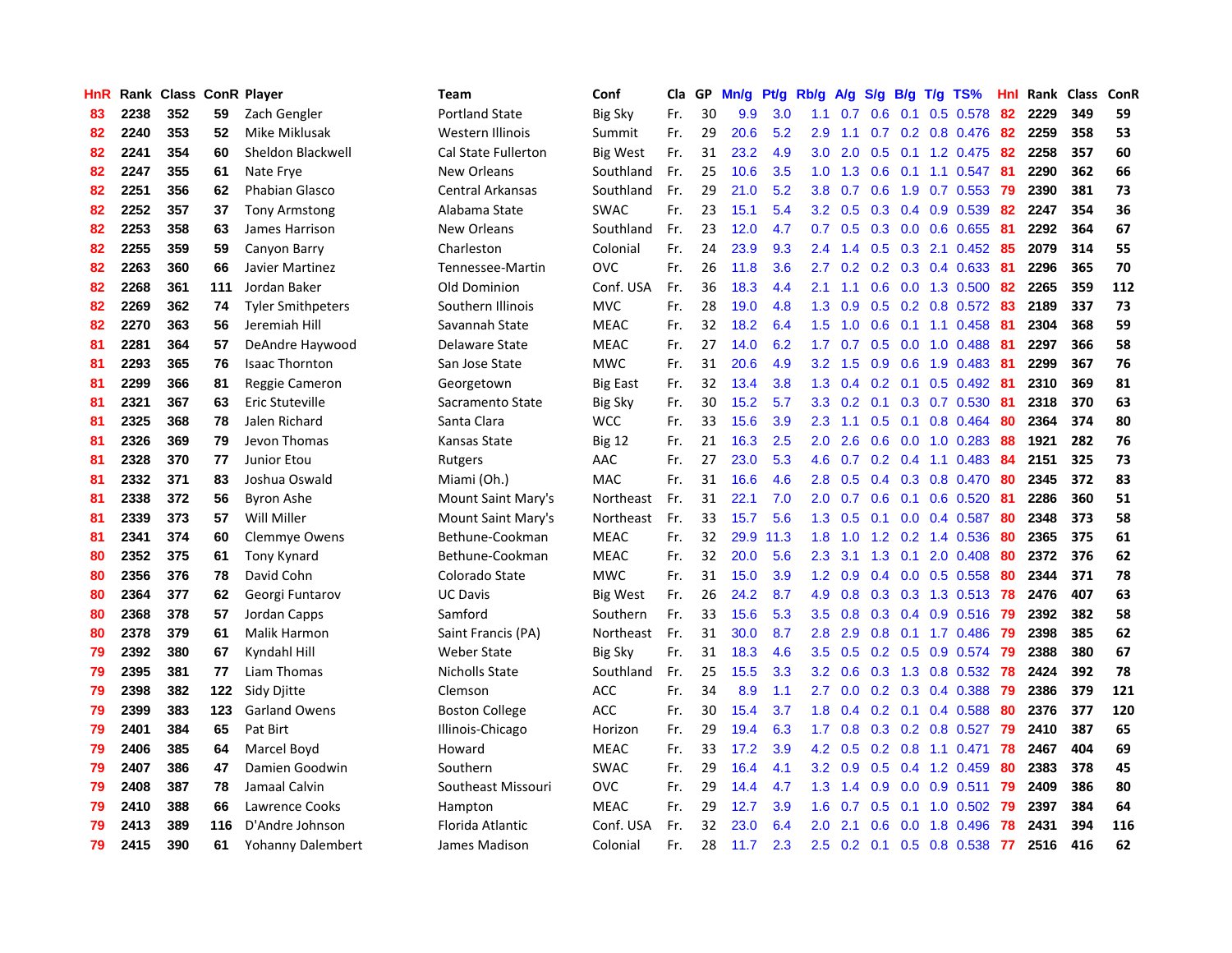| HnR | Rank | Class | ConR | Player | Team | Conf | Cla | GP | Mn/g | Pt/g | Rb/g | A/g | S/g | B/g | T/g | TS% | HnI | Rank | Class | ConR |
|---|---|---|---|---|---|---|---|---|---|---|---|---|---|---|---|---|---|---|---|---|
| 83 | 2238 | 352 | 59 | Zach Gengler | Portland State | Big Sky | Fr. | 30 | 9.9 | 3.0 | 1.1 | 0.7 | 0.6 | 0.1 | 0.5 | 0.578 | 82 | 2229 | 349 | 59 |
| 82 | 2240 | 353 | 52 | Mike Miklusak | Western Illinois | Summit | Fr. | 29 | 20.6 | 5.2 | 2.9 | 1.1 | 0.7 | 0.2 | 0.8 | 0.476 | 82 | 2259 | 358 | 53 |
| 82 | 2241 | 354 | 60 | Sheldon Blackwell | Cal State Fullerton | Big West | Fr. | 31 | 23.2 | 4.9 | 3.0 | 2.0 | 0.5 | 0.1 | 1.2 | 0.475 | 82 | 2258 | 357 | 60 |
| 82 | 2247 | 355 | 61 | Nate Frye | New Orleans | Southland | Fr. | 25 | 10.6 | 3.5 | 1.0 | 1.3 | 0.6 | 0.1 | 1.1 | 0.547 | 81 | 2290 | 362 | 66 |
| 82 | 2251 | 356 | 62 | Phabian Glasco | Central Arkansas | Southland | Fr. | 29 | 21.0 | 5.2 | 3.8 | 0.7 | 0.6 | 1.9 | 0.7 | 0.553 | 79 | 2390 | 381 | 73 |
| 82 | 2252 | 357 | 37 | Tony Armstong | Alabama State | SWAC | Fr. | 23 | 15.1 | 5.4 | 3.2 | 0.5 | 0.3 | 0.4 | 0.9 | 0.539 | 82 | 2247 | 354 | 36 |
| 82 | 2253 | 358 | 63 | James Harrison | New Orleans | Southland | Fr. | 23 | 12.0 | 4.7 | 0.7 | 0.5 | 0.3 | 0.0 | 0.6 | 0.655 | 81 | 2292 | 364 | 67 |
| 82 | 2255 | 359 | 59 | Canyon Barry | Charleston | Colonial | Fr. | 24 | 23.9 | 9.3 | 2.4 | 1.4 | 0.5 | 0.3 | 2.1 | 0.452 | 85 | 2079 | 314 | 55 |
| 82 | 2263 | 360 | 66 | Javier Martinez | Tennessee-Martin | OVC | Fr. | 26 | 11.8 | 3.6 | 2.7 | 0.2 | 0.2 | 0.3 | 0.4 | 0.633 | 81 | 2296 | 365 | 70 |
| 82 | 2268 | 361 | 111 | Jordan Baker | Old Dominion | Conf. USA | Fr. | 36 | 18.3 | 4.4 | 2.1 | 1.1 | 0.6 | 0.0 | 1.3 | 0.500 | 82 | 2265 | 359 | 112 |
| 82 | 2269 | 362 | 74 | Tyler Smithpeters | Southern Illinois | MVC | Fr. | 28 | 19.0 | 4.8 | 1.3 | 0.9 | 0.5 | 0.2 | 0.8 | 0.572 | 83 | 2189 | 337 | 73 |
| 82 | 2270 | 363 | 56 | Jeremiah Hill | Savannah State | MEAC | Fr. | 32 | 18.2 | 6.4 | 1.5 | 1.0 | 0.6 | 0.1 | 1.1 | 0.458 | 81 | 2304 | 368 | 59 |
| 81 | 2281 | 364 | 57 | DeAndre Haywood | Delaware State | MEAC | Fr. | 27 | 14.0 | 6.2 | 1.7 | 0.7 | 0.5 | 0.0 | 1.0 | 0.488 | 81 | 2297 | 366 | 58 |
| 81 | 2293 | 365 | 76 | Isaac Thornton | San Jose State | MWC | Fr. | 31 | 20.6 | 4.9 | 3.2 | 1.5 | 0.9 | 0.6 | 1.9 | 0.483 | 81 | 2299 | 367 | 76 |
| 81 | 2299 | 366 | 81 | Reggie Cameron | Georgetown | Big East | Fr. | 32 | 13.4 | 3.8 | 1.3 | 0.4 | 0.2 | 0.1 | 0.5 | 0.492 | 81 | 2310 | 369 | 81 |
| 81 | 2321 | 367 | 63 | Eric Stuteville | Sacramento State | Big Sky | Fr. | 30 | 15.2 | 5.7 | 3.3 | 0.2 | 0.1 | 0.3 | 0.7 | 0.530 | 81 | 2318 | 370 | 63 |
| 81 | 2325 | 368 | 78 | Jalen Richard | Santa Clara | WCC | Fr. | 33 | 15.6 | 3.9 | 2.3 | 1.1 | 0.5 | 0.1 | 0.8 | 0.464 | 80 | 2364 | 374 | 80 |
| 81 | 2326 | 369 | 79 | Jevon Thomas | Kansas State | Big 12 | Fr. | 21 | 16.3 | 2.5 | 2.0 | 2.6 | 0.6 | 0.0 | 1.0 | 0.283 | 88 | 1921 | 282 | 76 |
| 81 | 2328 | 370 | 77 | Junior Etou | Rutgers | AAC | Fr. | 27 | 23.0 | 5.3 | 4.6 | 0.7 | 0.2 | 0.4 | 1.1 | 0.483 | 84 | 2151 | 325 | 73 |
| 81 | 2332 | 371 | 83 | Joshua Oswald | Miami (Oh.) | MAC | Fr. | 31 | 16.6 | 4.6 | 2.8 | 0.5 | 0.4 | 0.3 | 0.8 | 0.470 | 80 | 2345 | 372 | 83 |
| 81 | 2338 | 372 | 56 | Byron Ashe | Mount Saint Mary's | Northeast | Fr. | 31 | 22.1 | 7.0 | 2.0 | 0.7 | 0.6 | 0.1 | 0.6 | 0.520 | 81 | 2286 | 360 | 51 |
| 81 | 2339 | 373 | 57 | Will Miller | Mount Saint Mary's | Northeast | Fr. | 33 | 15.7 | 5.6 | 1.3 | 0.5 | 0.1 | 0.0 | 0.4 | 0.587 | 80 | 2348 | 373 | 58 |
| 81 | 2341 | 374 | 60 | Clemmye Owens | Bethune-Cookman | MEAC | Fr. | 32 | 29.9 | 11.3 | 1.8 | 1.0 | 1.2 | 0.2 | 1.4 | 0.536 | 80 | 2365 | 375 | 61 |
| 80 | 2352 | 375 | 61 | Tony Kynard | Bethune-Cookman | MEAC | Fr. | 32 | 20.0 | 5.6 | 2.3 | 3.1 | 1.3 | 0.1 | 2.0 | 0.408 | 80 | 2372 | 376 | 62 |
| 80 | 2356 | 376 | 78 | David Cohn | Colorado State | MWC | Fr. | 31 | 15.0 | 3.9 | 1.2 | 0.9 | 0.4 | 0.0 | 0.5 | 0.558 | 80 | 2344 | 371 | 78 |
| 80 | 2364 | 377 | 62 | Georgi Funtarov | UC Davis | Big West | Fr. | 26 | 24.2 | 8.7 | 4.9 | 0.8 | 0.3 | 0.3 | 1.3 | 0.513 | 78 | 2476 | 407 | 63 |
| 80 | 2368 | 378 | 57 | Jordan Capps | Samford | Southern | Fr. | 33 | 15.6 | 5.3 | 3.5 | 0.8 | 0.3 | 0.4 | 0.9 | 0.516 | 79 | 2392 | 382 | 58 |
| 80 | 2378 | 379 | 61 | Malik Harmon | Saint Francis (PA) | Northeast | Fr. | 31 | 30.0 | 8.7 | 2.8 | 2.9 | 0.8 | 0.1 | 1.7 | 0.486 | 79 | 2398 | 385 | 62 |
| 79 | 2392 | 380 | 67 | Kyndahl Hill | Weber State | Big Sky | Fr. | 31 | 18.3 | 4.6 | 3.5 | 0.5 | 0.2 | 0.5 | 0.9 | 0.574 | 79 | 2388 | 380 | 67 |
| 79 | 2395 | 381 | 77 | Liam Thomas | Nicholls State | Southland | Fr. | 25 | 15.5 | 3.3 | 3.2 | 0.6 | 0.3 | 1.3 | 0.8 | 0.532 | 78 | 2424 | 392 | 78 |
| 79 | 2398 | 382 | 122 | Sidy Djitte | Clemson | ACC | Fr. | 34 | 8.9 | 1.1 | 2.7 | 0.0 | 0.2 | 0.3 | 0.4 | 0.388 | 79 | 2386 | 379 | 121 |
| 79 | 2399 | 383 | 123 | Garland Owens | Boston College | ACC | Fr. | 30 | 15.4 | 3.7 | 1.8 | 0.4 | 0.2 | 0.1 | 0.4 | 0.588 | 80 | 2376 | 377 | 120 |
| 79 | 2401 | 384 | 65 | Pat Birt | Illinois-Chicago | Horizon | Fr. | 29 | 19.4 | 6.3 | 1.7 | 0.8 | 0.3 | 0.2 | 0.8 | 0.527 | 79 | 2410 | 387 | 65 |
| 79 | 2406 | 385 | 64 | Marcel Boyd | Howard | MEAC | Fr. | 33 | 17.2 | 3.9 | 4.2 | 0.5 | 0.2 | 0.8 | 1.1 | 0.471 | 78 | 2467 | 404 | 69 |
| 79 | 2407 | 386 | 47 | Damien Goodwin | Southern | SWAC | Fr. | 29 | 16.4 | 4.1 | 3.2 | 0.9 | 0.5 | 0.4 | 1.2 | 0.459 | 80 | 2383 | 378 | 45 |
| 79 | 2408 | 387 | 78 | Jamaal Calvin | Southeast Missouri | OVC | Fr. | 29 | 14.4 | 4.7 | 1.3 | 1.4 | 0.9 | 0.0 | 0.9 | 0.511 | 79 | 2409 | 386 | 80 |
| 79 | 2410 | 388 | 66 | Lawrence Cooks | Hampton | MEAC | Fr. | 29 | 12.7 | 3.9 | 1.6 | 0.7 | 0.5 | 0.1 | 1.0 | 0.502 | 79 | 2397 | 384 | 64 |
| 79 | 2413 | 389 | 116 | D'Andre Johnson | Florida Atlantic | Conf. USA | Fr. | 32 | 23.0 | 6.4 | 2.0 | 2.1 | 0.6 | 0.0 | 1.8 | 0.496 | 78 | 2431 | 394 | 116 |
| 79 | 2415 | 390 | 61 | Yohanny Dalembert | James Madison | Colonial | Fr. | 28 | 11.7 | 2.3 | 2.5 | 0.2 | 0.1 | 0.5 | 0.8 | 0.538 | 77 | 2516 | 416 | 62 |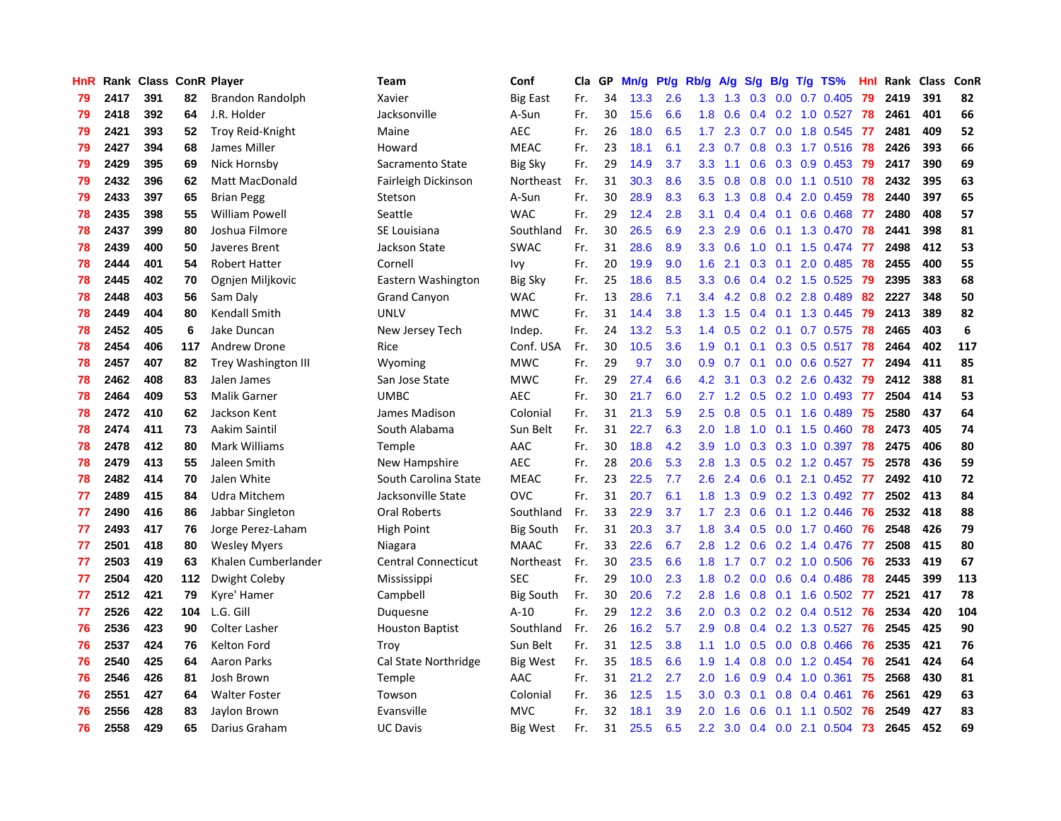| HnR | Rank | Class | ConR | Player | Team | Conf | Cla | GP | Mn/g | Pt/g | Rb/g | A/g | S/g | B/g | T/g | TS% | HnI | Rank | Class | ConR |
|---|---|---|---|---|---|---|---|---|---|---|---|---|---|---|---|---|---|---|---|---|
| 79 | 2417 | 391 | 82 | Brandon Randolph | Xavier | Big East | Fr. | 34 | 13.3 | 2.6 | 1.3 | 1.3 | 0.3 | 0.0 | 0.7 | 0.405 | 79 | 2419 | 391 | 82 |
| 79 | 2418 | 392 | 64 | J.R. Holder | Jacksonville | A-Sun | Fr. | 30 | 15.6 | 6.6 | 1.8 | 0.6 | 0.4 | 0.2 | 1.0 | 0.527 | 78 | 2461 | 401 | 66 |
| 79 | 2421 | 393 | 52 | Troy Reid-Knight | Maine | AEC | Fr. | 26 | 18.0 | 6.5 | 1.7 | 2.3 | 0.7 | 0.0 | 1.8 | 0.545 | 77 | 2481 | 409 | 52 |
| 79 | 2427 | 394 | 68 | James Miller | Howard | MEAC | Fr. | 23 | 18.1 | 6.1 | 2.3 | 0.7 | 0.8 | 0.3 | 1.7 | 0.516 | 78 | 2426 | 393 | 66 |
| 79 | 2429 | 395 | 69 | Nick Hornsby | Sacramento State | Big Sky | Fr. | 29 | 14.9 | 3.7 | 3.3 | 1.1 | 0.6 | 0.3 | 0.9 | 0.453 | 79 | 2417 | 390 | 69 |
| 79 | 2432 | 396 | 62 | Matt MacDonald | Fairleigh Dickinson | Northeast | Fr. | 31 | 30.3 | 8.6 | 3.5 | 0.8 | 0.8 | 0.0 | 1.1 | 0.510 | 78 | 2432 | 395 | 63 |
| 79 | 2433 | 397 | 65 | Brian Pegg | Stetson | A-Sun | Fr. | 30 | 28.9 | 8.3 | 6.3 | 1.3 | 0.8 | 0.4 | 2.0 | 0.459 | 78 | 2440 | 397 | 65 |
| 78 | 2435 | 398 | 55 | William Powell | Seattle | WAC | Fr. | 29 | 12.4 | 2.8 | 3.1 | 0.4 | 0.4 | 0.1 | 0.6 | 0.468 | 77 | 2480 | 408 | 57 |
| 78 | 2437 | 399 | 80 | Joshua Filmore | SE Louisiana | Southland | Fr. | 30 | 26.5 | 6.9 | 2.3 | 2.9 | 0.6 | 0.1 | 1.3 | 0.470 | 78 | 2441 | 398 | 81 |
| 78 | 2439 | 400 | 50 | Javeres Brent | Jackson State | SWAC | Fr. | 31 | 28.6 | 8.9 | 3.3 | 0.6 | 1.0 | 0.1 | 1.5 | 0.474 | 77 | 2498 | 412 | 53 |
| 78 | 2444 | 401 | 54 | Robert Hatter | Cornell | Ivy | Fr. | 20 | 19.9 | 9.0 | 1.6 | 2.1 | 0.3 | 0.1 | 2.0 | 0.485 | 78 | 2455 | 400 | 55 |
| 78 | 2445 | 402 | 70 | Ognjen Miljkovic | Eastern Washington | Big Sky | Fr. | 25 | 18.6 | 8.5 | 3.3 | 0.6 | 0.4 | 0.2 | 1.5 | 0.525 | 79 | 2395 | 383 | 68 |
| 78 | 2448 | 403 | 56 | Sam Daly | Grand Canyon | WAC | Fr. | 13 | 28.6 | 7.1 | 3.4 | 4.2 | 0.8 | 0.2 | 2.8 | 0.489 | 82 | 2227 | 348 | 50 |
| 78 | 2449 | 404 | 80 | Kendall Smith | UNLV | MWC | Fr. | 31 | 14.4 | 3.8 | 1.3 | 1.5 | 0.4 | 0.1 | 1.3 | 0.445 | 79 | 2413 | 389 | 82 |
| 78 | 2452 | 405 | 6 | Jake Duncan | New Jersey Tech | Indep. | Fr. | 24 | 13.2 | 5.3 | 1.4 | 0.5 | 0.2 | 0.1 | 0.7 | 0.575 | 78 | 2465 | 403 | 6 |
| 78 | 2454 | 406 | 117 | Andrew Drone | Rice | Conf. USA | Fr. | 30 | 10.5 | 3.6 | 1.9 | 0.1 | 0.1 | 0.3 | 0.5 | 0.517 | 78 | 2464 | 402 | 117 |
| 78 | 2457 | 407 | 82 | Trey Washington III | Wyoming | MWC | Fr. | 29 | 9.7 | 3.0 | 0.9 | 0.7 | 0.1 | 0.0 | 0.6 | 0.527 | 77 | 2494 | 411 | 85 |
| 78 | 2462 | 408 | 83 | Jalen James | San Jose State | MWC | Fr. | 29 | 27.4 | 6.6 | 4.2 | 3.1 | 0.3 | 0.2 | 2.6 | 0.432 | 79 | 2412 | 388 | 81 |
| 78 | 2464 | 409 | 53 | Malik Garner | UMBC | AEC | Fr. | 30 | 21.7 | 6.0 | 2.7 | 1.2 | 0.5 | 0.2 | 1.0 | 0.493 | 77 | 2504 | 414 | 53 |
| 78 | 2472 | 410 | 62 | Jackson Kent | James Madison | Colonial | Fr. | 31 | 21.3 | 5.9 | 2.5 | 0.8 | 0.5 | 0.1 | 1.6 | 0.489 | 75 | 2580 | 437 | 64 |
| 78 | 2474 | 411 | 73 | Aakim Saintil | South Alabama | Sun Belt | Fr. | 31 | 22.7 | 6.3 | 2.0 | 1.8 | 1.0 | 0.1 | 1.5 | 0.460 | 78 | 2473 | 405 | 74 |
| 78 | 2478 | 412 | 80 | Mark Williams | Temple | AAC | Fr. | 30 | 18.8 | 4.2 | 3.9 | 1.0 | 0.3 | 0.3 | 1.0 | 0.397 | 78 | 2475 | 406 | 80 |
| 78 | 2479 | 413 | 55 | Jaleen Smith | New Hampshire | AEC | Fr. | 28 | 20.6 | 5.3 | 2.8 | 1.3 | 0.5 | 0.2 | 1.2 | 0.457 | 75 | 2578 | 436 | 59 |
| 78 | 2482 | 414 | 70 | Jalen White | South Carolina State | MEAC | Fr. | 23 | 22.5 | 7.7 | 2.6 | 2.4 | 0.6 | 0.1 | 2.1 | 0.452 | 77 | 2492 | 410 | 72 |
| 77 | 2489 | 415 | 84 | Udra Mitchem | Jacksonville State | OVC | Fr. | 31 | 20.7 | 6.1 | 1.8 | 1.3 | 0.9 | 0.2 | 1.3 | 0.492 | 77 | 2502 | 413 | 84 |
| 77 | 2490 | 416 | 86 | Jabbar Singleton | Oral Roberts | Southland | Fr. | 33 | 22.9 | 3.7 | 1.7 | 2.3 | 0.6 | 0.1 | 1.2 | 0.446 | 76 | 2532 | 418 | 88 |
| 77 | 2493 | 417 | 76 | Jorge Perez-Laham | High Point | Big South | Fr. | 31 | 20.3 | 3.7 | 1.8 | 3.4 | 0.5 | 0.0 | 1.7 | 0.460 | 76 | 2548 | 426 | 79 |
| 77 | 2501 | 418 | 80 | Wesley Myers | Niagara | MAAC | Fr. | 33 | 22.6 | 6.7 | 2.8 | 1.2 | 0.6 | 0.2 | 1.4 | 0.476 | 77 | 2508 | 415 | 80 |
| 77 | 2503 | 419 | 63 | Khalen Cumberlander | Central Connecticut | Northeast | Fr. | 30 | 23.5 | 6.6 | 1.8 | 1.7 | 0.7 | 0.2 | 1.0 | 0.506 | 76 | 2533 | 419 | 67 |
| 77 | 2504 | 420 | 112 | Dwight Coleby | Mississippi | SEC | Fr. | 29 | 10.0 | 2.3 | 1.8 | 0.2 | 0.0 | 0.6 | 0.4 | 0.486 | 78 | 2445 | 399 | 113 |
| 77 | 2512 | 421 | 79 | Kyre' Hamer | Campbell | Big South | Fr. | 30 | 20.6 | 7.2 | 2.8 | 1.6 | 0.8 | 0.1 | 1.6 | 0.502 | 77 | 2521 | 417 | 78 |
| 77 | 2526 | 422 | 104 | L.G. Gill | Duquesne | A-10 | Fr. | 29 | 12.2 | 3.6 | 2.0 | 0.3 | 0.2 | 0.2 | 0.4 | 0.512 | 76 | 2534 | 420 | 104 |
| 76 | 2536 | 423 | 90 | Colter Lasher | Houston Baptist | Southland | Fr. | 26 | 16.2 | 5.7 | 2.9 | 0.8 | 0.4 | 0.2 | 1.3 | 0.527 | 76 | 2545 | 425 | 90 |
| 76 | 2537 | 424 | 76 | Kelton Ford | Troy | Sun Belt | Fr. | 31 | 12.5 | 3.8 | 1.1 | 1.0 | 0.5 | 0.0 | 0.8 | 0.466 | 76 | 2535 | 421 | 76 |
| 76 | 2540 | 425 | 64 | Aaron Parks | Cal State Northridge | Big West | Fr. | 35 | 18.5 | 6.6 | 1.9 | 1.4 | 0.8 | 0.0 | 1.2 | 0.454 | 76 | 2541 | 424 | 64 |
| 76 | 2546 | 426 | 81 | Josh Brown | Temple | AAC | Fr. | 31 | 21.2 | 2.7 | 2.0 | 1.6 | 0.9 | 0.4 | 1.0 | 0.361 | 75 | 2568 | 430 | 81 |
| 76 | 2551 | 427 | 64 | Walter Foster | Towson | Colonial | Fr. | 36 | 12.5 | 1.5 | 3.0 | 0.3 | 0.1 | 0.8 | 0.4 | 0.461 | 76 | 2561 | 429 | 63 |
| 76 | 2556 | 428 | 83 | Jaylon Brown | Evansville | MVC | Fr. | 32 | 18.1 | 3.9 | 2.0 | 1.6 | 0.6 | 0.1 | 1.1 | 0.502 | 76 | 2549 | 427 | 83 |
| 76 | 2558 | 429 | 65 | Darius Graham | UC Davis | Big West | Fr. | 31 | 25.5 | 6.5 | 2.2 | 3.0 | 0.4 | 0.0 | 2.1 | 0.504 | 73 | 2645 | 452 | 69 |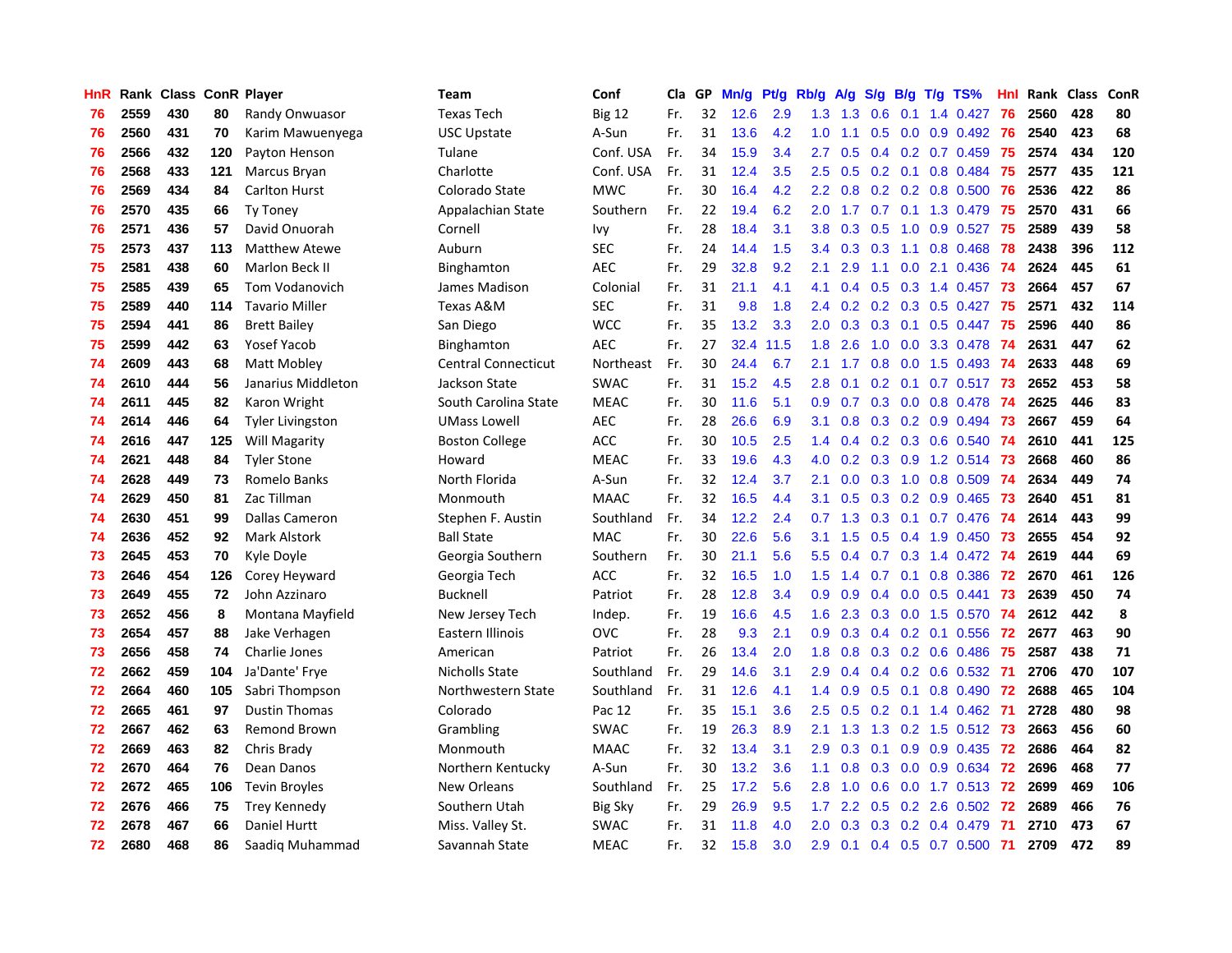| HnR | Rank | Class | ConR | Player | Team | Conf | Cla | GP | Mn/g | Pt/g | Rb/g | A/g | S/g | B/g | T/g | TS% | HnI | Rank | Class | ConR |
|---|---|---|---|---|---|---|---|---|---|---|---|---|---|---|---|---|---|---|---|---|
| 76 | 2559 | 430 | 80 | Randy Onwuasor | Texas Tech | Big 12 | Fr. | 32 | 12.6 | 2.9 | 1.3 | 1.3 | 0.6 | 0.1 | 1.4 | 0.427 | 76 | 2560 | 428 | 80 |
| 76 | 2560 | 431 | 70 | Karim Mawuenyega | USC Upstate | A-Sun | Fr. | 31 | 13.6 | 4.2 | 1.0 | 1.1 | 0.5 | 0.0 | 0.9 | 0.492 | 76 | 2540 | 423 | 68 |
| 76 | 2566 | 432 | 120 | Payton Henson | Tulane | Conf. USA | Fr. | 34 | 15.9 | 3.4 | 2.7 | 0.5 | 0.4 | 0.2 | 0.7 | 0.459 | 75 | 2574 | 434 | 120 |
| 76 | 2568 | 433 | 121 | Marcus Bryan | Charlotte | Conf. USA | Fr. | 31 | 12.4 | 3.5 | 2.5 | 0.5 | 0.2 | 0.1 | 0.8 | 0.484 | 75 | 2577 | 435 | 121 |
| 76 | 2569 | 434 | 84 | Carlton Hurst | Colorado State | MWC | Fr. | 30 | 16.4 | 4.2 | 2.2 | 0.8 | 0.2 | 0.2 | 0.8 | 0.500 | 76 | 2536 | 422 | 86 |
| 76 | 2570 | 435 | 66 | Ty Toney | Appalachian State | Southern | Fr. | 22 | 19.4 | 6.2 | 2.0 | 1.7 | 0.7 | 0.1 | 1.3 | 0.479 | 75 | 2570 | 431 | 66 |
| 76 | 2571 | 436 | 57 | David Onuorah | Cornell | Ivy | Fr. | 28 | 18.4 | 3.1 | 3.8 | 0.3 | 0.5 | 1.0 | 0.9 | 0.527 | 75 | 2589 | 439 | 58 |
| 75 | 2573 | 437 | 113 | Matthew Atewe | Auburn | SEC | Fr. | 24 | 14.4 | 1.5 | 3.4 | 0.3 | 0.3 | 1.1 | 0.8 | 0.468 | 78 | 2438 | 396 | 112 |
| 75 | 2581 | 438 | 60 | Marlon Beck II | Binghamton | AEC | Fr. | 29 | 32.8 | 9.2 | 2.1 | 2.9 | 1.1 | 0.0 | 2.1 | 0.436 | 74 | 2624 | 445 | 61 |
| 75 | 2585 | 439 | 65 | Tom Vodanovich | James Madison | Colonial | Fr. | 31 | 21.1 | 4.1 | 4.1 | 0.4 | 0.5 | 0.3 | 1.4 | 0.457 | 73 | 2664 | 457 | 67 |
| 75 | 2589 | 440 | 114 | Tavario Miller | Texas A&M | SEC | Fr. | 31 | 9.8 | 1.8 | 2.4 | 0.2 | 0.2 | 0.3 | 0.5 | 0.427 | 75 | 2571 | 432 | 114 |
| 75 | 2594 | 441 | 86 | Brett Bailey | San Diego | WCC | Fr. | 35 | 13.2 | 3.3 | 2.0 | 0.3 | 0.3 | 0.1 | 0.5 | 0.447 | 75 | 2596 | 440 | 86 |
| 75 | 2599 | 442 | 63 | Yosef Yacob | Binghamton | AEC | Fr. | 27 | 32.4 | 11.5 | 1.8 | 2.6 | 1.0 | 0.0 | 3.3 | 0.478 | 74 | 2631 | 447 | 62 |
| 74 | 2609 | 443 | 68 | Matt Mobley | Central Connecticut | Northeast | Fr. | 30 | 24.4 | 6.7 | 2.1 | 1.7 | 0.8 | 0.0 | 1.5 | 0.493 | 74 | 2633 | 448 | 69 |
| 74 | 2610 | 444 | 56 | Janarius Middleton | Jackson State | SWAC | Fr. | 31 | 15.2 | 4.5 | 2.8 | 0.1 | 0.2 | 0.1 | 0.7 | 0.517 | 73 | 2652 | 453 | 58 |
| 74 | 2611 | 445 | 82 | Karon Wright | South Carolina State | MEAC | Fr. | 30 | 11.6 | 5.1 | 0.9 | 0.7 | 0.3 | 0.0 | 0.8 | 0.478 | 74 | 2625 | 446 | 83 |
| 74 | 2614 | 446 | 64 | Tyler Livingston | UMass Lowell | AEC | Fr. | 28 | 26.6 | 6.9 | 3.1 | 0.8 | 0.3 | 0.2 | 0.9 | 0.494 | 73 | 2667 | 459 | 64 |
| 74 | 2616 | 447 | 125 | Will Magarity | Boston College | ACC | Fr. | 30 | 10.5 | 2.5 | 1.4 | 0.4 | 0.2 | 0.3 | 0.6 | 0.540 | 74 | 2610 | 441 | 125 |
| 74 | 2621 | 448 | 84 | Tyler Stone | Howard | MEAC | Fr. | 33 | 19.6 | 4.3 | 4.0 | 0.2 | 0.3 | 0.9 | 1.2 | 0.514 | 73 | 2668 | 460 | 86 |
| 74 | 2628 | 449 | 73 | Romelo Banks | North Florida | A-Sun | Fr. | 32 | 12.4 | 3.7 | 2.1 | 0.0 | 0.3 | 1.0 | 0.8 | 0.509 | 74 | 2634 | 449 | 74 |
| 74 | 2629 | 450 | 81 | Zac Tillman | Monmouth | MAAC | Fr. | 32 | 16.5 | 4.4 | 3.1 | 0.5 | 0.3 | 0.2 | 0.9 | 0.465 | 73 | 2640 | 451 | 81 |
| 74 | 2630 | 451 | 99 | Dallas Cameron | Stephen F. Austin | Southland | Fr. | 34 | 12.2 | 2.4 | 0.7 | 1.3 | 0.3 | 0.1 | 0.7 | 0.476 | 74 | 2614 | 443 | 99 |
| 74 | 2636 | 452 | 92 | Mark Alstork | Ball State | MAC | Fr. | 30 | 22.6 | 5.6 | 3.1 | 1.5 | 0.5 | 0.4 | 1.9 | 0.450 | 73 | 2655 | 454 | 92 |
| 73 | 2645 | 453 | 70 | Kyle Doyle | Georgia Southern | Southern | Fr. | 30 | 21.1 | 5.6 | 5.5 | 0.4 | 0.7 | 0.3 | 1.4 | 0.472 | 74 | 2619 | 444 | 69 |
| 73 | 2646 | 454 | 126 | Corey Heyward | Georgia Tech | ACC | Fr. | 32 | 16.5 | 1.0 | 1.5 | 1.4 | 0.7 | 0.1 | 0.8 | 0.386 | 72 | 2670 | 461 | 126 |
| 73 | 2649 | 455 | 72 | John Azzinaro | Bucknell | Patriot | Fr. | 28 | 12.8 | 3.4 | 0.9 | 0.9 | 0.4 | 0.0 | 0.5 | 0.441 | 73 | 2639 | 450 | 74 |
| 73 | 2652 | 456 | 8 | Montana Mayfield | New Jersey Tech | Indep. | Fr. | 19 | 16.6 | 4.5 | 1.6 | 2.3 | 0.3 | 0.0 | 1.5 | 0.570 | 74 | 2612 | 442 | 8 |
| 73 | 2654 | 457 | 88 | Jake Verhagen | Eastern Illinois | OVC | Fr. | 28 | 9.3 | 2.1 | 0.9 | 0.3 | 0.4 | 0.2 | 0.1 | 0.556 | 72 | 2677 | 463 | 90 |
| 73 | 2656 | 458 | 74 | Charlie Jones | American | Patriot | Fr. | 26 | 13.4 | 2.0 | 1.8 | 0.8 | 0.3 | 0.2 | 0.6 | 0.486 | 75 | 2587 | 438 | 71 |
| 72 | 2662 | 459 | 104 | Ja'Dante' Frye | Nicholls State | Southland | Fr. | 29 | 14.6 | 3.1 | 2.9 | 0.4 | 0.4 | 0.2 | 0.6 | 0.532 | 71 | 2706 | 470 | 107 |
| 72 | 2664 | 460 | 105 | Sabri Thompson | Northwestern State | Southland | Fr. | 31 | 12.6 | 4.1 | 1.4 | 0.9 | 0.5 | 0.1 | 0.8 | 0.490 | 72 | 2688 | 465 | 104 |
| 72 | 2665 | 461 | 97 | Dustin Thomas | Colorado | Pac 12 | Fr. | 35 | 15.1 | 3.6 | 2.5 | 0.5 | 0.2 | 0.1 | 1.4 | 0.462 | 71 | 2728 | 480 | 98 |
| 72 | 2667 | 462 | 63 | Remond Brown | Grambling | SWAC | Fr. | 19 | 26.3 | 8.9 | 2.1 | 1.3 | 1.3 | 0.2 | 1.5 | 0.512 | 73 | 2663 | 456 | 60 |
| 72 | 2669 | 463 | 82 | Chris Brady | Monmouth | MAAC | Fr. | 32 | 13.4 | 3.1 | 2.9 | 0.3 | 0.1 | 0.9 | 0.9 | 0.435 | 72 | 2686 | 464 | 82 |
| 72 | 2670 | 464 | 76 | Dean Danos | Northern Kentucky | A-Sun | Fr. | 30 | 13.2 | 3.6 | 1.1 | 0.8 | 0.3 | 0.0 | 0.9 | 0.634 | 72 | 2696 | 468 | 77 |
| 72 | 2672 | 465 | 106 | Tevin Broyles | New Orleans | Southland | Fr. | 25 | 17.2 | 5.6 | 2.8 | 1.0 | 0.6 | 0.0 | 1.7 | 0.513 | 72 | 2699 | 469 | 106 |
| 72 | 2676 | 466 | 75 | Trey Kennedy | Southern Utah | Big Sky | Fr. | 29 | 26.9 | 9.5 | 1.7 | 2.2 | 0.5 | 0.2 | 2.6 | 0.502 | 72 | 2689 | 466 | 76 |
| 72 | 2678 | 467 | 66 | Daniel Hurtt | Miss. Valley St. | SWAC | Fr. | 31 | 11.8 | 4.0 | 2.0 | 0.3 | 0.3 | 0.2 | 0.4 | 0.479 | 71 | 2710 | 473 | 67 |
| 72 | 2680 | 468 | 86 | Saadiq Muhammad | Savannah State | MEAC | Fr. | 32 | 15.8 | 3.0 | 2.9 | 0.1 | 0.4 | 0.5 | 0.7 | 0.500 | 71 | 2709 | 472 | 89 |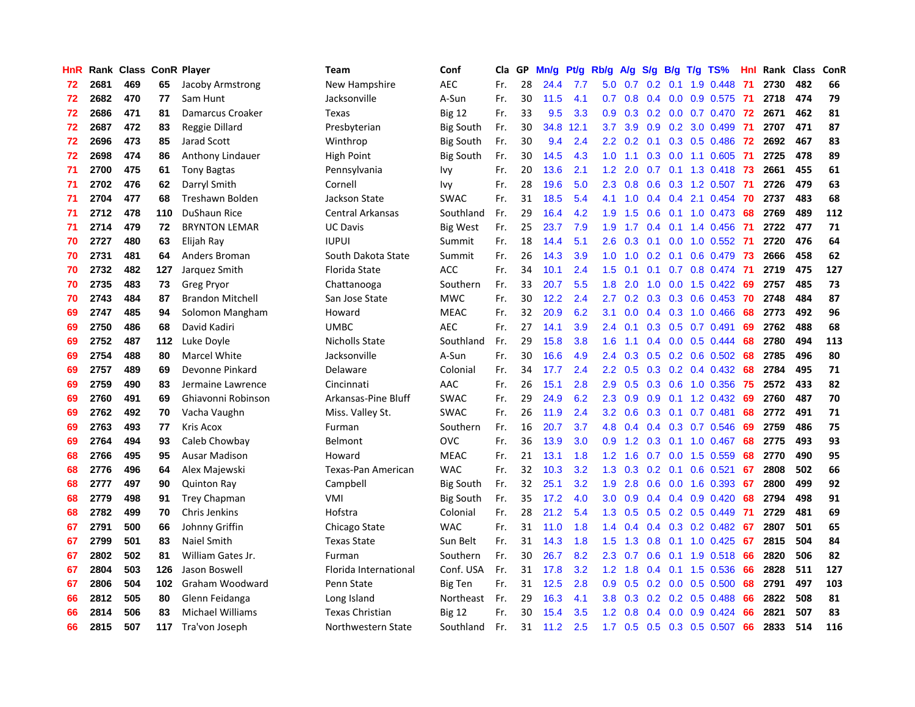| HnR | Rank | Class | ConR | Player | Team | Conf | Cla | GP | Mn/g | Pt/g | Rb/g | A/g | S/g | B/g | T/g | TS% | HnI | Rank | Class | ConR |
|---|---|---|---|---|---|---|---|---|---|---|---|---|---|---|---|---|---|---|---|---|
| 72 | 2681 | 469 | 65 | Jacoby Armstrong | New Hampshire | AEC | Fr. | 28 | 24.4 | 7.7 | 5.0 | 0.7 | 0.2 | 0.1 | 1.9 | 0.448 | 71 | 2730 | 482 | 66 |
| 72 | 2682 | 470 | 77 | Sam Hunt | Jacksonville | A-Sun | Fr. | 30 | 11.5 | 4.1 | 0.7 | 0.8 | 0.4 | 0.0 | 0.9 | 0.575 | 71 | 2718 | 474 | 79 |
| 72 | 2686 | 471 | 81 | Damarcus Croaker | Texas | Big 12 | Fr. | 33 | 9.5 | 3.3 | 0.9 | 0.3 | 0.2 | 0.0 | 0.7 | 0.470 | 72 | 2671 | 462 | 81 |
| 72 | 2687 | 472 | 83 | Reggie Dillard | Presbyterian | Big South | Fr. | 30 | 34.8 | 12.1 | 3.7 | 3.9 | 0.9 | 0.2 | 3.0 | 0.499 | 71 | 2707 | 471 | 87 |
| 72 | 2696 | 473 | 85 | Jarad Scott | Winthrop | Big South | Fr. | 30 | 9.4 | 2.4 | 2.2 | 0.2 | 0.1 | 0.3 | 0.5 | 0.486 | 72 | 2692 | 467 | 83 |
| 72 | 2698 | 474 | 86 | Anthony Lindauer | High Point | Big South | Fr. | 30 | 14.5 | 4.3 | 1.0 | 1.1 | 0.3 | 0.0 | 1.1 | 0.605 | 71 | 2725 | 478 | 89 |
| 71 | 2700 | 475 | 61 | Tony Bagtas | Pennsylvania | Ivy | Fr. | 20 | 13.6 | 2.1 | 1.2 | 2.0 | 0.7 | 0.1 | 1.3 | 0.418 | 73 | 2661 | 455 | 61 |
| 71 | 2702 | 476 | 62 | Darryl Smith | Cornell | Ivy | Fr. | 28 | 19.6 | 5.0 | 2.3 | 0.8 | 0.6 | 0.3 | 1.2 | 0.507 | 71 | 2726 | 479 | 63 |
| 71 | 2704 | 477 | 68 | Treshawn Bolden | Jackson State | SWAC | Fr. | 31 | 18.5 | 5.4 | 4.1 | 1.0 | 0.4 | 0.4 | 2.1 | 0.454 | 70 | 2737 | 483 | 68 |
| 71 | 2712 | 478 | 110 | DuShaun Rice | Central Arkansas | Southland | Fr. | 29 | 16.4 | 4.2 | 1.9 | 1.5 | 0.6 | 0.1 | 1.0 | 0.473 | 68 | 2769 | 489 | 112 |
| 71 | 2714 | 479 | 72 | BRYNTON LEMAR | UC Davis | Big West | Fr. | 25 | 23.7 | 7.9 | 1.9 | 1.7 | 0.4 | 0.1 | 1.4 | 0.456 | 71 | 2722 | 477 | 71 |
| 70 | 2727 | 480 | 63 | Elijah Ray | IUPUI | Summit | Fr. | 18 | 14.4 | 5.1 | 2.6 | 0.3 | 0.1 | 0.0 | 1.0 | 0.552 | 71 | 2720 | 476 | 64 |
| 70 | 2731 | 481 | 64 | Anders Broman | South Dakota State | Summit | Fr. | 26 | 14.3 | 3.9 | 1.0 | 1.0 | 0.2 | 0.1 | 0.6 | 0.479 | 73 | 2666 | 458 | 62 |
| 70 | 2732 | 482 | 127 | Jarquez Smith | Florida State | ACC | Fr. | 34 | 10.1 | 2.4 | 1.5 | 0.1 | 0.1 | 0.7 | 0.8 | 0.474 | 71 | 2719 | 475 | 127 |
| 70 | 2735 | 483 | 73 | Greg Pryor | Chattanooga | Southern | Fr. | 33 | 20.7 | 5.5 | 1.8 | 2.0 | 1.0 | 0.0 | 1.5 | 0.422 | 69 | 2757 | 485 | 73 |
| 70 | 2743 | 484 | 87 | Brandon Mitchell | San Jose State | MWC | Fr. | 30 | 12.2 | 2.4 | 2.7 | 0.2 | 0.3 | 0.3 | 0.6 | 0.453 | 70 | 2748 | 484 | 87 |
| 69 | 2747 | 485 | 94 | Solomon Mangham | Howard | MEAC | Fr. | 32 | 20.9 | 6.2 | 3.1 | 0.0 | 0.4 | 0.3 | 1.0 | 0.466 | 68 | 2773 | 492 | 96 |
| 69 | 2750 | 486 | 68 | David Kadiri | UMBC | AEC | Fr. | 27 | 14.1 | 3.9 | 2.4 | 0.1 | 0.3 | 0.5 | 0.7 | 0.491 | 69 | 2762 | 488 | 68 |
| 69 | 2752 | 487 | 112 | Luke Doyle | Nicholls State | Southland | Fr. | 29 | 15.8 | 3.8 | 1.6 | 1.1 | 0.4 | 0.0 | 0.5 | 0.444 | 68 | 2780 | 494 | 113 |
| 69 | 2754 | 488 | 80 | Marcel White | Jacksonville | A-Sun | Fr. | 30 | 16.6 | 4.9 | 2.4 | 0.3 | 0.5 | 0.2 | 0.6 | 0.502 | 68 | 2785 | 496 | 80 |
| 69 | 2757 | 489 | 69 | Devonne Pinkard | Delaware | Colonial | Fr. | 34 | 17.7 | 2.4 | 2.2 | 0.5 | 0.3 | 0.2 | 0.4 | 0.432 | 68 | 2784 | 495 | 71 |
| 69 | 2759 | 490 | 83 | Jermaine Lawrence | Cincinnati | AAC | Fr. | 26 | 15.1 | 2.8 | 2.9 | 0.5 | 0.3 | 0.6 | 1.0 | 0.356 | 75 | 2572 | 433 | 82 |
| 69 | 2760 | 491 | 69 | Ghiavonni Robinson | Arkansas-Pine Bluff | SWAC | Fr. | 29 | 24.9 | 6.2 | 2.3 | 0.9 | 0.9 | 0.1 | 1.2 | 0.432 | 69 | 2760 | 487 | 70 |
| 69 | 2762 | 492 | 70 | Vacha Vaughn | Miss. Valley St. | SWAC | Fr. | 26 | 11.9 | 2.4 | 3.2 | 0.6 | 0.3 | 0.1 | 0.7 | 0.481 | 68 | 2772 | 491 | 71 |
| 69 | 2763 | 493 | 77 | Kris Acox | Furman | Southern | Fr. | 16 | 20.7 | 3.7 | 4.8 | 0.4 | 0.4 | 0.3 | 0.7 | 0.546 | 69 | 2759 | 486 | 75 |
| 69 | 2764 | 494 | 93 | Caleb Chowbay | Belmont | OVC | Fr. | 36 | 13.9 | 3.0 | 0.9 | 1.2 | 0.3 | 0.1 | 1.0 | 0.467 | 68 | 2775 | 493 | 93 |
| 68 | 2766 | 495 | 95 | Ausar Madison | Howard | MEAC | Fr. | 21 | 13.1 | 1.8 | 1.2 | 1.6 | 0.7 | 0.0 | 1.5 | 0.559 | 68 | 2770 | 490 | 95 |
| 68 | 2776 | 496 | 64 | Alex Majewski | Texas-Pan American | WAC | Fr. | 32 | 10.3 | 3.2 | 1.3 | 0.3 | 0.2 | 0.1 | 0.6 | 0.521 | 67 | 2808 | 502 | 66 |
| 68 | 2777 | 497 | 90 | Quinton Ray | Campbell | Big South | Fr. | 32 | 25.1 | 3.2 | 1.9 | 2.8 | 0.6 | 0.0 | 1.6 | 0.393 | 67 | 2800 | 499 | 92 |
| 68 | 2779 | 498 | 91 | Trey Chapman | VMI | Big South | Fr. | 35 | 17.2 | 4.0 | 3.0 | 0.9 | 0.4 | 0.4 | 0.9 | 0.420 | 68 | 2794 | 498 | 91 |
| 68 | 2782 | 499 | 70 | Chris Jenkins | Hofstra | Colonial | Fr. | 28 | 21.2 | 5.4 | 1.3 | 0.5 | 0.5 | 0.2 | 0.5 | 0.449 | 71 | 2729 | 481 | 69 |
| 67 | 2791 | 500 | 66 | Johnny Griffin | Chicago State | WAC | Fr. | 31 | 11.0 | 1.8 | 1.4 | 0.4 | 0.4 | 0.3 | 0.2 | 0.482 | 67 | 2807 | 501 | 65 |
| 67 | 2799 | 501 | 83 | Naiel Smith | Texas State | Sun Belt | Fr. | 31 | 14.3 | 1.8 | 1.5 | 1.3 | 0.8 | 0.1 | 1.0 | 0.425 | 67 | 2815 | 504 | 84 |
| 67 | 2802 | 502 | 81 | William Gates Jr. | Furman | Southern | Fr. | 30 | 26.7 | 8.2 | 2.3 | 0.7 | 0.6 | 0.1 | 1.9 | 0.518 | 66 | 2820 | 506 | 82 |
| 67 | 2804 | 503 | 126 | Jason Boswell | Florida International | Conf. USA | Fr. | 31 | 17.8 | 3.2 | 1.2 | 1.8 | 0.4 | 0.1 | 1.5 | 0.536 | 66 | 2828 | 511 | 127 |
| 67 | 2806 | 504 | 102 | Graham Woodward | Penn State | Big Ten | Fr. | 31 | 12.5 | 2.8 | 0.9 | 0.5 | 0.2 | 0.0 | 0.5 | 0.500 | 68 | 2791 | 497 | 103 |
| 66 | 2812 | 505 | 80 | Glenn Feidanga | Long Island | Northeast | Fr. | 29 | 16.3 | 4.1 | 3.8 | 0.3 | 0.2 | 0.2 | 0.5 | 0.488 | 66 | 2822 | 508 | 81 |
| 66 | 2814 | 506 | 83 | Michael Williams | Texas Christian | Big 12 | Fr. | 30 | 15.4 | 3.5 | 1.2 | 0.8 | 0.4 | 0.0 | 0.9 | 0.424 | 66 | 2821 | 507 | 83 |
| 66 | 2815 | 507 | 117 | Tra'von Joseph | Northwestern State | Southland | Fr. | 31 | 11.2 | 2.5 | 1.7 | 0.5 | 0.5 | 0.3 | 0.5 | 0.507 | 66 | 2833 | 514 | 116 |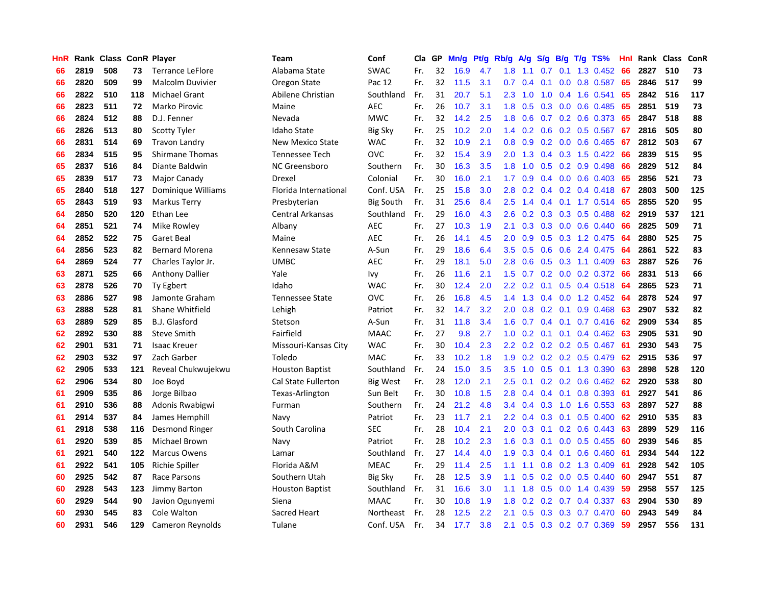| HnR | Rank | Class | ConR | Player | Team | Conf | Cla | GP | Mn/g | Pt/g | Rb/g | A/g | S/g | B/g | T/g | TS% | HnI | Rank | Class | ConR |
|---|---|---|---|---|---|---|---|---|---|---|---|---|---|---|---|---|---|---|---|---|
| 66 | 2819 | 508 | 73 | Terrance LeFlore | Alabama State | SWAC | Fr. | 32 | 16.9 | 4.7 | 1.8 | 1.1 | 0.7 | 0.1 | 1.3 | 0.452 | 66 | 2827 | 510 | 73 |
| 66 | 2820 | 509 | 99 | Malcolm Duvivier | Oregon State | Pac 12 | Fr. | 32 | 11.5 | 3.1 | 0.7 | 0.4 | 0.1 | 0.0 | 0.8 | 0.587 | 65 | 2846 | 517 | 99 |
| 66 | 2822 | 510 | 118 | Michael Grant | Abilene Christian | Southland | Fr. | 31 | 20.7 | 5.1 | 2.3 | 1.0 | 1.0 | 0.4 | 1.6 | 0.541 | 65 | 2842 | 516 | 117 |
| 66 | 2823 | 511 | 72 | Marko Pirovic | Maine | AEC | Fr. | 26 | 10.7 | 3.1 | 1.8 | 0.5 | 0.3 | 0.0 | 0.6 | 0.485 | 65 | 2851 | 519 | 73 |
| 66 | 2824 | 512 | 88 | D.J. Fenner | Nevada | MWC | Fr. | 32 | 14.2 | 2.5 | 1.8 | 0.6 | 0.7 | 0.2 | 0.6 | 0.373 | 65 | 2847 | 518 | 88 |
| 66 | 2826 | 513 | 80 | Scotty Tyler | Idaho State | Big Sky | Fr. | 25 | 10.2 | 2.0 | 1.4 | 0.2 | 0.6 | 0.2 | 0.5 | 0.567 | 67 | 2816 | 505 | 80 |
| 66 | 2831 | 514 | 69 | Travon Landry | New Mexico State | WAC | Fr. | 32 | 10.9 | 2.1 | 0.8 | 0.9 | 0.2 | 0.0 | 0.6 | 0.465 | 67 | 2812 | 503 | 67 |
| 66 | 2834 | 515 | 95 | Shirmane Thomas | Tennessee Tech | OVC | Fr. | 32 | 15.4 | 3.9 | 2.0 | 1.3 | 0.4 | 0.3 | 1.5 | 0.422 | 66 | 2839 | 515 | 95 |
| 65 | 2837 | 516 | 84 | Diante Baldwin | NC Greensboro | Southern | Fr. | 30 | 16.3 | 3.5 | 1.8 | 1.0 | 0.5 | 0.2 | 0.9 | 0.498 | 66 | 2829 | 512 | 84 |
| 65 | 2839 | 517 | 73 | Major Canady | Drexel | Colonial | Fr. | 30 | 16.0 | 2.1 | 1.7 | 0.9 | 0.4 | 0.0 | 0.6 | 0.403 | 65 | 2856 | 521 | 73 |
| 65 | 2840 | 518 | 127 | Dominique Williams | Florida International | Conf. USA | Fr. | 25 | 15.8 | 3.0 | 2.8 | 0.2 | 0.4 | 0.2 | 0.4 | 0.418 | 67 | 2803 | 500 | 125 |
| 65 | 2843 | 519 | 93 | Markus Terry | Presbyterian | Big South | Fr. | 31 | 25.6 | 8.4 | 2.5 | 1.4 | 0.4 | 0.1 | 1.7 | 0.514 | 65 | 2855 | 520 | 95 |
| 64 | 2850 | 520 | 120 | Ethan Lee | Central Arkansas | Southland | Fr. | 29 | 16.0 | 4.3 | 2.6 | 0.2 | 0.3 | 0.3 | 0.5 | 0.488 | 62 | 2919 | 537 | 121 |
| 64 | 2851 | 521 | 74 | Mike Rowley | Albany | AEC | Fr. | 27 | 10.3 | 1.9 | 2.1 | 0.3 | 0.3 | 0.0 | 0.6 | 0.440 | 66 | 2825 | 509 | 71 |
| 64 | 2852 | 522 | 75 | Garet Beal | Maine | AEC | Fr. | 26 | 14.1 | 4.5 | 2.0 | 0.9 | 0.5 | 0.3 | 1.2 | 0.475 | 64 | 2880 | 525 | 75 |
| 64 | 2856 | 523 | 82 | Bernard Morena | Kennesaw State | A-Sun | Fr. | 29 | 18.6 | 6.4 | 3.5 | 0.5 | 0.6 | 0.6 | 2.4 | 0.475 | 64 | 2861 | 522 | 83 |
| 64 | 2869 | 524 | 77 | Charles Taylor Jr. | UMBC | AEC | Fr. | 29 | 18.1 | 5.0 | 2.8 | 0.6 | 0.5 | 0.3 | 1.1 | 0.409 | 63 | 2887 | 526 | 76 |
| 63 | 2871 | 525 | 66 | Anthony Dallier | Yale | Ivy | Fr. | 26 | 11.6 | 2.1 | 1.5 | 0.7 | 0.2 | 0.0 | 0.2 | 0.372 | 66 | 2831 | 513 | 66 |
| 63 | 2878 | 526 | 70 | Ty Egbert | Idaho | WAC | Fr. | 30 | 12.4 | 2.0 | 2.2 | 0.2 | 0.1 | 0.5 | 0.4 | 0.518 | 64 | 2865 | 523 | 71 |
| 63 | 2886 | 527 | 98 | Jamonte Graham | Tennessee State | OVC | Fr. | 26 | 16.8 | 4.5 | 1.4 | 1.3 | 0.4 | 0.0 | 1.2 | 0.452 | 64 | 2878 | 524 | 97 |
| 63 | 2888 | 528 | 81 | Shane Whitfield | Lehigh | Patriot | Fr. | 32 | 14.7 | 3.2 | 2.0 | 0.8 | 0.2 | 0.1 | 0.9 | 0.468 | 63 | 2907 | 532 | 82 |
| 63 | 2889 | 529 | 85 | B.J. Glasford | Stetson | A-Sun | Fr. | 31 | 11.8 | 3.4 | 1.6 | 0.7 | 0.4 | 0.1 | 0.7 | 0.416 | 62 | 2909 | 534 | 85 |
| 62 | 2892 | 530 | 88 | Steve Smith | Fairfield | MAAC | Fr. | 27 | 9.8 | 2.7 | 1.0 | 0.2 | 0.1 | 0.1 | 0.4 | 0.462 | 63 | 2905 | 531 | 90 |
| 62 | 2901 | 531 | 71 | Isaac Kreuer | Missouri-Kansas City | WAC | Fr. | 30 | 10.4 | 2.3 | 2.2 | 0.2 | 0.2 | 0.2 | 0.5 | 0.467 | 61 | 2930 | 543 | 75 |
| 62 | 2903 | 532 | 97 | Zach Garber | Toledo | MAC | Fr. | 33 | 10.2 | 1.8 | 1.9 | 0.2 | 0.2 | 0.2 | 0.5 | 0.479 | 62 | 2915 | 536 | 97 |
| 62 | 2905 | 533 | 121 | Reveal Chukwujekwu | Houston Baptist | Southland | Fr. | 24 | 15.0 | 3.5 | 3.5 | 1.0 | 0.5 | 0.1 | 1.3 | 0.390 | 63 | 2898 | 528 | 120 |
| 62 | 2906 | 534 | 80 | Joe Boyd | Cal State Fullerton | Big West | Fr. | 28 | 12.0 | 2.1 | 2.5 | 0.1 | 0.2 | 0.2 | 0.6 | 0.462 | 62 | 2920 | 538 | 80 |
| 61 | 2909 | 535 | 86 | Jorge Bilbao | Texas-Arlington | Sun Belt | Fr. | 30 | 10.8 | 1.5 | 2.8 | 0.4 | 0.4 | 0.1 | 0.8 | 0.393 | 61 | 2927 | 541 | 86 |
| 61 | 2910 | 536 | 88 | Adonis Rwabigwi | Furman | Southern | Fr. | 24 | 21.2 | 4.8 | 3.4 | 0.4 | 0.3 | 1.0 | 1.6 | 0.553 | 63 | 2897 | 527 | 88 |
| 61 | 2914 | 537 | 84 | James Hemphill | Navy | Patriot | Fr. | 23 | 11.7 | 2.1 | 2.2 | 0.4 | 0.3 | 0.1 | 0.5 | 0.400 | 62 | 2910 | 535 | 83 |
| 61 | 2918 | 538 | 116 | Desmond Ringer | South Carolina | SEC | Fr. | 28 | 10.4 | 2.1 | 2.0 | 0.3 | 0.1 | 0.2 | 0.6 | 0.443 | 63 | 2899 | 529 | 116 |
| 61 | 2920 | 539 | 85 | Michael Brown | Navy | Patriot | Fr. | 28 | 10.2 | 2.3 | 1.6 | 0.3 | 0.1 | 0.0 | 0.5 | 0.455 | 60 | 2939 | 546 | 85 |
| 61 | 2921 | 540 | 122 | Marcus Owens | Lamar | Southland | Fr. | 27 | 14.4 | 4.0 | 1.9 | 0.3 | 0.4 | 0.1 | 0.6 | 0.460 | 61 | 2934 | 544 | 122 |
| 61 | 2922 | 541 | 105 | Richie Spiller | Florida A&M | MEAC | Fr. | 29 | 11.4 | 2.5 | 1.1 | 1.1 | 0.8 | 0.2 | 1.3 | 0.409 | 61 | 2928 | 542 | 105 |
| 60 | 2925 | 542 | 87 | Race Parsons | Southern Utah | Big Sky | Fr. | 28 | 12.5 | 3.9 | 1.1 | 0.5 | 0.2 | 0.0 | 0.5 | 0.440 | 60 | 2947 | 551 | 87 |
| 60 | 2928 | 543 | 123 | Jimmy Barton | Houston Baptist | Southland | Fr. | 31 | 16.6 | 3.0 | 1.1 | 1.8 | 0.5 | 0.0 | 1.4 | 0.439 | 59 | 2958 | 557 | 125 |
| 60 | 2929 | 544 | 90 | Javion Ogunyemi | Siena | MAAC | Fr. | 30 | 10.8 | 1.9 | 1.8 | 0.2 | 0.2 | 0.7 | 0.4 | 0.337 | 63 | 2904 | 530 | 89 |
| 60 | 2930 | 545 | 83 | Cole Walton | Sacred Heart | Northeast | Fr. | 28 | 12.5 | 2.2 | 2.1 | 0.5 | 0.3 | 0.3 | 0.7 | 0.470 | 60 | 2943 | 549 | 84 |
| 60 | 2931 | 546 | 129 | Cameron Reynolds | Tulane | Conf. USA | Fr. | 34 | 17.7 | 3.8 | 2.1 | 0.5 | 0.3 | 0.2 | 0.7 | 0.369 | 59 | 2957 | 556 | 131 |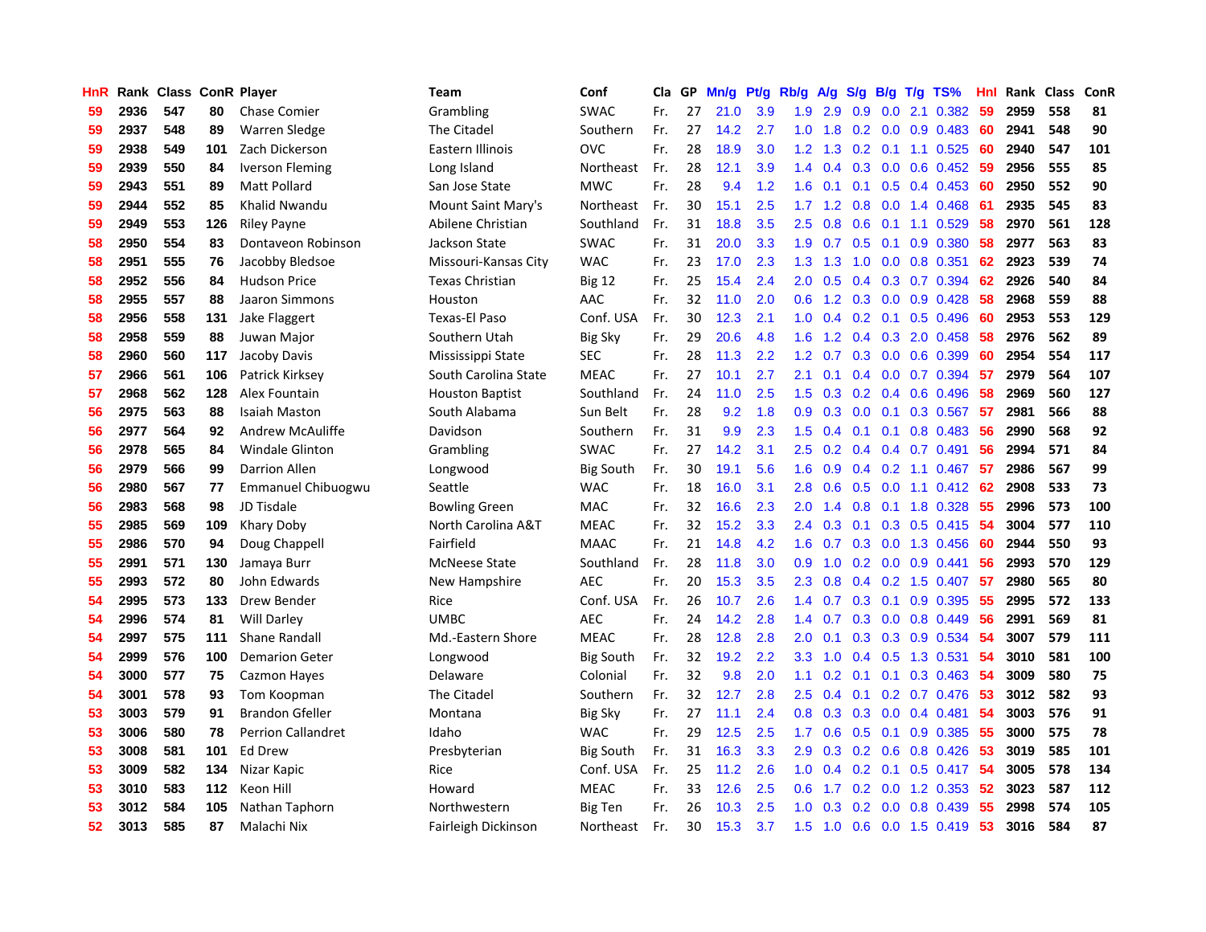| HnR | Rank | Class | ConR | Player | Team | Conf | Cla | GP | Mn/g | Pt/g | Rb/g | A/g | S/g | B/g | T/g | TS% | HnI | Rank | Class | ConR |
|---|---|---|---|---|---|---|---|---|---|---|---|---|---|---|---|---|---|---|---|---|
| 59 | 2936 | 547 | 80 | Chase Comier | Grambling | SWAC | Fr. | 27 | 21.0 | 3.9 | 1.9 | 2.9 | 0.9 | 0.0 | 2.1 | 0.382 | 59 | 2959 | 558 | 81 |
| 59 | 2937 | 548 | 89 | Warren Sledge | The Citadel | Southern | Fr. | 27 | 14.2 | 2.7 | 1.0 | 1.8 | 0.2 | 0.0 | 0.9 | 0.483 | 60 | 2941 | 548 | 90 |
| 59 | 2938 | 549 | 101 | Zach Dickerson | Eastern Illinois | OVC | Fr. | 28 | 18.9 | 3.0 | 1.2 | 1.3 | 0.2 | 0.1 | 1.1 | 0.525 | 60 | 2940 | 547 | 101 |
| 59 | 2939 | 550 | 84 | Iverson Fleming | Long Island | Northeast | Fr. | 28 | 12.1 | 3.9 | 1.4 | 0.4 | 0.3 | 0.0 | 0.6 | 0.452 | 59 | 2956 | 555 | 85 |
| 59 | 2943 | 551 | 89 | Matt Pollard | San Jose State | MWC | Fr. | 28 | 9.4 | 1.2 | 1.6 | 0.1 | 0.1 | 0.5 | 0.4 | 0.453 | 60 | 2950 | 552 | 90 |
| 59 | 2944 | 552 | 85 | Khalid Nwandu | Mount Saint Mary's | Northeast | Fr. | 30 | 15.1 | 2.5 | 1.7 | 1.2 | 0.8 | 0.0 | 1.4 | 0.468 | 61 | 2935 | 545 | 83 |
| 59 | 2949 | 553 | 126 | Riley Payne | Abilene Christian | Southland | Fr. | 31 | 18.8 | 3.5 | 2.5 | 0.8 | 0.6 | 0.1 | 1.1 | 0.529 | 58 | 2970 | 561 | 128 |
| 58 | 2950 | 554 | 83 | Dontaveon Robinson | Jackson State | SWAC | Fr. | 31 | 20.0 | 3.3 | 1.9 | 0.7 | 0.5 | 0.1 | 0.9 | 0.380 | 58 | 2977 | 563 | 83 |
| 58 | 2951 | 555 | 76 | Jacobby Bledsoe | Missouri-Kansas City | WAC | Fr. | 23 | 17.0 | 2.3 | 1.3 | 1.3 | 1.0 | 0.0 | 0.8 | 0.351 | 62 | 2923 | 539 | 74 |
| 58 | 2952 | 556 | 84 | Hudson Price | Texas Christian | Big 12 | Fr. | 25 | 15.4 | 2.4 | 2.0 | 0.5 | 0.4 | 0.3 | 0.7 | 0.394 | 62 | 2926 | 540 | 84 |
| 58 | 2955 | 557 | 88 | Jaaron Simmons | Houston | AAC | Fr. | 32 | 11.0 | 2.0 | 0.6 | 1.2 | 0.3 | 0.0 | 0.9 | 0.428 | 58 | 2968 | 559 | 88 |
| 58 | 2956 | 558 | 131 | Jake Flaggert | Texas-El Paso | Conf. USA | Fr. | 30 | 12.3 | 2.1 | 1.0 | 0.4 | 0.2 | 0.1 | 0.5 | 0.496 | 60 | 2953 | 553 | 129 |
| 58 | 2958 | 559 | 88 | Juwan Major | Southern Utah | Big Sky | Fr. | 29 | 20.6 | 4.8 | 1.6 | 1.2 | 0.4 | 0.3 | 2.0 | 0.458 | 58 | 2976 | 562 | 89 |
| 58 | 2960 | 560 | 117 | Jacoby Davis | Mississippi State | SEC | Fr. | 28 | 11.3 | 2.2 | 1.2 | 0.7 | 0.3 | 0.0 | 0.6 | 0.399 | 60 | 2954 | 554 | 117 |
| 57 | 2966 | 561 | 106 | Patrick Kirksey | South Carolina State | MEAC | Fr. | 27 | 10.1 | 2.7 | 2.1 | 0.1 | 0.4 | 0.0 | 0.7 | 0.394 | 57 | 2979 | 564 | 107 |
| 57 | 2968 | 562 | 128 | Alex Fountain | Houston Baptist | Southland | Fr. | 24 | 11.0 | 2.5 | 1.5 | 0.3 | 0.2 | 0.4 | 0.6 | 0.496 | 58 | 2969 | 560 | 127 |
| 56 | 2975 | 563 | 88 | Isaiah Maston | South Alabama | Sun Belt | Fr. | 28 | 9.2 | 1.8 | 0.9 | 0.3 | 0.0 | 0.1 | 0.3 | 0.567 | 57 | 2981 | 566 | 88 |
| 56 | 2977 | 564 | 92 | Andrew McAuliffe | Davidson | Southern | Fr. | 31 | 9.9 | 2.3 | 1.5 | 0.4 | 0.1 | 0.1 | 0.8 | 0.483 | 56 | 2990 | 568 | 92 |
| 56 | 2978 | 565 | 84 | Windale Glinton | Grambling | SWAC | Fr. | 27 | 14.2 | 3.1 | 2.5 | 0.2 | 0.4 | 0.4 | 0.7 | 0.491 | 56 | 2994 | 571 | 84 |
| 56 | 2979 | 566 | 99 | Darrion Allen | Longwood | Big South | Fr. | 30 | 19.1 | 5.6 | 1.6 | 0.9 | 0.4 | 0.2 | 1.1 | 0.467 | 57 | 2986 | 567 | 99 |
| 56 | 2980 | 567 | 77 | Emmanuel Chibuogwu | Seattle | WAC | Fr. | 18 | 16.0 | 3.1 | 2.8 | 0.6 | 0.5 | 0.0 | 1.1 | 0.412 | 62 | 2908 | 533 | 73 |
| 56 | 2983 | 568 | 98 | JD Tisdale | Bowling Green | MAC | Fr. | 32 | 16.6 | 2.3 | 2.0 | 1.4 | 0.8 | 0.1 | 1.8 | 0.328 | 55 | 2996 | 573 | 100 |
| 55 | 2985 | 569 | 109 | Khary Doby | North Carolina A&T | MEAC | Fr. | 32 | 15.2 | 3.3 | 2.4 | 0.3 | 0.1 | 0.3 | 0.5 | 0.415 | 54 | 3004 | 577 | 110 |
| 55 | 2986 | 570 | 94 | Doug Chappell | Fairfield | MAAC | Fr. | 21 | 14.8 | 4.2 | 1.6 | 0.7 | 0.3 | 0.0 | 1.3 | 0.456 | 60 | 2944 | 550 | 93 |
| 55 | 2991 | 571 | 130 | Jamaya Burr | McNeese State | Southland | Fr. | 28 | 11.8 | 3.0 | 0.9 | 1.0 | 0.2 | 0.0 | 0.9 | 0.441 | 56 | 2993 | 570 | 129 |
| 55 | 2993 | 572 | 80 | John Edwards | New Hampshire | AEC | Fr. | 20 | 15.3 | 3.5 | 2.3 | 0.8 | 0.4 | 0.2 | 1.5 | 0.407 | 57 | 2980 | 565 | 80 |
| 54 | 2995 | 573 | 133 | Drew Bender | Rice | Conf. USA | Fr. | 26 | 10.7 | 2.6 | 1.4 | 0.7 | 0.3 | 0.1 | 0.9 | 0.395 | 55 | 2995 | 572 | 133 |
| 54 | 2996 | 574 | 81 | Will Darley | UMBC | AEC | Fr. | 24 | 14.2 | 2.8 | 1.4 | 0.7 | 0.3 | 0.0 | 0.8 | 0.449 | 56 | 2991 | 569 | 81 |
| 54 | 2997 | 575 | 111 | Shane Randall | Md.-Eastern Shore | MEAC | Fr. | 28 | 12.8 | 2.8 | 2.0 | 0.1 | 0.3 | 0.3 | 0.9 | 0.534 | 54 | 3007 | 579 | 111 |
| 54 | 2999 | 576 | 100 | Demarion Geter | Longwood | Big South | Fr. | 32 | 19.2 | 2.2 | 3.3 | 1.0 | 0.4 | 0.5 | 1.3 | 0.531 | 54 | 3010 | 581 | 100 |
| 54 | 3000 | 577 | 75 | Cazmon Hayes | Delaware | Colonial | Fr. | 32 | 9.8 | 2.0 | 1.1 | 0.2 | 0.1 | 0.1 | 0.3 | 0.463 | 54 | 3009 | 580 | 75 |
| 54 | 3001 | 578 | 93 | Tom Koopman | The Citadel | Southern | Fr. | 32 | 12.7 | 2.8 | 2.5 | 0.4 | 0.1 | 0.2 | 0.7 | 0.476 | 53 | 3012 | 582 | 93 |
| 53 | 3003 | 579 | 91 | Brandon Gfeller | Montana | Big Sky | Fr. | 27 | 11.1 | 2.4 | 0.8 | 0.3 | 0.3 | 0.0 | 0.4 | 0.481 | 54 | 3003 | 576 | 91 |
| 53 | 3006 | 580 | 78 | Perrion Callandret | Idaho | WAC | Fr. | 29 | 12.5 | 2.5 | 1.7 | 0.6 | 0.5 | 0.1 | 0.9 | 0.385 | 55 | 3000 | 575 | 78 |
| 53 | 3008 | 581 | 101 | Ed Drew | Presbyterian | Big South | Fr. | 31 | 16.3 | 3.3 | 2.9 | 0.3 | 0.2 | 0.6 | 0.8 | 0.426 | 53 | 3019 | 585 | 101 |
| 53 | 3009 | 582 | 134 | Nizar Kapic | Rice | Conf. USA | Fr. | 25 | 11.2 | 2.6 | 1.0 | 0.4 | 0.2 | 0.1 | 0.5 | 0.417 | 54 | 3005 | 578 | 134 |
| 53 | 3010 | 583 | 112 | Keon Hill | Howard | MEAC | Fr. | 33 | 12.6 | 2.5 | 0.6 | 1.7 | 0.2 | 0.0 | 1.2 | 0.353 | 52 | 3023 | 587 | 112 |
| 53 | 3012 | 584 | 105 | Nathan Taphorn | Northwestern | Big Ten | Fr. | 26 | 10.3 | 2.5 | 1.0 | 0.3 | 0.2 | 0.0 | 0.8 | 0.439 | 55 | 2998 | 574 | 105 |
| 52 | 3013 | 585 | 87 | Malachi Nix | Fairleigh Dickinson | Northeast | Fr. | 30 | 15.3 | 3.7 | 1.5 | 1.0 | 0.6 | 0.0 | 1.5 | 0.419 | 53 | 3016 | 584 | 87 |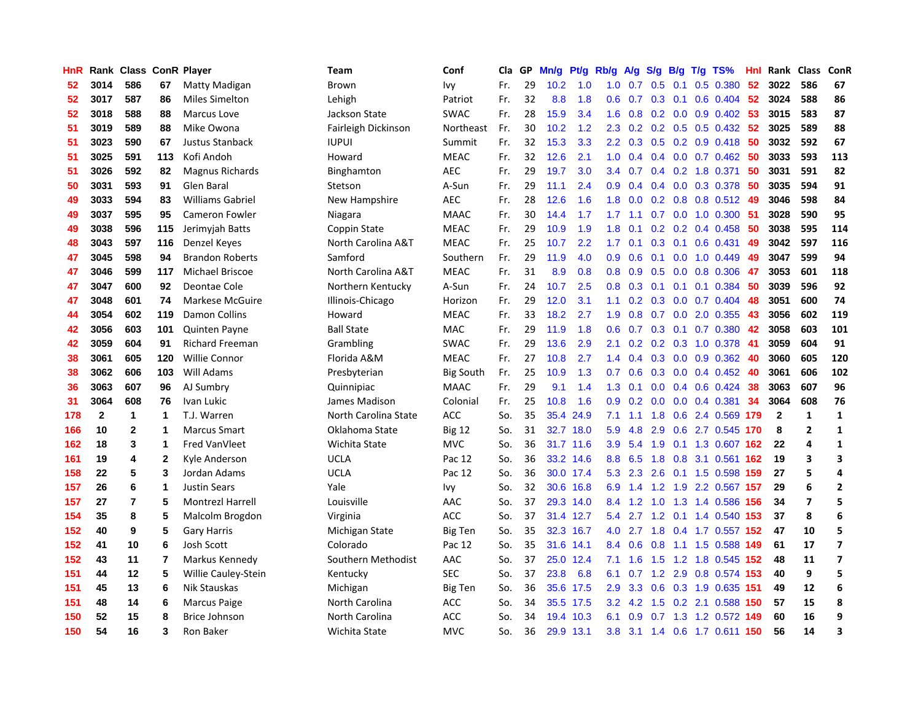| HnR | Rank | Class | ConR | Player | Team | Conf | Cla | GP | Mn/g | Pt/g | Rb/g | A/g | S/g | B/g | T/g | TS% | HnI | Rank | Class | ConR |
|---|---|---|---|---|---|---|---|---|---|---|---|---|---|---|---|---|---|---|---|---|
| 52 | 3014 | 586 | 67 | Matty Madigan | Brown | Ivy | Fr. | 29 | 10.2 | 1.0 | 1.0 | 0.7 | 0.5 | 0.1 | 0.5 | 0.380 | 52 | 3022 | 586 | 67 |
| 52 | 3017 | 587 | 86 | Miles Simelton | Lehigh | Patriot | Fr. | 32 | 8.8 | 1.8 | 0.6 | 0.7 | 0.3 | 0.1 | 0.6 | 0.404 | 52 | 3024 | 588 | 86 |
| 52 | 3018 | 588 | 88 | Marcus Love | Jackson State | SWAC | Fr. | 28 | 15.9 | 3.4 | 1.6 | 0.8 | 0.2 | 0.0 | 0.9 | 0.402 | 53 | 3015 | 583 | 87 |
| 51 | 3019 | 589 | 88 | Mike Owona | Fairleigh Dickinson | Northeast | Fr. | 30 | 10.2 | 1.2 | 2.3 | 0.2 | 0.2 | 0.5 | 0.5 | 0.432 | 52 | 3025 | 589 | 88 |
| 51 | 3023 | 590 | 67 | Justus Stanback | IUPUI | Summit | Fr. | 32 | 15.3 | 3.3 | 2.2 | 0.3 | 0.5 | 0.2 | 0.9 | 0.418 | 50 | 3032 | 592 | 67 |
| 51 | 3025 | 591 | 113 | Kofi Andoh | Howard | MEAC | Fr. | 32 | 12.6 | 2.1 | 1.0 | 0.4 | 0.4 | 0.0 | 0.7 | 0.462 | 50 | 3033 | 593 | 113 |
| 51 | 3026 | 592 | 82 | Magnus Richards | Binghamton | AEC | Fr. | 29 | 19.7 | 3.0 | 3.4 | 0.7 | 0.4 | 0.2 | 1.8 | 0.371 | 50 | 3031 | 591 | 82 |
| 50 | 3031 | 593 | 91 | Glen Baral | Stetson | A-Sun | Fr. | 29 | 11.1 | 2.4 | 0.9 | 0.4 | 0.4 | 0.0 | 0.3 | 0.378 | 50 | 3035 | 594 | 91 |
| 49 | 3033 | 594 | 83 | Williams Gabriel | New Hampshire | AEC | Fr. | 28 | 12.6 | 1.6 | 1.8 | 0.0 | 0.2 | 0.8 | 0.8 | 0.512 | 49 | 3046 | 598 | 84 |
| 49 | 3037 | 595 | 95 | Cameron Fowler | Niagara | MAAC | Fr. | 30 | 14.4 | 1.7 | 1.7 | 1.1 | 0.7 | 0.0 | 1.0 | 0.300 | 51 | 3028 | 590 | 95 |
| 49 | 3038 | 596 | 115 | Jerimyjah Batts | Coppin State | MEAC | Fr. | 29 | 10.9 | 1.9 | 1.8 | 0.1 | 0.2 | 0.2 | 0.4 | 0.458 | 50 | 3038 | 595 | 114 |
| 48 | 3043 | 597 | 116 | Denzel Keyes | North Carolina A&T | MEAC | Fr. | 25 | 10.7 | 2.2 | 1.7 | 0.1 | 0.3 | 0.1 | 0.6 | 0.431 | 49 | 3042 | 597 | 116 |
| 47 | 3045 | 598 | 94 | Brandon Roberts | Samford | Southern | Fr. | 29 | 11.9 | 4.0 | 0.9 | 0.6 | 0.1 | 0.0 | 1.0 | 0.449 | 49 | 3047 | 599 | 94 |
| 47 | 3046 | 599 | 117 | Michael Briscoe | North Carolina A&T | MEAC | Fr. | 31 | 8.9 | 0.8 | 0.8 | 0.9 | 0.5 | 0.0 | 0.8 | 0.306 | 47 | 3053 | 601 | 118 |
| 47 | 3047 | 600 | 92 | Deontae Cole | Northern Kentucky | A-Sun | Fr. | 24 | 10.7 | 2.5 | 0.8 | 0.3 | 0.1 | 0.1 | 0.1 | 0.384 | 50 | 3039 | 596 | 92 |
| 47 | 3048 | 601 | 74 | Markese McGuire | Illinois-Chicago | Horizon | Fr. | 29 | 12.0 | 3.1 | 1.1 | 0.2 | 0.3 | 0.0 | 0.7 | 0.404 | 48 | 3051 | 600 | 74 |
| 44 | 3054 | 602 | 119 | Damon Collins | Howard | MEAC | Fr. | 33 | 18.2 | 2.7 | 1.9 | 0.8 | 0.7 | 0.0 | 2.0 | 0.355 | 43 | 3056 | 602 | 119 |
| 42 | 3056 | 603 | 101 | Quinten Payne | Ball State | MAC | Fr. | 29 | 11.9 | 1.8 | 0.6 | 0.7 | 0.3 | 0.1 | 0.7 | 0.380 | 42 | 3058 | 603 | 101 |
| 42 | 3059 | 604 | 91 | Richard Freeman | Grambling | SWAC | Fr. | 29 | 13.6 | 2.9 | 2.1 | 0.2 | 0.2 | 0.3 | 1.0 | 0.378 | 41 | 3059 | 604 | 91 |
| 38 | 3061 | 605 | 120 | Willie Connor | Florida A&M | MEAC | Fr. | 27 | 10.8 | 2.7 | 1.4 | 0.4 | 0.3 | 0.0 | 0.9 | 0.362 | 40 | 3060 | 605 | 120 |
| 38 | 3062 | 606 | 103 | Will Adams | Presbyterian | Big South | Fr. | 25 | 10.9 | 1.3 | 0.7 | 0.6 | 0.3 | 0.0 | 0.4 | 0.452 | 40 | 3061 | 606 | 102 |
| 36 | 3063 | 607 | 96 | AJ Sumbry | Quinnipiac | MAAC | Fr. | 29 | 9.1 | 1.4 | 1.3 | 0.1 | 0.0 | 0.4 | 0.6 | 0.424 | 38 | 3063 | 607 | 96 |
| 31 | 3064 | 608 | 76 | Ivan Lukic | James Madison | Colonial | Fr. | 25 | 10.8 | 1.6 | 0.9 | 0.2 | 0.0 | 0.0 | 0.4 | 0.381 | 34 | 3064 | 608 | 76 |
| 178 | 2 | 1 | 1 | T.J. Warren | North Carolina State | ACC | So. | 35 | 35.4 | 24.9 | 7.1 | 1.1 | 1.8 | 0.6 | 2.4 | 0.569 | 179 | 2 | 1 | 1 |
| 166 | 10 | 2 | 1 | Marcus Smart | Oklahoma State | Big 12 | So. | 31 | 32.7 | 18.0 | 5.9 | 4.8 | 2.9 | 0.6 | 2.7 | 0.545 | 170 | 8 | 2 | 1 |
| 162 | 18 | 3 | 1 | Fred VanVleet | Wichita State | MVC | So. | 36 | 31.7 | 11.6 | 3.9 | 5.4 | 1.9 | 0.1 | 1.3 | 0.607 | 162 | 22 | 4 | 1 |
| 161 | 19 | 4 | 2 | Kyle Anderson | UCLA | Pac 12 | So. | 36 | 33.2 | 14.6 | 8.8 | 6.5 | 1.8 | 0.8 | 3.1 | 0.561 | 162 | 19 | 3 | 3 |
| 158 | 22 | 5 | 3 | Jordan Adams | UCLA | Pac 12 | So. | 36 | 30.0 | 17.4 | 5.3 | 2.3 | 2.6 | 0.1 | 1.5 | 0.598 | 159 | 27 | 5 | 4 |
| 157 | 26 | 6 | 1 | Justin Sears | Yale | Ivy | So. | 32 | 30.6 | 16.8 | 6.9 | 1.4 | 1.2 | 1.9 | 2.2 | 0.567 | 157 | 29 | 6 | 2 |
| 157 | 27 | 7 | 5 | Montrezl Harrell | Louisville | AAC | So. | 37 | 29.3 | 14.0 | 8.4 | 1.2 | 1.0 | 1.3 | 1.4 | 0.586 | 156 | 34 | 7 | 5 |
| 154 | 35 | 8 | 5 | Malcolm Brogdon | Virginia | ACC | So. | 37 | 31.4 | 12.7 | 5.4 | 2.7 | 1.2 | 0.1 | 1.4 | 0.540 | 153 | 37 | 8 | 6 |
| 152 | 40 | 9 | 5 | Gary Harris | Michigan State | Big Ten | So. | 35 | 32.3 | 16.7 | 4.0 | 2.7 | 1.8 | 0.4 | 1.7 | 0.557 | 152 | 47 | 10 | 5 |
| 152 | 41 | 10 | 6 | Josh Scott | Colorado | Pac 12 | So. | 35 | 31.6 | 14.1 | 8.4 | 0.6 | 0.8 | 1.1 | 1.5 | 0.588 | 149 | 61 | 17 | 7 |
| 152 | 43 | 11 | 7 | Markus Kennedy | Southern Methodist | AAC | So. | 37 | 25.0 | 12.4 | 7.1 | 1.6 | 1.5 | 1.2 | 1.8 | 0.545 | 152 | 48 | 11 | 7 |
| 151 | 44 | 12 | 5 | Willie Cauley-Stein | Kentucky | SEC | So. | 37 | 23.8 | 6.8 | 6.1 | 0.7 | 1.2 | 2.9 | 0.8 | 0.574 | 153 | 40 | 9 | 5 |
| 151 | 45 | 13 | 6 | Nik Stauskas | Michigan | Big Ten | So. | 36 | 35.6 | 17.5 | 2.9 | 3.3 | 0.6 | 0.3 | 1.9 | 0.635 | 151 | 49 | 12 | 6 |
| 151 | 48 | 14 | 6 | Marcus Paige | North Carolina | ACC | So. | 34 | 35.5 | 17.5 | 3.2 | 4.2 | 1.5 | 0.2 | 2.1 | 0.588 | 150 | 57 | 15 | 8 |
| 150 | 52 | 15 | 8 | Brice Johnson | North Carolina | ACC | So. | 34 | 19.4 | 10.3 | 6.1 | 0.9 | 0.7 | 1.3 | 1.2 | 0.572 | 149 | 60 | 16 | 9 |
| 150 | 54 | 16 | 3 | Ron Baker | Wichita State | MVC | So. | 36 | 29.9 | 13.1 | 3.8 | 3.1 | 1.4 | 0.6 | 1.7 | 0.611 | 150 | 56 | 14 | 3 |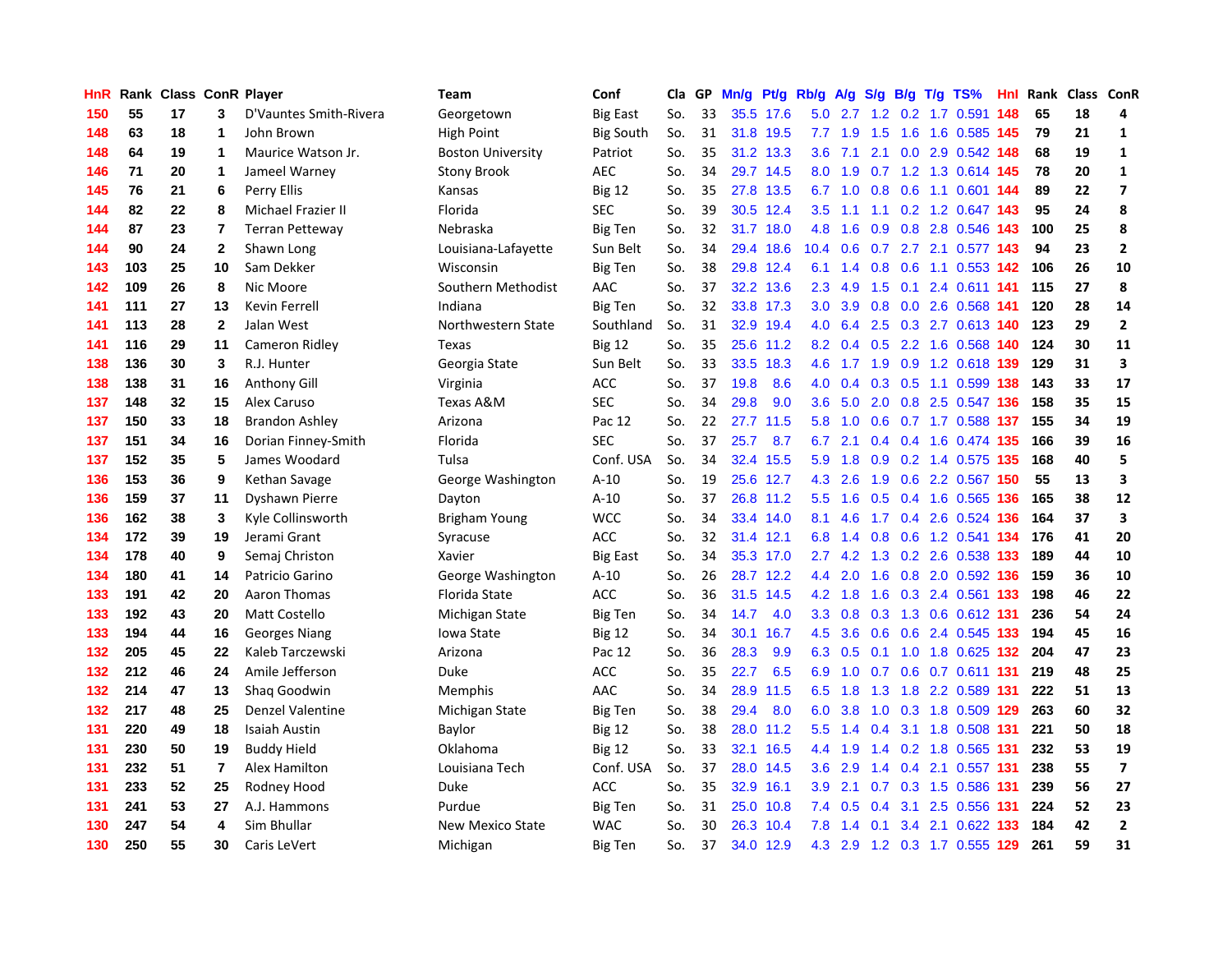| HnR | Rank | Class | ConR | Player | Team | Conf | Cla | GP | Mn/g | Pt/g | Rb/g | A/g | S/g | B/g | T/g | TS% | Hnl | Rank | Class | ConR |
|---|---|---|---|---|---|---|---|---|---|---|---|---|---|---|---|---|---|---|---|---|
| 150 | 55 | 17 | 3 | D'Vauntes Smith-Rivera | Georgetown | Big East | So. | 33 | 35.5 | 17.6 | 5.0 | 2.7 | 1.2 | 0.2 | 1.7 | 0.591 | 148 | 65 | 18 | 4 |
| 148 | 63 | 18 | 1 | John Brown | High Point | Big South | So. | 31 | 31.8 | 19.5 | 7.7 | 1.9 | 1.5 | 1.6 | 1.6 | 0.585 | 145 | 79 | 21 | 1 |
| 148 | 64 | 19 | 1 | Maurice Watson Jr. | Boston University | Patriot | So. | 35 | 31.2 | 13.3 | 3.6 | 7.1 | 2.1 | 0.0 | 2.9 | 0.542 | 148 | 68 | 19 | 1 |
| 146 | 71 | 20 | 1 | Jameel Warney | Stony Brook | AEC | So. | 34 | 29.7 | 14.5 | 8.0 | 1.9 | 0.7 | 1.2 | 1.3 | 0.614 | 145 | 78 | 20 | 1 |
| 145 | 76 | 21 | 6 | Perry Ellis | Kansas | Big 12 | So. | 35 | 27.8 | 13.5 | 6.7 | 1.0 | 0.8 | 0.6 | 1.1 | 0.601 | 144 | 89 | 22 | 7 |
| 144 | 82 | 22 | 8 | Michael Frazier II | Florida | SEC | So. | 39 | 30.5 | 12.4 | 3.5 | 1.1 | 1.1 | 0.2 | 1.2 | 0.647 | 143 | 95 | 24 | 8 |
| 144 | 87 | 23 | 7 | Terran Petteway | Nebraska | Big Ten | So. | 32 | 31.7 | 18.0 | 4.8 | 1.6 | 0.9 | 0.8 | 2.8 | 0.546 | 143 | 100 | 25 | 8 |
| 144 | 90 | 24 | 2 | Shawn Long | Louisiana-Lafayette | Sun Belt | So. | 34 | 29.4 | 18.6 | 10.4 | 0.6 | 0.7 | 2.7 | 2.1 | 0.577 | 143 | 94 | 23 | 2 |
| 143 | 103 | 25 | 10 | Sam Dekker | Wisconsin | Big Ten | So. | 38 | 29.8 | 12.4 | 6.1 | 1.4 | 0.8 | 0.6 | 1.1 | 0.553 | 142 | 106 | 26 | 10 |
| 142 | 109 | 26 | 8 | Nic Moore | Southern Methodist | AAC | So. | 37 | 32.2 | 13.6 | 2.3 | 4.9 | 1.5 | 0.1 | 2.4 | 0.611 | 141 | 115 | 27 | 8 |
| 141 | 111 | 27 | 13 | Kevin Ferrell | Indiana | Big Ten | So. | 32 | 33.8 | 17.3 | 3.0 | 3.9 | 0.8 | 0.0 | 2.6 | 0.568 | 141 | 120 | 28 | 14 |
| 141 | 113 | 28 | 2 | Jalan West | Northwestern State | Southland | So. | 31 | 32.9 | 19.4 | 4.0 | 6.4 | 2.5 | 0.3 | 2.7 | 0.613 | 140 | 123 | 29 | 2 |
| 141 | 116 | 29 | 11 | Cameron Ridley | Texas | Big 12 | So. | 35 | 25.6 | 11.2 | 8.2 | 0.4 | 0.5 | 2.2 | 1.6 | 0.568 | 140 | 124 | 30 | 11 |
| 138 | 136 | 30 | 3 | R.J. Hunter | Georgia State | Sun Belt | So. | 33 | 33.5 | 18.3 | 4.6 | 1.7 | 1.9 | 0.9 | 1.2 | 0.618 | 139 | 129 | 31 | 3 |
| 138 | 138 | 31 | 16 | Anthony Gill | Virginia | ACC | So. | 37 | 19.8 | 8.6 | 4.0 | 0.4 | 0.3 | 0.5 | 1.1 | 0.599 | 138 | 143 | 33 | 17 |
| 137 | 148 | 32 | 15 | Alex Caruso | Texas A&M | SEC | So. | 34 | 29.8 | 9.0 | 3.6 | 5.0 | 2.0 | 0.8 | 2.5 | 0.547 | 136 | 158 | 35 | 15 |
| 137 | 150 | 33 | 18 | Brandon Ashley | Arizona | Pac 12 | So. | 22 | 27.7 | 11.5 | 5.8 | 1.0 | 0.6 | 0.7 | 1.7 | 0.588 | 137 | 155 | 34 | 19 |
| 137 | 151 | 34 | 16 | Dorian Finney-Smith | Florida | SEC | So. | 37 | 25.7 | 8.7 | 6.7 | 2.1 | 0.4 | 0.4 | 1.6 | 0.474 | 135 | 166 | 39 | 16 |
| 137 | 152 | 35 | 5 | James Woodard | Tulsa | Conf. USA | So. | 34 | 32.4 | 15.5 | 5.9 | 1.8 | 0.9 | 0.2 | 1.4 | 0.575 | 135 | 168 | 40 | 5 |
| 136 | 153 | 36 | 9 | Kethan Savage | George Washington | A-10 | So. | 19 | 25.6 | 12.7 | 4.3 | 2.6 | 1.9 | 0.6 | 2.2 | 0.567 | 150 | 55 | 13 | 3 |
| 136 | 159 | 37 | 11 | Dyshawn Pierre | Dayton | A-10 | So. | 37 | 26.8 | 11.2 | 5.5 | 1.6 | 0.5 | 0.4 | 1.6 | 0.565 | 136 | 165 | 38 | 12 |
| 136 | 162 | 38 | 3 | Kyle Collinsworth | Brigham Young | WCC | So. | 34 | 33.4 | 14.0 | 8.1 | 4.6 | 1.7 | 0.4 | 2.6 | 0.524 | 136 | 164 | 37 | 3 |
| 134 | 172 | 39 | 19 | Jerami Grant | Syracuse | ACC | So. | 32 | 31.4 | 12.1 | 6.8 | 1.4 | 0.8 | 0.6 | 1.2 | 0.541 | 134 | 176 | 41 | 20 |
| 134 | 178 | 40 | 9 | Semaj Christon | Xavier | Big East | So. | 34 | 35.3 | 17.0 | 2.7 | 4.2 | 1.3 | 0.2 | 2.6 | 0.538 | 133 | 189 | 44 | 10 |
| 134 | 180 | 41 | 14 | Patricio Garino | George Washington | A-10 | So. | 26 | 28.7 | 12.2 | 4.4 | 2.0 | 1.6 | 0.8 | 2.0 | 0.592 | 136 | 159 | 36 | 10 |
| 133 | 191 | 42 | 20 | Aaron Thomas | Florida State | ACC | So. | 36 | 31.5 | 14.5 | 4.2 | 1.8 | 1.6 | 0.3 | 2.4 | 0.561 | 133 | 198 | 46 | 22 |
| 133 | 192 | 43 | 20 | Matt Costello | Michigan State | Big Ten | So. | 34 | 14.7 | 4.0 | 3.3 | 0.8 | 0.3 | 1.3 | 0.6 | 0.612 | 131 | 236 | 54 | 24 |
| 133 | 194 | 44 | 16 | Georges Niang | Iowa State | Big 12 | So. | 34 | 30.1 | 16.7 | 4.5 | 3.6 | 0.6 | 0.6 | 2.4 | 0.545 | 133 | 194 | 45 | 16 |
| 132 | 205 | 45 | 22 | Kaleb Tarczewski | Arizona | Pac 12 | So. | 36 | 28.3 | 9.9 | 6.3 | 0.5 | 0.1 | 1.0 | 1.8 | 0.625 | 132 | 204 | 47 | 23 |
| 132 | 212 | 46 | 24 | Amile Jefferson | Duke | ACC | So. | 35 | 22.7 | 6.5 | 6.9 | 1.0 | 0.7 | 0.6 | 0.7 | 0.611 | 131 | 219 | 48 | 25 |
| 132 | 214 | 47 | 13 | Shaq Goodwin | Memphis | AAC | So. | 34 | 28.9 | 11.5 | 6.5 | 1.8 | 1.3 | 1.8 | 2.2 | 0.589 | 131 | 222 | 51 | 13 |
| 132 | 217 | 48 | 25 | Denzel Valentine | Michigan State | Big Ten | So. | 38 | 29.4 | 8.0 | 6.0 | 3.8 | 1.0 | 0.3 | 1.8 | 0.509 | 129 | 263 | 60 | 32 |
| 131 | 220 | 49 | 18 | Isaiah Austin | Baylor | Big 12 | So. | 38 | 28.0 | 11.2 | 5.5 | 1.4 | 0.4 | 3.1 | 1.8 | 0.508 | 131 | 221 | 50 | 18 |
| 131 | 230 | 50 | 19 | Buddy Hield | Oklahoma | Big 12 | So. | 33 | 32.1 | 16.5 | 4.4 | 1.9 | 1.4 | 0.2 | 1.8 | 0.565 | 131 | 232 | 53 | 19 |
| 131 | 232 | 51 | 7 | Alex Hamilton | Louisiana Tech | Conf. USA | So. | 37 | 28.0 | 14.5 | 3.6 | 2.9 | 1.4 | 0.4 | 2.1 | 0.557 | 131 | 238 | 55 | 7 |
| 131 | 233 | 52 | 25 | Rodney Hood | Duke | ACC | So. | 35 | 32.9 | 16.1 | 3.9 | 2.1 | 0.7 | 0.3 | 1.5 | 0.586 | 131 | 239 | 56 | 27 |
| 131 | 241 | 53 | 27 | A.J. Hammons | Purdue | Big Ten | So. | 31 | 25.0 | 10.8 | 7.4 | 0.5 | 0.4 | 3.1 | 2.5 | 0.556 | 131 | 224 | 52 | 23 |
| 130 | 247 | 54 | 4 | Sim Bhullar | New Mexico State | WAC | So. | 30 | 26.3 | 10.4 | 7.8 | 1.4 | 0.1 | 3.4 | 2.1 | 0.622 | 133 | 184 | 42 | 2 |
| 130 | 250 | 55 | 30 | Caris LeVert | Michigan | Big Ten | So. | 37 | 34.0 | 12.9 | 4.3 | 2.9 | 1.2 | 0.3 | 1.7 | 0.555 | 129 | 261 | 59 | 31 |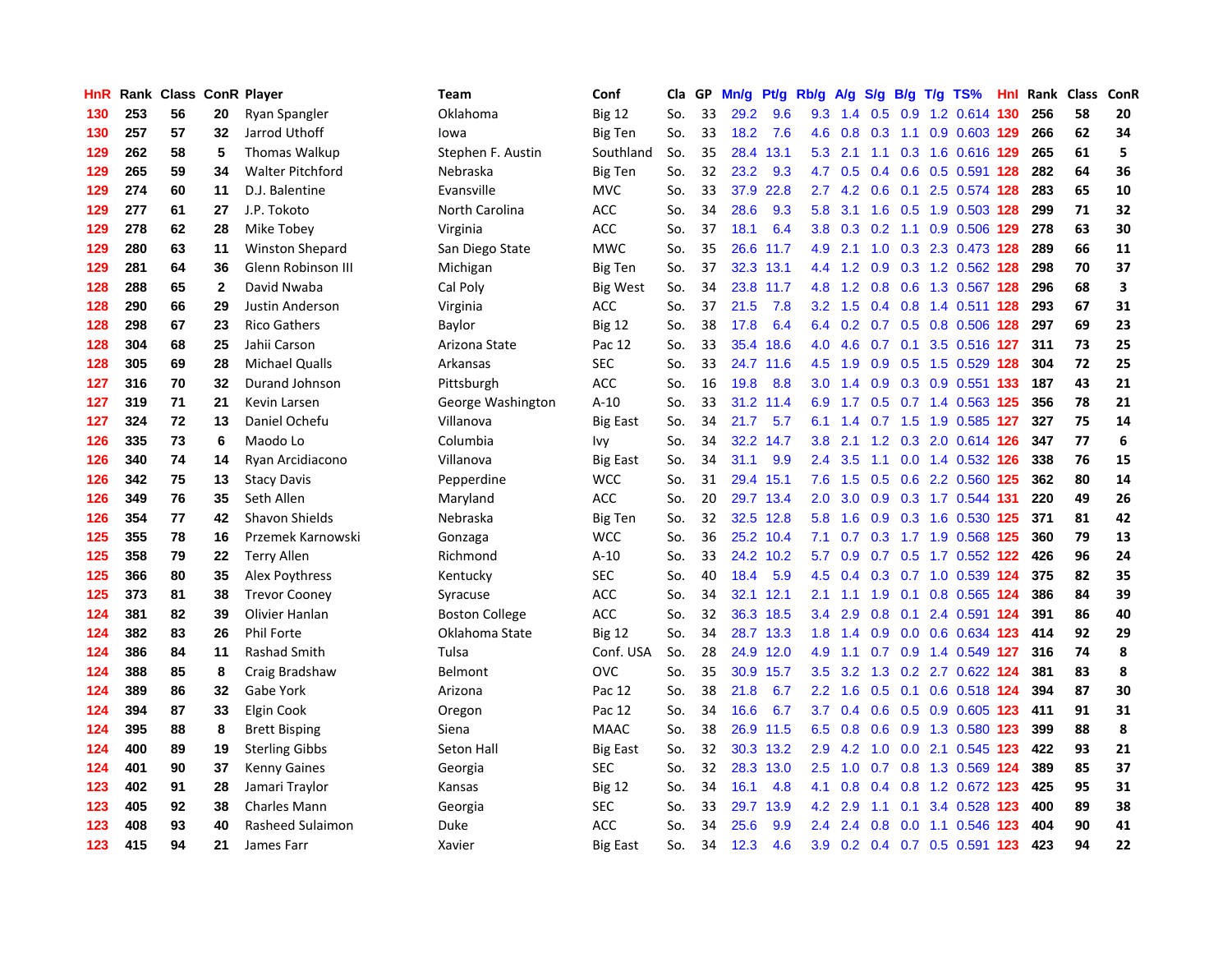| HnR | Rank | Class | ConR | Player | Team | Conf | Cla | GP | Mn/g | Pt/g | Rb/g | A/g | S/g | B/g | T/g | TS% | HnI | Rank | Class | ConR |
|---|---|---|---|---|---|---|---|---|---|---|---|---|---|---|---|---|---|---|---|---|
| 130 | 253 | 56 | 20 | Ryan Spangler | Oklahoma | Big 12 | So. | 33 | 29.2 | 9.6 | 9.3 | 1.4 | 0.5 | 0.9 | 1.2 | 0.614 | 130 | 256 | 58 | 20 |
| 130 | 257 | 57 | 32 | Jarrod Uthoff | Iowa | Big Ten | So. | 33 | 18.2 | 7.6 | 4.6 | 0.8 | 0.3 | 1.1 | 0.9 | 0.603 | 129 | 266 | 62 | 34 |
| 129 | 262 | 58 | 5 | Thomas Walkup | Stephen F. Austin | Southland | So. | 35 | 28.4 | 13.1 | 5.3 | 2.1 | 1.1 | 0.3 | 1.6 | 0.616 | 129 | 265 | 61 | 5 |
| 129 | 265 | 59 | 34 | Walter Pitchford | Nebraska | Big Ten | So. | 32 | 23.2 | 9.3 | 4.7 | 0.5 | 0.4 | 0.6 | 0.5 | 0.591 | 128 | 282 | 64 | 36 |
| 129 | 274 | 60 | 11 | D.J. Balentine | Evansville | MVC | So. | 33 | 37.9 | 22.8 | 2.7 | 4.2 | 0.6 | 0.1 | 2.5 | 0.574 | 128 | 283 | 65 | 10 |
| 129 | 277 | 61 | 27 | J.P. Tokoto | North Carolina | ACC | So. | 34 | 28.6 | 9.3 | 5.8 | 3.1 | 1.6 | 0.5 | 1.9 | 0.503 | 128 | 299 | 71 | 32 |
| 129 | 278 | 62 | 28 | Mike Tobey | Virginia | ACC | So. | 37 | 18.1 | 6.4 | 3.8 | 0.3 | 0.2 | 1.1 | 0.9 | 0.506 | 129 | 278 | 63 | 30 |
| 129 | 280 | 63 | 11 | Winston Shepard | San Diego State | MWC | So. | 35 | 26.6 | 11.7 | 4.9 | 2.1 | 1.0 | 0.3 | 2.3 | 0.473 | 128 | 289 | 66 | 11 |
| 129 | 281 | 64 | 36 | Glenn Robinson III | Michigan | Big Ten | So. | 37 | 32.3 | 13.1 | 4.4 | 1.2 | 0.9 | 0.3 | 1.2 | 0.562 | 128 | 298 | 70 | 37 |
| 128 | 288 | 65 | 2 | David Nwaba | Cal Poly | Big West | So. | 34 | 23.8 | 11.7 | 4.8 | 1.2 | 0.8 | 0.6 | 1.3 | 0.567 | 128 | 296 | 68 | 3 |
| 128 | 290 | 66 | 29 | Justin Anderson | Virginia | ACC | So. | 37 | 21.5 | 7.8 | 3.2 | 1.5 | 0.4 | 0.8 | 1.4 | 0.511 | 128 | 293 | 67 | 31 |
| 128 | 298 | 67 | 23 | Rico Gathers | Baylor | Big 12 | So. | 38 | 17.8 | 6.4 | 6.4 | 0.2 | 0.7 | 0.5 | 0.8 | 0.506 | 128 | 297 | 69 | 23 |
| 128 | 304 | 68 | 25 | Jahii Carson | Arizona State | Pac 12 | So. | 33 | 35.4 | 18.6 | 4.0 | 4.6 | 0.7 | 0.1 | 3.5 | 0.516 | 127 | 311 | 73 | 25 |
| 128 | 305 | 69 | 28 | Michael Qualls | Arkansas | SEC | So. | 33 | 24.7 | 11.6 | 4.5 | 1.9 | 0.9 | 0.5 | 1.5 | 0.529 | 128 | 304 | 72 | 25 |
| 127 | 316 | 70 | 32 | Durand Johnson | Pittsburgh | ACC | So. | 16 | 19.8 | 8.8 | 3.0 | 1.4 | 0.9 | 0.3 | 0.9 | 0.551 | 133 | 187 | 43 | 21 |
| 127 | 319 | 71 | 21 | Kevin Larsen | George Washington | A-10 | So. | 33 | 31.2 | 11.4 | 6.9 | 1.7 | 0.5 | 0.7 | 1.4 | 0.563 | 125 | 356 | 78 | 21 |
| 127 | 324 | 72 | 13 | Daniel Ochefu | Villanova | Big East | So. | 34 | 21.7 | 5.7 | 6.1 | 1.4 | 0.7 | 1.5 | 1.9 | 0.585 | 127 | 327 | 75 | 14 |
| 126 | 335 | 73 | 6 | Maodo Lo | Columbia | Ivy | So. | 34 | 32.2 | 14.7 | 3.8 | 2.1 | 1.2 | 0.3 | 2.0 | 0.614 | 126 | 347 | 77 | 6 |
| 126 | 340 | 74 | 14 | Ryan Arcidiacono | Villanova | Big East | So. | 34 | 31.1 | 9.9 | 2.4 | 3.5 | 1.1 | 0.0 | 1.4 | 0.532 | 126 | 338 | 76 | 15 |
| 126 | 342 | 75 | 13 | Stacy Davis | Pepperdine | WCC | So. | 31 | 29.4 | 15.1 | 7.6 | 1.5 | 0.5 | 0.6 | 2.2 | 0.560 | 125 | 362 | 80 | 14 |
| 126 | 349 | 76 | 35 | Seth Allen | Maryland | ACC | So. | 20 | 29.7 | 13.4 | 2.0 | 3.0 | 0.9 | 0.3 | 1.7 | 0.544 | 131 | 220 | 49 | 26 |
| 126 | 354 | 77 | 42 | Shavon Shields | Nebraska | Big Ten | So. | 32 | 32.5 | 12.8 | 5.8 | 1.6 | 0.9 | 0.3 | 1.6 | 0.530 | 125 | 371 | 81 | 42 |
| 125 | 355 | 78 | 16 | Przemek Karnowski | Gonzaga | WCC | So. | 36 | 25.2 | 10.4 | 7.1 | 0.7 | 0.3 | 1.7 | 1.9 | 0.568 | 125 | 360 | 79 | 13 |
| 125 | 358 | 79 | 22 | Terry Allen | Richmond | A-10 | So. | 33 | 24.2 | 10.2 | 5.7 | 0.9 | 0.7 | 0.5 | 1.7 | 0.552 | 122 | 426 | 96 | 24 |
| 125 | 366 | 80 | 35 | Alex Poythress | Kentucky | SEC | So. | 40 | 18.4 | 5.9 | 4.5 | 0.4 | 0.3 | 0.7 | 1.0 | 0.539 | 124 | 375 | 82 | 35 |
| 125 | 373 | 81 | 38 | Trevor Cooney | Syracuse | ACC | So. | 34 | 32.1 | 12.1 | 2.1 | 1.1 | 1.9 | 0.1 | 0.8 | 0.565 | 124 | 386 | 84 | 39 |
| 124 | 381 | 82 | 39 | Olivier Hanlan | Boston College | ACC | So. | 32 | 36.3 | 18.5 | 3.4 | 2.9 | 0.8 | 0.1 | 2.4 | 0.591 | 124 | 391 | 86 | 40 |
| 124 | 382 | 83 | 26 | Phil Forte | Oklahoma State | Big 12 | So. | 34 | 28.7 | 13.3 | 1.8 | 1.4 | 0.9 | 0.0 | 0.6 | 0.634 | 123 | 414 | 92 | 29 |
| 124 | 386 | 84 | 11 | Rashad Smith | Tulsa | Conf. USA | So. | 28 | 24.9 | 12.0 | 4.9 | 1.1 | 0.7 | 0.9 | 1.4 | 0.549 | 127 | 316 | 74 | 8 |
| 124 | 388 | 85 | 8 | Craig Bradshaw | Belmont | OVC | So. | 35 | 30.9 | 15.7 | 3.5 | 3.2 | 1.3 | 0.2 | 2.7 | 0.622 | 124 | 381 | 83 | 8 |
| 124 | 389 | 86 | 32 | Gabe York | Arizona | Pac 12 | So. | 38 | 21.8 | 6.7 | 2.2 | 1.6 | 0.5 | 0.1 | 0.6 | 0.518 | 124 | 394 | 87 | 30 |
| 124 | 394 | 87 | 33 | Elgin Cook | Oregon | Pac 12 | So. | 34 | 16.6 | 6.7 | 3.7 | 0.4 | 0.6 | 0.5 | 0.9 | 0.605 | 123 | 411 | 91 | 31 |
| 124 | 395 | 88 | 8 | Brett Bisping | Siena | MAAC | So. | 38 | 26.9 | 11.5 | 6.5 | 0.8 | 0.6 | 0.9 | 1.3 | 0.580 | 123 | 399 | 88 | 8 |
| 124 | 400 | 89 | 19 | Sterling Gibbs | Seton Hall | Big East | So. | 32 | 30.3 | 13.2 | 2.9 | 4.2 | 1.0 | 0.0 | 2.1 | 0.545 | 123 | 422 | 93 | 21 |
| 124 | 401 | 90 | 37 | Kenny Gaines | Georgia | SEC | So. | 32 | 28.3 | 13.0 | 2.5 | 1.0 | 0.7 | 0.8 | 1.3 | 0.569 | 124 | 389 | 85 | 37 |
| 123 | 402 | 91 | 28 | Jamari Traylor | Kansas | Big 12 | So. | 34 | 16.1 | 4.8 | 4.1 | 0.8 | 0.4 | 0.8 | 1.2 | 0.672 | 123 | 425 | 95 | 31 |
| 123 | 405 | 92 | 38 | Charles Mann | Georgia | SEC | So. | 33 | 29.7 | 13.9 | 4.2 | 2.9 | 1.1 | 0.1 | 3.4 | 0.528 | 123 | 400 | 89 | 38 |
| 123 | 408 | 93 | 40 | Rasheed Sulaimon | Duke | ACC | So. | 34 | 25.6 | 9.9 | 2.4 | 2.4 | 0.8 | 0.0 | 1.1 | 0.546 | 123 | 404 | 90 | 41 |
| 123 | 415 | 94 | 21 | James Farr | Xavier | Big East | So. | 34 | 12.3 | 4.6 | 3.9 | 0.2 | 0.4 | 0.7 | 0.5 | 0.591 | 123 | 423 | 94 | 22 |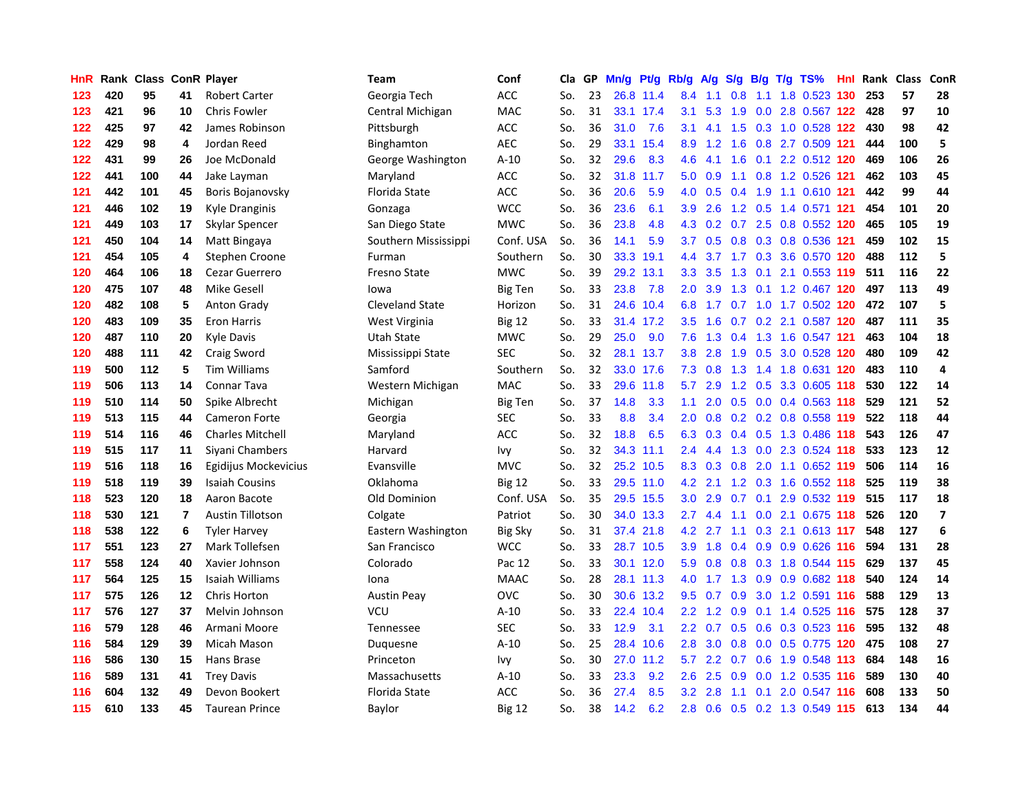| HnR | Rank | Class | ConR | Player | Team | Conf | Cla | GP | Mn/g | Pt/g | Rb/g | A/g | S/g | B/g | T/g | TS% | HnI | Rank | Class | ConR |
|---|---|---|---|---|---|---|---|---|---|---|---|---|---|---|---|---|---|---|---|---|
| 123 | 420 | 95 | 41 | Robert Carter | Georgia Tech | ACC | So. | 23 | 26.8 | 11.4 | 8.4 | 1.1 | 0.8 | 1.1 | 1.8 | 0.523 | 130 | 253 | 57 | 28 |
| 123 | 421 | 96 | 10 | Chris Fowler | Central Michigan | MAC | So. | 31 | 33.1 | 17.4 | 3.1 | 5.3 | 1.9 | 0.0 | 2.8 | 0.567 | 122 | 428 | 97 | 10 |
| 122 | 425 | 97 | 42 | James Robinson | Pittsburgh | ACC | So. | 36 | 31.0 | 7.6 | 3.1 | 4.1 | 1.5 | 0.3 | 1.0 | 0.528 | 122 | 430 | 98 | 42 |
| 122 | 429 | 98 | 4 | Jordan Reed | Binghamton | AEC | So. | 29 | 33.1 | 15.4 | 8.9 | 1.2 | 1.6 | 0.8 | 2.7 | 0.509 | 121 | 444 | 100 | 5 |
| 122 | 431 | 99 | 26 | Joe McDonald | George Washington | A-10 | So. | 32 | 29.6 | 8.3 | 4.6 | 4.1 | 1.6 | 0.1 | 2.2 | 0.512 | 120 | 469 | 106 | 26 |
| 122 | 441 | 100 | 44 | Jake Layman | Maryland | ACC | So. | 32 | 31.8 | 11.7 | 5.0 | 0.9 | 1.1 | 0.8 | 1.2 | 0.526 | 121 | 462 | 103 | 45 |
| 121 | 442 | 101 | 45 | Boris Bojanovsky | Florida State | ACC | So. | 36 | 20.6 | 5.9 | 4.0 | 0.5 | 0.4 | 1.9 | 1.1 | 0.610 | 121 | 442 | 99 | 44 |
| 121 | 446 | 102 | 19 | Kyle Dranginis | Gonzaga | WCC | So. | 36 | 23.6 | 6.1 | 3.9 | 2.6 | 1.2 | 0.5 | 1.4 | 0.571 | 121 | 454 | 101 | 20 |
| 121 | 449 | 103 | 17 | Skylar Spencer | San Diego State | MWC | So. | 36 | 23.8 | 4.8 | 4.3 | 0.2 | 0.7 | 2.5 | 0.8 | 0.552 | 120 | 465 | 105 | 19 |
| 121 | 450 | 104 | 14 | Matt Bingaya | Southern Mississippi | Conf. USA | So. | 36 | 14.1 | 5.9 | 3.7 | 0.5 | 0.8 | 0.3 | 0.8 | 0.536 | 121 | 459 | 102 | 15 |
| 121 | 454 | 105 | 4 | Stephen Croone | Furman | Southern | So. | 30 | 33.3 | 19.1 | 4.4 | 3.7 | 1.7 | 0.3 | 3.6 | 0.570 | 120 | 488 | 112 | 5 |
| 120 | 464 | 106 | 18 | Cezar Guerrero | Fresno State | MWC | So. | 39 | 29.2 | 13.1 | 3.3 | 3.5 | 1.3 | 0.1 | 2.1 | 0.553 | 119 | 511 | 116 | 22 |
| 120 | 475 | 107 | 48 | Mike Gesell | Iowa | Big Ten | So. | 33 | 23.8 | 7.8 | 2.0 | 3.9 | 1.3 | 0.1 | 1.2 | 0.467 | 120 | 497 | 113 | 49 |
| 120 | 482 | 108 | 5 | Anton Grady | Cleveland State | Horizon | So. | 31 | 24.6 | 10.4 | 6.8 | 1.7 | 0.7 | 1.0 | 1.7 | 0.502 | 120 | 472 | 107 | 5 |
| 120 | 483 | 109 | 35 | Eron Harris | West Virginia | Big 12 | So. | 33 | 31.4 | 17.2 | 3.5 | 1.6 | 0.7 | 0.2 | 2.1 | 0.587 | 120 | 487 | 111 | 35 |
| 120 | 487 | 110 | 20 | Kyle Davis | Utah State | MWC | So. | 29 | 25.0 | 9.0 | 7.6 | 1.3 | 0.4 | 1.3 | 1.6 | 0.547 | 121 | 463 | 104 | 18 |
| 120 | 488 | 111 | 42 | Craig Sword | Mississippi State | SEC | So. | 32 | 28.1 | 13.7 | 3.8 | 2.8 | 1.9 | 0.5 | 3.0 | 0.528 | 120 | 480 | 109 | 42 |
| 119 | 500 | 112 | 5 | Tim Williams | Samford | Southern | So. | 32 | 33.0 | 17.6 | 7.3 | 0.8 | 1.3 | 1.4 | 1.8 | 0.631 | 120 | 483 | 110 | 4 |
| 119 | 506 | 113 | 14 | Connar Tava | Western Michigan | MAC | So. | 33 | 29.6 | 11.8 | 5.7 | 2.9 | 1.2 | 0.5 | 3.3 | 0.605 | 118 | 530 | 122 | 14 |
| 119 | 510 | 114 | 50 | Spike Albrecht | Michigan | Big Ten | So. | 37 | 14.8 | 3.3 | 1.1 | 2.0 | 0.5 | 0.0 | 0.4 | 0.563 | 118 | 529 | 121 | 52 |
| 119 | 513 | 115 | 44 | Cameron Forte | Georgia | SEC | So. | 33 | 8.8 | 3.4 | 2.0 | 0.8 | 0.2 | 0.2 | 0.8 | 0.558 | 119 | 522 | 118 | 44 |
| 119 | 514 | 116 | 46 | Charles Mitchell | Maryland | ACC | So. | 32 | 18.8 | 6.5 | 6.3 | 0.3 | 0.4 | 0.5 | 1.3 | 0.486 | 118 | 543 | 126 | 47 |
| 119 | 515 | 117 | 11 | Siyani Chambers | Harvard | Ivy | So. | 32 | 34.3 | 11.1 | 2.4 | 4.4 | 1.3 | 0.0 | 2.3 | 0.524 | 118 | 533 | 123 | 12 |
| 119 | 516 | 118 | 16 | Egidijus Mockevicius | Evansville | MVC | So. | 32 | 25.2 | 10.5 | 8.3 | 0.3 | 0.8 | 2.0 | 1.1 | 0.652 | 119 | 506 | 114 | 16 |
| 119 | 518 | 119 | 39 | Isaiah Cousins | Oklahoma | Big 12 | So. | 33 | 29.5 | 11.0 | 4.2 | 2.1 | 1.2 | 0.3 | 1.6 | 0.552 | 118 | 525 | 119 | 38 |
| 118 | 523 | 120 | 18 | Aaron Bacote | Old Dominion | Conf. USA | So. | 35 | 29.5 | 15.5 | 3.0 | 2.9 | 0.7 | 0.1 | 2.9 | 0.532 | 119 | 515 | 117 | 18 |
| 118 | 530 | 121 | 7 | Austin Tillotson | Colgate | Patriot | So. | 30 | 34.0 | 13.3 | 2.7 | 4.4 | 1.1 | 0.0 | 2.1 | 0.675 | 118 | 526 | 120 | 7 |
| 118 | 538 | 122 | 6 | Tyler Harvey | Eastern Washington | Big Sky | So. | 31 | 37.4 | 21.8 | 4.2 | 2.7 | 1.1 | 0.3 | 2.1 | 0.613 | 117 | 548 | 127 | 6 |
| 117 | 551 | 123 | 27 | Mark Tollefsen | San Francisco | WCC | So. | 33 | 28.7 | 10.5 | 3.9 | 1.8 | 0.4 | 0.9 | 0.9 | 0.626 | 116 | 594 | 131 | 28 |
| 117 | 558 | 124 | 40 | Xavier Johnson | Colorado | Pac 12 | So. | 33 | 30.1 | 12.0 | 5.9 | 0.8 | 0.8 | 0.3 | 1.8 | 0.544 | 115 | 629 | 137 | 45 |
| 117 | 564 | 125 | 15 | Isaiah Williams | Iona | MAAC | So. | 28 | 28.1 | 11.3 | 4.0 | 1.7 | 1.3 | 0.9 | 0.9 | 0.682 | 118 | 540 | 124 | 14 |
| 117 | 575 | 126 | 12 | Chris Horton | Austin Peay | OVC | So. | 30 | 30.6 | 13.2 | 9.5 | 0.7 | 0.9 | 3.0 | 1.2 | 0.591 | 116 | 588 | 129 | 13 |
| 117 | 576 | 127 | 37 | Melvin Johnson | VCU | A-10 | So. | 33 | 22.4 | 10.4 | 2.2 | 1.2 | 0.9 | 0.1 | 1.4 | 0.525 | 116 | 575 | 128 | 37 |
| 116 | 579 | 128 | 46 | Armani Moore | Tennessee | SEC | So. | 33 | 12.9 | 3.1 | 2.2 | 0.7 | 0.5 | 0.6 | 0.3 | 0.523 | 116 | 595 | 132 | 48 |
| 116 | 584 | 129 | 39 | Micah Mason | Duquesne | A-10 | So. | 25 | 28.4 | 10.6 | 2.8 | 3.0 | 0.8 | 0.0 | 0.5 | 0.775 | 120 | 475 | 108 | 27 |
| 116 | 586 | 130 | 15 | Hans Brase | Princeton | Ivy | So. | 30 | 27.0 | 11.2 | 5.7 | 2.2 | 0.7 | 0.6 | 1.9 | 0.548 | 113 | 684 | 148 | 16 |
| 116 | 589 | 131 | 41 | Trey Davis | Massachusetts | A-10 | So. | 33 | 23.3 | 9.2 | 2.6 | 2.5 | 0.9 | 0.0 | 1.2 | 0.535 | 116 | 589 | 130 | 40 |
| 116 | 604 | 132 | 49 | Devon Bookert | Florida State | ACC | So. | 36 | 27.4 | 8.5 | 3.2 | 2.8 | 1.1 | 0.1 | 2.0 | 0.547 | 116 | 608 | 133 | 50 |
| 115 | 610 | 133 | 45 | Taurean Prince | Baylor | Big 12 | So. | 38 | 14.2 | 6.2 | 2.8 | 0.6 | 0.5 | 0.2 | 1.3 | 0.549 | 115 | 613 | 134 | 44 |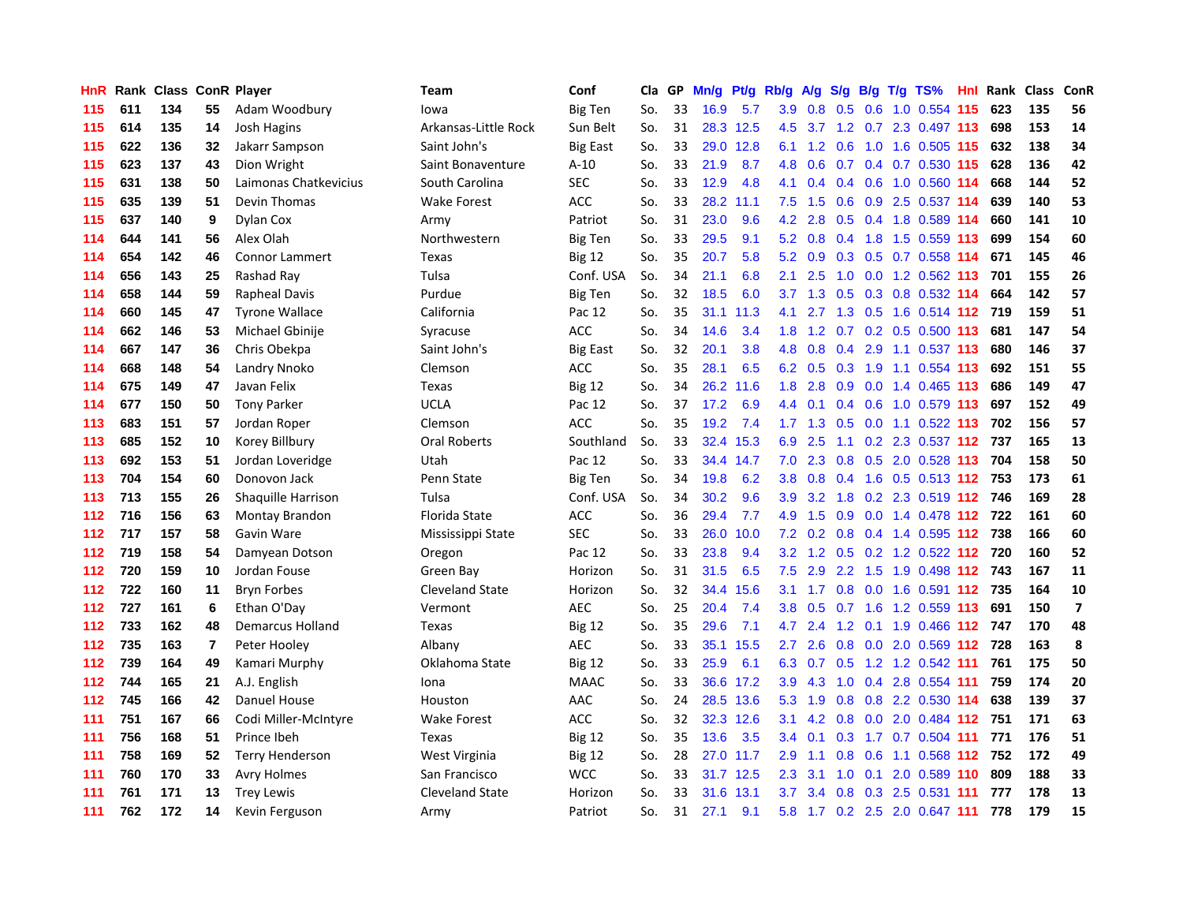| HnR | Rank | Class | ConR | Player | Team | Conf | Cla | GP | Mn/g | Pt/g | Rb/g | A/g | S/g | B/g | T/g | TS% | HnI | Rank | Class | ConR |
|---|---|---|---|---|---|---|---|---|---|---|---|---|---|---|---|---|---|---|---|---|
| 115 | 611 | 134 | 55 | Adam Woodbury | Iowa | Big Ten | So. | 33 | 16.9 | 5.7 | 3.9 | 0.8 | 0.5 | 0.6 | 1.0 | 0.554 | 115 | 623 | 135 | 56 |
| 115 | 614 | 135 | 14 | Josh Hagins | Arkansas-Little Rock | Sun Belt | So. | 31 | 28.3 | 12.5 | 4.5 | 3.7 | 1.2 | 0.7 | 2.3 | 0.497 | 113 | 698 | 153 | 14 |
| 115 | 622 | 136 | 32 | Jakarr Sampson | Saint John's | Big East | So. | 33 | 29.0 | 12.8 | 6.1 | 1.2 | 0.6 | 1.0 | 1.6 | 0.505 | 115 | 632 | 138 | 34 |
| 115 | 623 | 137 | 43 | Dion Wright | Saint Bonaventure | A-10 | So. | 33 | 21.9 | 8.7 | 4.8 | 0.6 | 0.7 | 0.4 | 0.7 | 0.530 | 115 | 628 | 136 | 42 |
| 115 | 631 | 138 | 50 | Laimonas Chatkevicius | South Carolina | SEC | So. | 33 | 12.9 | 4.8 | 4.1 | 0.4 | 0.4 | 0.6 | 1.0 | 0.560 | 114 | 668 | 144 | 52 |
| 115 | 635 | 139 | 51 | Devin Thomas | Wake Forest | ACC | So. | 33 | 28.2 | 11.1 | 7.5 | 1.5 | 0.6 | 0.9 | 2.5 | 0.537 | 114 | 639 | 140 | 53 |
| 115 | 637 | 140 | 9 | Dylan Cox | Army | Patriot | So. | 31 | 23.0 | 9.6 | 4.2 | 2.8 | 0.5 | 0.4 | 1.8 | 0.589 | 114 | 660 | 141 | 10 |
| 114 | 644 | 141 | 56 | Alex Olah | Northwestern | Big Ten | So. | 33 | 29.5 | 9.1 | 5.2 | 0.8 | 0.4 | 1.8 | 1.5 | 0.559 | 113 | 699 | 154 | 60 |
| 114 | 654 | 142 | 46 | Connor Lammert | Texas | Big 12 | So. | 35 | 20.7 | 5.8 | 5.2 | 0.9 | 0.3 | 0.5 | 0.7 | 0.558 | 114 | 671 | 145 | 46 |
| 114 | 656 | 143 | 25 | Rashad Ray | Tulsa | Conf. USA | So. | 34 | 21.1 | 6.8 | 2.1 | 2.5 | 1.0 | 0.0 | 1.2 | 0.562 | 113 | 701 | 155 | 26 |
| 114 | 658 | 144 | 59 | Rapheal Davis | Purdue | Big Ten | So. | 32 | 18.5 | 6.0 | 3.7 | 1.3 | 0.5 | 0.3 | 0.8 | 0.532 | 114 | 664 | 142 | 57 |
| 114 | 660 | 145 | 47 | Tyrone Wallace | California | Pac 12 | So. | 35 | 31.1 | 11.3 | 4.1 | 2.7 | 1.3 | 0.5 | 1.6 | 0.514 | 112 | 719 | 159 | 51 |
| 114 | 662 | 146 | 53 | Michael Gbinije | Syracuse | ACC | So. | 34 | 14.6 | 3.4 | 1.8 | 1.2 | 0.7 | 0.2 | 0.5 | 0.500 | 113 | 681 | 147 | 54 |
| 114 | 667 | 147 | 36 | Chris Obekpa | Saint John's | Big East | So. | 32 | 20.1 | 3.8 | 4.8 | 0.8 | 0.4 | 2.9 | 1.1 | 0.537 | 113 | 680 | 146 | 37 |
| 114 | 668 | 148 | 54 | Landry Nnoko | Clemson | ACC | So. | 35 | 28.1 | 6.5 | 6.2 | 0.5 | 0.3 | 1.9 | 1.1 | 0.554 | 113 | 692 | 151 | 55 |
| 114 | 675 | 149 | 47 | Javan Felix | Texas | Big 12 | So. | 34 | 26.2 | 11.6 | 1.8 | 2.8 | 0.9 | 0.0 | 1.4 | 0.465 | 113 | 686 | 149 | 47 |
| 114 | 677 | 150 | 50 | Tony Parker | UCLA | Pac 12 | So. | 37 | 17.2 | 6.9 | 4.4 | 0.1 | 0.4 | 0.6 | 1.0 | 0.579 | 113 | 697 | 152 | 49 |
| 113 | 683 | 151 | 57 | Jordan Roper | Clemson | ACC | So. | 35 | 19.2 | 7.4 | 1.7 | 1.3 | 0.5 | 0.0 | 1.1 | 0.522 | 113 | 702 | 156 | 57 |
| 113 | 685 | 152 | 10 | Korey Billbury | Oral Roberts | Southland | So. | 33 | 32.4 | 15.3 | 6.9 | 2.5 | 1.1 | 0.2 | 2.3 | 0.537 | 112 | 737 | 165 | 13 |
| 113 | 692 | 153 | 51 | Jordan Loveridge | Utah | Pac 12 | So. | 33 | 34.4 | 14.7 | 7.0 | 2.3 | 0.8 | 0.5 | 2.0 | 0.528 | 113 | 704 | 158 | 50 |
| 113 | 704 | 154 | 60 | Donovon Jack | Penn State | Big Ten | So. | 34 | 19.8 | 6.2 | 3.8 | 0.8 | 0.4 | 1.6 | 0.5 | 0.513 | 112 | 753 | 173 | 61 |
| 113 | 713 | 155 | 26 | Shaquille Harrison | Tulsa | Conf. USA | So. | 34 | 30.2 | 9.6 | 3.9 | 3.2 | 1.8 | 0.2 | 2.3 | 0.519 | 112 | 746 | 169 | 28 |
| 112 | 716 | 156 | 63 | Montay Brandon | Florida State | ACC | So. | 36 | 29.4 | 7.7 | 4.9 | 1.5 | 0.9 | 0.0 | 1.4 | 0.478 | 112 | 722 | 161 | 60 |
| 112 | 717 | 157 | 58 | Gavin Ware | Mississippi State | SEC | So. | 33 | 26.0 | 10.0 | 7.2 | 0.2 | 0.8 | 0.4 | 1.4 | 0.595 | 112 | 738 | 166 | 60 |
| 112 | 719 | 158 | 54 | Damyean Dotson | Oregon | Pac 12 | So. | 33 | 23.8 | 9.4 | 3.2 | 1.2 | 0.5 | 0.2 | 1.2 | 0.522 | 112 | 720 | 160 | 52 |
| 112 | 720 | 159 | 10 | Jordan Fouse | Green Bay | Horizon | So. | 31 | 31.5 | 6.5 | 7.5 | 2.9 | 2.2 | 1.5 | 1.9 | 0.498 | 112 | 743 | 167 | 11 |
| 112 | 722 | 160 | 11 | Bryn Forbes | Cleveland State | Horizon | So. | 32 | 34.4 | 15.6 | 3.1 | 1.7 | 0.8 | 0.0 | 1.6 | 0.591 | 112 | 735 | 164 | 10 |
| 112 | 727 | 161 | 6 | Ethan O'Day | Vermont | AEC | So. | 25 | 20.4 | 7.4 | 3.8 | 0.5 | 0.7 | 1.6 | 1.2 | 0.559 | 113 | 691 | 150 | 7 |
| 112 | 733 | 162 | 48 | Demarcus Holland | Texas | Big 12 | So. | 35 | 29.6 | 7.1 | 4.7 | 2.4 | 1.2 | 0.1 | 1.9 | 0.466 | 112 | 747 | 170 | 48 |
| 112 | 735 | 163 | 7 | Peter Hooley | Albany | AEC | So. | 33 | 35.1 | 15.5 | 2.7 | 2.6 | 0.8 | 0.0 | 2.0 | 0.569 | 112 | 728 | 163 | 8 |
| 112 | 739 | 164 | 49 | Kamari Murphy | Oklahoma State | Big 12 | So. | 33 | 25.9 | 6.1 | 6.3 | 0.7 | 0.5 | 1.2 | 1.2 | 0.542 | 111 | 761 | 175 | 50 |
| 112 | 744 | 165 | 21 | A.J. English | Iona | MAAC | So. | 33 | 36.6 | 17.2 | 3.9 | 4.3 | 1.0 | 0.4 | 2.8 | 0.554 | 111 | 759 | 174 | 20 |
| 112 | 745 | 166 | 42 | Danuel House | Houston | AAC | So. | 24 | 28.5 | 13.6 | 5.3 | 1.9 | 0.8 | 0.8 | 2.2 | 0.530 | 114 | 638 | 139 | 37 |
| 111 | 751 | 167 | 66 | Codi Miller-McIntyre | Wake Forest | ACC | So. | 32 | 32.3 | 12.6 | 3.1 | 4.2 | 0.8 | 0.0 | 2.0 | 0.484 | 112 | 751 | 171 | 63 |
| 111 | 756 | 168 | 51 | Prince Ibeh | Texas | Big 12 | So. | 35 | 13.6 | 3.5 | 3.4 | 0.1 | 0.3 | 1.7 | 0.7 | 0.504 | 111 | 771 | 176 | 51 |
| 111 | 758 | 169 | 52 | Terry Henderson | West Virginia | Big 12 | So. | 28 | 27.0 | 11.7 | 2.9 | 1.1 | 0.8 | 0.6 | 1.1 | 0.568 | 112 | 752 | 172 | 49 |
| 111 | 760 | 170 | 33 | Avry Holmes | San Francisco | WCC | So. | 33 | 31.7 | 12.5 | 2.3 | 3.1 | 1.0 | 0.1 | 2.0 | 0.589 | 110 | 809 | 188 | 33 |
| 111 | 761 | 171 | 13 | Trey Lewis | Cleveland State | Horizon | So. | 33 | 31.6 | 13.1 | 3.7 | 3.4 | 0.8 | 0.3 | 2.5 | 0.531 | 111 | 777 | 178 | 13 |
| 111 | 762 | 172 | 14 | Kevin Ferguson | Army | Patriot | So. | 31 | 27.1 | 9.1 | 5.8 | 1.7 | 0.2 | 2.5 | 2.0 | 0.647 | 111 | 778 | 179 | 15 |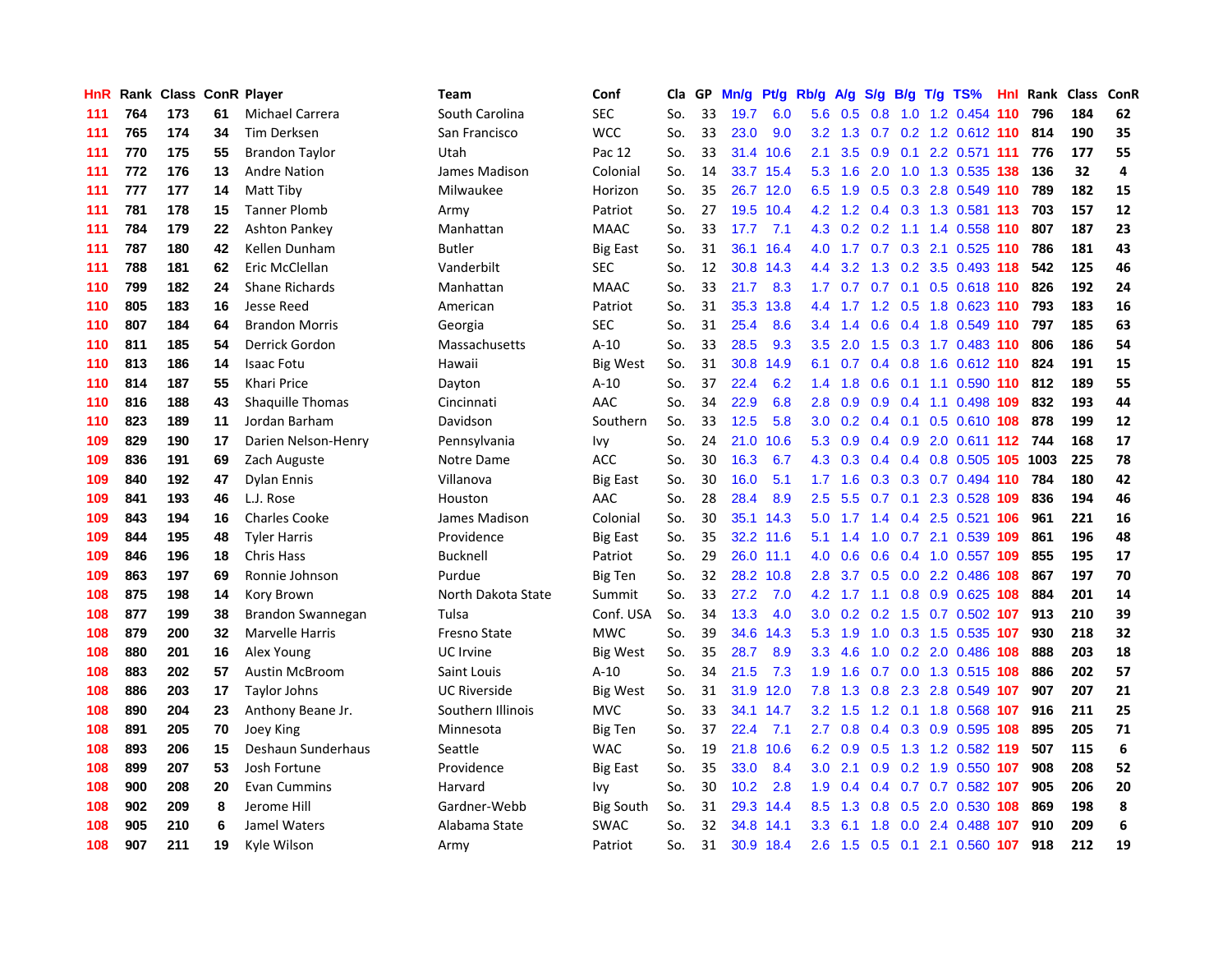| HnR | Rank | Class | ConR | Player | Team | Conf | Cla | GP | Mn/g | Pt/g | Rb/g | A/g | S/g | B/g | T/g | TS% | Hnl | Rank | Class | ConR |
|---|---|---|---|---|---|---|---|---|---|---|---|---|---|---|---|---|---|---|---|---|
| 111 | 764 | 173 | 61 | Michael Carrera | South Carolina | SEC | So. | 33 | 19.7 | 6.0 | 5.6 | 0.5 | 0.8 | 1.0 | 1.2 | 0.454 | 110 | 796 | 184 | 62 |
| 111 | 765 | 174 | 34 | Tim Derksen | San Francisco | WCC | So. | 33 | 23.0 | 9.0 | 3.2 | 1.3 | 0.7 | 0.2 | 1.2 | 0.612 | 110 | 814 | 190 | 35 |
| 111 | 770 | 175 | 55 | Brandon Taylor | Utah | Pac 12 | So. | 33 | 31.4 | 10.6 | 2.1 | 3.5 | 0.9 | 0.1 | 2.2 | 0.571 | 111 | 776 | 177 | 55 |
| 111 | 772 | 176 | 13 | Andre Nation | James Madison | Colonial | So. | 14 | 33.7 | 15.4 | 5.3 | 1.6 | 2.0 | 1.0 | 1.3 | 0.535 | 138 | 136 | 32 | 4 |
| 111 | 777 | 177 | 14 | Matt Tiby | Milwaukee | Horizon | So. | 35 | 26.7 | 12.0 | 6.5 | 1.9 | 0.5 | 0.3 | 2.8 | 0.549 | 110 | 789 | 182 | 15 |
| 111 | 781 | 178 | 15 | Tanner Plomb | Army | Patriot | So. | 27 | 19.5 | 10.4 | 4.2 | 1.2 | 0.4 | 0.3 | 1.3 | 0.581 | 113 | 703 | 157 | 12 |
| 111 | 784 | 179 | 22 | Ashton Pankey | Manhattan | MAAC | So. | 33 | 17.7 | 7.1 | 4.3 | 0.2 | 0.2 | 1.1 | 1.4 | 0.558 | 110 | 807 | 187 | 23 |
| 111 | 787 | 180 | 42 | Kellen Dunham | Butler | Big East | So. | 31 | 36.1 | 16.4 | 4.0 | 1.7 | 0.7 | 0.3 | 2.1 | 0.525 | 110 | 786 | 181 | 43 |
| 111 | 788 | 181 | 62 | Eric McClellan | Vanderbilt | SEC | So. | 12 | 30.8 | 14.3 | 4.4 | 3.2 | 1.3 | 0.2 | 3.5 | 0.493 | 118 | 542 | 125 | 46 |
| 110 | 799 | 182 | 24 | Shane Richards | Manhattan | MAAC | So. | 33 | 21.7 | 8.3 | 1.7 | 0.7 | 0.7 | 0.1 | 0.5 | 0.618 | 110 | 826 | 192 | 24 |
| 110 | 805 | 183 | 16 | Jesse Reed | American | Patriot | So. | 31 | 35.3 | 13.8 | 4.4 | 1.7 | 1.2 | 0.5 | 1.8 | 0.623 | 110 | 793 | 183 | 16 |
| 110 | 807 | 184 | 64 | Brandon Morris | Georgia | SEC | So. | 31 | 25.4 | 8.6 | 3.4 | 1.4 | 0.6 | 0.4 | 1.8 | 0.549 | 110 | 797 | 185 | 63 |
| 110 | 811 | 185 | 54 | Derrick Gordon | Massachusetts | A-10 | So. | 33 | 28.5 | 9.3 | 3.5 | 2.0 | 1.5 | 0.3 | 1.7 | 0.483 | 110 | 806 | 186 | 54 |
| 110 | 813 | 186 | 14 | Isaac Fotu | Hawaii | Big West | So. | 31 | 30.8 | 14.9 | 6.1 | 0.7 | 0.4 | 0.8 | 1.6 | 0.612 | 110 | 824 | 191 | 15 |
| 110 | 814 | 187 | 55 | Khari Price | Dayton | A-10 | So. | 37 | 22.4 | 6.2 | 1.4 | 1.8 | 0.6 | 0.1 | 1.1 | 0.590 | 110 | 812 | 189 | 55 |
| 110 | 816 | 188 | 43 | Shaquille Thomas | Cincinnati | AAC | So. | 34 | 22.9 | 6.8 | 2.8 | 0.9 | 0.9 | 0.4 | 1.1 | 0.498 | 109 | 832 | 193 | 44 |
| 110 | 823 | 189 | 11 | Jordan Barham | Davidson | Southern | So. | 33 | 12.5 | 5.8 | 3.0 | 0.2 | 0.4 | 0.1 | 0.5 | 0.610 | 108 | 878 | 199 | 12 |
| 109 | 829 | 190 | 17 | Darien Nelson-Henry | Pennsylvania | Ivy | So. | 24 | 21.0 | 10.6 | 5.3 | 0.9 | 0.4 | 0.9 | 2.0 | 0.611 | 112 | 744 | 168 | 17 |
| 109 | 836 | 191 | 69 | Zach Auguste | Notre Dame | ACC | So. | 30 | 16.3 | 6.7 | 4.3 | 0.3 | 0.4 | 0.4 | 0.8 | 0.505 | 105 | 1003 | 225 | 78 |
| 109 | 840 | 192 | 47 | Dylan Ennis | Villanova | Big East | So. | 30 | 16.0 | 5.1 | 1.7 | 1.6 | 0.3 | 0.3 | 0.7 | 0.494 | 110 | 784 | 180 | 42 |
| 109 | 841 | 193 | 46 | L.J. Rose | Houston | AAC | So. | 28 | 28.4 | 8.9 | 2.5 | 5.5 | 0.7 | 0.1 | 2.3 | 0.528 | 109 | 836 | 194 | 46 |
| 109 | 843 | 194 | 16 | Charles Cooke | James Madison | Colonial | So. | 30 | 35.1 | 14.3 | 5.0 | 1.7 | 1.4 | 0.4 | 2.5 | 0.521 | 106 | 961 | 221 | 16 |
| 109 | 844 | 195 | 48 | Tyler Harris | Providence | Big East | So. | 35 | 32.2 | 11.6 | 5.1 | 1.4 | 1.0 | 0.7 | 2.1 | 0.539 | 109 | 861 | 196 | 48 |
| 109 | 846 | 196 | 18 | Chris Hass | Bucknell | Patriot | So. | 29 | 26.0 | 11.1 | 4.0 | 0.6 | 0.6 | 0.4 | 1.0 | 0.557 | 109 | 855 | 195 | 17 |
| 109 | 863 | 197 | 69 | Ronnie Johnson | Purdue | Big Ten | So. | 32 | 28.2 | 10.8 | 2.8 | 3.7 | 0.5 | 0.0 | 2.2 | 0.486 | 108 | 867 | 197 | 70 |
| 108 | 875 | 198 | 14 | Kory Brown | North Dakota State | Summit | So. | 33 | 27.2 | 7.0 | 4.2 | 1.7 | 1.1 | 0.8 | 0.9 | 0.625 | 108 | 884 | 201 | 14 |
| 108 | 877 | 199 | 38 | Brandon Swannegan | Tulsa | Conf. USA | So. | 34 | 13.3 | 4.0 | 3.0 | 0.2 | 0.2 | 1.5 | 0.7 | 0.502 | 107 | 913 | 210 | 39 |
| 108 | 879 | 200 | 32 | Marvelle Harris | Fresno State | MWC | So. | 39 | 34.6 | 14.3 | 5.3 | 1.9 | 1.0 | 0.3 | 1.5 | 0.535 | 107 | 930 | 218 | 32 |
| 108 | 880 | 201 | 16 | Alex Young | UC Irvine | Big West | So. | 35 | 28.7 | 8.9 | 3.3 | 4.6 | 1.0 | 0.2 | 2.0 | 0.486 | 108 | 888 | 203 | 18 |
| 108 | 883 | 202 | 57 | Austin McBroom | Saint Louis | A-10 | So. | 34 | 21.5 | 7.3 | 1.9 | 1.6 | 0.7 | 0.0 | 1.3 | 0.515 | 108 | 886 | 202 | 57 |
| 108 | 886 | 203 | 17 | Taylor Johns | UC Riverside | Big West | So. | 31 | 31.9 | 12.0 | 7.8 | 1.3 | 0.8 | 2.3 | 2.8 | 0.549 | 107 | 907 | 207 | 21 |
| 108 | 890 | 204 | 23 | Anthony Beane Jr. | Southern Illinois | MVC | So. | 33 | 34.1 | 14.7 | 3.2 | 1.5 | 1.2 | 0.1 | 1.8 | 0.568 | 107 | 916 | 211 | 25 |
| 108 | 891 | 205 | 70 | Joey King | Minnesota | Big Ten | So. | 37 | 22.4 | 7.1 | 2.7 | 0.8 | 0.4 | 0.3 | 0.9 | 0.595 | 108 | 895 | 205 | 71 |
| 108 | 893 | 206 | 15 | Deshaun Sunderhaus | Seattle | WAC | So. | 19 | 21.8 | 10.6 | 6.2 | 0.9 | 0.5 | 1.3 | 1.2 | 0.582 | 119 | 507 | 115 | 6 |
| 108 | 899 | 207 | 53 | Josh Fortune | Providence | Big East | So. | 35 | 33.0 | 8.4 | 3.0 | 2.1 | 0.9 | 0.2 | 1.9 | 0.550 | 107 | 908 | 208 | 52 |
| 108 | 900 | 208 | 20 | Evan Cummins | Harvard | Ivy | So. | 30 | 10.2 | 2.8 | 1.9 | 0.4 | 0.4 | 0.7 | 0.7 | 0.582 | 107 | 905 | 206 | 20 |
| 108 | 902 | 209 | 8 | Jerome Hill | Gardner-Webb | Big South | So. | 31 | 29.3 | 14.4 | 8.5 | 1.3 | 0.8 | 0.5 | 2.0 | 0.530 | 108 | 869 | 198 | 8 |
| 108 | 905 | 210 | 6 | Jamel Waters | Alabama State | SWAC | So. | 32 | 34.8 | 14.1 | 3.3 | 6.1 | 1.8 | 0.0 | 2.4 | 0.488 | 107 | 910 | 209 | 6 |
| 108 | 907 | 211 | 19 | Kyle Wilson | Army | Patriot | So. | 31 | 30.9 | 18.4 | 2.6 | 1.5 | 0.5 | 0.1 | 2.1 | 0.560 | 107 | 918 | 212 | 19 |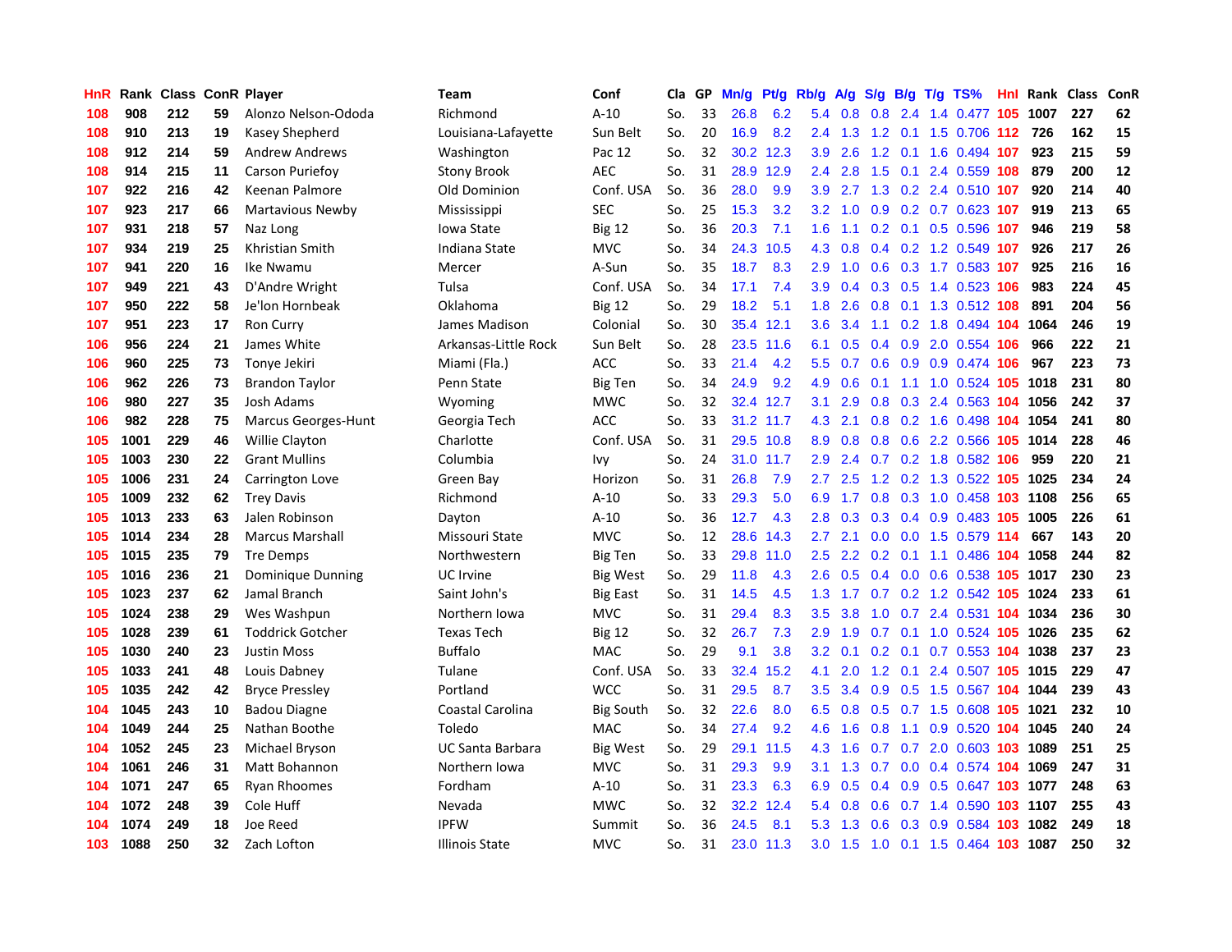| HnR | Rank | Class | ConR | Player | Team | Conf | Cla | GP | Mn/g | Pt/g | Rb/g | A/g | S/g | B/g | T/g | TS% | HnI | Rank | Class | ConR |
|---|---|---|---|---|---|---|---|---|---|---|---|---|---|---|---|---|---|---|---|---|
| 108 | 908 | 212 | 59 | Alonzo Nelson-Ododa | Richmond | A-10 | So. | 33 | 26.8 | 6.2 | 5.4 | 0.8 | 0.8 | 2.4 | 1.4 | 0.477 | 105 | 1007 | 227 | 62 |
| 108 | 910 | 213 | 19 | Kasey Shepherd | Louisiana-Lafayette | Sun Belt | So. | 20 | 16.9 | 8.2 | 2.4 | 1.3 | 1.2 | 0.1 | 1.5 | 0.706 | 112 | 726 | 162 | 15 |
| 108 | 912 | 214 | 59 | Andrew Andrews | Washington | Pac 12 | So. | 32 | 30.2 | 12.3 | 3.9 | 2.6 | 1.2 | 0.1 | 1.6 | 0.494 | 107 | 923 | 215 | 59 |
| 108 | 914 | 215 | 11 | Carson Puriefoy | Stony Brook | AEC | So. | 31 | 28.9 | 12.9 | 2.4 | 2.8 | 1.5 | 0.1 | 2.4 | 0.559 | 108 | 879 | 200 | 12 |
| 107 | 922 | 216 | 42 | Keenan Palmore | Old Dominion | Conf. USA | So. | 36 | 28.0 | 9.9 | 3.9 | 2.7 | 1.3 | 0.2 | 2.4 | 0.510 | 107 | 920 | 214 | 40 |
| 107 | 923 | 217 | 66 | Martavious Newby | Mississippi | SEC | So. | 25 | 15.3 | 3.2 | 3.2 | 1.0 | 0.9 | 0.2 | 0.7 | 0.623 | 107 | 919 | 213 | 65 |
| 107 | 931 | 218 | 57 | Naz Long | Iowa State | Big 12 | So. | 36 | 20.3 | 7.1 | 1.6 | 1.1 | 0.2 | 0.1 | 0.5 | 0.596 | 107 | 946 | 219 | 58 |
| 107 | 934 | 219 | 25 | Khristian Smith | Indiana State | MVC | So. | 34 | 24.3 | 10.5 | 4.3 | 0.8 | 0.4 | 0.2 | 1.2 | 0.549 | 107 | 926 | 217 | 26 |
| 107 | 941 | 220 | 16 | Ike Nwamu | Mercer | A-Sun | So. | 35 | 18.7 | 8.3 | 2.9 | 1.0 | 0.6 | 0.3 | 1.7 | 0.583 | 107 | 925 | 216 | 16 |
| 107 | 949 | 221 | 43 | D'Andre Wright | Tulsa | Conf. USA | So. | 34 | 17.1 | 7.4 | 3.9 | 0.4 | 0.3 | 0.5 | 1.4 | 0.523 | 106 | 983 | 224 | 45 |
| 107 | 950 | 222 | 58 | Je'lon Hornbeak | Oklahoma | Big 12 | So. | 29 | 18.2 | 5.1 | 1.8 | 2.6 | 0.8 | 0.1 | 1.3 | 0.512 | 108 | 891 | 204 | 56 |
| 107 | 951 | 223 | 17 | Ron Curry | James Madison | Colonial | So. | 30 | 35.4 | 12.1 | 3.6 | 3.4 | 1.1 | 0.2 | 1.8 | 0.494 | 104 | 1064 | 246 | 19 |
| 106 | 956 | 224 | 21 | James White | Arkansas-Little Rock | Sun Belt | So. | 28 | 23.5 | 11.6 | 6.1 | 0.5 | 0.4 | 0.9 | 2.0 | 0.554 | 106 | 966 | 222 | 21 |
| 106 | 960 | 225 | 73 | Tonye Jekiri | Miami (Fla.) | ACC | So. | 33 | 21.4 | 4.2 | 5.5 | 0.7 | 0.6 | 0.9 | 0.9 | 0.474 | 106 | 967 | 223 | 73 |
| 106 | 962 | 226 | 73 | Brandon Taylor | Penn State | Big Ten | So. | 34 | 24.9 | 9.2 | 4.9 | 0.6 | 0.1 | 1.1 | 1.0 | 0.524 | 105 | 1018 | 231 | 80 |
| 106 | 980 | 227 | 35 | Josh Adams | Wyoming | MWC | So. | 32 | 32.4 | 12.7 | 3.1 | 2.9 | 0.8 | 0.3 | 2.4 | 0.563 | 104 | 1056 | 242 | 37 |
| 106 | 982 | 228 | 75 | Marcus Georges-Hunt | Georgia Tech | ACC | So. | 33 | 31.2 | 11.7 | 4.3 | 2.1 | 0.8 | 0.2 | 1.6 | 0.498 | 104 | 1054 | 241 | 80 |
| 105 | 1001 | 229 | 46 | Willie Clayton | Charlotte | Conf. USA | So. | 31 | 29.5 | 10.8 | 8.9 | 0.8 | 0.8 | 0.6 | 2.2 | 0.566 | 105 | 1014 | 228 | 46 |
| 105 | 1003 | 230 | 22 | Grant Mullins | Columbia | Ivy | So. | 24 | 31.0 | 11.7 | 2.9 | 2.4 | 0.7 | 0.2 | 1.8 | 0.582 | 106 | 959 | 220 | 21 |
| 105 | 1006 | 231 | 24 | Carrington Love | Green Bay | Horizon | So. | 31 | 26.8 | 7.9 | 2.7 | 2.5 | 1.2 | 0.2 | 1.3 | 0.522 | 105 | 1025 | 234 | 24 |
| 105 | 1009 | 232 | 62 | Trey Davis | Richmond | A-10 | So. | 33 | 29.3 | 5.0 | 6.9 | 1.7 | 0.8 | 0.3 | 1.0 | 0.458 | 103 | 1108 | 256 | 65 |
| 105 | 1013 | 233 | 63 | Jalen Robinson | Dayton | A-10 | So. | 36 | 12.7 | 4.3 | 2.8 | 0.3 | 0.3 | 0.4 | 0.9 | 0.483 | 105 | 1005 | 226 | 61 |
| 105 | 1014 | 234 | 28 | Marcus Marshall | Missouri State | MVC | So. | 12 | 28.6 | 14.3 | 2.7 | 2.1 | 0.0 | 0.0 | 1.5 | 0.579 | 114 | 667 | 143 | 20 |
| 105 | 1015 | 235 | 79 | Tre Demps | Northwestern | Big Ten | So. | 33 | 29.8 | 11.0 | 2.5 | 2.2 | 0.2 | 0.1 | 1.1 | 0.486 | 104 | 1058 | 244 | 82 |
| 105 | 1016 | 236 | 21 | Dominique Dunning | UC Irvine | Big West | So. | 29 | 11.8 | 4.3 | 2.6 | 0.5 | 0.4 | 0.0 | 0.6 | 0.538 | 105 | 1017 | 230 | 23 |
| 105 | 1023 | 237 | 62 | Jamal Branch | Saint John's | Big East | So. | 31 | 14.5 | 4.5 | 1.3 | 1.7 | 0.7 | 0.2 | 1.2 | 0.542 | 105 | 1024 | 233 | 61 |
| 105 | 1024 | 238 | 29 | Wes Washpun | Northern Iowa | MVC | So. | 31 | 29.4 | 8.3 | 3.5 | 3.8 | 1.0 | 0.7 | 2.4 | 0.531 | 104 | 1034 | 236 | 30 |
| 105 | 1028 | 239 | 61 | Toddrick Gotcher | Texas Tech | Big 12 | So. | 32 | 26.7 | 7.3 | 2.9 | 1.9 | 0.7 | 0.1 | 1.0 | 0.524 | 105 | 1026 | 235 | 62 |
| 105 | 1030 | 240 | 23 | Justin Moss | Buffalo | MAC | So. | 29 | 9.1 | 3.8 | 3.2 | 0.1 | 0.2 | 0.1 | 0.7 | 0.553 | 104 | 1038 | 237 | 23 |
| 105 | 1033 | 241 | 48 | Louis Dabney | Tulane | Conf. USA | So. | 33 | 32.4 | 15.2 | 4.1 | 2.0 | 1.2 | 0.1 | 2.4 | 0.507 | 105 | 1015 | 229 | 47 |
| 105 | 1035 | 242 | 42 | Bryce Pressley | Portland | WCC | So. | 31 | 29.5 | 8.7 | 3.5 | 3.4 | 0.9 | 0.5 | 1.5 | 0.567 | 104 | 1044 | 239 | 43 |
| 104 | 1045 | 243 | 10 | Badou Diagne | Coastal Carolina | Big South | So. | 32 | 22.6 | 8.0 | 6.5 | 0.8 | 0.5 | 0.7 | 1.5 | 0.608 | 105 | 1021 | 232 | 10 |
| 104 | 1049 | 244 | 25 | Nathan Boothe | Toledo | MAC | So. | 34 | 27.4 | 9.2 | 4.6 | 1.6 | 0.8 | 1.1 | 0.9 | 0.520 | 104 | 1045 | 240 | 24 |
| 104 | 1052 | 245 | 23 | Michael Bryson | UC Santa Barbara | Big West | So. | 29 | 29.1 | 11.5 | 4.3 | 1.6 | 0.7 | 0.7 | 2.0 | 0.603 | 103 | 1089 | 251 | 25 |
| 104 | 1061 | 246 | 31 | Matt Bohannon | Northern Iowa | MVC | So. | 31 | 29.3 | 9.9 | 3.1 | 1.3 | 0.7 | 0.0 | 0.4 | 0.574 | 104 | 1069 | 247 | 31 |
| 104 | 1071 | 247 | 65 | Ryan Rhoomes | Fordham | A-10 | So. | 31 | 23.3 | 6.3 | 6.9 | 0.5 | 0.4 | 0.9 | 0.5 | 0.647 | 103 | 1077 | 248 | 63 |
| 104 | 1072 | 248 | 39 | Cole Huff | Nevada | MWC | So. | 32 | 32.2 | 12.4 | 5.4 | 0.8 | 0.6 | 0.7 | 1.4 | 0.590 | 103 | 1107 | 255 | 43 |
| 104 | 1074 | 249 | 18 | Joe Reed | IPFW | Summit | So. | 36 | 24.5 | 8.1 | 5.3 | 1.3 | 0.6 | 0.3 | 0.9 | 0.584 | 103 | 1082 | 249 | 18 |
| 103 | 1088 | 250 | 32 | Zach Lofton | Illinois State | MVC | So. | 31 | 23.0 | 11.3 | 3.0 | 1.5 | 1.0 | 0.1 | 1.5 | 0.464 | 103 | 1087 | 250 | 32 |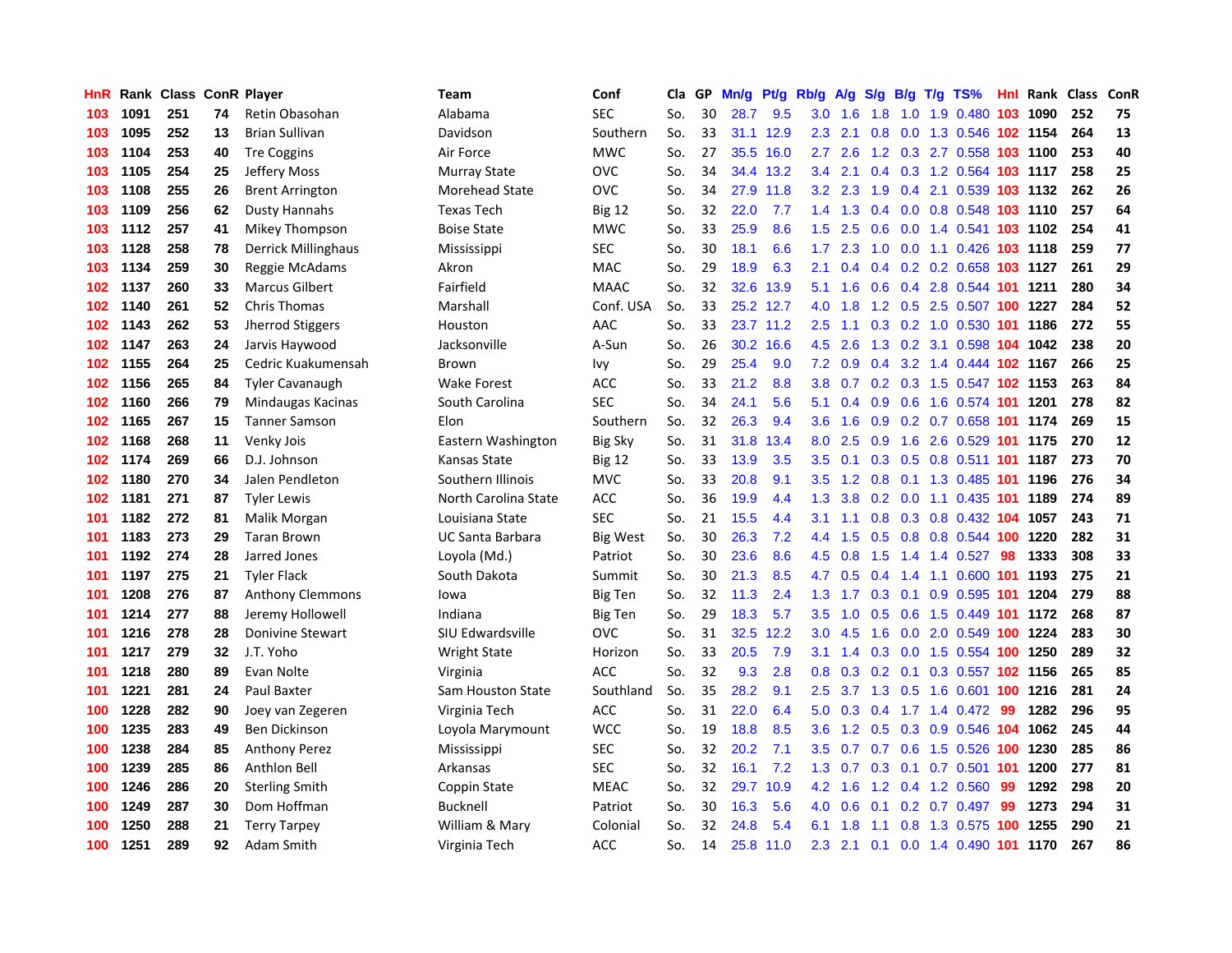| HnR | Rank | Class | ConR | Player | Team | Conf | Cla | GP | Mn/g | Pt/g | Rb/g | A/g | S/g | B/g | T/g | TS% | HnI | Rank | Class | ConR |
|---|---|---|---|---|---|---|---|---|---|---|---|---|---|---|---|---|---|---|---|---|
| 103 | 1091 | 251 | 74 | Retin Obasohan | Alabama | SEC | So. | 30 | 28.7 | 9.5 | 3.0 | 1.6 | 1.8 | 1.0 | 1.9 | 0.480 | 103 | 1090 | 252 | 75 |
| 103 | 1095 | 252 | 13 | Brian Sullivan | Davidson | Southern | So. | 33 | 31.1 | 12.9 | 2.3 | 2.1 | 0.8 | 0.0 | 1.3 | 0.546 | 102 | 1154 | 264 | 13 |
| 103 | 1104 | 253 | 40 | Tre Coggins | Air Force | MWC | So. | 27 | 35.5 | 16.0 | 2.7 | 2.6 | 1.2 | 0.3 | 2.7 | 0.558 | 103 | 1100 | 253 | 40 |
| 103 | 1105 | 254 | 25 | Jeffery Moss | Murray State | OVC | So. | 34 | 34.4 | 13.2 | 3.4 | 2.1 | 0.4 | 0.3 | 1.2 | 0.564 | 103 | 1117 | 258 | 25 |
| 103 | 1108 | 255 | 26 | Brent Arrington | Morehead State | OVC | So. | 34 | 27.9 | 11.8 | 3.2 | 2.3 | 1.9 | 0.4 | 2.1 | 0.539 | 103 | 1132 | 262 | 26 |
| 103 | 1109 | 256 | 62 | Dusty Hannahs | Texas Tech | Big 12 | So. | 32 | 22.0 | 7.7 | 1.4 | 1.3 | 0.4 | 0.0 | 0.8 | 0.548 | 103 | 1110 | 257 | 64 |
| 103 | 1112 | 257 | 41 | Mikey Thompson | Boise State | MWC | So. | 33 | 25.9 | 8.6 | 1.5 | 2.5 | 0.6 | 0.0 | 1.4 | 0.541 | 103 | 1102 | 254 | 41 |
| 103 | 1128 | 258 | 78 | Derrick Millinghaus | Mississippi | SEC | So. | 30 | 18.1 | 6.6 | 1.7 | 2.3 | 1.0 | 0.0 | 1.1 | 0.426 | 103 | 1118 | 259 | 77 |
| 103 | 1134 | 259 | 30 | Reggie McAdams | Akron | MAC | So. | 29 | 18.9 | 6.3 | 2.1 | 0.4 | 0.4 | 0.2 | 0.2 | 0.658 | 103 | 1127 | 261 | 29 |
| 102 | 1137 | 260 | 33 | Marcus Gilbert | Fairfield | MAAC | So. | 32 | 32.6 | 13.9 | 5.1 | 1.6 | 0.6 | 0.4 | 2.8 | 0.544 | 101 | 1211 | 280 | 34 |
| 102 | 1140 | 261 | 52 | Chris Thomas | Marshall | Conf. USA | So. | 33 | 25.2 | 12.7 | 4.0 | 1.8 | 1.2 | 0.5 | 2.5 | 0.507 | 100 | 1227 | 284 | 52 |
| 102 | 1143 | 262 | 53 | Jherrod Stiggers | Houston | AAC | So. | 33 | 23.7 | 11.2 | 2.5 | 1.1 | 0.3 | 0.2 | 1.0 | 0.530 | 101 | 1186 | 272 | 55 |
| 102 | 1147 | 263 | 24 | Jarvis Haywood | Jacksonville | A-Sun | So. | 26 | 30.2 | 16.6 | 4.5 | 2.6 | 1.3 | 0.2 | 3.1 | 0.598 | 104 | 1042 | 238 | 20 |
| 102 | 1155 | 264 | 25 | Cedric Kuakumensah | Brown | Ivy | So. | 29 | 25.4 | 9.0 | 7.2 | 0.9 | 0.4 | 3.2 | 1.4 | 0.444 | 102 | 1167 | 266 | 25 |
| 102 | 1156 | 265 | 84 | Tyler Cavanaugh | Wake Forest | ACC | So. | 33 | 21.2 | 8.8 | 3.8 | 0.7 | 0.2 | 0.3 | 1.5 | 0.547 | 102 | 1153 | 263 | 84 |
| 102 | 1160 | 266 | 79 | Mindaugas Kacinas | South Carolina | SEC | So. | 34 | 24.1 | 5.6 | 5.1 | 0.4 | 0.9 | 0.6 | 1.6 | 0.574 | 101 | 1201 | 278 | 82 |
| 102 | 1165 | 267 | 15 | Tanner Samson | Elon | Southern | So. | 32 | 26.3 | 9.4 | 3.6 | 1.6 | 0.9 | 0.2 | 0.7 | 0.658 | 101 | 1174 | 269 | 15 |
| 102 | 1168 | 268 | 11 | Venky Jois | Eastern Washington | Big Sky | So. | 31 | 31.8 | 13.4 | 8.0 | 2.5 | 0.9 | 1.6 | 2.6 | 0.529 | 101 | 1175 | 270 | 12 |
| 102 | 1174 | 269 | 66 | D.J. Johnson | Kansas State | Big 12 | So. | 33 | 13.9 | 3.5 | 3.5 | 0.1 | 0.3 | 0.5 | 0.8 | 0.511 | 101 | 1187 | 273 | 70 |
| 102 | 1180 | 270 | 34 | Jalen Pendleton | Southern Illinois | MVC | So. | 33 | 20.8 | 9.1 | 3.5 | 1.2 | 0.8 | 0.1 | 1.3 | 0.485 | 101 | 1196 | 276 | 34 |
| 102 | 1181 | 271 | 87 | Tyler Lewis | North Carolina State | ACC | So. | 36 | 19.9 | 4.4 | 1.3 | 3.8 | 0.2 | 0.0 | 1.1 | 0.435 | 101 | 1189 | 274 | 89 |
| 101 | 1182 | 272 | 81 | Malik Morgan | Louisiana State | SEC | So. | 21 | 15.5 | 4.4 | 3.1 | 1.1 | 0.8 | 0.3 | 0.8 | 0.432 | 104 | 1057 | 243 | 71 |
| 101 | 1183 | 273 | 29 | Taran Brown | UC Santa Barbara | Big West | So. | 30 | 26.3 | 7.2 | 4.4 | 1.5 | 0.5 | 0.8 | 0.8 | 0.544 | 100 | 1220 | 282 | 31 |
| 101 | 1192 | 274 | 28 | Jarred Jones | Loyola (Md.) | Patriot | So. | 30 | 23.6 | 8.6 | 4.5 | 0.8 | 1.5 | 1.4 | 1.4 | 0.527 | 98 | 1333 | 308 | 33 |
| 101 | 1197 | 275 | 21 | Tyler Flack | South Dakota | Summit | So. | 30 | 21.3 | 8.5 | 4.7 | 0.5 | 0.4 | 1.4 | 1.1 | 0.600 | 101 | 1193 | 275 | 21 |
| 101 | 1208 | 276 | 87 | Anthony Clemmons | Iowa | Big Ten | So. | 32 | 11.3 | 2.4 | 1.3 | 1.7 | 0.3 | 0.1 | 0.9 | 0.595 | 101 | 1204 | 279 | 88 |
| 101 | 1214 | 277 | 88 | Jeremy Hollowell | Indiana | Big Ten | So. | 29 | 18.3 | 5.7 | 3.5 | 1.0 | 0.5 | 0.6 | 1.5 | 0.449 | 101 | 1172 | 268 | 87 |
| 101 | 1216 | 278 | 28 | Donivine Stewart | SIU Edwardsville | OVC | So. | 31 | 32.5 | 12.2 | 3.0 | 4.5 | 1.6 | 0.0 | 2.0 | 0.549 | 100 | 1224 | 283 | 30 |
| 101 | 1217 | 279 | 32 | J.T. Yoho | Wright State | Horizon | So. | 33 | 20.5 | 7.9 | 3.1 | 1.4 | 0.3 | 0.0 | 1.5 | 0.554 | 100 | 1250 | 289 | 32 |
| 101 | 1218 | 280 | 89 | Evan Nolte | Virginia | ACC | So. | 32 | 9.3 | 2.8 | 0.8 | 0.3 | 0.2 | 0.1 | 0.3 | 0.557 | 102 | 1156 | 265 | 85 |
| 101 | 1221 | 281 | 24 | Paul Baxter | Sam Houston State | Southland | So. | 35 | 28.2 | 9.1 | 2.5 | 3.7 | 1.3 | 0.5 | 1.6 | 0.601 | 100 | 1216 | 281 | 24 |
| 100 | 1228 | 282 | 90 | Joey van Zegeren | Virginia Tech | ACC | So. | 31 | 22.0 | 6.4 | 5.0 | 0.3 | 0.4 | 1.7 | 1.4 | 0.472 | 99 | 1282 | 296 | 95 |
| 100 | 1235 | 283 | 49 | Ben Dickinson | Loyola Marymount | WCC | So. | 19 | 18.8 | 8.5 | 3.6 | 1.2 | 0.5 | 0.3 | 0.9 | 0.546 | 104 | 1062 | 245 | 44 |
| 100 | 1238 | 284 | 85 | Anthony Perez | Mississippi | SEC | So. | 32 | 20.2 | 7.1 | 3.5 | 0.7 | 0.7 | 0.6 | 1.5 | 0.526 | 100 | 1230 | 285 | 86 |
| 100 | 1239 | 285 | 86 | Anthlon Bell | Arkansas | SEC | So. | 32 | 16.1 | 7.2 | 1.3 | 0.7 | 0.3 | 0.1 | 0.7 | 0.501 | 101 | 1200 | 277 | 81 |
| 100 | 1246 | 286 | 20 | Sterling Smith | Coppin State | MEAC | So. | 32 | 29.7 | 10.9 | 4.2 | 1.6 | 1.2 | 0.4 | 1.2 | 0.560 | 99 | 1292 | 298 | 20 |
| 100 | 1249 | 287 | 30 | Dom Hoffman | Bucknell | Patriot | So. | 30 | 16.3 | 5.6 | 4.0 | 0.6 | 0.1 | 0.2 | 0.7 | 0.497 | 99 | 1273 | 294 | 31 |
| 100 | 1250 | 288 | 21 | Terry Tarpey | William & Mary | Colonial | So. | 32 | 24.8 | 5.4 | 6.1 | 1.8 | 1.1 | 0.8 | 1.3 | 0.575 | 100 | 1255 | 290 | 21 |
| 100 | 1251 | 289 | 92 | Adam Smith | Virginia Tech | ACC | So. | 14 | 25.8 | 11.0 | 2.3 | 2.1 | 0.1 | 0.0 | 1.4 | 0.490 | 101 | 1170 | 267 | 86 |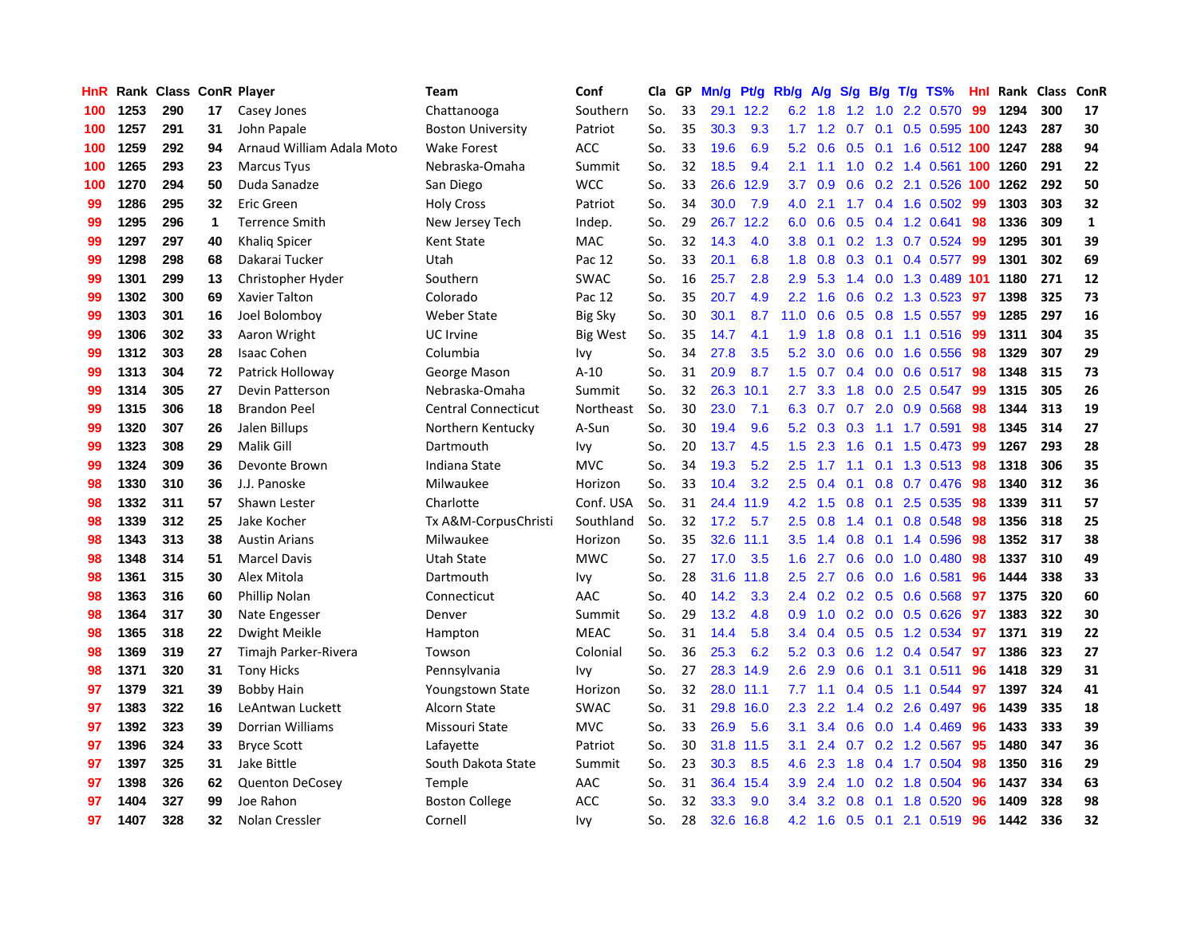| HnR | Rank | Class | ConR | Player | Team | Conf | Cla | GP | Mn/g | Pt/g | Rb/g | A/g | S/g | B/g | T/g | TS% | HnI | Rank | Class | ConR |
|---|---|---|---|---|---|---|---|---|---|---|---|---|---|---|---|---|---|---|---|---|
| 100 | 1253 | 290 | 17 | Casey Jones | Chattanooga | Southern | So. | 33 | 29.1 | 12.2 | 6.2 | 1.8 | 1.2 | 1.0 | 2.2 | 0.570 | 99 | 1294 | 300 | 17 |
| 100 | 1257 | 291 | 31 | John Papale | Boston University | Patriot | So. | 35 | 30.3 | 9.3 | 1.7 | 1.2 | 0.7 | 0.1 | 0.5 | 0.595 | 100 | 1243 | 287 | 30 |
| 100 | 1259 | 292 | 94 | Arnaud William Adala Moto | Wake Forest | ACC | So. | 33 | 19.6 | 6.9 | 5.2 | 0.6 | 0.5 | 0.1 | 1.6 | 0.512 | 100 | 1247 | 288 | 94 |
| 100 | 1265 | 293 | 23 | Marcus Tyus | Nebraska-Omaha | Summit | So. | 32 | 18.5 | 9.4 | 2.1 | 1.1 | 1.0 | 0.2 | 1.4 | 0.561 | 100 | 1260 | 291 | 22 |
| 100 | 1270 | 294 | 50 | Duda Sanadze | San Diego | WCC | So. | 33 | 26.6 | 12.9 | 3.7 | 0.9 | 0.6 | 0.2 | 2.1 | 0.526 | 100 | 1262 | 292 | 50 |
| 99 | 1286 | 295 | 32 | Eric Green | Holy Cross | Patriot | So. | 34 | 30.0 | 7.9 | 4.0 | 2.1 | 1.7 | 0.4 | 1.6 | 0.502 | 99 | 1303 | 303 | 32 |
| 99 | 1295 | 296 | 1 | Terrence Smith | New Jersey Tech | Indep. | So. | 29 | 26.7 | 12.2 | 6.0 | 0.6 | 0.5 | 0.4 | 1.2 | 0.641 | 98 | 1336 | 309 | 1 |
| 99 | 1297 | 297 | 40 | Khaliq Spicer | Kent State | MAC | So. | 32 | 14.3 | 4.0 | 3.8 | 0.1 | 0.2 | 1.3 | 0.7 | 0.524 | 99 | 1295 | 301 | 39 |
| 99 | 1298 | 298 | 68 | Dakarai Tucker | Utah | Pac 12 | So. | 33 | 20.1 | 6.8 | 1.8 | 0.8 | 0.3 | 0.1 | 0.4 | 0.577 | 99 | 1301 | 302 | 69 |
| 99 | 1301 | 299 | 13 | Christopher Hyder | Southern | SWAC | So. | 16 | 25.7 | 2.8 | 2.9 | 5.3 | 1.4 | 0.0 | 1.3 | 0.489 | 101 | 1180 | 271 | 12 |
| 99 | 1302 | 300 | 69 | Xavier Talton | Colorado | Pac 12 | So. | 35 | 20.7 | 4.9 | 2.2 | 1.6 | 0.6 | 0.2 | 1.3 | 0.523 | 97 | 1398 | 325 | 73 |
| 99 | 1303 | 301 | 16 | Joel Bolomboy | Weber State | Big Sky | So. | 30 | 30.1 | 8.7 | 11.0 | 0.6 | 0.5 | 0.8 | 1.5 | 0.557 | 99 | 1285 | 297 | 16 |
| 99 | 1306 | 302 | 33 | Aaron Wright | UC Irvine | Big West | So. | 35 | 14.7 | 4.1 | 1.9 | 1.8 | 0.8 | 0.1 | 1.1 | 0.516 | 99 | 1311 | 304 | 35 |
| 99 | 1312 | 303 | 28 | Isaac Cohen | Columbia | Ivy | So. | 34 | 27.8 | 3.5 | 5.2 | 3.0 | 0.6 | 0.0 | 1.6 | 0.556 | 98 | 1329 | 307 | 29 |
| 99 | 1313 | 304 | 72 | Patrick Holloway | George Mason | A-10 | So. | 31 | 20.9 | 8.7 | 1.5 | 0.7 | 0.4 | 0.0 | 0.6 | 0.517 | 98 | 1348 | 315 | 73 |
| 99 | 1314 | 305 | 27 | Devin Patterson | Nebraska-Omaha | Summit | So. | 32 | 26.3 | 10.1 | 2.7 | 3.3 | 1.8 | 0.0 | 2.5 | 0.547 | 99 | 1315 | 305 | 26 |
| 99 | 1315 | 306 | 18 | Brandon Peel | Central Connecticut | Northeast | So. | 30 | 23.0 | 7.1 | 6.3 | 0.7 | 0.7 | 2.0 | 0.9 | 0.568 | 98 | 1344 | 313 | 19 |
| 99 | 1320 | 307 | 26 | Jalen Billups | Northern Kentucky | A-Sun | So. | 30 | 19.4 | 9.6 | 5.2 | 0.3 | 0.3 | 1.1 | 1.7 | 0.591 | 98 | 1345 | 314 | 27 |
| 99 | 1323 | 308 | 29 | Malik Gill | Dartmouth | Ivy | So. | 20 | 13.7 | 4.5 | 1.5 | 2.3 | 1.6 | 0.1 | 1.5 | 0.473 | 99 | 1267 | 293 | 28 |
| 99 | 1324 | 309 | 36 | Devonte Brown | Indiana State | MVC | So. | 34 | 19.3 | 5.2 | 2.5 | 1.7 | 1.1 | 0.1 | 1.3 | 0.513 | 98 | 1318 | 306 | 35 |
| 98 | 1330 | 310 | 36 | J.J. Panoske | Milwaukee | Horizon | So. | 33 | 10.4 | 3.2 | 2.5 | 0.4 | 0.1 | 0.8 | 0.7 | 0.476 | 98 | 1340 | 312 | 36 |
| 98 | 1332 | 311 | 57 | Shawn Lester | Charlotte | Conf. USA | So. | 31 | 24.4 | 11.9 | 4.2 | 1.5 | 0.8 | 0.1 | 2.5 | 0.535 | 98 | 1339 | 311 | 57 |
| 98 | 1339 | 312 | 25 | Jake Kocher | Tx A&M-CorpusChristi | Southland | So. | 32 | 17.2 | 5.7 | 2.5 | 0.8 | 1.4 | 0.1 | 0.8 | 0.548 | 98 | 1356 | 318 | 25 |
| 98 | 1343 | 313 | 38 | Austin Arians | Milwaukee | Horizon | So. | 35 | 32.6 | 11.1 | 3.5 | 1.4 | 0.8 | 0.1 | 1.4 | 0.596 | 98 | 1352 | 317 | 38 |
| 98 | 1348 | 314 | 51 | Marcel Davis | Utah State | MWC | So. | 27 | 17.0 | 3.5 | 1.6 | 2.7 | 0.6 | 0.0 | 1.0 | 0.480 | 98 | 1337 | 310 | 49 |
| 98 | 1361 | 315 | 30 | Alex Mitola | Dartmouth | Ivy | So. | 28 | 31.6 | 11.8 | 2.5 | 2.7 | 0.6 | 0.0 | 1.6 | 0.581 | 96 | 1444 | 338 | 33 |
| 98 | 1363 | 316 | 60 | Phillip Nolan | Connecticut | AAC | So. | 40 | 14.2 | 3.3 | 2.4 | 0.2 | 0.2 | 0.5 | 0.6 | 0.568 | 97 | 1375 | 320 | 60 |
| 98 | 1364 | 317 | 30 | Nate Engesser | Denver | Summit | So. | 29 | 13.2 | 4.8 | 0.9 | 1.0 | 0.2 | 0.0 | 0.5 | 0.626 | 97 | 1383 | 322 | 30 |
| 98 | 1365 | 318 | 22 | Dwight Meikle | Hampton | MEAC | So. | 31 | 14.4 | 5.8 | 3.4 | 0.4 | 0.5 | 0.5 | 1.2 | 0.534 | 97 | 1371 | 319 | 22 |
| 98 | 1369 | 319 | 27 | Timajh Parker-Rivera | Towson | Colonial | So. | 36 | 25.3 | 6.2 | 5.2 | 0.3 | 0.6 | 1.2 | 0.4 | 0.547 | 97 | 1386 | 323 | 27 |
| 98 | 1371 | 320 | 31 | Tony Hicks | Pennsylvania | Ivy | So. | 27 | 28.3 | 14.9 | 2.6 | 2.9 | 0.6 | 0.1 | 3.1 | 0.511 | 96 | 1418 | 329 | 31 |
| 97 | 1379 | 321 | 39 | Bobby Hain | Youngstown State | Horizon | So. | 32 | 28.0 | 11.1 | 7.7 | 1.1 | 0.4 | 0.5 | 1.1 | 0.544 | 97 | 1397 | 324 | 41 |
| 97 | 1383 | 322 | 16 | LeAntwan Luckett | Alcorn State | SWAC | So. | 31 | 29.8 | 16.0 | 2.3 | 2.2 | 1.4 | 0.2 | 2.6 | 0.497 | 96 | 1439 | 335 | 18 |
| 97 | 1392 | 323 | 39 | Dorrian Williams | Missouri State | MVC | So. | 33 | 26.9 | 5.6 | 3.1 | 3.4 | 0.6 | 0.0 | 1.4 | 0.469 | 96 | 1433 | 333 | 39 |
| 97 | 1396 | 324 | 33 | Bryce Scott | Lafayette | Patriot | So. | 30 | 31.8 | 11.5 | 3.1 | 2.4 | 0.7 | 0.2 | 1.2 | 0.567 | 95 | 1480 | 347 | 36 |
| 97 | 1397 | 325 | 31 | Jake Bittle | South Dakota State | Summit | So. | 23 | 30.3 | 8.5 | 4.6 | 2.3 | 1.8 | 0.4 | 1.7 | 0.504 | 98 | 1350 | 316 | 29 |
| 97 | 1398 | 326 | 62 | Quenton DeCosey | Temple | AAC | So. | 31 | 36.4 | 15.4 | 3.9 | 2.4 | 1.0 | 0.2 | 1.8 | 0.504 | 96 | 1437 | 334 | 63 |
| 97 | 1404 | 327 | 99 | Joe Rahon | Boston College | ACC | So. | 32 | 33.3 | 9.0 | 3.4 | 3.2 | 0.8 | 0.1 | 1.8 | 0.520 | 96 | 1409 | 328 | 98 |
| 97 | 1407 | 328 | 32 | Nolan Cressler | Cornell | Ivy | So. | 28 | 32.6 | 16.8 | 4.2 | 1.6 | 0.5 | 0.1 | 2.1 | 0.519 | 96 | 1442 | 336 | 32 |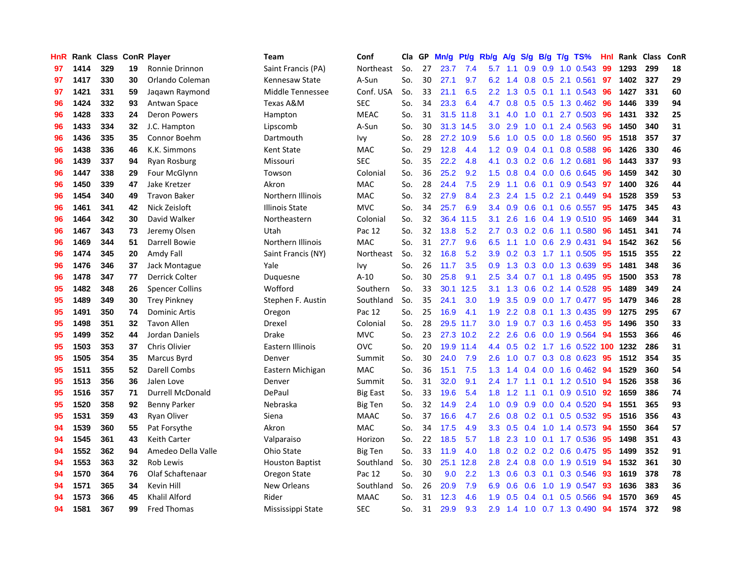| HnR | Rank | Class | ConR | Player | Team | Conf | Cla | GP | Mn/g | Pt/g | Rb/g | A/g | S/g | B/g | T/g | TS% | HnI | Rank | Class | ConR |
|---|---|---|---|---|---|---|---|---|---|---|---|---|---|---|---|---|---|---|---|---|
| 97 | 1414 | 329 | 19 | Ronnie Drinnon | Saint Francis (PA) | Northeast | So. | 27 | 23.7 | 7.4 | 5.7 | 1.1 | 0.9 | 0.9 | 1.0 | 0.543 | 99 | 1293 | 299 | 18 |
| 97 | 1417 | 330 | 30 | Orlando Coleman | Kennesaw State | A-Sun | So. | 30 | 27.1 | 9.7 | 6.2 | 1.4 | 0.8 | 0.5 | 2.1 | 0.561 | 97 | 1402 | 327 | 29 |
| 97 | 1421 | 331 | 59 | Jaqawn Raymond | Middle Tennessee | Conf. USA | So. | 33 | 21.1 | 6.5 | 2.2 | 1.3 | 0.5 | 0.1 | 1.1 | 0.543 | 96 | 1427 | 331 | 60 |
| 96 | 1424 | 332 | 93 | Antwan Space | Texas A&M | SEC | So. | 34 | 23.3 | 6.4 | 4.7 | 0.8 | 0.5 | 0.5 | 1.3 | 0.462 | 96 | 1446 | 339 | 94 |
| 96 | 1428 | 333 | 24 | Deron Powers | Hampton | MEAC | So. | 31 | 31.5 | 11.8 | 3.1 | 4.0 | 1.0 | 0.1 | 2.7 | 0.503 | 96 | 1431 | 332 | 25 |
| 96 | 1433 | 334 | 32 | J.C. Hampton | Lipscomb | A-Sun | So. | 30 | 31.3 | 14.5 | 3.0 | 2.9 | 1.0 | 0.1 | 2.4 | 0.563 | 96 | 1450 | 340 | 31 |
| 96 | 1436 | 335 | 35 | Connor Boehm | Dartmouth | Ivy | So. | 28 | 27.2 | 10.9 | 5.6 | 1.0 | 0.5 | 0.0 | 1.8 | 0.560 | 95 | 1518 | 357 | 37 |
| 96 | 1438 | 336 | 46 | K.K. Simmons | Kent State | MAC | So. | 29 | 12.8 | 4.4 | 1.2 | 0.9 | 0.4 | 0.1 | 0.8 | 0.588 | 96 | 1426 | 330 | 46 |
| 96 | 1439 | 337 | 94 | Ryan Rosburg | Missouri | SEC | So. | 35 | 22.2 | 4.8 | 4.1 | 0.3 | 0.2 | 0.6 | 1.2 | 0.681 | 96 | 1443 | 337 | 93 |
| 96 | 1447 | 338 | 29 | Four McGlynn | Towson | Colonial | So. | 36 | 25.2 | 9.2 | 1.5 | 0.8 | 0.4 | 0.0 | 0.6 | 0.645 | 96 | 1459 | 342 | 30 |
| 96 | 1450 | 339 | 47 | Jake Kretzer | Akron | MAC | So. | 28 | 24.4 | 7.5 | 2.9 | 1.1 | 0.6 | 0.1 | 0.9 | 0.543 | 97 | 1400 | 326 | 44 |
| 96 | 1454 | 340 | 49 | Travon Baker | Northern Illinois | MAC | So. | 32 | 27.9 | 8.4 | 2.3 | 2.4 | 1.5 | 0.2 | 2.1 | 0.449 | 94 | 1528 | 359 | 53 |
| 96 | 1461 | 341 | 42 | Nick Zeisloft | Illinois State | MVC | So. | 34 | 25.7 | 6.9 | 3.4 | 0.9 | 0.6 | 0.1 | 0.6 | 0.557 | 95 | 1475 | 345 | 43 |
| 96 | 1464 | 342 | 30 | David Walker | Northeastern | Colonial | So. | 32 | 36.4 | 11.5 | 3.1 | 2.6 | 1.6 | 0.4 | 1.9 | 0.510 | 95 | 1469 | 344 | 31 |
| 96 | 1467 | 343 | 73 | Jeremy Olsen | Utah | Pac 12 | So. | 32 | 13.8 | 5.2 | 2.7 | 0.3 | 0.2 | 0.6 | 1.1 | 0.580 | 96 | 1451 | 341 | 74 |
| 96 | 1469 | 344 | 51 | Darrell Bowie | Northern Illinois | MAC | So. | 31 | 27.7 | 9.6 | 6.5 | 1.1 | 1.0 | 0.6 | 2.9 | 0.431 | 94 | 1542 | 362 | 56 |
| 96 | 1474 | 345 | 20 | Amdy Fall | Saint Francis (NY) | Northeast | So. | 32 | 16.8 | 5.2 | 3.9 | 0.2 | 0.3 | 1.7 | 1.1 | 0.505 | 95 | 1515 | 355 | 22 |
| 96 | 1476 | 346 | 37 | Jack Montague | Yale | Ivy | So. | 26 | 11.7 | 3.5 | 0.9 | 1.3 | 0.3 | 0.0 | 1.3 | 0.639 | 95 | 1481 | 348 | 36 |
| 96 | 1478 | 347 | 77 | Derrick Colter | Duquesne | A-10 | So. | 30 | 25.8 | 9.1 | 2.5 | 3.4 | 0.7 | 0.1 | 1.8 | 0.495 | 95 | 1500 | 353 | 78 |
| 95 | 1482 | 348 | 26 | Spencer Collins | Wofford | Southern | So. | 33 | 30.1 | 12.5 | 3.1 | 1.3 | 0.6 | 0.2 | 1.4 | 0.528 | 95 | 1489 | 349 | 24 |
| 95 | 1489 | 349 | 30 | Trey Pinkney | Stephen F. Austin | Southland | So. | 35 | 24.1 | 3.0 | 1.9 | 3.5 | 0.9 | 0.0 | 1.7 | 0.477 | 95 | 1479 | 346 | 28 |
| 95 | 1491 | 350 | 74 | Dominic Artis | Oregon | Pac 12 | So. | 25 | 16.9 | 4.1 | 1.9 | 2.2 | 0.8 | 0.1 | 1.3 | 0.435 | 99 | 1275 | 295 | 67 |
| 95 | 1498 | 351 | 32 | Tavon Allen | Drexel | Colonial | So. | 28 | 29.5 | 11.7 | 3.0 | 1.9 | 0.7 | 0.3 | 1.6 | 0.453 | 95 | 1496 | 350 | 33 |
| 95 | 1499 | 352 | 44 | Jordan Daniels | Drake | MVC | So. | 23 | 27.3 | 10.2 | 2.2 | 2.6 | 0.6 | 0.0 | 1.9 | 0.564 | 94 | 1553 | 366 | 46 |
| 95 | 1503 | 353 | 37 | Chris Olivier | Eastern Illinois | OVC | So. | 20 | 19.9 | 11.4 | 4.4 | 0.5 | 0.2 | 1.7 | 1.6 | 0.522 | 100 | 1232 | 286 | 31 |
| 95 | 1505 | 354 | 35 | Marcus Byrd | Denver | Summit | So. | 30 | 24.0 | 7.9 | 2.6 | 1.0 | 0.7 | 0.3 | 0.8 | 0.623 | 95 | 1512 | 354 | 35 |
| 95 | 1511 | 355 | 52 | Darell Combs | Eastern Michigan | MAC | So. | 36 | 15.1 | 7.5 | 1.3 | 1.4 | 0.4 | 0.0 | 1.6 | 0.462 | 94 | 1529 | 360 | 54 |
| 95 | 1513 | 356 | 36 | Jalen Love | Denver | Summit | So. | 31 | 32.0 | 9.1 | 2.4 | 1.7 | 1.1 | 0.1 | 1.2 | 0.510 | 94 | 1526 | 358 | 36 |
| 95 | 1516 | 357 | 71 | Durrell McDonald | DePaul | Big East | So. | 33 | 19.6 | 5.4 | 1.8 | 1.2 | 1.1 | 0.1 | 0.9 | 0.510 | 92 | 1659 | 386 | 74 |
| 95 | 1520 | 358 | 92 | Benny Parker | Nebraska | Big Ten | So. | 32 | 14.9 | 2.4 | 1.0 | 0.9 | 0.9 | 0.0 | 0.4 | 0.520 | 94 | 1551 | 365 | 93 |
| 95 | 1531 | 359 | 43 | Ryan Oliver | Siena | MAAC | So. | 37 | 16.6 | 4.7 | 2.6 | 0.8 | 0.2 | 0.1 | 0.5 | 0.532 | 95 | 1516 | 356 | 43 |
| 94 | 1539 | 360 | 55 | Pat Forsythe | Akron | MAC | So. | 34 | 17.5 | 4.9 | 3.3 | 0.5 | 0.4 | 1.0 | 1.4 | 0.573 | 94 | 1550 | 364 | 57 |
| 94 | 1545 | 361 | 43 | Keith Carter | Valparaiso | Horizon | So. | 22 | 18.5 | 5.7 | 1.8 | 2.3 | 1.0 | 0.1 | 1.7 | 0.536 | 95 | 1498 | 351 | 43 |
| 94 | 1552 | 362 | 94 | Amedeo Della Valle | Ohio State | Big Ten | So. | 33 | 11.9 | 4.0 | 1.8 | 0.2 | 0.2 | 0.2 | 0.6 | 0.475 | 95 | 1499 | 352 | 91 |
| 94 | 1553 | 363 | 32 | Rob Lewis | Houston Baptist | Southland | So. | 30 | 25.1 | 12.8 | 2.8 | 2.4 | 0.8 | 0.0 | 1.9 | 0.519 | 94 | 1532 | 361 | 30 |
| 94 | 1570 | 364 | 76 | Olaf Schaftenaar | Oregon State | Pac 12 | So. | 30 | 9.0 | 2.2 | 1.3 | 0.6 | 0.3 | 0.1 | 0.3 | 0.546 | 93 | 1619 | 378 | 78 |
| 94 | 1571 | 365 | 34 | Kevin Hill | New Orleans | Southland | So. | 26 | 20.9 | 7.9 | 6.9 | 0.6 | 0.6 | 1.0 | 1.9 | 0.547 | 93 | 1636 | 383 | 36 |
| 94 | 1573 | 366 | 45 | Khalil Alford | Rider | MAAC | So. | 31 | 12.3 | 4.6 | 1.9 | 0.5 | 0.4 | 0.1 | 0.5 | 0.566 | 94 | 1570 | 369 | 45 |
| 94 | 1581 | 367 | 99 | Fred Thomas | Mississippi State | SEC | So. | 31 | 29.9 | 9.3 | 2.9 | 1.4 | 1.0 | 0.7 | 1.3 | 0.490 | 94 | 1574 | 372 | 98 |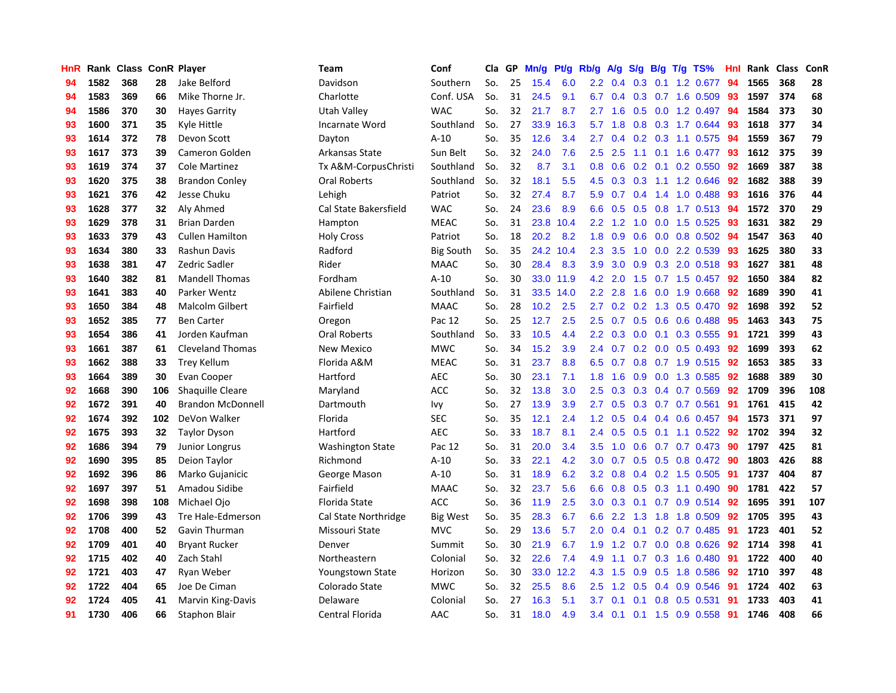| HnR | Rank | Class | ConR | Player | Team | Conf | Cla | GP | Mn/g | Pt/g | Rb/g | A/g | S/g | B/g | T/g | TS% | HnI | Rank | Class | ConR |
|---|---|---|---|---|---|---|---|---|---|---|---|---|---|---|---|---|---|---|---|---|
| 94 | 1582 | 368 | 28 | Jake Belford | Davidson | Southern | So. | 25 | 15.4 | 6.0 | 2.2 | 0.4 | 0.3 | 0.1 | 1.2 | 0.677 | 94 | 1565 | 368 | 28 |
| 94 | 1583 | 369 | 66 | Mike Thorne Jr. | Charlotte | Conf. USA | So. | 31 | 24.5 | 9.1 | 6.7 | 0.4 | 0.3 | 0.7 | 1.6 | 0.509 | 93 | 1597 | 374 | 68 |
| 94 | 1586 | 370 | 30 | Hayes Garrity | Utah Valley | WAC | So. | 32 | 21.7 | 8.7 | 2.7 | 1.6 | 0.5 | 0.0 | 1.2 | 0.497 | 94 | 1584 | 373 | 30 |
| 93 | 1600 | 371 | 35 | Kyle Hittle | Incarnate Word | Southland | So. | 27 | 33.9 | 16.3 | 5.7 | 1.8 | 0.8 | 0.3 | 1.7 | 0.644 | 93 | 1618 | 377 | 34 |
| 93 | 1614 | 372 | 78 | Devon Scott | Dayton | A-10 | So. | 35 | 12.6 | 3.4 | 2.7 | 0.4 | 0.2 | 0.3 | 1.1 | 0.575 | 94 | 1559 | 367 | 79 |
| 93 | 1617 | 373 | 39 | Cameron Golden | Arkansas State | Sun Belt | So. | 32 | 24.0 | 7.6 | 2.5 | 2.5 | 1.1 | 0.1 | 1.6 | 0.477 | 93 | 1612 | 375 | 39 |
| 93 | 1619 | 374 | 37 | Cole Martinez | Tx A&M-CorpusChristi | Southland | So. | 32 | 8.7 | 3.1 | 0.8 | 0.6 | 0.2 | 0.1 | 0.2 | 0.550 | 92 | 1669 | 387 | 38 |
| 93 | 1620 | 375 | 38 | Brandon Conley | Oral Roberts | Southland | So. | 32 | 18.1 | 5.5 | 4.5 | 0.3 | 0.3 | 1.1 | 1.2 | 0.646 | 92 | 1682 | 388 | 39 |
| 93 | 1621 | 376 | 42 | Jesse Chuku | Lehigh | Patriot | So. | 32 | 27.4 | 8.7 | 5.9 | 0.7 | 0.4 | 1.4 | 1.0 | 0.488 | 93 | 1616 | 376 | 44 |
| 93 | 1628 | 377 | 32 | Aly Ahmed | Cal State Bakersfield | WAC | So. | 24 | 23.6 | 8.9 | 6.6 | 0.5 | 0.5 | 0.8 | 1.7 | 0.513 | 94 | 1572 | 370 | 29 |
| 93 | 1629 | 378 | 31 | Brian Darden | Hampton | MEAC | So. | 31 | 23.8 | 10.4 | 2.2 | 1.2 | 1.0 | 0.0 | 1.5 | 0.525 | 93 | 1631 | 382 | 29 |
| 93 | 1633 | 379 | 43 | Cullen Hamilton | Holy Cross | Patriot | So. | 18 | 20.2 | 8.2 | 1.8 | 0.9 | 0.6 | 0.0 | 0.8 | 0.502 | 94 | 1547 | 363 | 40 |
| 93 | 1634 | 380 | 33 | Rashun Davis | Radford | Big South | So. | 35 | 24.2 | 10.4 | 2.3 | 3.5 | 1.0 | 0.0 | 2.2 | 0.539 | 93 | 1625 | 380 | 33 |
| 93 | 1638 | 381 | 47 | Zedric Sadler | Rider | MAAC | So. | 30 | 28.4 | 8.3 | 3.9 | 3.0 | 0.9 | 0.3 | 2.0 | 0.518 | 93 | 1627 | 381 | 48 |
| 93 | 1640 | 382 | 81 | Mandell Thomas | Fordham | A-10 | So. | 30 | 33.0 | 11.9 | 4.2 | 2.0 | 1.5 | 0.7 | 1.5 | 0.457 | 92 | 1650 | 384 | 82 |
| 93 | 1641 | 383 | 40 | Parker Wentz | Abilene Christian | Southland | So. | 31 | 33.5 | 14.0 | 2.2 | 2.8 | 1.6 | 0.0 | 1.9 | 0.668 | 92 | 1689 | 390 | 41 |
| 93 | 1650 | 384 | 48 | Malcolm Gilbert | Fairfield | MAAC | So. | 28 | 10.2 | 2.5 | 2.7 | 0.2 | 0.2 | 1.3 | 0.5 | 0.470 | 92 | 1698 | 392 | 52 |
| 93 | 1652 | 385 | 77 | Ben Carter | Oregon | Pac 12 | So. | 25 | 12.7 | 2.5 | 2.5 | 0.7 | 0.5 | 0.6 | 0.6 | 0.488 | 95 | 1463 | 343 | 75 |
| 93 | 1654 | 386 | 41 | Jorden Kaufman | Oral Roberts | Southland | So. | 33 | 10.5 | 4.4 | 2.2 | 0.3 | 0.0 | 0.1 | 0.3 | 0.555 | 91 | 1721 | 399 | 43 |
| 93 | 1661 | 387 | 61 | Cleveland Thomas | New Mexico | MWC | So. | 34 | 15.2 | 3.9 | 2.4 | 0.7 | 0.2 | 0.0 | 0.5 | 0.493 | 92 | 1699 | 393 | 62 |
| 93 | 1662 | 388 | 33 | Trey Kellum | Florida A&M | MEAC | So. | 31 | 23.7 | 8.8 | 6.5 | 0.7 | 0.8 | 0.7 | 1.9 | 0.515 | 92 | 1653 | 385 | 33 |
| 93 | 1664 | 389 | 30 | Evan Cooper | Hartford | AEC | So. | 30 | 23.1 | 7.1 | 1.8 | 1.6 | 0.9 | 0.0 | 1.3 | 0.585 | 92 | 1688 | 389 | 30 |
| 92 | 1668 | 390 | 106 | Shaquille Cleare | Maryland | ACC | So. | 32 | 13.8 | 3.0 | 2.5 | 0.3 | 0.3 | 0.4 | 0.7 | 0.569 | 92 | 1709 | 396 | 108 |
| 92 | 1672 | 391 | 40 | Brandon McDonnell | Dartmouth | Ivy | So. | 27 | 13.9 | 3.9 | 2.7 | 0.5 | 0.3 | 0.7 | 0.7 | 0.561 | 91 | 1761 | 415 | 42 |
| 92 | 1674 | 392 | 102 | DeVon Walker | Florida | SEC | So. | 35 | 12.1 | 2.4 | 1.2 | 0.5 | 0.4 | 0.4 | 0.6 | 0.457 | 94 | 1573 | 371 | 97 |
| 92 | 1675 | 393 | 32 | Taylor Dyson | Hartford | AEC | So. | 33 | 18.7 | 8.1 | 2.4 | 0.5 | 0.5 | 0.1 | 1.1 | 0.522 | 92 | 1702 | 394 | 32 |
| 92 | 1686 | 394 | 79 | Junior Longrus | Washington State | Pac 12 | So. | 31 | 20.0 | 3.4 | 3.5 | 1.0 | 0.6 | 0.7 | 0.7 | 0.473 | 90 | 1797 | 425 | 81 |
| 92 | 1690 | 395 | 85 | Deion Taylor | Richmond | A-10 | So. | 33 | 22.1 | 4.2 | 3.0 | 0.7 | 0.5 | 0.5 | 0.8 | 0.472 | 90 | 1803 | 426 | 88 |
| 92 | 1692 | 396 | 86 | Marko Gujanicic | George Mason | A-10 | So. | 31 | 18.9 | 6.2 | 3.2 | 0.8 | 0.4 | 0.2 | 1.5 | 0.505 | 91 | 1737 | 404 | 87 |
| 92 | 1697 | 397 | 51 | Amadou Sidibe | Fairfield | MAAC | So. | 32 | 23.7 | 5.6 | 6.6 | 0.8 | 0.5 | 0.3 | 1.1 | 0.490 | 90 | 1781 | 422 | 57 |
| 92 | 1698 | 398 | 108 | Michael Ojo | Florida State | ACC | So. | 36 | 11.9 | 2.5 | 3.0 | 0.3 | 0.1 | 0.7 | 0.9 | 0.514 | 92 | 1695 | 391 | 107 |
| 92 | 1706 | 399 | 43 | Tre Hale-Edmerson | Cal State Northridge | Big West | So. | 35 | 28.3 | 6.7 | 6.6 | 2.2 | 1.3 | 1.8 | 1.8 | 0.509 | 92 | 1705 | 395 | 43 |
| 92 | 1708 | 400 | 52 | Gavin Thurman | Missouri State | MVC | So. | 29 | 13.6 | 5.7 | 2.0 | 0.4 | 0.1 | 0.2 | 0.7 | 0.485 | 91 | 1723 | 401 | 52 |
| 92 | 1709 | 401 | 40 | Bryant Rucker | Denver | Summit | So. | 30 | 21.9 | 6.7 | 1.9 | 1.2 | 0.7 | 0.0 | 0.8 | 0.626 | 92 | 1714 | 398 | 41 |
| 92 | 1715 | 402 | 40 | Zach Stahl | Northeastern | Colonial | So. | 32 | 22.6 | 7.4 | 4.9 | 1.1 | 0.7 | 0.3 | 1.6 | 0.480 | 91 | 1722 | 400 | 40 |
| 92 | 1721 | 403 | 47 | Ryan Weber | Youngstown State | Horizon | So. | 30 | 33.0 | 12.2 | 4.3 | 1.5 | 0.9 | 0.5 | 1.8 | 0.586 | 92 | 1710 | 397 | 48 |
| 92 | 1722 | 404 | 65 | Joe De Ciman | Colorado State | MWC | So. | 32 | 25.5 | 8.6 | 2.5 | 1.2 | 0.5 | 0.4 | 0.9 | 0.546 | 91 | 1724 | 402 | 63 |
| 92 | 1724 | 405 | 41 | Marvin King-Davis | Delaware | Colonial | So. | 27 | 16.3 | 5.1 | 3.7 | 0.1 | 0.1 | 0.8 | 0.5 | 0.531 | 91 | 1733 | 403 | 41 |
| 91 | 1730 | 406 | 66 | Staphon Blair | Central Florida | AAC | So. | 31 | 18.0 | 4.9 | 3.4 | 0.1 | 0.1 | 1.5 | 0.9 | 0.558 | 91 | 1746 | 408 | 66 |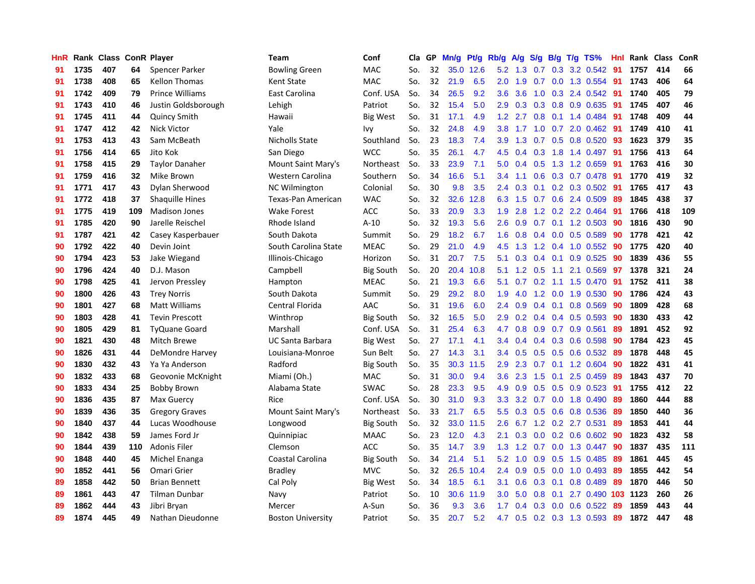| HnR | Rank | Class | ConR | Player | Team | Conf | Cla | GP | Mn/g | Pt/g | Rb/g | A/g | S/g | B/g | T/g | TS% | HnI | Rank | Class | ConR |
|---|---|---|---|---|---|---|---|---|---|---|---|---|---|---|---|---|---|---|---|---|
| 91 | 1735 | 407 | 64 | Spencer Parker | Bowling Green | MAC | So. | 32 | 35.0 | 12.6 | 5.2 | 1.3 | 0.7 | 0.3 | 3.2 | 0.542 | 91 | 1757 | 414 | 66 |
| 91 | 1738 | 408 | 65 | Kellon Thomas | Kent State | MAC | So. | 32 | 21.9 | 6.5 | 2.0 | 1.9 | 0.7 | 0.0 | 1.3 | 0.554 | 91 | 1743 | 406 | 64 |
| 91 | 1742 | 409 | 79 | Prince Williams | East Carolina | Conf. USA | So. | 34 | 26.5 | 9.2 | 3.6 | 3.6 | 1.0 | 0.3 | 2.4 | 0.542 | 91 | 1740 | 405 | 79 |
| 91 | 1743 | 410 | 46 | Justin Goldsborough | Lehigh | Patriot | So. | 32 | 15.4 | 5.0 | 2.9 | 0.3 | 0.3 | 0.8 | 0.9 | 0.635 | 91 | 1745 | 407 | 46 |
| 91 | 1745 | 411 | 44 | Quincy Smith | Hawaii | Big West | So. | 31 | 17.1 | 4.9 | 1.2 | 2.7 | 0.8 | 0.1 | 1.4 | 0.484 | 91 | 1748 | 409 | 44 |
| 91 | 1747 | 412 | 42 | Nick Victor | Yale | Ivy | So. | 32 | 24.8 | 4.9 | 3.8 | 1.7 | 1.0 | 0.7 | 2.0 | 0.462 | 91 | 1749 | 410 | 41 |
| 91 | 1753 | 413 | 43 | Sam McBeath | Nicholls State | Southland | So. | 23 | 18.3 | 7.4 | 3.9 | 1.3 | 0.7 | 0.5 | 0.8 | 0.520 | 93 | 1623 | 379 | 35 |
| 91 | 1756 | 414 | 65 | Jito Kok | San Diego | WCC | So. | 35 | 26.1 | 4.7 | 4.5 | 0.4 | 0.3 | 1.8 | 1.4 | 0.497 | 91 | 1756 | 413 | 64 |
| 91 | 1758 | 415 | 29 | Taylor Danaher | Mount Saint Mary's | Northeast | So. | 33 | 23.9 | 7.1 | 5.0 | 0.4 | 0.5 | 1.3 | 1.2 | 0.659 | 91 | 1763 | 416 | 30 |
| 91 | 1759 | 416 | 32 | Mike Brown | Western Carolina | Southern | So. | 34 | 16.6 | 5.1 | 3.4 | 1.1 | 0.6 | 0.3 | 0.7 | 0.478 | 91 | 1770 | 419 | 32 |
| 91 | 1771 | 417 | 43 | Dylan Sherwood | NC Wilmington | Colonial | So. | 30 | 9.8 | 3.5 | 2.4 | 0.3 | 0.1 | 0.2 | 0.3 | 0.502 | 91 | 1765 | 417 | 43 |
| 91 | 1772 | 418 | 37 | Shaquille Hines | Texas-Pan American | WAC | So. | 32 | 32.6 | 12.8 | 6.3 | 1.5 | 0.7 | 0.6 | 2.4 | 0.509 | 89 | 1845 | 438 | 37 |
| 91 | 1775 | 419 | 109 | Madison Jones | Wake Forest | ACC | So. | 33 | 20.9 | 3.3 | 1.9 | 2.8 | 1.2 | 0.2 | 2.2 | 0.464 | 91 | 1766 | 418 | 109 |
| 91 | 1785 | 420 | 90 | Jarelle Reischel | Rhode Island | A-10 | So. | 32 | 19.3 | 5.6 | 2.6 | 0.9 | 0.7 | 0.1 | 1.2 | 0.503 | 90 | 1816 | 430 | 90 |
| 91 | 1787 | 421 | 42 | Casey Kasperbauer | South Dakota | Summit | So. | 29 | 18.2 | 6.7 | 1.6 | 0.8 | 0.4 | 0.0 | 0.5 | 0.589 | 90 | 1778 | 421 | 42 |
| 90 | 1792 | 422 | 40 | Devin Joint | South Carolina State | MEAC | So. | 29 | 21.0 | 4.9 | 4.5 | 1.3 | 1.2 | 0.4 | 1.0 | 0.552 | 90 | 1775 | 420 | 40 |
| 90 | 1794 | 423 | 53 | Jake Wiegand | Illinois-Chicago | Horizon | So. | 31 | 20.7 | 7.5 | 5.1 | 0.3 | 0.4 | 0.1 | 0.9 | 0.525 | 90 | 1839 | 436 | 55 |
| 90 | 1796 | 424 | 40 | D.J. Mason | Campbell | Big South | So. | 20 | 20.4 | 10.8 | 5.1 | 1.2 | 0.5 | 1.1 | 2.1 | 0.569 | 97 | 1378 | 321 | 24 |
| 90 | 1798 | 425 | 41 | Jervon Pressley | Hampton | MEAC | So. | 21 | 19.3 | 6.6 | 5.1 | 0.7 | 0.2 | 1.1 | 1.5 | 0.470 | 91 | 1752 | 411 | 38 |
| 90 | 1800 | 426 | 43 | Trey Norris | South Dakota | Summit | So. | 29 | 29.2 | 8.0 | 1.9 | 4.0 | 1.2 | 0.0 | 1.9 | 0.530 | 90 | 1786 | 424 | 43 |
| 90 | 1801 | 427 | 68 | Matt Williams | Central Florida | AAC | So. | 31 | 19.6 | 6.0 | 2.4 | 0.9 | 0.4 | 0.1 | 0.8 | 0.569 | 90 | 1809 | 428 | 68 |
| 90 | 1803 | 428 | 41 | Tevin Prescott | Winthrop | Big South | So. | 32 | 16.5 | 5.0 | 2.9 | 0.2 | 0.4 | 0.4 | 0.5 | 0.593 | 90 | 1830 | 433 | 42 |
| 90 | 1805 | 429 | 81 | TyQuane Goard | Marshall | Conf. USA | So. | 31 | 25.4 | 6.3 | 4.7 | 0.8 | 0.9 | 0.7 | 0.9 | 0.561 | 89 | 1891 | 452 | 92 |
| 90 | 1821 | 430 | 48 | Mitch Brewe | UC Santa Barbara | Big West | So. | 27 | 17.1 | 4.1 | 3.4 | 0.4 | 0.4 | 0.3 | 0.6 | 0.598 | 90 | 1784 | 423 | 45 |
| 90 | 1826 | 431 | 44 | DeMondre Harvey | Louisiana-Monroe | Sun Belt | So. | 27 | 14.3 | 3.1 | 3.4 | 0.5 | 0.5 | 0.5 | 0.6 | 0.532 | 89 | 1878 | 448 | 45 |
| 90 | 1830 | 432 | 43 | Ya Ya Anderson | Radford | Big South | So. | 35 | 30.3 | 11.5 | 2.9 | 2.3 | 0.7 | 0.1 | 1.2 | 0.604 | 90 | 1822 | 431 | 41 |
| 90 | 1832 | 433 | 68 | Geovonie McKnight | Miami (Oh.) | MAC | So. | 31 | 30.0 | 9.4 | 3.6 | 2.3 | 1.5 | 0.1 | 2.5 | 0.459 | 89 | 1843 | 437 | 70 |
| 90 | 1833 | 434 | 25 | Bobby Brown | Alabama State | SWAC | So. | 28 | 23.3 | 9.5 | 4.9 | 0.9 | 0.5 | 0.5 | 0.9 | 0.523 | 91 | 1755 | 412 | 22 |
| 90 | 1836 | 435 | 87 | Max Guercy | Rice | Conf. USA | So. | 30 | 31.0 | 9.3 | 3.3 | 3.2 | 0.7 | 0.0 | 1.8 | 0.490 | 89 | 1860 | 444 | 88 |
| 90 | 1839 | 436 | 35 | Gregory Graves | Mount Saint Mary's | Northeast | So. | 33 | 21.7 | 6.5 | 5.5 | 0.3 | 0.5 | 0.6 | 0.8 | 0.536 | 89 | 1850 | 440 | 36 |
| 90 | 1840 | 437 | 44 | Lucas Woodhouse | Longwood | Big South | So. | 32 | 33.0 | 11.5 | 2.6 | 6.7 | 1.2 | 0.2 | 2.7 | 0.531 | 89 | 1853 | 441 | 44 |
| 90 | 1842 | 438 | 59 | James Ford Jr | Quinnipiac | MAAC | So. | 23 | 12.0 | 4.3 | 2.1 | 0.3 | 0.0 | 0.2 | 0.6 | 0.602 | 90 | 1823 | 432 | 58 |
| 90 | 1844 | 439 | 110 | Adonis Filer | Clemson | ACC | So. | 35 | 14.7 | 3.9 | 1.3 | 1.2 | 0.7 | 0.0 | 1.3 | 0.447 | 90 | 1837 | 435 | 111 |
| 90 | 1848 | 440 | 45 | Michel Enanga | Coastal Carolina | Big South | So. | 34 | 21.4 | 5.1 | 5.2 | 1.0 | 0.9 | 0.5 | 1.5 | 0.485 | 89 | 1861 | 445 | 45 |
| 90 | 1852 | 441 | 56 | Omari Grier | Bradley | MVC | So. | 32 | 26.5 | 10.4 | 2.4 | 0.9 | 0.5 | 0.0 | 1.0 | 0.493 | 89 | 1855 | 442 | 54 |
| 89 | 1858 | 442 | 50 | Brian Bennett | Cal Poly | Big West | So. | 34 | 18.5 | 6.1 | 3.1 | 0.6 | 0.3 | 0.1 | 0.8 | 0.489 | 89 | 1870 | 446 | 50 |
| 89 | 1861 | 443 | 47 | Tilman Dunbar | Navy | Patriot | So. | 10 | 30.6 | 11.9 | 3.0 | 5.0 | 0.8 | 0.1 | 2.7 | 0.490 | 103 | 1123 | 260 | 26 |
| 89 | 1862 | 444 | 43 | Jibri Bryan | Mercer | A-Sun | So. | 36 | 9.3 | 3.6 | 1.7 | 0.4 | 0.3 | 0.0 | 0.6 | 0.522 | 89 | 1859 | 443 | 44 |
| 89 | 1874 | 445 | 49 | Nathan Dieudonne | Boston University | Patriot | So. | 35 | 20.7 | 5.2 | 4.7 | 0.5 | 0.2 | 0.3 | 1.3 | 0.593 | 89 | 1872 | 447 | 48 |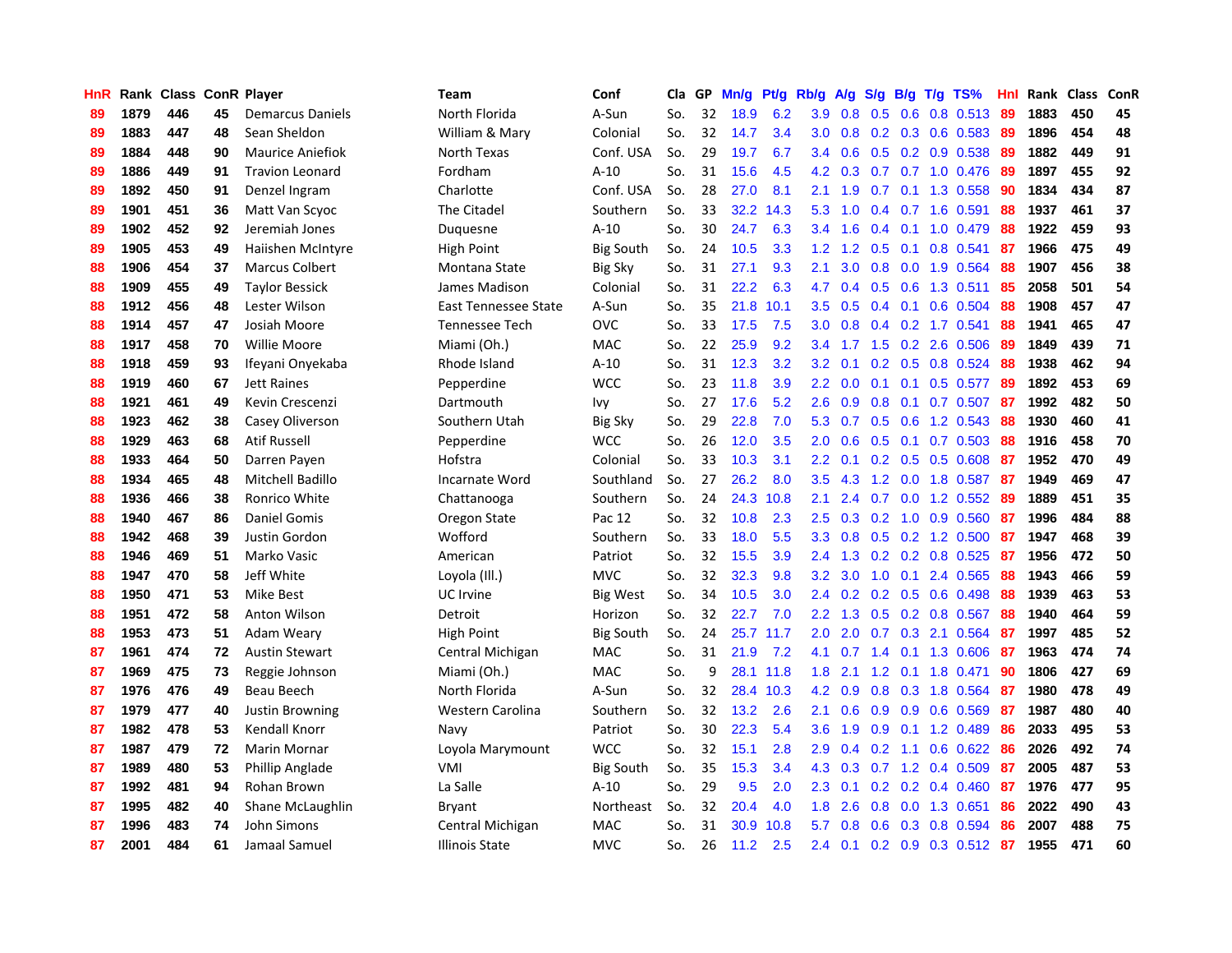| HnR | Rank | Class | ConR | Player | Team | Conf | Cla | GP | Mn/g | Pt/g | Rb/g | A/g | S/g | B/g | T/g | TS% | HnI | Rank | Class | ConR |
|---|---|---|---|---|---|---|---|---|---|---|---|---|---|---|---|---|---|---|---|---|
| 89 | 1879 | 446 | 45 | Demarcus Daniels | North Florida | A-Sun | So. | 32 | 18.9 | 6.2 | 3.9 | 0.8 | 0.5 | 0.6 | 0.8 | 0.513 | 89 | 1883 | 450 | 45 |
| 89 | 1883 | 447 | 48 | Sean Sheldon | William & Mary | Colonial | So. | 32 | 14.7 | 3.4 | 3.0 | 0.8 | 0.2 | 0.3 | 0.6 | 0.583 | 89 | 1896 | 454 | 48 |
| 89 | 1884 | 448 | 90 | Maurice Aniefiok | North Texas | Conf. USA | So. | 29 | 19.7 | 6.7 | 3.4 | 0.6 | 0.5 | 0.2 | 0.9 | 0.538 | 89 | 1882 | 449 | 91 |
| 89 | 1886 | 449 | 91 | Travion Leonard | Fordham | A-10 | So. | 31 | 15.6 | 4.5 | 4.2 | 0.3 | 0.7 | 0.7 | 1.0 | 0.476 | 89 | 1897 | 455 | 92 |
| 89 | 1892 | 450 | 91 | Denzel Ingram | Charlotte | Conf. USA | So. | 28 | 27.0 | 8.1 | 2.1 | 1.9 | 0.7 | 0.1 | 1.3 | 0.558 | 90 | 1834 | 434 | 87 |
| 89 | 1901 | 451 | 36 | Matt Van Scyoc | The Citadel | Southern | So. | 33 | 32.2 | 14.3 | 5.3 | 1.0 | 0.4 | 0.7 | 1.6 | 0.591 | 88 | 1937 | 461 | 37 |
| 89 | 1902 | 452 | 92 | Jeremiah Jones | Duquesne | A-10 | So. | 30 | 24.7 | 6.3 | 3.4 | 1.6 | 0.4 | 0.1 | 1.0 | 0.479 | 88 | 1922 | 459 | 93 |
| 89 | 1905 | 453 | 49 | Haiishen McIntyre | High Point | Big South | So. | 24 | 10.5 | 3.3 | 1.2 | 1.2 | 0.5 | 0.1 | 0.8 | 0.541 | 87 | 1966 | 475 | 49 |
| 88 | 1906 | 454 | 37 | Marcus Colbert | Montana State | Big Sky | So. | 31 | 27.1 | 9.3 | 2.1 | 3.0 | 0.8 | 0.0 | 1.9 | 0.564 | 88 | 1907 | 456 | 38 |
| 88 | 1909 | 455 | 49 | Taylor Bessick | James Madison | Colonial | So. | 31 | 22.2 | 6.3 | 4.7 | 0.4 | 0.5 | 0.6 | 1.3 | 0.511 | 85 | 2058 | 501 | 54 |
| 88 | 1912 | 456 | 48 | Lester Wilson | East Tennessee State | A-Sun | So. | 35 | 21.8 | 10.1 | 3.5 | 0.5 | 0.4 | 0.1 | 0.6 | 0.504 | 88 | 1908 | 457 | 47 |
| 88 | 1914 | 457 | 47 | Josiah Moore | Tennessee Tech | OVC | So. | 33 | 17.5 | 7.5 | 3.0 | 0.8 | 0.4 | 0.2 | 1.7 | 0.541 | 88 | 1941 | 465 | 47 |
| 88 | 1917 | 458 | 70 | Willie Moore | Miami (Oh.) | MAC | So. | 22 | 25.9 | 9.2 | 3.4 | 1.7 | 1.5 | 0.2 | 2.6 | 0.506 | 89 | 1849 | 439 | 71 |
| 88 | 1918 | 459 | 93 | Ifeyani Onyekaba | Rhode Island | A-10 | So. | 31 | 12.3 | 3.2 | 3.2 | 0.1 | 0.2 | 0.5 | 0.8 | 0.524 | 88 | 1938 | 462 | 94 |
| 88 | 1919 | 460 | 67 | Jett Raines | Pepperdine | WCC | So. | 23 | 11.8 | 3.9 | 2.2 | 0.0 | 0.1 | 0.1 | 0.5 | 0.577 | 89 | 1892 | 453 | 69 |
| 88 | 1921 | 461 | 49 | Kevin Crescenzi | Dartmouth | Ivy | So. | 27 | 17.6 | 5.2 | 2.6 | 0.9 | 0.8 | 0.1 | 0.7 | 0.507 | 87 | 1992 | 482 | 50 |
| 88 | 1923 | 462 | 38 | Casey Oliverson | Southern Utah | Big Sky | So. | 29 | 22.8 | 7.0 | 5.3 | 0.7 | 0.5 | 0.6 | 1.2 | 0.543 | 88 | 1930 | 460 | 41 |
| 88 | 1929 | 463 | 68 | Atif Russell | Pepperdine | WCC | So. | 26 | 12.0 | 3.5 | 2.0 | 0.6 | 0.5 | 0.1 | 0.7 | 0.503 | 88 | 1916 | 458 | 70 |
| 88 | 1933 | 464 | 50 | Darren Payen | Hofstra | Colonial | So. | 33 | 10.3 | 3.1 | 2.2 | 0.1 | 0.2 | 0.5 | 0.5 | 0.608 | 87 | 1952 | 470 | 49 |
| 88 | 1934 | 465 | 48 | Mitchell Badillo | Incarnate Word | Southland | So. | 27 | 26.2 | 8.0 | 3.5 | 4.3 | 1.2 | 0.0 | 1.8 | 0.587 | 87 | 1949 | 469 | 47 |
| 88 | 1936 | 466 | 38 | Ronrico White | Chattanooga | Southern | So. | 24 | 24.3 | 10.8 | 2.1 | 2.4 | 0.7 | 0.0 | 1.2 | 0.552 | 89 | 1889 | 451 | 35 |
| 88 | 1940 | 467 | 86 | Daniel Gomis | Oregon State | Pac 12 | So. | 32 | 10.8 | 2.3 | 2.5 | 0.3 | 0.2 | 1.0 | 0.9 | 0.560 | 87 | 1996 | 484 | 88 |
| 88 | 1942 | 468 | 39 | Justin Gordon | Wofford | Southern | So. | 33 | 18.0 | 5.5 | 3.3 | 0.8 | 0.5 | 0.2 | 1.2 | 0.500 | 87 | 1947 | 468 | 39 |
| 88 | 1946 | 469 | 51 | Marko Vasic | American | Patriot | So. | 32 | 15.5 | 3.9 | 2.4 | 1.3 | 0.2 | 0.2 | 0.8 | 0.525 | 87 | 1956 | 472 | 50 |
| 88 | 1947 | 470 | 58 | Jeff White | Loyola (Ill.) | MVC | So. | 32 | 32.3 | 9.8 | 3.2 | 3.0 | 1.0 | 0.1 | 2.4 | 0.565 | 88 | 1943 | 466 | 59 |
| 88 | 1950 | 471 | 53 | Mike Best | UC Irvine | Big West | So. | 34 | 10.5 | 3.0 | 2.4 | 0.2 | 0.2 | 0.5 | 0.6 | 0.498 | 88 | 1939 | 463 | 53 |
| 88 | 1951 | 472 | 58 | Anton Wilson | Detroit | Horizon | So. | 32 | 22.7 | 7.0 | 2.2 | 1.3 | 0.5 | 0.2 | 0.8 | 0.567 | 88 | 1940 | 464 | 59 |
| 88 | 1953 | 473 | 51 | Adam Weary | High Point | Big South | So. | 24 | 25.7 | 11.7 | 2.0 | 2.0 | 0.7 | 0.3 | 2.1 | 0.564 | 87 | 1997 | 485 | 52 |
| 87 | 1961 | 474 | 72 | Austin Stewart | Central Michigan | MAC | So. | 31 | 21.9 | 7.2 | 4.1 | 0.7 | 1.4 | 0.1 | 1.3 | 0.606 | 87 | 1963 | 474 | 74 |
| 87 | 1969 | 475 | 73 | Reggie Johnson | Miami (Oh.) | MAC | So. | 9 | 28.1 | 11.8 | 1.8 | 2.1 | 1.2 | 0.1 | 1.8 | 0.471 | 90 | 1806 | 427 | 69 |
| 87 | 1976 | 476 | 49 | Beau Beech | North Florida | A-Sun | So. | 32 | 28.4 | 10.3 | 4.2 | 0.9 | 0.8 | 0.3 | 1.8 | 0.564 | 87 | 1980 | 478 | 49 |
| 87 | 1979 | 477 | 40 | Justin Browning | Western Carolina | Southern | So. | 32 | 13.2 | 2.6 | 2.1 | 0.6 | 0.9 | 0.9 | 0.6 | 0.569 | 87 | 1987 | 480 | 40 |
| 87 | 1982 | 478 | 53 | Kendall Knorr | Navy | Patriot | So. | 30 | 22.3 | 5.4 | 3.6 | 1.9 | 0.9 | 0.1 | 1.2 | 0.489 | 86 | 2033 | 495 | 53 |
| 87 | 1987 | 479 | 72 | Marin Mornar | Loyola Marymount | WCC | So. | 32 | 15.1 | 2.8 | 2.9 | 0.4 | 0.2 | 1.1 | 0.6 | 0.622 | 86 | 2026 | 492 | 74 |
| 87 | 1989 | 480 | 53 | Phillip Anglade | VMI | Big South | So. | 35 | 15.3 | 3.4 | 4.3 | 0.3 | 0.7 | 1.2 | 0.4 | 0.509 | 87 | 2005 | 487 | 53 |
| 87 | 1992 | 481 | 94 | Rohan Brown | La Salle | A-10 | So. | 29 | 9.5 | 2.0 | 2.3 | 0.1 | 0.2 | 0.2 | 0.4 | 0.460 | 87 | 1976 | 477 | 95 |
| 87 | 1995 | 482 | 40 | Shane McLaughlin | Bryant | Northeast | So. | 32 | 20.4 | 4.0 | 1.8 | 2.6 | 0.8 | 0.0 | 1.3 | 0.651 | 86 | 2022 | 490 | 43 |
| 87 | 1996 | 483 | 74 | John Simons | Central Michigan | MAC | So. | 31 | 30.9 | 10.8 | 5.7 | 0.8 | 0.6 | 0.3 | 0.8 | 0.594 | 86 | 2007 | 488 | 75 |
| 87 | 2001 | 484 | 61 | Jamaal Samuel | Illinois State | MVC | So. | 26 | 11.2 | 2.5 | 2.4 | 0.1 | 0.2 | 0.9 | 0.3 | 0.512 | 87 | 1955 | 471 | 60 |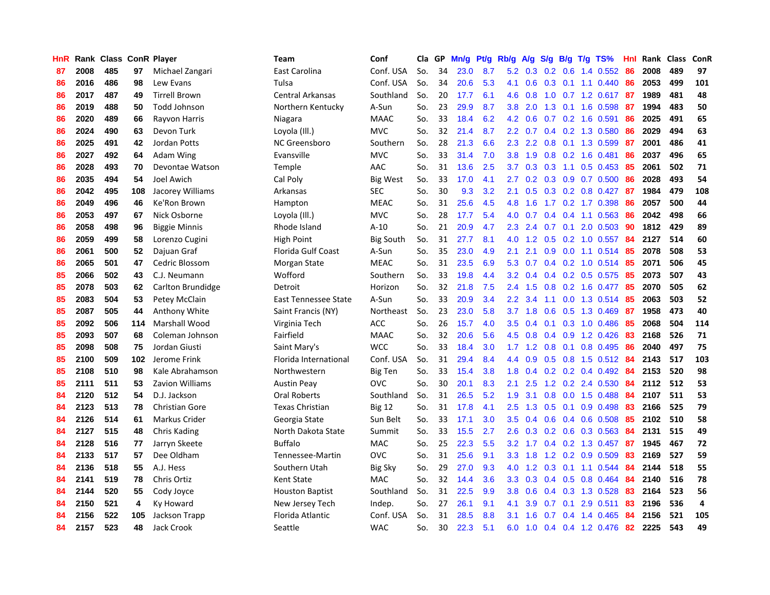| HnR | Rank | Class | ConR | Player | Team | Conf | Cla | GP | Mn/g | Pt/g | Rb/g | A/g | S/g | B/g | T/g | TS% | HnI | Rank | Class | ConR |
|---|---|---|---|---|---|---|---|---|---|---|---|---|---|---|---|---|---|---|---|---|
| 87 | 2008 | 485 | 97 | Michael Zangari | East Carolina | Conf. USA | So. | 34 | 23.0 | 8.7 | 5.2 | 0.3 | 0.2 | 0.6 | 1.4 | 0.552 | 86 | 2008 | 489 | 97 |
| 86 | 2016 | 486 | 98 | Lew Evans | Tulsa | Conf. USA | So. | 34 | 20.6 | 5.3 | 4.1 | 0.6 | 0.3 | 0.1 | 1.1 | 0.440 | 86 | 2053 | 499 | 101 |
| 86 | 2017 | 487 | 49 | Tirrell Brown | Central Arkansas | Southland | So. | 20 | 17.7 | 6.1 | 4.6 | 0.8 | 1.0 | 0.7 | 1.2 | 0.617 | 87 | 1989 | 481 | 48 |
| 86 | 2019 | 488 | 50 | Todd Johnson | Northern Kentucky | A-Sun | So. | 23 | 29.9 | 8.7 | 3.8 | 2.0 | 1.3 | 0.1 | 1.6 | 0.598 | 87 | 1994 | 483 | 50 |
| 86 | 2020 | 489 | 66 | Rayvon Harris | Niagara | MAAC | So. | 33 | 18.4 | 6.2 | 4.2 | 0.6 | 0.7 | 0.2 | 1.6 | 0.591 | 86 | 2025 | 491 | 65 |
| 86 | 2024 | 490 | 63 | Devon Turk | Loyola (Ill.) | MVC | So. | 32 | 21.4 | 8.7 | 2.2 | 0.7 | 0.4 | 0.2 | 1.3 | 0.580 | 86 | 2029 | 494 | 63 |
| 86 | 2025 | 491 | 42 | Jordan Potts | NC Greensboro | Southern | So. | 28 | 21.3 | 6.6 | 2.3 | 2.2 | 0.8 | 0.1 | 1.3 | 0.599 | 87 | 2001 | 486 | 41 |
| 86 | 2027 | 492 | 64 | Adam Wing | Evansville | MVC | So. | 33 | 31.4 | 7.0 | 3.8 | 1.9 | 0.8 | 0.2 | 1.6 | 0.481 | 86 | 2037 | 496 | 65 |
| 86 | 2028 | 493 | 70 | Devontae Watson | Temple | AAC | So. | 31 | 13.6 | 2.5 | 3.7 | 0.3 | 0.3 | 1.1 | 0.5 | 0.453 | 85 | 2061 | 502 | 71 |
| 86 | 2035 | 494 | 54 | Joel Awich | Cal Poly | Big West | So. | 33 | 17.0 | 4.1 | 2.7 | 0.2 | 0.3 | 0.9 | 0.7 | 0.500 | 86 | 2028 | 493 | 54 |
| 86 | 2042 | 495 | 108 | Jacorey Williams | Arkansas | SEC | So. | 30 | 9.3 | 3.2 | 2.1 | 0.5 | 0.3 | 0.2 | 0.8 | 0.427 | 87 | 1984 | 479 | 108 |
| 86 | 2049 | 496 | 46 | Ke'Ron Brown | Hampton | MEAC | So. | 31 | 25.6 | 4.5 | 4.8 | 1.6 | 1.7 | 0.2 | 1.7 | 0.398 | 86 | 2057 | 500 | 44 |
| 86 | 2053 | 497 | 67 | Nick Osborne | Loyola (Ill.) | MVC | So. | 28 | 17.7 | 5.4 | 4.0 | 0.7 | 0.4 | 0.4 | 1.1 | 0.563 | 86 | 2042 | 498 | 66 |
| 86 | 2058 | 498 | 96 | Biggie Minnis | Rhode Island | A-10 | So. | 21 | 20.9 | 4.7 | 2.3 | 2.4 | 0.7 | 0.1 | 2.0 | 0.503 | 90 | 1812 | 429 | 89 |
| 86 | 2059 | 499 | 58 | Lorenzo Cugini | High Point | Big South | So. | 31 | 27.7 | 8.1 | 4.0 | 1.2 | 0.5 | 0.2 | 1.0 | 0.557 | 84 | 2127 | 514 | 60 |
| 86 | 2061 | 500 | 52 | Dajuan Graf | Florida Gulf Coast | A-Sun | So. | 35 | 23.0 | 4.9 | 2.1 | 2.1 | 0.9 | 0.0 | 1.1 | 0.514 | 85 | 2078 | 508 | 53 |
| 86 | 2065 | 501 | 47 | Cedric Blossom | Morgan State | MEAC | So. | 31 | 23.5 | 6.9 | 5.3 | 0.7 | 0.4 | 0.2 | 1.0 | 0.514 | 85 | 2071 | 506 | 45 |
| 85 | 2066 | 502 | 43 | C.J. Neumann | Wofford | Southern | So. | 33 | 19.8 | 4.4 | 3.2 | 0.4 | 0.4 | 0.2 | 0.5 | 0.575 | 85 | 2073 | 507 | 43 |
| 85 | 2078 | 503 | 62 | Carlton Brundidge | Detroit | Horizon | So. | 32 | 21.8 | 7.5 | 2.4 | 1.5 | 0.8 | 0.2 | 1.6 | 0.477 | 85 | 2070 | 505 | 62 |
| 85 | 2083 | 504 | 53 | Petey McClain | East Tennessee State | A-Sun | So. | 33 | 20.9 | 3.4 | 2.2 | 3.4 | 1.1 | 0.0 | 1.3 | 0.514 | 85 | 2063 | 503 | 52 |
| 85 | 2087 | 505 | 44 | Anthony White | Saint Francis (NY) | Northeast | So. | 23 | 23.0 | 5.8 | 3.7 | 1.8 | 0.6 | 0.5 | 1.3 | 0.469 | 87 | 1958 | 473 | 40 |
| 85 | 2092 | 506 | 114 | Marshall Wood | Virginia Tech | ACC | So. | 26 | 15.7 | 4.0 | 3.5 | 0.4 | 0.1 | 0.3 | 1.0 | 0.486 | 85 | 2068 | 504 | 114 |
| 85 | 2093 | 507 | 68 | Coleman Johnson | Fairfield | MAAC | So. | 32 | 20.6 | 5.6 | 4.5 | 0.8 | 0.4 | 0.9 | 1.2 | 0.426 | 83 | 2168 | 526 | 71 |
| 85 | 2098 | 508 | 75 | Jordan Giusti | Saint Mary's | WCC | So. | 33 | 18.4 | 3.0 | 1.7 | 1.2 | 0.8 | 0.1 | 0.8 | 0.495 | 86 | 2040 | 497 | 75 |
| 85 | 2100 | 509 | 102 | Jerome Frink | Florida International | Conf. USA | So. | 31 | 29.4 | 8.4 | 4.4 | 0.9 | 0.5 | 0.8 | 1.5 | 0.512 | 84 | 2143 | 517 | 103 |
| 85 | 2108 | 510 | 98 | Kale Abrahamson | Northwestern | Big Ten | So. | 33 | 15.4 | 3.8 | 1.8 | 0.4 | 0.2 | 0.2 | 0.4 | 0.492 | 84 | 2153 | 520 | 98 |
| 85 | 2111 | 511 | 53 | Zavion Williams | Austin Peay | OVC | So. | 30 | 20.1 | 8.3 | 2.1 | 2.5 | 1.2 | 0.2 | 2.4 | 0.530 | 84 | 2112 | 512 | 53 |
| 84 | 2120 | 512 | 54 | D.J. Jackson | Oral Roberts | Southland | So. | 31 | 26.5 | 5.2 | 1.9 | 3.1 | 0.8 | 0.0 | 1.5 | 0.488 | 84 | 2107 | 511 | 53 |
| 84 | 2123 | 513 | 78 | Christian Gore | Texas Christian | Big 12 | So. | 31 | 17.8 | 4.1 | 2.5 | 1.3 | 0.5 | 0.1 | 0.9 | 0.498 | 83 | 2166 | 525 | 79 |
| 84 | 2126 | 514 | 61 | Markus Crider | Georgia State | Sun Belt | So. | 33 | 17.1 | 3.0 | 3.5 | 0.4 | 0.6 | 0.4 | 0.6 | 0.508 | 85 | 2102 | 510 | 58 |
| 84 | 2127 | 515 | 48 | Chris Kading | North Dakota State | Summit | So. | 33 | 15.5 | 2.7 | 2.6 | 0.3 | 0.2 | 0.6 | 0.3 | 0.563 | 84 | 2131 | 515 | 49 |
| 84 | 2128 | 516 | 77 | Jarryn Skeete | Buffalo | MAC | So. | 25 | 22.3 | 5.5 | 3.2 | 1.7 | 0.4 | 0.2 | 1.3 | 0.457 | 87 | 1945 | 467 | 72 |
| 84 | 2133 | 517 | 57 | Dee Oldham | Tennessee-Martin | OVC | So. | 31 | 25.6 | 9.1 | 3.3 | 1.8 | 1.2 | 0.2 | 0.9 | 0.509 | 83 | 2169 | 527 | 59 |
| 84 | 2136 | 518 | 55 | A.J. Hess | Southern Utah | Big Sky | So. | 29 | 27.0 | 9.3 | 4.0 | 1.2 | 0.3 | 0.1 | 1.1 | 0.544 | 84 | 2144 | 518 | 55 |
| 84 | 2141 | 519 | 78 | Chris Ortiz | Kent State | MAC | So. | 32 | 14.4 | 3.6 | 3.3 | 0.3 | 0.4 | 0.5 | 0.8 | 0.464 | 84 | 2140 | 516 | 78 |
| 84 | 2144 | 520 | 55 | Cody Joyce | Houston Baptist | Southland | So. | 31 | 22.5 | 9.9 | 3.8 | 0.6 | 0.4 | 0.3 | 1.3 | 0.528 | 83 | 2164 | 523 | 56 |
| 84 | 2150 | 521 | 4 | Ky Howard | New Jersey Tech | Indep. | So. | 27 | 26.1 | 9.1 | 4.1 | 3.9 | 0.7 | 0.1 | 2.9 | 0.511 | 83 | 2196 | 536 | 4 |
| 84 | 2156 | 522 | 105 | Jackson Trapp | Florida Atlantic | Conf. USA | So. | 31 | 28.5 | 8.8 | 3.1 | 1.6 | 0.7 | 0.4 | 1.4 | 0.465 | 84 | 2156 | 521 | 105 |
| 84 | 2157 | 523 | 48 | Jack Crook | Seattle | WAC | So. | 30 | 22.3 | 5.1 | 6.0 | 1.0 | 0.4 | 0.4 | 1.2 | 0.476 | 82 | 2225 | 543 | 49 |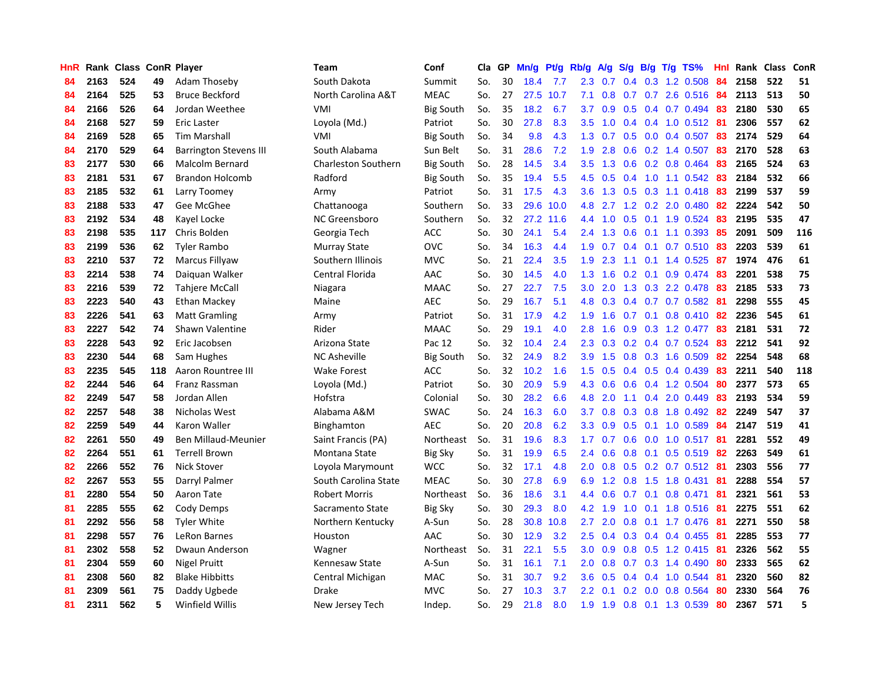| HnR | Rank | Class | ConR | Player | Team | Conf | Cla | GP | Mn/g | Pt/g | Rb/g | A/g | S/g | B/g | T/g | TS% | HnI | Rank | Class | ConR |
|---|---|---|---|---|---|---|---|---|---|---|---|---|---|---|---|---|---|---|---|---|
| 84 | 2163 | 524 | 49 | Adam Thoseby | South Dakota | Summit | So. | 30 | 18.4 | 7.7 | 2.3 | 0.7 | 0.4 | 0.3 | 1.2 | 0.508 | 84 | 2158 | 522 | 51 |
| 84 | 2164 | 525 | 53 | Bruce Beckford | North Carolina A&T | MEAC | So. | 27 | 27.5 | 10.7 | 7.1 | 0.8 | 0.7 | 0.7 | 2.6 | 0.516 | 84 | 2113 | 513 | 50 |
| 84 | 2166 | 526 | 64 | Jordan Weethee | VMI | Big South | So. | 35 | 18.2 | 6.7 | 3.7 | 0.9 | 0.5 | 0.4 | 0.7 | 0.494 | 83 | 2180 | 530 | 65 |
| 84 | 2168 | 527 | 59 | Eric Laster | Loyola (Md.) | Patriot | So. | 30 | 27.8 | 8.3 | 3.5 | 1.0 | 0.4 | 0.4 | 1.0 | 0.512 | 81 | 2306 | 557 | 62 |
| 84 | 2169 | 528 | 65 | Tim Marshall | VMI | Big South | So. | 34 | 9.8 | 4.3 | 1.3 | 0.7 | 0.5 | 0.0 | 0.4 | 0.507 | 83 | 2174 | 529 | 64 |
| 84 | 2170 | 529 | 65 | Barrington Stevens III | South Alabama | Sun Belt | So. | 31 | 28.6 | 7.2 | 1.9 | 2.8 | 0.6 | 0.2 | 1.4 | 0.507 | 83 | 2170 | 528 | 63 |
| 83 | 2177 | 530 | 66 | Malcolm Bernard | Charleston Southern | Big South | So. | 28 | 14.5 | 3.4 | 3.5 | 1.3 | 0.6 | 0.2 | 0.8 | 0.464 | 83 | 2165 | 524 | 63 |
| 83 | 2181 | 531 | 67 | Brandon Holcomb | Radford | Big South | So. | 35 | 19.4 | 5.5 | 4.5 | 0.5 | 0.4 | 1.0 | 1.1 | 0.542 | 83 | 2184 | 532 | 66 |
| 83 | 2185 | 532 | 61 | Larry Toomey | Army | Patriot | So. | 31 | 17.5 | 4.3 | 3.6 | 1.3 | 0.5 | 0.3 | 1.1 | 0.418 | 83 | 2199 | 537 | 59 |
| 83 | 2188 | 533 | 47 | Gee McGhee | Chattanooga | Southern | So. | 33 | 29.6 | 10.0 | 4.8 | 2.7 | 1.2 | 0.2 | 2.0 | 0.480 | 82 | 2224 | 542 | 50 |
| 83 | 2192 | 534 | 48 | Kayel Locke | NC Greensboro | Southern | So. | 32 | 27.2 | 11.6 | 4.4 | 1.0 | 0.5 | 0.1 | 1.9 | 0.524 | 83 | 2195 | 535 | 47 |
| 83 | 2198 | 535 | 117 | Chris Bolden | Georgia Tech | ACC | So. | 30 | 24.1 | 5.4 | 2.4 | 1.3 | 0.6 | 0.1 | 1.1 | 0.393 | 85 | 2091 | 509 | 116 |
| 83 | 2199 | 536 | 62 | Tyler Rambo | Murray State | OVC | So. | 34 | 16.3 | 4.4 | 1.9 | 0.7 | 0.4 | 0.1 | 0.7 | 0.510 | 83 | 2203 | 539 | 61 |
| 83 | 2210 | 537 | 72 | Marcus Fillyaw | Southern Illinois | MVC | So. | 21 | 22.4 | 3.5 | 1.9 | 2.3 | 1.1 | 0.1 | 1.4 | 0.525 | 87 | 1974 | 476 | 61 |
| 83 | 2214 | 538 | 74 | Daiquan Walker | Central Florida | AAC | So. | 30 | 14.5 | 4.0 | 1.3 | 1.6 | 0.2 | 0.1 | 0.9 | 0.474 | 83 | 2201 | 538 | 75 |
| 83 | 2216 | 539 | 72 | Tahjere McCall | Niagara | MAAC | So. | 27 | 22.7 | 7.5 | 3.0 | 2.0 | 1.3 | 0.3 | 2.2 | 0.478 | 83 | 2185 | 533 | 73 |
| 83 | 2223 | 540 | 43 | Ethan Mackey | Maine | AEC | So. | 29 | 16.7 | 5.1 | 4.8 | 0.3 | 0.4 | 0.7 | 0.7 | 0.582 | 81 | 2298 | 555 | 45 |
| 83 | 2226 | 541 | 63 | Matt Gramling | Army | Patriot | So. | 31 | 17.9 | 4.2 | 1.9 | 1.6 | 0.7 | 0.1 | 0.8 | 0.410 | 82 | 2236 | 545 | 61 |
| 83 | 2227 | 542 | 74 | Shawn Valentine | Rider | MAAC | So. | 29 | 19.1 | 4.0 | 2.8 | 1.6 | 0.9 | 0.3 | 1.2 | 0.477 | 83 | 2181 | 531 | 72 |
| 83 | 2228 | 543 | 92 | Eric Jacobsen | Arizona State | Pac 12 | So. | 32 | 10.4 | 2.4 | 2.3 | 0.3 | 0.2 | 0.4 | 0.7 | 0.524 | 83 | 2212 | 541 | 92 |
| 83 | 2230 | 544 | 68 | Sam Hughes | NC Asheville | Big South | So. | 32 | 24.9 | 8.2 | 3.9 | 1.5 | 0.8 | 0.3 | 1.6 | 0.509 | 82 | 2254 | 548 | 68 |
| 83 | 2235 | 545 | 118 | Aaron Rountree III | Wake Forest | ACC | So. | 32 | 10.2 | 1.6 | 1.5 | 0.5 | 0.4 | 0.5 | 0.4 | 0.439 | 83 | 2211 | 540 | 118 |
| 82 | 2244 | 546 | 64 | Franz Rassman | Loyola (Md.) | Patriot | So. | 30 | 20.9 | 5.9 | 4.3 | 0.6 | 0.6 | 0.4 | 1.2 | 0.504 | 80 | 2377 | 573 | 65 |
| 82 | 2249 | 547 | 58 | Jordan Allen | Hofstra | Colonial | So. | 30 | 28.2 | 6.6 | 4.8 | 2.0 | 1.1 | 0.4 | 2.0 | 0.449 | 83 | 2193 | 534 | 59 |
| 82 | 2257 | 548 | 38 | Nicholas West | Alabama A&M | SWAC | So. | 24 | 16.3 | 6.0 | 3.7 | 0.8 | 0.3 | 0.8 | 1.8 | 0.492 | 82 | 2249 | 547 | 37 |
| 82 | 2259 | 549 | 44 | Karon Waller | Binghamton | AEC | So. | 20 | 20.8 | 6.2 | 3.3 | 0.9 | 0.5 | 0.1 | 1.0 | 0.589 | 84 | 2147 | 519 | 41 |
| 82 | 2261 | 550 | 49 | Ben Millaud-Meunier | Saint Francis (PA) | Northeast | So. | 31 | 19.6 | 8.3 | 1.7 | 0.7 | 0.6 | 0.0 | 1.0 | 0.517 | 81 | 2281 | 552 | 49 |
| 82 | 2264 | 551 | 61 | Terrell Brown | Montana State | Big Sky | So. | 31 | 19.9 | 6.5 | 2.4 | 0.6 | 0.8 | 0.1 | 0.5 | 0.519 | 82 | 2263 | 549 | 61 |
| 82 | 2266 | 552 | 76 | Nick Stover | Loyola Marymount | WCC | So. | 32 | 17.1 | 4.8 | 2.0 | 0.8 | 0.5 | 0.2 | 0.7 | 0.512 | 81 | 2303 | 556 | 77 |
| 82 | 2267 | 553 | 55 | Darryl Palmer | South Carolina State | MEAC | So. | 30 | 27.8 | 6.9 | 6.9 | 1.2 | 0.8 | 1.5 | 1.8 | 0.431 | 81 | 2288 | 554 | 57 |
| 81 | 2280 | 554 | 50 | Aaron Tate | Robert Morris | Northeast | So. | 36 | 18.6 | 3.1 | 4.4 | 0.6 | 0.7 | 0.1 | 0.8 | 0.471 | 81 | 2321 | 561 | 53 |
| 81 | 2285 | 555 | 62 | Cody Demps | Sacramento State | Big Sky | So. | 30 | 29.3 | 8.0 | 4.2 | 1.9 | 1.0 | 0.1 | 1.8 | 0.516 | 81 | 2275 | 551 | 62 |
| 81 | 2292 | 556 | 58 | Tyler White | Northern Kentucky | A-Sun | So. | 28 | 30.8 | 10.8 | 2.7 | 2.0 | 0.8 | 0.1 | 1.7 | 0.476 | 81 | 2271 | 550 | 58 |
| 81 | 2298 | 557 | 76 | LeRon Barnes | Houston | AAC | So. | 30 | 12.9 | 3.2 | 2.5 | 0.4 | 0.3 | 0.4 | 0.4 | 0.455 | 81 | 2285 | 553 | 77 |
| 81 | 2302 | 558 | 52 | Dwaun Anderson | Wagner | Northeast | So. | 31 | 22.1 | 5.5 | 3.0 | 0.9 | 0.8 | 0.5 | 1.2 | 0.415 | 81 | 2326 | 562 | 55 |
| 81 | 2304 | 559 | 60 | Nigel Pruitt | Kennesaw State | A-Sun | So. | 31 | 16.1 | 7.1 | 2.0 | 0.8 | 0.7 | 0.3 | 1.4 | 0.490 | 80 | 2333 | 565 | 62 |
| 81 | 2308 | 560 | 82 | Blake Hibbitts | Central Michigan | MAC | So. | 31 | 30.7 | 9.2 | 3.6 | 0.5 | 0.4 | 0.4 | 1.0 | 0.544 | 81 | 2320 | 560 | 82 |
| 81 | 2309 | 561 | 75 | Daddy Ugbede | Drake | MVC | So. | 27 | 10.3 | 3.7 | 2.2 | 0.1 | 0.2 | 0.0 | 0.8 | 0.564 | 80 | 2330 | 564 | 76 |
| 81 | 2311 | 562 | 5 | Winfield Willis | New Jersey Tech | Indep. | So. | 29 | 21.8 | 8.0 | 1.9 | 1.9 | 0.8 | 0.1 | 1.3 | 0.539 | 80 | 2367 | 571 | 5 |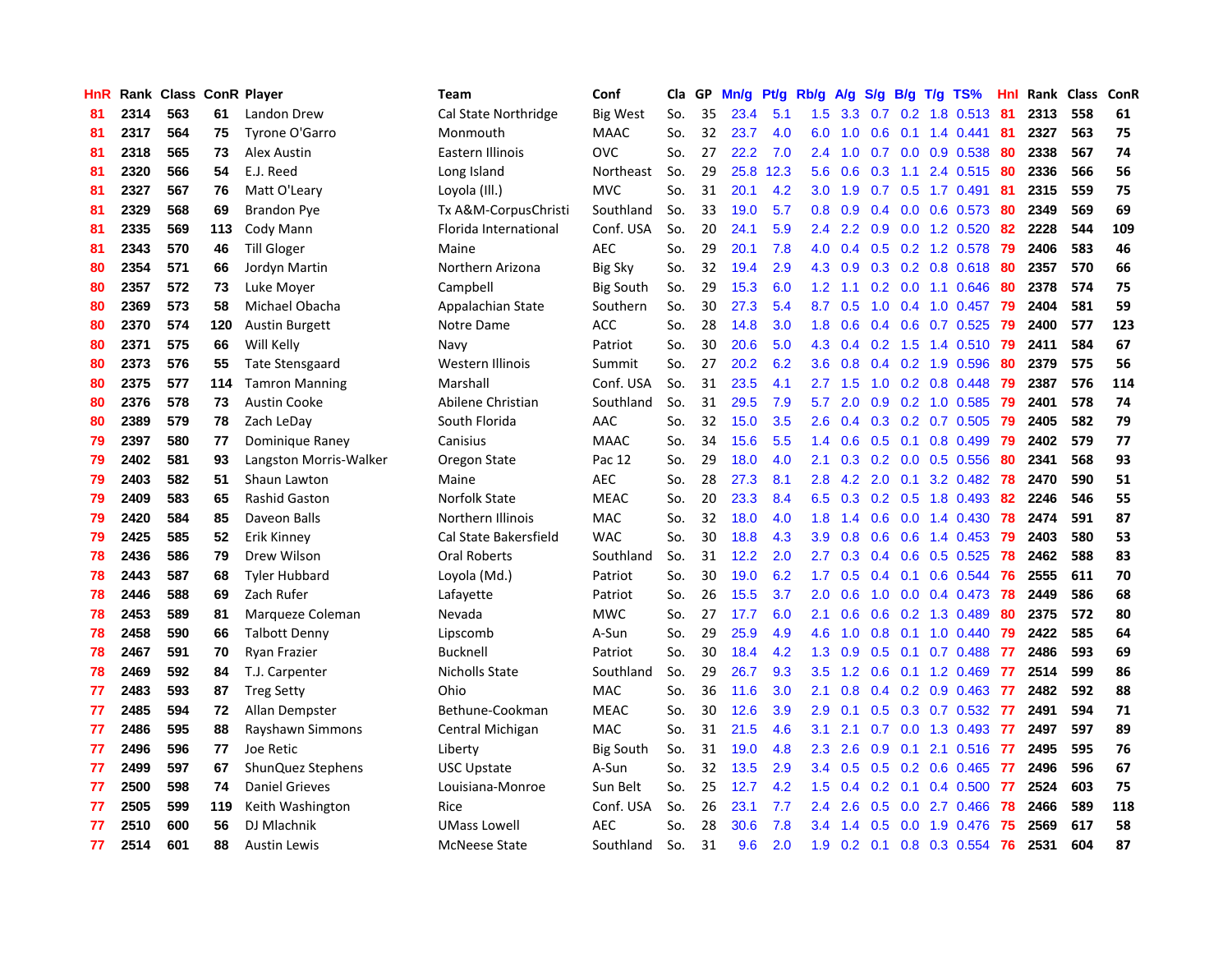| HnR | Rank | Class | ConR | Player | Team | Conf | Cla | GP | Mn/g | Pt/g | Rb/g | A/g | S/g | B/g | T/g | TS% | HnI | Rank | Class | ConR |
|---|---|---|---|---|---|---|---|---|---|---|---|---|---|---|---|---|---|---|---|---|
| 81 | 2314 | 563 | 61 | Landon Drew | Cal State Northridge | Big West | So. | 35 | 23.4 | 5.1 | 1.5 | 3.3 | 0.7 | 0.2 | 1.8 | 0.513 | 81 | 2313 | 558 | 61 |
| 81 | 2317 | 564 | 75 | Tyrone O'Garro | Monmouth | MAAC | So. | 32 | 23.7 | 4.0 | 6.0 | 1.0 | 0.6 | 0.1 | 1.4 | 0.441 | 81 | 2327 | 563 | 75 |
| 81 | 2318 | 565 | 73 | Alex Austin | Eastern Illinois | OVC | So. | 27 | 22.2 | 7.0 | 2.4 | 1.0 | 0.7 | 0.0 | 0.9 | 0.538 | 80 | 2338 | 567 | 74 |
| 81 | 2320 | 566 | 54 | E.J. Reed | Long Island | Northeast | So. | 29 | 25.8 | 12.3 | 5.6 | 0.6 | 0.3 | 1.1 | 2.4 | 0.515 | 80 | 2336 | 566 | 56 |
| 81 | 2327 | 567 | 76 | Matt O'Leary | Loyola (Ill.) | MVC | So. | 31 | 20.1 | 4.2 | 3.0 | 1.9 | 0.7 | 0.5 | 1.7 | 0.491 | 81 | 2315 | 559 | 75 |
| 81 | 2329 | 568 | 69 | Brandon Pye | Tx A&M-CorpusChristi | Southland | So. | 33 | 19.0 | 5.7 | 0.8 | 0.9 | 0.4 | 0.0 | 0.6 | 0.573 | 80 | 2349 | 569 | 69 |
| 81 | 2335 | 569 | 113 | Cody Mann | Florida International | Conf. USA | So. | 20 | 24.1 | 5.9 | 2.4 | 2.2 | 0.9 | 0.0 | 1.2 | 0.520 | 82 | 2228 | 544 | 109 |
| 81 | 2343 | 570 | 46 | Till Gloger | Maine | AEC | So. | 29 | 20.1 | 7.8 | 4.0 | 0.4 | 0.5 | 0.2 | 1.2 | 0.578 | 79 | 2406 | 583 | 46 |
| 80 | 2354 | 571 | 66 | Jordyn Martin | Northern Arizona | Big Sky | So. | 32 | 19.4 | 2.9 | 4.3 | 0.9 | 0.3 | 0.2 | 0.8 | 0.618 | 80 | 2357 | 570 | 66 |
| 80 | 2357 | 572 | 73 | Luke Moyer | Campbell | Big South | So. | 29 | 15.3 | 6.0 | 1.2 | 1.1 | 0.2 | 0.0 | 1.1 | 0.646 | 80 | 2378 | 574 | 75 |
| 80 | 2369 | 573 | 58 | Michael Obacha | Appalachian State | Southern | So. | 30 | 27.3 | 5.4 | 8.7 | 0.5 | 1.0 | 0.4 | 1.0 | 0.457 | 79 | 2404 | 581 | 59 |
| 80 | 2370 | 574 | 120 | Austin Burgett | Notre Dame | ACC | So. | 28 | 14.8 | 3.0 | 1.8 | 0.6 | 0.4 | 0.6 | 0.7 | 0.525 | 79 | 2400 | 577 | 123 |
| 80 | 2371 | 575 | 66 | Will Kelly | Navy | Patriot | So. | 30 | 20.6 | 5.0 | 4.3 | 0.4 | 0.2 | 1.5 | 1.4 | 0.510 | 79 | 2411 | 584 | 67 |
| 80 | 2373 | 576 | 55 | Tate Stensgaard | Western Illinois | Summit | So. | 27 | 20.2 | 6.2 | 3.6 | 0.8 | 0.4 | 0.2 | 1.9 | 0.596 | 80 | 2379 | 575 | 56 |
| 80 | 2375 | 577 | 114 | Tamron Manning | Marshall | Conf. USA | So. | 31 | 23.5 | 4.1 | 2.7 | 1.5 | 1.0 | 0.2 | 0.8 | 0.448 | 79 | 2387 | 576 | 114 |
| 80 | 2376 | 578 | 73 | Austin Cooke | Abilene Christian | Southland | So. | 31 | 29.5 | 7.9 | 5.7 | 2.0 | 0.9 | 0.2 | 1.0 | 0.585 | 79 | 2401 | 578 | 74 |
| 80 | 2389 | 579 | 78 | Zach LeDay | South Florida | AAC | So. | 32 | 15.0 | 3.5 | 2.6 | 0.4 | 0.3 | 0.2 | 0.7 | 0.505 | 79 | 2405 | 582 | 79 |
| 79 | 2397 | 580 | 77 | Dominique Raney | Canisius | MAAC | So. | 34 | 15.6 | 5.5 | 1.4 | 0.6 | 0.5 | 0.1 | 0.8 | 0.499 | 79 | 2402 | 579 | 77 |
| 79 | 2402 | 581 | 93 | Langston Morris-Walker | Oregon State | Pac 12 | So. | 29 | 18.0 | 4.0 | 2.1 | 0.3 | 0.2 | 0.0 | 0.5 | 0.556 | 80 | 2341 | 568 | 93 |
| 79 | 2403 | 582 | 51 | Shaun Lawton | Maine | AEC | So. | 28 | 27.3 | 8.1 | 2.8 | 4.2 | 2.0 | 0.1 | 3.2 | 0.482 | 78 | 2470 | 590 | 51 |
| 79 | 2409 | 583 | 65 | Rashid Gaston | Norfolk State | MEAC | So. | 20 | 23.3 | 8.4 | 6.5 | 0.3 | 0.2 | 0.5 | 1.8 | 0.493 | 82 | 2246 | 546 | 55 |
| 79 | 2420 | 584 | 85 | Daveon Balls | Northern Illinois | MAC | So. | 32 | 18.0 | 4.0 | 1.8 | 1.4 | 0.6 | 0.0 | 1.4 | 0.430 | 78 | 2474 | 591 | 87 |
| 79 | 2425 | 585 | 52 | Erik Kinney | Cal State Bakersfield | WAC | So. | 30 | 18.8 | 4.3 | 3.9 | 0.8 | 0.6 | 0.6 | 1.4 | 0.453 | 79 | 2403 | 580 | 53 |
| 78 | 2436 | 586 | 79 | Drew Wilson | Oral Roberts | Southland | So. | 31 | 12.2 | 2.0 | 2.7 | 0.3 | 0.4 | 0.6 | 0.5 | 0.525 | 78 | 2462 | 588 | 83 |
| 78 | 2443 | 587 | 68 | Tyler Hubbard | Loyola (Md.) | Patriot | So. | 30 | 19.0 | 6.2 | 1.7 | 0.5 | 0.4 | 0.1 | 0.6 | 0.544 | 76 | 2555 | 611 | 70 |
| 78 | 2446 | 588 | 69 | Zach Rufer | Lafayette | Patriot | So. | 26 | 15.5 | 3.7 | 2.0 | 0.6 | 1.0 | 0.0 | 0.4 | 0.473 | 78 | 2449 | 586 | 68 |
| 78 | 2453 | 589 | 81 | Marqueze Coleman | Nevada | MWC | So. | 27 | 17.7 | 6.0 | 2.1 | 0.6 | 0.6 | 0.2 | 1.3 | 0.489 | 80 | 2375 | 572 | 80 |
| 78 | 2458 | 590 | 66 | Talbott Denny | Lipscomb | A-Sun | So. | 29 | 25.9 | 4.9 | 4.6 | 1.0 | 0.8 | 0.1 | 1.0 | 0.440 | 79 | 2422 | 585 | 64 |
| 78 | 2467 | 591 | 70 | Ryan Frazier | Bucknell | Patriot | So. | 30 | 18.4 | 4.2 | 1.3 | 0.9 | 0.5 | 0.1 | 0.7 | 0.488 | 77 | 2486 | 593 | 69 |
| 78 | 2469 | 592 | 84 | T.J. Carpenter | Nicholls State | Southland | So. | 29 | 26.7 | 9.3 | 3.5 | 1.2 | 0.6 | 0.1 | 1.2 | 0.469 | 77 | 2514 | 599 | 86 |
| 77 | 2483 | 593 | 87 | Treg Setty | Ohio | MAC | So. | 36 | 11.6 | 3.0 | 2.1 | 0.8 | 0.4 | 0.2 | 0.9 | 0.463 | 77 | 2482 | 592 | 88 |
| 77 | 2485 | 594 | 72 | Allan Dempster | Bethune-Cookman | MEAC | So. | 30 | 12.6 | 3.9 | 2.9 | 0.1 | 0.5 | 0.3 | 0.7 | 0.532 | 77 | 2491 | 594 | 71 |
| 77 | 2486 | 595 | 88 | Rayshawn Simmons | Central Michigan | MAC | So. | 31 | 21.5 | 4.6 | 3.1 | 2.1 | 0.7 | 0.0 | 1.3 | 0.493 | 77 | 2497 | 597 | 89 |
| 77 | 2496 | 596 | 77 | Joe Retic | Liberty | Big South | So. | 31 | 19.0 | 4.8 | 2.3 | 2.6 | 0.9 | 0.1 | 2.1 | 0.516 | 77 | 2495 | 595 | 76 |
| 77 | 2499 | 597 | 67 | ShunQuez Stephens | USC Upstate | A-Sun | So. | 32 | 13.5 | 2.9 | 3.4 | 0.5 | 0.5 | 0.2 | 0.6 | 0.465 | 77 | 2496 | 596 | 67 |
| 77 | 2500 | 598 | 74 | Daniel Grieves | Louisiana-Monroe | Sun Belt | So. | 25 | 12.7 | 4.2 | 1.5 | 0.4 | 0.2 | 0.1 | 0.4 | 0.500 | 77 | 2524 | 603 | 75 |
| 77 | 2505 | 599 | 119 | Keith Washington | Rice | Conf. USA | So. | 26 | 23.1 | 7.7 | 2.4 | 2.6 | 0.5 | 0.0 | 2.7 | 0.466 | 78 | 2466 | 589 | 118 |
| 77 | 2510 | 600 | 56 | DJ Mlachnik | UMass Lowell | AEC | So. | 28 | 30.6 | 7.8 | 3.4 | 1.4 | 0.5 | 0.0 | 1.9 | 0.476 | 75 | 2569 | 617 | 58 |
| 77 | 2514 | 601 | 88 | Austin Lewis | McNeese State | Southland | So. | 31 | 9.6 | 2.0 | 1.9 | 0.2 | 0.1 | 0.8 | 0.3 | 0.554 | 76 | 2531 | 604 | 87 |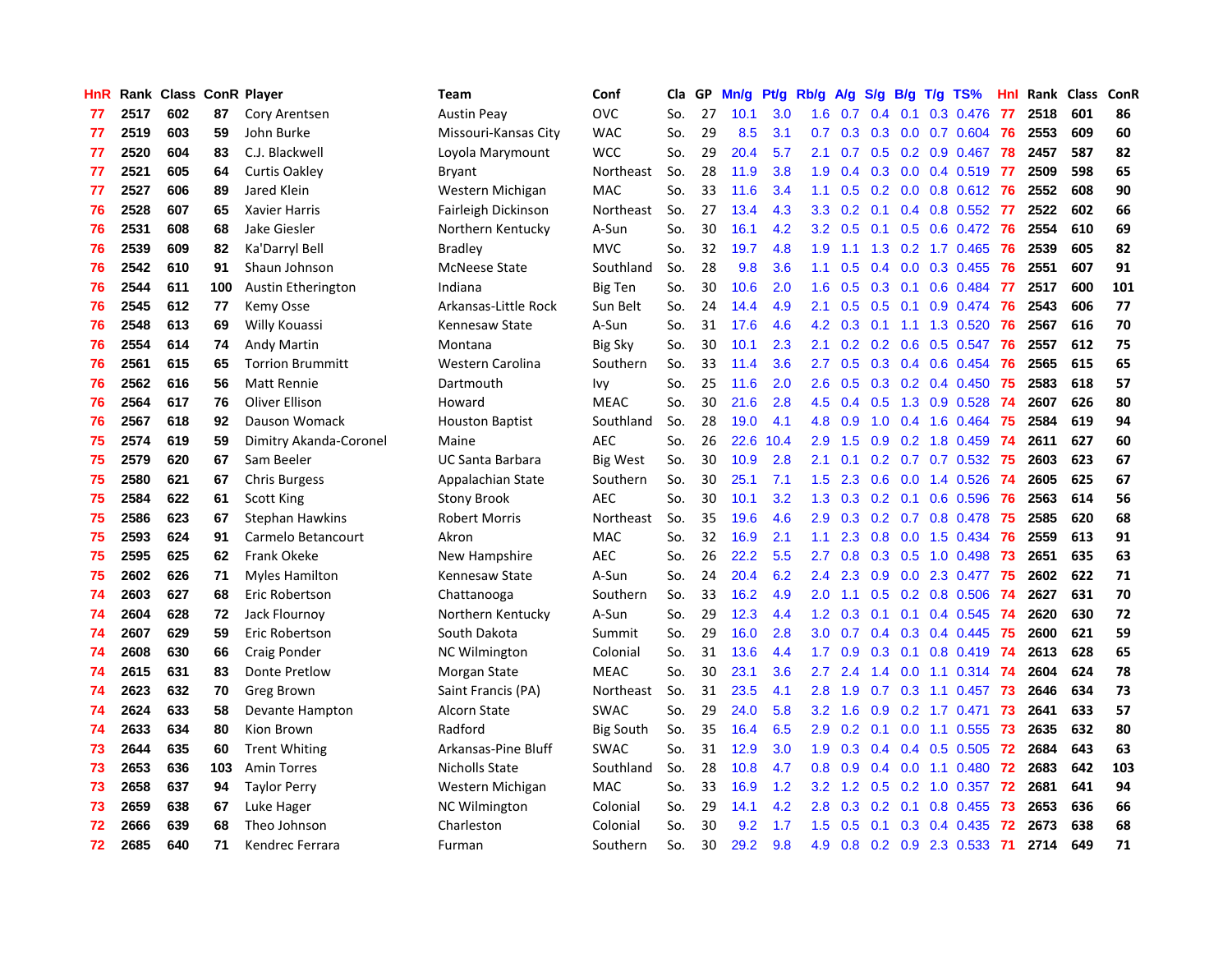| HnR | Rank | Class | ConR | Player | Team | Conf | Cla | GP | Mn/g | Pt/g | Rb/g | A/g | S/g | B/g | T/g | TS% | HnI | Rank | Class | ConR |
|---|---|---|---|---|---|---|---|---|---|---|---|---|---|---|---|---|---|---|---|---|
| 77 | 2517 | 602 | 87 | Cory Arentsen | Austin Peay | OVC | So. | 27 | 10.1 | 3.0 | 1.6 | 0.7 | 0.4 | 0.1 | 0.3 | 0.476 | 77 | 2518 | 601 | 86 |
| 77 | 2519 | 603 | 59 | John Burke | Missouri-Kansas City | WAC | So. | 29 | 8.5 | 3.1 | 0.7 | 0.3 | 0.3 | 0.0 | 0.7 | 0.604 | 76 | 2553 | 609 | 60 |
| 77 | 2520 | 604 | 83 | C.J. Blackwell | Loyola Marymount | WCC | So. | 29 | 20.4 | 5.7 | 2.1 | 0.7 | 0.5 | 0.2 | 0.9 | 0.467 | 78 | 2457 | 587 | 82 |
| 77 | 2521 | 605 | 64 | Curtis Oakley | Bryant | Northeast | So. | 28 | 11.9 | 3.8 | 1.9 | 0.4 | 0.3 | 0.0 | 0.4 | 0.519 | 77 | 2509 | 598 | 65 |
| 77 | 2527 | 606 | 89 | Jared Klein | Western Michigan | MAC | So. | 33 | 11.6 | 3.4 | 1.1 | 0.5 | 0.2 | 0.0 | 0.8 | 0.612 | 76 | 2552 | 608 | 90 |
| 76 | 2528 | 607 | 65 | Xavier Harris | Fairleigh Dickinson | Northeast | So. | 27 | 13.4 | 4.3 | 3.3 | 0.2 | 0.1 | 0.4 | 0.8 | 0.552 | 77 | 2522 | 602 | 66 |
| 76 | 2531 | 608 | 68 | Jake Giesler | Northern Kentucky | A-Sun | So. | 30 | 16.1 | 4.2 | 3.2 | 0.5 | 0.1 | 0.5 | 0.6 | 0.472 | 76 | 2554 | 610 | 69 |
| 76 | 2539 | 609 | 82 | Ka'Darryl Bell | Bradley | MVC | So. | 32 | 19.7 | 4.8 | 1.9 | 1.1 | 1.3 | 0.2 | 1.7 | 0.465 | 76 | 2539 | 605 | 82 |
| 76 | 2542 | 610 | 91 | Shaun Johnson | McNeese State | Southland | So. | 28 | 9.8 | 3.6 | 1.1 | 0.5 | 0.4 | 0.0 | 0.3 | 0.455 | 76 | 2551 | 607 | 91 |
| 76 | 2544 | 611 | 100 | Austin Etherington | Indiana | Big Ten | So. | 30 | 10.6 | 2.0 | 1.6 | 0.5 | 0.3 | 0.1 | 0.6 | 0.484 | 77 | 2517 | 600 | 101 |
| 76 | 2545 | 612 | 77 | Kemy Osse | Arkansas-Little Rock | Sun Belt | So. | 24 | 14.4 | 4.9 | 2.1 | 0.5 | 0.5 | 0.1 | 0.9 | 0.474 | 76 | 2543 | 606 | 77 |
| 76 | 2548 | 613 | 69 | Willy Kouassi | Kennesaw State | A-Sun | So. | 31 | 17.6 | 4.6 | 4.2 | 0.3 | 0.1 | 1.1 | 1.3 | 0.520 | 76 | 2567 | 616 | 70 |
| 76 | 2554 | 614 | 74 | Andy Martin | Montana | Big Sky | So. | 30 | 10.1 | 2.3 | 2.1 | 0.2 | 0.2 | 0.6 | 0.5 | 0.547 | 76 | 2557 | 612 | 75 |
| 76 | 2561 | 615 | 65 | Torrion Brummitt | Western Carolina | Southern | So. | 33 | 11.4 | 3.6 | 2.7 | 0.5 | 0.3 | 0.4 | 0.6 | 0.454 | 76 | 2565 | 615 | 65 |
| 76 | 2562 | 616 | 56 | Matt Rennie | Dartmouth | Ivy | So. | 25 | 11.6 | 2.0 | 2.6 | 0.5 | 0.3 | 0.2 | 0.4 | 0.450 | 75 | 2583 | 618 | 57 |
| 76 | 2564 | 617 | 76 | Oliver Ellison | Howard | MEAC | So. | 30 | 21.6 | 2.8 | 4.5 | 0.4 | 0.5 | 1.3 | 0.9 | 0.528 | 74 | 2607 | 626 | 80 |
| 76 | 2567 | 618 | 92 | Dauson Womack | Houston Baptist | Southland | So. | 28 | 19.0 | 4.1 | 4.8 | 0.9 | 1.0 | 0.4 | 1.6 | 0.464 | 75 | 2584 | 619 | 94 |
| 75 | 2574 | 619 | 59 | Dimitry Akanda-Coronel | Maine | AEC | So. | 26 | 22.6 | 10.4 | 2.9 | 1.5 | 0.9 | 0.2 | 1.8 | 0.459 | 74 | 2611 | 627 | 60 |
| 75 | 2579 | 620 | 67 | Sam Beeler | UC Santa Barbara | Big West | So. | 30 | 10.9 | 2.8 | 2.1 | 0.1 | 0.2 | 0.7 | 0.7 | 0.532 | 75 | 2603 | 623 | 67 |
| 75 | 2580 | 621 | 67 | Chris Burgess | Appalachian State | Southern | So. | 30 | 25.1 | 7.1 | 1.5 | 2.3 | 0.6 | 0.0 | 1.4 | 0.526 | 74 | 2605 | 625 | 67 |
| 75 | 2584 | 622 | 61 | Scott King | Stony Brook | AEC | So. | 30 | 10.1 | 3.2 | 1.3 | 0.3 | 0.2 | 0.1 | 0.6 | 0.596 | 76 | 2563 | 614 | 56 |
| 75 | 2586 | 623 | 67 | Stephan Hawkins | Robert Morris | Northeast | So. | 35 | 19.6 | 4.6 | 2.9 | 0.3 | 0.2 | 0.7 | 0.8 | 0.478 | 75 | 2585 | 620 | 68 |
| 75 | 2593 | 624 | 91 | Carmelo Betancourt | Akron | MAC | So. | 32 | 16.9 | 2.1 | 1.1 | 2.3 | 0.8 | 0.0 | 1.5 | 0.434 | 76 | 2559 | 613 | 91 |
| 75 | 2595 | 625 | 62 | Frank Okeke | New Hampshire | AEC | So. | 26 | 22.2 | 5.5 | 2.7 | 0.8 | 0.3 | 0.5 | 1.0 | 0.498 | 73 | 2651 | 635 | 63 |
| 75 | 2602 | 626 | 71 | Myles Hamilton | Kennesaw State | A-Sun | So. | 24 | 20.4 | 6.2 | 2.4 | 2.3 | 0.9 | 0.0 | 2.3 | 0.477 | 75 | 2602 | 622 | 71 |
| 74 | 2603 | 627 | 68 | Eric Robertson | Chattanooga | Southern | So. | 33 | 16.2 | 4.9 | 2.0 | 1.1 | 0.5 | 0.2 | 0.8 | 0.506 | 74 | 2627 | 631 | 70 |
| 74 | 2604 | 628 | 72 | Jack Flournoy | Northern Kentucky | A-Sun | So. | 29 | 12.3 | 4.4 | 1.2 | 0.3 | 0.1 | 0.1 | 0.4 | 0.545 | 74 | 2620 | 630 | 72 |
| 74 | 2607 | 629 | 59 | Eric Robertson | South Dakota | Summit | So. | 29 | 16.0 | 2.8 | 3.0 | 0.7 | 0.4 | 0.3 | 0.4 | 0.445 | 75 | 2600 | 621 | 59 |
| 74 | 2608 | 630 | 66 | Craig Ponder | NC Wilmington | Colonial | So. | 31 | 13.6 | 4.4 | 1.7 | 0.9 | 0.3 | 0.1 | 0.8 | 0.419 | 74 | 2613 | 628 | 65 |
| 74 | 2615 | 631 | 83 | Donte Pretlow | Morgan State | MEAC | So. | 30 | 23.1 | 3.6 | 2.7 | 2.4 | 1.4 | 0.0 | 1.1 | 0.314 | 74 | 2604 | 624 | 78 |
| 74 | 2623 | 632 | 70 | Greg Brown | Saint Francis (PA) | Northeast | So. | 31 | 23.5 | 4.1 | 2.8 | 1.9 | 0.7 | 0.3 | 1.1 | 0.457 | 73 | 2646 | 634 | 73 |
| 74 | 2624 | 633 | 58 | Devante Hampton | Alcorn State | SWAC | So. | 29 | 24.0 | 5.8 | 3.2 | 1.6 | 0.9 | 0.2 | 1.7 | 0.471 | 73 | 2641 | 633 | 57 |
| 74 | 2633 | 634 | 80 | Kion Brown | Radford | Big South | So. | 35 | 16.4 | 6.5 | 2.9 | 0.2 | 0.1 | 0.0 | 1.1 | 0.555 | 73 | 2635 | 632 | 80 |
| 73 | 2644 | 635 | 60 | Trent Whiting | Arkansas-Pine Bluff | SWAC | So. | 31 | 12.9 | 3.0 | 1.9 | 0.3 | 0.4 | 0.4 | 0.5 | 0.505 | 72 | 2684 | 643 | 63 |
| 73 | 2653 | 636 | 103 | Amin Torres | Nicholls State | Southland | So. | 28 | 10.8 | 4.7 | 0.8 | 0.9 | 0.4 | 0.0 | 1.1 | 0.480 | 72 | 2683 | 642 | 103 |
| 73 | 2658 | 637 | 94 | Taylor Perry | Western Michigan | MAC | So. | 33 | 16.9 | 1.2 | 3.2 | 1.2 | 0.5 | 0.2 | 1.0 | 0.357 | 72 | 2681 | 641 | 94 |
| 73 | 2659 | 638 | 67 | Luke Hager | NC Wilmington | Colonial | So. | 29 | 14.1 | 4.2 | 2.8 | 0.3 | 0.2 | 0.1 | 0.8 | 0.455 | 73 | 2653 | 636 | 66 |
| 72 | 2666 | 639 | 68 | Theo Johnson | Charleston | Colonial | So. | 30 | 9.2 | 1.7 | 1.5 | 0.5 | 0.1 | 0.3 | 0.4 | 0.435 | 72 | 2673 | 638 | 68 |
| 72 | 2685 | 640 | 71 | Kendrec Ferrara | Furman | Southern | So. | 30 | 29.2 | 9.8 | 4.9 | 0.8 | 0.2 | 0.9 | 2.3 | 0.533 | 71 | 2714 | 649 | 71 |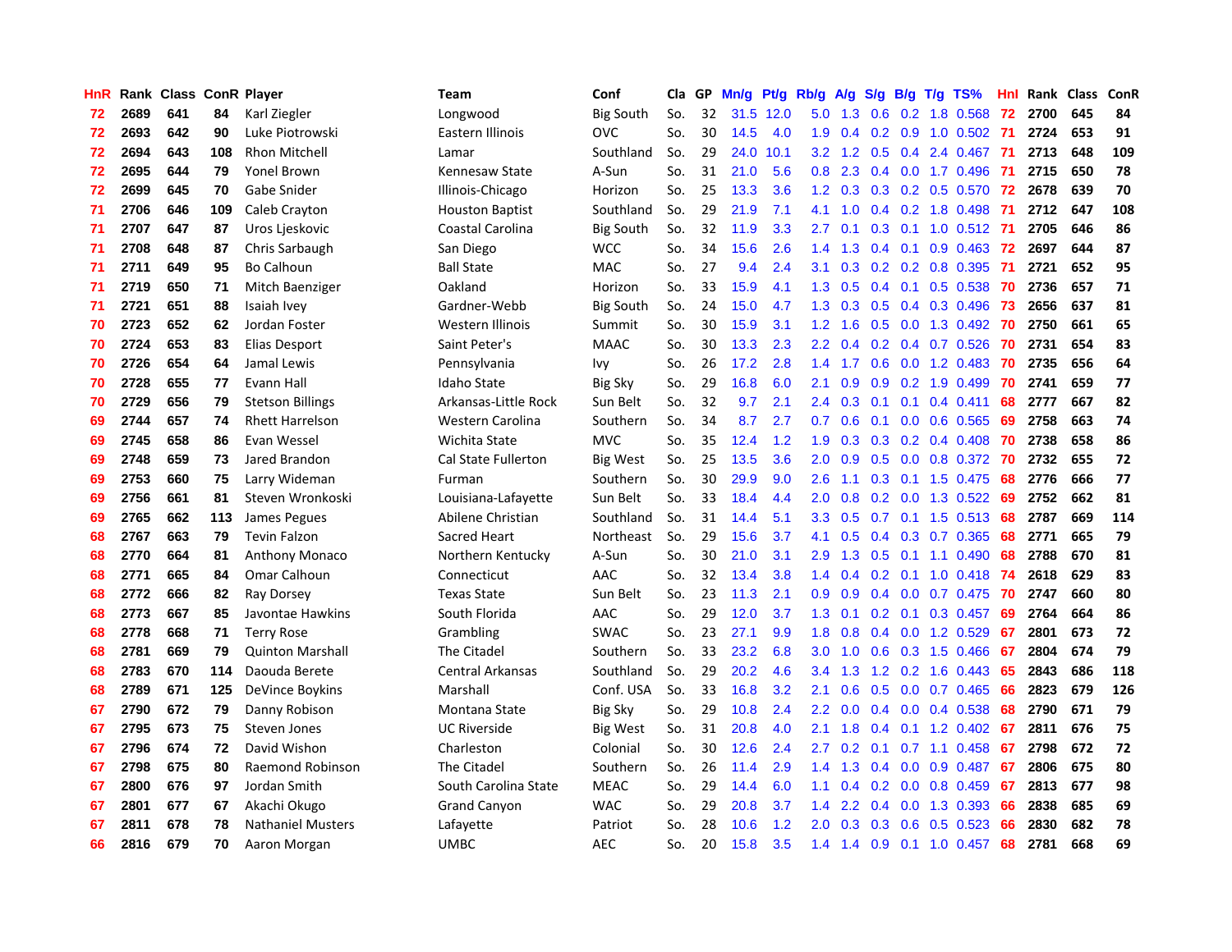| HnR | Rank | Class | ConR | Player | Team | Conf | Cla | GP | Mn/g | Pt/g | Rb/g | A/g | S/g | B/g | T/g | TS% | HnI | Rank | Class | ConR |
|---|---|---|---|---|---|---|---|---|---|---|---|---|---|---|---|---|---|---|---|---|
| 72 | 2689 | 641 | 84 | Karl Ziegler | Longwood | Big South | So. | 32 | 31.5 | 12.0 | 5.0 | 1.3 | 0.6 | 0.2 | 1.8 | 0.568 | 72 | 2700 | 645 | 84 |
| 72 | 2693 | 642 | 90 | Luke Piotrowski | Eastern Illinois | OVC | So. | 30 | 14.5 | 4.0 | 1.9 | 0.4 | 0.2 | 0.9 | 1.0 | 0.502 | 71 | 2724 | 653 | 91 |
| 72 | 2694 | 643 | 108 | Rhon Mitchell | Lamar | Southland | So. | 29 | 24.0 | 10.1 | 3.2 | 1.2 | 0.5 | 0.4 | 2.4 | 0.467 | 71 | 2713 | 648 | 109 |
| 72 | 2695 | 644 | 79 | Yonel Brown | Kennesaw State | A-Sun | So. | 31 | 21.0 | 5.6 | 0.8 | 2.3 | 0.4 | 0.0 | 1.7 | 0.496 | 71 | 2715 | 650 | 78 |
| 72 | 2699 | 645 | 70 | Gabe Snider | Illinois-Chicago | Horizon | So. | 25 | 13.3 | 3.6 | 1.2 | 0.3 | 0.3 | 0.2 | 0.5 | 0.570 | 72 | 2678 | 639 | 70 |
| 71 | 2706 | 646 | 109 | Caleb Crayton | Houston Baptist | Southland | So. | 29 | 21.9 | 7.1 | 4.1 | 1.0 | 0.4 | 0.2 | 1.8 | 0.498 | 71 | 2712 | 647 | 108 |
| 71 | 2707 | 647 | 87 | Uros Ljeskovic | Coastal Carolina | Big South | So. | 32 | 11.9 | 3.3 | 2.7 | 0.1 | 0.3 | 0.1 | 1.0 | 0.512 | 71 | 2705 | 646 | 86 |
| 71 | 2708 | 648 | 87 | Chris Sarbaugh | San Diego | WCC | So. | 34 | 15.6 | 2.6 | 1.4 | 1.3 | 0.4 | 0.1 | 0.9 | 0.463 | 72 | 2697 | 644 | 87 |
| 71 | 2711 | 649 | 95 | Bo Calhoun | Ball State | MAC | So. | 27 | 9.4 | 2.4 | 3.1 | 0.3 | 0.2 | 0.2 | 0.8 | 0.395 | 71 | 2721 | 652 | 95 |
| 71 | 2719 | 650 | 71 | Mitch Baenziger | Oakland | Horizon | So. | 33 | 15.9 | 4.1 | 1.3 | 0.5 | 0.4 | 0.1 | 0.5 | 0.538 | 70 | 2736 | 657 | 71 |
| 71 | 2721 | 651 | 88 | Isaiah Ivey | Gardner-Webb | Big South | So. | 24 | 15.0 | 4.7 | 1.3 | 0.3 | 0.5 | 0.4 | 0.3 | 0.496 | 73 | 2656 | 637 | 81 |
| 70 | 2723 | 652 | 62 | Jordan Foster | Western Illinois | Summit | So. | 30 | 15.9 | 3.1 | 1.2 | 1.6 | 0.5 | 0.0 | 1.3 | 0.492 | 70 | 2750 | 661 | 65 |
| 70 | 2724 | 653 | 83 | Elias Desport | Saint Peter's | MAAC | So. | 30 | 13.3 | 2.3 | 2.2 | 0.4 | 0.2 | 0.4 | 0.7 | 0.526 | 70 | 2731 | 654 | 83 |
| 70 | 2726 | 654 | 64 | Jamal Lewis | Pennsylvania | Ivy | So. | 26 | 17.2 | 2.8 | 1.4 | 1.7 | 0.6 | 0.0 | 1.2 | 0.483 | 70 | 2735 | 656 | 64 |
| 70 | 2728 | 655 | 77 | Evann Hall | Idaho State | Big Sky | So. | 29 | 16.8 | 6.0 | 2.1 | 0.9 | 0.9 | 0.2 | 1.9 | 0.499 | 70 | 2741 | 659 | 77 |
| 70 | 2729 | 656 | 79 | Stetson Billings | Arkansas-Little Rock | Sun Belt | So. | 32 | 9.7 | 2.1 | 2.4 | 0.3 | 0.1 | 0.1 | 0.4 | 0.411 | 68 | 2777 | 667 | 82 |
| 69 | 2744 | 657 | 74 | Rhett Harrelson | Western Carolina | Southern | So. | 34 | 8.7 | 2.7 | 0.7 | 0.6 | 0.1 | 0.0 | 0.6 | 0.565 | 69 | 2758 | 663 | 74 |
| 69 | 2745 | 658 | 86 | Evan Wessel | Wichita State | MVC | So. | 35 | 12.4 | 1.2 | 1.9 | 0.3 | 0.3 | 0.2 | 0.4 | 0.408 | 70 | 2738 | 658 | 86 |
| 69 | 2748 | 659 | 73 | Jared Brandon | Cal State Fullerton | Big West | So. | 25 | 13.5 | 3.6 | 2.0 | 0.9 | 0.5 | 0.0 | 0.8 | 0.372 | 70 | 2732 | 655 | 72 |
| 69 | 2753 | 660 | 75 | Larry Wideman | Furman | Southern | So. | 30 | 29.9 | 9.0 | 2.6 | 1.1 | 0.3 | 0.1 | 1.5 | 0.475 | 68 | 2776 | 666 | 77 |
| 69 | 2756 | 661 | 81 | Steven Wronkoski | Louisiana-Lafayette | Sun Belt | So. | 33 | 18.4 | 4.4 | 2.0 | 0.8 | 0.2 | 0.0 | 1.3 | 0.522 | 69 | 2752 | 662 | 81 |
| 69 | 2765 | 662 | 113 | James Pegues | Abilene Christian | Southland | So. | 31 | 14.4 | 5.1 | 3.3 | 0.5 | 0.7 | 0.1 | 1.5 | 0.513 | 68 | 2787 | 669 | 114 |
| 68 | 2767 | 663 | 79 | Tevin Falzon | Sacred Heart | Northeast | So. | 29 | 15.6 | 3.7 | 4.1 | 0.5 | 0.4 | 0.3 | 0.7 | 0.365 | 68 | 2771 | 665 | 79 |
| 68 | 2770 | 664 | 81 | Anthony Monaco | Northern Kentucky | A-Sun | So. | 30 | 21.0 | 3.1 | 2.9 | 1.3 | 0.5 | 0.1 | 1.1 | 0.490 | 68 | 2788 | 670 | 81 |
| 68 | 2771 | 665 | 84 | Omar Calhoun | Connecticut | AAC | So. | 32 | 13.4 | 3.8 | 1.4 | 0.4 | 0.2 | 0.1 | 1.0 | 0.418 | 74 | 2618 | 629 | 83 |
| 68 | 2772 | 666 | 82 | Ray Dorsey | Texas State | Sun Belt | So. | 23 | 11.3 | 2.1 | 0.9 | 0.9 | 0.4 | 0.0 | 0.7 | 0.475 | 70 | 2747 | 660 | 80 |
| 68 | 2773 | 667 | 85 | Javontae Hawkins | South Florida | AAC | So. | 29 | 12.0 | 3.7 | 1.3 | 0.1 | 0.2 | 0.1 | 0.3 | 0.457 | 69 | 2764 | 664 | 86 |
| 68 | 2778 | 668 | 71 | Terry Rose | Grambling | SWAC | So. | 23 | 27.1 | 9.9 | 1.8 | 0.8 | 0.4 | 0.0 | 1.2 | 0.529 | 67 | 2801 | 673 | 72 |
| 68 | 2781 | 669 | 79 | Quinton Marshall | The Citadel | Southern | So. | 33 | 23.2 | 6.8 | 3.0 | 1.0 | 0.6 | 0.3 | 1.5 | 0.466 | 67 | 2804 | 674 | 79 |
| 68 | 2783 | 670 | 114 | Daouda Berete | Central Arkansas | Southland | So. | 29 | 20.2 | 4.6 | 3.4 | 1.3 | 1.2 | 0.2 | 1.6 | 0.443 | 65 | 2843 | 686 | 118 |
| 68 | 2789 | 671 | 125 | DeVince Boykins | Marshall | Conf. USA | So. | 33 | 16.8 | 3.2 | 2.1 | 0.6 | 0.5 | 0.0 | 0.7 | 0.465 | 66 | 2823 | 679 | 126 |
| 67 | 2790 | 672 | 79 | Danny Robison | Montana State | Big Sky | So. | 29 | 10.8 | 2.4 | 2.2 | 0.0 | 0.4 | 0.0 | 0.4 | 0.538 | 68 | 2790 | 671 | 79 |
| 67 | 2795 | 673 | 75 | Steven Jones | UC Riverside | Big West | So. | 31 | 20.8 | 4.0 | 2.1 | 1.8 | 0.4 | 0.1 | 1.2 | 0.402 | 67 | 2811 | 676 | 75 |
| 67 | 2796 | 674 | 72 | David Wishon | Charleston | Colonial | So. | 30 | 12.6 | 2.4 | 2.7 | 0.2 | 0.1 | 0.7 | 1.1 | 0.458 | 67 | 2798 | 672 | 72 |
| 67 | 2798 | 675 | 80 | Raemond Robinson | The Citadel | Southern | So. | 26 | 11.4 | 2.9 | 1.4 | 1.3 | 0.4 | 0.0 | 0.9 | 0.487 | 67 | 2806 | 675 | 80 |
| 67 | 2800 | 676 | 97 | Jordan Smith | South Carolina State | MEAC | So. | 29 | 14.4 | 6.0 | 1.1 | 0.4 | 0.2 | 0.0 | 0.8 | 0.459 | 67 | 2813 | 677 | 98 |
| 67 | 2801 | 677 | 67 | Akachi Okugo | Grand Canyon | WAC | So. | 29 | 20.8 | 3.7 | 1.4 | 2.2 | 0.4 | 0.0 | 1.3 | 0.393 | 66 | 2838 | 685 | 69 |
| 67 | 2811 | 678 | 78 | Nathaniel Musters | Lafayette | Patriot | So. | 28 | 10.6 | 1.2 | 2.0 | 0.3 | 0.3 | 0.6 | 0.5 | 0.523 | 66 | 2830 | 682 | 78 |
| 66 | 2816 | 679 | 70 | Aaron Morgan | UMBC | AEC | So. | 20 | 15.8 | 3.5 | 1.4 | 1.4 | 0.9 | 0.1 | 1.0 | 0.457 | 68 | 2781 | 668 | 69 |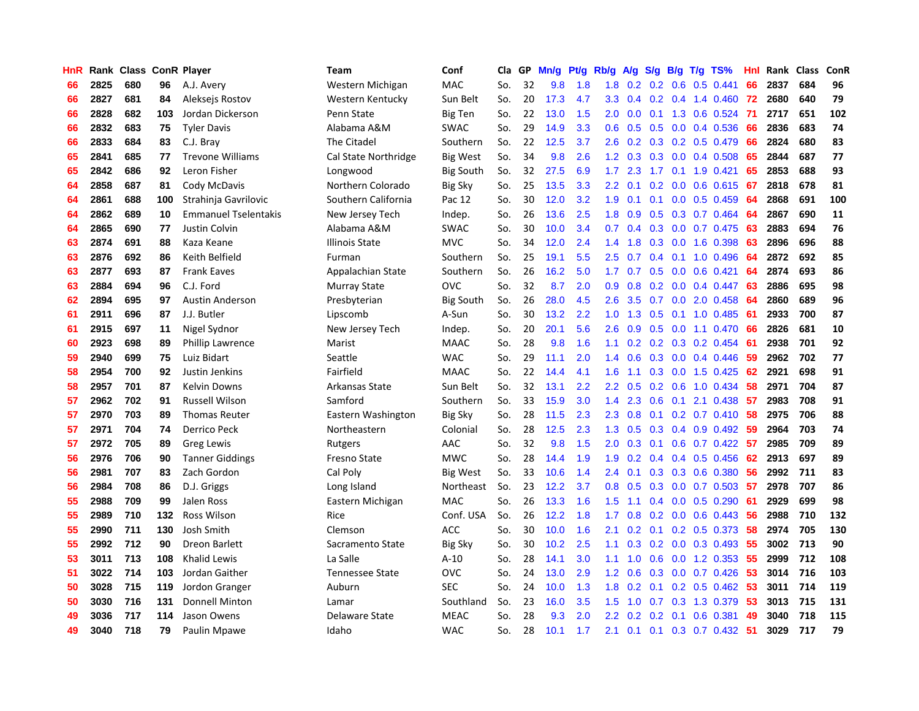| HnR | Rank | Class | ConR | Player | Team | Conf | Cla | GP | Mn/g | Pt/g | Rb/g | A/g | S/g | B/g | T/g | TS% | HnI | Rank | Class | ConR |
|---|---|---|---|---|---|---|---|---|---|---|---|---|---|---|---|---|---|---|---|---|
| 66 | 2825 | 680 | 96 | A.J. Avery | Western Michigan | MAC | So. | 32 | 9.8 | 1.8 | 1.8 | 0.2 | 0.2 | 0.6 | 0.5 | 0.441 | 66 | 2837 | 684 | 96 |
| 66 | 2827 | 681 | 84 | Aleksejs Rostov | Western Kentucky | Sun Belt | So. | 20 | 17.3 | 4.7 | 3.3 | 0.4 | 0.2 | 0.4 | 1.4 | 0.460 | 72 | 2680 | 640 | 79 |
| 66 | 2828 | 682 | 103 | Jordan Dickerson | Penn State | Big Ten | So. | 22 | 13.0 | 1.5 | 2.0 | 0.0 | 0.1 | 1.3 | 0.6 | 0.524 | 71 | 2717 | 651 | 102 |
| 66 | 2832 | 683 | 75 | Tyler Davis | Alabama A&M | SWAC | So. | 29 | 14.9 | 3.3 | 0.6 | 0.5 | 0.5 | 0.0 | 0.4 | 0.536 | 66 | 2836 | 683 | 74 |
| 66 | 2833 | 684 | 83 | C.J. Bray | The Citadel | Southern | So. | 22 | 12.5 | 3.7 | 2.6 | 0.2 | 0.3 | 0.2 | 0.5 | 0.479 | 66 | 2824 | 680 | 83 |
| 65 | 2841 | 685 | 77 | Trevone Williams | Cal State Northridge | Big West | So. | 34 | 9.8 | 2.6 | 1.2 | 0.3 | 0.3 | 0.0 | 0.4 | 0.508 | 65 | 2844 | 687 | 77 |
| 65 | 2842 | 686 | 92 | Leron Fisher | Longwood | Big South | So. | 32 | 27.5 | 6.9 | 1.7 | 2.3 | 1.7 | 0.1 | 1.9 | 0.421 | 65 | 2853 | 688 | 93 |
| 64 | 2858 | 687 | 81 | Cody McDavis | Northern Colorado | Big Sky | So. | 25 | 13.5 | 3.3 | 2.2 | 0.1 | 0.2 | 0.0 | 0.6 | 0.615 | 67 | 2818 | 678 | 81 |
| 64 | 2861 | 688 | 100 | Strahinja Gavrilovic | Southern California | Pac 12 | So. | 30 | 12.0 | 3.2 | 1.9 | 0.1 | 0.1 | 0.0 | 0.5 | 0.459 | 64 | 2868 | 691 | 100 |
| 64 | 2862 | 689 | 10 | Emmanuel Tselentakis | New Jersey Tech | Indep. | So. | 26 | 13.6 | 2.5 | 1.8 | 0.9 | 0.5 | 0.3 | 0.7 | 0.464 | 64 | 2867 | 690 | 11 |
| 64 | 2865 | 690 | 77 | Justin Colvin | Alabama A&M | SWAC | So. | 30 | 10.0 | 3.4 | 0.7 | 0.4 | 0.3 | 0.0 | 0.7 | 0.475 | 63 | 2883 | 694 | 76 |
| 63 | 2874 | 691 | 88 | Kaza Keane | Illinois State | MVC | So. | 34 | 12.0 | 2.4 | 1.4 | 1.8 | 0.3 | 0.0 | 1.6 | 0.398 | 63 | 2896 | 696 | 88 |
| 63 | 2876 | 692 | 86 | Keith Belfield | Furman | Southern | So. | 25 | 19.1 | 5.5 | 2.5 | 0.7 | 0.4 | 0.1 | 1.0 | 0.496 | 64 | 2872 | 692 | 85 |
| 63 | 2877 | 693 | 87 | Frank Eaves | Appalachian State | Southern | So. | 26 | 16.2 | 5.0 | 1.7 | 0.7 | 0.5 | 0.0 | 0.6 | 0.421 | 64 | 2874 | 693 | 86 |
| 63 | 2884 | 694 | 96 | C.J. Ford | Murray State | OVC | So. | 32 | 8.7 | 2.0 | 0.9 | 0.8 | 0.2 | 0.0 | 0.4 | 0.447 | 63 | 2886 | 695 | 98 |
| 62 | 2894 | 695 | 97 | Austin Anderson | Presbyterian | Big South | So. | 26 | 28.0 | 4.5 | 2.6 | 3.5 | 0.7 | 0.0 | 2.0 | 0.458 | 64 | 2860 | 689 | 96 |
| 61 | 2911 | 696 | 87 | J.J. Butler | Lipscomb | A-Sun | So. | 30 | 13.2 | 2.2 | 1.0 | 1.3 | 0.5 | 0.1 | 1.0 | 0.485 | 61 | 2933 | 700 | 87 |
| 61 | 2915 | 697 | 11 | Nigel Sydnor | New Jersey Tech | Indep. | So. | 20 | 20.1 | 5.6 | 2.6 | 0.9 | 0.5 | 0.0 | 1.1 | 0.470 | 66 | 2826 | 681 | 10 |
| 60 | 2923 | 698 | 89 | Phillip Lawrence | Marist | MAAC | So. | 28 | 9.8 | 1.6 | 1.1 | 0.2 | 0.2 | 0.3 | 0.2 | 0.454 | 61 | 2938 | 701 | 92 |
| 59 | 2940 | 699 | 75 | Luiz Bidart | Seattle | WAC | So. | 29 | 11.1 | 2.0 | 1.4 | 0.6 | 0.3 | 0.0 | 0.4 | 0.446 | 59 | 2962 | 702 | 77 |
| 58 | 2954 | 700 | 92 | Justin Jenkins | Fairfield | MAAC | So. | 22 | 14.4 | 4.1 | 1.6 | 1.1 | 0.3 | 0.0 | 1.5 | 0.425 | 62 | 2921 | 698 | 91 |
| 58 | 2957 | 701 | 87 | Kelvin Downs | Arkansas State | Sun Belt | So. | 32 | 13.1 | 2.2 | 2.2 | 0.5 | 0.2 | 0.6 | 1.0 | 0.434 | 58 | 2971 | 704 | 87 |
| 57 | 2962 | 702 | 91 | Russell Wilson | Samford | Southern | So. | 33 | 15.9 | 3.0 | 1.4 | 2.3 | 0.6 | 0.1 | 2.1 | 0.438 | 57 | 2983 | 708 | 91 |
| 57 | 2970 | 703 | 89 | Thomas Reuter | Eastern Washington | Big Sky | So. | 28 | 11.5 | 2.3 | 2.3 | 0.8 | 0.1 | 0.2 | 0.7 | 0.410 | 58 | 2975 | 706 | 88 |
| 57 | 2971 | 704 | 74 | Derrico Peck | Northeastern | Colonial | So. | 28 | 12.5 | 2.3 | 1.3 | 0.5 | 0.3 | 0.4 | 0.9 | 0.492 | 59 | 2964 | 703 | 74 |
| 57 | 2972 | 705 | 89 | Greg Lewis | Rutgers | AAC | So. | 32 | 9.8 | 1.5 | 2.0 | 0.3 | 0.1 | 0.6 | 0.7 | 0.422 | 57 | 2985 | 709 | 89 |
| 56 | 2976 | 706 | 90 | Tanner Giddings | Fresno State | MWC | So. | 28 | 14.4 | 1.9 | 1.9 | 0.2 | 0.4 | 0.4 | 0.5 | 0.456 | 62 | 2913 | 697 | 89 |
| 56 | 2981 | 707 | 83 | Zach Gordon | Cal Poly | Big West | So. | 33 | 10.6 | 1.4 | 2.4 | 0.1 | 0.3 | 0.3 | 0.6 | 0.380 | 56 | 2992 | 711 | 83 |
| 56 | 2984 | 708 | 86 | D.J. Griggs | Long Island | Northeast | So. | 23 | 12.2 | 3.7 | 0.8 | 0.5 | 0.3 | 0.0 | 0.7 | 0.503 | 57 | 2978 | 707 | 86 |
| 55 | 2988 | 709 | 99 | Jalen Ross | Eastern Michigan | MAC | So. | 26 | 13.3 | 1.6 | 1.5 | 1.1 | 0.4 | 0.0 | 0.5 | 0.290 | 61 | 2929 | 699 | 98 |
| 55 | 2989 | 710 | 132 | Ross Wilson | Rice | Conf. USA | So. | 26 | 12.2 | 1.8 | 1.7 | 0.8 | 0.2 | 0.0 | 0.6 | 0.443 | 56 | 2988 | 710 | 132 |
| 55 | 2990 | 711 | 130 | Josh Smith | Clemson | ACC | So. | 30 | 10.0 | 1.6 | 2.1 | 0.2 | 0.1 | 0.2 | 0.5 | 0.373 | 58 | 2974 | 705 | 130 |
| 55 | 2992 | 712 | 90 | Dreon Barlett | Sacramento State | Big Sky | So. | 30 | 10.2 | 2.5 | 1.1 | 0.3 | 0.2 | 0.0 | 0.3 | 0.493 | 55 | 3002 | 713 | 90 |
| 53 | 3011 | 713 | 108 | Khalid Lewis | La Salle | A-10 | So. | 28 | 14.1 | 3.0 | 1.1 | 1.0 | 0.6 | 0.0 | 1.2 | 0.353 | 55 | 2999 | 712 | 108 |
| 51 | 3022 | 714 | 103 | Jordan Gaither | Tennessee State | OVC | So. | 24 | 13.0 | 2.9 | 1.2 | 0.6 | 0.3 | 0.0 | 0.7 | 0.426 | 53 | 3014 | 716 | 103 |
| 50 | 3028 | 715 | 119 | Jordon Granger | Auburn | SEC | So. | 24 | 10.0 | 1.3 | 1.8 | 0.2 | 0.1 | 0.2 | 0.5 | 0.462 | 53 | 3011 | 714 | 119 |
| 50 | 3030 | 716 | 131 | Donnell Minton | Lamar | Southland | So. | 23 | 16.0 | 3.5 | 1.5 | 1.0 | 0.7 | 0.3 | 1.3 | 0.379 | 53 | 3013 | 715 | 131 |
| 49 | 3036 | 717 | 114 | Jason Owens | Delaware State | MEAC | So. | 28 | 9.3 | 2.0 | 2.2 | 0.2 | 0.2 | 0.1 | 0.6 | 0.381 | 49 | 3040 | 718 | 115 |
| 49 | 3040 | 718 | 79 | Paulin Mpawe | Idaho | WAC | So. | 28 | 10.1 | 1.7 | 2.1 | 0.1 | 0.1 | 0.3 | 0.7 | 0.432 | 51 | 3029 | 717 | 79 |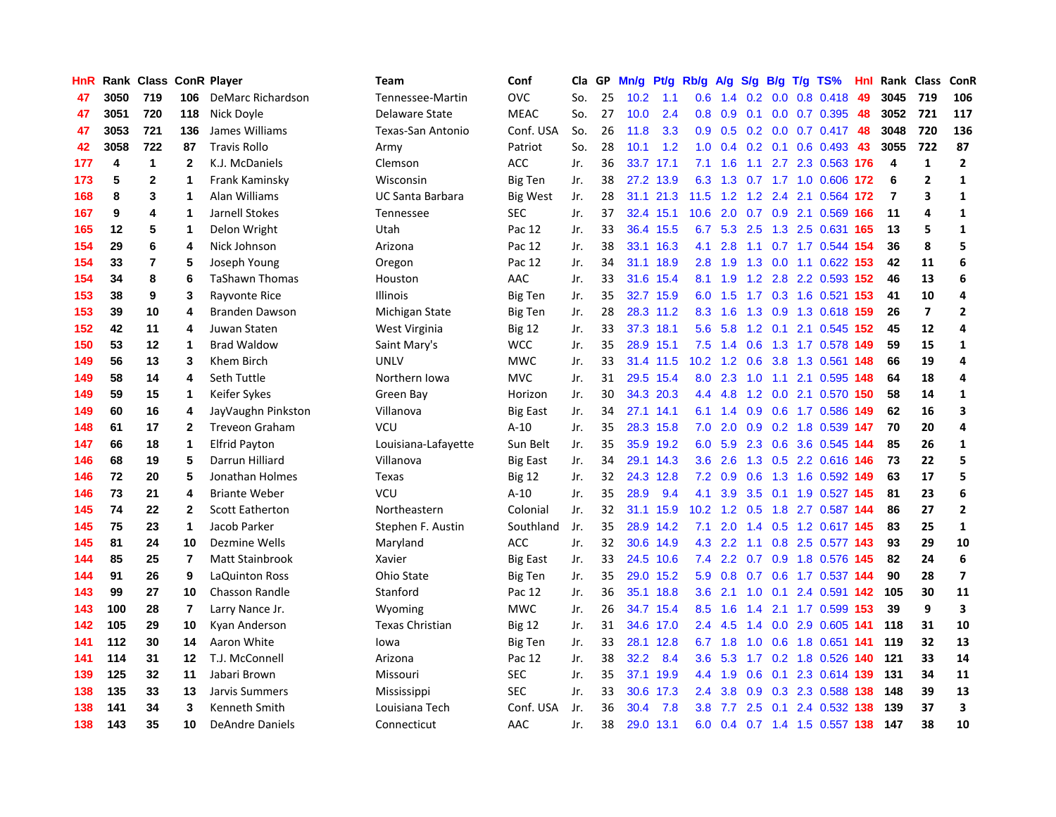| HnR | Rank | Class | ConR | Player | Team | Conf | Cla | GP | Mn/g | Pt/g | Rb/g | A/g | S/g | B/g | T/g | TS% | HnI | Rank | Class | ConR |
|---|---|---|---|---|---|---|---|---|---|---|---|---|---|---|---|---|---|---|---|---|
| 47 | 3050 | 719 | 106 | DeMarc Richardson | Tennessee-Martin | OVC | So. | 25 | 10.2 | 1.1 | 0.6 | 1.4 | 0.2 | 0.0 | 0.8 | 0.418 | 49 | 3045 | 719 | 106 |
| 47 | 3051 | 720 | 118 | Nick Doyle | Delaware State | MEAC | So. | 27 | 10.0 | 2.4 | 0.8 | 0.9 | 0.1 | 0.0 | 0.7 | 0.395 | 48 | 3052 | 721 | 117 |
| 47 | 3053 | 721 | 136 | James Williams | Texas-San Antonio | Conf. USA | So. | 26 | 11.8 | 3.3 | 0.9 | 0.5 | 0.2 | 0.0 | 0.7 | 0.417 | 48 | 3048 | 720 | 136 |
| 42 | 3058 | 722 | 87 | Travis Rollo | Army | Patriot | So. | 28 | 10.1 | 1.2 | 1.0 | 0.4 | 0.2 | 0.1 | 0.6 | 0.493 | 43 | 3055 | 722 | 87 |
| 177 | 4 | 1 | 2 | K.J. McDaniels | Clemson | ACC | Jr. | 36 | 33.7 | 17.1 | 7.1 | 1.6 | 1.1 | 2.7 | 2.3 | 0.563 | 176 | 4 | 1 | 2 |
| 173 | 5 | 2 | 1 | Frank Kaminsky | Wisconsin | Big Ten | Jr. | 38 | 27.2 | 13.9 | 6.3 | 1.3 | 0.7 | 1.7 | 1.0 | 0.606 | 172 | 6 | 2 | 1 |
| 168 | 8 | 3 | 1 | Alan Williams | UC Santa Barbara | Big West | Jr. | 28 | 31.1 | 21.3 | 11.5 | 1.2 | 1.2 | 2.4 | 2.1 | 0.564 | 172 | 7 | 3 | 1 |
| 167 | 9 | 4 | 1 | Jarnell Stokes | Tennessee | SEC | Jr. | 37 | 32.4 | 15.1 | 10.6 | 2.0 | 0.7 | 0.9 | 2.1 | 0.569 | 166 | 11 | 4 | 1 |
| 165 | 12 | 5 | 1 | Delon Wright | Utah | Pac 12 | Jr. | 33 | 36.4 | 15.5 | 6.7 | 5.3 | 2.5 | 1.3 | 2.5 | 0.631 | 165 | 13 | 5 | 1 |
| 154 | 29 | 6 | 4 | Nick Johnson | Arizona | Pac 12 | Jr. | 38 | 33.1 | 16.3 | 4.1 | 2.8 | 1.1 | 0.7 | 1.7 | 0.544 | 154 | 36 | 8 | 5 |
| 154 | 33 | 7 | 5 | Joseph Young | Oregon | Pac 12 | Jr. | 34 | 31.1 | 18.9 | 2.8 | 1.9 | 1.3 | 0.0 | 1.1 | 0.622 | 153 | 42 | 11 | 6 |
| 154 | 34 | 8 | 6 | TaShawn Thomas | Houston | AAC | Jr. | 33 | 31.6 | 15.4 | 8.1 | 1.9 | 1.2 | 2.8 | 2.2 | 0.593 | 152 | 46 | 13 | 6 |
| 153 | 38 | 9 | 3 | Rayvonte Rice | Illinois | Big Ten | Jr. | 35 | 32.7 | 15.9 | 6.0 | 1.5 | 1.7 | 0.3 | 1.6 | 0.521 | 153 | 41 | 10 | 4 |
| 153 | 39 | 10 | 4 | Branden Dawson | Michigan State | Big Ten | Jr. | 28 | 28.3 | 11.2 | 8.3 | 1.6 | 1.3 | 0.9 | 1.3 | 0.618 | 159 | 26 | 7 | 2 |
| 152 | 42 | 11 | 4 | Juwan Staten | West Virginia | Big 12 | Jr. | 33 | 37.3 | 18.1 | 5.6 | 5.8 | 1.2 | 0.1 | 2.1 | 0.545 | 152 | 45 | 12 | 4 |
| 150 | 53 | 12 | 1 | Brad Waldow | Saint Mary's | WCC | Jr. | 35 | 28.9 | 15.1 | 7.5 | 1.4 | 0.6 | 1.3 | 1.7 | 0.578 | 149 | 59 | 15 | 1 |
| 149 | 56 | 13 | 3 | Khem Birch | UNLV | MWC | Jr. | 33 | 31.4 | 11.5 | 10.2 | 1.2 | 0.6 | 3.8 | 1.3 | 0.561 | 148 | 66 | 19 | 4 |
| 149 | 58 | 14 | 4 | Seth Tuttle | Northern Iowa | MVC | Jr. | 31 | 29.5 | 15.4 | 8.0 | 2.3 | 1.0 | 1.1 | 2.1 | 0.595 | 148 | 64 | 18 | 4 |
| 149 | 59 | 15 | 1 | Keifer Sykes | Green Bay | Horizon | Jr. | 30 | 34.3 | 20.3 | 4.4 | 4.8 | 1.2 | 0.0 | 2.1 | 0.570 | 150 | 58 | 14 | 1 |
| 149 | 60 | 16 | 4 | JayVaughn Pinkston | Villanova | Big East | Jr. | 34 | 27.1 | 14.1 | 6.1 | 1.4 | 0.9 | 0.6 | 1.7 | 0.586 | 149 | 62 | 16 | 3 |
| 148 | 61 | 17 | 2 | Treveon Graham | VCU | A-10 | Jr. | 35 | 28.3 | 15.8 | 7.0 | 2.0 | 0.9 | 0.2 | 1.8 | 0.539 | 147 | 70 | 20 | 4 |
| 147 | 66 | 18 | 1 | Elfrid Payton | Louisiana-Lafayette | Sun Belt | Jr. | 35 | 35.9 | 19.2 | 6.0 | 5.9 | 2.3 | 0.6 | 3.6 | 0.545 | 144 | 85 | 26 | 1 |
| 146 | 68 | 19 | 5 | Darrun Hilliard | Villanova | Big East | Jr. | 34 | 29.1 | 14.3 | 3.6 | 2.6 | 1.3 | 0.5 | 2.2 | 0.616 | 146 | 73 | 22 | 5 |
| 146 | 72 | 20 | 5 | Jonathan Holmes | Texas | Big 12 | Jr. | 32 | 24.3 | 12.8 | 7.2 | 0.9 | 0.6 | 1.3 | 1.6 | 0.592 | 149 | 63 | 17 | 5 |
| 146 | 73 | 21 | 4 | Briante Weber | VCU | A-10 | Jr. | 35 | 28.9 | 9.4 | 4.1 | 3.9 | 3.5 | 0.1 | 1.9 | 0.527 | 145 | 81 | 23 | 6 |
| 145 | 74 | 22 | 2 | Scott Eatherton | Northeastern | Colonial | Jr. | 32 | 31.1 | 15.9 | 10.2 | 1.2 | 0.5 | 1.8 | 2.7 | 0.587 | 144 | 86 | 27 | 2 |
| 145 | 75 | 23 | 1 | Jacob Parker | Stephen F. Austin | Southland | Jr. | 35 | 28.9 | 14.2 | 7.1 | 2.0 | 1.4 | 0.5 | 1.2 | 0.617 | 145 | 83 | 25 | 1 |
| 145 | 81 | 24 | 10 | Dezmine Wells | Maryland | ACC | Jr. | 32 | 30.6 | 14.9 | 4.3 | 2.2 | 1.1 | 0.8 | 2.5 | 0.577 | 143 | 93 | 29 | 10 |
| 144 | 85 | 25 | 7 | Matt Stainbrook | Xavier | Big East | Jr. | 33 | 24.5 | 10.6 | 7.4 | 2.2 | 0.7 | 0.9 | 1.8 | 0.576 | 145 | 82 | 24 | 6 |
| 144 | 91 | 26 | 9 | LaQuinton Ross | Ohio State | Big Ten | Jr. | 35 | 29.0 | 15.2 | 5.9 | 0.8 | 0.7 | 0.6 | 1.7 | 0.537 | 144 | 90 | 28 | 7 |
| 143 | 99 | 27 | 10 | Chasson Randle | Stanford | Pac 12 | Jr. | 36 | 35.1 | 18.8 | 3.6 | 2.1 | 1.0 | 0.1 | 2.4 | 0.591 | 142 | 105 | 30 | 11 |
| 143 | 100 | 28 | 7 | Larry Nance Jr. | Wyoming | MWC | Jr. | 26 | 34.7 | 15.4 | 8.5 | 1.6 | 1.4 | 2.1 | 1.7 | 0.599 | 153 | 39 | 9 | 3 |
| 142 | 105 | 29 | 10 | Kyan Anderson | Texas Christian | Big 12 | Jr. | 31 | 34.6 | 17.0 | 2.4 | 4.5 | 1.4 | 0.0 | 2.9 | 0.605 | 141 | 118 | 31 | 10 |
| 141 | 112 | 30 | 14 | Aaron White | Iowa | Big Ten | Jr. | 33 | 28.1 | 12.8 | 6.7 | 1.8 | 1.0 | 0.6 | 1.8 | 0.651 | 141 | 119 | 32 | 13 |
| 141 | 114 | 31 | 12 | T.J. McConnell | Arizona | Pac 12 | Jr. | 38 | 32.2 | 8.4 | 3.6 | 5.3 | 1.7 | 0.2 | 1.8 | 0.526 | 140 | 121 | 33 | 14 |
| 139 | 125 | 32 | 11 | Jabari Brown | Missouri | SEC | Jr. | 35 | 37.1 | 19.9 | 4.4 | 1.9 | 0.6 | 0.1 | 2.3 | 0.614 | 139 | 131 | 34 | 11 |
| 138 | 135 | 33 | 13 | Jarvis Summers | Mississippi | SEC | Jr. | 33 | 30.6 | 17.3 | 2.4 | 3.8 | 0.9 | 0.3 | 2.3 | 0.588 | 138 | 148 | 39 | 13 |
| 138 | 141 | 34 | 3 | Kenneth Smith | Louisiana Tech | Conf. USA | Jr. | 36 | 30.4 | 7.8 | 3.8 | 7.7 | 2.5 | 0.1 | 2.4 | 0.532 | 138 | 139 | 37 | 3 |
| 138 | 143 | 35 | 10 | DeAndre Daniels | Connecticut | AAC | Jr. | 38 | 29.0 | 13.1 | 6.0 | 0.4 | 0.7 | 1.4 | 1.5 | 0.557 | 138 | 147 | 38 | 10 |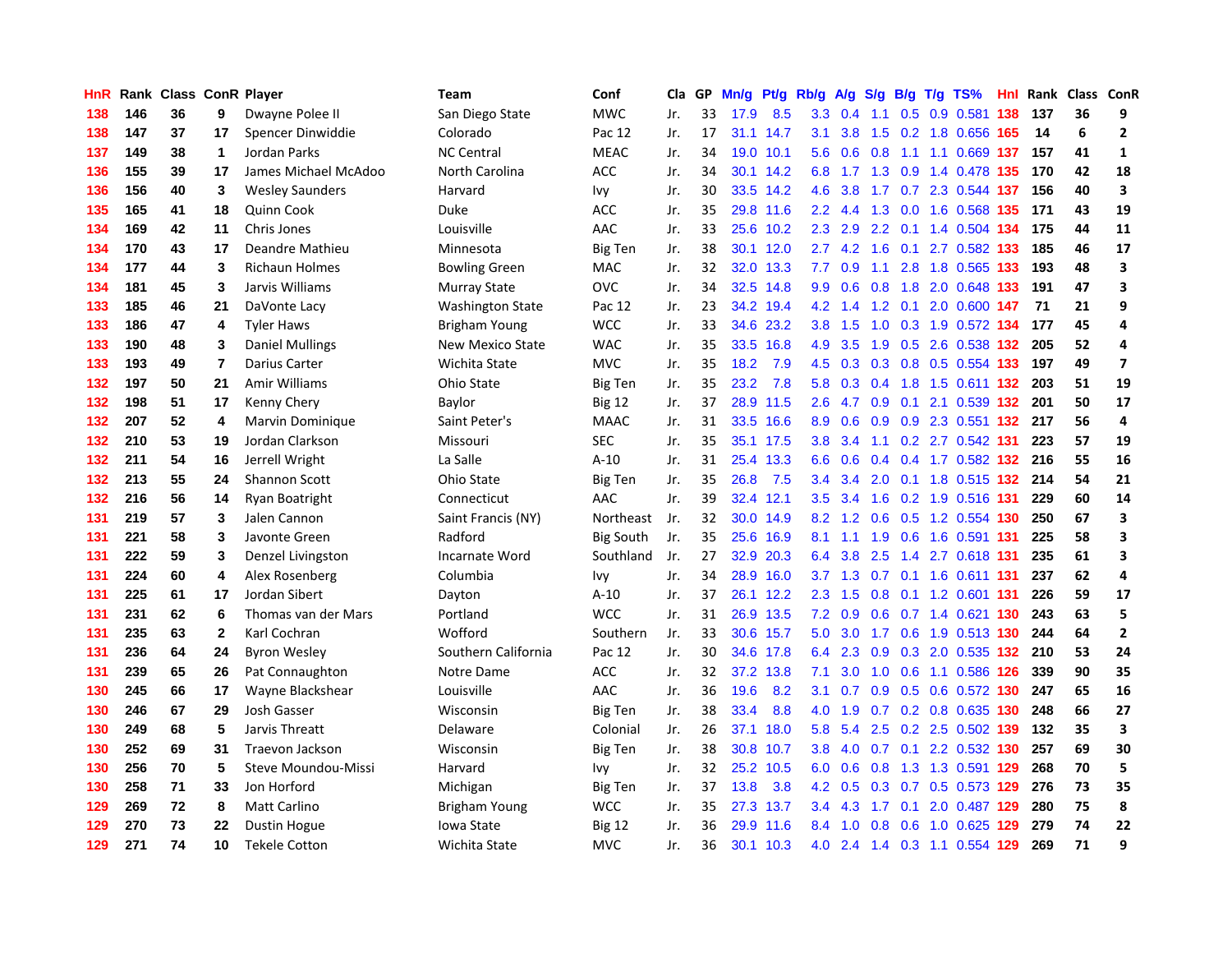| HnR | Rank | Class | ConR | Player | Team | Conf | Cla | GP | Mn/g | Pt/g | Rb/g | A/g | S/g | B/g | T/g | TS% | HnI | Rank | Class | ConR |
|---|---|---|---|---|---|---|---|---|---|---|---|---|---|---|---|---|---|---|---|---|
| 138 | 146 | 36 | 9 | Dwayne Polee II | San Diego State | MWC | Jr. | 33 | 17.9 | 8.5 | 3.3 | 0.4 | 1.1 | 0.5 | 0.9 | 0.581 | 138 | 137 | 36 | 9 |
| 138 | 147 | 37 | 17 | Spencer Dinwiddie | Colorado | Pac 12 | Jr. | 17 | 31.1 | 14.7 | 3.1 | 3.8 | 1.5 | 0.2 | 1.8 | 0.656 | 165 | 14 | 6 | 2 |
| 137 | 149 | 38 | 1 | Jordan Parks | NC Central | MEAC | Jr. | 34 | 19.0 | 10.1 | 5.6 | 0.6 | 0.8 | 1.1 | 1.1 | 0.669 | 137 | 157 | 41 | 1 |
| 136 | 155 | 39 | 17 | James Michael McAdoo | North Carolina | ACC | Jr. | 34 | 30.1 | 14.2 | 6.8 | 1.7 | 1.3 | 0.9 | 1.4 | 0.478 | 135 | 170 | 42 | 18 |
| 136 | 156 | 40 | 3 | Wesley Saunders | Harvard | Ivy | Jr. | 30 | 33.5 | 14.2 | 4.6 | 3.8 | 1.7 | 0.7 | 2.3 | 0.544 | 137 | 156 | 40 | 3 |
| 135 | 165 | 41 | 18 | Quinn Cook | Duke | ACC | Jr. | 35 | 29.8 | 11.6 | 2.2 | 4.4 | 1.3 | 0.0 | 1.6 | 0.568 | 135 | 171 | 43 | 19 |
| 134 | 169 | 42 | 11 | Chris Jones | Louisville | AAC | Jr. | 33 | 25.6 | 10.2 | 2.3 | 2.9 | 2.2 | 0.1 | 1.4 | 0.504 | 134 | 175 | 44 | 11 |
| 134 | 170 | 43 | 17 | Deandre Mathieu | Minnesota | Big Ten | Jr. | 38 | 30.1 | 12.0 | 2.7 | 4.2 | 1.6 | 0.1 | 2.7 | 0.582 | 133 | 185 | 46 | 17 |
| 134 | 177 | 44 | 3 | Richaun Holmes | Bowling Green | MAC | Jr. | 32 | 32.0 | 13.3 | 7.7 | 0.9 | 1.1 | 2.8 | 1.8 | 0.565 | 133 | 193 | 48 | 3 |
| 134 | 181 | 45 | 3 | Jarvis Williams | Murray State | OVC | Jr. | 34 | 32.5 | 14.8 | 9.9 | 0.6 | 0.8 | 1.8 | 2.0 | 0.648 | 133 | 191 | 47 | 3 |
| 133 | 185 | 46 | 21 | DaVonte Lacy | Washington State | Pac 12 | Jr. | 23 | 34.2 | 19.4 | 4.2 | 1.4 | 1.2 | 0.1 | 2.0 | 0.600 | 147 | 71 | 21 | 9 |
| 133 | 186 | 47 | 4 | Tyler Haws | Brigham Young | WCC | Jr. | 33 | 34.6 | 23.2 | 3.8 | 1.5 | 1.0 | 0.3 | 1.9 | 0.572 | 134 | 177 | 45 | 4 |
| 133 | 190 | 48 | 3 | Daniel Mullings | New Mexico State | WAC | Jr. | 35 | 33.5 | 16.8 | 4.9 | 3.5 | 1.9 | 0.5 | 2.6 | 0.538 | 132 | 205 | 52 | 4 |
| 133 | 193 | 49 | 7 | Darius Carter | Wichita State | MVC | Jr. | 35 | 18.2 | 7.9 | 4.5 | 0.3 | 0.3 | 0.8 | 0.5 | 0.554 | 133 | 197 | 49 | 7 |
| 132 | 197 | 50 | 21 | Amir Williams | Ohio State | Big Ten | Jr. | 35 | 23.2 | 7.8 | 5.8 | 0.3 | 0.4 | 1.8 | 1.5 | 0.611 | 132 | 203 | 51 | 19 |
| 132 | 198 | 51 | 17 | Kenny Chery | Baylor | Big 12 | Jr. | 37 | 28.9 | 11.5 | 2.6 | 4.7 | 0.9 | 0.1 | 2.1 | 0.539 | 132 | 201 | 50 | 17 |
| 132 | 207 | 52 | 4 | Marvin Dominique | Saint Peter's | MAAC | Jr. | 31 | 33.5 | 16.6 | 8.9 | 0.6 | 0.9 | 0.9 | 2.3 | 0.551 | 132 | 217 | 56 | 4 |
| 132 | 210 | 53 | 19 | Jordan Clarkson | Missouri | SEC | Jr. | 35 | 35.1 | 17.5 | 3.8 | 3.4 | 1.1 | 0.2 | 2.7 | 0.542 | 131 | 223 | 57 | 19 |
| 132 | 211 | 54 | 16 | Jerrell Wright | La Salle | A-10 | Jr. | 31 | 25.4 | 13.3 | 6.6 | 0.6 | 0.4 | 0.4 | 1.7 | 0.582 | 132 | 216 | 55 | 16 |
| 132 | 213 | 55 | 24 | Shannon Scott | Ohio State | Big Ten | Jr. | 35 | 26.8 | 7.5 | 3.4 | 3.4 | 2.0 | 0.1 | 1.8 | 0.515 | 132 | 214 | 54 | 21 |
| 132 | 216 | 56 | 14 | Ryan Boatright | Connecticut | AAC | Jr. | 39 | 32.4 | 12.1 | 3.5 | 3.4 | 1.6 | 0.2 | 1.9 | 0.516 | 131 | 229 | 60 | 14 |
| 131 | 219 | 57 | 3 | Jalen Cannon | Saint Francis (NY) | Northeast | Jr. | 32 | 30.0 | 14.9 | 8.2 | 1.2 | 0.6 | 0.5 | 1.2 | 0.554 | 130 | 250 | 67 | 3 |
| 131 | 221 | 58 | 3 | Javonte Green | Radford | Big South | Jr. | 35 | 25.6 | 16.9 | 8.1 | 1.1 | 1.9 | 0.6 | 1.6 | 0.591 | 131 | 225 | 58 | 3 |
| 131 | 222 | 59 | 3 | Denzel Livingston | Incarnate Word | Southland | Jr. | 27 | 32.9 | 20.3 | 6.4 | 3.8 | 2.5 | 1.4 | 2.7 | 0.618 | 131 | 235 | 61 | 3 |
| 131 | 224 | 60 | 4 | Alex Rosenberg | Columbia | Ivy | Jr. | 34 | 28.9 | 16.0 | 3.7 | 1.3 | 0.7 | 0.1 | 1.6 | 0.611 | 131 | 237 | 62 | 4 |
| 131 | 225 | 61 | 17 | Jordan Sibert | Dayton | A-10 | Jr. | 37 | 26.1 | 12.2 | 2.3 | 1.5 | 0.8 | 0.1 | 1.2 | 0.601 | 131 | 226 | 59 | 17 |
| 131 | 231 | 62 | 6 | Thomas van der Mars | Portland | WCC | Jr. | 31 | 26.9 | 13.5 | 7.2 | 0.9 | 0.6 | 0.7 | 1.4 | 0.621 | 130 | 243 | 63 | 5 |
| 131 | 235 | 63 | 2 | Karl Cochran | Wofford | Southern | Jr. | 33 | 30.6 | 15.7 | 5.0 | 3.0 | 1.7 | 0.6 | 1.9 | 0.513 | 130 | 244 | 64 | 2 |
| 131 | 236 | 64 | 24 | Byron Wesley | Southern California | Pac 12 | Jr. | 30 | 34.6 | 17.8 | 6.4 | 2.3 | 0.9 | 0.3 | 2.0 | 0.535 | 132 | 210 | 53 | 24 |
| 131 | 239 | 65 | 26 | Pat Connaughton | Notre Dame | ACC | Jr. | 32 | 37.2 | 13.8 | 7.1 | 3.0 | 1.0 | 0.6 | 1.1 | 0.586 | 126 | 339 | 90 | 35 |
| 130 | 245 | 66 | 17 | Wayne Blackshear | Louisville | AAC | Jr. | 36 | 19.6 | 8.2 | 3.1 | 0.7 | 0.9 | 0.5 | 0.6 | 0.572 | 130 | 247 | 65 | 16 |
| 130 | 246 | 67 | 29 | Josh Gasser | Wisconsin | Big Ten | Jr. | 38 | 33.4 | 8.8 | 4.0 | 1.9 | 0.7 | 0.2 | 0.8 | 0.635 | 130 | 248 | 66 | 27 |
| 130 | 249 | 68 | 5 | Jarvis Threatt | Delaware | Colonial | Jr. | 26 | 37.1 | 18.0 | 5.8 | 5.4 | 2.5 | 0.2 | 2.5 | 0.502 | 139 | 132 | 35 | 3 |
| 130 | 252 | 69 | 31 | Traevon Jackson | Wisconsin | Big Ten | Jr. | 38 | 30.8 | 10.7 | 3.8 | 4.0 | 0.7 | 0.1 | 2.2 | 0.532 | 130 | 257 | 69 | 30 |
| 130 | 256 | 70 | 5 | Steve Moundou-Missi | Harvard | Ivy | Jr. | 32 | 25.2 | 10.5 | 6.0 | 0.6 | 0.8 | 1.3 | 1.3 | 0.591 | 129 | 268 | 70 | 5 |
| 130 | 258 | 71 | 33 | Jon Horford | Michigan | Big Ten | Jr. | 37 | 13.8 | 3.8 | 4.2 | 0.5 | 0.3 | 0.7 | 0.5 | 0.573 | 129 | 276 | 73 | 35 |
| 129 | 269 | 72 | 8 | Matt Carlino | Brigham Young | WCC | Jr. | 35 | 27.3 | 13.7 | 3.4 | 4.3 | 1.7 | 0.1 | 2.0 | 0.487 | 129 | 280 | 75 | 8 |
| 129 | 270 | 73 | 22 | Dustin Hogue | Iowa State | Big 12 | Jr. | 36 | 29.9 | 11.6 | 8.4 | 1.0 | 0.8 | 0.6 | 1.0 | 0.625 | 129 | 279 | 74 | 22 |
| 129 | 271 | 74 | 10 | Tekele Cotton | Wichita State | MVC | Jr. | 36 | 30.1 | 10.3 | 4.0 | 2.4 | 1.4 | 0.3 | 1.1 | 0.554 | 129 | 269 | 71 | 9 |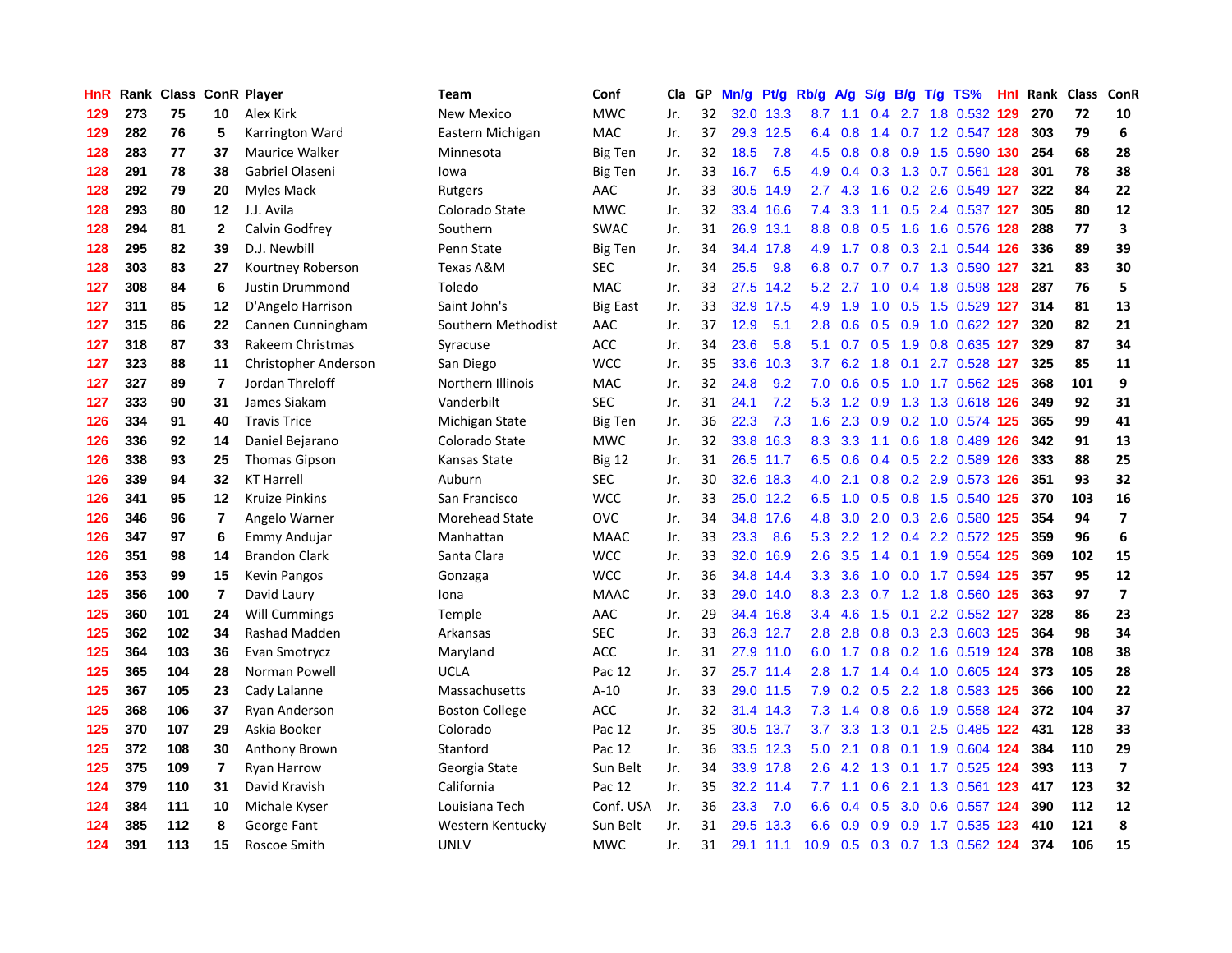| HnR | Rank | Class | ConR | Player | Team | Conf | Cla | GP | Mn/g | Pt/g | Rb/g | A/g | S/g | B/g | T/g | TS% | HnI | Rank | Class | ConR |
|---|---|---|---|---|---|---|---|---|---|---|---|---|---|---|---|---|---|---|---|---|
| 129 | 273 | 75 | 10 | Alex Kirk | New Mexico | MWC | Jr. | 32 | 32.0 | 13.3 | 8.7 | 1.1 | 0.4 | 2.7 | 1.8 | 0.532 | 129 | 270 | 72 | 10 |
| 129 | 282 | 76 | 5 | Karrington Ward | Eastern Michigan | MAC | Jr. | 37 | 29.3 | 12.5 | 6.4 | 0.8 | 1.4 | 0.7 | 1.2 | 0.547 | 128 | 303 | 79 | 6 |
| 128 | 283 | 77 | 37 | Maurice Walker | Minnesota | Big Ten | Jr. | 32 | 18.5 | 7.8 | 4.5 | 0.8 | 0.8 | 0.9 | 1.5 | 0.590 | 130 | 254 | 68 | 28 |
| 128 | 291 | 78 | 38 | Gabriel Olaseni | Iowa | Big Ten | Jr. | 33 | 16.7 | 6.5 | 4.9 | 0.4 | 0.3 | 1.3 | 0.7 | 0.561 | 128 | 301 | 78 | 38 |
| 128 | 292 | 79 | 20 | Myles Mack | Rutgers | AAC | Jr. | 33 | 30.5 | 14.9 | 2.7 | 4.3 | 1.6 | 0.2 | 2.6 | 0.549 | 127 | 322 | 84 | 22 |
| 128 | 293 | 80 | 12 | J.J. Avila | Colorado State | MWC | Jr. | 32 | 33.4 | 16.6 | 7.4 | 3.3 | 1.1 | 0.5 | 2.4 | 0.537 | 127 | 305 | 80 | 12 |
| 128 | 294 | 81 | 2 | Calvin Godfrey | Southern | SWAC | Jr. | 31 | 26.9 | 13.1 | 8.8 | 0.8 | 0.5 | 1.6 | 1.6 | 0.576 | 128 | 288 | 77 | 3 |
| 128 | 295 | 82 | 39 | D.J. Newbill | Penn State | Big Ten | Jr. | 34 | 34.4 | 17.8 | 4.9 | 1.7 | 0.8 | 0.3 | 2.1 | 0.544 | 126 | 336 | 89 | 39 |
| 128 | 303 | 83 | 27 | Kourtney Roberson | Texas A&M | SEC | Jr. | 34 | 25.5 | 9.8 | 6.8 | 0.7 | 0.7 | 0.7 | 1.3 | 0.590 | 127 | 321 | 83 | 30 |
| 127 | 308 | 84 | 6 | Justin Drummond | Toledo | MAC | Jr. | 33 | 27.5 | 14.2 | 5.2 | 2.7 | 1.0 | 0.4 | 1.8 | 0.598 | 128 | 287 | 76 | 5 |
| 127 | 311 | 85 | 12 | D'Angelo Harrison | Saint John's | Big East | Jr. | 33 | 32.9 | 17.5 | 4.9 | 1.9 | 1.0 | 0.5 | 1.5 | 0.529 | 127 | 314 | 81 | 13 |
| 127 | 315 | 86 | 22 | Cannen Cunningham | Southern Methodist | AAC | Jr. | 37 | 12.9 | 5.1 | 2.8 | 0.6 | 0.5 | 0.9 | 1.0 | 0.622 | 127 | 320 | 82 | 21 |
| 127 | 318 | 87 | 33 | Rakeem Christmas | Syracuse | ACC | Jr. | 34 | 23.6 | 5.8 | 5.1 | 0.7 | 0.5 | 1.9 | 0.8 | 0.635 | 127 | 329 | 87 | 34 |
| 127 | 323 | 88 | 11 | Christopher Anderson | San Diego | WCC | Jr. | 35 | 33.6 | 10.3 | 3.7 | 6.2 | 1.8 | 0.1 | 2.7 | 0.528 | 127 | 325 | 85 | 11 |
| 127 | 327 | 89 | 7 | Jordan Threloff | Northern Illinois | MAC | Jr. | 32 | 24.8 | 9.2 | 7.0 | 0.6 | 0.5 | 1.0 | 1.7 | 0.562 | 125 | 368 | 101 | 9 |
| 127 | 333 | 90 | 31 | James Siakam | Vanderbilt | SEC | Jr. | 31 | 24.1 | 7.2 | 5.3 | 1.2 | 0.9 | 1.3 | 1.3 | 0.618 | 126 | 349 | 92 | 31 |
| 126 | 334 | 91 | 40 | Travis Trice | Michigan State | Big Ten | Jr. | 36 | 22.3 | 7.3 | 1.6 | 2.3 | 0.9 | 0.2 | 1.0 | 0.574 | 125 | 365 | 99 | 41 |
| 126 | 336 | 92 | 14 | Daniel Bejarano | Colorado State | MWC | Jr. | 32 | 33.8 | 16.3 | 8.3 | 3.3 | 1.1 | 0.6 | 1.8 | 0.489 | 126 | 342 | 91 | 13 |
| 126 | 338 | 93 | 25 | Thomas Gipson | Kansas State | Big 12 | Jr. | 31 | 26.5 | 11.7 | 6.5 | 0.6 | 0.4 | 0.5 | 2.2 | 0.589 | 126 | 333 | 88 | 25 |
| 126 | 339 | 94 | 32 | KT Harrell | Auburn | SEC | Jr. | 30 | 32.6 | 18.3 | 4.0 | 2.1 | 0.8 | 0.2 | 2.9 | 0.573 | 126 | 351 | 93 | 32 |
| 126 | 341 | 95 | 12 | Kruize Pinkins | San Francisco | WCC | Jr. | 33 | 25.0 | 12.2 | 6.5 | 1.0 | 0.5 | 0.8 | 1.5 | 0.540 | 125 | 370 | 103 | 16 |
| 126 | 346 | 96 | 7 | Angelo Warner | Morehead State | OVC | Jr. | 34 | 34.8 | 17.6 | 4.8 | 3.0 | 2.0 | 0.3 | 2.6 | 0.580 | 125 | 354 | 94 | 7 |
| 126 | 347 | 97 | 6 | Emmy Andujar | Manhattan | MAAC | Jr. | 33 | 23.3 | 8.6 | 5.3 | 2.2 | 1.2 | 0.4 | 2.2 | 0.572 | 125 | 359 | 96 | 6 |
| 126 | 351 | 98 | 14 | Brandon Clark | Santa Clara | WCC | Jr. | 33 | 32.0 | 16.9 | 2.6 | 3.5 | 1.4 | 0.1 | 1.9 | 0.554 | 125 | 369 | 102 | 15 |
| 126 | 353 | 99 | 15 | Kevin Pangos | Gonzaga | WCC | Jr. | 36 | 34.8 | 14.4 | 3.3 | 3.6 | 1.0 | 0.0 | 1.7 | 0.594 | 125 | 357 | 95 | 12 |
| 125 | 356 | 100 | 7 | David Laury | Iona | MAAC | Jr. | 33 | 29.0 | 14.0 | 8.3 | 2.3 | 0.7 | 1.2 | 1.8 | 0.560 | 125 | 363 | 97 | 7 |
| 125 | 360 | 101 | 24 | Will Cummings | Temple | AAC | Jr. | 29 | 34.4 | 16.8 | 3.4 | 4.6 | 1.5 | 0.1 | 2.2 | 0.552 | 127 | 328 | 86 | 23 |
| 125 | 362 | 102 | 34 | Rashad Madden | Arkansas | SEC | Jr. | 33 | 26.3 | 12.7 | 2.8 | 2.8 | 0.8 | 0.3 | 2.3 | 0.603 | 125 | 364 | 98 | 34 |
| 125 | 364 | 103 | 36 | Evan Smotrycz | Maryland | ACC | Jr. | 31 | 27.9 | 11.0 | 6.0 | 1.7 | 0.8 | 0.2 | 1.6 | 0.519 | 124 | 378 | 108 | 38 |
| 125 | 365 | 104 | 28 | Norman Powell | UCLA | Pac 12 | Jr. | 37 | 25.7 | 11.4 | 2.8 | 1.7 | 1.4 | 0.4 | 1.0 | 0.605 | 124 | 373 | 105 | 28 |
| 125 | 367 | 105 | 23 | Cady Lalanne | Massachusetts | A-10 | Jr. | 33 | 29.0 | 11.5 | 7.9 | 0.2 | 0.5 | 2.2 | 1.8 | 0.583 | 125 | 366 | 100 | 22 |
| 125 | 368 | 106 | 37 | Ryan Anderson | Boston College | ACC | Jr. | 32 | 31.4 | 14.3 | 7.3 | 1.4 | 0.8 | 0.6 | 1.9 | 0.558 | 124 | 372 | 104 | 37 |
| 125 | 370 | 107 | 29 | Askia Booker | Colorado | Pac 12 | Jr. | 35 | 30.5 | 13.7 | 3.7 | 3.3 | 1.3 | 0.1 | 2.5 | 0.485 | 122 | 431 | 128 | 33 |
| 125 | 372 | 108 | 30 | Anthony Brown | Stanford | Pac 12 | Jr. | 36 | 33.5 | 12.3 | 5.0 | 2.1 | 0.8 | 0.1 | 1.9 | 0.604 | 124 | 384 | 110 | 29 |
| 125 | 375 | 109 | 7 | Ryan Harrow | Georgia State | Sun Belt | Jr. | 34 | 33.9 | 17.8 | 2.6 | 4.2 | 1.3 | 0.1 | 1.7 | 0.525 | 124 | 393 | 113 | 7 |
| 124 | 379 | 110 | 31 | David Kravish | California | Pac 12 | Jr. | 35 | 32.2 | 11.4 | 7.7 | 1.1 | 0.6 | 2.1 | 1.3 | 0.561 | 123 | 417 | 123 | 32 |
| 124 | 384 | 111 | 10 | Michale Kyser | Louisiana Tech | Conf. USA | Jr. | 36 | 23.3 | 7.0 | 6.6 | 0.4 | 0.5 | 3.0 | 0.6 | 0.557 | 124 | 390 | 112 | 12 |
| 124 | 385 | 112 | 8 | George Fant | Western Kentucky | Sun Belt | Jr. | 31 | 29.5 | 13.3 | 6.6 | 0.9 | 0.9 | 0.9 | 1.7 | 0.535 | 123 | 410 | 121 | 8 |
| 124 | 391 | 113 | 15 | Roscoe Smith | UNLV | MWC | Jr. | 31 | 29.1 | 11.1 | 10.9 | 0.5 | 0.3 | 0.7 | 1.3 | 0.562 | 124 | 374 | 106 | 15 |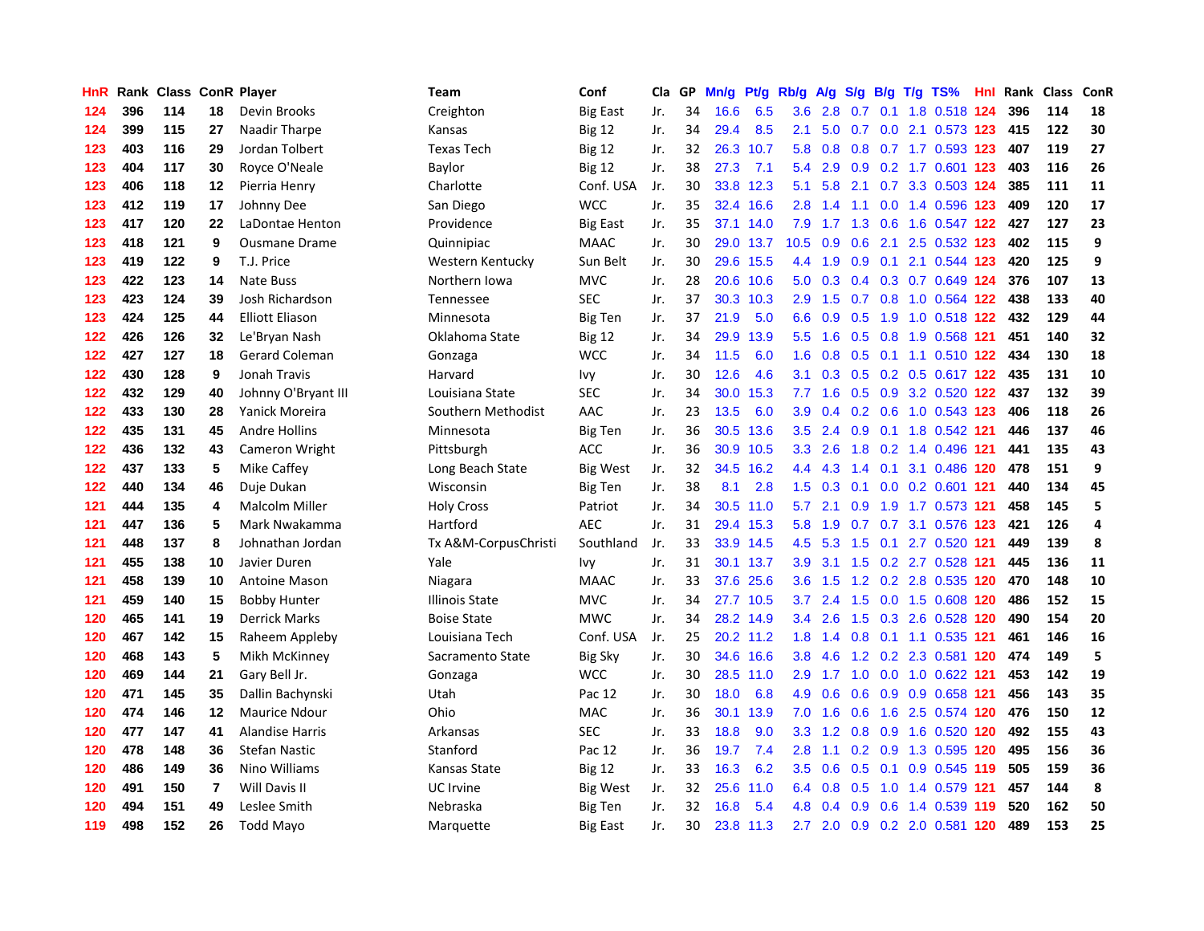| HnR | Rank | Class | ConR | Player | Team | Conf | Cla | GP | Mn/g | Pt/g | Rb/g | A/g | S/g | B/g | T/g | TS% | HnI | Rank | Class | ConR |
|---|---|---|---|---|---|---|---|---|---|---|---|---|---|---|---|---|---|---|---|---|
| 124 | 396 | 114 | 18 | Devin Brooks | Creighton | Big East | Jr. | 34 | 16.6 | 6.5 | 3.6 | 2.8 | 0.7 | 0.1 | 1.8 | 0.518 | 124 | 396 | 114 | 18 |
| 124 | 399 | 115 | 27 | Naadir Tharpe | Kansas | Big 12 | Jr. | 34 | 29.4 | 8.5 | 2.1 | 5.0 | 0.7 | 0.0 | 2.1 | 0.573 | 123 | 415 | 122 | 30 |
| 123 | 403 | 116 | 29 | Jordan Tolbert | Texas Tech | Big 12 | Jr. | 32 | 26.3 | 10.7 | 5.8 | 0.8 | 0.8 | 0.7 | 1.7 | 0.593 | 123 | 407 | 119 | 27 |
| 123 | 404 | 117 | 30 | Royce O'Neale | Baylor | Big 12 | Jr. | 38 | 27.3 | 7.1 | 5.4 | 2.9 | 0.9 | 0.2 | 1.7 | 0.601 | 123 | 403 | 116 | 26 |
| 123 | 406 | 118 | 12 | Pierria Henry | Charlotte | Conf. USA | Jr. | 30 | 33.8 | 12.3 | 5.1 | 5.8 | 2.1 | 0.7 | 3.3 | 0.503 | 124 | 385 | 111 | 11 |
| 123 | 412 | 119 | 17 | Johnny Dee | San Diego | WCC | Jr. | 35 | 32.4 | 16.6 | 2.8 | 1.4 | 1.1 | 0.0 | 1.4 | 0.596 | 123 | 409 | 120 | 17 |
| 123 | 417 | 120 | 22 | LaDontae Henton | Providence | Big East | Jr. | 35 | 37.1 | 14.0 | 7.9 | 1.7 | 1.3 | 0.6 | 1.6 | 0.547 | 122 | 427 | 127 | 23 |
| 123 | 418 | 121 | 9 | Ousmane Drame | Quinnipiac | MAAC | Jr. | 30 | 29.0 | 13.7 | 10.5 | 0.9 | 0.6 | 2.1 | 2.5 | 0.532 | 123 | 402 | 115 | 9 |
| 123 | 419 | 122 | 9 | T.J. Price | Western Kentucky | Sun Belt | Jr. | 30 | 29.6 | 15.5 | 4.4 | 1.9 | 0.9 | 0.1 | 2.1 | 0.544 | 123 | 420 | 125 | 9 |
| 123 | 422 | 123 | 14 | Nate Buss | Northern Iowa | MVC | Jr. | 28 | 20.6 | 10.6 | 5.0 | 0.3 | 0.4 | 0.3 | 0.7 | 0.649 | 124 | 376 | 107 | 13 |
| 123 | 423 | 124 | 39 | Josh Richardson | Tennessee | SEC | Jr. | 37 | 30.3 | 10.3 | 2.9 | 1.5 | 0.7 | 0.8 | 1.0 | 0.564 | 122 | 438 | 133 | 40 |
| 123 | 424 | 125 | 44 | Elliott Eliason | Minnesota | Big Ten | Jr. | 37 | 21.9 | 5.0 | 6.6 | 0.9 | 0.5 | 1.9 | 1.0 | 0.518 | 122 | 432 | 129 | 44 |
| 122 | 426 | 126 | 32 | Le'Bryan Nash | Oklahoma State | Big 12 | Jr. | 34 | 29.9 | 13.9 | 5.5 | 1.6 | 0.5 | 0.8 | 1.9 | 0.568 | 121 | 451 | 140 | 32 |
| 122 | 427 | 127 | 18 | Gerard Coleman | Gonzaga | WCC | Jr. | 34 | 11.5 | 6.0 | 1.6 | 0.8 | 0.5 | 0.1 | 1.1 | 0.510 | 122 | 434 | 130 | 18 |
| 122 | 430 | 128 | 9 | Jonah Travis | Harvard | Ivy | Jr. | 30 | 12.6 | 4.6 | 3.1 | 0.3 | 0.5 | 0.2 | 0.5 | 0.617 | 122 | 435 | 131 | 10 |
| 122 | 432 | 129 | 40 | Johnny O'Bryant III | Louisiana State | SEC | Jr. | 34 | 30.0 | 15.3 | 7.7 | 1.6 | 0.5 | 0.9 | 3.2 | 0.520 | 122 | 437 | 132 | 39 |
| 122 | 433 | 130 | 28 | Yanick Moreira | Southern Methodist | AAC | Jr. | 23 | 13.5 | 6.0 | 3.9 | 0.4 | 0.2 | 0.6 | 1.0 | 0.543 | 123 | 406 | 118 | 26 |
| 122 | 435 | 131 | 45 | Andre Hollins | Minnesota | Big Ten | Jr. | 36 | 30.5 | 13.6 | 3.5 | 2.4 | 0.9 | 0.1 | 1.8 | 0.542 | 121 | 446 | 137 | 46 |
| 122 | 436 | 132 | 43 | Cameron Wright | Pittsburgh | ACC | Jr. | 36 | 30.9 | 10.5 | 3.3 | 2.6 | 1.8 | 0.2 | 1.4 | 0.496 | 121 | 441 | 135 | 43 |
| 122 | 437 | 133 | 5 | Mike Caffey | Long Beach State | Big West | Jr. | 32 | 34.5 | 16.2 | 4.4 | 4.3 | 1.4 | 0.1 | 3.1 | 0.486 | 120 | 478 | 151 | 9 |
| 122 | 440 | 134 | 46 | Duje Dukan | Wisconsin | Big Ten | Jr. | 38 | 8.1 | 2.8 | 1.5 | 0.3 | 0.1 | 0.0 | 0.2 | 0.601 | 121 | 440 | 134 | 45 |
| 121 | 444 | 135 | 4 | Malcolm Miller | Holy Cross | Patriot | Jr. | 34 | 30.5 | 11.0 | 5.7 | 2.1 | 0.9 | 1.9 | 1.7 | 0.573 | 121 | 458 | 145 | 5 |
| 121 | 447 | 136 | 5 | Mark Nwakamma | Hartford | AEC | Jr. | 31 | 29.4 | 15.3 | 5.8 | 1.9 | 0.7 | 0.7 | 3.1 | 0.576 | 123 | 421 | 126 | 4 |
| 121 | 448 | 137 | 8 | Johnathan Jordan | Tx A&M-CorpusChristi | Southland | Jr. | 33 | 33.9 | 14.5 | 4.5 | 5.3 | 1.5 | 0.1 | 2.7 | 0.520 | 121 | 449 | 139 | 8 |
| 121 | 455 | 138 | 10 | Javier Duren | Yale | Ivy | Jr. | 31 | 30.1 | 13.7 | 3.9 | 3.1 | 1.5 | 0.2 | 2.7 | 0.528 | 121 | 445 | 136 | 11 |
| 121 | 458 | 139 | 10 | Antoine Mason | Niagara | MAAC | Jr. | 33 | 37.6 | 25.6 | 3.6 | 1.5 | 1.2 | 0.2 | 2.8 | 0.535 | 120 | 470 | 148 | 10 |
| 121 | 459 | 140 | 15 | Bobby Hunter | Illinois State | MVC | Jr. | 34 | 27.7 | 10.5 | 3.7 | 2.4 | 1.5 | 0.0 | 1.5 | 0.608 | 120 | 486 | 152 | 15 |
| 120 | 465 | 141 | 19 | Derrick Marks | Boise State | MWC | Jr. | 34 | 28.2 | 14.9 | 3.4 | 2.6 | 1.5 | 0.3 | 2.6 | 0.528 | 120 | 490 | 154 | 20 |
| 120 | 467 | 142 | 15 | Raheem Appleby | Louisiana Tech | Conf. USA | Jr. | 25 | 20.2 | 11.2 | 1.8 | 1.4 | 0.8 | 0.1 | 1.1 | 0.535 | 121 | 461 | 146 | 16 |
| 120 | 468 | 143 | 5 | Mikh McKinney | Sacramento State | Big Sky | Jr. | 30 | 34.6 | 16.6 | 3.8 | 4.6 | 1.2 | 0.2 | 2.3 | 0.581 | 120 | 474 | 149 | 5 |
| 120 | 469 | 144 | 21 | Gary Bell Jr. | Gonzaga | WCC | Jr. | 30 | 28.5 | 11.0 | 2.9 | 1.7 | 1.0 | 0.0 | 1.0 | 0.622 | 121 | 453 | 142 | 19 |
| 120 | 471 | 145 | 35 | Dallin Bachynski | Utah | Pac 12 | Jr. | 30 | 18.0 | 6.8 | 4.9 | 0.6 | 0.6 | 0.9 | 0.9 | 0.658 | 121 | 456 | 143 | 35 |
| 120 | 474 | 146 | 12 | Maurice Ndour | Ohio | MAC | Jr. | 36 | 30.1 | 13.9 | 7.0 | 1.6 | 0.6 | 1.6 | 2.5 | 0.574 | 120 | 476 | 150 | 12 |
| 120 | 477 | 147 | 41 | Alandise Harris | Arkansas | SEC | Jr. | 33 | 18.8 | 9.0 | 3.3 | 1.2 | 0.8 | 0.9 | 1.6 | 0.520 | 120 | 492 | 155 | 43 |
| 120 | 478 | 148 | 36 | Stefan Nastic | Stanford | Pac 12 | Jr. | 36 | 19.7 | 7.4 | 2.8 | 1.1 | 0.2 | 0.9 | 1.3 | 0.595 | 120 | 495 | 156 | 36 |
| 120 | 486 | 149 | 36 | Nino Williams | Kansas State | Big 12 | Jr. | 33 | 16.3 | 6.2 | 3.5 | 0.6 | 0.5 | 0.1 | 0.9 | 0.545 | 119 | 505 | 159 | 36 |
| 120 | 491 | 150 | 7 | Will Davis II | UC Irvine | Big West | Jr. | 32 | 25.6 | 11.0 | 6.4 | 0.8 | 0.5 | 1.0 | 1.4 | 0.579 | 121 | 457 | 144 | 8 |
| 120 | 494 | 151 | 49 | Leslee Smith | Nebraska | Big Ten | Jr. | 32 | 16.8 | 5.4 | 4.8 | 0.4 | 0.9 | 0.6 | 1.4 | 0.539 | 119 | 520 | 162 | 50 |
| 119 | 498 | 152 | 26 | Todd Mayo | Marquette | Big East | Jr. | 30 | 23.8 | 11.3 | 2.7 | 2.0 | 0.9 | 0.2 | 2.0 | 0.581 | 120 | 489 | 153 | 25 |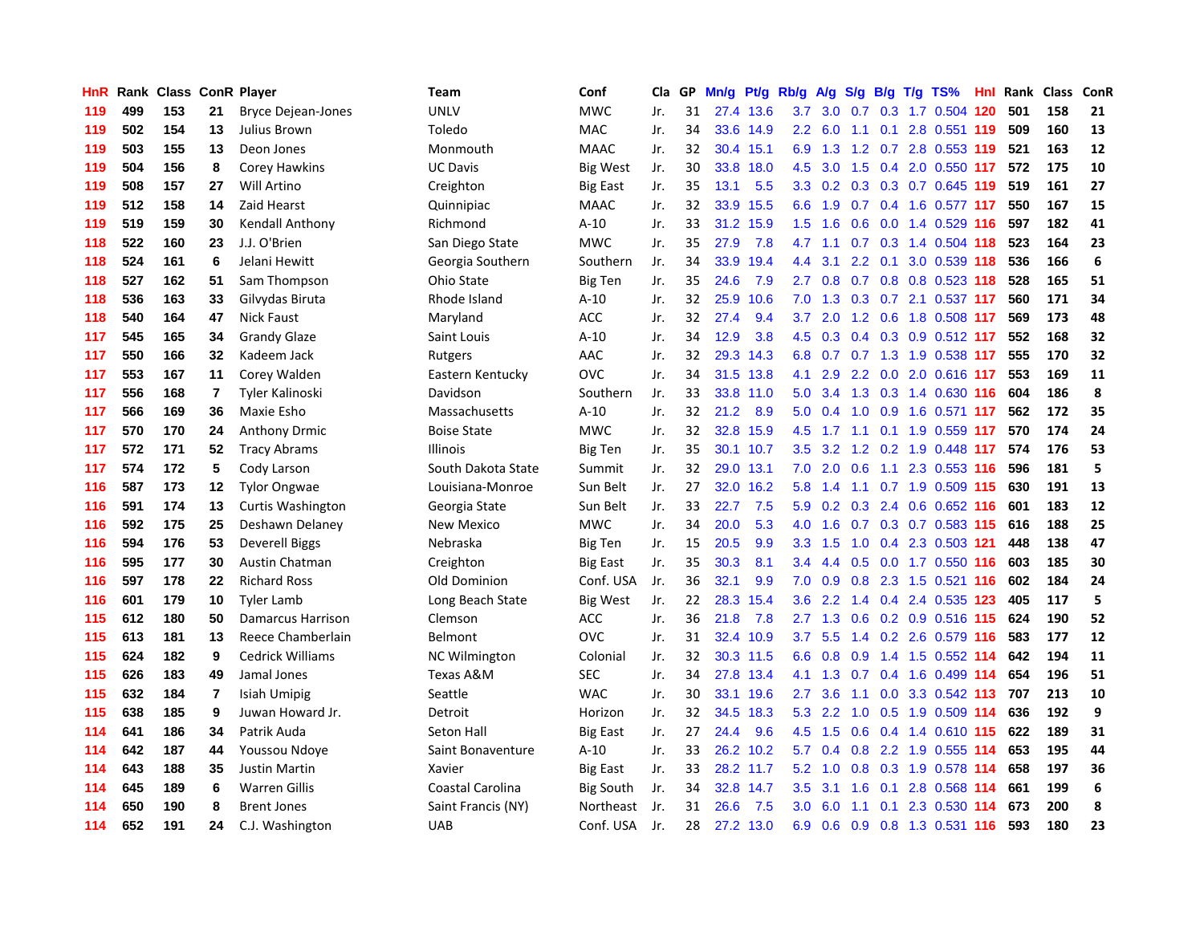| HnR | Rank | Class | ConR | Player | Team | Conf | Cla | GP | Mn/g | Pt/g | Rb/g | A/g | S/g | B/g | T/g | TS% | HnI | Rank | Class | ConR |
|---|---|---|---|---|---|---|---|---|---|---|---|---|---|---|---|---|---|---|---|---|
| 119 | 499 | 153 | 21 | Bryce Dejean-Jones | UNLV | MWC | Jr. | 31 | 27.4 | 13.6 | 3.7 | 3.0 | 0.7 | 0.3 | 1.7 | 0.504 | 120 | 501 | 158 | 21 |
| 119 | 502 | 154 | 13 | Julius Brown | Toledo | MAC | Jr. | 34 | 33.6 | 14.9 | 2.2 | 6.0 | 1.1 | 0.1 | 2.8 | 0.551 | 119 | 509 | 160 | 13 |
| 119 | 503 | 155 | 13 | Deon Jones | Monmouth | MAAC | Jr. | 32 | 30.4 | 15.1 | 6.9 | 1.3 | 1.2 | 0.7 | 2.8 | 0.553 | 119 | 521 | 163 | 12 |
| 119 | 504 | 156 | 8 | Corey Hawkins | UC Davis | Big West | Jr. | 30 | 33.8 | 18.0 | 4.5 | 3.0 | 1.5 | 0.4 | 2.0 | 0.550 | 117 | 572 | 175 | 10 |
| 119 | 508 | 157 | 27 | Will Artino | Creighton | Big East | Jr. | 35 | 13.1 | 5.5 | 3.3 | 0.2 | 0.3 | 0.3 | 0.7 | 0.645 | 119 | 519 | 161 | 27 |
| 119 | 512 | 158 | 14 | Zaid Hearst | Quinnipiac | MAAC | Jr. | 32 | 33.9 | 15.5 | 6.6 | 1.9 | 0.7 | 0.4 | 1.6 | 0.577 | 117 | 550 | 167 | 15 |
| 119 | 519 | 159 | 30 | Kendall Anthony | Richmond | A-10 | Jr. | 33 | 31.2 | 15.9 | 1.5 | 1.6 | 0.6 | 0.0 | 1.4 | 0.529 | 116 | 597 | 182 | 41 |
| 118 | 522 | 160 | 23 | J.J. O'Brien | San Diego State | MWC | Jr. | 35 | 27.9 | 7.8 | 4.7 | 1.1 | 0.7 | 0.3 | 1.4 | 0.504 | 118 | 523 | 164 | 23 |
| 118 | 524 | 161 | 6 | Jelani Hewitt | Georgia Southern | Southern | Jr. | 34 | 33.9 | 19.4 | 4.4 | 3.1 | 2.2 | 0.1 | 3.0 | 0.539 | 118 | 536 | 166 | 6 |
| 118 | 527 | 162 | 51 | Sam Thompson | Ohio State | Big Ten | Jr. | 35 | 24.6 | 7.9 | 2.7 | 0.8 | 0.7 | 0.8 | 0.8 | 0.523 | 118 | 528 | 165 | 51 |
| 118 | 536 | 163 | 33 | Gilvydas Biruta | Rhode Island | A-10 | Jr. | 32 | 25.9 | 10.6 | 7.0 | 1.3 | 0.3 | 0.7 | 2.1 | 0.537 | 117 | 560 | 171 | 34 |
| 118 | 540 | 164 | 47 | Nick Faust | Maryland | ACC | Jr. | 32 | 27.4 | 9.4 | 3.7 | 2.0 | 1.2 | 0.6 | 1.8 | 0.508 | 117 | 569 | 173 | 48 |
| 117 | 545 | 165 | 34 | Grandy Glaze | Saint Louis | A-10 | Jr. | 34 | 12.9 | 3.8 | 4.5 | 0.3 | 0.4 | 0.3 | 0.9 | 0.512 | 117 | 552 | 168 | 32 |
| 117 | 550 | 166 | 32 | Kadeem Jack | Rutgers | AAC | Jr. | 32 | 29.3 | 14.3 | 6.8 | 0.7 | 0.7 | 1.3 | 1.9 | 0.538 | 117 | 555 | 170 | 32 |
| 117 | 553 | 167 | 11 | Corey Walden | Eastern Kentucky | OVC | Jr. | 34 | 31.5 | 13.8 | 4.1 | 2.9 | 2.2 | 0.0 | 2.0 | 0.616 | 117 | 553 | 169 | 11 |
| 117 | 556 | 168 | 7 | Tyler Kalinoski | Davidson | Southern | Jr. | 33 | 33.8 | 11.0 | 5.0 | 3.4 | 1.3 | 0.3 | 1.4 | 0.630 | 116 | 604 | 186 | 8 |
| 117 | 566 | 169 | 36 | Maxie Esho | Massachusetts | A-10 | Jr. | 32 | 21.2 | 8.9 | 5.0 | 0.4 | 1.0 | 0.9 | 1.6 | 0.571 | 117 | 562 | 172 | 35 |
| 117 | 570 | 170 | 24 | Anthony Drmic | Boise State | MWC | Jr. | 32 | 32.8 | 15.9 | 4.5 | 1.7 | 1.1 | 0.1 | 1.9 | 0.559 | 117 | 570 | 174 | 24 |
| 117 | 572 | 171 | 52 | Tracy Abrams | Illinois | Big Ten | Jr. | 35 | 30.1 | 10.7 | 3.5 | 3.2 | 1.2 | 0.2 | 1.9 | 0.448 | 117 | 574 | 176 | 53 |
| 117 | 574 | 172 | 5 | Cody Larson | South Dakota State | Summit | Jr. | 32 | 29.0 | 13.1 | 7.0 | 2.0 | 0.6 | 1.1 | 2.3 | 0.553 | 116 | 596 | 181 | 5 |
| 116 | 587 | 173 | 12 | Tylor Ongwae | Louisiana-Monroe | Sun Belt | Jr. | 27 | 32.0 | 16.2 | 5.8 | 1.4 | 1.1 | 0.7 | 1.9 | 0.509 | 115 | 630 | 191 | 13 |
| 116 | 591 | 174 | 13 | Curtis Washington | Georgia State | Sun Belt | Jr. | 33 | 22.7 | 7.5 | 5.9 | 0.2 | 0.3 | 2.4 | 0.6 | 0.652 | 116 | 601 | 183 | 12 |
| 116 | 592 | 175 | 25 | Deshawn Delaney | New Mexico | MWC | Jr. | 34 | 20.0 | 5.3 | 4.0 | 1.6 | 0.7 | 0.3 | 0.7 | 0.583 | 115 | 616 | 188 | 25 |
| 116 | 594 | 176 | 53 | Deverell Biggs | Nebraska | Big Ten | Jr. | 15 | 20.5 | 9.9 | 3.3 | 1.5 | 1.0 | 0.4 | 2.3 | 0.503 | 121 | 448 | 138 | 47 |
| 116 | 595 | 177 | 30 | Austin Chatman | Creighton | Big East | Jr. | 35 | 30.3 | 8.1 | 3.4 | 4.4 | 0.5 | 0.0 | 1.7 | 0.550 | 116 | 603 | 185 | 30 |
| 116 | 597 | 178 | 22 | Richard Ross | Old Dominion | Conf. USA | Jr. | 36 | 32.1 | 9.9 | 7.0 | 0.9 | 0.8 | 2.3 | 1.5 | 0.521 | 116 | 602 | 184 | 24 |
| 116 | 601 | 179 | 10 | Tyler Lamb | Long Beach State | Big West | Jr. | 22 | 28.3 | 15.4 | 3.6 | 2.2 | 1.4 | 0.4 | 2.4 | 0.535 | 123 | 405 | 117 | 5 |
| 115 | 612 | 180 | 50 | Damarcus Harrison | Clemson | ACC | Jr. | 36 | 21.8 | 7.8 | 2.7 | 1.3 | 0.6 | 0.2 | 0.9 | 0.516 | 115 | 624 | 190 | 52 |
| 115 | 613 | 181 | 13 | Reece Chamberlain | Belmont | OVC | Jr. | 31 | 32.4 | 10.9 | 3.7 | 5.5 | 1.4 | 0.2 | 2.6 | 0.579 | 116 | 583 | 177 | 12 |
| 115 | 624 | 182 | 9 | Cedrick Williams | NC Wilmington | Colonial | Jr. | 32 | 30.3 | 11.5 | 6.6 | 0.8 | 0.9 | 1.4 | 1.5 | 0.552 | 114 | 642 | 194 | 11 |
| 115 | 626 | 183 | 49 | Jamal Jones | Texas A&M | SEC | Jr. | 34 | 27.8 | 13.4 | 4.1 | 1.3 | 0.7 | 0.4 | 1.6 | 0.499 | 114 | 654 | 196 | 51 |
| 115 | 632 | 184 | 7 | Isiah Umipig | Seattle | WAC | Jr. | 30 | 33.1 | 19.6 | 2.7 | 3.6 | 1.1 | 0.0 | 3.3 | 0.542 | 113 | 707 | 213 | 10 |
| 115 | 638 | 185 | 9 | Juwan Howard Jr. | Detroit | Horizon | Jr. | 32 | 34.5 | 18.3 | 5.3 | 2.2 | 1.0 | 0.5 | 1.9 | 0.509 | 114 | 636 | 192 | 9 |
| 114 | 641 | 186 | 34 | Patrik Auda | Seton Hall | Big East | Jr. | 27 | 24.4 | 9.6 | 4.5 | 1.5 | 0.6 | 0.4 | 1.4 | 0.610 | 115 | 622 | 189 | 31 |
| 114 | 642 | 187 | 44 | Youssou Ndoye | Saint Bonaventure | A-10 | Jr. | 33 | 26.2 | 10.2 | 5.7 | 0.4 | 0.8 | 2.2 | 1.9 | 0.555 | 114 | 653 | 195 | 44 |
| 114 | 643 | 188 | 35 | Justin Martin | Xavier | Big East | Jr. | 33 | 28.2 | 11.7 | 5.2 | 1.0 | 0.8 | 0.3 | 1.9 | 0.578 | 114 | 658 | 197 | 36 |
| 114 | 645 | 189 | 6 | Warren Gillis | Coastal Carolina | Big South | Jr. | 34 | 32.8 | 14.7 | 3.5 | 3.1 | 1.6 | 0.1 | 2.8 | 0.568 | 114 | 661 | 199 | 6 |
| 114 | 650 | 190 | 8 | Brent Jones | Saint Francis (NY) | Northeast | Jr. | 31 | 26.6 | 7.5 | 3.0 | 6.0 | 1.1 | 0.1 | 2.3 | 0.530 | 114 | 673 | 200 | 8 |
| 114 | 652 | 191 | 24 | C.J. Washington | UAB | Conf. USA | Jr. | 28 | 27.2 | 13.0 | 6.9 | 0.6 | 0.9 | 0.8 | 1.3 | 0.531 | 116 | 593 | 180 | 23 |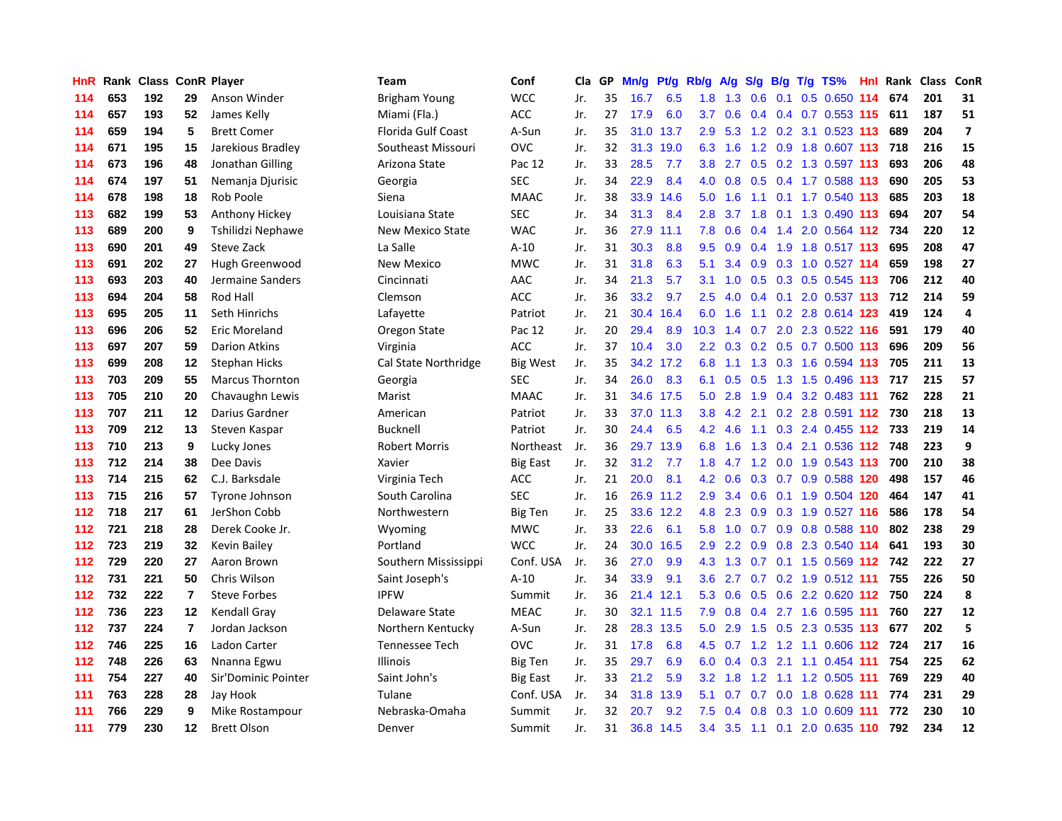| HnR | Rank | Class | ConR | Player | Team | Conf | Cla | GP | Mn/g | Pt/g | Rb/g | A/g | S/g | B/g | T/g | TS% | HnI | Rank | Class | ConR |
|---|---|---|---|---|---|---|---|---|---|---|---|---|---|---|---|---|---|---|---|---|
| 114 | 653 | 192 | 29 | Anson Winder | Brigham Young | WCC | Jr. | 35 | 16.7 | 6.5 | 1.8 | 1.3 | 0.6 | 0.1 | 0.5 | 0.650 | 114 | 674 | 201 | 31 |
| 114 | 657 | 193 | 52 | James Kelly | Miami (Fla.) | ACC | Jr. | 27 | 17.9 | 6.0 | 3.7 | 0.6 | 0.4 | 0.4 | 0.7 | 0.553 | 115 | 611 | 187 | 51 |
| 114 | 659 | 194 | 5 | Brett Comer | Florida Gulf Coast | A-Sun | Jr. | 35 | 31.0 | 13.7 | 2.9 | 5.3 | 1.2 | 0.2 | 3.1 | 0.523 | 113 | 689 | 204 | 7 |
| 114 | 671 | 195 | 15 | Jarekious Bradley | Southeast Missouri | OVC | Jr. | 32 | 31.3 | 19.0 | 6.3 | 1.6 | 1.2 | 0.9 | 1.8 | 0.607 | 113 | 718 | 216 | 15 |
| 114 | 673 | 196 | 48 | Jonathan Gilling | Arizona State | Pac 12 | Jr. | 33 | 28.5 | 7.7 | 3.8 | 2.7 | 0.5 | 0.2 | 1.3 | 0.597 | 113 | 693 | 206 | 48 |
| 114 | 674 | 197 | 51 | Nemanja Djurisic | Georgia | SEC | Jr. | 34 | 22.9 | 8.4 | 4.0 | 0.8 | 0.5 | 0.4 | 1.7 | 0.588 | 113 | 690 | 205 | 53 |
| 114 | 678 | 198 | 18 | Rob Poole | Siena | MAAC | Jr. | 38 | 33.9 | 14.6 | 5.0 | 1.6 | 1.1 | 0.1 | 1.7 | 0.540 | 113 | 685 | 203 | 18 |
| 113 | 682 | 199 | 53 | Anthony Hickey | Louisiana State | SEC | Jr. | 34 | 31.3 | 8.4 | 2.8 | 3.7 | 1.8 | 0.1 | 1.3 | 0.490 | 113 | 694 | 207 | 54 |
| 113 | 689 | 200 | 9 | Tshilidzi Nephawe | New Mexico State | WAC | Jr. | 36 | 27.9 | 11.1 | 7.8 | 0.6 | 0.4 | 1.4 | 2.0 | 0.564 | 112 | 734 | 220 | 12 |
| 113 | 690 | 201 | 49 | Steve Zack | La Salle | A-10 | Jr. | 31 | 30.3 | 8.8 | 9.5 | 0.9 | 0.4 | 1.9 | 1.8 | 0.517 | 113 | 695 | 208 | 47 |
| 113 | 691 | 202 | 27 | Hugh Greenwood | New Mexico | MWC | Jr. | 31 | 31.8 | 6.3 | 5.1 | 3.4 | 0.9 | 0.3 | 1.0 | 0.527 | 114 | 659 | 198 | 27 |
| 113 | 693 | 203 | 40 | Jermaine Sanders | Cincinnati | AAC | Jr. | 34 | 21.3 | 5.7 | 3.1 | 1.0 | 0.5 | 0.3 | 0.5 | 0.545 | 113 | 706 | 212 | 40 |
| 113 | 694 | 204 | 58 | Rod Hall | Clemson | ACC | Jr. | 36 | 33.2 | 9.7 | 2.5 | 4.0 | 0.4 | 0.1 | 2.0 | 0.537 | 113 | 712 | 214 | 59 |
| 113 | 695 | 205 | 11 | Seth Hinrichs | Lafayette | Patriot | Jr. | 21 | 30.4 | 16.4 | 6.0 | 1.6 | 1.1 | 0.2 | 2.8 | 0.614 | 123 | 419 | 124 | 4 |
| 113 | 696 | 206 | 52 | Eric Moreland | Oregon State | Pac 12 | Jr. | 20 | 29.4 | 8.9 | 10.3 | 1.4 | 0.7 | 2.0 | 2.3 | 0.522 | 116 | 591 | 179 | 40 |
| 113 | 697 | 207 | 59 | Darion Atkins | Virginia | ACC | Jr. | 37 | 10.4 | 3.0 | 2.2 | 0.3 | 0.2 | 0.5 | 0.7 | 0.500 | 113 | 696 | 209 | 56 |
| 113 | 699 | 208 | 12 | Stephan Hicks | Cal State Northridge | Big West | Jr. | 35 | 34.2 | 17.2 | 6.8 | 1.1 | 1.3 | 0.3 | 1.6 | 0.594 | 113 | 705 | 211 | 13 |
| 113 | 703 | 209 | 55 | Marcus Thornton | Georgia | SEC | Jr. | 34 | 26.0 | 8.3 | 6.1 | 0.5 | 0.5 | 1.3 | 1.5 | 0.496 | 113 | 717 | 215 | 57 |
| 113 | 705 | 210 | 20 | Chavaughn Lewis | Marist | MAAC | Jr. | 31 | 34.6 | 17.5 | 5.0 | 2.8 | 1.9 | 0.4 | 3.2 | 0.483 | 111 | 762 | 228 | 21 |
| 113 | 707 | 211 | 12 | Darius Gardner | American | Patriot | Jr. | 33 | 37.0 | 11.3 | 3.8 | 4.2 | 2.1 | 0.2 | 2.8 | 0.591 | 112 | 730 | 218 | 13 |
| 113 | 709 | 212 | 13 | Steven Kaspar | Bucknell | Patriot | Jr. | 30 | 24.4 | 6.5 | 4.2 | 4.6 | 1.1 | 0.3 | 2.4 | 0.455 | 112 | 733 | 219 | 14 |
| 113 | 710 | 213 | 9 | Lucky Jones | Robert Morris | Northeast | Jr. | 36 | 29.7 | 13.9 | 6.8 | 1.6 | 1.3 | 0.4 | 2.1 | 0.536 | 112 | 748 | 223 | 9 |
| 113 | 712 | 214 | 38 | Dee Davis | Xavier | Big East | Jr. | 32 | 31.2 | 7.7 | 1.8 | 4.7 | 1.2 | 0.0 | 1.9 | 0.543 | 113 | 700 | 210 | 38 |
| 113 | 714 | 215 | 62 | C.J. Barksdale | Virginia Tech | ACC | Jr. | 21 | 20.0 | 8.1 | 4.2 | 0.6 | 0.3 | 0.7 | 0.9 | 0.588 | 120 | 498 | 157 | 46 |
| 113 | 715 | 216 | 57 | Tyrone Johnson | South Carolina | SEC | Jr. | 16 | 26.9 | 11.2 | 2.9 | 3.4 | 0.6 | 0.1 | 1.9 | 0.504 | 120 | 464 | 147 | 41 |
| 112 | 718 | 217 | 61 | JerShon Cobb | Northwestern | Big Ten | Jr. | 25 | 33.6 | 12.2 | 4.8 | 2.3 | 0.9 | 0.3 | 1.9 | 0.527 | 116 | 586 | 178 | 54 |
| 112 | 721 | 218 | 28 | Derek Cooke Jr. | Wyoming | MWC | Jr. | 33 | 22.6 | 6.1 | 5.8 | 1.0 | 0.7 | 0.9 | 0.8 | 0.588 | 110 | 802 | 238 | 29 |
| 112 | 723 | 219 | 32 | Kevin Bailey | Portland | WCC | Jr. | 24 | 30.0 | 16.5 | 2.9 | 2.2 | 0.9 | 0.8 | 2.3 | 0.540 | 114 | 641 | 193 | 30 |
| 112 | 729 | 220 | 27 | Aaron Brown | Southern Mississippi | Conf. USA | Jr. | 36 | 27.0 | 9.9 | 4.3 | 1.3 | 0.7 | 0.1 | 1.5 | 0.569 | 112 | 742 | 222 | 27 |
| 112 | 731 | 221 | 50 | Chris Wilson | Saint Joseph's | A-10 | Jr. | 34 | 33.9 | 9.1 | 3.6 | 2.7 | 0.7 | 0.2 | 1.9 | 0.512 | 111 | 755 | 226 | 50 |
| 112 | 732 | 222 | 7 | Steve Forbes | IPFW | Summit | Jr. | 36 | 21.4 | 12.1 | 5.3 | 0.6 | 0.5 | 0.6 | 2.2 | 0.620 | 112 | 750 | 224 | 8 |
| 112 | 736 | 223 | 12 | Kendall Gray | Delaware State | MEAC | Jr. | 30 | 32.1 | 11.5 | 7.9 | 0.8 | 0.4 | 2.7 | 1.6 | 0.595 | 111 | 760 | 227 | 12 |
| 112 | 737 | 224 | 7 | Jordan Jackson | Northern Kentucky | A-Sun | Jr. | 28 | 28.3 | 13.5 | 5.0 | 2.9 | 1.5 | 0.5 | 2.3 | 0.535 | 113 | 677 | 202 | 5 |
| 112 | 746 | 225 | 16 | Ladon Carter | Tennessee Tech | OVC | Jr. | 31 | 17.8 | 6.8 | 4.5 | 0.7 | 1.2 | 1.2 | 1.1 | 0.606 | 112 | 724 | 217 | 16 |
| 112 | 748 | 226 | 63 | Nnanna Egwu | Illinois | Big Ten | Jr. | 35 | 29.7 | 6.9 | 6.0 | 0.4 | 0.3 | 2.1 | 1.1 | 0.454 | 111 | 754 | 225 | 62 |
| 111 | 754 | 227 | 40 | Sir'Dominic Pointer | Saint John's | Big East | Jr. | 33 | 21.2 | 5.9 | 3.2 | 1.8 | 1.2 | 1.1 | 1.2 | 0.505 | 111 | 769 | 229 | 40 |
| 111 | 763 | 228 | 28 | Jay Hook | Tulane | Conf. USA | Jr. | 34 | 31.8 | 13.9 | 5.1 | 0.7 | 0.7 | 0.0 | 1.8 | 0.628 | 111 | 774 | 231 | 29 |
| 111 | 766 | 229 | 9 | Mike Rostampour | Nebraska-Omaha | Summit | Jr. | 32 | 20.7 | 9.2 | 7.5 | 0.4 | 0.8 | 0.3 | 1.0 | 0.609 | 111 | 772 | 230 | 10 |
| 111 | 779 | 230 | 12 | Brett Olson | Denver | Summit | Jr. | 31 | 36.8 | 14.5 | 3.4 | 3.5 | 1.1 | 0.1 | 2.0 | 0.635 | 110 | 792 | 234 | 12 |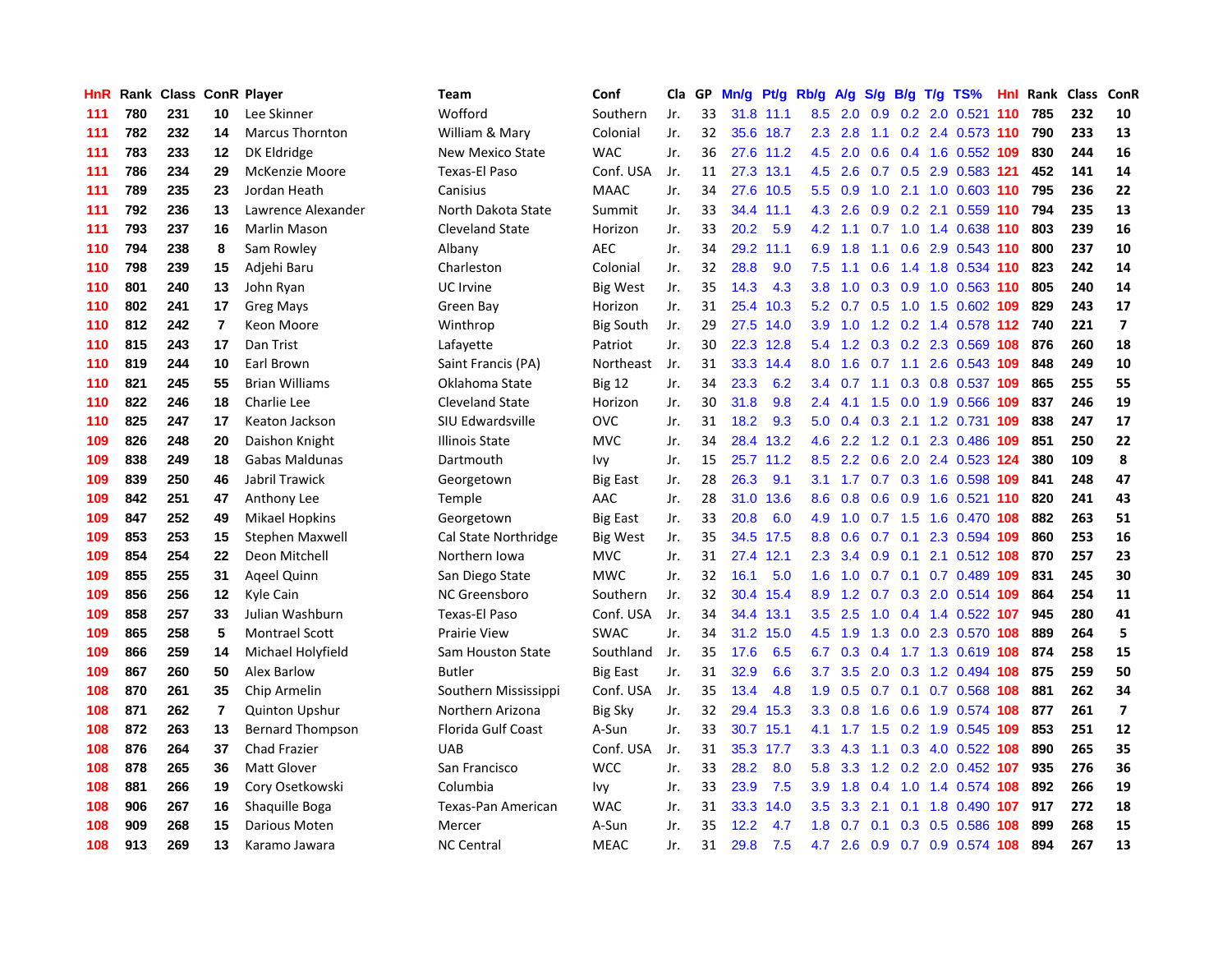| HnR | Rank | Class | ConR | Player | Team | Conf | Cla | GP | Mn/g | Pt/g | Rb/g | A/g | S/g | B/g | T/g | TS% | HnI | Rank | Class | ConR |
|---|---|---|---|---|---|---|---|---|---|---|---|---|---|---|---|---|---|---|---|---|
| 111 | 780 | 231 | 10 | Lee Skinner | Wofford | Southern | Jr. | 33 | 31.8 | 11.1 | 8.5 | 2.0 | 0.9 | 0.2 | 2.0 | 0.521 | 110 | 785 | 232 | 10 |
| 111 | 782 | 232 | 14 | Marcus Thornton | William & Mary | Colonial | Jr. | 32 | 35.6 | 18.7 | 2.3 | 2.8 | 1.1 | 0.2 | 2.4 | 0.573 | 110 | 790 | 233 | 13 |
| 111 | 783 | 233 | 12 | DK Eldridge | New Mexico State | WAC | Jr. | 36 | 27.6 | 11.2 | 4.5 | 2.0 | 0.6 | 0.4 | 1.6 | 0.552 | 109 | 830 | 244 | 16 |
| 111 | 786 | 234 | 29 | McKenzie Moore | Texas-El Paso | Conf. USA | Jr. | 11 | 27.3 | 13.1 | 4.5 | 2.6 | 0.7 | 0.5 | 2.9 | 0.583 | 121 | 452 | 141 | 14 |
| 111 | 789 | 235 | 23 | Jordan Heath | Canisius | MAAC | Jr. | 34 | 27.6 | 10.5 | 5.5 | 0.9 | 1.0 | 2.1 | 1.0 | 0.603 | 110 | 795 | 236 | 22 |
| 111 | 792 | 236 | 13 | Lawrence Alexander | North Dakota State | Summit | Jr. | 33 | 34.4 | 11.1 | 4.3 | 2.6 | 0.9 | 0.2 | 2.1 | 0.559 | 110 | 794 | 235 | 13 |
| 111 | 793 | 237 | 16 | Marlin Mason | Cleveland State | Horizon | Jr. | 33 | 20.2 | 5.9 | 4.2 | 1.1 | 0.7 | 1.0 | 1.4 | 0.638 | 110 | 803 | 239 | 16 |
| 110 | 794 | 238 | 8 | Sam Rowley | Albany | AEC | Jr. | 34 | 29.2 | 11.1 | 6.9 | 1.8 | 1.1 | 0.6 | 2.9 | 0.543 | 110 | 800 | 237 | 10 |
| 110 | 798 | 239 | 15 | Adjehi Baru | Charleston | Colonial | Jr. | 32 | 28.8 | 9.0 | 7.5 | 1.1 | 0.6 | 1.4 | 1.8 | 0.534 | 110 | 823 | 242 | 14 |
| 110 | 801 | 240 | 13 | John Ryan | UC Irvine | Big West | Jr. | 35 | 14.3 | 4.3 | 3.8 | 1.0 | 0.3 | 0.9 | 1.0 | 0.563 | 110 | 805 | 240 | 14 |
| 110 | 802 | 241 | 17 | Greg Mays | Green Bay | Horizon | Jr. | 31 | 25.4 | 10.3 | 5.2 | 0.7 | 0.5 | 1.0 | 1.5 | 0.602 | 109 | 829 | 243 | 17 |
| 110 | 812 | 242 | 7 | Keon Moore | Winthrop | Big South | Jr. | 29 | 27.5 | 14.0 | 3.9 | 1.0 | 1.2 | 0.2 | 1.4 | 0.578 | 112 | 740 | 221 | 7 |
| 110 | 815 | 243 | 17 | Dan Trist | Lafayette | Patriot | Jr. | 30 | 22.3 | 12.8 | 5.4 | 1.2 | 0.3 | 0.2 | 2.3 | 0.569 | 108 | 876 | 260 | 18 |
| 110 | 819 | 244 | 10 | Earl Brown | Saint Francis (PA) | Northeast | Jr. | 31 | 33.3 | 14.4 | 8.0 | 1.6 | 0.7 | 1.1 | 2.6 | 0.543 | 109 | 848 | 249 | 10 |
| 110 | 821 | 245 | 55 | Brian Williams | Oklahoma State | Big 12 | Jr. | 34 | 23.3 | 6.2 | 3.4 | 0.7 | 1.1 | 0.3 | 0.8 | 0.537 | 109 | 865 | 255 | 55 |
| 110 | 822 | 246 | 18 | Charlie Lee | Cleveland State | Horizon | Jr. | 30 | 31.8 | 9.8 | 2.4 | 4.1 | 1.5 | 0.0 | 1.9 | 0.566 | 109 | 837 | 246 | 19 |
| 110 | 825 | 247 | 17 | Keaton Jackson | SIU Edwardsville | OVC | Jr. | 31 | 18.2 | 9.3 | 5.0 | 0.4 | 0.3 | 2.1 | 1.2 | 0.731 | 109 | 838 | 247 | 17 |
| 109 | 826 | 248 | 20 | Daishon Knight | Illinois State | MVC | Jr. | 34 | 28.4 | 13.2 | 4.6 | 2.2 | 1.2 | 0.1 | 2.3 | 0.486 | 109 | 851 | 250 | 22 |
| 109 | 838 | 249 | 18 | Gabas Maldunas | Dartmouth | Ivy | Jr. | 15 | 25.7 | 11.2 | 8.5 | 2.2 | 0.6 | 2.0 | 2.4 | 0.523 | 124 | 380 | 109 | 8 |
| 109 | 839 | 250 | 46 | Jabril Trawick | Georgetown | Big East | Jr. | 28 | 26.3 | 9.1 | 3.1 | 1.7 | 0.7 | 0.3 | 1.6 | 0.598 | 109 | 841 | 248 | 47 |
| 109 | 842 | 251 | 47 | Anthony Lee | Temple | AAC | Jr. | 28 | 31.0 | 13.6 | 8.6 | 0.8 | 0.6 | 0.9 | 1.6 | 0.521 | 110 | 820 | 241 | 43 |
| 109 | 847 | 252 | 49 | Mikael Hopkins | Georgetown | Big East | Jr. | 33 | 20.8 | 6.0 | 4.9 | 1.0 | 0.7 | 1.5 | 1.6 | 0.470 | 108 | 882 | 263 | 51 |
| 109 | 853 | 253 | 15 | Stephen Maxwell | Cal State Northridge | Big West | Jr. | 35 | 34.5 | 17.5 | 8.8 | 0.6 | 0.7 | 0.1 | 2.3 | 0.594 | 109 | 860 | 253 | 16 |
| 109 | 854 | 254 | 22 | Deon Mitchell | Northern Iowa | MVC | Jr. | 31 | 27.4 | 12.1 | 2.3 | 3.4 | 0.9 | 0.1 | 2.1 | 0.512 | 108 | 870 | 257 | 23 |
| 109 | 855 | 255 | 31 | Aqeel Quinn | San Diego State | MWC | Jr. | 32 | 16.1 | 5.0 | 1.6 | 1.0 | 0.7 | 0.1 | 0.7 | 0.489 | 109 | 831 | 245 | 30 |
| 109 | 856 | 256 | 12 | Kyle Cain | NC Greensboro | Southern | Jr. | 32 | 30.4 | 15.4 | 8.9 | 1.2 | 0.7 | 0.3 | 2.0 | 0.514 | 109 | 864 | 254 | 11 |
| 109 | 858 | 257 | 33 | Julian Washburn | Texas-El Paso | Conf. USA | Jr. | 34 | 34.4 | 13.1 | 3.5 | 2.5 | 1.0 | 0.4 | 1.4 | 0.522 | 107 | 945 | 280 | 41 |
| 109 | 865 | 258 | 5 | Montrael Scott | Prairie View | SWAC | Jr. | 34 | 31.2 | 15.0 | 4.5 | 1.9 | 1.3 | 0.0 | 2.3 | 0.570 | 108 | 889 | 264 | 5 |
| 109 | 866 | 259 | 14 | Michael Holyfield | Sam Houston State | Southland | Jr. | 35 | 17.6 | 6.5 | 6.7 | 0.3 | 0.4 | 1.7 | 1.3 | 0.619 | 108 | 874 | 258 | 15 |
| 109 | 867 | 260 | 50 | Alex Barlow | Butler | Big East | Jr. | 31 | 32.9 | 6.6 | 3.7 | 3.5 | 2.0 | 0.3 | 1.2 | 0.494 | 108 | 875 | 259 | 50 |
| 108 | 870 | 261 | 35 | Chip Armelin | Southern Mississippi | Conf. USA | Jr. | 35 | 13.4 | 4.8 | 1.9 | 0.5 | 0.7 | 0.1 | 0.7 | 0.568 | 108 | 881 | 262 | 34 |
| 108 | 871 | 262 | 7 | Quinton Upshur | Northern Arizona | Big Sky | Jr. | 32 | 29.4 | 15.3 | 3.3 | 0.8 | 1.6 | 0.6 | 1.9 | 0.574 | 108 | 877 | 261 | 7 |
| 108 | 872 | 263 | 13 | Bernard Thompson | Florida Gulf Coast | A-Sun | Jr. | 33 | 30.7 | 15.1 | 4.1 | 1.7 | 1.5 | 0.2 | 1.9 | 0.545 | 109 | 853 | 251 | 12 |
| 108 | 876 | 264 | 37 | Chad Frazier | UAB | Conf. USA | Jr. | 31 | 35.3 | 17.7 | 3.3 | 4.3 | 1.1 | 0.3 | 4.0 | 0.522 | 108 | 890 | 265 | 35 |
| 108 | 878 | 265 | 36 | Matt Glover | San Francisco | WCC | Jr. | 33 | 28.2 | 8.0 | 5.8 | 3.3 | 1.2 | 0.2 | 2.0 | 0.452 | 107 | 935 | 276 | 36 |
| 108 | 881 | 266 | 19 | Cory Osetkowski | Columbia | Ivy | Jr. | 33 | 23.9 | 7.5 | 3.9 | 1.8 | 0.4 | 1.0 | 1.4 | 0.574 | 108 | 892 | 266 | 19 |
| 108 | 906 | 267 | 16 | Shaquille Boga | Texas-Pan American | WAC | Jr. | 31 | 33.3 | 14.0 | 3.5 | 3.3 | 2.1 | 0.1 | 1.8 | 0.490 | 107 | 917 | 272 | 18 |
| 108 | 909 | 268 | 15 | Darious Moten | Mercer | A-Sun | Jr. | 35 | 12.2 | 4.7 | 1.8 | 0.7 | 0.1 | 0.3 | 0.5 | 0.586 | 108 | 899 | 268 | 15 |
| 108 | 913 | 269 | 13 | Karamo Jawara | NC Central | MEAC | Jr. | 31 | 29.8 | 7.5 | 4.7 | 2.6 | 0.9 | 0.7 | 0.9 | 0.574 | 108 | 894 | 267 | 13 |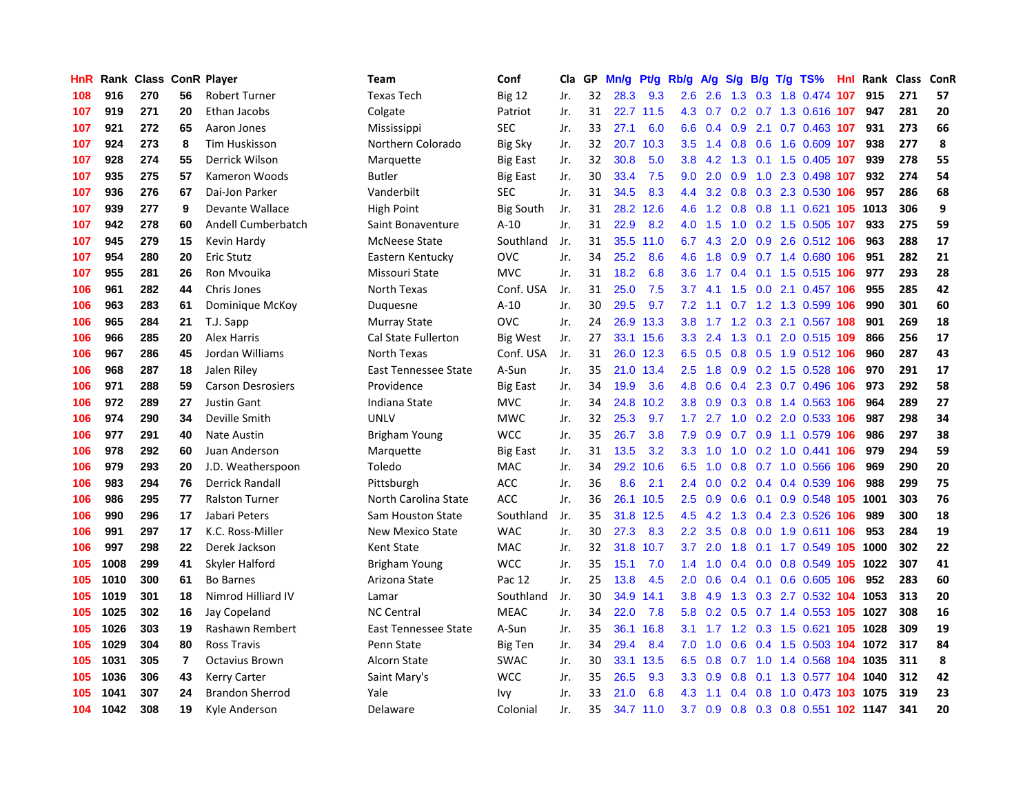| HnR | Rank | Class | ConR | Player | Team | Conf | Cla | GP | Mn/g | Pt/g | Rb/g | A/g | S/g | B/g | T/g | TS% | HnI | Rank | Class | ConR |
|---|---|---|---|---|---|---|---|---|---|---|---|---|---|---|---|---|---|---|---|---|
| 108 | 916 | 270 | 56 | Robert Turner | Texas Tech | Big 12 | Jr. | 32 | 28.3 | 9.3 | 2.6 | 2.6 | 1.3 | 0.3 | 1.8 | 0.474 | 107 | 915 | 271 | 57 |
| 107 | 919 | 271 | 20 | Ethan Jacobs | Colgate | Patriot | Jr. | 31 | 22.7 | 11.5 | 4.3 | 0.7 | 0.2 | 0.7 | 1.3 | 0.616 | 107 | 947 | 281 | 20 |
| 107 | 921 | 272 | 65 | Aaron Jones | Mississippi | SEC | Jr. | 33 | 27.1 | 6.0 | 6.6 | 0.4 | 0.9 | 2.1 | 0.7 | 0.463 | 107 | 931 | 273 | 66 |
| 107 | 924 | 273 | 8 | Tim Huskisson | Northern Colorado | Big Sky | Jr. | 32 | 20.7 | 10.3 | 3.5 | 1.4 | 0.8 | 0.6 | 1.6 | 0.609 | 107 | 938 | 277 | 8 |
| 107 | 928 | 274 | 55 | Derrick Wilson | Marquette | Big East | Jr. | 32 | 30.8 | 5.0 | 3.8 | 4.2 | 1.3 | 0.1 | 1.5 | 0.405 | 107 | 939 | 278 | 55 |
| 107 | 935 | 275 | 57 | Kameron Woods | Butler | Big East | Jr. | 30 | 33.4 | 7.5 | 9.0 | 2.0 | 0.9 | 1.0 | 2.3 | 0.498 | 107 | 932 | 274 | 54 |
| 107 | 936 | 276 | 67 | Dai-Jon Parker | Vanderbilt | SEC | Jr. | 31 | 34.5 | 8.3 | 4.4 | 3.2 | 0.8 | 0.3 | 2.3 | 0.530 | 106 | 957 | 286 | 68 |
| 107 | 939 | 277 | 9 | Devante Wallace | High Point | Big South | Jr. | 31 | 28.2 | 12.6 | 4.6 | 1.2 | 0.8 | 0.8 | 1.1 | 0.621 | 105 | 1013 | 306 | 9 |
| 107 | 942 | 278 | 60 | Andell Cumberbatch | Saint Bonaventure | A-10 | Jr. | 31 | 22.9 | 8.2 | 4.0 | 1.5 | 1.0 | 0.2 | 1.5 | 0.505 | 107 | 933 | 275 | 59 |
| 107 | 945 | 279 | 15 | Kevin Hardy | McNeese State | Southland | Jr. | 31 | 35.5 | 11.0 | 6.7 | 4.3 | 2.0 | 0.9 | 2.6 | 0.512 | 106 | 963 | 288 | 17 |
| 107 | 954 | 280 | 20 | Eric Stutz | Eastern Kentucky | OVC | Jr. | 34 | 25.2 | 8.6 | 4.6 | 1.8 | 0.9 | 0.7 | 1.4 | 0.680 | 106 | 951 | 282 | 21 |
| 107 | 955 | 281 | 26 | Ron Mvouika | Missouri State | MVC | Jr. | 31 | 18.2 | 6.8 | 3.6 | 1.7 | 0.4 | 0.1 | 1.5 | 0.515 | 106 | 977 | 293 | 28 |
| 106 | 961 | 282 | 44 | Chris Jones | North Texas | Conf. USA | Jr. | 31 | 25.0 | 7.5 | 3.7 | 4.1 | 1.5 | 0.0 | 2.1 | 0.457 | 106 | 955 | 285 | 42 |
| 106 | 963 | 283 | 61 | Dominique McKoy | Duquesne | A-10 | Jr. | 30 | 29.5 | 9.7 | 7.2 | 1.1 | 0.7 | 1.2 | 1.3 | 0.599 | 106 | 990 | 301 | 60 |
| 106 | 965 | 284 | 21 | T.J. Sapp | Murray State | OVC | Jr. | 24 | 26.9 | 13.3 | 3.8 | 1.7 | 1.2 | 0.3 | 2.1 | 0.567 | 108 | 901 | 269 | 18 |
| 106 | 966 | 285 | 20 | Alex Harris | Cal State Fullerton | Big West | Jr. | 27 | 33.1 | 15.6 | 3.3 | 2.4 | 1.3 | 0.1 | 2.0 | 0.515 | 109 | 866 | 256 | 17 |
| 106 | 967 | 286 | 45 | Jordan Williams | North Texas | Conf. USA | Jr. | 31 | 26.0 | 12.3 | 6.5 | 0.5 | 0.8 | 0.5 | 1.9 | 0.512 | 106 | 960 | 287 | 43 |
| 106 | 968 | 287 | 18 | Jalen Riley | East Tennessee State | A-Sun | Jr. | 35 | 21.0 | 13.4 | 2.5 | 1.8 | 0.9 | 0.2 | 1.5 | 0.528 | 106 | 970 | 291 | 17 |
| 106 | 971 | 288 | 59 | Carson Desrosiers | Providence | Big East | Jr. | 34 | 19.9 | 3.6 | 4.8 | 0.6 | 0.4 | 2.3 | 0.7 | 0.496 | 106 | 973 | 292 | 58 |
| 106 | 972 | 289 | 27 | Justin Gant | Indiana State | MVC | Jr. | 34 | 24.8 | 10.2 | 3.8 | 0.9 | 0.3 | 0.8 | 1.4 | 0.563 | 106 | 964 | 289 | 27 |
| 106 | 974 | 290 | 34 | Deville Smith | UNLV | MWC | Jr. | 32 | 25.3 | 9.7 | 1.7 | 2.7 | 1.0 | 0.2 | 2.0 | 0.533 | 106 | 987 | 298 | 34 |
| 106 | 977 | 291 | 40 | Nate Austin | Brigham Young | WCC | Jr. | 35 | 26.7 | 3.8 | 7.9 | 0.9 | 0.7 | 0.9 | 1.1 | 0.579 | 106 | 986 | 297 | 38 |
| 106 | 978 | 292 | 60 | Juan Anderson | Marquette | Big East | Jr. | 31 | 13.5 | 3.2 | 3.3 | 1.0 | 1.0 | 0.2 | 1.0 | 0.441 | 106 | 979 | 294 | 59 |
| 106 | 979 | 293 | 20 | J.D. Weatherspoon | Toledo | MAC | Jr. | 34 | 29.2 | 10.6 | 6.5 | 1.0 | 0.8 | 0.7 | 1.0 | 0.566 | 106 | 969 | 290 | 20 |
| 106 | 983 | 294 | 76 | Derrick Randall | Pittsburgh | ACC | Jr. | 36 | 8.6 | 2.1 | 2.4 | 0.0 | 0.2 | 0.4 | 0.4 | 0.539 | 106 | 988 | 299 | 75 |
| 106 | 986 | 295 | 77 | Ralston Turner | North Carolina State | ACC | Jr. | 36 | 26.1 | 10.5 | 2.5 | 0.9 | 0.6 | 0.1 | 0.9 | 0.548 | 105 | 1001 | 303 | 76 |
| 106 | 990 | 296 | 17 | Jabari Peters | Sam Houston State | Southland | Jr. | 35 | 31.8 | 12.5 | 4.5 | 4.2 | 1.3 | 0.4 | 2.3 | 0.526 | 106 | 989 | 300 | 18 |
| 106 | 991 | 297 | 17 | K.C. Ross-Miller | New Mexico State | WAC | Jr. | 30 | 27.3 | 8.3 | 2.2 | 3.5 | 0.8 | 0.0 | 1.9 | 0.611 | 106 | 953 | 284 | 19 |
| 106 | 997 | 298 | 22 | Derek Jackson | Kent State | MAC | Jr. | 32 | 31.8 | 10.7 | 3.7 | 2.0 | 1.8 | 0.1 | 1.7 | 0.549 | 105 | 1000 | 302 | 22 |
| 105 | 1008 | 299 | 41 | Skyler Halford | Brigham Young | WCC | Jr. | 35 | 15.1 | 7.0 | 1.4 | 1.0 | 0.4 | 0.0 | 0.8 | 0.549 | 105 | 1022 | 307 | 41 |
| 105 | 1010 | 300 | 61 | Bo Barnes | Arizona State | Pac 12 | Jr. | 25 | 13.8 | 4.5 | 2.0 | 0.6 | 0.4 | 0.1 | 0.6 | 0.605 | 106 | 952 | 283 | 60 |
| 105 | 1019 | 301 | 18 | Nimrod Hilliard IV | Lamar | Southland | Jr. | 30 | 34.9 | 14.1 | 3.8 | 4.9 | 1.3 | 0.3 | 2.7 | 0.532 | 104 | 1053 | 313 | 20 |
| 105 | 1025 | 302 | 16 | Jay Copeland | NC Central | MEAC | Jr. | 34 | 22.0 | 7.8 | 5.8 | 0.2 | 0.5 | 0.7 | 1.4 | 0.553 | 105 | 1027 | 308 | 16 |
| 105 | 1026 | 303 | 19 | Rashawn Rembert | East Tennessee State | A-Sun | Jr. | 35 | 36.1 | 16.8 | 3.1 | 1.7 | 1.2 | 0.3 | 1.5 | 0.621 | 105 | 1028 | 309 | 19 |
| 105 | 1029 | 304 | 80 | Ross Travis | Penn State | Big Ten | Jr. | 34 | 29.4 | 8.4 | 7.0 | 1.0 | 0.6 | 0.4 | 1.5 | 0.503 | 104 | 1072 | 317 | 84 |
| 105 | 1031 | 305 | 7 | Octavius Brown | Alcorn State | SWAC | Jr. | 30 | 33.1 | 13.5 | 6.5 | 0.8 | 0.7 | 1.0 | 1.4 | 0.568 | 104 | 1035 | 311 | 8 |
| 105 | 1036 | 306 | 43 | Kerry Carter | Saint Mary's | WCC | Jr. | 35 | 26.5 | 9.3 | 3.3 | 0.9 | 0.8 | 0.1 | 1.3 | 0.577 | 104 | 1040 | 312 | 42 |
| 105 | 1041 | 307 | 24 | Brandon Sherrod | Yale | Ivy | Jr. | 33 | 21.0 | 6.8 | 4.3 | 1.1 | 0.4 | 0.8 | 1.0 | 0.473 | 103 | 1075 | 319 | 23 |
| 104 | 1042 | 308 | 19 | Kyle Anderson | Delaware | Colonial | Jr. | 35 | 34.7 | 11.0 | 3.7 | 0.9 | 0.8 | 0.3 | 0.8 | 0.551 | 102 | 1147 | 341 | 20 |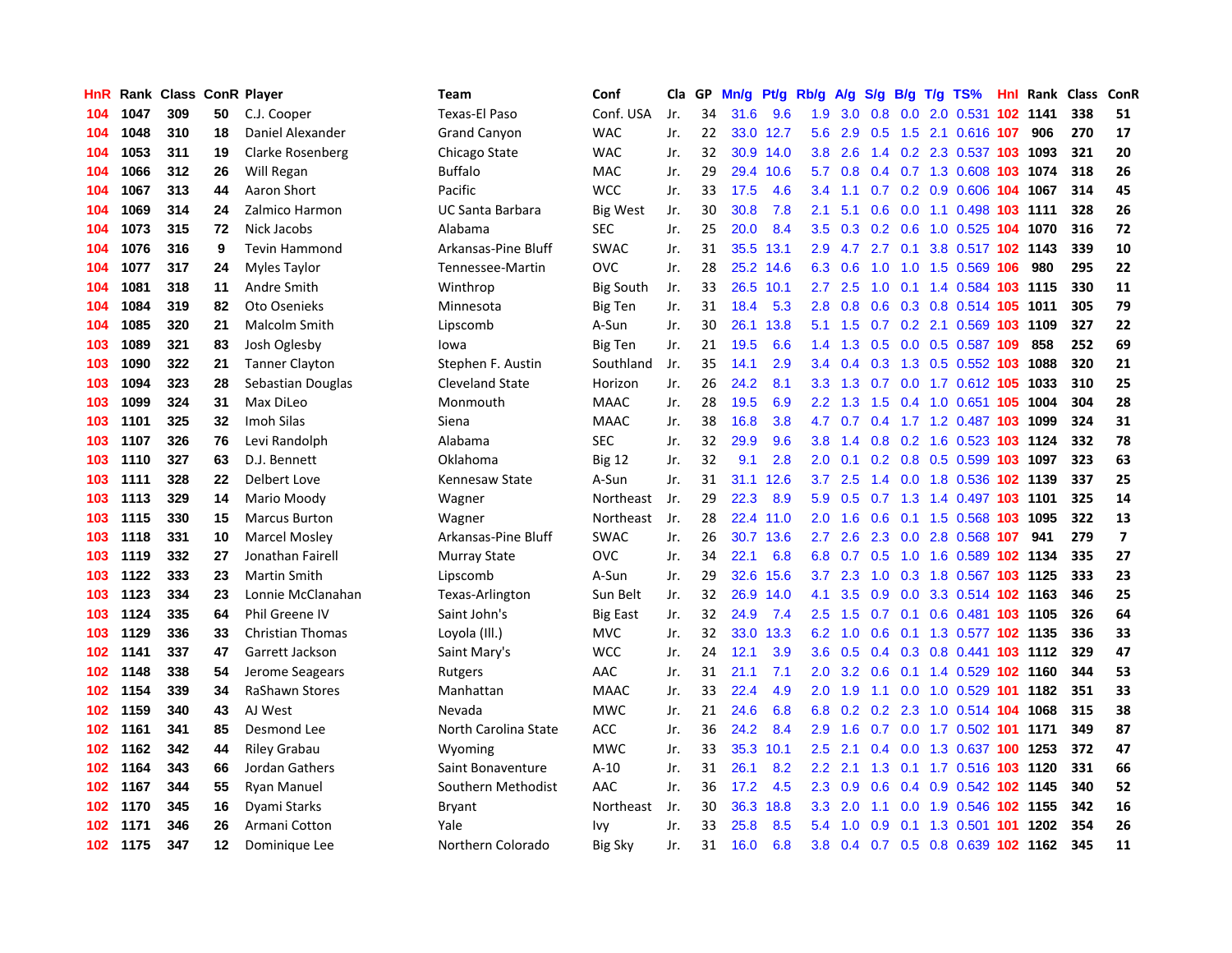| HnR | Rank | Class | ConR | Player | Team | Conf | Cla | GP | Mn/g | Pt/g | Rb/g | A/g | S/g | B/g | T/g | TS% | HnI | Rank | Class | ConR |
|---|---|---|---|---|---|---|---|---|---|---|---|---|---|---|---|---|---|---|---|---|
| 104 | 1047 | 309 | 50 | C.J. Cooper | Texas-El Paso | Conf. USA | Jr. | 34 | 31.6 | 9.6 | 1.9 | 3.0 | 0.8 | 0.0 | 2.0 | 0.531 | 102 | 1141 | 338 | 51 |
| 104 | 1048 | 310 | 18 | Daniel Alexander | Grand Canyon | WAC | Jr. | 22 | 33.0 | 12.7 | 5.6 | 2.9 | 0.5 | 1.5 | 2.1 | 0.616 | 107 | 906 | 270 | 17 |
| 104 | 1053 | 311 | 19 | Clarke Rosenberg | Chicago State | WAC | Jr. | 32 | 30.9 | 14.0 | 3.8 | 2.6 | 1.4 | 0.2 | 2.3 | 0.537 | 103 | 1093 | 321 | 20 |
| 104 | 1066 | 312 | 26 | Will Regan | Buffalo | MAC | Jr. | 29 | 29.4 | 10.6 | 5.7 | 0.8 | 0.4 | 0.7 | 1.3 | 0.608 | 103 | 1074 | 318 | 26 |
| 104 | 1067 | 313 | 44 | Aaron Short | Pacific | WCC | Jr. | 33 | 17.5 | 4.6 | 3.4 | 1.1 | 0.7 | 0.2 | 0.9 | 0.606 | 104 | 1067 | 314 | 45 |
| 104 | 1069 | 314 | 24 | Zalmico Harmon | UC Santa Barbara | Big West | Jr. | 30 | 30.8 | 7.8 | 2.1 | 5.1 | 0.6 | 0.0 | 1.1 | 0.498 | 103 | 1111 | 328 | 26 |
| 104 | 1073 | 315 | 72 | Nick Jacobs | Alabama | SEC | Jr. | 25 | 20.0 | 8.4 | 3.5 | 0.3 | 0.2 | 0.6 | 1.0 | 0.525 | 104 | 1070 | 316 | 72 |
| 104 | 1076 | 316 | 9 | Tevin Hammond | Arkansas-Pine Bluff | SWAC | Jr. | 31 | 35.5 | 13.1 | 2.9 | 4.7 | 2.7 | 0.1 | 3.8 | 0.517 | 102 | 1143 | 339 | 10 |
| 104 | 1077 | 317 | 24 | Myles Taylor | Tennessee-Martin | OVC | Jr. | 28 | 25.2 | 14.6 | 6.3 | 0.6 | 1.0 | 1.0 | 1.5 | 0.569 | 106 | 980 | 295 | 22 |
| 104 | 1081 | 318 | 11 | Andre Smith | Winthrop | Big South | Jr. | 33 | 26.5 | 10.1 | 2.7 | 2.5 | 1.0 | 0.1 | 1.4 | 0.584 | 103 | 1115 | 330 | 11 |
| 104 | 1084 | 319 | 82 | Oto Osenieks | Minnesota | Big Ten | Jr. | 31 | 18.4 | 5.3 | 2.8 | 0.8 | 0.6 | 0.3 | 0.8 | 0.514 | 105 | 1011 | 305 | 79 |
| 104 | 1085 | 320 | 21 | Malcolm Smith | Lipscomb | A-Sun | Jr. | 30 | 26.1 | 13.8 | 5.1 | 1.5 | 0.7 | 0.2 | 2.1 | 0.569 | 103 | 1109 | 327 | 22 |
| 103 | 1089 | 321 | 83 | Josh Oglesby | Iowa | Big Ten | Jr. | 21 | 19.5 | 6.6 | 1.4 | 1.3 | 0.5 | 0.0 | 0.5 | 0.587 | 109 | 858 | 252 | 69 |
| 103 | 1090 | 322 | 21 | Tanner Clayton | Stephen F. Austin | Southland | Jr. | 35 | 14.1 | 2.9 | 3.4 | 0.4 | 0.3 | 1.3 | 0.5 | 0.552 | 103 | 1088 | 320 | 21 |
| 103 | 1094 | 323 | 28 | Sebastian Douglas | Cleveland State | Horizon | Jr. | 26 | 24.2 | 8.1 | 3.3 | 1.3 | 0.7 | 0.0 | 1.7 | 0.612 | 105 | 1033 | 310 | 25 |
| 103 | 1099 | 324 | 31 | Max DiLeo | Monmouth | MAAC | Jr. | 28 | 19.5 | 6.9 | 2.2 | 1.3 | 1.5 | 0.4 | 1.0 | 0.651 | 105 | 1004 | 304 | 28 |
| 103 | 1101 | 325 | 32 | Imoh Silas | Siena | MAAC | Jr. | 38 | 16.8 | 3.8 | 4.7 | 0.7 | 0.4 | 1.7 | 1.2 | 0.487 | 103 | 1099 | 324 | 31 |
| 103 | 1107 | 326 | 76 | Levi Randolph | Alabama | SEC | Jr. | 32 | 29.9 | 9.6 | 3.8 | 1.4 | 0.8 | 0.2 | 1.6 | 0.523 | 103 | 1124 | 332 | 78 |
| 103 | 1110 | 327 | 63 | D.J. Bennett | Oklahoma | Big 12 | Jr. | 32 | 9.1 | 2.8 | 2.0 | 0.1 | 0.2 | 0.8 | 0.5 | 0.599 | 103 | 1097 | 323 | 63 |
| 103 | 1111 | 328 | 22 | Delbert Love | Kennesaw State | A-Sun | Jr. | 31 | 31.1 | 12.6 | 3.7 | 2.5 | 1.4 | 0.0 | 1.8 | 0.536 | 102 | 1139 | 337 | 25 |
| 103 | 1113 | 329 | 14 | Mario Moody | Wagner | Northeast | Jr. | 29 | 22.3 | 8.9 | 5.9 | 0.5 | 0.7 | 1.3 | 1.4 | 0.497 | 103 | 1101 | 325 | 14 |
| 103 | 1115 | 330 | 15 | Marcus Burton | Wagner | Northeast | Jr. | 28 | 22.4 | 11.0 | 2.0 | 1.6 | 0.6 | 0.1 | 1.5 | 0.568 | 103 | 1095 | 322 | 13 |
| 103 | 1118 | 331 | 10 | Marcel Mosley | Arkansas-Pine Bluff | SWAC | Jr. | 26 | 30.7 | 13.6 | 2.7 | 2.6 | 2.3 | 0.0 | 2.8 | 0.568 | 107 | 941 | 279 | 7 |
| 103 | 1119 | 332 | 27 | Jonathan Fairell | Murray State | OVC | Jr. | 34 | 22.1 | 6.8 | 6.8 | 0.7 | 0.5 | 1.0 | 1.6 | 0.589 | 102 | 1134 | 335 | 27 |
| 103 | 1122 | 333 | 23 | Martin Smith | Lipscomb | A-Sun | Jr. | 29 | 32.6 | 15.6 | 3.7 | 2.3 | 1.0 | 0.3 | 1.8 | 0.567 | 103 | 1125 | 333 | 23 |
| 103 | 1123 | 334 | 23 | Lonnie McClanahan | Texas-Arlington | Sun Belt | Jr. | 32 | 26.9 | 14.0 | 4.1 | 3.5 | 0.9 | 0.0 | 3.3 | 0.514 | 102 | 1163 | 346 | 25 |
| 103 | 1124 | 335 | 64 | Phil Greene IV | Saint John's | Big East | Jr. | 32 | 24.9 | 7.4 | 2.5 | 1.5 | 0.7 | 0.1 | 0.6 | 0.481 | 103 | 1105 | 326 | 64 |
| 103 | 1129 | 336 | 33 | Christian Thomas | Loyola (Ill.) | MVC | Jr. | 32 | 33.0 | 13.3 | 6.2 | 1.0 | 0.6 | 0.1 | 1.3 | 0.577 | 102 | 1135 | 336 | 33 |
| 102 | 1141 | 337 | 47 | Garrett Jackson | Saint Mary's | WCC | Jr. | 24 | 12.1 | 3.9 | 3.6 | 0.5 | 0.4 | 0.3 | 0.8 | 0.441 | 103 | 1112 | 329 | 47 |
| 102 | 1148 | 338 | 54 | Jerome Seagears | Rutgers | AAC | Jr. | 31 | 21.1 | 7.1 | 2.0 | 3.2 | 0.6 | 0.1 | 1.4 | 0.529 | 102 | 1160 | 344 | 53 |
| 102 | 1154 | 339 | 34 | RaShawn Stores | Manhattan | MAAC | Jr. | 33 | 22.4 | 4.9 | 2.0 | 1.9 | 1.1 | 0.0 | 1.0 | 0.529 | 101 | 1182 | 351 | 33 |
| 102 | 1159 | 340 | 43 | AJ West | Nevada | MWC | Jr. | 21 | 24.6 | 6.8 | 6.8 | 0.2 | 0.2 | 2.3 | 1.0 | 0.514 | 104 | 1068 | 315 | 38 |
| 102 | 1161 | 341 | 85 | Desmond Lee | North Carolina State | ACC | Jr. | 36 | 24.2 | 8.4 | 2.9 | 1.6 | 0.7 | 0.0 | 1.7 | 0.502 | 101 | 1171 | 349 | 87 |
| 102 | 1162 | 342 | 44 | Riley Grabau | Wyoming | MWC | Jr. | 33 | 35.3 | 10.1 | 2.5 | 2.1 | 0.4 | 0.0 | 1.3 | 0.637 | 100 | 1253 | 372 | 47 |
| 102 | 1164 | 343 | 66 | Jordan Gathers | Saint Bonaventure | A-10 | Jr. | 31 | 26.1 | 8.2 | 2.2 | 2.1 | 1.3 | 0.1 | 1.7 | 0.516 | 103 | 1120 | 331 | 66 |
| 102 | 1167 | 344 | 55 | Ryan Manuel | Southern Methodist | AAC | Jr. | 36 | 17.2 | 4.5 | 2.3 | 0.9 | 0.6 | 0.4 | 0.9 | 0.542 | 102 | 1145 | 340 | 52 |
| 102 | 1170 | 345 | 16 | Dyami Starks | Bryant | Northeast | Jr. | 30 | 36.3 | 18.8 | 3.3 | 2.0 | 1.1 | 0.0 | 1.9 | 0.546 | 102 | 1155 | 342 | 16 |
| 102 | 1171 | 346 | 26 | Armani Cotton | Yale | Ivy | Jr. | 33 | 25.8 | 8.5 | 5.4 | 1.0 | 0.9 | 0.1 | 1.3 | 0.501 | 101 | 1202 | 354 | 26 |
| 102 | 1175 | 347 | 12 | Dominique Lee | Northern Colorado | Big Sky | Jr. | 31 | 16.0 | 6.8 | 3.8 | 0.4 | 0.7 | 0.5 | 0.8 | 0.639 | 102 | 1162 | 345 | 11 |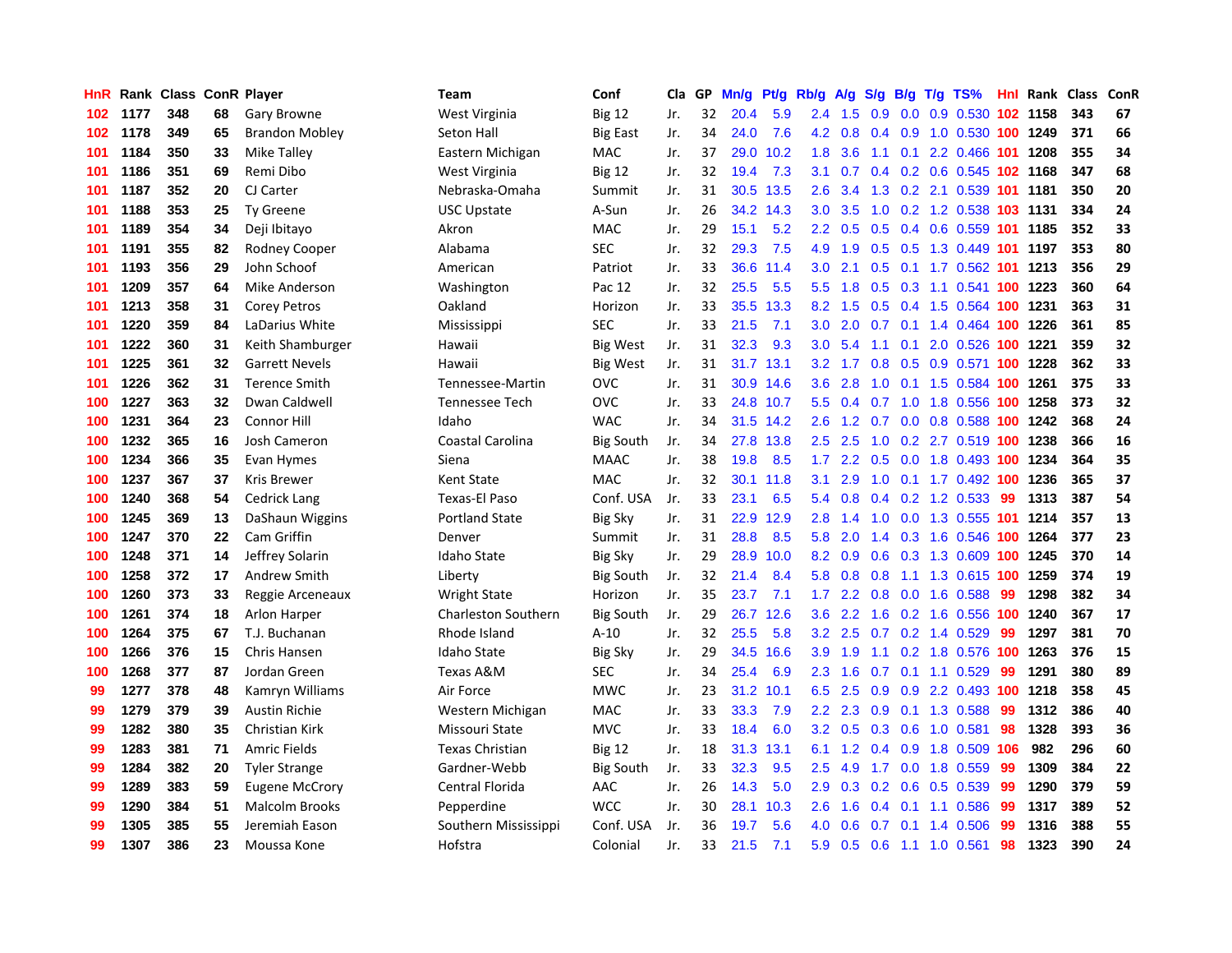| HnR | Rank | Class | ConR | Player | Team | Conf | Cla | GP | Mn/g | Pt/g | Rb/g | A/g | S/g | B/g | T/g | TS% | HnI | Rank | Class | ConR |
|---|---|---|---|---|---|---|---|---|---|---|---|---|---|---|---|---|---|---|---|---|
| 102 | 1177 | 348 | 68 | Gary Browne | West Virginia | Big 12 | Jr. | 32 | 20.4 | 5.9 | 2.4 | 1.5 | 0.9 | 0.0 | 0.9 | 0.530 | 102 | 1158 | 343 | 67 |
| 102 | 1178 | 349 | 65 | Brandon Mobley | Seton Hall | Big East | Jr. | 34 | 24.0 | 7.6 | 4.2 | 0.8 | 0.4 | 0.9 | 1.0 | 0.530 | 100 | 1249 | 371 | 66 |
| 101 | 1184 | 350 | 33 | Mike Talley | Eastern Michigan | MAC | Jr. | 37 | 29.0 | 10.2 | 1.8 | 3.6 | 1.1 | 0.1 | 2.2 | 0.466 | 101 | 1208 | 355 | 34 |
| 101 | 1186 | 351 | 69 | Remi Dibo | West Virginia | Big 12 | Jr. | 32 | 19.4 | 7.3 | 3.1 | 0.7 | 0.4 | 0.2 | 0.6 | 0.545 | 102 | 1168 | 347 | 68 |
| 101 | 1187 | 352 | 20 | CJ Carter | Nebraska-Omaha | Summit | Jr. | 31 | 30.5 | 13.5 | 2.6 | 3.4 | 1.3 | 0.2 | 2.1 | 0.539 | 101 | 1181 | 350 | 20 |
| 101 | 1188 | 353 | 25 | Ty Greene | USC Upstate | A-Sun | Jr. | 26 | 34.2 | 14.3 | 3.0 | 3.5 | 1.0 | 0.2 | 1.2 | 0.538 | 103 | 1131 | 334 | 24 |
| 101 | 1189 | 354 | 34 | Deji Ibitayo | Akron | MAC | Jr. | 29 | 15.1 | 5.2 | 2.2 | 0.5 | 0.5 | 0.4 | 0.6 | 0.559 | 101 | 1185 | 352 | 33 |
| 101 | 1191 | 355 | 82 | Rodney Cooper | Alabama | SEC | Jr. | 32 | 29.3 | 7.5 | 4.9 | 1.9 | 0.5 | 0.5 | 1.3 | 0.449 | 101 | 1197 | 353 | 80 |
| 101 | 1193 | 356 | 29 | John Schoof | American | Patriot | Jr. | 33 | 36.6 | 11.4 | 3.0 | 2.1 | 0.5 | 0.1 | 1.7 | 0.562 | 101 | 1213 | 356 | 29 |
| 101 | 1209 | 357 | 64 | Mike Anderson | Washington | Pac 12 | Jr. | 32 | 25.5 | 5.5 | 5.5 | 1.8 | 0.5 | 0.3 | 1.1 | 0.541 | 100 | 1223 | 360 | 64 |
| 101 | 1213 | 358 | 31 | Corey Petros | Oakland | Horizon | Jr. | 33 | 35.5 | 13.3 | 8.2 | 1.5 | 0.5 | 0.4 | 1.5 | 0.564 | 100 | 1231 | 363 | 31 |
| 101 | 1220 | 359 | 84 | LaDarius White | Mississippi | SEC | Jr. | 33 | 21.5 | 7.1 | 3.0 | 2.0 | 0.7 | 0.1 | 1.4 | 0.464 | 100 | 1226 | 361 | 85 |
| 101 | 1222 | 360 | 31 | Keith Shamburger | Hawaii | Big West | Jr. | 31 | 32.3 | 9.3 | 3.0 | 5.4 | 1.1 | 0.1 | 2.0 | 0.526 | 100 | 1221 | 359 | 32 |
| 101 | 1225 | 361 | 32 | Garrett Nevels | Hawaii | Big West | Jr. | 31 | 31.7 | 13.1 | 3.2 | 1.7 | 0.8 | 0.5 | 0.9 | 0.571 | 100 | 1228 | 362 | 33 |
| 101 | 1226 | 362 | 31 | Terence Smith | Tennessee-Martin | OVC | Jr. | 31 | 30.9 | 14.6 | 3.6 | 2.8 | 1.0 | 0.1 | 1.5 | 0.584 | 100 | 1261 | 375 | 33 |
| 100 | 1227 | 363 | 32 | Dwan Caldwell | Tennessee Tech | OVC | Jr. | 33 | 24.8 | 10.7 | 5.5 | 0.4 | 0.7 | 1.0 | 1.8 | 0.556 | 100 | 1258 | 373 | 32 |
| 100 | 1231 | 364 | 23 | Connor Hill | Idaho | WAC | Jr. | 34 | 31.5 | 14.2 | 2.6 | 1.2 | 0.7 | 0.0 | 0.8 | 0.588 | 100 | 1242 | 368 | 24 |
| 100 | 1232 | 365 | 16 | Josh Cameron | Coastal Carolina | Big South | Jr. | 34 | 27.8 | 13.8 | 2.5 | 2.5 | 1.0 | 0.2 | 2.7 | 0.519 | 100 | 1238 | 366 | 16 |
| 100 | 1234 | 366 | 35 | Evan Hymes | Siena | MAAC | Jr. | 38 | 19.8 | 8.5 | 1.7 | 2.2 | 0.5 | 0.0 | 1.8 | 0.493 | 100 | 1234 | 364 | 35 |
| 100 | 1237 | 367 | 37 | Kris Brewer | Kent State | MAC | Jr. | 32 | 30.1 | 11.8 | 3.1 | 2.9 | 1.0 | 0.1 | 1.7 | 0.492 | 100 | 1236 | 365 | 37 |
| 100 | 1240 | 368 | 54 | Cedrick Lang | Texas-El Paso | Conf. USA | Jr. | 33 | 23.1 | 6.5 | 5.4 | 0.8 | 0.4 | 0.2 | 1.2 | 0.533 | 99 | 1313 | 387 | 54 |
| 100 | 1245 | 369 | 13 | DaShaun Wiggins | Portland State | Big Sky | Jr. | 31 | 22.9 | 12.9 | 2.8 | 1.4 | 1.0 | 0.0 | 1.3 | 0.555 | 101 | 1214 | 357 | 13 |
| 100 | 1247 | 370 | 22 | Cam Griffin | Denver | Summit | Jr. | 31 | 28.8 | 8.5 | 5.8 | 2.0 | 1.4 | 0.3 | 1.6 | 0.546 | 100 | 1264 | 377 | 23 |
| 100 | 1248 | 371 | 14 | Jeffrey Solarin | Idaho State | Big Sky | Jr. | 29 | 28.9 | 10.0 | 8.2 | 0.9 | 0.6 | 0.3 | 1.3 | 0.609 | 100 | 1245 | 370 | 14 |
| 100 | 1258 | 372 | 17 | Andrew Smith | Liberty | Big South | Jr. | 32 | 21.4 | 8.4 | 5.8 | 0.8 | 0.8 | 1.1 | 1.3 | 0.615 | 100 | 1259 | 374 | 19 |
| 100 | 1260 | 373 | 33 | Reggie Arceneaux | Wright State | Horizon | Jr. | 35 | 23.7 | 7.1 | 1.7 | 2.2 | 0.8 | 0.0 | 1.6 | 0.588 | 99 | 1298 | 382 | 34 |
| 100 | 1261 | 374 | 18 | Arlon Harper | Charleston Southern | Big South | Jr. | 29 | 26.7 | 12.6 | 3.6 | 2.2 | 1.6 | 0.2 | 1.6 | 0.556 | 100 | 1240 | 367 | 17 |
| 100 | 1264 | 375 | 67 | T.J. Buchanan | Rhode Island | A-10 | Jr. | 32 | 25.5 | 5.8 | 3.2 | 2.5 | 0.7 | 0.2 | 1.4 | 0.529 | 99 | 1297 | 381 | 70 |
| 100 | 1266 | 376 | 15 | Chris Hansen | Idaho State | Big Sky | Jr. | 29 | 34.5 | 16.6 | 3.9 | 1.9 | 1.1 | 0.2 | 1.8 | 0.576 | 100 | 1263 | 376 | 15 |
| 100 | 1268 | 377 | 87 | Jordan Green | Texas A&M | SEC | Jr. | 34 | 25.4 | 6.9 | 2.3 | 1.6 | 0.7 | 0.1 | 1.1 | 0.529 | 99 | 1291 | 380 | 89 |
| 99 | 1277 | 378 | 48 | Kamryn Williams | Air Force | MWC | Jr. | 23 | 31.2 | 10.1 | 6.5 | 2.5 | 0.9 | 0.9 | 2.2 | 0.493 | 100 | 1218 | 358 | 45 |
| 99 | 1279 | 379 | 39 | Austin Richie | Western Michigan | MAC | Jr. | 33 | 33.3 | 7.9 | 2.2 | 2.3 | 0.9 | 0.1 | 1.3 | 0.588 | 99 | 1312 | 386 | 40 |
| 99 | 1282 | 380 | 35 | Christian Kirk | Missouri State | MVC | Jr. | 33 | 18.4 | 6.0 | 3.2 | 0.5 | 0.3 | 0.6 | 1.0 | 0.581 | 98 | 1328 | 393 | 36 |
| 99 | 1283 | 381 | 71 | Amric Fields | Texas Christian | Big 12 | Jr. | 18 | 31.3 | 13.1 | 6.1 | 1.2 | 0.4 | 0.9 | 1.8 | 0.509 | 106 | 982 | 296 | 60 |
| 99 | 1284 | 382 | 20 | Tyler Strange | Gardner-Webb | Big South | Jr. | 33 | 32.3 | 9.5 | 2.5 | 4.9 | 1.7 | 0.0 | 1.8 | 0.559 | 99 | 1309 | 384 | 22 |
| 99 | 1289 | 383 | 59 | Eugene McCrory | Central Florida | AAC | Jr. | 26 | 14.3 | 5.0 | 2.9 | 0.3 | 0.2 | 0.6 | 0.5 | 0.539 | 99 | 1290 | 379 | 59 |
| 99 | 1290 | 384 | 51 | Malcolm Brooks | Pepperdine | WCC | Jr. | 30 | 28.1 | 10.3 | 2.6 | 1.6 | 0.4 | 0.1 | 1.1 | 0.586 | 99 | 1317 | 389 | 52 |
| 99 | 1305 | 385 | 55 | Jeremiah Eason | Southern Mississippi | Conf. USA | Jr. | 36 | 19.7 | 5.6 | 4.0 | 0.6 | 0.7 | 0.1 | 1.4 | 0.506 | 99 | 1316 | 388 | 55 |
| 99 | 1307 | 386 | 23 | Moussa Kone | Hofstra | Colonial | Jr. | 33 | 21.5 | 7.1 | 5.9 | 0.5 | 0.6 | 1.1 | 1.0 | 0.561 | 98 | 1323 | 390 | 24 |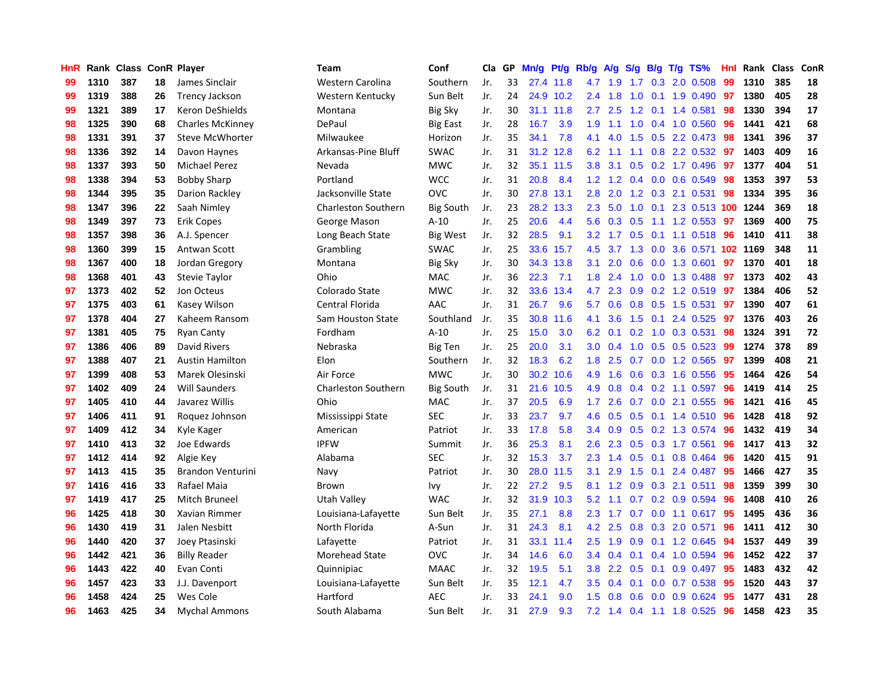| HnR | Rank | Class | ConR | Player | Team | Conf | Cla | GP | Mn/g | Pt/g | Rb/g | A/g | S/g | B/g | T/g | TS% | HnI | Rank | Class | ConR |
|---|---|---|---|---|---|---|---|---|---|---|---|---|---|---|---|---|---|---|---|---|
| 99 | 1310 | 387 | 18 | James Sinclair | Western Carolina | Southern | Jr. | 33 | 27.4 | 11.8 | 4.7 | 1.9 | 1.7 | 0.3 | 2.0 | 0.508 | 99 | 1310 | 385 | 18 |
| 99 | 1319 | 388 | 26 | Trency Jackson | Western Kentucky | Sun Belt | Jr. | 24 | 24.9 | 10.2 | 2.4 | 1.8 | 1.0 | 0.1 | 1.9 | 0.490 | 97 | 1380 | 405 | 28 |
| 99 | 1321 | 389 | 17 | Keron DeShields | Montana | Big Sky | Jr. | 30 | 31.1 | 11.8 | 2.7 | 2.5 | 1.2 | 0.1 | 1.4 | 0.581 | 98 | 1330 | 394 | 17 |
| 98 | 1325 | 390 | 68 | Charles McKinney | DePaul | Big East | Jr. | 28 | 16.7 | 3.9 | 1.9 | 1.1 | 1.0 | 0.4 | 1.0 | 0.560 | 96 | 1441 | 421 | 68 |
| 98 | 1331 | 391 | 37 | Steve McWhorter | Milwaukee | Horizon | Jr. | 35 | 34.1 | 7.8 | 4.1 | 4.0 | 1.5 | 0.5 | 2.2 | 0.473 | 98 | 1341 | 396 | 37 |
| 98 | 1336 | 392 | 14 | Davon Haynes | Arkansas-Pine Bluff | SWAC | Jr. | 31 | 31.2 | 12.8 | 6.2 | 1.1 | 1.1 | 0.8 | 2.2 | 0.532 | 97 | 1403 | 409 | 16 |
| 98 | 1337 | 393 | 50 | Michael Perez | Nevada | MWC | Jr. | 32 | 35.1 | 11.5 | 3.8 | 3.1 | 0.5 | 0.2 | 1.7 | 0.496 | 97 | 1377 | 404 | 51 |
| 98 | 1338 | 394 | 53 | Bobby Sharp | Portland | WCC | Jr. | 31 | 20.8 | 8.4 | 1.2 | 1.2 | 0.4 | 0.0 | 0.6 | 0.549 | 98 | 1353 | 397 | 53 |
| 98 | 1344 | 395 | 35 | Darion Rackley | Jacksonville State | OVC | Jr. | 30 | 27.8 | 13.1 | 2.8 | 2.0 | 1.2 | 0.3 | 2.1 | 0.531 | 98 | 1334 | 395 | 36 |
| 98 | 1347 | 396 | 22 | Saah Nimley | Charleston Southern | Big South | Jr. | 23 | 28.2 | 13.3 | 2.3 | 5.0 | 1.0 | 0.1 | 2.3 | 0.513 | 100 | 1244 | 369 | 18 |
| 98 | 1349 | 397 | 73 | Erik Copes | George Mason | A-10 | Jr. | 25 | 20.6 | 4.4 | 5.6 | 0.3 | 0.5 | 1.1 | 1.2 | 0.553 | 97 | 1369 | 400 | 75 |
| 98 | 1357 | 398 | 36 | A.J. Spencer | Long Beach State | Big West | Jr. | 32 | 28.5 | 9.1 | 3.2 | 1.7 | 0.5 | 0.1 | 1.1 | 0.518 | 96 | 1410 | 411 | 38 |
| 98 | 1360 | 399 | 15 | Antwan Scott | Grambling | SWAC | Jr. | 25 | 33.6 | 15.7 | 4.5 | 3.7 | 1.3 | 0.0 | 3.6 | 0.571 | 102 | 1169 | 348 | 11 |
| 98 | 1367 | 400 | 18 | Jordan Gregory | Montana | Big Sky | Jr. | 30 | 34.3 | 13.8 | 3.1 | 2.0 | 0.6 | 0.0 | 1.3 | 0.601 | 97 | 1370 | 401 | 18 |
| 98 | 1368 | 401 | 43 | Stevie Taylor | Ohio | MAC | Jr. | 36 | 22.3 | 7.1 | 1.8 | 2.4 | 1.0 | 0.0 | 1.3 | 0.488 | 97 | 1373 | 402 | 43 |
| 97 | 1373 | 402 | 52 | Jon Octeus | Colorado State | MWC | Jr. | 32 | 33.6 | 13.4 | 4.7 | 2.3 | 0.9 | 0.2 | 1.2 | 0.519 | 97 | 1384 | 406 | 52 |
| 97 | 1375 | 403 | 61 | Kasey Wilson | Central Florida | AAC | Jr. | 31 | 26.7 | 9.6 | 5.7 | 0.6 | 0.8 | 0.5 | 1.5 | 0.531 | 97 | 1390 | 407 | 61 |
| 97 | 1378 | 404 | 27 | Kaheem Ransom | Sam Houston State | Southland | Jr. | 35 | 30.8 | 11.6 | 4.1 | 3.6 | 1.5 | 0.1 | 2.4 | 0.525 | 97 | 1376 | 403 | 26 |
| 97 | 1381 | 405 | 75 | Ryan Canty | Fordham | A-10 | Jr. | 25 | 15.0 | 3.0 | 6.2 | 0.1 | 0.2 | 1.0 | 0.3 | 0.531 | 98 | 1324 | 391 | 72 |
| 97 | 1386 | 406 | 89 | David Rivers | Nebraska | Big Ten | Jr. | 25 | 20.0 | 3.1 | 3.0 | 0.4 | 1.0 | 0.5 | 0.5 | 0.523 | 99 | 1274 | 378 | 89 |
| 97 | 1388 | 407 | 21 | Austin Hamilton | Elon | Southern | Jr. | 32 | 18.3 | 6.2 | 1.8 | 2.5 | 0.7 | 0.0 | 1.2 | 0.565 | 97 | 1399 | 408 | 21 |
| 97 | 1399 | 408 | 53 | Marek Olesinski | Air Force | MWC | Jr. | 30 | 30.2 | 10.6 | 4.9 | 1.6 | 0.6 | 0.3 | 1.6 | 0.556 | 95 | 1464 | 426 | 54 |
| 97 | 1402 | 409 | 24 | Will Saunders | Charleston Southern | Big South | Jr. | 31 | 21.6 | 10.5 | 4.9 | 0.8 | 0.4 | 0.2 | 1.1 | 0.597 | 96 | 1419 | 414 | 25 |
| 97 | 1405 | 410 | 44 | Javarez Willis | Ohio | MAC | Jr. | 37 | 20.5 | 6.9 | 1.7 | 2.6 | 0.7 | 0.0 | 2.1 | 0.555 | 96 | 1421 | 416 | 45 |
| 97 | 1406 | 411 | 91 | Roquez Johnson | Mississippi State | SEC | Jr. | 33 | 23.7 | 9.7 | 4.6 | 0.5 | 0.5 | 0.1 | 1.4 | 0.510 | 96 | 1428 | 418 | 92 |
| 97 | 1409 | 412 | 34 | Kyle Kager | American | Patriot | Jr. | 33 | 17.8 | 5.8 | 3.4 | 0.9 | 0.5 | 0.2 | 1.3 | 0.574 | 96 | 1432 | 419 | 34 |
| 97 | 1410 | 413 | 32 | Joe Edwards | IPFW | Summit | Jr. | 36 | 25.3 | 8.1 | 2.6 | 2.3 | 0.5 | 0.3 | 1.7 | 0.561 | 96 | 1417 | 413 | 32 |
| 97 | 1412 | 414 | 92 | Algie Key | Alabama | SEC | Jr. | 32 | 15.3 | 3.7 | 2.3 | 1.4 | 0.5 | 0.1 | 0.8 | 0.464 | 96 | 1420 | 415 | 91 |
| 97 | 1413 | 415 | 35 | Brandon Venturini | Navy | Patriot | Jr. | 30 | 28.0 | 11.5 | 3.1 | 2.9 | 1.5 | 0.1 | 2.4 | 0.487 | 95 | 1466 | 427 | 35 |
| 97 | 1416 | 416 | 33 | Rafael Maia | Brown | Ivy | Jr. | 22 | 27.2 | 9.5 | 8.1 | 1.2 | 0.9 | 0.3 | 2.1 | 0.511 | 98 | 1359 | 399 | 30 |
| 97 | 1419 | 417 | 25 | Mitch Bruneel | Utah Valley | WAC | Jr. | 32 | 31.9 | 10.3 | 5.2 | 1.1 | 0.7 | 0.2 | 0.9 | 0.594 | 96 | 1408 | 410 | 26 |
| 96 | 1425 | 418 | 30 | Xavian Rimmer | Louisiana-Lafayette | Sun Belt | Jr. | 35 | 27.1 | 8.8 | 2.3 | 1.7 | 0.7 | 0.0 | 1.1 | 0.617 | 95 | 1495 | 436 | 36 |
| 96 | 1430 | 419 | 31 | Jalen Nesbitt | North Florida | A-Sun | Jr. | 31 | 24.3 | 8.1 | 4.2 | 2.5 | 0.8 | 0.3 | 2.0 | 0.571 | 96 | 1411 | 412 | 30 |
| 96 | 1440 | 420 | 37 | Joey Ptasinski | Lafayette | Patriot | Jr. | 31 | 33.1 | 11.4 | 2.5 | 1.9 | 0.9 | 0.1 | 1.2 | 0.645 | 94 | 1537 | 449 | 39 |
| 96 | 1442 | 421 | 36 | Billy Reader | Morehead State | OVC | Jr. | 34 | 14.6 | 6.0 | 3.4 | 0.4 | 0.1 | 0.4 | 1.0 | 0.594 | 96 | 1452 | 422 | 37 |
| 96 | 1443 | 422 | 40 | Evan Conti | Quinnipiac | MAAC | Jr. | 32 | 19.5 | 5.1 | 3.8 | 2.2 | 0.5 | 0.1 | 0.9 | 0.497 | 95 | 1483 | 432 | 42 |
| 96 | 1457 | 423 | 33 | J.J. Davenport | Louisiana-Lafayette | Sun Belt | Jr. | 35 | 12.1 | 4.7 | 3.5 | 0.4 | 0.1 | 0.0 | 0.7 | 0.538 | 95 | 1520 | 443 | 37 |
| 96 | 1458 | 424 | 25 | Wes Cole | Hartford | AEC | Jr. | 33 | 24.1 | 9.0 | 1.5 | 0.8 | 0.6 | 0.0 | 0.9 | 0.624 | 95 | 1477 | 431 | 28 |
| 96 | 1463 | 425 | 34 | Mychal Ammons | South Alabama | Sun Belt | Jr. | 31 | 27.9 | 9.3 | 7.2 | 1.4 | 0.4 | 1.1 | 1.8 | 0.525 | 96 | 1458 | 423 | 35 |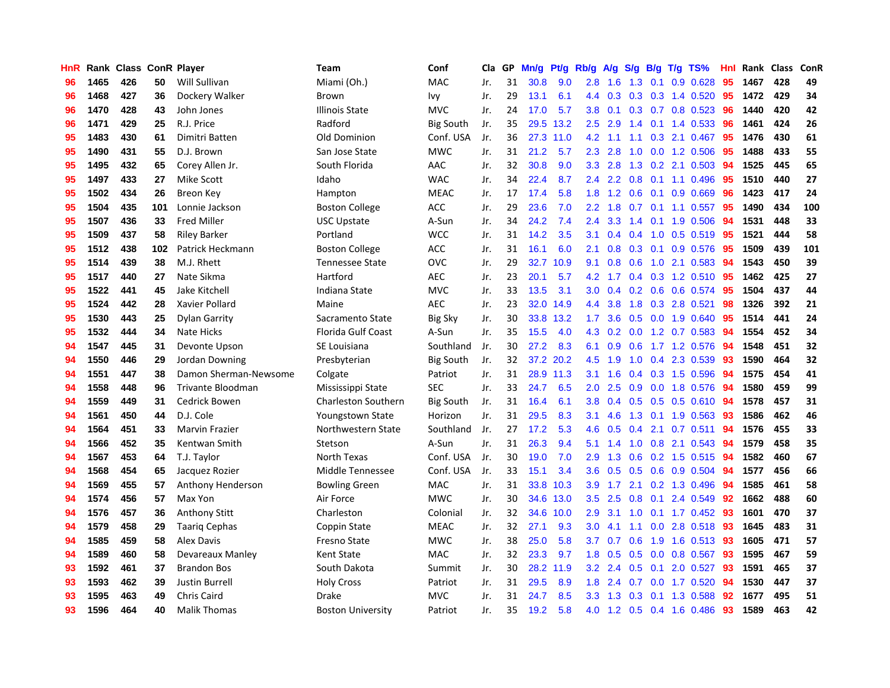| HnR | Rank | Class | ConR | Player | Team | Conf | Cla | GP | Mn/g | Pt/g | Rb/g | A/g | S/g | B/g | T/g | TS% | HnI | Rank | Class | ConR |
|---|---|---|---|---|---|---|---|---|---|---|---|---|---|---|---|---|---|---|---|---|
| 96 | 1465 | 426 | 50 | Will Sullivan | Miami (Oh.) | MAC | Jr. | 31 | 30.8 | 9.0 | 2.8 | 1.6 | 1.3 | 0.1 | 0.9 | 0.628 | 95 | 1467 | 428 | 49 |
| 96 | 1468 | 427 | 36 | Dockery Walker | Brown | Ivy | Jr. | 29 | 13.1 | 6.1 | 4.4 | 0.3 | 0.3 | 0.3 | 1.4 | 0.520 | 95 | 1472 | 429 | 34 |
| 96 | 1470 | 428 | 43 | John Jones | Illinois State | MVC | Jr. | 24 | 17.0 | 5.7 | 3.8 | 0.1 | 0.3 | 0.7 | 0.8 | 0.523 | 96 | 1440 | 420 | 42 |
| 96 | 1471 | 429 | 25 | R.J. Price | Radford | Big South | Jr. | 35 | 29.5 | 13.2 | 2.5 | 2.9 | 1.4 | 0.1 | 1.4 | 0.533 | 96 | 1461 | 424 | 26 |
| 95 | 1483 | 430 | 61 | Dimitri Batten | Old Dominion | Conf. USA | Jr. | 36 | 27.3 | 11.0 | 4.2 | 1.1 | 1.1 | 0.3 | 2.1 | 0.467 | 95 | 1476 | 430 | 61 |
| 95 | 1490 | 431 | 55 | D.J. Brown | San Jose State | MWC | Jr. | 31 | 21.2 | 5.7 | 2.3 | 2.8 | 1.0 | 0.0 | 1.2 | 0.506 | 95 | 1488 | 433 | 55 |
| 95 | 1495 | 432 | 65 | Corey Allen Jr. | South Florida | AAC | Jr. | 32 | 30.8 | 9.0 | 3.3 | 2.8 | 1.3 | 0.2 | 2.1 | 0.503 | 94 | 1525 | 445 | 65 |
| 95 | 1497 | 433 | 27 | Mike Scott | Idaho | WAC | Jr. | 34 | 22.4 | 8.7 | 2.4 | 2.2 | 0.8 | 0.1 | 1.1 | 0.496 | 95 | 1510 | 440 | 27 |
| 95 | 1502 | 434 | 26 | Breon Key | Hampton | MEAC | Jr. | 17 | 17.4 | 5.8 | 1.8 | 1.2 | 0.6 | 0.1 | 0.9 | 0.669 | 96 | 1423 | 417 | 24 |
| 95 | 1504 | 435 | 101 | Lonnie Jackson | Boston College | ACC | Jr. | 29 | 23.6 | 7.0 | 2.2 | 1.8 | 0.7 | 0.1 | 1.1 | 0.557 | 95 | 1490 | 434 | 100 |
| 95 | 1507 | 436 | 33 | Fred Miller | USC Upstate | A-Sun | Jr. | 34 | 24.2 | 7.4 | 2.4 | 3.3 | 1.4 | 0.1 | 1.9 | 0.506 | 94 | 1531 | 448 | 33 |
| 95 | 1509 | 437 | 58 | Riley Barker | Portland | WCC | Jr. | 31 | 14.2 | 3.5 | 3.1 | 0.4 | 0.4 | 1.0 | 0.5 | 0.519 | 95 | 1521 | 444 | 58 |
| 95 | 1512 | 438 | 102 | Patrick Heckmann | Boston College | ACC | Jr. | 31 | 16.1 | 6.0 | 2.1 | 0.8 | 0.3 | 0.1 | 0.9 | 0.576 | 95 | 1509 | 439 | 101 |
| 95 | 1514 | 439 | 38 | M.J. Rhett | Tennessee State | OVC | Jr. | 29 | 32.7 | 10.9 | 9.1 | 0.8 | 0.6 | 1.0 | 2.1 | 0.583 | 94 | 1543 | 450 | 39 |
| 95 | 1517 | 440 | 27 | Nate Sikma | Hartford | AEC | Jr. | 23 | 20.1 | 5.7 | 4.2 | 1.7 | 0.4 | 0.3 | 1.2 | 0.510 | 95 | 1462 | 425 | 27 |
| 95 | 1522 | 441 | 45 | Jake Kitchell | Indiana State | MVC | Jr. | 33 | 13.5 | 3.1 | 3.0 | 0.4 | 0.2 | 0.6 | 0.6 | 0.574 | 95 | 1504 | 437 | 44 |
| 95 | 1524 | 442 | 28 | Xavier Pollard | Maine | AEC | Jr. | 23 | 32.0 | 14.9 | 4.4 | 3.8 | 1.8 | 0.3 | 2.8 | 0.521 | 98 | 1326 | 392 | 21 |
| 95 | 1530 | 443 | 25 | Dylan Garrity | Sacramento State | Big Sky | Jr. | 30 | 33.8 | 13.2 | 1.7 | 3.6 | 0.5 | 0.0 | 1.9 | 0.640 | 95 | 1514 | 441 | 24 |
| 95 | 1532 | 444 | 34 | Nate Hicks | Florida Gulf Coast | A-Sun | Jr. | 35 | 15.5 | 4.0 | 4.3 | 0.2 | 0.0 | 1.2 | 0.7 | 0.583 | 94 | 1554 | 452 | 34 |
| 94 | 1547 | 445 | 31 | Devonte Upson | SE Louisiana | Southland | Jr. | 30 | 27.2 | 8.3 | 6.1 | 0.9 | 0.6 | 1.7 | 1.2 | 0.576 | 94 | 1548 | 451 | 32 |
| 94 | 1550 | 446 | 29 | Jordan Downing | Presbyterian | Big South | Jr. | 32 | 37.2 | 20.2 | 4.5 | 1.9 | 1.0 | 0.4 | 2.3 | 0.539 | 93 | 1590 | 464 | 32 |
| 94 | 1551 | 447 | 38 | Damon Sherman-Newsome | Colgate | Patriot | Jr. | 31 | 28.9 | 11.3 | 3.1 | 1.6 | 0.4 | 0.3 | 1.5 | 0.596 | 94 | 1575 | 454 | 41 |
| 94 | 1558 | 448 | 96 | Trivante Bloodman | Mississippi State | SEC | Jr. | 33 | 24.7 | 6.5 | 2.0 | 2.5 | 0.9 | 0.0 | 1.8 | 0.576 | 94 | 1580 | 459 | 99 |
| 94 | 1559 | 449 | 31 | Cedrick Bowen | Charleston Southern | Big South | Jr. | 31 | 16.4 | 6.1 | 3.8 | 0.4 | 0.5 | 0.5 | 0.5 | 0.610 | 94 | 1578 | 457 | 31 |
| 94 | 1561 | 450 | 44 | D.J. Cole | Youngstown State | Horizon | Jr. | 31 | 29.5 | 8.3 | 3.1 | 4.6 | 1.3 | 0.1 | 1.9 | 0.563 | 93 | 1586 | 462 | 46 |
| 94 | 1564 | 451 | 33 | Marvin Frazier | Northwestern State | Southland | Jr. | 27 | 17.2 | 5.3 | 4.6 | 0.5 | 0.4 | 2.1 | 0.7 | 0.511 | 94 | 1576 | 455 | 33 |
| 94 | 1566 | 452 | 35 | Kentwan Smith | Stetson | A-Sun | Jr. | 31 | 26.3 | 9.4 | 5.1 | 1.4 | 1.0 | 0.8 | 2.1 | 0.543 | 94 | 1579 | 458 | 35 |
| 94 | 1567 | 453 | 64 | T.J. Taylor | North Texas | Conf. USA | Jr. | 30 | 19.0 | 7.0 | 2.9 | 1.3 | 0.6 | 0.2 | 1.5 | 0.515 | 94 | 1582 | 460 | 67 |
| 94 | 1568 | 454 | 65 | Jacquez Rozier | Middle Tennessee | Conf. USA | Jr. | 33 | 15.1 | 3.4 | 3.6 | 0.5 | 0.5 | 0.6 | 0.9 | 0.504 | 94 | 1577 | 456 | 66 |
| 94 | 1569 | 455 | 57 | Anthony Henderson | Bowling Green | MAC | Jr. | 31 | 33.8 | 10.3 | 3.9 | 1.7 | 2.1 | 0.2 | 1.3 | 0.496 | 94 | 1585 | 461 | 58 |
| 94 | 1574 | 456 | 57 | Max Yon | Air Force | MWC | Jr. | 30 | 34.6 | 13.0 | 3.5 | 2.5 | 0.8 | 0.1 | 2.4 | 0.549 | 92 | 1662 | 488 | 60 |
| 94 | 1576 | 457 | 36 | Anthony Stitt | Charleston | Colonial | Jr. | 32 | 34.6 | 10.0 | 2.9 | 3.1 | 1.0 | 0.1 | 1.7 | 0.452 | 93 | 1601 | 470 | 37 |
| 94 | 1579 | 458 | 29 | Taariq Cephas | Coppin State | MEAC | Jr. | 32 | 27.1 | 9.3 | 3.0 | 4.1 | 1.1 | 0.0 | 2.8 | 0.518 | 93 | 1645 | 483 | 31 |
| 94 | 1585 | 459 | 58 | Alex Davis | Fresno State | MWC | Jr. | 38 | 25.0 | 5.8 | 3.7 | 0.7 | 0.6 | 1.9 | 1.6 | 0.513 | 93 | 1605 | 471 | 57 |
| 94 | 1589 | 460 | 58 | Devareaux Manley | Kent State | MAC | Jr. | 32 | 23.3 | 9.7 | 1.8 | 0.5 | 0.5 | 0.0 | 0.8 | 0.567 | 93 | 1595 | 467 | 59 |
| 93 | 1592 | 461 | 37 | Brandon Bos | South Dakota | Summit | Jr. | 30 | 28.2 | 11.9 | 3.2 | 2.4 | 0.5 | 0.1 | 2.0 | 0.527 | 93 | 1591 | 465 | 37 |
| 93 | 1593 | 462 | 39 | Justin Burrell | Holy Cross | Patriot | Jr. | 31 | 29.5 | 8.9 | 1.8 | 2.4 | 0.7 | 0.0 | 1.7 | 0.520 | 94 | 1530 | 447 | 37 |
| 93 | 1595 | 463 | 49 | Chris Caird | Drake | MVC | Jr. | 31 | 24.7 | 8.5 | 3.3 | 1.3 | 0.3 | 0.1 | 1.3 | 0.588 | 92 | 1677 | 495 | 51 |
| 93 | 1596 | 464 | 40 | Malik Thomas | Boston University | Patriot | Jr. | 35 | 19.2 | 5.8 | 4.0 | 1.2 | 0.5 | 0.4 | 1.6 | 0.486 | 93 | 1589 | 463 | 42 |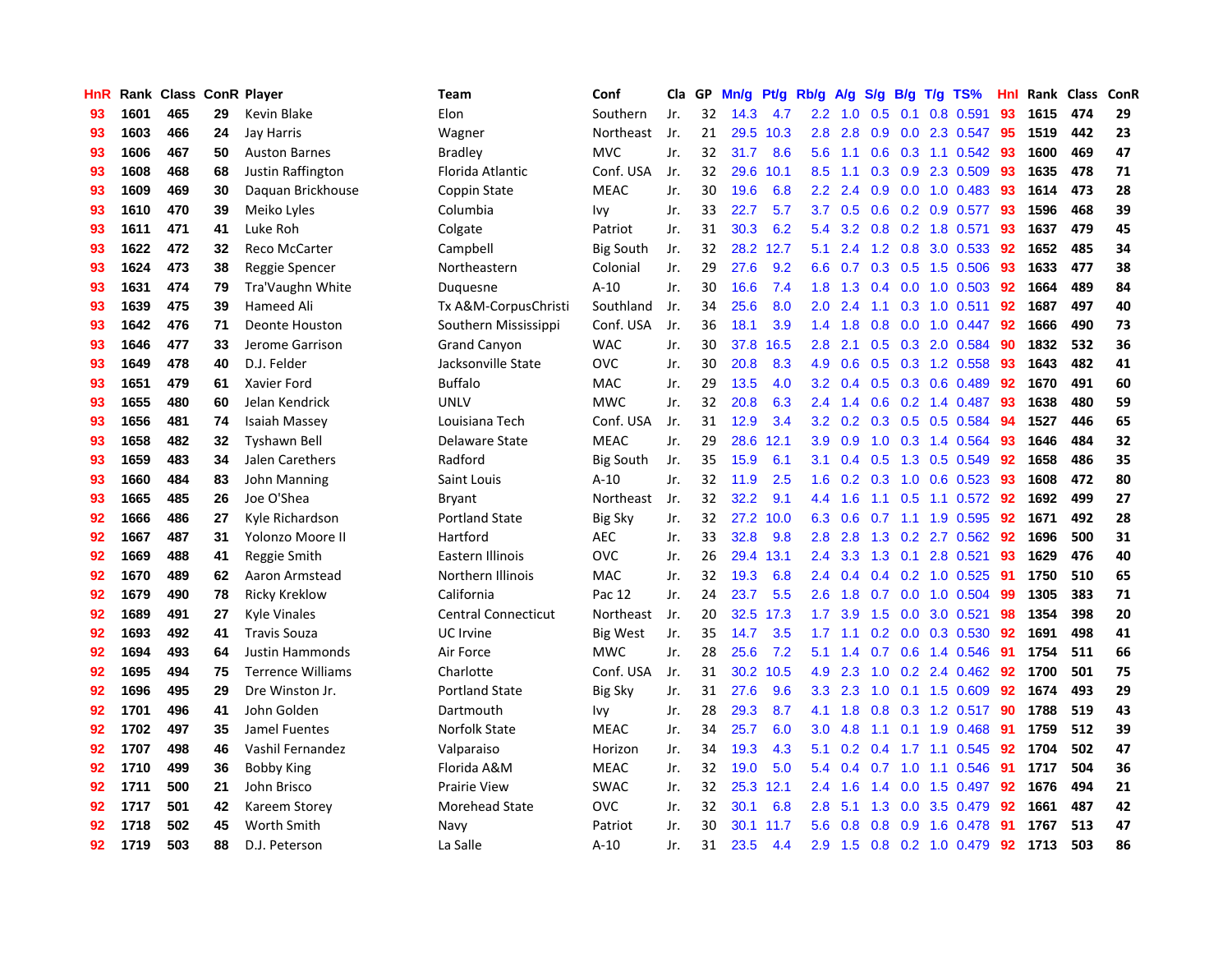| HnR | Rank | Class | ConR | Player | Team | Conf | Cla | GP | Mn/g | Pt/g | Rb/g | A/g | S/g | B/g | T/g | TS% | HnI | Rank | Class | ConR |
|---|---|---|---|---|---|---|---|---|---|---|---|---|---|---|---|---|---|---|---|---|
| 93 | 1601 | 465 | 29 | Kevin Blake | Elon | Southern | Jr. | 32 | 14.3 | 4.7 | 2.2 | 1.0 | 0.5 | 0.1 | 0.8 | 0.591 | 93 | 1615 | 474 | 29 |
| 93 | 1603 | 466 | 24 | Jay Harris | Wagner | Northeast | Jr. | 21 | 29.5 | 10.3 | 2.8 | 2.8 | 0.9 | 0.0 | 2.3 | 0.547 | 95 | 1519 | 442 | 23 |
| 93 | 1606 | 467 | 50 | Auston Barnes | Bradley | MVC | Jr. | 32 | 31.7 | 8.6 | 5.6 | 1.1 | 0.6 | 0.3 | 1.1 | 0.542 | 93 | 1600 | 469 | 47 |
| 93 | 1608 | 468 | 68 | Justin Raffington | Florida Atlantic | Conf. USA | Jr. | 32 | 29.6 | 10.1 | 8.5 | 1.1 | 0.3 | 0.9 | 2.3 | 0.509 | 93 | 1635 | 478 | 71 |
| 93 | 1609 | 469 | 30 | Daquan Brickhouse | Coppin State | MEAC | Jr. | 30 | 19.6 | 6.8 | 2.2 | 2.4 | 0.9 | 0.0 | 1.0 | 0.483 | 93 | 1614 | 473 | 28 |
| 93 | 1610 | 470 | 39 | Meiko Lyles | Columbia | Ivy | Jr. | 33 | 22.7 | 5.7 | 3.7 | 0.5 | 0.6 | 0.2 | 0.9 | 0.577 | 93 | 1596 | 468 | 39 |
| 93 | 1611 | 471 | 41 | Luke Roh | Colgate | Patriot | Jr. | 31 | 30.3 | 6.2 | 5.4 | 3.2 | 0.8 | 0.2 | 1.8 | 0.571 | 93 | 1637 | 479 | 45 |
| 93 | 1622 | 472 | 32 | Reco McCarter | Campbell | Big South | Jr. | 32 | 28.2 | 12.7 | 5.1 | 2.4 | 1.2 | 0.8 | 3.0 | 0.533 | 92 | 1652 | 485 | 34 |
| 93 | 1624 | 473 | 38 | Reggie Spencer | Northeastern | Colonial | Jr. | 29 | 27.6 | 9.2 | 6.6 | 0.7 | 0.3 | 0.5 | 1.5 | 0.506 | 93 | 1633 | 477 | 38 |
| 93 | 1631 | 474 | 79 | Tra'Vaughn White | Duquesne | A-10 | Jr. | 30 | 16.6 | 7.4 | 1.8 | 1.3 | 0.4 | 0.0 | 1.0 | 0.503 | 92 | 1664 | 489 | 84 |
| 93 | 1639 | 475 | 39 | Hameed Ali | Tx A&M-CorpusChristi | Southland | Jr. | 34 | 25.6 | 8.0 | 2.0 | 2.4 | 1.1 | 0.3 | 1.0 | 0.511 | 92 | 1687 | 497 | 40 |
| 93 | 1642 | 476 | 71 | Deonte Houston | Southern Mississippi | Conf. USA | Jr. | 36 | 18.1 | 3.9 | 1.4 | 1.8 | 0.8 | 0.0 | 1.0 | 0.447 | 92 | 1666 | 490 | 73 |
| 93 | 1646 | 477 | 33 | Jerome Garrison | Grand Canyon | WAC | Jr. | 30 | 37.8 | 16.5 | 2.8 | 2.1 | 0.5 | 0.3 | 2.0 | 0.584 | 90 | 1832 | 532 | 36 |
| 93 | 1649 | 478 | 40 | D.J. Felder | Jacksonville State | OVC | Jr. | 30 | 20.8 | 8.3 | 4.9 | 0.6 | 0.5 | 0.3 | 1.2 | 0.558 | 93 | 1643 | 482 | 41 |
| 93 | 1651 | 479 | 61 | Xavier Ford | Buffalo | MAC | Jr. | 29 | 13.5 | 4.0 | 3.2 | 0.4 | 0.5 | 0.3 | 0.6 | 0.489 | 92 | 1670 | 491 | 60 |
| 93 | 1655 | 480 | 60 | Jelan Kendrick | UNLV | MWC | Jr. | 32 | 20.8 | 6.3 | 2.4 | 1.4 | 0.6 | 0.2 | 1.4 | 0.487 | 93 | 1638 | 480 | 59 |
| 93 | 1656 | 481 | 74 | Isaiah Massey | Louisiana Tech | Conf. USA | Jr. | 31 | 12.9 | 3.4 | 3.2 | 0.2 | 0.3 | 0.5 | 0.5 | 0.584 | 94 | 1527 | 446 | 65 |
| 93 | 1658 | 482 | 32 | Tyshawn Bell | Delaware State | MEAC | Jr. | 29 | 28.6 | 12.1 | 3.9 | 0.9 | 1.0 | 0.3 | 1.4 | 0.564 | 93 | 1646 | 484 | 32 |
| 93 | 1659 | 483 | 34 | Jalen Carethers | Radford | Big South | Jr. | 35 | 15.9 | 6.1 | 3.1 | 0.4 | 0.5 | 1.3 | 0.5 | 0.549 | 92 | 1658 | 486 | 35 |
| 93 | 1660 | 484 | 83 | John Manning | Saint Louis | A-10 | Jr. | 32 | 11.9 | 2.5 | 1.6 | 0.2 | 0.3 | 1.0 | 0.6 | 0.523 | 93 | 1608 | 472 | 80 |
| 93 | 1665 | 485 | 26 | Joe O'Shea | Bryant | Northeast | Jr. | 32 | 32.2 | 9.1 | 4.4 | 1.6 | 1.1 | 0.5 | 1.1 | 0.572 | 92 | 1692 | 499 | 27 |
| 92 | 1666 | 486 | 27 | Kyle Richardson | Portland State | Big Sky | Jr. | 32 | 27.2 | 10.0 | 6.3 | 0.6 | 0.7 | 1.1 | 1.9 | 0.595 | 92 | 1671 | 492 | 28 |
| 92 | 1667 | 487 | 31 | Yolonzo Moore II | Hartford | AEC | Jr. | 33 | 32.8 | 9.8 | 2.8 | 2.8 | 1.3 | 0.2 | 2.7 | 0.562 | 92 | 1696 | 500 | 31 |
| 92 | 1669 | 488 | 41 | Reggie Smith | Eastern Illinois | OVC | Jr. | 26 | 29.4 | 13.1 | 2.4 | 3.3 | 1.3 | 0.1 | 2.8 | 0.521 | 93 | 1629 | 476 | 40 |
| 92 | 1670 | 489 | 62 | Aaron Armstead | Northern Illinois | MAC | Jr. | 32 | 19.3 | 6.8 | 2.4 | 0.4 | 0.4 | 0.2 | 1.0 | 0.525 | 91 | 1750 | 510 | 65 |
| 92 | 1679 | 490 | 78 | Ricky Kreklow | California | Pac 12 | Jr. | 24 | 23.7 | 5.5 | 2.6 | 1.8 | 0.7 | 0.0 | 1.0 | 0.504 | 99 | 1305 | 383 | 71 |
| 92 | 1689 | 491 | 27 | Kyle Vinales | Central Connecticut | Northeast | Jr. | 20 | 32.5 | 17.3 | 1.7 | 3.9 | 1.5 | 0.0 | 3.0 | 0.521 | 98 | 1354 | 398 | 20 |
| 92 | 1693 | 492 | 41 | Travis Souza | UC Irvine | Big West | Jr. | 35 | 14.7 | 3.5 | 1.7 | 1.1 | 0.2 | 0.0 | 0.3 | 0.530 | 92 | 1691 | 498 | 41 |
| 92 | 1694 | 493 | 64 | Justin Hammonds | Air Force | MWC | Jr. | 28 | 25.6 | 7.2 | 5.1 | 1.4 | 0.7 | 0.6 | 1.4 | 0.546 | 91 | 1754 | 511 | 66 |
| 92 | 1695 | 494 | 75 | Terrence Williams | Charlotte | Conf. USA | Jr. | 31 | 30.2 | 10.5 | 4.9 | 2.3 | 1.0 | 0.2 | 2.4 | 0.462 | 92 | 1700 | 501 | 75 |
| 92 | 1696 | 495 | 29 | Dre Winston Jr. | Portland State | Big Sky | Jr. | 31 | 27.6 | 9.6 | 3.3 | 2.3 | 1.0 | 0.1 | 1.5 | 0.609 | 92 | 1674 | 493 | 29 |
| 92 | 1701 | 496 | 41 | John Golden | Dartmouth | Ivy | Jr. | 28 | 29.3 | 8.7 | 4.1 | 1.8 | 0.8 | 0.3 | 1.2 | 0.517 | 90 | 1788 | 519 | 43 |
| 92 | 1702 | 497 | 35 | Jamel Fuentes | Norfolk State | MEAC | Jr. | 34 | 25.7 | 6.0 | 3.0 | 4.8 | 1.1 | 0.1 | 1.9 | 0.468 | 91 | 1759 | 512 | 39 |
| 92 | 1707 | 498 | 46 | Vashil Fernandez | Valparaiso | Horizon | Jr. | 34 | 19.3 | 4.3 | 5.1 | 0.2 | 0.4 | 1.7 | 1.1 | 0.545 | 92 | 1704 | 502 | 47 |
| 92 | 1710 | 499 | 36 | Bobby King | Florida A&M | MEAC | Jr. | 32 | 19.0 | 5.0 | 5.4 | 0.4 | 0.7 | 1.0 | 1.1 | 0.546 | 91 | 1717 | 504 | 36 |
| 92 | 1711 | 500 | 21 | John Brisco | Prairie View | SWAC | Jr. | 32 | 25.3 | 12.1 | 2.4 | 1.6 | 1.4 | 0.0 | 1.5 | 0.497 | 92 | 1676 | 494 | 21 |
| 92 | 1717 | 501 | 42 | Kareem Storey | Morehead State | OVC | Jr. | 32 | 30.1 | 6.8 | 2.8 | 5.1 | 1.3 | 0.0 | 3.5 | 0.479 | 92 | 1661 | 487 | 42 |
| 92 | 1718 | 502 | 45 | Worth Smith | Navy | Patriot | Jr. | 30 | 30.1 | 11.7 | 5.6 | 0.8 | 0.8 | 0.9 | 1.6 | 0.478 | 91 | 1767 | 513 | 47 |
| 92 | 1719 | 503 | 88 | D.J. Peterson | La Salle | A-10 | Jr. | 31 | 23.5 | 4.4 | 2.9 | 1.5 | 0.8 | 0.2 | 1.0 | 0.479 | 92 | 1713 | 503 | 86 |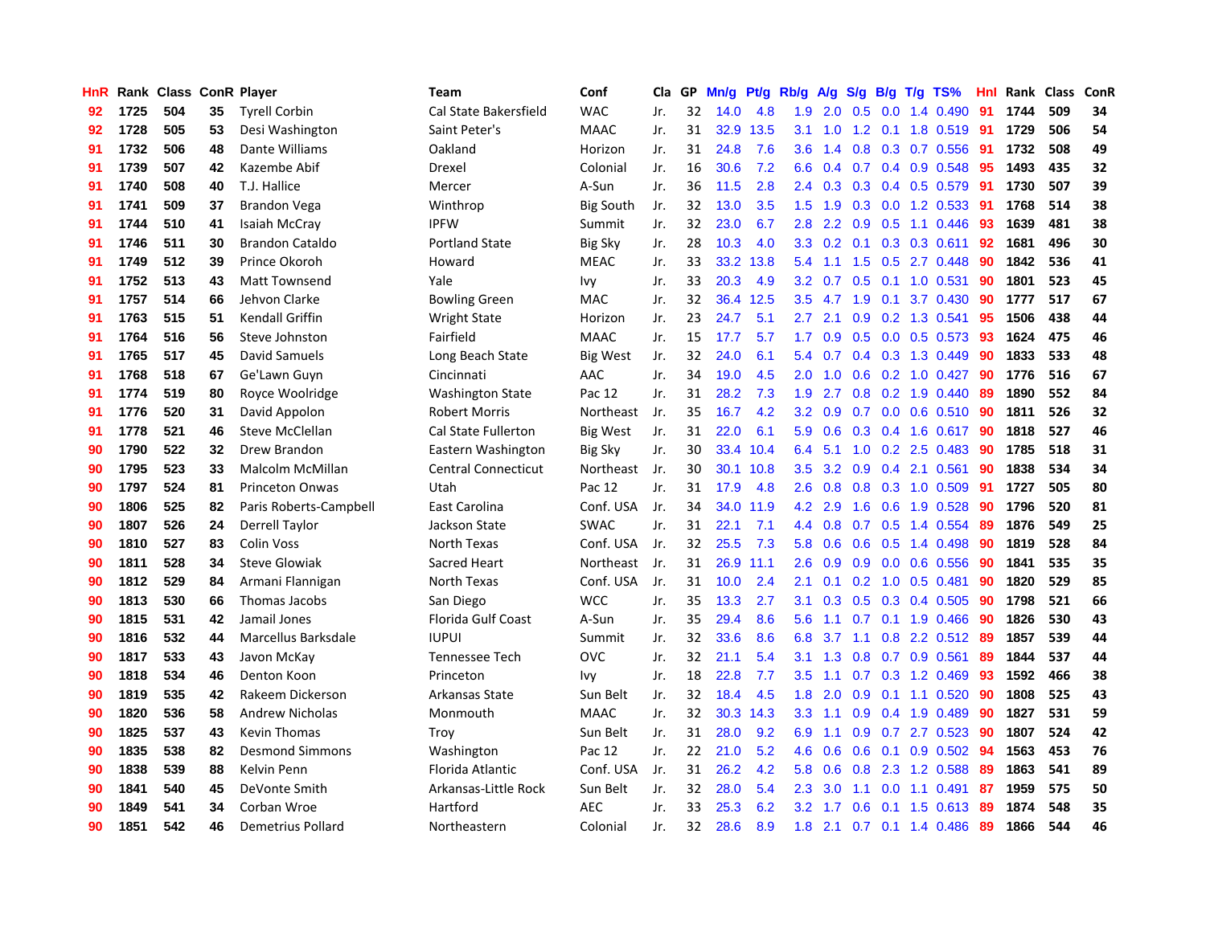| HnR | Rank | Class | ConR | Player | Team | Conf | Cla | GP | Mn/g | Pt/g | Rb/g | A/g | S/g | B/g | T/g | TS% | HnI | Rank | Class | ConR |
|---|---|---|---|---|---|---|---|---|---|---|---|---|---|---|---|---|---|---|---|---|
| 92 | 1725 | 504 | 35 | Tyrell Corbin | Cal State Bakersfield | WAC | Jr. | 32 | 14.0 | 4.8 | 1.9 | 2.0 | 0.5 | 0.0 | 1.4 | 0.490 | 91 | 1744 | 509 | 34 |
| 92 | 1728 | 505 | 53 | Desi Washington | Saint Peter's | MAAC | Jr. | 31 | 32.9 | 13.5 | 3.1 | 1.0 | 1.2 | 0.1 | 1.8 | 0.519 | 91 | 1729 | 506 | 54 |
| 91 | 1732 | 506 | 48 | Dante Williams | Oakland | Horizon | Jr. | 31 | 24.8 | 7.6 | 3.6 | 1.4 | 0.8 | 0.3 | 0.7 | 0.556 | 91 | 1732 | 508 | 49 |
| 91 | 1739 | 507 | 42 | Kazembe Abif | Drexel | Colonial | Jr. | 16 | 30.6 | 7.2 | 6.6 | 0.4 | 0.7 | 0.4 | 0.9 | 0.548 | 95 | 1493 | 435 | 32 |
| 91 | 1740 | 508 | 40 | T.J. Hallice | Mercer | A-Sun | Jr. | 36 | 11.5 | 2.8 | 2.4 | 0.3 | 0.3 | 0.4 | 0.5 | 0.579 | 91 | 1730 | 507 | 39 |
| 91 | 1741 | 509 | 37 | Brandon Vega | Winthrop | Big South | Jr. | 32 | 13.0 | 3.5 | 1.5 | 1.9 | 0.3 | 0.0 | 1.2 | 0.533 | 91 | 1768 | 514 | 38 |
| 91 | 1744 | 510 | 41 | Isaiah McCray | IPFW | Summit | Jr. | 32 | 23.0 | 6.7 | 2.8 | 2.2 | 0.9 | 0.5 | 1.1 | 0.446 | 93 | 1639 | 481 | 38 |
| 91 | 1746 | 511 | 30 | Brandon Cataldo | Portland State | Big Sky | Jr. | 28 | 10.3 | 4.0 | 3.3 | 0.2 | 0.1 | 0.3 | 0.3 | 0.611 | 92 | 1681 | 496 | 30 |
| 91 | 1749 | 512 | 39 | Prince Okoroh | Howard | MEAC | Jr. | 33 | 33.2 | 13.8 | 5.4 | 1.1 | 1.5 | 0.5 | 2.7 | 0.448 | 90 | 1842 | 536 | 41 |
| 91 | 1752 | 513 | 43 | Matt Townsend | Yale | Ivy | Jr. | 33 | 20.3 | 4.9 | 3.2 | 0.7 | 0.5 | 0.1 | 1.0 | 0.531 | 90 | 1801 | 523 | 45 |
| 91 | 1757 | 514 | 66 | Jehvon Clarke | Bowling Green | MAC | Jr. | 32 | 36.4 | 12.5 | 3.5 | 4.7 | 1.9 | 0.1 | 3.7 | 0.430 | 90 | 1777 | 517 | 67 |
| 91 | 1763 | 515 | 51 | Kendall Griffin | Wright State | Horizon | Jr. | 23 | 24.7 | 5.1 | 2.7 | 2.1 | 0.9 | 0.2 | 1.3 | 0.541 | 95 | 1506 | 438 | 44 |
| 91 | 1764 | 516 | 56 | Steve Johnston | Fairfield | MAAC | Jr. | 15 | 17.7 | 5.7 | 1.7 | 0.9 | 0.5 | 0.0 | 0.5 | 0.573 | 93 | 1624 | 475 | 46 |
| 91 | 1765 | 517 | 45 | David Samuels | Long Beach State | Big West | Jr. | 32 | 24.0 | 6.1 | 5.4 | 0.7 | 0.4 | 0.3 | 1.3 | 0.449 | 90 | 1833 | 533 | 48 |
| 91 | 1768 | 518 | 67 | Ge'Lawn Guyn | Cincinnati | AAC | Jr. | 34 | 19.0 | 4.5 | 2.0 | 1.0 | 0.6 | 0.2 | 1.0 | 0.427 | 90 | 1776 | 516 | 67 |
| 91 | 1774 | 519 | 80 | Royce Woolridge | Washington State | Pac 12 | Jr. | 31 | 28.2 | 7.3 | 1.9 | 2.7 | 0.8 | 0.2 | 1.9 | 0.440 | 89 | 1890 | 552 | 84 |
| 91 | 1776 | 520 | 31 | David Appolon | Robert Morris | Northeast | Jr. | 35 | 16.7 | 4.2 | 3.2 | 0.9 | 0.7 | 0.0 | 0.6 | 0.510 | 90 | 1811 | 526 | 32 |
| 91 | 1778 | 521 | 46 | Steve McClellan | Cal State Fullerton | Big West | Jr. | 31 | 22.0 | 6.1 | 5.9 | 0.6 | 0.3 | 0.4 | 1.6 | 0.617 | 90 | 1818 | 527 | 46 |
| 90 | 1790 | 522 | 32 | Drew Brandon | Eastern Washington | Big Sky | Jr. | 30 | 33.4 | 10.4 | 6.4 | 5.1 | 1.0 | 0.2 | 2.5 | 0.483 | 90 | 1785 | 518 | 31 |
| 90 | 1795 | 523 | 33 | Malcolm McMillan | Central Connecticut | Northeast | Jr. | 30 | 30.1 | 10.8 | 3.5 | 3.2 | 0.9 | 0.4 | 2.1 | 0.561 | 90 | 1838 | 534 | 34 |
| 90 | 1797 | 524 | 81 | Princeton Onwas | Utah | Pac 12 | Jr. | 31 | 17.9 | 4.8 | 2.6 | 0.8 | 0.8 | 0.3 | 1.0 | 0.509 | 91 | 1727 | 505 | 80 |
| 90 | 1806 | 525 | 82 | Paris Roberts-Campbell | East Carolina | Conf. USA | Jr. | 34 | 34.0 | 11.9 | 4.2 | 2.9 | 1.6 | 0.6 | 1.9 | 0.528 | 90 | 1796 | 520 | 81 |
| 90 | 1807 | 526 | 24 | Derrell Taylor | Jackson State | SWAC | Jr. | 31 | 22.1 | 7.1 | 4.4 | 0.8 | 0.7 | 0.5 | 1.4 | 0.554 | 89 | 1876 | 549 | 25 |
| 90 | 1810 | 527 | 83 | Colin Voss | North Texas | Conf. USA | Jr. | 32 | 25.5 | 7.3 | 5.8 | 0.6 | 0.6 | 0.5 | 1.4 | 0.498 | 90 | 1819 | 528 | 84 |
| 90 | 1811 | 528 | 34 | Steve Glowiak | Sacred Heart | Northeast | Jr. | 31 | 26.9 | 11.1 | 2.6 | 0.9 | 0.9 | 0.0 | 0.6 | 0.556 | 90 | 1841 | 535 | 35 |
| 90 | 1812 | 529 | 84 | Armani Flannigan | North Texas | Conf. USA | Jr. | 31 | 10.0 | 2.4 | 2.1 | 0.1 | 0.2 | 1.0 | 0.5 | 0.481 | 90 | 1820 | 529 | 85 |
| 90 | 1813 | 530 | 66 | Thomas Jacobs | San Diego | WCC | Jr. | 35 | 13.3 | 2.7 | 3.1 | 0.3 | 0.5 | 0.3 | 0.4 | 0.505 | 90 | 1798 | 521 | 66 |
| 90 | 1815 | 531 | 42 | Jamail Jones | Florida Gulf Coast | A-Sun | Jr. | 35 | 29.4 | 8.6 | 5.6 | 1.1 | 0.7 | 0.1 | 1.9 | 0.466 | 90 | 1826 | 530 | 43 |
| 90 | 1816 | 532 | 44 | Marcellus Barksdale | IUPUI | Summit | Jr. | 32 | 33.6 | 8.6 | 6.8 | 3.7 | 1.1 | 0.8 | 2.2 | 0.512 | 89 | 1857 | 539 | 44 |
| 90 | 1817 | 533 | 43 | Javon McKay | Tennessee Tech | OVC | Jr. | 32 | 21.1 | 5.4 | 3.1 | 1.3 | 0.8 | 0.7 | 0.9 | 0.561 | 89 | 1844 | 537 | 44 |
| 90 | 1818 | 534 | 46 | Denton Koon | Princeton | Ivy | Jr. | 18 | 22.8 | 7.7 | 3.5 | 1.1 | 0.7 | 0.3 | 1.2 | 0.469 | 93 | 1592 | 466 | 38 |
| 90 | 1819 | 535 | 42 | Rakeem Dickerson | Arkansas State | Sun Belt | Jr. | 32 | 18.4 | 4.5 | 1.8 | 2.0 | 0.9 | 0.1 | 1.1 | 0.520 | 90 | 1808 | 525 | 43 |
| 90 | 1820 | 536 | 58 | Andrew Nicholas | Monmouth | MAAC | Jr. | 32 | 30.3 | 14.3 | 3.3 | 1.1 | 0.9 | 0.4 | 1.9 | 0.489 | 90 | 1827 | 531 | 59 |
| 90 | 1825 | 537 | 43 | Kevin Thomas | Troy | Sun Belt | Jr. | 31 | 28.0 | 9.2 | 6.9 | 1.1 | 0.9 | 0.7 | 2.7 | 0.523 | 90 | 1807 | 524 | 42 |
| 90 | 1835 | 538 | 82 | Desmond Simmons | Washington | Pac 12 | Jr. | 22 | 21.0 | 5.2 | 4.6 | 0.6 | 0.6 | 0.1 | 0.9 | 0.502 | 94 | 1563 | 453 | 76 |
| 90 | 1838 | 539 | 88 | Kelvin Penn | Florida Atlantic | Conf. USA | Jr. | 31 | 26.2 | 4.2 | 5.8 | 0.6 | 0.8 | 2.3 | 1.2 | 0.588 | 89 | 1863 | 541 | 89 |
| 90 | 1841 | 540 | 45 | DeVonte Smith | Arkansas-Little Rock | Sun Belt | Jr. | 32 | 28.0 | 5.4 | 2.3 | 3.0 | 1.1 | 0.0 | 1.1 | 0.491 | 87 | 1959 | 575 | 50 |
| 90 | 1849 | 541 | 34 | Corban Wroe | Hartford | AEC | Jr. | 33 | 25.3 | 6.2 | 3.2 | 1.7 | 0.6 | 0.1 | 1.5 | 0.613 | 89 | 1874 | 548 | 35 |
| 90 | 1851 | 542 | 46 | Demetrius Pollard | Northeastern | Colonial | Jr. | 32 | 28.6 | 8.9 | 1.8 | 2.1 | 0.7 | 0.1 | 1.4 | 0.486 | 89 | 1866 | 544 | 46 |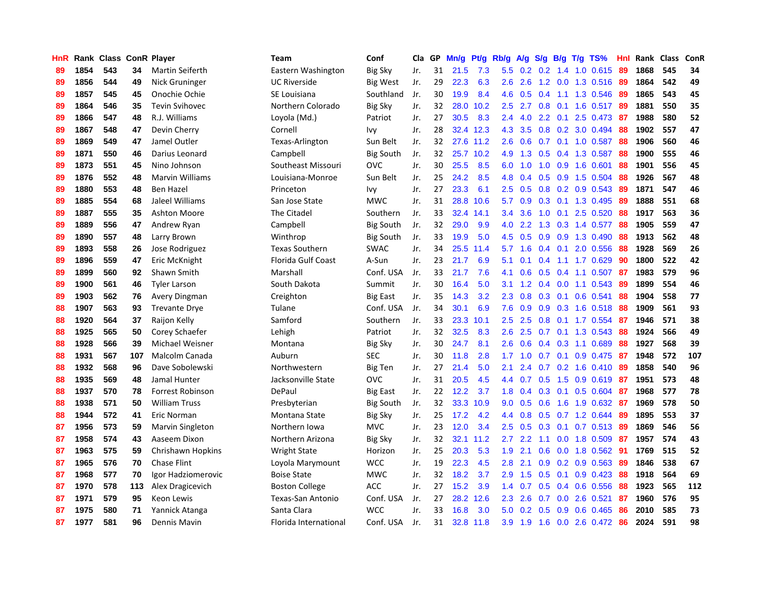| HnR | Rank | Class | ConR | Player | Team | Conf | Cla | GP | Mn/g | Pt/g | Rb/g | A/g | S/g | B/g | T/g | TS% | HnI | Rank | Class | ConR |
|---|---|---|---|---|---|---|---|---|---|---|---|---|---|---|---|---|---|---|---|---|
| 89 | 1854 | 543 | 34 | Martin Seiferth | Eastern Washington | Big Sky | Jr. | 31 | 21.5 | 7.3 | 5.5 | 0.2 | 0.2 | 1.4 | 1.0 | 0.615 | 89 | 1868 | 545 | 34 |
| 89 | 1856 | 544 | 49 | Nick Gruninger | UC Riverside | Big West | Jr. | 29 | 22.3 | 6.3 | 2.6 | 2.6 | 1.2 | 0.0 | 1.3 | 0.516 | 89 | 1864 | 542 | 49 |
| 89 | 1857 | 545 | 45 | Onochie Ochie | SE Louisiana | Southland | Jr. | 30 | 19.9 | 8.4 | 4.6 | 0.5 | 0.4 | 1.1 | 1.3 | 0.546 | 89 | 1865 | 543 | 45 |
| 89 | 1864 | 546 | 35 | Tevin Svihovec | Northern Colorado | Big Sky | Jr. | 32 | 28.0 | 10.2 | 2.5 | 2.7 | 0.8 | 0.1 | 1.6 | 0.517 | 89 | 1881 | 550 | 35 |
| 89 | 1866 | 547 | 48 | R.J. Williams | Loyola (Md.) | Patriot | Jr. | 27 | 30.5 | 8.3 | 2.4 | 4.0 | 2.2 | 0.1 | 2.5 | 0.473 | 87 | 1988 | 580 | 52 |
| 89 | 1867 | 548 | 47 | Devin Cherry | Cornell | Ivy | Jr. | 28 | 32.4 | 12.3 | 4.3 | 3.5 | 0.8 | 0.2 | 3.0 | 0.494 | 88 | 1902 | 557 | 47 |
| 89 | 1869 | 549 | 47 | Jamel Outler | Texas-Arlington | Sun Belt | Jr. | 32 | 27.6 | 11.2 | 2.6 | 0.6 | 0.7 | 0.1 | 1.0 | 0.587 | 88 | 1906 | 560 | 46 |
| 89 | 1871 | 550 | 46 | Darius Leonard | Campbell | Big South | Jr. | 32 | 25.7 | 10.2 | 4.9 | 1.3 | 0.5 | 0.4 | 1.3 | 0.587 | 88 | 1900 | 555 | 46 |
| 89 | 1873 | 551 | 45 | Nino Johnson | Southeast Missouri | OVC | Jr. | 30 | 25.5 | 8.5 | 6.0 | 1.0 | 1.0 | 0.9 | 1.6 | 0.601 | 88 | 1901 | 556 | 45 |
| 89 | 1876 | 552 | 48 | Marvin Williams | Louisiana-Monroe | Sun Belt | Jr. | 25 | 24.2 | 8.5 | 4.8 | 0.4 | 0.5 | 0.9 | 1.5 | 0.504 | 88 | 1926 | 567 | 48 |
| 89 | 1880 | 553 | 48 | Ben Hazel | Princeton | Ivy | Jr. | 27 | 23.3 | 6.1 | 2.5 | 0.5 | 0.8 | 0.2 | 0.9 | 0.543 | 89 | 1871 | 547 | 46 |
| 89 | 1885 | 554 | 68 | Jaleel Williams | San Jose State | MWC | Jr. | 31 | 28.8 | 10.6 | 5.7 | 0.9 | 0.3 | 0.1 | 1.3 | 0.495 | 89 | 1888 | 551 | 68 |
| 89 | 1887 | 555 | 35 | Ashton Moore | The Citadel | Southern | Jr. | 33 | 32.4 | 14.1 | 3.4 | 3.6 | 1.0 | 0.1 | 2.5 | 0.520 | 88 | 1917 | 563 | 36 |
| 89 | 1889 | 556 | 47 | Andrew Ryan | Campbell | Big South | Jr. | 32 | 29.0 | 9.9 | 4.0 | 2.2 | 1.3 | 0.3 | 1.4 | 0.577 | 88 | 1905 | 559 | 47 |
| 89 | 1890 | 557 | 48 | Larry Brown | Winthrop | Big South | Jr. | 33 | 19.9 | 5.0 | 4.5 | 0.5 | 0.9 | 0.9 | 1.3 | 0.490 | 88 | 1913 | 562 | 48 |
| 89 | 1893 | 558 | 26 | Jose Rodriguez | Texas Southern | SWAC | Jr. | 34 | 25.5 | 11.4 | 5.7 | 1.6 | 0.4 | 0.1 | 2.0 | 0.556 | 88 | 1928 | 569 | 26 |
| 89 | 1896 | 559 | 47 | Eric McKnight | Florida Gulf Coast | A-Sun | Jr. | 23 | 21.7 | 6.9 | 5.1 | 0.1 | 0.4 | 1.1 | 1.7 | 0.629 | 90 | 1800 | 522 | 42 |
| 89 | 1899 | 560 | 92 | Shawn Smith | Marshall | Conf. USA | Jr. | 33 | 21.7 | 7.6 | 4.1 | 0.6 | 0.5 | 0.4 | 1.1 | 0.507 | 87 | 1983 | 579 | 96 |
| 89 | 1900 | 561 | 46 | Tyler Larson | South Dakota | Summit | Jr. | 30 | 16.4 | 5.0 | 3.1 | 1.2 | 0.4 | 0.0 | 1.1 | 0.543 | 89 | 1899 | 554 | 46 |
| 89 | 1903 | 562 | 76 | Avery Dingman | Creighton | Big East | Jr. | 35 | 14.3 | 3.2 | 2.3 | 0.8 | 0.3 | 0.1 | 0.6 | 0.541 | 88 | 1904 | 558 | 77 |
| 88 | 1907 | 563 | 93 | Trevante Drye | Tulane | Conf. USA | Jr. | 34 | 30.1 | 6.9 | 7.6 | 0.9 | 0.9 | 0.3 | 1.6 | 0.518 | 88 | 1909 | 561 | 93 |
| 88 | 1920 | 564 | 37 | Raijon Kelly | Samford | Southern | Jr. | 33 | 23.3 | 10.1 | 2.5 | 2.5 | 0.8 | 0.1 | 1.7 | 0.554 | 87 | 1946 | 571 | 38 |
| 88 | 1925 | 565 | 50 | Corey Schaefer | Lehigh | Patriot | Jr. | 32 | 32.5 | 8.3 | 2.6 | 2.5 | 0.7 | 0.1 | 1.3 | 0.543 | 88 | 1924 | 566 | 49 |
| 88 | 1928 | 566 | 39 | Michael Weisner | Montana | Big Sky | Jr. | 30 | 24.7 | 8.1 | 2.6 | 0.6 | 0.4 | 0.3 | 1.1 | 0.689 | 88 | 1927 | 568 | 39 |
| 88 | 1931 | 567 | 107 | Malcolm Canada | Auburn | SEC | Jr. | 30 | 11.8 | 2.8 | 1.7 | 1.0 | 0.7 | 0.1 | 0.9 | 0.475 | 87 | 1948 | 572 | 107 |
| 88 | 1932 | 568 | 96 | Dave Sobolewski | Northwestern | Big Ten | Jr. | 27 | 21.4 | 5.0 | 2.1 | 2.4 | 0.7 | 0.2 | 1.6 | 0.410 | 89 | 1858 | 540 | 96 |
| 88 | 1935 | 569 | 48 | Jamal Hunter | Jacksonville State | OVC | Jr. | 31 | 20.5 | 4.5 | 4.4 | 0.7 | 0.5 | 1.5 | 0.9 | 0.619 | 87 | 1951 | 573 | 48 |
| 88 | 1937 | 570 | 78 | Forrest Robinson | DePaul | Big East | Jr. | 22 | 12.2 | 3.7 | 1.8 | 0.4 | 0.3 | 0.1 | 0.5 | 0.604 | 87 | 1968 | 577 | 78 |
| 88 | 1938 | 571 | 50 | William Truss | Presbyterian | Big South | Jr. | 32 | 33.3 | 10.9 | 9.0 | 0.5 | 0.6 | 1.6 | 1.9 | 0.632 | 87 | 1969 | 578 | 50 |
| 88 | 1944 | 572 | 41 | Eric Norman | Montana State | Big Sky | Jr. | 25 | 17.2 | 4.2 | 4.4 | 0.8 | 0.5 | 0.7 | 1.2 | 0.644 | 89 | 1895 | 553 | 37 |
| 87 | 1956 | 573 | 59 | Marvin Singleton | Northern Iowa | MVC | Jr. | 23 | 12.0 | 3.4 | 2.5 | 0.5 | 0.3 | 0.1 | 0.7 | 0.513 | 89 | 1869 | 546 | 56 |
| 87 | 1958 | 574 | 43 | Aaseem Dixon | Northern Arizona | Big Sky | Jr. | 32 | 32.1 | 11.2 | 2.7 | 2.2 | 1.1 | 0.0 | 1.8 | 0.509 | 87 | 1957 | 574 | 43 |
| 87 | 1963 | 575 | 59 | Chrishawn Hopkins | Wright State | Horizon | Jr. | 25 | 20.3 | 5.3 | 1.9 | 2.1 | 0.6 | 0.0 | 1.8 | 0.562 | 91 | 1769 | 515 | 52 |
| 87 | 1965 | 576 | 70 | Chase Flint | Loyola Marymount | WCC | Jr. | 19 | 22.3 | 4.5 | 2.8 | 2.1 | 0.9 | 0.2 | 0.9 | 0.563 | 89 | 1846 | 538 | 67 |
| 87 | 1968 | 577 | 70 | Igor Hadziomerovic | Boise State | MWC | Jr. | 32 | 18.2 | 3.7 | 2.9 | 1.5 | 0.5 | 0.1 | 0.9 | 0.423 | 88 | 1918 | 564 | 69 |
| 87 | 1970 | 578 | 113 | Alex Dragicevich | Boston College | ACC | Jr. | 27 | 15.2 | 3.9 | 1.4 | 0.7 | 0.5 | 0.4 | 0.6 | 0.556 | 88 | 1923 | 565 | 112 |
| 87 | 1971 | 579 | 95 | Keon Lewis | Texas-San Antonio | Conf. USA | Jr. | 27 | 28.2 | 12.6 | 2.3 | 2.6 | 0.7 | 0.0 | 2.6 | 0.521 | 87 | 1960 | 576 | 95 |
| 87 | 1975 | 580 | 71 | Yannick Atanga | Santa Clara | WCC | Jr. | 33 | 16.8 | 3.0 | 5.0 | 0.2 | 0.5 | 0.9 | 0.6 | 0.465 | 86 | 2010 | 585 | 73 |
| 87 | 1977 | 581 | 96 | Dennis Mavin | Florida International | Conf. USA | Jr. | 31 | 32.8 | 11.8 | 3.9 | 1.9 | 1.6 | 0.0 | 2.6 | 0.472 | 86 | 2024 | 591 | 98 |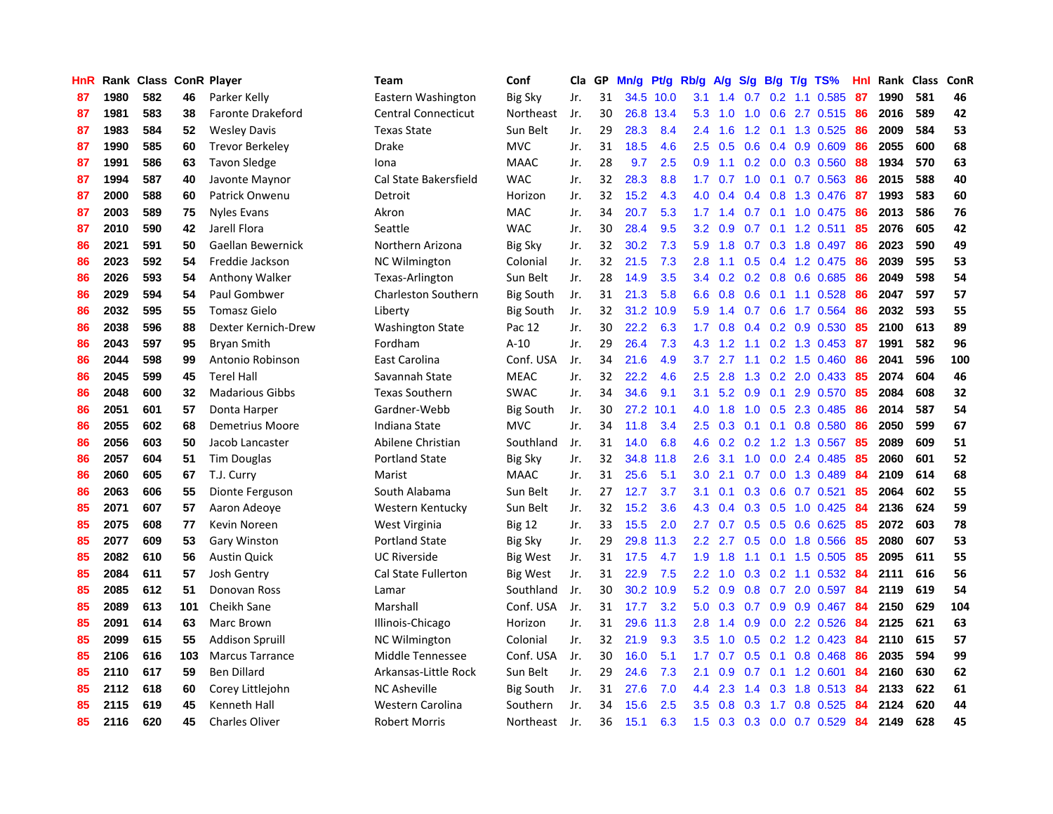| HnR | Rank | Class | ConR | Player | Team | Conf | Cla | GP | Mn/g | Pt/g | Rb/g | A/g | S/g | B/g | T/g | TS% | HnI | Rank | Class | ConR |
|---|---|---|---|---|---|---|---|---|---|---|---|---|---|---|---|---|---|---|---|---|
| 87 | 1980 | 582 | 46 | Parker Kelly | Eastern Washington | Big Sky | Jr. | 31 | 34.5 | 10.0 | 3.1 | 1.4 | 0.7 | 0.2 | 1.1 | 0.585 | 87 | 1990 | 581 | 46 |
| 87 | 1981 | 583 | 38 | Faronte Drakeford | Central Connecticut | Northeast | Jr. | 30 | 26.8 | 13.4 | 5.3 | 1.0 | 1.0 | 0.6 | 2.7 | 0.515 | 86 | 2016 | 589 | 42 |
| 87 | 1983 | 584 | 52 | Wesley Davis | Texas State | Sun Belt | Jr. | 29 | 28.3 | 8.4 | 2.4 | 1.6 | 1.2 | 0.1 | 1.3 | 0.525 | 86 | 2009 | 584 | 53 |
| 87 | 1990 | 585 | 60 | Trevor Berkeley | Drake | MVC | Jr. | 31 | 18.5 | 4.6 | 2.5 | 0.5 | 0.6 | 0.4 | 0.9 | 0.609 | 86 | 2055 | 600 | 68 |
| 87 | 1991 | 586 | 63 | Tavon Sledge | Iona | MAAC | Jr. | 28 | 9.7 | 2.5 | 0.9 | 1.1 | 0.2 | 0.0 | 0.3 | 0.560 | 88 | 1934 | 570 | 63 |
| 87 | 1994 | 587 | 40 | Javonte Maynor | Cal State Bakersfield | WAC | Jr. | 32 | 28.3 | 8.8 | 1.7 | 0.7 | 1.0 | 0.1 | 0.7 | 0.563 | 86 | 2015 | 588 | 40 |
| 87 | 2000 | 588 | 60 | Patrick Onwenu | Detroit | Horizon | Jr. | 32 | 15.2 | 4.3 | 4.0 | 0.4 | 0.4 | 0.8 | 1.3 | 0.476 | 87 | 1993 | 583 | 60 |
| 87 | 2003 | 589 | 75 | Nyles Evans | Akron | MAC | Jr. | 34 | 20.7 | 5.3 | 1.7 | 1.4 | 0.7 | 0.1 | 1.0 | 0.475 | 86 | 2013 | 586 | 76 |
| 87 | 2010 | 590 | 42 | Jarell Flora | Seattle | WAC | Jr. | 30 | 28.4 | 9.5 | 3.2 | 0.9 | 0.7 | 0.1 | 1.2 | 0.511 | 85 | 2076 | 605 | 42 |
| 86 | 2021 | 591 | 50 | Gaellan Bewernick | Northern Arizona | Big Sky | Jr. | 32 | 30.2 | 7.3 | 5.9 | 1.8 | 0.7 | 0.3 | 1.8 | 0.497 | 86 | 2023 | 590 | 49 |
| 86 | 2023 | 592 | 54 | Freddie Jackson | NC Wilmington | Colonial | Jr. | 32 | 21.5 | 7.3 | 2.8 | 1.1 | 0.5 | 0.4 | 1.2 | 0.475 | 86 | 2039 | 595 | 53 |
| 86 | 2026 | 593 | 54 | Anthony Walker | Texas-Arlington | Sun Belt | Jr. | 28 | 14.9 | 3.5 | 3.4 | 0.2 | 0.2 | 0.8 | 0.6 | 0.685 | 86 | 2049 | 598 | 54 |
| 86 | 2029 | 594 | 54 | Paul Gombwer | Charleston Southern | Big South | Jr. | 31 | 21.3 | 5.8 | 6.6 | 0.8 | 0.6 | 0.1 | 1.1 | 0.528 | 86 | 2047 | 597 | 57 |
| 86 | 2032 | 595 | 55 | Tomasz Gielo | Liberty | Big South | Jr. | 32 | 31.2 | 10.9 | 5.9 | 1.4 | 0.7 | 0.6 | 1.7 | 0.564 | 86 | 2032 | 593 | 55 |
| 86 | 2038 | 596 | 88 | Dexter Kernich-Drew | Washington State | Pac 12 | Jr. | 30 | 22.2 | 6.3 | 1.7 | 0.8 | 0.4 | 0.2 | 0.9 | 0.530 | 85 | 2100 | 613 | 89 |
| 86 | 2043 | 597 | 95 | Bryan Smith | Fordham | A-10 | Jr. | 29 | 26.4 | 7.3 | 4.3 | 1.2 | 1.1 | 0.2 | 1.3 | 0.453 | 87 | 1991 | 582 | 96 |
| 86 | 2044 | 598 | 99 | Antonio Robinson | East Carolina | Conf. USA | Jr. | 34 | 21.6 | 4.9 | 3.7 | 2.7 | 1.1 | 0.2 | 1.5 | 0.460 | 86 | 2041 | 596 | 100 |
| 86 | 2045 | 599 | 45 | Terel Hall | Savannah State | MEAC | Jr. | 32 | 22.2 | 4.6 | 2.5 | 2.8 | 1.3 | 0.2 | 2.0 | 0.433 | 85 | 2074 | 604 | 46 |
| 86 | 2048 | 600 | 32 | Madarious Gibbs | Texas Southern | SWAC | Jr. | 34 | 34.6 | 9.1 | 3.1 | 5.2 | 0.9 | 0.1 | 2.9 | 0.570 | 85 | 2084 | 608 | 32 |
| 86 | 2051 | 601 | 57 | Donta Harper | Gardner-Webb | Big South | Jr. | 30 | 27.2 | 10.1 | 4.0 | 1.8 | 1.0 | 0.5 | 2.3 | 0.485 | 86 | 2014 | 587 | 54 |
| 86 | 2055 | 602 | 68 | Demetrius Moore | Indiana State | MVC | Jr. | 34 | 11.8 | 3.4 | 2.5 | 0.3 | 0.1 | 0.1 | 0.8 | 0.580 | 86 | 2050 | 599 | 67 |
| 86 | 2056 | 603 | 50 | Jacob Lancaster | Abilene Christian | Southland | Jr. | 31 | 14.0 | 6.8 | 4.6 | 0.2 | 0.2 | 1.2 | 1.3 | 0.567 | 85 | 2089 | 609 | 51 |
| 86 | 2057 | 604 | 51 | Tim Douglas | Portland State | Big Sky | Jr. | 32 | 34.8 | 11.8 | 2.6 | 3.1 | 1.0 | 0.0 | 2.4 | 0.485 | 85 | 2060 | 601 | 52 |
| 86 | 2060 | 605 | 67 | T.J. Curry | Marist | MAAC | Jr. | 31 | 25.6 | 5.1 | 3.0 | 2.1 | 0.7 | 0.0 | 1.3 | 0.489 | 84 | 2109 | 614 | 68 |
| 86 | 2063 | 606 | 55 | Dionte Ferguson | South Alabama | Sun Belt | Jr. | 27 | 12.7 | 3.7 | 3.1 | 0.1 | 0.3 | 0.6 | 0.7 | 0.521 | 85 | 2064 | 602 | 55 |
| 85 | 2071 | 607 | 57 | Aaron Adeoye | Western Kentucky | Sun Belt | Jr. | 32 | 15.2 | 3.6 | 4.3 | 0.4 | 0.3 | 0.5 | 1.0 | 0.425 | 84 | 2136 | 624 | 59 |
| 85 | 2075 | 608 | 77 | Kevin Noreen | West Virginia | Big 12 | Jr. | 33 | 15.5 | 2.0 | 2.7 | 0.7 | 0.5 | 0.5 | 0.6 | 0.625 | 85 | 2072 | 603 | 78 |
| 85 | 2077 | 609 | 53 | Gary Winston | Portland State | Big Sky | Jr. | 29 | 29.8 | 11.3 | 2.2 | 2.7 | 0.5 | 0.0 | 1.8 | 0.566 | 85 | 2080 | 607 | 53 |
| 85 | 2082 | 610 | 56 | Austin Quick | UC Riverside | Big West | Jr. | 31 | 17.5 | 4.7 | 1.9 | 1.8 | 1.1 | 0.1 | 1.5 | 0.505 | 85 | 2095 | 611 | 55 |
| 85 | 2084 | 611 | 57 | Josh Gentry | Cal State Fullerton | Big West | Jr. | 31 | 22.9 | 7.5 | 2.2 | 1.0 | 0.3 | 0.2 | 1.1 | 0.532 | 84 | 2111 | 616 | 56 |
| 85 | 2085 | 612 | 51 | Donovan Ross | Lamar | Southland | Jr. | 30 | 30.2 | 10.9 | 5.2 | 0.9 | 0.8 | 0.7 | 2.0 | 0.597 | 84 | 2119 | 619 | 54 |
| 85 | 2089 | 613 | 101 | Cheikh Sane | Marshall | Conf. USA | Jr. | 31 | 17.7 | 3.2 | 5.0 | 0.3 | 0.7 | 0.9 | 0.9 | 0.467 | 84 | 2150 | 629 | 104 |
| 85 | 2091 | 614 | 63 | Marc Brown | Illinois-Chicago | Horizon | Jr. | 31 | 29.6 | 11.3 | 2.8 | 1.4 | 0.9 | 0.0 | 2.2 | 0.526 | 84 | 2125 | 621 | 63 |
| 85 | 2099 | 615 | 55 | Addison Spruill | NC Wilmington | Colonial | Jr. | 32 | 21.9 | 9.3 | 3.5 | 1.0 | 0.5 | 0.2 | 1.2 | 0.423 | 84 | 2110 | 615 | 57 |
| 85 | 2106 | 616 | 103 | Marcus Tarrance | Middle Tennessee | Conf. USA | Jr. | 30 | 16.0 | 5.1 | 1.7 | 0.7 | 0.5 | 0.1 | 0.8 | 0.468 | 86 | 2035 | 594 | 99 |
| 85 | 2110 | 617 | 59 | Ben Dillard | Arkansas-Little Rock | Sun Belt | Jr. | 29 | 24.6 | 7.3 | 2.1 | 0.9 | 0.7 | 0.1 | 1.2 | 0.601 | 84 | 2160 | 630 | 62 |
| 85 | 2112 | 618 | 60 | Corey Littlejohn | NC Asheville | Big South | Jr. | 31 | 27.6 | 7.0 | 4.4 | 2.3 | 1.4 | 0.3 | 1.8 | 0.513 | 84 | 2133 | 622 | 61 |
| 85 | 2115 | 619 | 45 | Kenneth Hall | Western Carolina | Southern | Jr. | 34 | 15.6 | 2.5 | 3.5 | 0.8 | 0.3 | 1.7 | 0.8 | 0.525 | 84 | 2124 | 620 | 44 |
| 85 | 2116 | 620 | 45 | Charles Oliver | Robert Morris | Northeast | Jr. | 36 | 15.1 | 6.3 | 1.5 | 0.3 | 0.3 | 0.0 | 0.7 | 0.529 | 84 | 2149 | 628 | 45 |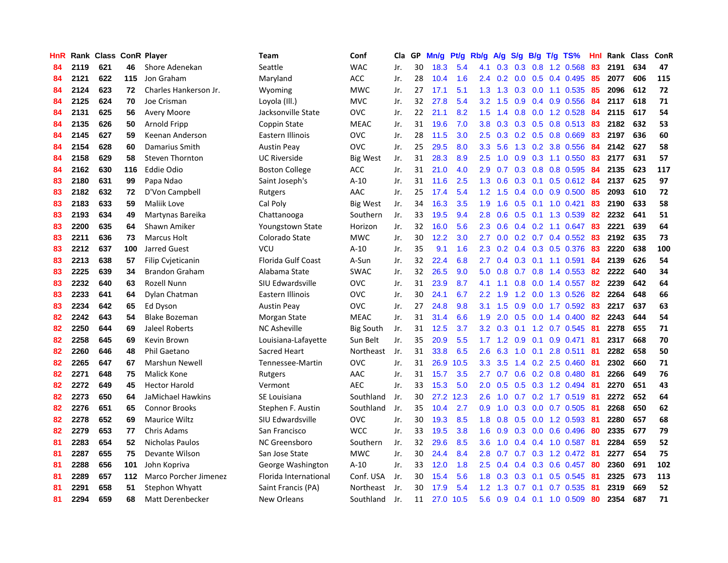| HnR | Rank | Class | ConR | Player | Team | Conf | Cla | GP | Mn/g | Pt/g | Rb/g | A/g | S/g | B/g | T/g | TS% | HnI | Rank | Class | ConR |
|---|---|---|---|---|---|---|---|---|---|---|---|---|---|---|---|---|---|---|---|---|
| 84 | 2119 | 621 | 46 | Shore Adenekan | Seattle | WAC | Jr. | 30 | 18.3 | 5.4 | 4.1 | 0.3 | 0.3 | 0.8 | 1.2 | 0.568 | 83 | 2191 | 634 | 47 |
| 84 | 2121 | 622 | 115 | Jon Graham | Maryland | ACC | Jr. | 28 | 10.4 | 1.6 | 2.4 | 0.2 | 0.0 | 0.5 | 0.4 | 0.495 | 85 | 2077 | 606 | 115 |
| 84 | 2124 | 623 | 72 | Charles Hankerson Jr. | Wyoming | MWC | Jr. | 27 | 17.1 | 5.1 | 1.3 | 1.3 | 0.3 | 0.0 | 1.1 | 0.535 | 85 | 2096 | 612 | 72 |
| 84 | 2125 | 624 | 70 | Joe Crisman | Loyola (Ill.) | MVC | Jr. | 32 | 27.8 | 5.4 | 3.2 | 1.5 | 0.9 | 0.4 | 0.9 | 0.556 | 84 | 2117 | 618 | 71 |
| 84 | 2131 | 625 | 56 | Avery Moore | Jacksonville State | OVC | Jr. | 22 | 21.1 | 8.2 | 1.5 | 1.4 | 0.8 | 0.0 | 1.2 | 0.528 | 84 | 2115 | 617 | 54 |
| 84 | 2135 | 626 | 50 | Arnold Fripp | Coppin State | MEAC | Jr. | 31 | 19.6 | 7.0 | 3.8 | 0.3 | 0.3 | 0.5 | 0.8 | 0.513 | 83 | 2182 | 632 | 53 |
| 84 | 2145 | 627 | 59 | Keenan Anderson | Eastern Illinois | OVC | Jr. | 28 | 11.5 | 3.0 | 2.5 | 0.3 | 0.2 | 0.5 | 0.8 | 0.669 | 83 | 2197 | 636 | 60 |
| 84 | 2154 | 628 | 60 | Damarius Smith | Austin Peay | OVC | Jr. | 25 | 29.5 | 8.0 | 3.3 | 5.6 | 1.3 | 0.2 | 3.8 | 0.556 | 84 | 2142 | 627 | 58 |
| 84 | 2158 | 629 | 58 | Steven Thornton | UC Riverside | Big West | Jr. | 31 | 28.3 | 8.9 | 2.5 | 1.0 | 0.9 | 0.3 | 1.1 | 0.550 | 83 | 2177 | 631 | 57 |
| 84 | 2162 | 630 | 116 | Eddie Odio | Boston College | ACC | Jr. | 31 | 21.0 | 4.0 | 2.9 | 0.7 | 0.3 | 0.8 | 0.8 | 0.595 | 84 | 2135 | 623 | 117 |
| 83 | 2180 | 631 | 99 | Papa Ndao | Saint Joseph's | A-10 | Jr. | 31 | 11.6 | 2.5 | 1.3 | 0.6 | 0.3 | 0.1 | 0.5 | 0.612 | 84 | 2137 | 625 | 97 |
| 83 | 2182 | 632 | 72 | D'Von Campbell | Rutgers | AAC | Jr. | 25 | 17.4 | 5.4 | 1.2 | 1.5 | 0.4 | 0.0 | 0.9 | 0.500 | 85 | 2093 | 610 | 72 |
| 83 | 2183 | 633 | 59 | Maliik Love | Cal Poly | Big West | Jr. | 34 | 16.3 | 3.5 | 1.9 | 1.6 | 0.5 | 0.1 | 1.0 | 0.421 | 83 | 2190 | 633 | 58 |
| 83 | 2193 | 634 | 49 | Martynas Bareika | Chattanooga | Southern | Jr. | 33 | 19.5 | 9.4 | 2.8 | 0.6 | 0.5 | 0.1 | 1.3 | 0.539 | 82 | 2232 | 641 | 51 |
| 83 | 2200 | 635 | 64 | Shawn Amiker | Youngstown State | Horizon | Jr. | 32 | 16.0 | 5.6 | 2.3 | 0.6 | 0.4 | 0.2 | 1.1 | 0.647 | 83 | 2221 | 639 | 64 |
| 83 | 2211 | 636 | 73 | Marcus Holt | Colorado State | MWC | Jr. | 30 | 12.2 | 3.0 | 2.7 | 0.0 | 0.2 | 0.7 | 0.4 | 0.552 | 83 | 2192 | 635 | 73 |
| 83 | 2212 | 637 | 100 | Jarred Guest | VCU | A-10 | Jr. | 35 | 9.1 | 1.6 | 2.3 | 0.2 | 0.4 | 0.3 | 0.5 | 0.376 | 83 | 2220 | 638 | 100 |
| 83 | 2213 | 638 | 57 | Filip Cvjeticanin | Florida Gulf Coast | A-Sun | Jr. | 32 | 22.4 | 6.8 | 2.7 | 0.4 | 0.3 | 0.1 | 1.1 | 0.591 | 84 | 2139 | 626 | 54 |
| 83 | 2225 | 639 | 34 | Brandon Graham | Alabama State | SWAC | Jr. | 32 | 26.5 | 9.0 | 5.0 | 0.8 | 0.7 | 0.8 | 1.4 | 0.553 | 82 | 2222 | 640 | 34 |
| 83 | 2232 | 640 | 63 | Rozell Nunn | SIU Edwardsville | OVC | Jr. | 31 | 23.9 | 8.7 | 4.1 | 1.1 | 0.8 | 0.0 | 1.4 | 0.557 | 82 | 2239 | 642 | 64 |
| 83 | 2233 | 641 | 64 | Dylan Chatman | Eastern Illinois | OVC | Jr. | 30 | 24.1 | 6.7 | 2.2 | 1.9 | 1.2 | 0.0 | 1.3 | 0.526 | 82 | 2264 | 648 | 66 |
| 83 | 2234 | 642 | 65 | Ed Dyson | Austin Peay | OVC | Jr. | 27 | 24.8 | 9.8 | 3.1 | 1.5 | 0.9 | 0.0 | 1.7 | 0.592 | 83 | 2217 | 637 | 63 |
| 82 | 2242 | 643 | 54 | Blake Bozeman | Morgan State | MEAC | Jr. | 31 | 31.4 | 6.6 | 1.9 | 2.0 | 0.5 | 0.0 | 1.4 | 0.400 | 82 | 2243 | 644 | 54 |
| 82 | 2250 | 644 | 69 | Jaleel Roberts | NC Asheville | Big South | Jr. | 31 | 12.5 | 3.7 | 3.2 | 0.3 | 0.1 | 1.2 | 0.7 | 0.545 | 81 | 2278 | 655 | 71 |
| 82 | 2258 | 645 | 69 | Kevin Brown | Louisiana-Lafayette | Sun Belt | Jr. | 35 | 20.9 | 5.5 | 1.7 | 1.2 | 0.9 | 0.1 | 0.9 | 0.471 | 81 | 2317 | 668 | 70 |
| 82 | 2260 | 646 | 48 | Phil Gaetano | Sacred Heart | Northeast | Jr. | 31 | 33.8 | 6.5 | 2.6 | 6.3 | 1.0 | 0.1 | 2.8 | 0.511 | 81 | 2282 | 658 | 50 |
| 82 | 2265 | 647 | 67 | Marshun Newell | Tennessee-Martin | OVC | Jr. | 31 | 26.9 | 10.5 | 3.3 | 3.5 | 1.4 | 0.2 | 2.5 | 0.460 | 81 | 2302 | 660 | 71 |
| 82 | 2271 | 648 | 75 | Malick Kone | Rutgers | AAC | Jr. | 31 | 15.7 | 3.5 | 2.7 | 0.7 | 0.6 | 0.2 | 0.8 | 0.480 | 81 | 2266 | 649 | 76 |
| 82 | 2272 | 649 | 45 | Hector Harold | Vermont | AEC | Jr. | 33 | 15.3 | 5.0 | 2.0 | 0.5 | 0.5 | 0.3 | 1.2 | 0.494 | 81 | 2270 | 651 | 43 |
| 82 | 2273 | 650 | 64 | JaMichael Hawkins | SE Louisiana | Southland | Jr. | 30 | 27.2 | 12.3 | 2.6 | 1.0 | 0.7 | 0.2 | 1.7 | 0.519 | 81 | 2272 | 652 | 64 |
| 82 | 2276 | 651 | 65 | Connor Brooks | Stephen F. Austin | Southland | Jr. | 35 | 10.4 | 2.7 | 0.9 | 1.0 | 0.3 | 0.0 | 0.7 | 0.505 | 81 | 2268 | 650 | 62 |
| 82 | 2278 | 652 | 69 | Maurice Wiltz | SIU Edwardsville | OVC | Jr. | 30 | 19.3 | 8.5 | 1.8 | 0.8 | 0.5 | 0.0 | 1.2 | 0.593 | 81 | 2280 | 657 | 68 |
| 82 | 2279 | 653 | 77 | Chris Adams | San Francisco | WCC | Jr. | 33 | 19.5 | 3.8 | 1.6 | 0.9 | 0.3 | 0.0 | 0.6 | 0.496 | 80 | 2335 | 677 | 79 |
| 81 | 2283 | 654 | 52 | Nicholas Paulos | NC Greensboro | Southern | Jr. | 32 | 29.6 | 8.5 | 3.6 | 1.0 | 0.4 | 0.4 | 1.0 | 0.587 | 81 | 2284 | 659 | 52 |
| 81 | 2287 | 655 | 75 | Devante Wilson | San Jose State | MWC | Jr. | 30 | 24.4 | 8.4 | 2.8 | 0.7 | 0.7 | 0.3 | 1.2 | 0.472 | 81 | 2277 | 654 | 75 |
| 81 | 2288 | 656 | 101 | John Kopriva | George Washington | A-10 | Jr. | 33 | 12.0 | 1.8 | 2.5 | 0.4 | 0.4 | 0.3 | 0.6 | 0.457 | 80 | 2360 | 691 | 102 |
| 81 | 2289 | 657 | 112 | Marco Porcher Jimenez | Florida International | Conf. USA | Jr. | 30 | 15.4 | 5.6 | 1.8 | 0.3 | 0.3 | 0.1 | 0.5 | 0.545 | 81 | 2325 | 673 | 113 |
| 81 | 2291 | 658 | 51 | Stephon Whyatt | Saint Francis (PA) | Northeast | Jr. | 30 | 17.9 | 5.4 | 1.2 | 1.3 | 0.7 | 0.1 | 0.7 | 0.535 | 81 | 2319 | 669 | 52 |
| 81 | 2294 | 659 | 68 | Matt Derenbecker | New Orleans | Southland | Jr. | 11 | 27.0 | 10.5 | 5.6 | 0.9 | 0.4 | 0.1 | 1.0 | 0.509 | 80 | 2354 | 687 | 71 |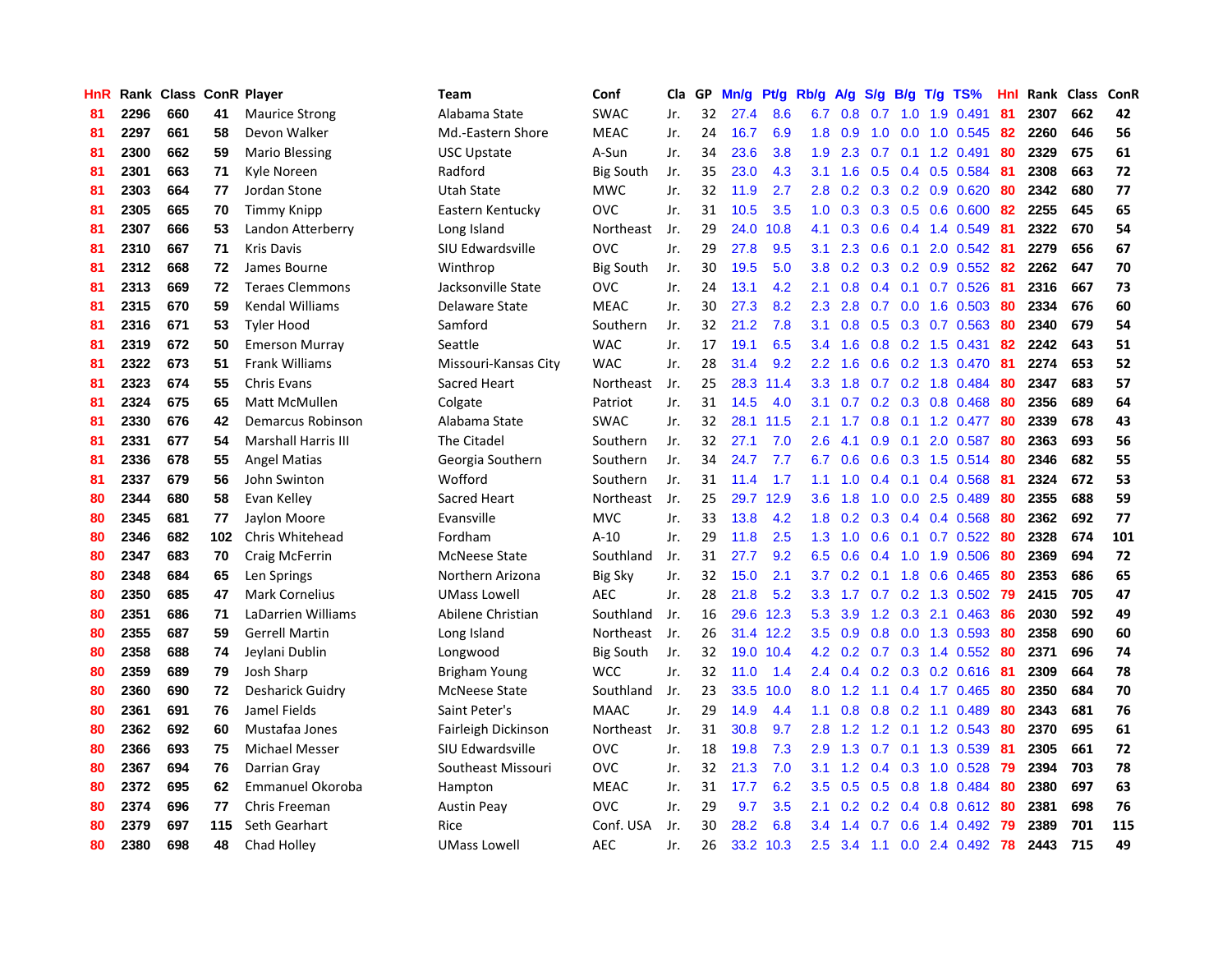| HnR | Rank | Class | ConR | Player | Team | Conf | Cla | GP | Mn/g | Pt/g | Rb/g | A/g | S/g | B/g | T/g | TS% | HnI | Rank | Class | ConR |
|---|---|---|---|---|---|---|---|---|---|---|---|---|---|---|---|---|---|---|---|---|
| 81 | 2296 | 660 | 41 | Maurice Strong | Alabama State | SWAC | Jr. | 32 | 27.4 | 8.6 | 6.7 | 0.8 | 0.7 | 1.0 | 1.9 | 0.491 | 81 | 2307 | 662 | 42 |
| 81 | 2297 | 661 | 58 | Devon Walker | Md.-Eastern Shore | MEAC | Jr. | 24 | 16.7 | 6.9 | 1.8 | 0.9 | 1.0 | 0.0 | 1.0 | 0.545 | 82 | 2260 | 646 | 56 |
| 81 | 2300 | 662 | 59 | Mario Blessing | USC Upstate | A-Sun | Jr. | 34 | 23.6 | 3.8 | 1.9 | 2.3 | 0.7 | 0.1 | 1.2 | 0.491 | 80 | 2329 | 675 | 61 |
| 81 | 2301 | 663 | 71 | Kyle Noreen | Radford | Big South | Jr. | 35 | 23.0 | 4.3 | 3.1 | 1.6 | 0.5 | 0.4 | 0.5 | 0.584 | 81 | 2308 | 663 | 72 |
| 81 | 2303 | 664 | 77 | Jordan Stone | Utah State | MWC | Jr. | 32 | 11.9 | 2.7 | 2.8 | 0.2 | 0.3 | 0.2 | 0.9 | 0.620 | 80 | 2342 | 680 | 77 |
| 81 | 2305 | 665 | 70 | Timmy Knipp | Eastern Kentucky | OVC | Jr. | 31 | 10.5 | 3.5 | 1.0 | 0.3 | 0.3 | 0.5 | 0.6 | 0.600 | 82 | 2255 | 645 | 65 |
| 81 | 2307 | 666 | 53 | Landon Atterberry | Long Island | Northeast | Jr. | 29 | 24.0 | 10.8 | 4.1 | 0.3 | 0.6 | 0.4 | 1.4 | 0.549 | 81 | 2322 | 670 | 54 |
| 81 | 2310 | 667 | 71 | Kris Davis | SIU Edwardsville | OVC | Jr. | 29 | 27.8 | 9.5 | 3.1 | 2.3 | 0.6 | 0.1 | 2.0 | 0.542 | 81 | 2279 | 656 | 67 |
| 81 | 2312 | 668 | 72 | James Bourne | Winthrop | Big South | Jr. | 30 | 19.5 | 5.0 | 3.8 | 0.2 | 0.3 | 0.2 | 0.9 | 0.552 | 82 | 2262 | 647 | 70 |
| 81 | 2313 | 669 | 72 | Teraes Clemmons | Jacksonville State | OVC | Jr. | 24 | 13.1 | 4.2 | 2.1 | 0.8 | 0.4 | 0.1 | 0.7 | 0.526 | 81 | 2316 | 667 | 73 |
| 81 | 2315 | 670 | 59 | Kendal Williams | Delaware State | MEAC | Jr. | 30 | 27.3 | 8.2 | 2.3 | 2.8 | 0.7 | 0.0 | 1.6 | 0.503 | 80 | 2334 | 676 | 60 |
| 81 | 2316 | 671 | 53 | Tyler Hood | Samford | Southern | Jr. | 32 | 21.2 | 7.8 | 3.1 | 0.8 | 0.5 | 0.3 | 0.7 | 0.563 | 80 | 2340 | 679 | 54 |
| 81 | 2319 | 672 | 50 | Emerson Murray | Seattle | WAC | Jr. | 17 | 19.1 | 6.5 | 3.4 | 1.6 | 0.8 | 0.2 | 1.5 | 0.431 | 82 | 2242 | 643 | 51 |
| 81 | 2322 | 673 | 51 | Frank Williams | Missouri-Kansas City | WAC | Jr. | 28 | 31.4 | 9.2 | 2.2 | 1.6 | 0.6 | 0.2 | 1.3 | 0.470 | 81 | 2274 | 653 | 52 |
| 81 | 2323 | 674 | 55 | Chris Evans | Sacred Heart | Northeast | Jr. | 25 | 28.3 | 11.4 | 3.3 | 1.8 | 0.7 | 0.2 | 1.8 | 0.484 | 80 | 2347 | 683 | 57 |
| 81 | 2324 | 675 | 65 | Matt McMullen | Colgate | Patriot | Jr. | 31 | 14.5 | 4.0 | 3.1 | 0.7 | 0.2 | 0.3 | 0.8 | 0.468 | 80 | 2356 | 689 | 64 |
| 81 | 2330 | 676 | 42 | Demarcus Robinson | Alabama State | SWAC | Jr. | 32 | 28.1 | 11.5 | 2.1 | 1.7 | 0.8 | 0.1 | 1.2 | 0.477 | 80 | 2339 | 678 | 43 |
| 81 | 2331 | 677 | 54 | Marshall Harris III | The Citadel | Southern | Jr. | 32 | 27.1 | 7.0 | 2.6 | 4.1 | 0.9 | 0.1 | 2.0 | 0.587 | 80 | 2363 | 693 | 56 |
| 81 | 2336 | 678 | 55 | Angel Matias | Georgia Southern | Southern | Jr. | 34 | 24.7 | 7.7 | 6.7 | 0.6 | 0.6 | 0.3 | 1.5 | 0.514 | 80 | 2346 | 682 | 55 |
| 81 | 2337 | 679 | 56 | John Swinton | Wofford | Southern | Jr. | 31 | 11.4 | 1.7 | 1.1 | 1.0 | 0.4 | 0.1 | 0.4 | 0.568 | 81 | 2324 | 672 | 53 |
| 80 | 2344 | 680 | 58 | Evan Kelley | Sacred Heart | Northeast | Jr. | 25 | 29.7 | 12.9 | 3.6 | 1.8 | 1.0 | 0.0 | 2.5 | 0.489 | 80 | 2355 | 688 | 59 |
| 80 | 2345 | 681 | 77 | Jaylon Moore | Evansville | MVC | Jr. | 33 | 13.8 | 4.2 | 1.8 | 0.2 | 0.3 | 0.4 | 0.4 | 0.568 | 80 | 2362 | 692 | 77 |
| 80 | 2346 | 682 | 102 | Chris Whitehead | Fordham | A-10 | Jr. | 29 | 11.8 | 2.5 | 1.3 | 1.0 | 0.6 | 0.1 | 0.7 | 0.522 | 80 | 2328 | 674 | 101 |
| 80 | 2347 | 683 | 70 | Craig McFerrin | McNeese State | Southland | Jr. | 31 | 27.7 | 9.2 | 6.5 | 0.6 | 0.4 | 1.0 | 1.9 | 0.506 | 80 | 2369 | 694 | 72 |
| 80 | 2348 | 684 | 65 | Len Springs | Northern Arizona | Big Sky | Jr. | 32 | 15.0 | 2.1 | 3.7 | 0.2 | 0.1 | 1.8 | 0.6 | 0.465 | 80 | 2353 | 686 | 65 |
| 80 | 2350 | 685 | 47 | Mark Cornelius | UMass Lowell | AEC | Jr. | 28 | 21.8 | 5.2 | 3.3 | 1.7 | 0.7 | 0.2 | 1.3 | 0.502 | 79 | 2415 | 705 | 47 |
| 80 | 2351 | 686 | 71 | LaDarrien Williams | Abilene Christian | Southland | Jr. | 16 | 29.6 | 12.3 | 5.3 | 3.9 | 1.2 | 0.3 | 2.1 | 0.463 | 86 | 2030 | 592 | 49 |
| 80 | 2355 | 687 | 59 | Gerrell Martin | Long Island | Northeast | Jr. | 26 | 31.4 | 12.2 | 3.5 | 0.9 | 0.8 | 0.0 | 1.3 | 0.593 | 80 | 2358 | 690 | 60 |
| 80 | 2358 | 688 | 74 | Jeylani Dublin | Longwood | Big South | Jr. | 32 | 19.0 | 10.4 | 4.2 | 0.2 | 0.7 | 0.3 | 1.4 | 0.552 | 80 | 2371 | 696 | 74 |
| 80 | 2359 | 689 | 79 | Josh Sharp | Brigham Young | WCC | Jr. | 32 | 11.0 | 1.4 | 2.4 | 0.4 | 0.2 | 0.3 | 0.2 | 0.616 | 81 | 2309 | 664 | 78 |
| 80 | 2360 | 690 | 72 | Desharick Guidry | McNeese State | Southland | Jr. | 23 | 33.5 | 10.0 | 8.0 | 1.2 | 1.1 | 0.4 | 1.7 | 0.465 | 80 | 2350 | 684 | 70 |
| 80 | 2361 | 691 | 76 | Jamel Fields | Saint Peter's | MAAC | Jr. | 29 | 14.9 | 4.4 | 1.1 | 0.8 | 0.8 | 0.2 | 1.1 | 0.489 | 80 | 2343 | 681 | 76 |
| 80 | 2362 | 692 | 60 | Mustafaa Jones | Fairleigh Dickinson | Northeast | Jr. | 31 | 30.8 | 9.7 | 2.8 | 1.2 | 1.2 | 0.1 | 1.2 | 0.543 | 80 | 2370 | 695 | 61 |
| 80 | 2366 | 693 | 75 | Michael Messer | SIU Edwardsville | OVC | Jr. | 18 | 19.8 | 7.3 | 2.9 | 1.3 | 0.7 | 0.1 | 1.3 | 0.539 | 81 | 2305 | 661 | 72 |
| 80 | 2367 | 694 | 76 | Darrian Gray | Southeast Missouri | OVC | Jr. | 32 | 21.3 | 7.0 | 3.1 | 1.2 | 0.4 | 0.3 | 1.0 | 0.528 | 79 | 2394 | 703 | 78 |
| 80 | 2372 | 695 | 62 | Emmanuel Okoroba | Hampton | MEAC | Jr. | 31 | 17.7 | 6.2 | 3.5 | 0.5 | 0.5 | 0.8 | 1.8 | 0.484 | 80 | 2380 | 697 | 63 |
| 80 | 2374 | 696 | 77 | Chris Freeman | Austin Peay | OVC | Jr. | 29 | 9.7 | 3.5 | 2.1 | 0.2 | 0.2 | 0.4 | 0.8 | 0.612 | 80 | 2381 | 698 | 76 |
| 80 | 2379 | 697 | 115 | Seth Gearhart | Rice | Conf. USA | Jr. | 30 | 28.2 | 6.8 | 3.4 | 1.4 | 0.7 | 0.6 | 1.4 | 0.492 | 79 | 2389 | 701 | 115 |
| 80 | 2380 | 698 | 48 | Chad Holley | UMass Lowell | AEC | Jr. | 26 | 33.2 | 10.3 | 2.5 | 3.4 | 1.1 | 0.0 | 2.4 | 0.492 | 78 | 2443 | 715 | 49 |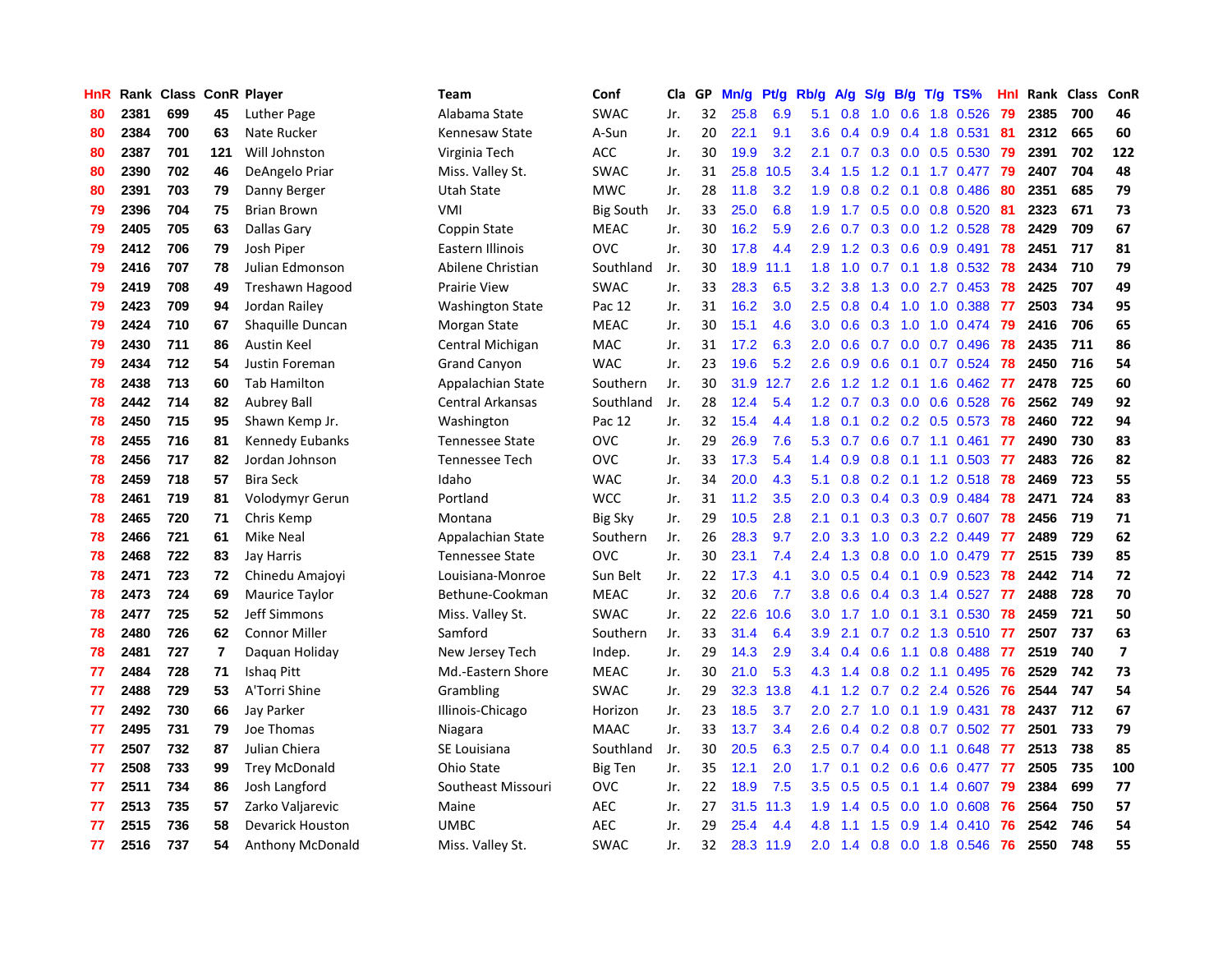| HnR | Rank | Class | ConR | Player | Team | Conf | Cla | GP | Mn/g | Pt/g | Rb/g | A/g | S/g | B/g | T/g | TS% | HnI | Rank | Class | ConR |
|---|---|---|---|---|---|---|---|---|---|---|---|---|---|---|---|---|---|---|---|---|
| 80 | 2381 | 699 | 45 | Luther Page | Alabama State | SWAC | Jr. | 32 | 25.8 | 6.9 | 5.1 | 0.8 | 1.0 | 0.6 | 1.8 | 0.526 | 79 | 2385 | 700 | 46 |
| 80 | 2384 | 700 | 63 | Nate Rucker | Kennesaw State | A-Sun | Jr. | 20 | 22.1 | 9.1 | 3.6 | 0.4 | 0.9 | 0.4 | 1.8 | 0.531 | 81 | 2312 | 665 | 60 |
| 80 | 2387 | 701 | 121 | Will Johnston | Virginia Tech | ACC | Jr. | 30 | 19.9 | 3.2 | 2.1 | 0.7 | 0.3 | 0.0 | 0.5 | 0.530 | 79 | 2391 | 702 | 122 |
| 80 | 2390 | 702 | 46 | DeAngelo Priar | Miss. Valley St. | SWAC | Jr. | 31 | 25.8 | 10.5 | 3.4 | 1.5 | 1.2 | 0.1 | 1.7 | 0.477 | 79 | 2407 | 704 | 48 |
| 80 | 2391 | 703 | 79 | Danny Berger | Utah State | MWC | Jr. | 28 | 11.8 | 3.2 | 1.9 | 0.8 | 0.2 | 0.1 | 0.8 | 0.486 | 80 | 2351 | 685 | 79 |
| 79 | 2396 | 704 | 75 | Brian Brown | VMI | Big South | Jr. | 33 | 25.0 | 6.8 | 1.9 | 1.7 | 0.5 | 0.0 | 0.8 | 0.520 | 81 | 2323 | 671 | 73 |
| 79 | 2405 | 705 | 63 | Dallas Gary | Coppin State | MEAC | Jr. | 30 | 16.2 | 5.9 | 2.6 | 0.7 | 0.3 | 0.0 | 1.2 | 0.528 | 78 | 2429 | 709 | 67 |
| 79 | 2412 | 706 | 79 | Josh Piper | Eastern Illinois | OVC | Jr. | 30 | 17.8 | 4.4 | 2.9 | 1.2 | 0.3 | 0.6 | 0.9 | 0.491 | 78 | 2451 | 717 | 81 |
| 79 | 2416 | 707 | 78 | Julian Edmonson | Abilene Christian | Southland | Jr. | 30 | 18.9 | 11.1 | 1.8 | 1.0 | 0.7 | 0.1 | 1.8 | 0.532 | 78 | 2434 | 710 | 79 |
| 79 | 2419 | 708 | 49 | Treshawn Hagood | Prairie View | SWAC | Jr. | 33 | 28.3 | 6.5 | 3.2 | 3.8 | 1.3 | 0.0 | 2.7 | 0.453 | 78 | 2425 | 707 | 49 |
| 79 | 2423 | 709 | 94 | Jordan Railey | Washington State | Pac 12 | Jr. | 31 | 16.2 | 3.0 | 2.5 | 0.8 | 0.4 | 1.0 | 1.0 | 0.388 | 77 | 2503 | 734 | 95 |
| 79 | 2424 | 710 | 67 | Shaquille Duncan | Morgan State | MEAC | Jr. | 30 | 15.1 | 4.6 | 3.0 | 0.6 | 0.3 | 1.0 | 1.0 | 0.474 | 79 | 2416 | 706 | 65 |
| 79 | 2430 | 711 | 86 | Austin Keel | Central Michigan | MAC | Jr. | 31 | 17.2 | 6.3 | 2.0 | 0.6 | 0.7 | 0.0 | 0.7 | 0.496 | 78 | 2435 | 711 | 86 |
| 79 | 2434 | 712 | 54 | Justin Foreman | Grand Canyon | WAC | Jr. | 23 | 19.6 | 5.2 | 2.6 | 0.9 | 0.6 | 0.1 | 0.7 | 0.524 | 78 | 2450 | 716 | 54 |
| 78 | 2438 | 713 | 60 | Tab Hamilton | Appalachian State | Southern | Jr. | 30 | 31.9 | 12.7 | 2.6 | 1.2 | 1.2 | 0.1 | 1.6 | 0.462 | 77 | 2478 | 725 | 60 |
| 78 | 2442 | 714 | 82 | Aubrey Ball | Central Arkansas | Southland | Jr. | 28 | 12.4 | 5.4 | 1.2 | 0.7 | 0.3 | 0.0 | 0.6 | 0.528 | 76 | 2562 | 749 | 92 |
| 78 | 2450 | 715 | 95 | Shawn Kemp Jr. | Washington | Pac 12 | Jr. | 32 | 15.4 | 4.4 | 1.8 | 0.1 | 0.2 | 0.2 | 0.5 | 0.573 | 78 | 2460 | 722 | 94 |
| 78 | 2455 | 716 | 81 | Kennedy Eubanks | Tennessee State | OVC | Jr. | 29 | 26.9 | 7.6 | 5.3 | 0.7 | 0.6 | 0.7 | 1.1 | 0.461 | 77 | 2490 | 730 | 83 |
| 78 | 2456 | 717 | 82 | Jordan Johnson | Tennessee Tech | OVC | Jr. | 33 | 17.3 | 5.4 | 1.4 | 0.9 | 0.8 | 0.1 | 1.1 | 0.503 | 77 | 2483 | 726 | 82 |
| 78 | 2459 | 718 | 57 | Bira Seck | Idaho | WAC | Jr. | 34 | 20.0 | 4.3 | 5.1 | 0.8 | 0.2 | 0.1 | 1.2 | 0.518 | 78 | 2469 | 723 | 55 |
| 78 | 2461 | 719 | 81 | Volodymyr Gerun | Portland | WCC | Jr. | 31 | 11.2 | 3.5 | 2.0 | 0.3 | 0.4 | 0.3 | 0.9 | 0.484 | 78 | 2471 | 724 | 83 |
| 78 | 2465 | 720 | 71 | Chris Kemp | Montana | Big Sky | Jr. | 29 | 10.5 | 2.8 | 2.1 | 0.1 | 0.3 | 0.3 | 0.7 | 0.607 | 78 | 2456 | 719 | 71 |
| 78 | 2466 | 721 | 61 | Mike Neal | Appalachian State | Southern | Jr. | 26 | 28.3 | 9.7 | 2.0 | 3.3 | 1.0 | 0.3 | 2.2 | 0.449 | 77 | 2489 | 729 | 62 |
| 78 | 2468 | 722 | 83 | Jay Harris | Tennessee State | OVC | Jr. | 30 | 23.1 | 7.4 | 2.4 | 1.3 | 0.8 | 0.0 | 1.0 | 0.479 | 77 | 2515 | 739 | 85 |
| 78 | 2471 | 723 | 72 | Chinedu Amajoyi | Louisiana-Monroe | Sun Belt | Jr. | 22 | 17.3 | 4.1 | 3.0 | 0.5 | 0.4 | 0.1 | 0.9 | 0.523 | 78 | 2442 | 714 | 72 |
| 78 | 2473 | 724 | 69 | Maurice Taylor | Bethune-Cookman | MEAC | Jr. | 32 | 20.6 | 7.7 | 3.8 | 0.6 | 0.4 | 0.3 | 1.4 | 0.527 | 77 | 2488 | 728 | 70 |
| 78 | 2477 | 725 | 52 | Jeff Simmons | Miss. Valley St. | SWAC | Jr. | 22 | 22.6 | 10.6 | 3.0 | 1.7 | 1.0 | 0.1 | 3.1 | 0.530 | 78 | 2459 | 721 | 50 |
| 78 | 2480 | 726 | 62 | Connor Miller | Samford | Southern | Jr. | 33 | 31.4 | 6.4 | 3.9 | 2.1 | 0.7 | 0.2 | 1.3 | 0.510 | 77 | 2507 | 737 | 63 |
| 78 | 2481 | 727 | 7 | Daquan Holiday | New Jersey Tech | Indep. | Jr. | 29 | 14.3 | 2.9 | 3.4 | 0.4 | 0.6 | 1.1 | 0.8 | 0.488 | 77 | 2519 | 740 | 7 |
| 77 | 2484 | 728 | 71 | Ishaq Pitt | Md.-Eastern Shore | MEAC | Jr. | 30 | 21.0 | 5.3 | 4.3 | 1.4 | 0.8 | 0.2 | 1.1 | 0.495 | 76 | 2529 | 742 | 73 |
| 77 | 2488 | 729 | 53 | A'Torri Shine | Grambling | SWAC | Jr. | 29 | 32.3 | 13.8 | 4.1 | 1.2 | 0.7 | 0.2 | 2.4 | 0.526 | 76 | 2544 | 747 | 54 |
| 77 | 2492 | 730 | 66 | Jay Parker | Illinois-Chicago | Horizon | Jr. | 23 | 18.5 | 3.7 | 2.0 | 2.7 | 1.0 | 0.1 | 1.9 | 0.431 | 78 | 2437 | 712 | 67 |
| 77 | 2495 | 731 | 79 | Joe Thomas | Niagara | MAAC | Jr. | 33 | 13.7 | 3.4 | 2.6 | 0.4 | 0.2 | 0.8 | 0.7 | 0.502 | 77 | 2501 | 733 | 79 |
| 77 | 2507 | 732 | 87 | Julian Chiera | SE Louisiana | Southland | Jr. | 30 | 20.5 | 6.3 | 2.5 | 0.7 | 0.4 | 0.0 | 1.1 | 0.648 | 77 | 2513 | 738 | 85 |
| 77 | 2508 | 733 | 99 | Trey McDonald | Ohio State | Big Ten | Jr. | 35 | 12.1 | 2.0 | 1.7 | 0.1 | 0.2 | 0.6 | 0.6 | 0.477 | 77 | 2505 | 735 | 100 |
| 77 | 2511 | 734 | 86 | Josh Langford | Southeast Missouri | OVC | Jr. | 22 | 18.9 | 7.5 | 3.5 | 0.5 | 0.5 | 0.1 | 1.4 | 0.607 | 79 | 2384 | 699 | 77 |
| 77 | 2513 | 735 | 57 | Zarko Valjarevic | Maine | AEC | Jr. | 27 | 31.5 | 11.3 | 1.9 | 1.4 | 0.5 | 0.0 | 1.0 | 0.608 | 76 | 2564 | 750 | 57 |
| 77 | 2515 | 736 | 58 | Devarick Houston | UMBC | AEC | Jr. | 29 | 25.4 | 4.4 | 4.8 | 1.1 | 1.5 | 0.9 | 1.4 | 0.410 | 76 | 2542 | 746 | 54 |
| 77 | 2516 | 737 | 54 | Anthony McDonald | Miss. Valley St. | SWAC | Jr. | 32 | 28.3 | 11.9 | 2.0 | 1.4 | 0.8 | 0.0 | 1.8 | 0.546 | 76 | 2550 | 748 | 55 |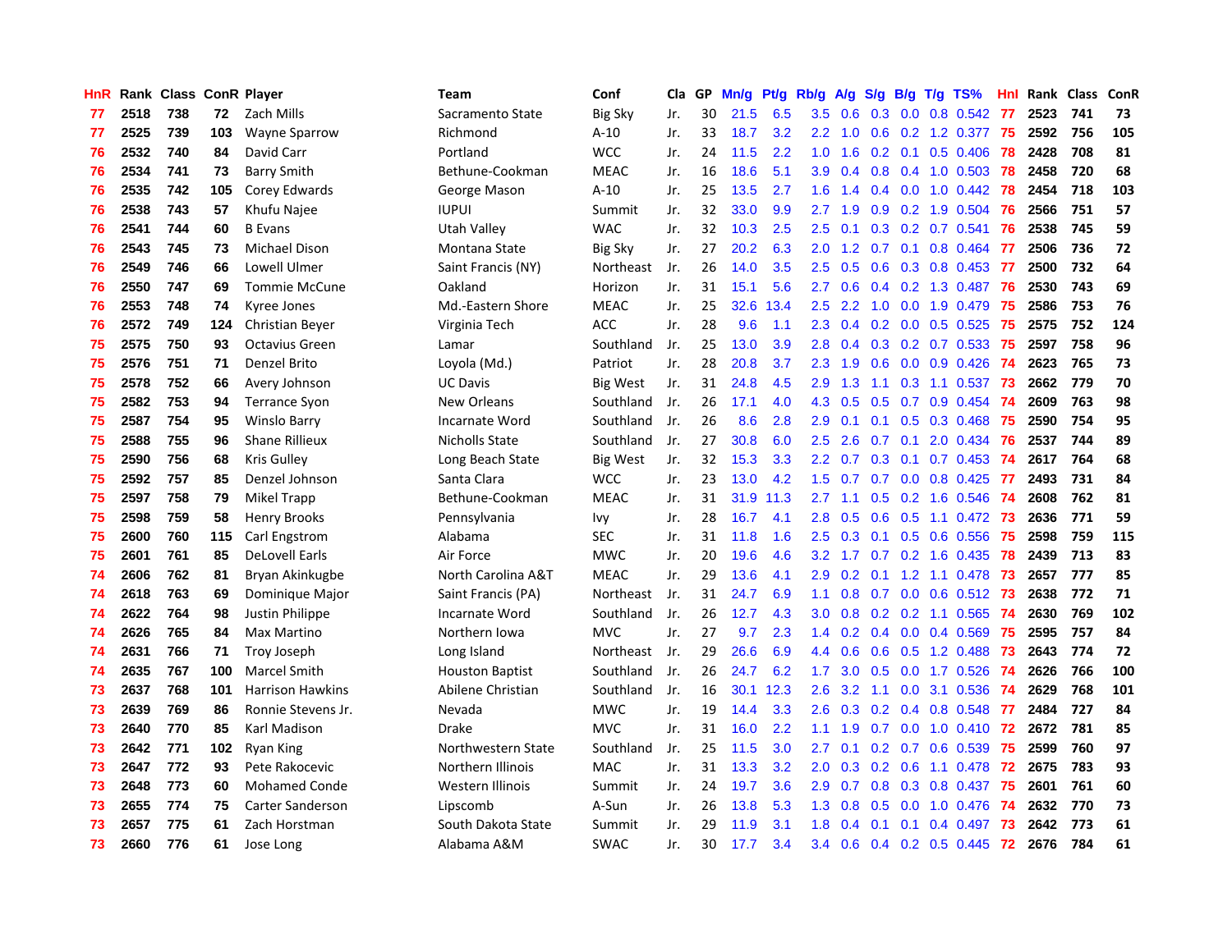| HnR | Rank | Class | ConR | Player | Team | Conf | Cla | GP | Mn/g | Pt/g | Rb/g | A/g | S/g | B/g | T/g | TS% | HnI | Rank | Class | ConR |
|---|---|---|---|---|---|---|---|---|---|---|---|---|---|---|---|---|---|---|---|---|
| 77 | 2518 | 738 | 72 | Zach Mills | Sacramento State | Big Sky | Jr. | 30 | 21.5 | 6.5 | 3.5 | 0.6 | 0.3 | 0.0 | 0.8 | 0.542 | 77 | 2523 | 741 | 73 |
| 77 | 2525 | 739 | 103 | Wayne Sparrow | Richmond | A-10 | Jr. | 33 | 18.7 | 3.2 | 2.2 | 1.0 | 0.6 | 0.2 | 1.2 | 0.377 | 75 | 2592 | 756 | 105 |
| 76 | 2532 | 740 | 84 | David Carr | Portland | WCC | Jr. | 24 | 11.5 | 2.2 | 1.0 | 1.6 | 0.2 | 0.1 | 0.5 | 0.406 | 78 | 2428 | 708 | 81 |
| 76 | 2534 | 741 | 73 | Barry Smith | Bethune-Cookman | MEAC | Jr. | 16 | 18.6 | 5.1 | 3.9 | 0.4 | 0.8 | 0.4 | 1.0 | 0.503 | 78 | 2458 | 720 | 68 |
| 76 | 2535 | 742 | 105 | Corey Edwards | George Mason | A-10 | Jr. | 25 | 13.5 | 2.7 | 1.6 | 1.4 | 0.4 | 0.0 | 1.0 | 0.442 | 78 | 2454 | 718 | 103 |
| 76 | 2538 | 743 | 57 | Khufu Najee | IUPUI | Summit | Jr. | 32 | 33.0 | 9.9 | 2.7 | 1.9 | 0.9 | 0.2 | 1.9 | 0.504 | 76 | 2566 | 751 | 57 |
| 76 | 2541 | 744 | 60 | B Evans | Utah Valley | WAC | Jr. | 32 | 10.3 | 2.5 | 2.5 | 0.1 | 0.3 | 0.2 | 0.7 | 0.541 | 76 | 2538 | 745 | 59 |
| 76 | 2543 | 745 | 73 | Michael Dison | Montana State | Big Sky | Jr. | 27 | 20.2 | 6.3 | 2.0 | 1.2 | 0.7 | 0.1 | 0.8 | 0.464 | 77 | 2506 | 736 | 72 |
| 76 | 2549 | 746 | 66 | Lowell Ulmer | Saint Francis (NY) | Northeast | Jr. | 26 | 14.0 | 3.5 | 2.5 | 0.5 | 0.6 | 0.3 | 0.8 | 0.453 | 77 | 2500 | 732 | 64 |
| 76 | 2550 | 747 | 69 | Tommie McCune | Oakland | Horizon | Jr. | 31 | 15.1 | 5.6 | 2.7 | 0.6 | 0.4 | 0.2 | 1.3 | 0.487 | 76 | 2530 | 743 | 69 |
| 76 | 2553 | 748 | 74 | Kyree Jones | Md.-Eastern Shore | MEAC | Jr. | 25 | 32.6 | 13.4 | 2.5 | 2.2 | 1.0 | 0.0 | 1.9 | 0.479 | 75 | 2586 | 753 | 76 |
| 76 | 2572 | 749 | 124 | Christian Beyer | Virginia Tech | ACC | Jr. | 28 | 9.6 | 1.1 | 2.3 | 0.4 | 0.2 | 0.0 | 0.5 | 0.525 | 75 | 2575 | 752 | 124 |
| 75 | 2575 | 750 | 93 | Octavius Green | Lamar | Southland | Jr. | 25 | 13.0 | 3.9 | 2.8 | 0.4 | 0.3 | 0.2 | 0.7 | 0.533 | 75 | 2597 | 758 | 96 |
| 75 | 2576 | 751 | 71 | Denzel Brito | Loyola (Md.) | Patriot | Jr. | 28 | 20.8 | 3.7 | 2.3 | 1.9 | 0.6 | 0.0 | 0.9 | 0.426 | 74 | 2623 | 765 | 73 |
| 75 | 2578 | 752 | 66 | Avery Johnson | UC Davis | Big West | Jr. | 31 | 24.8 | 4.5 | 2.9 | 1.3 | 1.1 | 0.3 | 1.1 | 0.537 | 73 | 2662 | 779 | 70 |
| 75 | 2582 | 753 | 94 | Terrance Syon | New Orleans | Southland | Jr. | 26 | 17.1 | 4.0 | 4.3 | 0.5 | 0.5 | 0.7 | 0.9 | 0.454 | 74 | 2609 | 763 | 98 |
| 75 | 2587 | 754 | 95 | Winslo Barry | Incarnate Word | Southland | Jr. | 26 | 8.6 | 2.8 | 2.9 | 0.1 | 0.1 | 0.5 | 0.3 | 0.468 | 75 | 2590 | 754 | 95 |
| 75 | 2588 | 755 | 96 | Shane Rillieux | Nicholls State | Southland | Jr. | 27 | 30.8 | 6.0 | 2.5 | 2.6 | 0.7 | 0.1 | 2.0 | 0.434 | 76 | 2537 | 744 | 89 |
| 75 | 2590 | 756 | 68 | Kris Gulley | Long Beach State | Big West | Jr. | 32 | 15.3 | 3.3 | 2.2 | 0.7 | 0.3 | 0.1 | 0.7 | 0.453 | 74 | 2617 | 764 | 68 |
| 75 | 2592 | 757 | 85 | Denzel Johnson | Santa Clara | WCC | Jr. | 23 | 13.0 | 4.2 | 1.5 | 0.7 | 0.7 | 0.0 | 0.8 | 0.425 | 77 | 2493 | 731 | 84 |
| 75 | 2597 | 758 | 79 | Mikel Trapp | Bethune-Cookman | MEAC | Jr. | 31 | 31.9 | 11.3 | 2.7 | 1.1 | 0.5 | 0.2 | 1.6 | 0.546 | 74 | 2608 | 762 | 81 |
| 75 | 2598 | 759 | 58 | Henry Brooks | Pennsylvania | Ivy | Jr. | 28 | 16.7 | 4.1 | 2.8 | 0.5 | 0.6 | 0.5 | 1.1 | 0.472 | 73 | 2636 | 771 | 59 |
| 75 | 2600 | 760 | 115 | Carl Engstrom | Alabama | SEC | Jr. | 31 | 11.8 | 1.6 | 2.5 | 0.3 | 0.1 | 0.5 | 0.6 | 0.556 | 75 | 2598 | 759 | 115 |
| 75 | 2601 | 761 | 85 | DeLovell Earls | Air Force | MWC | Jr. | 20 | 19.6 | 4.6 | 3.2 | 1.7 | 0.7 | 0.2 | 1.6 | 0.435 | 78 | 2439 | 713 | 83 |
| 74 | 2606 | 762 | 81 | Bryan Akinkugbe | North Carolina A&T | MEAC | Jr. | 29 | 13.6 | 4.1 | 2.9 | 0.2 | 0.1 | 1.2 | 1.1 | 0.478 | 73 | 2657 | 777 | 85 |
| 74 | 2618 | 763 | 69 | Dominique Major | Saint Francis (PA) | Northeast | Jr. | 31 | 24.7 | 6.9 | 1.1 | 0.8 | 0.7 | 0.0 | 0.6 | 0.512 | 73 | 2638 | 772 | 71 |
| 74 | 2622 | 764 | 98 | Justin Philippe | Incarnate Word | Southland | Jr. | 26 | 12.7 | 4.3 | 3.0 | 0.8 | 0.2 | 0.2 | 1.1 | 0.565 | 74 | 2630 | 769 | 102 |
| 74 | 2626 | 765 | 84 | Max Martino | Northern Iowa | MVC | Jr. | 27 | 9.7 | 2.3 | 1.4 | 0.2 | 0.4 | 0.0 | 0.4 | 0.569 | 75 | 2595 | 757 | 84 |
| 74 | 2631 | 766 | 71 | Troy Joseph | Long Island | Northeast | Jr. | 29 | 26.6 | 6.9 | 4.4 | 0.6 | 0.6 | 0.5 | 1.2 | 0.488 | 73 | 2643 | 774 | 72 |
| 74 | 2635 | 767 | 100 | Marcel Smith | Houston Baptist | Southland | Jr. | 26 | 24.7 | 6.2 | 1.7 | 3.0 | 0.5 | 0.0 | 1.7 | 0.526 | 74 | 2626 | 766 | 100 |
| 73 | 2637 | 768 | 101 | Harrison Hawkins | Abilene Christian | Southland | Jr. | 16 | 30.1 | 12.3 | 2.6 | 3.2 | 1.1 | 0.0 | 3.1 | 0.536 | 74 | 2629 | 768 | 101 |
| 73 | 2639 | 769 | 86 | Ronnie Stevens Jr. | Nevada | MWC | Jr. | 19 | 14.4 | 3.3 | 2.6 | 0.3 | 0.2 | 0.4 | 0.8 | 0.548 | 77 | 2484 | 727 | 84 |
| 73 | 2640 | 770 | 85 | Karl Madison | Drake | MVC | Jr. | 31 | 16.0 | 2.2 | 1.1 | 1.9 | 0.7 | 0.0 | 1.0 | 0.410 | 72 | 2672 | 781 | 85 |
| 73 | 2642 | 771 | 102 | Ryan King | Northwestern State | Southland | Jr. | 25 | 11.5 | 3.0 | 2.7 | 0.1 | 0.2 | 0.7 | 0.6 | 0.539 | 75 | 2599 | 760 | 97 |
| 73 | 2647 | 772 | 93 | Pete Rakocevic | Northern Illinois | MAC | Jr. | 31 | 13.3 | 3.2 | 2.0 | 0.3 | 0.2 | 0.6 | 1.1 | 0.478 | 72 | 2675 | 783 | 93 |
| 73 | 2648 | 773 | 60 | Mohamed Conde | Western Illinois | Summit | Jr. | 24 | 19.7 | 3.6 | 2.9 | 0.7 | 0.8 | 0.3 | 0.8 | 0.437 | 75 | 2601 | 761 | 60 |
| 73 | 2655 | 774 | 75 | Carter Sanderson | Lipscomb | A-Sun | Jr. | 26 | 13.8 | 5.3 | 1.3 | 0.8 | 0.5 | 0.0 | 1.0 | 0.476 | 74 | 2632 | 770 | 73 |
| 73 | 2657 | 775 | 61 | Zach Horstman | South Dakota State | Summit | Jr. | 29 | 11.9 | 3.1 | 1.8 | 0.4 | 0.1 | 0.1 | 0.4 | 0.497 | 73 | 2642 | 773 | 61 |
| 73 | 2660 | 776 | 61 | Jose Long | Alabama A&M | SWAC | Jr. | 30 | 17.7 | 3.4 | 3.4 | 0.6 | 0.4 | 0.2 | 0.5 | 0.445 | 72 | 2676 | 784 | 61 |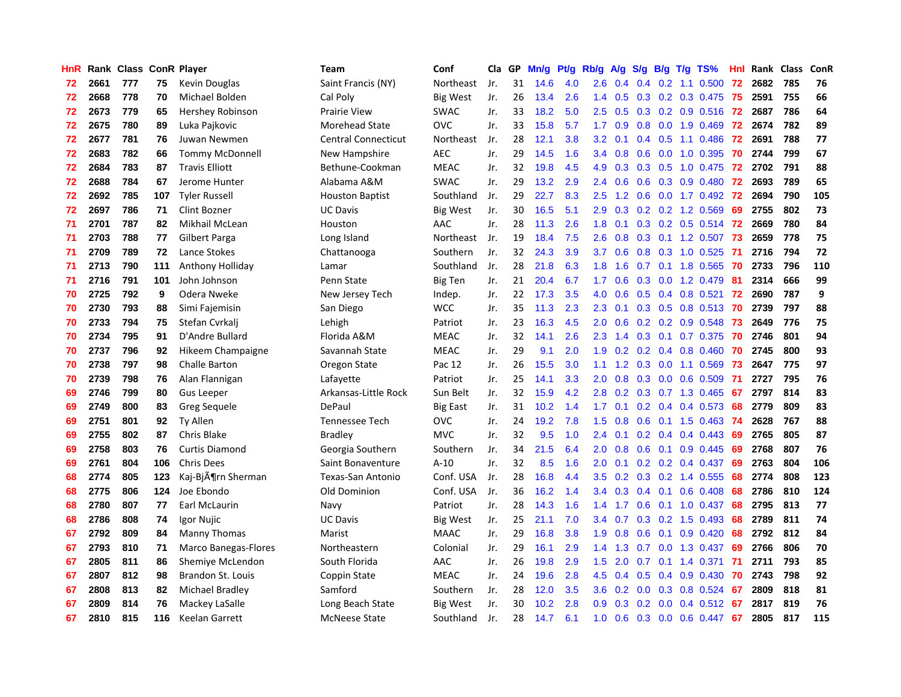| HnR | Rank | Class | ConR | Player | Team | Conf | Cla | GP | Mn/g | Pt/g | Rb/g | A/g | S/g | B/g | T/g | TS% | HnI | Rank | Class | ConR |
|---|---|---|---|---|---|---|---|---|---|---|---|---|---|---|---|---|---|---|---|---|
| 72 | 2661 | 777 | 75 | Kevin Douglas | Saint Francis (NY) | Northeast | Jr. | 31 | 14.6 | 4.0 | 2.6 | 0.4 | 0.4 | 0.2 | 1.1 | 0.500 | 72 | 2682 | 785 | 76 |
| 72 | 2668 | 778 | 70 | Michael Bolden | Cal Poly | Big West | Jr. | 26 | 13.4 | 2.6 | 1.4 | 0.5 | 0.3 | 0.2 | 0.3 | 0.475 | 75 | 2591 | 755 | 66 |
| 72 | 2673 | 779 | 65 | Hershey Robinson | Prairie View | SWAC | Jr. | 33 | 18.2 | 5.0 | 2.5 | 0.5 | 0.3 | 0.2 | 0.9 | 0.516 | 72 | 2687 | 786 | 64 |
| 72 | 2675 | 780 | 89 | Luka Pajkovic | Morehead State | OVC | Jr. | 33 | 15.8 | 5.7 | 1.7 | 0.9 | 0.8 | 0.0 | 1.9 | 0.469 | 72 | 2674 | 782 | 89 |
| 72 | 2677 | 781 | 76 | Juwan Newmen | Central Connecticut | Northeast | Jr. | 28 | 12.1 | 3.8 | 3.2 | 0.1 | 0.4 | 0.5 | 1.1 | 0.486 | 72 | 2691 | 788 | 77 |
| 72 | 2683 | 782 | 66 | Tommy McDonnell | New Hampshire | AEC | Jr. | 29 | 14.5 | 1.6 | 3.4 | 0.8 | 0.6 | 0.0 | 1.0 | 0.395 | 70 | 2744 | 799 | 67 |
| 72 | 2684 | 783 | 87 | Travis Elliott | Bethune-Cookman | MEAC | Jr. | 32 | 19.8 | 4.5 | 4.9 | 0.3 | 0.3 | 0.5 | 1.0 | 0.475 | 72 | 2702 | 791 | 88 |
| 72 | 2688 | 784 | 67 | Jerome Hunter | Alabama A&M | SWAC | Jr. | 29 | 13.2 | 2.9 | 2.4 | 0.6 | 0.6 | 0.3 | 0.9 | 0.480 | 72 | 2693 | 789 | 65 |
| 72 | 2692 | 785 | 107 | Tyler Russell | Houston Baptist | Southland | Jr. | 29 | 22.7 | 8.3 | 2.5 | 1.2 | 0.6 | 0.0 | 1.7 | 0.492 | 72 | 2694 | 790 | 105 |
| 72 | 2697 | 786 | 71 | Clint Bozner | UC Davis | Big West | Jr. | 30 | 16.5 | 5.1 | 2.9 | 0.3 | 0.2 | 0.2 | 1.2 | 0.569 | 69 | 2755 | 802 | 73 |
| 71 | 2701 | 787 | 82 | Mikhail McLean | Houston | AAC | Jr. | 28 | 11.3 | 2.6 | 1.8 | 0.1 | 0.3 | 0.2 | 0.5 | 0.514 | 72 | 2669 | 780 | 84 |
| 71 | 2703 | 788 | 77 | Gilbert Parga | Long Island | Northeast | Jr. | 19 | 18.4 | 7.5 | 2.6 | 0.8 | 0.3 | 0.1 | 1.2 | 0.507 | 73 | 2659 | 778 | 75 |
| 71 | 2709 | 789 | 72 | Lance Stokes | Chattanooga | Southern | Jr. | 32 | 24.3 | 3.9 | 3.7 | 0.6 | 0.8 | 0.3 | 1.0 | 0.525 | 71 | 2716 | 794 | 72 |
| 71 | 2713 | 790 | 111 | Anthony Holliday | Lamar | Southland | Jr. | 28 | 21.8 | 6.3 | 1.8 | 1.6 | 0.7 | 0.1 | 1.8 | 0.565 | 70 | 2733 | 796 | 110 |
| 71 | 2716 | 791 | 101 | John Johnson | Penn State | Big Ten | Jr. | 21 | 20.4 | 6.7 | 1.7 | 0.6 | 0.3 | 0.0 | 1.2 | 0.479 | 81 | 2314 | 666 | 99 |
| 70 | 2725 | 792 | 9 | Odera Nweke | New Jersey Tech | Indep. | Jr. | 22 | 17.3 | 3.5 | 4.0 | 0.6 | 0.5 | 0.4 | 0.8 | 0.521 | 72 | 2690 | 787 | 9 |
| 70 | 2730 | 793 | 88 | Simi Fajemisin | San Diego | WCC | Jr. | 35 | 11.3 | 2.3 | 2.3 | 0.1 | 0.3 | 0.5 | 0.8 | 0.513 | 70 | 2739 | 797 | 88 |
| 70 | 2733 | 794 | 75 | Stefan Cvrkalj | Lehigh | Patriot | Jr. | 23 | 16.3 | 4.5 | 2.0 | 0.6 | 0.2 | 0.2 | 0.9 | 0.548 | 73 | 2649 | 776 | 75 |
| 70 | 2734 | 795 | 91 | D'Andre Bullard | Florida A&M | MEAC | Jr. | 32 | 14.1 | 2.6 | 2.3 | 1.4 | 0.3 | 0.1 | 0.7 | 0.375 | 70 | 2746 | 801 | 94 |
| 70 | 2737 | 796 | 92 | Hikeem Champaigne | Savannah State | MEAC | Jr. | 29 | 9.1 | 2.0 | 1.9 | 0.2 | 0.2 | 0.4 | 0.8 | 0.460 | 70 | 2745 | 800 | 93 |
| 70 | 2738 | 797 | 98 | Challe Barton | Oregon State | Pac 12 | Jr. | 26 | 15.5 | 3.0 | 1.1 | 1.2 | 0.3 | 0.0 | 1.1 | 0.569 | 73 | 2647 | 775 | 97 |
| 70 | 2739 | 798 | 76 | Alan Flannigan | Lafayette | Patriot | Jr. | 25 | 14.1 | 3.3 | 2.0 | 0.8 | 0.3 | 0.0 | 0.6 | 0.509 | 71 | 2727 | 795 | 76 |
| 69 | 2746 | 799 | 80 | Gus Leeper | Arkansas-Little Rock | Sun Belt | Jr. | 32 | 15.9 | 4.2 | 2.8 | 0.2 | 0.3 | 0.7 | 1.3 | 0.465 | 67 | 2797 | 814 | 83 |
| 69 | 2749 | 800 | 83 | Greg Sequele | DePaul | Big East | Jr. | 31 | 10.2 | 1.4 | 1.7 | 0.1 | 0.2 | 0.4 | 0.4 | 0.573 | 68 | 2779 | 809 | 83 |
| 69 | 2751 | 801 | 92 | Ty Allen | Tennessee Tech | OVC | Jr. | 24 | 19.2 | 7.8 | 1.5 | 0.8 | 0.6 | 0.1 | 1.5 | 0.463 | 74 | 2628 | 767 | 88 |
| 69 | 2755 | 802 | 87 | Chris Blake | Bradley | MVC | Jr. | 32 | 9.5 | 1.0 | 2.4 | 0.1 | 0.2 | 0.4 | 0.4 | 0.443 | 69 | 2765 | 805 | 87 |
| 69 | 2758 | 803 | 76 | Curtis Diamond | Georgia Southern | Southern | Jr. | 34 | 21.5 | 6.4 | 2.0 | 0.8 | 0.6 | 0.1 | 0.9 | 0.445 | 69 | 2768 | 807 | 76 |
| 69 | 2761 | 804 | 106 | Chris Dees | Saint Bonaventure | A-10 | Jr. | 32 | 8.5 | 1.6 | 2.0 | 0.1 | 0.2 | 0.2 | 0.4 | 0.437 | 69 | 2763 | 804 | 106 |
| 68 | 2774 | 805 | 123 | Kaj-BjÃ¶rn Sherman | Texas-San Antonio | Conf. USA | Jr. | 28 | 16.8 | 4.4 | 3.5 | 0.2 | 0.3 | 0.2 | 1.4 | 0.555 | 68 | 2774 | 808 | 123 |
| 68 | 2775 | 806 | 124 | Joe Ebondo | Old Dominion | Conf. USA | Jr. | 36 | 16.2 | 1.4 | 3.4 | 0.3 | 0.4 | 0.1 | 0.6 | 0.408 | 68 | 2786 | 810 | 124 |
| 68 | 2780 | 807 | 77 | Earl McLaurin | Navy | Patriot | Jr. | 28 | 14.3 | 1.6 | 1.4 | 1.7 | 0.6 | 0.1 | 1.0 | 0.437 | 68 | 2795 | 813 | 77 |
| 68 | 2786 | 808 | 74 | Igor Nujic | UC Davis | Big West | Jr. | 25 | 21.1 | 7.0 | 3.4 | 0.7 | 0.3 | 0.2 | 1.5 | 0.493 | 68 | 2789 | 811 | 74 |
| 67 | 2792 | 809 | 84 | Manny Thomas | Marist | MAAC | Jr. | 29 | 16.8 | 3.8 | 1.9 | 0.8 | 0.6 | 0.1 | 0.9 | 0.420 | 68 | 2792 | 812 | 84 |
| 67 | 2793 | 810 | 71 | Marco Banegas-Flores | Northeastern | Colonial | Jr. | 29 | 16.1 | 2.9 | 1.4 | 1.3 | 0.7 | 0.0 | 1.3 | 0.437 | 69 | 2766 | 806 | 70 |
| 67 | 2805 | 811 | 86 | Shemiye McLendon | South Florida | AAC | Jr. | 26 | 19.8 | 2.9 | 1.5 | 2.0 | 0.7 | 0.1 | 1.4 | 0.371 | 71 | 2711 | 793 | 85 |
| 67 | 2807 | 812 | 98 | Brandon St. Louis | Coppin State | MEAC | Jr. | 24 | 19.6 | 2.8 | 4.5 | 0.4 | 0.5 | 0.4 | 0.9 | 0.430 | 70 | 2743 | 798 | 92 |
| 67 | 2808 | 813 | 82 | Michael Bradley | Samford | Southern | Jr. | 28 | 12.0 | 3.5 | 3.6 | 0.2 | 0.0 | 0.3 | 0.8 | 0.524 | 67 | 2809 | 818 | 81 |
| 67 | 2809 | 814 | 76 | Mackey LaSalle | Long Beach State | Big West | Jr. | 30 | 10.2 | 2.8 | 0.9 | 0.3 | 0.2 | 0.0 | 0.4 | 0.512 | 67 | 2817 | 819 | 76 |
| 67 | 2810 | 815 | 116 | Keelan Garrett | McNeese State | Southland | Jr. | 28 | 14.7 | 6.1 | 1.0 | 0.6 | 0.3 | 0.0 | 0.6 | 0.447 | 67 | 2805 | 817 | 115 |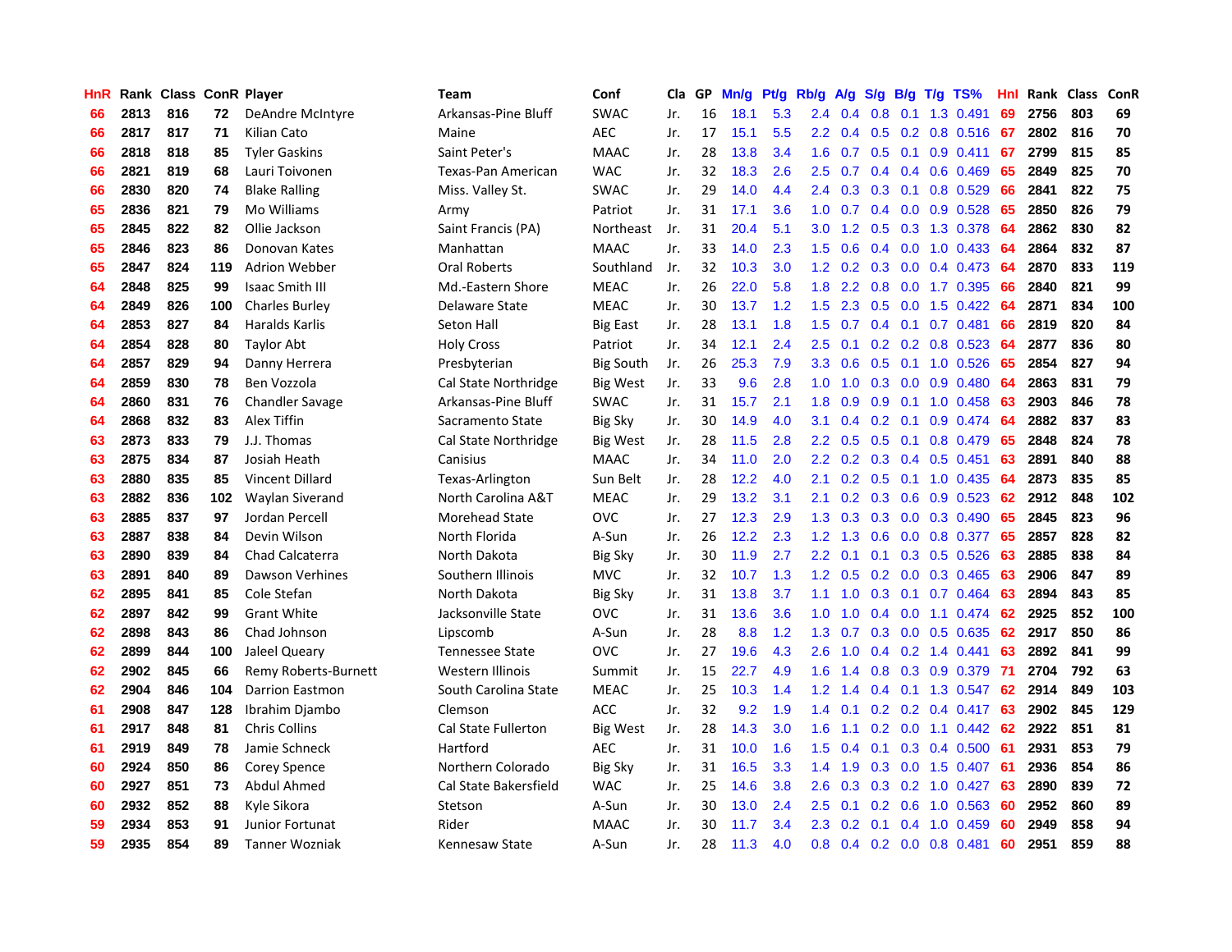| HnR | Rank | Class | ConR | Player | Team | Conf | Cla | GP | Mn/g | Pt/g | Rb/g | A/g | S/g | B/g | T/g | TS% | HnI | Rank | Class | ConR |
|---|---|---|---|---|---|---|---|---|---|---|---|---|---|---|---|---|---|---|---|---|
| 66 | 2813 | 816 | 72 | DeAndre McIntyre | Arkansas-Pine Bluff | SWAC | Jr. | 16 | 18.1 | 5.3 | 2.4 | 0.4 | 0.8 | 0.1 | 1.3 | 0.491 | 69 | 2756 | 803 | 69 |
| 66 | 2817 | 817 | 71 | Kilian Cato | Maine | AEC | Jr. | 17 | 15.1 | 5.5 | 2.2 | 0.4 | 0.5 | 0.2 | 0.8 | 0.516 | 67 | 2802 | 816 | 70 |
| 66 | 2818 | 818 | 85 | Tyler Gaskins | Saint Peter's | MAAC | Jr. | 28 | 13.8 | 3.4 | 1.6 | 0.7 | 0.5 | 0.1 | 0.9 | 0.411 | 67 | 2799 | 815 | 85 |
| 66 | 2821 | 819 | 68 | Lauri Toivonen | Texas-Pan American | WAC | Jr. | 32 | 18.3 | 2.6 | 2.5 | 0.7 | 0.4 | 0.4 | 0.6 | 0.469 | 65 | 2849 | 825 | 70 |
| 66 | 2830 | 820 | 74 | Blake Ralling | Miss. Valley St. | SWAC | Jr. | 29 | 14.0 | 4.4 | 2.4 | 0.3 | 0.3 | 0.1 | 0.8 | 0.529 | 66 | 2841 | 822 | 75 |
| 65 | 2836 | 821 | 79 | Mo Williams | Army | Patriot | Jr. | 31 | 17.1 | 3.6 | 1.0 | 0.7 | 0.4 | 0.0 | 0.9 | 0.528 | 65 | 2850 | 826 | 79 |
| 65 | 2845 | 822 | 82 | Ollie Jackson | Saint Francis (PA) | Northeast | Jr. | 31 | 20.4 | 5.1 | 3.0 | 1.2 | 0.5 | 0.3 | 1.3 | 0.378 | 64 | 2862 | 830 | 82 |
| 65 | 2846 | 823 | 86 | Donovan Kates | Manhattan | MAAC | Jr. | 33 | 14.0 | 2.3 | 1.5 | 0.6 | 0.4 | 0.0 | 1.0 | 0.433 | 64 | 2864 | 832 | 87 |
| 65 | 2847 | 824 | 119 | Adrion Webber | Oral Roberts | Southland | Jr. | 32 | 10.3 | 3.0 | 1.2 | 0.2 | 0.3 | 0.0 | 0.4 | 0.473 | 64 | 2870 | 833 | 119 |
| 64 | 2848 | 825 | 99 | Isaac Smith III | Md.-Eastern Shore | MEAC | Jr. | 26 | 22.0 | 5.8 | 1.8 | 2.2 | 0.8 | 0.0 | 1.7 | 0.395 | 66 | 2840 | 821 | 99 |
| 64 | 2849 | 826 | 100 | Charles Burley | Delaware State | MEAC | Jr. | 30 | 13.7 | 1.2 | 1.5 | 2.3 | 0.5 | 0.0 | 1.5 | 0.422 | 64 | 2871 | 834 | 100 |
| 64 | 2853 | 827 | 84 | Haralds Karlis | Seton Hall | Big East | Jr. | 28 | 13.1 | 1.8 | 1.5 | 0.7 | 0.4 | 0.1 | 0.7 | 0.481 | 66 | 2819 | 820 | 84 |
| 64 | 2854 | 828 | 80 | Taylor Abt | Holy Cross | Patriot | Jr. | 34 | 12.1 | 2.4 | 2.5 | 0.1 | 0.2 | 0.2 | 0.8 | 0.523 | 64 | 2877 | 836 | 80 |
| 64 | 2857 | 829 | 94 | Danny Herrera | Presbyterian | Big South | Jr. | 26 | 25.3 | 7.9 | 3.3 | 0.6 | 0.5 | 0.1 | 1.0 | 0.526 | 65 | 2854 | 827 | 94 |
| 64 | 2859 | 830 | 78 | Ben Vozzola | Cal State Northridge | Big West | Jr. | 33 | 9.6 | 2.8 | 1.0 | 1.0 | 0.3 | 0.0 | 0.9 | 0.480 | 64 | 2863 | 831 | 79 |
| 64 | 2860 | 831 | 76 | Chandler Savage | Arkansas-Pine Bluff | SWAC | Jr. | 31 | 15.7 | 2.1 | 1.8 | 0.9 | 0.9 | 0.1 | 1.0 | 0.458 | 63 | 2903 | 846 | 78 |
| 64 | 2868 | 832 | 83 | Alex Tiffin | Sacramento State | Big Sky | Jr. | 30 | 14.9 | 4.0 | 3.1 | 0.4 | 0.2 | 0.1 | 0.9 | 0.474 | 64 | 2882 | 837 | 83 |
| 63 | 2873 | 833 | 79 | J.J. Thomas | Cal State Northridge | Big West | Jr. | 28 | 11.5 | 2.8 | 2.2 | 0.5 | 0.5 | 0.1 | 0.8 | 0.479 | 65 | 2848 | 824 | 78 |
| 63 | 2875 | 834 | 87 | Josiah Heath | Canisius | MAAC | Jr. | 34 | 11.0 | 2.0 | 2.2 | 0.2 | 0.3 | 0.4 | 0.5 | 0.451 | 63 | 2891 | 840 | 88 |
| 63 | 2880 | 835 | 85 | Vincent Dillard | Texas-Arlington | Sun Belt | Jr. | 28 | 12.2 | 4.0 | 2.1 | 0.2 | 0.5 | 0.1 | 1.0 | 0.435 | 64 | 2873 | 835 | 85 |
| 63 | 2882 | 836 | 102 | Waylan Siverand | North Carolina A&T | MEAC | Jr. | 29 | 13.2 | 3.1 | 2.1 | 0.2 | 0.3 | 0.6 | 0.9 | 0.523 | 62 | 2912 | 848 | 102 |
| 63 | 2885 | 837 | 97 | Jordan Percell | Morehead State | OVC | Jr. | 27 | 12.3 | 2.9 | 1.3 | 0.3 | 0.3 | 0.0 | 0.3 | 0.490 | 65 | 2845 | 823 | 96 |
| 63 | 2887 | 838 | 84 | Devin Wilson | North Florida | A-Sun | Jr. | 26 | 12.2 | 2.3 | 1.2 | 1.3 | 0.6 | 0.0 | 0.8 | 0.377 | 65 | 2857 | 828 | 82 |
| 63 | 2890 | 839 | 84 | Chad Calcaterra | North Dakota | Big Sky | Jr. | 30 | 11.9 | 2.7 | 2.2 | 0.1 | 0.1 | 0.3 | 0.5 | 0.526 | 63 | 2885 | 838 | 84 |
| 63 | 2891 | 840 | 89 | Dawson Verhines | Southern Illinois | MVC | Jr. | 32 | 10.7 | 1.3 | 1.2 | 0.5 | 0.2 | 0.0 | 0.3 | 0.465 | 63 | 2906 | 847 | 89 |
| 62 | 2895 | 841 | 85 | Cole Stefan | North Dakota | Big Sky | Jr. | 31 | 13.8 | 3.7 | 1.1 | 1.0 | 0.3 | 0.1 | 0.7 | 0.464 | 63 | 2894 | 843 | 85 |
| 62 | 2897 | 842 | 99 | Grant White | Jacksonville State | OVC | Jr. | 31 | 13.6 | 3.6 | 1.0 | 1.0 | 0.4 | 0.0 | 1.1 | 0.474 | 62 | 2925 | 852 | 100 |
| 62 | 2898 | 843 | 86 | Chad Johnson | Lipscomb | A-Sun | Jr. | 28 | 8.8 | 1.2 | 1.3 | 0.7 | 0.3 | 0.0 | 0.5 | 0.635 | 62 | 2917 | 850 | 86 |
| 62 | 2899 | 844 | 100 | Jaleel Queary | Tennessee State | OVC | Jr. | 27 | 19.6 | 4.3 | 2.6 | 1.0 | 0.4 | 0.2 | 1.4 | 0.441 | 63 | 2892 | 841 | 99 |
| 62 | 2902 | 845 | 66 | Remy Roberts-Burnett | Western Illinois | Summit | Jr. | 15 | 22.7 | 4.9 | 1.6 | 1.4 | 0.8 | 0.3 | 0.9 | 0.379 | 71 | 2704 | 792 | 63 |
| 62 | 2904 | 846 | 104 | Darrion Eastmon | South Carolina State | MEAC | Jr. | 25 | 10.3 | 1.4 | 1.2 | 1.4 | 0.4 | 0.1 | 1.3 | 0.547 | 62 | 2914 | 849 | 103 |
| 61 | 2908 | 847 | 128 | Ibrahim Djambo | Clemson | ACC | Jr. | 32 | 9.2 | 1.9 | 1.4 | 0.1 | 0.2 | 0.2 | 0.4 | 0.417 | 63 | 2902 | 845 | 129 |
| 61 | 2917 | 848 | 81 | Chris Collins | Cal State Fullerton | Big West | Jr. | 28 | 14.3 | 3.0 | 1.6 | 1.1 | 0.2 | 0.0 | 1.1 | 0.442 | 62 | 2922 | 851 | 81 |
| 61 | 2919 | 849 | 78 | Jamie Schneck | Hartford | AEC | Jr. | 31 | 10.0 | 1.6 | 1.5 | 0.4 | 0.1 | 0.3 | 0.4 | 0.500 | 61 | 2931 | 853 | 79 |
| 60 | 2924 | 850 | 86 | Corey Spence | Northern Colorado | Big Sky | Jr. | 31 | 16.5 | 3.3 | 1.4 | 1.9 | 0.3 | 0.0 | 1.5 | 0.407 | 61 | 2936 | 854 | 86 |
| 60 | 2927 | 851 | 73 | Abdul Ahmed | Cal State Bakersfield | WAC | Jr. | 25 | 14.6 | 3.8 | 2.6 | 0.3 | 0.3 | 0.2 | 1.0 | 0.427 | 63 | 2890 | 839 | 72 |
| 60 | 2932 | 852 | 88 | Kyle Sikora | Stetson | A-Sun | Jr. | 30 | 13.0 | 2.4 | 2.5 | 0.1 | 0.2 | 0.6 | 1.0 | 0.563 | 60 | 2952 | 860 | 89 |
| 59 | 2934 | 853 | 91 | Junior Fortunat | Rider | MAAC | Jr. | 30 | 11.7 | 3.4 | 2.3 | 0.2 | 0.1 | 0.4 | 1.0 | 0.459 | 60 | 2949 | 858 | 94 |
| 59 | 2935 | 854 | 89 | Tanner Wozniak | Kennesaw State | A-Sun | Jr. | 28 | 11.3 | 4.0 | 0.8 | 0.4 | 0.2 | 0.0 | 0.8 | 0.481 | 60 | 2951 | 859 | 88 |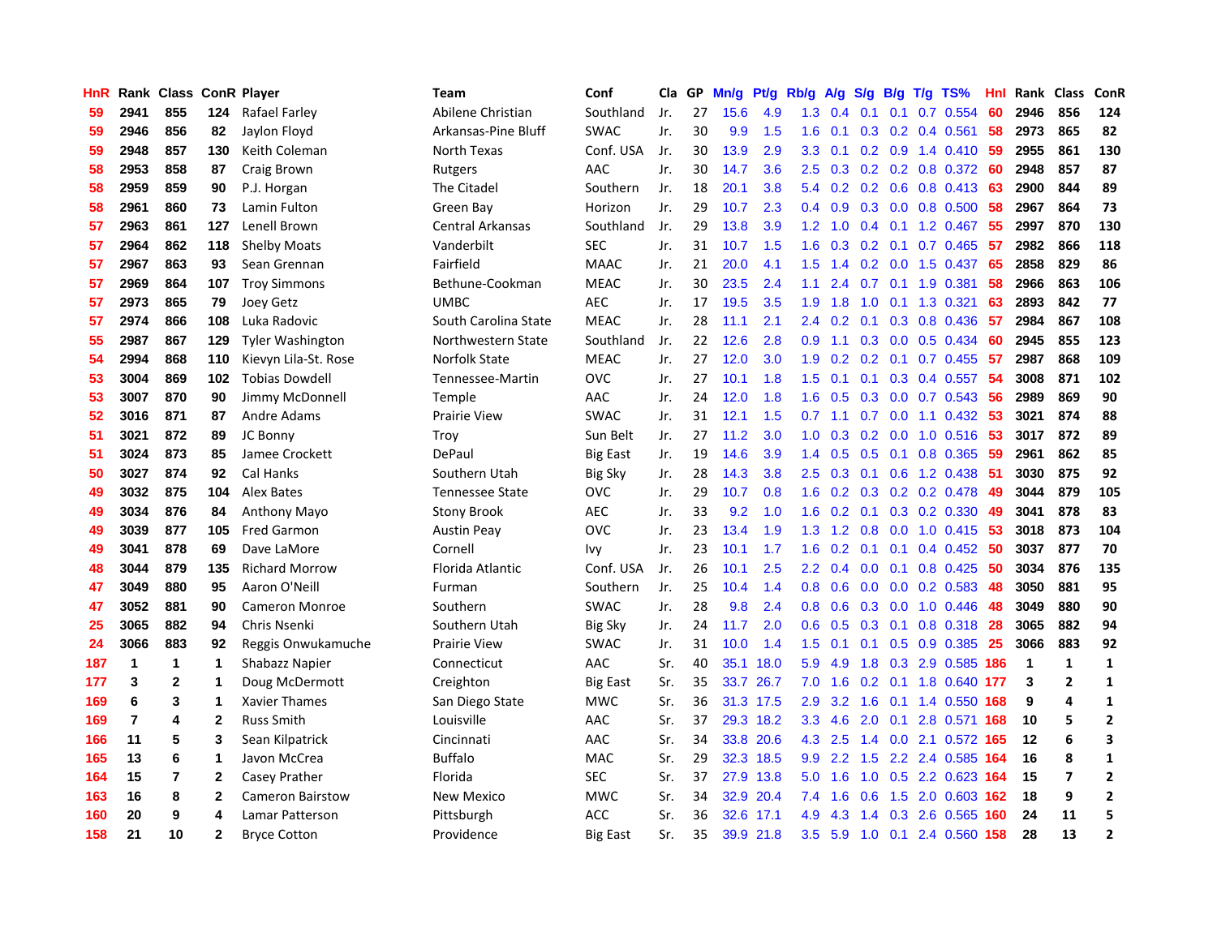| HnR | Rank | Class | ConR | Player | Team | Conf | Cla | GP | Mn/g | Pt/g | Rb/g | A/g | S/g | B/g | T/g | TS% | HnI | Rank | Class | ConR |
|---|---|---|---|---|---|---|---|---|---|---|---|---|---|---|---|---|---|---|---|---|
| 59 | 2941 | 855 | 124 | Rafael Farley | Abilene Christian | Southland | Jr. | 27 | 15.6 | 4.9 | 1.3 | 0.4 | 0.1 | 0.1 | 0.7 | 0.554 | 60 | 2946 | 856 | 124 |
| 59 | 2946 | 856 | 82 | Jaylon Floyd | Arkansas-Pine Bluff | SWAC | Jr. | 30 | 9.9 | 1.5 | 1.6 | 0.1 | 0.3 | 0.2 | 0.4 | 0.561 | 58 | 2973 | 865 | 82 |
| 59 | 2948 | 857 | 130 | Keith Coleman | North Texas | Conf. USA | Jr. | 30 | 13.9 | 2.9 | 3.3 | 0.1 | 0.2 | 0.9 | 1.4 | 0.410 | 59 | 2955 | 861 | 130 |
| 58 | 2953 | 858 | 87 | Craig Brown | Rutgers | AAC | Jr. | 30 | 14.7 | 3.6 | 2.5 | 0.3 | 0.2 | 0.2 | 0.8 | 0.372 | 60 | 2948 | 857 | 87 |
| 58 | 2959 | 859 | 90 | P.J. Horgan | The Citadel | Southern | Jr. | 18 | 20.1 | 3.8 | 5.4 | 0.2 | 0.2 | 0.6 | 0.8 | 0.413 | 63 | 2900 | 844 | 89 |
| 58 | 2961 | 860 | 73 | Lamin Fulton | Green Bay | Horizon | Jr. | 29 | 10.7 | 2.3 | 0.4 | 0.9 | 0.3 | 0.0 | 0.8 | 0.500 | 58 | 2967 | 864 | 73 |
| 57 | 2963 | 861 | 127 | Lenell Brown | Central Arkansas | Southland | Jr. | 29 | 13.8 | 3.9 | 1.2 | 1.0 | 0.4 | 0.1 | 1.2 | 0.467 | 55 | 2997 | 870 | 130 |
| 57 | 2964 | 862 | 118 | Shelby Moats | Vanderbilt | SEC | Jr. | 31 | 10.7 | 1.5 | 1.6 | 0.3 | 0.2 | 0.1 | 0.7 | 0.465 | 57 | 2982 | 866 | 118 |
| 57 | 2967 | 863 | 93 | Sean Grennan | Fairfield | MAAC | Jr. | 21 | 20.0 | 4.1 | 1.5 | 1.4 | 0.2 | 0.0 | 1.5 | 0.437 | 65 | 2858 | 829 | 86 |
| 57 | 2969 | 864 | 107 | Troy Simmons | Bethune-Cookman | MEAC | Jr. | 30 | 23.5 | 2.4 | 1.1 | 2.4 | 0.7 | 0.1 | 1.9 | 0.381 | 58 | 2966 | 863 | 106 |
| 57 | 2973 | 865 | 79 | Joey Getz | UMBC | AEC | Jr. | 17 | 19.5 | 3.5 | 1.9 | 1.8 | 1.0 | 0.1 | 1.3 | 0.321 | 63 | 2893 | 842 | 77 |
| 57 | 2974 | 866 | 108 | Luka Radovic | South Carolina State | MEAC | Jr. | 28 | 11.1 | 2.1 | 2.4 | 0.2 | 0.1 | 0.3 | 0.8 | 0.436 | 57 | 2984 | 867 | 108 |
| 55 | 2987 | 867 | 129 | Tyler Washington | Northwestern State | Southland | Jr. | 22 | 12.6 | 2.8 | 0.9 | 1.1 | 0.3 | 0.0 | 0.5 | 0.434 | 60 | 2945 | 855 | 123 |
| 54 | 2994 | 868 | 110 | Kievyn Lila-St. Rose | Norfolk State | MEAC | Jr. | 27 | 12.0 | 3.0 | 1.9 | 0.2 | 0.2 | 0.1 | 0.7 | 0.455 | 57 | 2987 | 868 | 109 |
| 53 | 3004 | 869 | 102 | Tobias Dowdell | Tennessee-Martin | OVC | Jr. | 27 | 10.1 | 1.8 | 1.5 | 0.1 | 0.1 | 0.3 | 0.4 | 0.557 | 54 | 3008 | 871 | 102 |
| 53 | 3007 | 870 | 90 | Jimmy McDonnell | Temple | AAC | Jr. | 24 | 12.0 | 1.8 | 1.6 | 0.5 | 0.3 | 0.0 | 0.7 | 0.543 | 56 | 2989 | 869 | 90 |
| 52 | 3016 | 871 | 87 | Andre Adams | Prairie View | SWAC | Jr. | 31 | 12.1 | 1.5 | 0.7 | 1.1 | 0.7 | 0.0 | 1.1 | 0.432 | 53 | 3021 | 874 | 88 |
| 51 | 3021 | 872 | 89 | JC Bonny | Troy | Sun Belt | Jr. | 27 | 11.2 | 3.0 | 1.0 | 0.3 | 0.2 | 0.0 | 1.0 | 0.516 | 53 | 3017 | 872 | 89 |
| 51 | 3024 | 873 | 85 | Jamee Crockett | DePaul | Big East | Jr. | 19 | 14.6 | 3.9 | 1.4 | 0.5 | 0.5 | 0.1 | 0.8 | 0.365 | 59 | 2961 | 862 | 85 |
| 50 | 3027 | 874 | 92 | Cal Hanks | Southern Utah | Big Sky | Jr. | 28 | 14.3 | 3.8 | 2.5 | 0.3 | 0.1 | 0.6 | 1.2 | 0.438 | 51 | 3030 | 875 | 92 |
| 49 | 3032 | 875 | 104 | Alex Bates | Tennessee State | OVC | Jr. | 29 | 10.7 | 0.8 | 1.6 | 0.2 | 0.3 | 0.2 | 0.2 | 0.478 | 49 | 3044 | 879 | 105 |
| 49 | 3034 | 876 | 84 | Anthony Mayo | Stony Brook | AEC | Jr. | 33 | 9.2 | 1.0 | 1.6 | 0.2 | 0.1 | 0.3 | 0.2 | 0.330 | 49 | 3041 | 878 | 83 |
| 49 | 3039 | 877 | 105 | Fred Garmon | Austin Peay | OVC | Jr. | 23 | 13.4 | 1.9 | 1.3 | 1.2 | 0.8 | 0.0 | 1.0 | 0.415 | 53 | 3018 | 873 | 104 |
| 49 | 3041 | 878 | 69 | Dave LaMore | Cornell | Ivy | Jr. | 23 | 10.1 | 1.7 | 1.6 | 0.2 | 0.1 | 0.1 | 0.4 | 0.452 | 50 | 3037 | 877 | 70 |
| 48 | 3044 | 879 | 135 | Richard Morrow | Florida Atlantic | Conf. USA | Jr. | 26 | 10.1 | 2.5 | 2.2 | 0.4 | 0.0 | 0.1 | 0.8 | 0.425 | 50 | 3034 | 876 | 135 |
| 47 | 3049 | 880 | 95 | Aaron O'Neill | Furman | Southern | Jr. | 25 | 10.4 | 1.4 | 0.8 | 0.6 | 0.0 | 0.0 | 0.2 | 0.583 | 48 | 3050 | 881 | 95 |
| 47 | 3052 | 881 | 90 | Cameron Monroe | Southern | SWAC | Jr. | 28 | 9.8 | 2.4 | 0.8 | 0.6 | 0.3 | 0.0 | 1.0 | 0.446 | 48 | 3049 | 880 | 90 |
| 25 | 3065 | 882 | 94 | Chris Nsenki | Southern Utah | Big Sky | Jr. | 24 | 11.7 | 2.0 | 0.6 | 0.5 | 0.3 | 0.1 | 0.8 | 0.318 | 28 | 3065 | 882 | 94 |
| 24 | 3066 | 883 | 92 | Reggis Onwukamuche | Prairie View | SWAC | Jr. | 31 | 10.0 | 1.4 | 1.5 | 0.1 | 0.1 | 0.5 | 0.9 | 0.385 | 25 | 3066 | 883 | 92 |
| 187 | 1 | 1 | 1 | Shabazz Napier | Connecticut | AAC | Sr. | 40 | 35.1 | 18.0 | 5.9 | 4.9 | 1.8 | 0.3 | 2.9 | 0.585 | 186 | 1 | 1 | 1 |
| 177 | 3 | 2 | 1 | Doug McDermott | Creighton | Big East | Sr. | 35 | 33.7 | 26.7 | 7.0 | 1.6 | 0.2 | 0.1 | 1.8 | 0.640 | 177 | 3 | 2 | 1 |
| 169 | 6 | 3 | 1 | Xavier Thames | San Diego State | MWC | Sr. | 36 | 31.3 | 17.5 | 2.9 | 3.2 | 1.6 | 0.1 | 1.4 | 0.550 | 168 | 9 | 4 | 1 |
| 169 | 7 | 4 | 2 | Russ Smith | Louisville | AAC | Sr. | 37 | 29.3 | 18.2 | 3.3 | 4.6 | 2.0 | 0.1 | 2.8 | 0.571 | 168 | 10 | 5 | 2 |
| 166 | 11 | 5 | 3 | Sean Kilpatrick | Cincinnati | AAC | Sr. | 34 | 33.8 | 20.6 | 4.3 | 2.5 | 1.4 | 0.0 | 2.1 | 0.572 | 165 | 12 | 6 | 3 |
| 165 | 13 | 6 | 1 | Javon McCrea | Buffalo | MAC | Sr. | 29 | 32.3 | 18.5 | 9.9 | 2.2 | 1.5 | 2.2 | 2.4 | 0.585 | 164 | 16 | 8 | 1 |
| 164 | 15 | 7 | 2 | Casey Prather | Florida | SEC | Sr. | 37 | 27.9 | 13.8 | 5.0 | 1.6 | 1.0 | 0.5 | 2.2 | 0.623 | 164 | 15 | 7 | 2 |
| 163 | 16 | 8 | 2 | Cameron Bairstow | New Mexico | MWC | Sr. | 34 | 32.9 | 20.4 | 7.4 | 1.6 | 0.6 | 1.5 | 2.0 | 0.603 | 162 | 18 | 9 | 2 |
| 160 | 20 | 9 | 4 | Lamar Patterson | Pittsburgh | ACC | Sr. | 36 | 32.6 | 17.1 | 4.9 | 4.3 | 1.4 | 0.3 | 2.6 | 0.565 | 160 | 24 | 11 | 5 |
| 158 | 21 | 10 | 2 | Bryce Cotton | Providence | Big East | Sr. | 35 | 39.9 | 21.8 | 3.5 | 5.9 | 1.0 | 0.1 | 2.4 | 0.560 | 158 | 28 | 13 | 2 |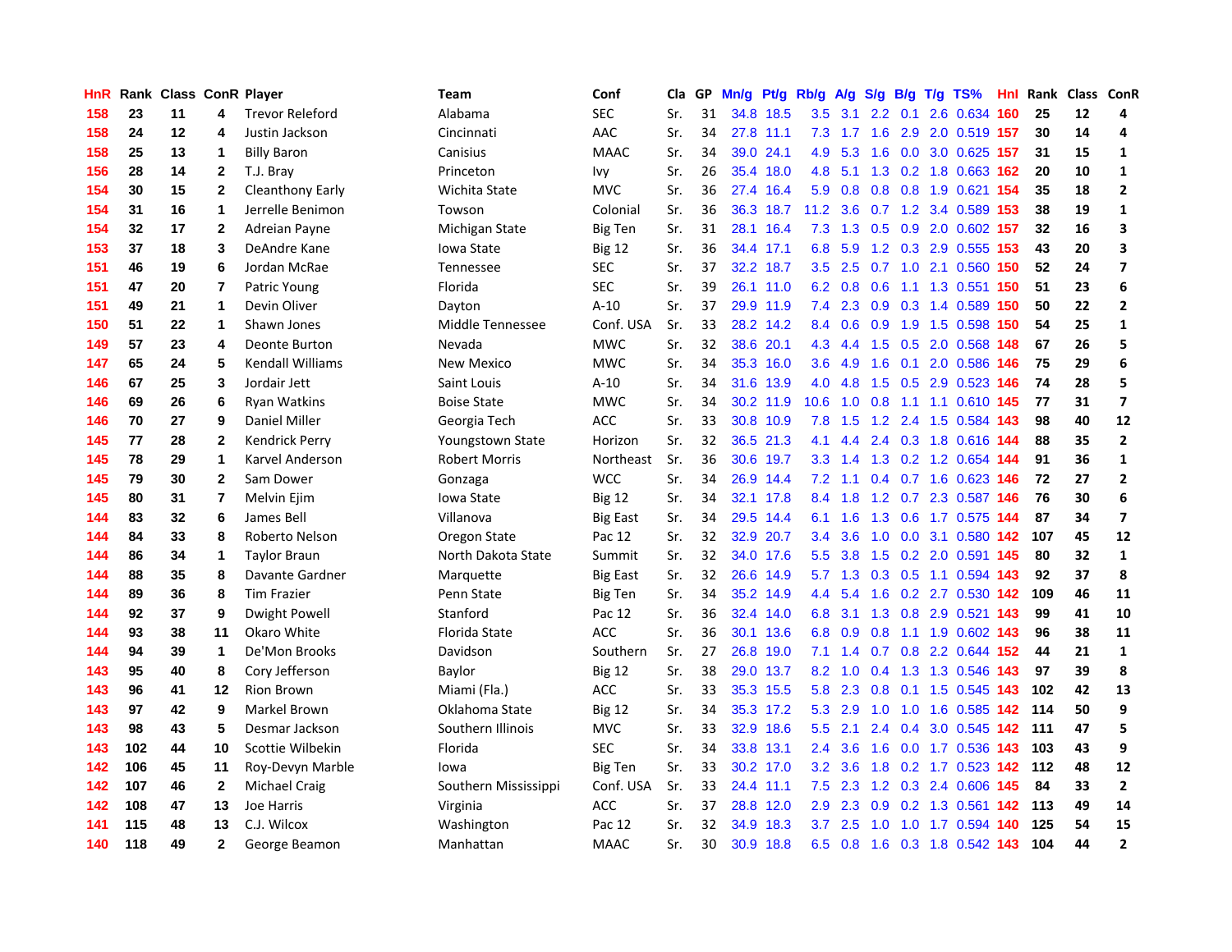| HnR | Rank | Class | ConR | Player | Team | Conf | Cla | GP | Mn/g | Pt/g | Rb/g | A/g | S/g | B/g | T/g | TS% | Hnl | Rank | Class | ConR |
|---|---|---|---|---|---|---|---|---|---|---|---|---|---|---|---|---|---|---|---|---|
| 158 | 23 | 11 | 4 | Trevor Releford | Alabama | SEC | Sr. | 31 | 34.8 | 18.5 | 3.5 | 3.1 | 2.2 | 0.1 | 2.6 | 0.634 | 160 | 25 | 12 | 4 |
| 158 | 24 | 12 | 4 | Justin Jackson | Cincinnati | AAC | Sr. | 34 | 27.8 | 11.1 | 7.3 | 1.7 | 1.6 | 2.9 | 2.0 | 0.519 | 157 | 30 | 14 | 4 |
| 158 | 25 | 13 | 1 | Billy Baron | Canisius | MAAC | Sr. | 34 | 39.0 | 24.1 | 4.9 | 5.3 | 1.6 | 0.0 | 3.0 | 0.625 | 157 | 31 | 15 | 1 |
| 156 | 28 | 14 | 2 | T.J. Bray | Princeton | Ivy | Sr. | 26 | 35.4 | 18.0 | 4.8 | 5.1 | 1.3 | 0.2 | 1.8 | 0.663 | 162 | 20 | 10 | 1 |
| 154 | 30 | 15 | 2 | Cleanthony Early | Wichita State | MVC | Sr. | 36 | 27.4 | 16.4 | 5.9 | 0.8 | 0.8 | 0.8 | 1.9 | 0.621 | 154 | 35 | 18 | 2 |
| 154 | 31 | 16 | 1 | Jerrelle Benimon | Towson | Colonial | Sr. | 36 | 36.3 | 18.7 | 11.2 | 3.6 | 0.7 | 1.2 | 3.4 | 0.589 | 153 | 38 | 19 | 1 |
| 154 | 32 | 17 | 2 | Adreian Payne | Michigan State | Big Ten | Sr. | 31 | 28.1 | 16.4 | 7.3 | 1.3 | 0.5 | 0.9 | 2.0 | 0.602 | 157 | 32 | 16 | 3 |
| 153 | 37 | 18 | 3 | DeAndre Kane | Iowa State | Big 12 | Sr. | 36 | 34.4 | 17.1 | 6.8 | 5.9 | 1.2 | 0.3 | 2.9 | 0.555 | 153 | 43 | 20 | 3 |
| 151 | 46 | 19 | 6 | Jordan McRae | Tennessee | SEC | Sr. | 37 | 32.2 | 18.7 | 3.5 | 2.5 | 0.7 | 1.0 | 2.1 | 0.560 | 150 | 52 | 24 | 7 |
| 151 | 47 | 20 | 7 | Patric Young | Florida | SEC | Sr. | 39 | 26.1 | 11.0 | 6.2 | 0.8 | 0.6 | 1.1 | 1.3 | 0.551 | 150 | 51 | 23 | 6 |
| 151 | 49 | 21 | 1 | Devin Oliver | Dayton | A-10 | Sr. | 37 | 29.9 | 11.9 | 7.4 | 2.3 | 0.9 | 0.3 | 1.4 | 0.589 | 150 | 50 | 22 | 2 |
| 150 | 51 | 22 | 1 | Shawn Jones | Middle Tennessee | Conf. USA | Sr. | 33 | 28.2 | 14.2 | 8.4 | 0.6 | 0.9 | 1.9 | 1.5 | 0.598 | 150 | 54 | 25 | 1 |
| 149 | 57 | 23 | 4 | Deonte Burton | Nevada | MWC | Sr. | 32 | 38.6 | 20.1 | 4.3 | 4.4 | 1.5 | 0.5 | 2.0 | 0.568 | 148 | 67 | 26 | 5 |
| 147 | 65 | 24 | 5 | Kendall Williams | New Mexico | MWC | Sr. | 34 | 35.3 | 16.0 | 3.6 | 4.9 | 1.6 | 0.1 | 2.0 | 0.586 | 146 | 75 | 29 | 6 |
| 146 | 67 | 25 | 3 | Jordair Jett | Saint Louis | A-10 | Sr. | 34 | 31.6 | 13.9 | 4.0 | 4.8 | 1.5 | 0.5 | 2.9 | 0.523 | 146 | 74 | 28 | 5 |
| 146 | 69 | 26 | 6 | Ryan Watkins | Boise State | MWC | Sr. | 34 | 30.2 | 11.9 | 10.6 | 1.0 | 0.8 | 1.1 | 1.1 | 0.610 | 145 | 77 | 31 | 7 |
| 146 | 70 | 27 | 9 | Daniel Miller | Georgia Tech | ACC | Sr. | 33 | 30.8 | 10.9 | 7.8 | 1.5 | 1.2 | 2.4 | 1.5 | 0.584 | 143 | 98 | 40 | 12 |
| 145 | 77 | 28 | 2 | Kendrick Perry | Youngstown State | Horizon | Sr. | 32 | 36.5 | 21.3 | 4.1 | 4.4 | 2.4 | 0.3 | 1.8 | 0.616 | 144 | 88 | 35 | 2 |
| 145 | 78 | 29 | 1 | Karvel Anderson | Robert Morris | Northeast | Sr. | 36 | 30.6 | 19.7 | 3.3 | 1.4 | 1.3 | 0.2 | 1.2 | 0.654 | 144 | 91 | 36 | 1 |
| 145 | 79 | 30 | 2 | Sam Dower | Gonzaga | WCC | Sr. | 34 | 26.9 | 14.4 | 7.2 | 1.1 | 0.4 | 0.7 | 1.6 | 0.623 | 146 | 72 | 27 | 2 |
| 145 | 80 | 31 | 7 | Melvin Ejim | Iowa State | Big 12 | Sr. | 34 | 32.1 | 17.8 | 8.4 | 1.8 | 1.2 | 0.7 | 2.3 | 0.587 | 146 | 76 | 30 | 6 |
| 144 | 83 | 32 | 6 | James Bell | Villanova | Big East | Sr. | 34 | 29.5 | 14.4 | 6.1 | 1.6 | 1.3 | 0.6 | 1.7 | 0.575 | 144 | 87 | 34 | 7 |
| 144 | 84 | 33 | 8 | Roberto Nelson | Oregon State | Pac 12 | Sr. | 32 | 32.9 | 20.7 | 3.4 | 3.6 | 1.0 | 0.0 | 3.1 | 0.580 | 142 | 107 | 45 | 12 |
| 144 | 86 | 34 | 1 | Taylor Braun | North Dakota State | Summit | Sr. | 32 | 34.0 | 17.6 | 5.5 | 3.8 | 1.5 | 0.2 | 2.0 | 0.591 | 145 | 80 | 32 | 1 |
| 144 | 88 | 35 | 8 | Davante Gardner | Marquette | Big East | Sr. | 32 | 26.6 | 14.9 | 5.7 | 1.3 | 0.3 | 0.5 | 1.1 | 0.594 | 143 | 92 | 37 | 8 |
| 144 | 89 | 36 | 8 | Tim Frazier | Penn State | Big Ten | Sr. | 34 | 35.2 | 14.9 | 4.4 | 5.4 | 1.6 | 0.2 | 2.7 | 0.530 | 142 | 109 | 46 | 11 |
| 144 | 92 | 37 | 9 | Dwight Powell | Stanford | Pac 12 | Sr. | 36 | 32.4 | 14.0 | 6.8 | 3.1 | 1.3 | 0.8 | 2.9 | 0.521 | 143 | 99 | 41 | 10 |
| 144 | 93 | 38 | 11 | Okaro White | Florida State | ACC | Sr. | 36 | 30.1 | 13.6 | 6.8 | 0.9 | 0.8 | 1.1 | 1.9 | 0.602 | 143 | 96 | 38 | 11 |
| 144 | 94 | 39 | 1 | De'Mon Brooks | Davidson | Southern | Sr. | 27 | 26.8 | 19.0 | 7.1 | 1.4 | 0.7 | 0.8 | 2.2 | 0.644 | 152 | 44 | 21 | 1 |
| 143 | 95 | 40 | 8 | Cory Jefferson | Baylor | Big 12 | Sr. | 38 | 29.0 | 13.7 | 8.2 | 1.0 | 0.4 | 1.3 | 1.3 | 0.546 | 143 | 97 | 39 | 8 |
| 143 | 96 | 41 | 12 | Rion Brown | Miami (Fla.) | ACC | Sr. | 33 | 35.3 | 15.5 | 5.8 | 2.3 | 0.8 | 0.1 | 1.5 | 0.545 | 143 | 102 | 42 | 13 |
| 143 | 97 | 42 | 9 | Markel Brown | Oklahoma State | Big 12 | Sr. | 34 | 35.3 | 17.2 | 5.3 | 2.9 | 1.0 | 1.0 | 1.6 | 0.585 | 142 | 114 | 50 | 9 |
| 143 | 98 | 43 | 5 | Desmar Jackson | Southern Illinois | MVC | Sr. | 33 | 32.9 | 18.6 | 5.5 | 2.1 | 2.4 | 0.4 | 3.0 | 0.545 | 142 | 111 | 47 | 5 |
| 143 | 102 | 44 | 10 | Scottie Wilbekin | Florida | SEC | Sr. | 34 | 33.8 | 13.1 | 2.4 | 3.6 | 1.6 | 0.0 | 1.7 | 0.536 | 143 | 103 | 43 | 9 |
| 142 | 106 | 45 | 11 | Roy-Devyn Marble | Iowa | Big Ten | Sr. | 33 | 30.2 | 17.0 | 3.2 | 3.6 | 1.8 | 0.2 | 1.7 | 0.523 | 142 | 112 | 48 | 12 |
| 142 | 107 | 46 | 2 | Michael Craig | Southern Mississippi | Conf. USA | Sr. | 33 | 24.4 | 11.1 | 7.5 | 2.3 | 1.2 | 0.3 | 2.4 | 0.606 | 145 | 84 | 33 | 2 |
| 142 | 108 | 47 | 13 | Joe Harris | Virginia | ACC | Sr. | 37 | 28.8 | 12.0 | 2.9 | 2.3 | 0.9 | 0.2 | 1.3 | 0.561 | 142 | 113 | 49 | 14 |
| 141 | 115 | 48 | 13 | C.J. Wilcox | Washington | Pac 12 | Sr. | 32 | 34.9 | 18.3 | 3.7 | 2.5 | 1.0 | 1.0 | 1.7 | 0.594 | 140 | 125 | 54 | 15 |
| 140 | 118 | 49 | 2 | George Beamon | Manhattan | MAAC | Sr. | 30 | 30.9 | 18.8 | 6.5 | 0.8 | 1.6 | 0.3 | 1.8 | 0.542 | 143 | 104 | 44 | 2 |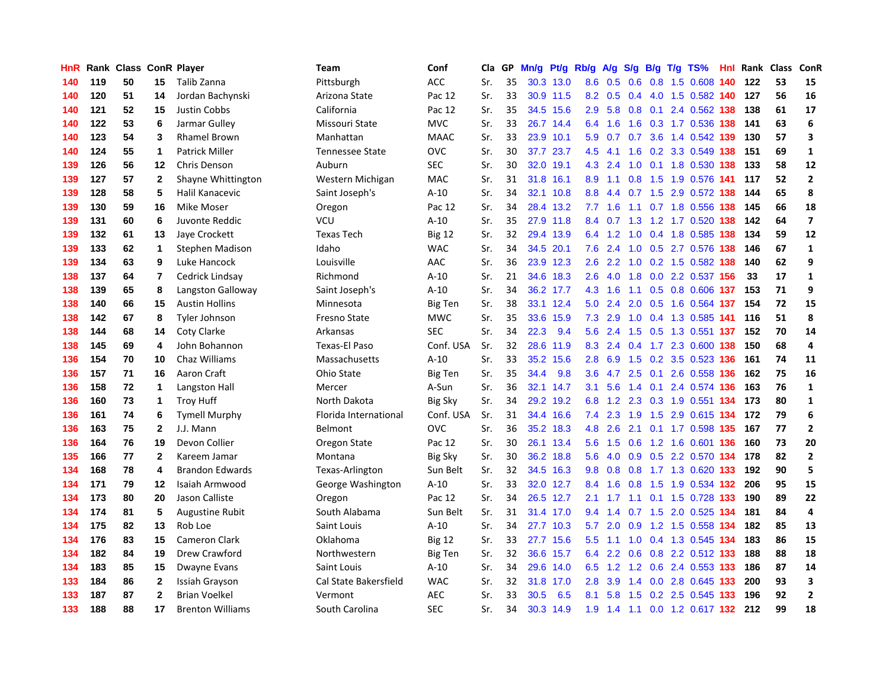| HnR | Rank | Class | ConR | Player | Team | Conf | Cla | GP | Mn/g | Pt/g | Rb/g | A/g | S/g | B/g | T/g | TS% | HnI | Rank | Class | ConR |
|---|---|---|---|---|---|---|---|---|---|---|---|---|---|---|---|---|---|---|---|---|
| 140 | 119 | 50 | 15 | Talib Zanna | Pittsburgh | ACC | Sr. | 35 | 30.3 | 13.0 | 8.6 | 0.5 | 0.6 | 0.8 | 1.5 | 0.608 | 140 | 122 | 53 | 15 |
| 140 | 120 | 51 | 14 | Jordan Bachynski | Arizona State | Pac 12 | Sr. | 33 | 30.9 | 11.5 | 8.2 | 0.5 | 0.4 | 4.0 | 1.5 | 0.582 | 140 | 127 | 56 | 16 |
| 140 | 121 | 52 | 15 | Justin Cobbs | California | Pac 12 | Sr. | 35 | 34.5 | 15.6 | 2.9 | 5.8 | 0.8 | 0.1 | 2.4 | 0.562 | 138 | 138 | 61 | 17 |
| 140 | 122 | 53 | 6 | Jarmar Gulley | Missouri State | MVC | Sr. | 33 | 26.7 | 14.4 | 6.4 | 1.6 | 1.6 | 0.3 | 1.7 | 0.536 | 138 | 141 | 63 | 6 |
| 140 | 123 | 54 | 3 | Rhamel Brown | Manhattan | MAAC | Sr. | 33 | 23.9 | 10.1 | 5.9 | 0.7 | 0.7 | 3.6 | 1.4 | 0.542 | 139 | 130 | 57 | 3 |
| 140 | 124 | 55 | 1 | Patrick Miller | Tennessee State | OVC | Sr. | 30 | 37.7 | 23.7 | 4.5 | 4.1 | 1.6 | 0.2 | 3.3 | 0.549 | 138 | 151 | 69 | 1 |
| 139 | 126 | 56 | 12 | Chris Denson | Auburn | SEC | Sr. | 30 | 32.0 | 19.1 | 4.3 | 2.4 | 1.0 | 0.1 | 1.8 | 0.530 | 138 | 133 | 58 | 12 |
| 139 | 127 | 57 | 2 | Shayne Whittington | Western Michigan | MAC | Sr. | 31 | 31.8 | 16.1 | 8.9 | 1.1 | 0.8 | 1.5 | 1.9 | 0.576 | 141 | 117 | 52 | 2 |
| 139 | 128 | 58 | 5 | Halil Kanacevic | Saint Joseph's | A-10 | Sr. | 34 | 32.1 | 10.8 | 8.8 | 4.4 | 0.7 | 1.5 | 2.9 | 0.572 | 138 | 144 | 65 | 8 |
| 139 | 130 | 59 | 16 | Mike Moser | Oregon | Pac 12 | Sr. | 34 | 28.4 | 13.2 | 7.7 | 1.6 | 1.1 | 0.7 | 1.8 | 0.556 | 138 | 145 | 66 | 18 |
| 139 | 131 | 60 | 6 | Juvonte Reddic | VCU | A-10 | Sr. | 35 | 27.9 | 11.8 | 8.4 | 0.7 | 1.3 | 1.2 | 1.7 | 0.520 | 138 | 142 | 64 | 7 |
| 139 | 132 | 61 | 13 | Jaye Crockett | Texas Tech | Big 12 | Sr. | 32 | 29.4 | 13.9 | 6.4 | 1.2 | 1.0 | 0.4 | 1.8 | 0.585 | 138 | 134 | 59 | 12 |
| 139 | 133 | 62 | 1 | Stephen Madison | Idaho | WAC | Sr. | 34 | 34.5 | 20.1 | 7.6 | 2.4 | 1.0 | 0.5 | 2.7 | 0.576 | 138 | 146 | 67 | 1 |
| 139 | 134 | 63 | 9 | Luke Hancock | Louisville | AAC | Sr. | 36 | 23.9 | 12.3 | 2.6 | 2.2 | 1.0 | 0.2 | 1.5 | 0.582 | 138 | 140 | 62 | 9 |
| 138 | 137 | 64 | 7 | Cedrick Lindsay | Richmond | A-10 | Sr. | 21 | 34.6 | 18.3 | 2.6 | 4.0 | 1.8 | 0.0 | 2.2 | 0.537 | 156 | 33 | 17 | 1 |
| 138 | 139 | 65 | 8 | Langston Galloway | Saint Joseph's | A-10 | Sr. | 34 | 36.2 | 17.7 | 4.3 | 1.6 | 1.1 | 0.5 | 0.8 | 0.606 | 137 | 153 | 71 | 9 |
| 138 | 140 | 66 | 15 | Austin Hollins | Minnesota | Big Ten | Sr. | 38 | 33.1 | 12.4 | 5.0 | 2.4 | 2.0 | 0.5 | 1.6 | 0.564 | 137 | 154 | 72 | 15 |
| 138 | 142 | 67 | 8 | Tyler Johnson | Fresno State | MWC | Sr. | 35 | 33.6 | 15.9 | 7.3 | 2.9 | 1.0 | 0.4 | 1.3 | 0.585 | 141 | 116 | 51 | 8 |
| 138 | 144 | 68 | 14 | Coty Clarke | Arkansas | SEC | Sr. | 34 | 22.3 | 9.4 | 5.6 | 2.4 | 1.5 | 0.5 | 1.3 | 0.551 | 137 | 152 | 70 | 14 |
| 138 | 145 | 69 | 4 | John Bohannon | Texas-El Paso | Conf. USA | Sr. | 32 | 28.6 | 11.9 | 8.3 | 2.4 | 0.4 | 1.7 | 2.3 | 0.600 | 138 | 150 | 68 | 4 |
| 136 | 154 | 70 | 10 | Chaz Williams | Massachusetts | A-10 | Sr. | 33 | 35.2 | 15.6 | 2.8 | 6.9 | 1.5 | 0.2 | 3.5 | 0.523 | 136 | 161 | 74 | 11 |
| 136 | 157 | 71 | 16 | Aaron Craft | Ohio State | Big Ten | Sr. | 35 | 34.4 | 9.8 | 3.6 | 4.7 | 2.5 | 0.1 | 2.6 | 0.558 | 136 | 162 | 75 | 16 |
| 136 | 158 | 72 | 1 | Langston Hall | Mercer | A-Sun | Sr. | 36 | 32.1 | 14.7 | 3.1 | 5.6 | 1.4 | 0.1 | 2.4 | 0.574 | 136 | 163 | 76 | 1 |
| 136 | 160 | 73 | 1 | Troy Huff | North Dakota | Big Sky | Sr. | 34 | 29.2 | 19.2 | 6.8 | 1.2 | 2.3 | 0.3 | 1.9 | 0.551 | 134 | 173 | 80 | 1 |
| 136 | 161 | 74 | 6 | Tymell Murphy | Florida International | Conf. USA | Sr. | 31 | 34.4 | 16.6 | 7.4 | 2.3 | 1.9 | 1.5 | 2.9 | 0.615 | 134 | 172 | 79 | 6 |
| 136 | 163 | 75 | 2 | J.J. Mann | Belmont | OVC | Sr. | 36 | 35.2 | 18.3 | 4.8 | 2.6 | 2.1 | 0.1 | 1.7 | 0.598 | 135 | 167 | 77 | 2 |
| 136 | 164 | 76 | 19 | Devon Collier | Oregon State | Pac 12 | Sr. | 30 | 26.1 | 13.4 | 5.6 | 1.5 | 0.6 | 1.2 | 1.6 | 0.601 | 136 | 160 | 73 | 20 |
| 135 | 166 | 77 | 2 | Kareem Jamar | Montana | Big Sky | Sr. | 30 | 36.2 | 18.8 | 5.6 | 4.0 | 0.9 | 0.5 | 2.2 | 0.570 | 134 | 178 | 82 | 2 |
| 134 | 168 | 78 | 4 | Brandon Edwards | Texas-Arlington | Sun Belt | Sr. | 32 | 34.5 | 16.3 | 9.8 | 0.8 | 0.8 | 1.7 | 1.3 | 0.620 | 133 | 192 | 90 | 5 |
| 134 | 171 | 79 | 12 | Isaiah Armwood | George Washington | A-10 | Sr. | 33 | 32.0 | 12.7 | 8.4 | 1.6 | 0.8 | 1.5 | 1.9 | 0.534 | 132 | 206 | 95 | 15 |
| 134 | 173 | 80 | 20 | Jason Calliste | Oregon | Pac 12 | Sr. | 34 | 26.5 | 12.7 | 2.1 | 1.7 | 1.1 | 0.1 | 1.5 | 0.728 | 133 | 190 | 89 | 22 |
| 134 | 174 | 81 | 5 | Augustine Rubit | South Alabama | Sun Belt | Sr. | 31 | 31.4 | 17.0 | 9.4 | 1.4 | 0.7 | 1.5 | 2.0 | 0.525 | 134 | 181 | 84 | 4 |
| 134 | 175 | 82 | 13 | Rob Loe | Saint Louis | A-10 | Sr. | 34 | 27.7 | 10.3 | 5.7 | 2.0 | 0.9 | 1.2 | 1.5 | 0.558 | 134 | 182 | 85 | 13 |
| 134 | 176 | 83 | 15 | Cameron Clark | Oklahoma | Big 12 | Sr. | 33 | 27.7 | 15.6 | 5.5 | 1.1 | 1.0 | 0.4 | 1.3 | 0.545 | 134 | 183 | 86 | 15 |
| 134 | 182 | 84 | 19 | Drew Crawford | Northwestern | Big Ten | Sr. | 32 | 36.6 | 15.7 | 6.4 | 2.2 | 0.6 | 0.8 | 2.2 | 0.512 | 133 | 188 | 88 | 18 |
| 134 | 183 | 85 | 15 | Dwayne Evans | Saint Louis | A-10 | Sr. | 34 | 29.6 | 14.0 | 6.5 | 1.2 | 1.2 | 0.6 | 2.4 | 0.553 | 133 | 186 | 87 | 14 |
| 133 | 184 | 86 | 2 | Issiah Grayson | Cal State Bakersfield | WAC | Sr. | 32 | 31.8 | 17.0 | 2.8 | 3.9 | 1.4 | 0.0 | 2.8 | 0.645 | 133 | 200 | 93 | 3 |
| 133 | 187 | 87 | 2 | Brian Voelkel | Vermont | AEC | Sr. | 33 | 30.5 | 6.5 | 8.1 | 5.8 | 1.5 | 0.2 | 2.5 | 0.545 | 133 | 196 | 92 | 2 |
| 133 | 188 | 88 | 17 | Brenton Williams | South Carolina | SEC | Sr. | 34 | 30.3 | 14.9 | 1.9 | 1.4 | 1.1 | 0.0 | 1.2 | 0.617 | 132 | 212 | 99 | 18 |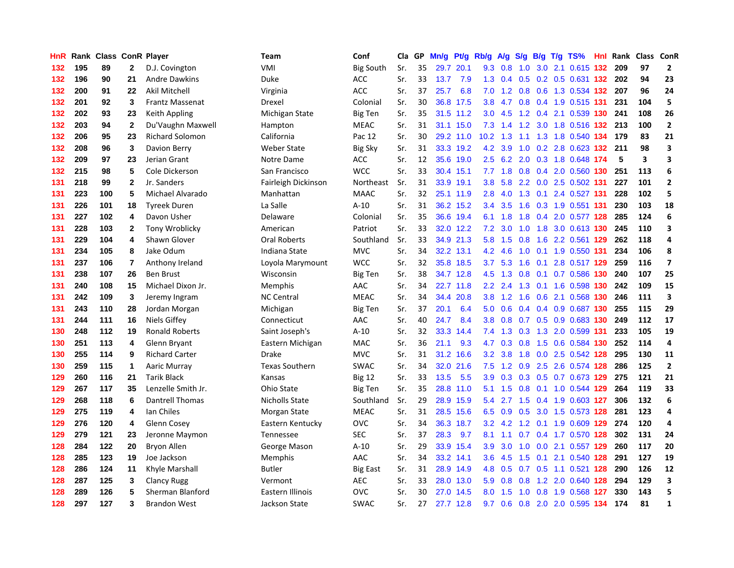| HnR | Rank | Class | ConR | Player | Team | Conf | Cla | GP | Mn/g | Pt/g | Rb/g | A/g | S/g | B/g | T/g | TS% | HnI | Rank | Class | ConR |
|---|---|---|---|---|---|---|---|---|---|---|---|---|---|---|---|---|---|---|---|---|
| 132 | 195 | 89 | 2 | D.J. Covington | VMI | Big South | Sr. | 35 | 29.7 | 20.1 | 9.3 | 0.8 | 1.0 | 3.0 | 2.1 | 0.615 | 132 | 209 | 97 | 2 |
| 132 | 196 | 90 | 21 | Andre Dawkins | Duke | ACC | Sr. | 33 | 13.7 | 7.9 | 1.3 | 0.4 | 0.5 | 0.2 | 0.5 | 0.631 | 132 | 202 | 94 | 23 |
| 132 | 200 | 91 | 22 | Akil Mitchell | Virginia | ACC | Sr. | 37 | 25.7 | 6.8 | 7.0 | 1.2 | 0.8 | 0.6 | 1.3 | 0.534 | 132 | 207 | 96 | 24 |
| 132 | 201 | 92 | 3 | Frantz Massenat | Drexel | Colonial | Sr. | 30 | 36.8 | 17.5 | 3.8 | 4.7 | 0.8 | 0.4 | 1.9 | 0.515 | 131 | 231 | 104 | 5 |
| 132 | 202 | 93 | 23 | Keith Appling | Michigan State | Big Ten | Sr. | 35 | 31.5 | 11.2 | 3.0 | 4.5 | 1.2 | 0.4 | 2.1 | 0.539 | 130 | 241 | 108 | 26 |
| 132 | 203 | 94 | 2 | Du'Vaughn Maxwell | Hampton | MEAC | Sr. | 31 | 31.1 | 15.0 | 7.3 | 1.4 | 1.2 | 3.0 | 1.8 | 0.516 | 132 | 213 | 100 | 2 |
| 132 | 206 | 95 | 23 | Richard Solomon | California | Pac 12 | Sr. | 30 | 29.2 | 11.0 | 10.2 | 1.3 | 1.1 | 1.3 | 1.8 | 0.540 | 134 | 179 | 83 | 21 |
| 132 | 208 | 96 | 3 | Davion Berry | Weber State | Big Sky | Sr. | 31 | 33.3 | 19.2 | 4.2 | 3.9 | 1.0 | 0.2 | 2.8 | 0.623 | 132 | 211 | 98 | 3 |
| 132 | 209 | 97 | 23 | Jerian Grant | Notre Dame | ACC | Sr. | 12 | 35.6 | 19.0 | 2.5 | 6.2 | 2.0 | 0.3 | 1.8 | 0.648 | 174 | 5 | 3 | 3 |
| 132 | 215 | 98 | 5 | Cole Dickerson | San Francisco | WCC | Sr. | 33 | 30.4 | 15.1 | 7.7 | 1.8 | 0.8 | 0.4 | 2.0 | 0.560 | 130 | 251 | 113 | 6 |
| 131 | 218 | 99 | 2 | Jr. Sanders | Fairleigh Dickinson | Northeast | Sr. | 31 | 33.9 | 19.1 | 3.8 | 5.8 | 2.2 | 0.0 | 2.5 | 0.502 | 131 | 227 | 101 | 2 |
| 131 | 223 | 100 | 5 | Michael Alvarado | Manhattan | MAAC | Sr. | 32 | 25.1 | 11.9 | 2.8 | 4.0 | 1.3 | 0.1 | 2.4 | 0.527 | 131 | 228 | 102 | 5 |
| 131 | 226 | 101 | 18 | Tyreek Duren | La Salle | A-10 | Sr. | 31 | 36.2 | 15.2 | 3.4 | 3.5 | 1.6 | 0.3 | 1.9 | 0.551 | 131 | 230 | 103 | 18 |
| 131 | 227 | 102 | 4 | Davon Usher | Delaware | Colonial | Sr. | 35 | 36.6 | 19.4 | 6.1 | 1.8 | 1.8 | 0.4 | 2.0 | 0.577 | 128 | 285 | 124 | 6 |
| 131 | 228 | 103 | 2 | Tony Wroblicky | American | Patriot | Sr. | 33 | 32.0 | 12.2 | 7.2 | 3.0 | 1.0 | 1.8 | 3.0 | 0.613 | 130 | 245 | 110 | 3 |
| 131 | 229 | 104 | 4 | Shawn Glover | Oral Roberts | Southland | Sr. | 33 | 34.9 | 21.3 | 5.8 | 1.5 | 0.8 | 1.6 | 2.2 | 0.561 | 129 | 262 | 118 | 4 |
| 131 | 234 | 105 | 8 | Jake Odum | Indiana State | MVC | Sr. | 34 | 32.2 | 13.1 | 4.2 | 4.6 | 1.0 | 0.1 | 1.9 | 0.550 | 131 | 234 | 106 | 8 |
| 131 | 237 | 106 | 7 | Anthony Ireland | Loyola Marymount | WCC | Sr. | 32 | 35.8 | 18.5 | 3.7 | 5.3 | 1.6 | 0.1 | 2.8 | 0.517 | 129 | 259 | 116 | 7 |
| 131 | 238 | 107 | 26 | Ben Brust | Wisconsin | Big Ten | Sr. | 38 | 34.7 | 12.8 | 4.5 | 1.3 | 0.8 | 0.1 | 0.7 | 0.586 | 130 | 240 | 107 | 25 |
| 131 | 240 | 108 | 15 | Michael Dixon Jr. | Memphis | AAC | Sr. | 34 | 22.7 | 11.8 | 2.2 | 2.4 | 1.3 | 0.1 | 1.6 | 0.598 | 130 | 242 | 109 | 15 |
| 131 | 242 | 109 | 3 | Jeremy Ingram | NC Central | MEAC | Sr. | 34 | 34.4 | 20.8 | 3.8 | 1.2 | 1.6 | 0.6 | 2.1 | 0.568 | 130 | 246 | 111 | 3 |
| 131 | 243 | 110 | 28 | Jordan Morgan | Michigan | Big Ten | Sr. | 37 | 20.1 | 6.4 | 5.0 | 0.6 | 0.4 | 0.4 | 0.9 | 0.687 | 130 | 255 | 115 | 29 |
| 131 | 244 | 111 | 16 | Niels Giffey | Connecticut | AAC | Sr. | 40 | 24.7 | 8.4 | 3.8 | 0.8 | 0.7 | 0.5 | 0.9 | 0.683 | 130 | 249 | 112 | 17 |
| 130 | 248 | 112 | 19 | Ronald Roberts | Saint Joseph's | A-10 | Sr. | 32 | 33.3 | 14.4 | 7.4 | 1.3 | 0.3 | 1.3 | 2.0 | 0.599 | 131 | 233 | 105 | 19 |
| 130 | 251 | 113 | 4 | Glenn Bryant | Eastern Michigan | MAC | Sr. | 36 | 21.1 | 9.3 | 4.7 | 0.3 | 0.8 | 1.5 | 0.6 | 0.584 | 130 | 252 | 114 | 4 |
| 130 | 255 | 114 | 9 | Richard Carter | Drake | MVC | Sr. | 31 | 31.2 | 16.6 | 3.2 | 3.8 | 1.8 | 0.0 | 2.5 | 0.542 | 128 | 295 | 130 | 11 |
| 130 | 259 | 115 | 1 | Aaric Murray | Texas Southern | SWAC | Sr. | 34 | 32.0 | 21.6 | 7.5 | 1.2 | 0.9 | 2.5 | 2.6 | 0.574 | 128 | 286 | 125 | 2 |
| 129 | 260 | 116 | 21 | Tarik Black | Kansas | Big 12 | Sr. | 33 | 13.5 | 5.5 | 3.9 | 0.3 | 0.3 | 0.5 | 0.7 | 0.673 | 129 | 275 | 121 | 21 |
| 129 | 267 | 117 | 35 | Lenzelle Smith Jr. | Ohio State | Big Ten | Sr. | 35 | 28.8 | 11.0 | 5.1 | 1.5 | 0.8 | 0.1 | 1.0 | 0.544 | 129 | 264 | 119 | 33 |
| 129 | 268 | 118 | 6 | Dantrell Thomas | Nicholls State | Southland | Sr. | 29 | 28.9 | 15.9 | 5.4 | 2.7 | 1.5 | 0.4 | 1.9 | 0.603 | 127 | 306 | 132 | 6 |
| 129 | 275 | 119 | 4 | Ian Chiles | Morgan State | MEAC | Sr. | 31 | 28.5 | 15.6 | 6.5 | 0.9 | 0.5 | 3.0 | 1.5 | 0.573 | 128 | 281 | 123 | 4 |
| 129 | 276 | 120 | 4 | Glenn Cosey | Eastern Kentucky | OVC | Sr. | 34 | 36.3 | 18.7 | 3.2 | 4.2 | 1.2 | 0.1 | 1.9 | 0.609 | 129 | 274 | 120 | 4 |
| 129 | 279 | 121 | 23 | Jeronne Maymon | Tennessee | SEC | Sr. | 37 | 28.3 | 9.7 | 8.1 | 1.1 | 0.7 | 0.4 | 1.7 | 0.570 | 128 | 302 | 131 | 24 |
| 128 | 284 | 122 | 20 | Bryon Allen | George Mason | A-10 | Sr. | 29 | 33.9 | 15.4 | 3.9 | 3.0 | 1.0 | 0.0 | 2.1 | 0.557 | 129 | 260 | 117 | 20 |
| 128 | 285 | 123 | 19 | Joe Jackson | Memphis | AAC | Sr. | 34 | 33.2 | 14.1 | 3.6 | 4.5 | 1.5 | 0.1 | 2.1 | 0.540 | 128 | 291 | 127 | 19 |
| 128 | 286 | 124 | 11 | Khyle Marshall | Butler | Big East | Sr. | 31 | 28.9 | 14.9 | 4.8 | 0.5 | 0.7 | 0.5 | 1.1 | 0.521 | 128 | 290 | 126 | 12 |
| 128 | 287 | 125 | 3 | Clancy Rugg | Vermont | AEC | Sr. | 33 | 28.0 | 13.0 | 5.9 | 0.8 | 0.8 | 1.2 | 2.0 | 0.640 | 128 | 294 | 129 | 3 |
| 128 | 289 | 126 | 5 | Sherman Blanford | Eastern Illinois | OVC | Sr. | 30 | 27.0 | 14.5 | 8.0 | 1.5 | 1.0 | 0.8 | 1.9 | 0.568 | 127 | 330 | 143 | 5 |
| 128 | 297 | 127 | 3 | Brandon West | Jackson State | SWAC | Sr. | 27 | 27.7 | 12.8 | 9.7 | 0.6 | 0.8 | 2.0 | 2.0 | 0.595 | 134 | 174 | 81 | 1 |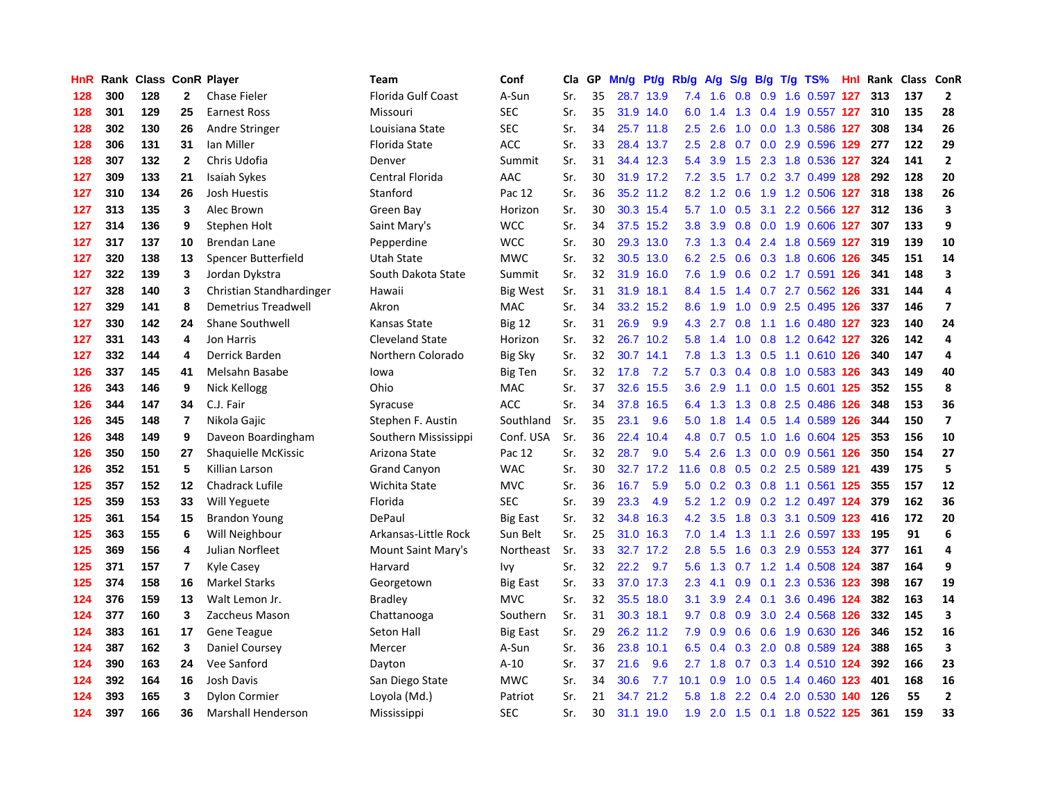| HnR | Rank | Class | ConR | Player | Team | Conf | Cla | GP | Mn/g | Pt/g | Rb/g | A/g | S/g | B/g | T/g | TS% | HnI | Rank | Class | ConR |
|---|---|---|---|---|---|---|---|---|---|---|---|---|---|---|---|---|---|---|---|---|
| 128 | 300 | 128 | 2 | Chase Fieler | Florida Gulf Coast | A-Sun | Sr. | 35 | 28.7 | 13.9 | 7.4 | 1.6 | 0.8 | 0.9 | 1.6 | 0.597 | 127 | 313 | 137 | 2 |
| 128 | 301 | 129 | 25 | Earnest Ross | Missouri | SEC | Sr. | 35 | 31.9 | 14.0 | 6.0 | 1.4 | 1.3 | 0.4 | 1.9 | 0.557 | 127 | 310 | 135 | 28 |
| 128 | 302 | 130 | 26 | Andre Stringer | Louisiana State | SEC | Sr. | 34 | 25.7 | 11.8 | 2.5 | 2.6 | 1.0 | 0.0 | 1.3 | 0.586 | 127 | 308 | 134 | 26 |
| 128 | 306 | 131 | 31 | Ian Miller | Florida State | ACC | Sr. | 33 | 28.4 | 13.7 | 2.5 | 2.8 | 0.7 | 0.0 | 2.9 | 0.596 | 129 | 277 | 122 | 29 |
| 128 | 307 | 132 | 2 | Chris Udofia | Denver | Summit | Sr. | 31 | 34.4 | 12.3 | 5.4 | 3.9 | 1.5 | 2.3 | 1.8 | 0.536 | 127 | 324 | 141 | 2 |
| 127 | 309 | 133 | 21 | Isaiah Sykes | Central Florida | AAC | Sr. | 30 | 31.9 | 17.2 | 7.2 | 3.5 | 1.7 | 0.2 | 3.7 | 0.499 | 128 | 292 | 128 | 20 |
| 127 | 310 | 134 | 26 | Josh Huestis | Stanford | Pac 12 | Sr. | 36 | 35.2 | 11.2 | 8.2 | 1.2 | 0.6 | 1.9 | 1.2 | 0.506 | 127 | 318 | 138 | 26 |
| 127 | 313 | 135 | 3 | Alec Brown | Green Bay | Horizon | Sr. | 30 | 30.3 | 15.4 | 5.7 | 1.0 | 0.5 | 3.1 | 2.2 | 0.566 | 127 | 312 | 136 | 3 |
| 127 | 314 | 136 | 9 | Stephen Holt | Saint Mary's | WCC | Sr. | 34 | 37.5 | 15.2 | 3.8 | 3.9 | 0.8 | 0.0 | 1.9 | 0.606 | 127 | 307 | 133 | 9 |
| 127 | 317 | 137 | 10 | Brendan Lane | Pepperdine | WCC | Sr. | 30 | 29.3 | 13.0 | 7.3 | 1.3 | 0.4 | 2.4 | 1.8 | 0.569 | 127 | 319 | 139 | 10 |
| 127 | 320 | 138 | 13 | Spencer Butterfield | Utah State | MWC | Sr. | 32 | 30.5 | 13.0 | 6.2 | 2.5 | 0.6 | 0.3 | 1.8 | 0.606 | 126 | 345 | 151 | 14 |
| 127 | 322 | 139 | 3 | Jordan Dykstra | South Dakota State | Summit | Sr. | 32 | 31.9 | 16.0 | 7.6 | 1.9 | 0.6 | 0.2 | 1.7 | 0.591 | 126 | 341 | 148 | 3 |
| 127 | 328 | 140 | 3 | Christian Standhardinger | Hawaii | Big West | Sr. | 31 | 31.9 | 18.1 | 8.4 | 1.5 | 1.4 | 0.7 | 2.7 | 0.562 | 126 | 331 | 144 | 4 |
| 127 | 329 | 141 | 8 | Demetrius Treadwell | Akron | MAC | Sr. | 34 | 33.2 | 15.2 | 8.6 | 1.9 | 1.0 | 0.9 | 2.5 | 0.495 | 126 | 337 | 146 | 7 |
| 127 | 330 | 142 | 24 | Shane Southwell | Kansas State | Big 12 | Sr. | 31 | 26.9 | 9.9 | 4.3 | 2.7 | 0.8 | 1.1 | 1.6 | 0.480 | 127 | 323 | 140 | 24 |
| 127 | 331 | 143 | 4 | Jon Harris | Cleveland State | Horizon | Sr. | 32 | 26.7 | 10.2 | 5.8 | 1.4 | 1.0 | 0.8 | 1.2 | 0.642 | 127 | 326 | 142 | 4 |
| 127 | 332 | 144 | 4 | Derrick Barden | Northern Colorado | Big Sky | Sr. | 32 | 30.7 | 14.1 | 7.8 | 1.3 | 1.3 | 0.5 | 1.1 | 0.610 | 126 | 340 | 147 | 4 |
| 126 | 337 | 145 | 41 | Melsahn Basabe | Iowa | Big Ten | Sr. | 32 | 17.8 | 7.2 | 5.7 | 0.3 | 0.4 | 0.8 | 1.0 | 0.583 | 126 | 343 | 149 | 40 |
| 126 | 343 | 146 | 9 | Nick Kellogg | Ohio | MAC | Sr. | 37 | 32.6 | 15.5 | 3.6 | 2.9 | 1.1 | 0.0 | 1.5 | 0.601 | 125 | 352 | 155 | 8 |
| 126 | 344 | 147 | 34 | C.J. Fair | Syracuse | ACC | Sr. | 34 | 37.8 | 16.5 | 6.4 | 1.3 | 1.3 | 0.8 | 2.5 | 0.486 | 126 | 348 | 153 | 36 |
| 126 | 345 | 148 | 7 | Nikola Gajic | Stephen F. Austin | Southland | Sr. | 35 | 23.1 | 9.6 | 5.0 | 1.8 | 1.4 | 0.5 | 1.4 | 0.589 | 126 | 344 | 150 | 7 |
| 126 | 348 | 149 | 9 | Daveon Boardingham | Southern Mississippi | Conf. USA | Sr. | 36 | 22.4 | 10.4 | 4.8 | 0.7 | 0.5 | 1.0 | 1.6 | 0.604 | 125 | 353 | 156 | 10 |
| 126 | 350 | 150 | 27 | Shaquielle McKissic | Arizona State | Pac 12 | Sr. | 32 | 28.7 | 9.0 | 5.4 | 2.6 | 1.3 | 0.0 | 0.9 | 0.561 | 126 | 350 | 154 | 27 |
| 126 | 352 | 151 | 5 | Killian Larson | Grand Canyon | WAC | Sr. | 30 | 32.7 | 17.2 | 11.6 | 0.8 | 0.5 | 0.2 | 2.5 | 0.589 | 121 | 439 | 175 | 5 |
| 125 | 357 | 152 | 12 | Chadrack Lufile | Wichita State | MVC | Sr. | 36 | 16.7 | 5.9 | 5.0 | 0.2 | 0.3 | 0.8 | 1.1 | 0.561 | 125 | 355 | 157 | 12 |
| 125 | 359 | 153 | 33 | Will Yeguete | Florida | SEC | Sr. | 39 | 23.3 | 4.9 | 5.2 | 1.2 | 0.9 | 0.2 | 1.2 | 0.497 | 124 | 379 | 162 | 36 |
| 125 | 361 | 154 | 15 | Brandon Young | DePaul | Big East | Sr. | 32 | 34.8 | 16.3 | 4.2 | 3.5 | 1.8 | 0.3 | 3.1 | 0.509 | 123 | 416 | 172 | 20 |
| 125 | 363 | 155 | 6 | Will Neighbour | Arkansas-Little Rock | Sun Belt | Sr. | 25 | 31.0 | 16.3 | 7.0 | 1.4 | 1.3 | 1.1 | 2.6 | 0.597 | 133 | 195 | 91 | 6 |
| 125 | 369 | 156 | 4 | Julian Norfleet | Mount Saint Mary's | Northeast | Sr. | 33 | 32.7 | 17.2 | 2.8 | 5.5 | 1.6 | 0.3 | 2.9 | 0.553 | 124 | 377 | 161 | 4 |
| 125 | 371 | 157 | 7 | Kyle Casey | Harvard | Ivy | Sr. | 32 | 22.2 | 9.7 | 5.6 | 1.3 | 0.7 | 1.2 | 1.4 | 0.508 | 124 | 387 | 164 | 9 |
| 125 | 374 | 158 | 16 | Markel Starks | Georgetown | Big East | Sr. | 33 | 37.0 | 17.3 | 2.3 | 4.1 | 0.9 | 0.1 | 2.3 | 0.536 | 123 | 398 | 167 | 19 |
| 124 | 376 | 159 | 13 | Walt Lemon Jr. | Bradley | MVC | Sr. | 32 | 35.5 | 18.0 | 3.1 | 3.9 | 2.4 | 0.1 | 3.6 | 0.496 | 124 | 382 | 163 | 14 |
| 124 | 377 | 160 | 3 | Zaccheus Mason | Chattanooga | Southern | Sr. | 31 | 30.3 | 18.1 | 9.7 | 0.8 | 0.9 | 3.0 | 2.4 | 0.568 | 126 | 332 | 145 | 3 |
| 124 | 383 | 161 | 17 | Gene Teague | Seton Hall | Big East | Sr. | 29 | 26.2 | 11.2 | 7.9 | 0.9 | 0.6 | 0.6 | 1.9 | 0.630 | 126 | 346 | 152 | 16 |
| 124 | 387 | 162 | 3 | Daniel Coursey | Mercer | A-Sun | Sr. | 36 | 23.8 | 10.1 | 6.5 | 0.4 | 0.3 | 2.0 | 0.8 | 0.589 | 124 | 388 | 165 | 3 |
| 124 | 390 | 163 | 24 | Vee Sanford | Dayton | A-10 | Sr. | 37 | 21.6 | 9.6 | 2.7 | 1.8 | 0.7 | 0.3 | 1.4 | 0.510 | 124 | 392 | 166 | 23 |
| 124 | 392 | 164 | 16 | Josh Davis | San Diego State | MWC | Sr. | 34 | 30.6 | 7.7 | 10.1 | 0.9 | 1.0 | 0.5 | 1.4 | 0.460 | 123 | 401 | 168 | 16 |
| 124 | 393 | 165 | 3 | Dylon Cormier | Loyola (Md.) | Patriot | Sr. | 21 | 34.7 | 21.2 | 5.8 | 1.8 | 2.2 | 0.4 | 2.0 | 0.530 | 140 | 126 | 55 | 2 |
| 124 | 397 | 166 | 36 | Marshall Henderson | Mississippi | SEC | Sr. | 30 | 31.1 | 19.0 | 1.9 | 2.0 | 1.5 | 0.1 | 1.8 | 0.522 | 125 | 361 | 159 | 33 |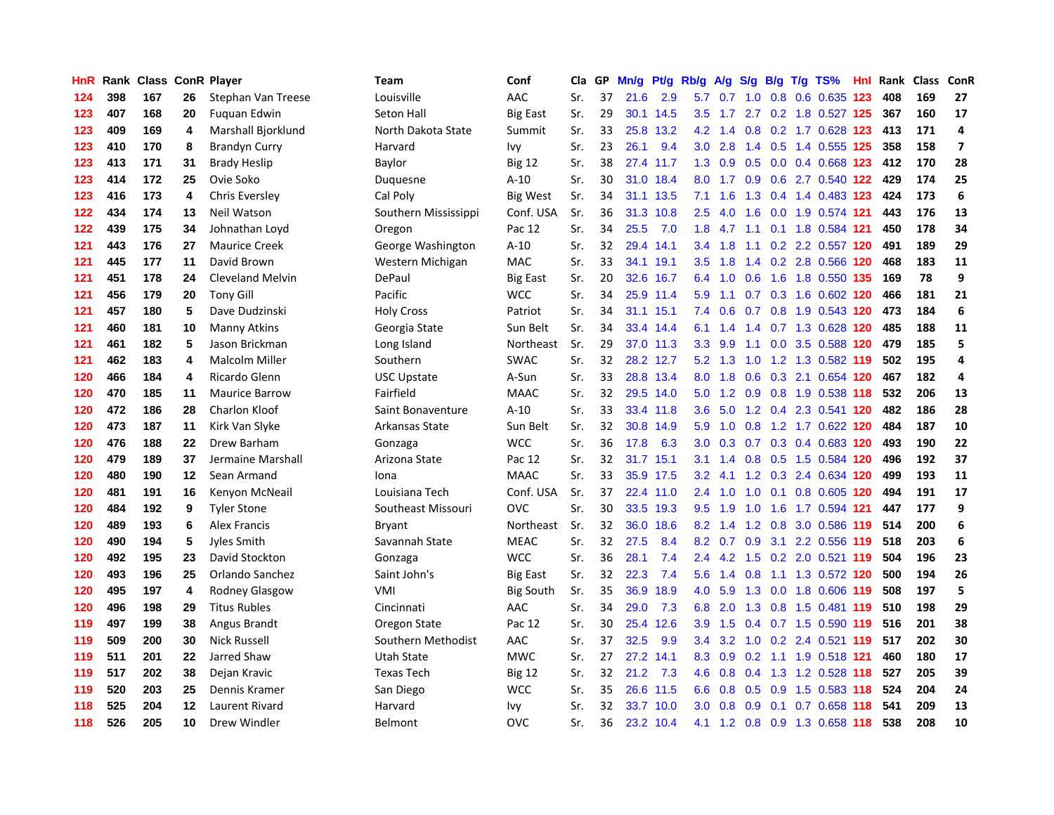| HnR | Rank | Class | ConR | Player | Team | Conf | Cla | GP | Mn/g | Pt/g | Rb/g | A/g | S/g | B/g | T/g | TS% | HnI | Rank | Class | ConR |
|---|---|---|---|---|---|---|---|---|---|---|---|---|---|---|---|---|---|---|---|---|
| 124 | 398 | 167 | 26 | Stephan Van Treese | Louisville | AAC | Sr. | 37 | 21.6 | 2.9 | 5.7 | 0.7 | 1.0 | 0.8 | 0.6 | 0.635 | 123 | 408 | 169 | 27 |
| 123 | 407 | 168 | 20 | Fuquan Edwin | Seton Hall | Big East | Sr. | 29 | 30.1 | 14.5 | 3.5 | 1.7 | 2.7 | 0.2 | 1.8 | 0.527 | 125 | 367 | 160 | 17 |
| 123 | 409 | 169 | 4 | Marshall Bjorklund | North Dakota State | Summit | Sr. | 33 | 25.8 | 13.2 | 4.2 | 1.4 | 0.8 | 0.2 | 1.7 | 0.628 | 123 | 413 | 171 | 4 |
| 123 | 410 | 170 | 8 | Brandyn Curry | Harvard | Ivy | Sr. | 23 | 26.1 | 9.4 | 3.0 | 2.8 | 1.4 | 0.5 | 1.4 | 0.555 | 125 | 358 | 158 | 7 |
| 123 | 413 | 171 | 31 | Brady Heslip | Baylor | Big 12 | Sr. | 38 | 27.4 | 11.7 | 1.3 | 0.9 | 0.5 | 0.0 | 0.4 | 0.668 | 123 | 412 | 170 | 28 |
| 123 | 414 | 172 | 25 | Ovie Soko | Duquesne | A-10 | Sr. | 30 | 31.0 | 18.4 | 8.0 | 1.7 | 0.9 | 0.6 | 2.7 | 0.540 | 122 | 429 | 174 | 25 |
| 123 | 416 | 173 | 4 | Chris Eversley | Cal Poly | Big West | Sr. | 34 | 31.1 | 13.5 | 7.1 | 1.6 | 1.3 | 0.4 | 1.4 | 0.483 | 123 | 424 | 173 | 6 |
| 122 | 434 | 174 | 13 | Neil Watson | Southern Mississippi | Conf. USA | Sr. | 36 | 31.3 | 10.8 | 2.5 | 4.0 | 1.6 | 0.0 | 1.9 | 0.574 | 121 | 443 | 176 | 13 |
| 122 | 439 | 175 | 34 | Johnathan Loyd | Oregon | Pac 12 | Sr. | 34 | 25.5 | 7.0 | 1.8 | 4.7 | 1.1 | 0.1 | 1.8 | 0.584 | 121 | 450 | 178 | 34 |
| 121 | 443 | 176 | 27 | Maurice Creek | George Washington | A-10 | Sr. | 32 | 29.4 | 14.1 | 3.4 | 1.8 | 1.1 | 0.2 | 2.2 | 0.557 | 120 | 491 | 189 | 29 |
| 121 | 445 | 177 | 11 | David Brown | Western Michigan | MAC | Sr. | 33 | 34.1 | 19.1 | 3.5 | 1.8 | 1.4 | 0.2 | 2.8 | 0.566 | 120 | 468 | 183 | 11 |
| 121 | 451 | 178 | 24 | Cleveland Melvin | DePaul | Big East | Sr. | 20 | 32.6 | 16.7 | 6.4 | 1.0 | 0.6 | 1.6 | 1.8 | 0.550 | 135 | 169 | 78 | 9 |
| 121 | 456 | 179 | 20 | Tony Gill | Pacific | WCC | Sr. | 34 | 25.9 | 11.4 | 5.9 | 1.1 | 0.7 | 0.3 | 1.6 | 0.602 | 120 | 466 | 181 | 21 |
| 121 | 457 | 180 | 5 | Dave Dudzinski | Holy Cross | Patriot | Sr. | 34 | 31.1 | 15.1 | 7.4 | 0.6 | 0.7 | 0.8 | 1.9 | 0.543 | 120 | 473 | 184 | 6 |
| 121 | 460 | 181 | 10 | Manny Atkins | Georgia State | Sun Belt | Sr. | 34 | 33.4 | 14.4 | 6.1 | 1.4 | 1.4 | 0.7 | 1.3 | 0.628 | 120 | 485 | 188 | 11 |
| 121 | 461 | 182 | 5 | Jason Brickman | Long Island | Northeast | Sr. | 29 | 37.0 | 11.3 | 3.3 | 9.9 | 1.1 | 0.0 | 3.5 | 0.588 | 120 | 479 | 185 | 5 |
| 121 | 462 | 183 | 4 | Malcolm Miller | Southern | SWAC | Sr. | 32 | 28.2 | 12.7 | 5.2 | 1.3 | 1.0 | 1.2 | 1.3 | 0.582 | 119 | 502 | 195 | 4 |
| 120 | 466 | 184 | 4 | Ricardo Glenn | USC Upstate | A-Sun | Sr. | 33 | 28.8 | 13.4 | 8.0 | 1.8 | 0.6 | 0.3 | 2.1 | 0.654 | 120 | 467 | 182 | 4 |
| 120 | 470 | 185 | 11 | Maurice Barrow | Fairfield | MAAC | Sr. | 32 | 29.5 | 14.0 | 5.0 | 1.2 | 0.9 | 0.8 | 1.9 | 0.538 | 118 | 532 | 206 | 13 |
| 120 | 472 | 186 | 28 | Charlon Kloof | Saint Bonaventure | A-10 | Sr. | 33 | 33.4 | 11.8 | 3.6 | 5.0 | 1.2 | 0.4 | 2.3 | 0.541 | 120 | 482 | 186 | 28 |
| 120 | 473 | 187 | 11 | Kirk Van Slyke | Arkansas State | Sun Belt | Sr. | 32 | 30.8 | 14.9 | 5.9 | 1.0 | 0.8 | 1.2 | 1.7 | 0.622 | 120 | 484 | 187 | 10 |
| 120 | 476 | 188 | 22 | Drew Barham | Gonzaga | WCC | Sr. | 36 | 17.8 | 6.3 | 3.0 | 0.3 | 0.7 | 0.3 | 0.4 | 0.683 | 120 | 493 | 190 | 22 |
| 120 | 479 | 189 | 37 | Jermaine Marshall | Arizona State | Pac 12 | Sr. | 32 | 31.7 | 15.1 | 3.1 | 1.4 | 0.8 | 0.5 | 1.5 | 0.584 | 120 | 496 | 192 | 37 |
| 120 | 480 | 190 | 12 | Sean Armand | Iona | MAAC | Sr. | 33 | 35.9 | 17.5 | 3.2 | 4.1 | 1.2 | 0.3 | 2.4 | 0.634 | 120 | 499 | 193 | 11 |
| 120 | 481 | 191 | 16 | Kenyon McNeail | Louisiana Tech | Conf. USA | Sr. | 37 | 22.4 | 11.0 | 2.4 | 1.0 | 1.0 | 0.1 | 0.8 | 0.605 | 120 | 494 | 191 | 17 |
| 120 | 484 | 192 | 9 | Tyler Stone | Southeast Missouri | OVC | Sr. | 30 | 33.5 | 19.3 | 9.5 | 1.9 | 1.0 | 1.6 | 1.7 | 0.594 | 121 | 447 | 177 | 9 |
| 120 | 489 | 193 | 6 | Alex Francis | Bryant | Northeast | Sr. | 32 | 36.0 | 18.6 | 8.2 | 1.4 | 1.2 | 0.8 | 3.0 | 0.586 | 119 | 514 | 200 | 6 |
| 120 | 490 | 194 | 5 | Jyles Smith | Savannah State | MEAC | Sr. | 32 | 27.5 | 8.4 | 8.2 | 0.7 | 0.9 | 3.1 | 2.2 | 0.556 | 119 | 518 | 203 | 6 |
| 120 | 492 | 195 | 23 | David Stockton | Gonzaga | WCC | Sr. | 36 | 28.1 | 7.4 | 2.4 | 4.2 | 1.5 | 0.2 | 2.0 | 0.521 | 119 | 504 | 196 | 23 |
| 120 | 493 | 196 | 25 | Orlando Sanchez | Saint John's | Big East | Sr. | 32 | 22.3 | 7.4 | 5.6 | 1.4 | 0.8 | 1.1 | 1.3 | 0.572 | 120 | 500 | 194 | 26 |
| 120 | 495 | 197 | 4 | Rodney Glasgow | VMI | Big South | Sr. | 35 | 36.9 | 18.9 | 4.0 | 5.9 | 1.3 | 0.0 | 1.8 | 0.606 | 119 | 508 | 197 | 5 |
| 120 | 496 | 198 | 29 | Titus Rubles | Cincinnati | AAC | Sr. | 34 | 29.0 | 7.3 | 6.8 | 2.0 | 1.3 | 0.8 | 1.5 | 0.481 | 119 | 510 | 198 | 29 |
| 119 | 497 | 199 | 38 | Angus Brandt | Oregon State | Pac 12 | Sr. | 30 | 25.4 | 12.6 | 3.9 | 1.5 | 0.4 | 0.7 | 1.5 | 0.590 | 119 | 516 | 201 | 38 |
| 119 | 509 | 200 | 30 | Nick Russell | Southern Methodist | AAC | Sr. | 37 | 32.5 | 9.9 | 3.4 | 3.2 | 1.0 | 0.2 | 2.4 | 0.521 | 119 | 517 | 202 | 30 |
| 119 | 511 | 201 | 22 | Jarred Shaw | Utah State | MWC | Sr. | 27 | 27.2 | 14.1 | 8.3 | 0.9 | 0.2 | 1.1 | 1.9 | 0.518 | 121 | 460 | 180 | 17 |
| 119 | 517 | 202 | 38 | Dejan Kravic | Texas Tech | Big 12 | Sr. | 32 | 21.2 | 7.3 | 4.6 | 0.8 | 0.4 | 1.3 | 1.2 | 0.528 | 118 | 527 | 205 | 39 |
| 119 | 520 | 203 | 25 | Dennis Kramer | San Diego | WCC | Sr. | 35 | 26.6 | 11.5 | 6.6 | 0.8 | 0.5 | 0.9 | 1.5 | 0.583 | 118 | 524 | 204 | 24 |
| 118 | 525 | 204 | 12 | Laurent Rivard | Harvard | Ivy | Sr. | 32 | 33.7 | 10.0 | 3.0 | 0.8 | 0.9 | 0.1 | 0.7 | 0.658 | 118 | 541 | 209 | 13 |
| 118 | 526 | 205 | 10 | Drew Windler | Belmont | OVC | Sr. | 36 | 23.2 | 10.4 | 4.1 | 1.2 | 0.8 | 0.9 | 1.3 | 0.658 | 118 | 538 | 208 | 10 |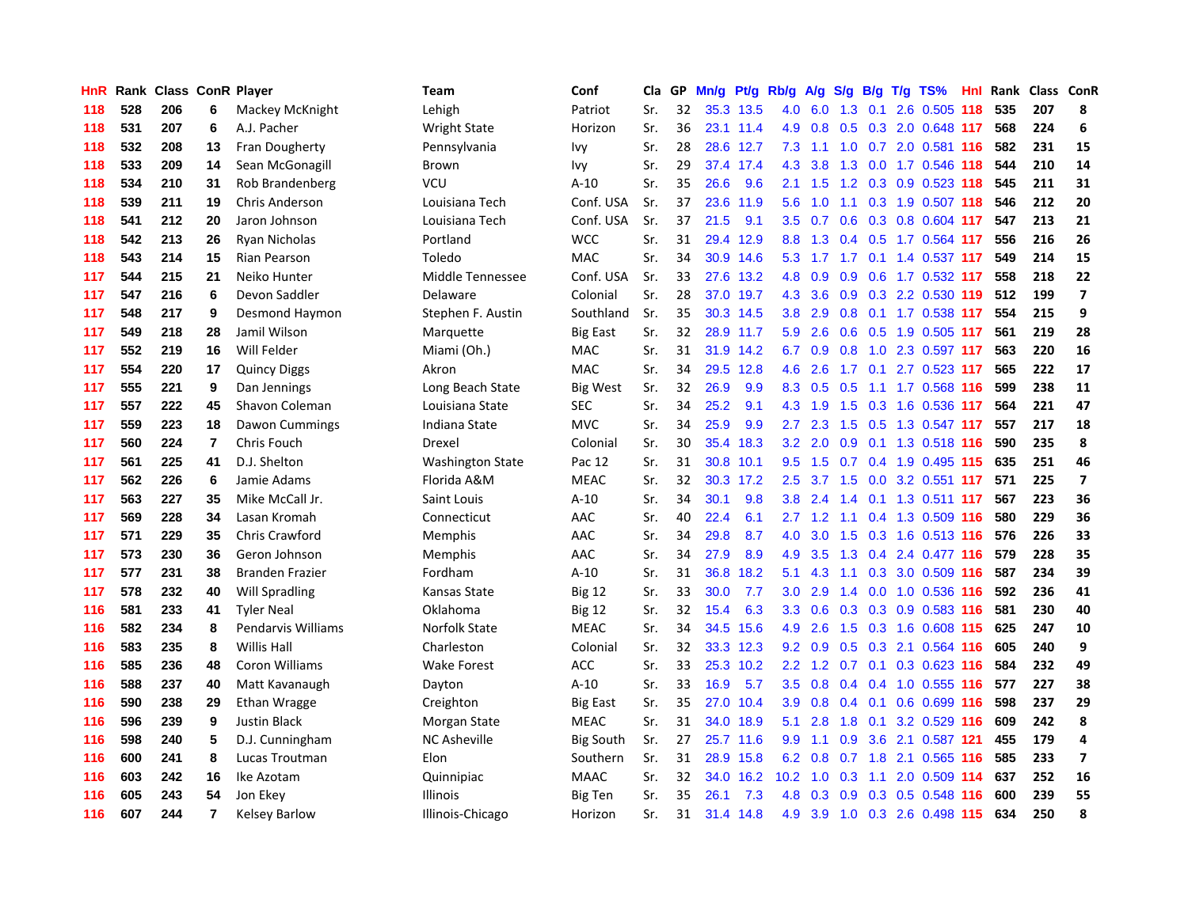| HnR | Rank | Class | ConR | Player | Team | Conf | Cla | GP | Mn/g | Pt/g | Rb/g | A/g | S/g | B/g | T/g | TS% | HnI | Rank | Class | ConR |
|---|---|---|---|---|---|---|---|---|---|---|---|---|---|---|---|---|---|---|---|---|
| 118 | 528 | 206 | 6 | Mackey McKnight | Lehigh | Patriot | Sr. | 32 | 35.3 | 13.5 | 4.0 | 6.0 | 1.3 | 0.1 | 2.6 | 0.505 | 118 | 535 | 207 | 8 |
| 118 | 531 | 207 | 6 | A.J. Pacher | Wright State | Horizon | Sr. | 36 | 23.1 | 11.4 | 4.9 | 0.8 | 0.5 | 0.3 | 2.0 | 0.648 | 117 | 568 | 224 | 6 |
| 118 | 532 | 208 | 13 | Fran Dougherty | Pennsylvania | Ivy | Sr. | 28 | 28.6 | 12.7 | 7.3 | 1.1 | 1.0 | 0.7 | 2.0 | 0.581 | 116 | 582 | 231 | 15 |
| 118 | 533 | 209 | 14 | Sean McGonagill | Brown | Ivy | Sr. | 29 | 37.4 | 17.4 | 4.3 | 3.8 | 1.3 | 0.0 | 1.7 | 0.546 | 118 | 544 | 210 | 14 |
| 118 | 534 | 210 | 31 | Rob Brandenberg | VCU | A-10 | Sr. | 35 | 26.6 | 9.6 | 2.1 | 1.5 | 1.2 | 0.3 | 0.9 | 0.523 | 118 | 545 | 211 | 31 |
| 118 | 539 | 211 | 19 | Chris Anderson | Louisiana Tech | Conf. USA | Sr. | 37 | 23.6 | 11.9 | 5.6 | 1.0 | 1.1 | 0.3 | 1.9 | 0.507 | 118 | 546 | 212 | 20 |
| 118 | 541 | 212 | 20 | Jaron Johnson | Louisiana Tech | Conf. USA | Sr. | 37 | 21.5 | 9.1 | 3.5 | 0.7 | 0.6 | 0.3 | 0.8 | 0.604 | 117 | 547 | 213 | 21 |
| 118 | 542 | 213 | 26 | Ryan Nicholas | Portland | WCC | Sr. | 31 | 29.4 | 12.9 | 8.8 | 1.3 | 0.4 | 0.5 | 1.7 | 0.564 | 117 | 556 | 216 | 26 |
| 118 | 543 | 214 | 15 | Rian Pearson | Toledo | MAC | Sr. | 34 | 30.9 | 14.6 | 5.3 | 1.7 | 1.7 | 0.1 | 1.4 | 0.537 | 117 | 549 | 214 | 15 |
| 117 | 544 | 215 | 21 | Neiko Hunter | Middle Tennessee | Conf. USA | Sr. | 33 | 27.6 | 13.2 | 4.8 | 0.9 | 0.9 | 0.6 | 1.7 | 0.532 | 117 | 558 | 218 | 22 |
| 117 | 547 | 216 | 6 | Devon Saddler | Delaware | Colonial | Sr. | 28 | 37.0 | 19.7 | 4.3 | 3.6 | 0.9 | 0.3 | 2.2 | 0.530 | 119 | 512 | 199 | 7 |
| 117 | 548 | 217 | 9 | Desmond Haymon | Stephen F. Austin | Southland | Sr. | 35 | 30.3 | 14.5 | 3.8 | 2.9 | 0.8 | 0.1 | 1.7 | 0.538 | 117 | 554 | 215 | 9 |
| 117 | 549 | 218 | 28 | Jamil Wilson | Marquette | Big East | Sr. | 32 | 28.9 | 11.7 | 5.9 | 2.6 | 0.6 | 0.5 | 1.9 | 0.505 | 117 | 561 | 219 | 28 |
| 117 | 552 | 219 | 16 | Will Felder | Miami (Oh.) | MAC | Sr. | 31 | 31.9 | 14.2 | 6.7 | 0.9 | 0.8 | 1.0 | 2.3 | 0.597 | 117 | 563 | 220 | 16 |
| 117 | 554 | 220 | 17 | Quincy Diggs | Akron | MAC | Sr. | 34 | 29.5 | 12.8 | 4.6 | 2.6 | 1.7 | 0.1 | 2.7 | 0.523 | 117 | 565 | 222 | 17 |
| 117 | 555 | 221 | 9 | Dan Jennings | Long Beach State | Big West | Sr. | 32 | 26.9 | 9.9 | 8.3 | 0.5 | 0.5 | 1.1 | 1.7 | 0.568 | 116 | 599 | 238 | 11 |
| 117 | 557 | 222 | 45 | Shavon Coleman | Louisiana State | SEC | Sr. | 34 | 25.2 | 9.1 | 4.3 | 1.9 | 1.5 | 0.3 | 1.6 | 0.536 | 117 | 564 | 221 | 47 |
| 117 | 559 | 223 | 18 | Dawon Cummings | Indiana State | MVC | Sr. | 34 | 25.9 | 9.9 | 2.7 | 2.3 | 1.5 | 0.5 | 1.3 | 0.547 | 117 | 557 | 217 | 18 |
| 117 | 560 | 224 | 7 | Chris Fouch | Drexel | Colonial | Sr. | 30 | 35.4 | 18.3 | 3.2 | 2.0 | 0.9 | 0.1 | 1.3 | 0.518 | 116 | 590 | 235 | 8 |
| 117 | 561 | 225 | 41 | D.J. Shelton | Washington State | Pac 12 | Sr. | 31 | 30.8 | 10.1 | 9.5 | 1.5 | 0.7 | 0.4 | 1.9 | 0.495 | 115 | 635 | 251 | 46 |
| 117 | 562 | 226 | 6 | Jamie Adams | Florida A&M | MEAC | Sr. | 32 | 30.3 | 17.2 | 2.5 | 3.7 | 1.5 | 0.0 | 3.2 | 0.551 | 117 | 571 | 225 | 7 |
| 117 | 563 | 227 | 35 | Mike McCall Jr. | Saint Louis | A-10 | Sr. | 34 | 30.1 | 9.8 | 3.8 | 2.4 | 1.4 | 0.1 | 1.3 | 0.511 | 117 | 567 | 223 | 36 |
| 117 | 569 | 228 | 34 | Lasan Kromah | Connecticut | AAC | Sr. | 40 | 22.4 | 6.1 | 2.7 | 1.2 | 1.1 | 0.4 | 1.3 | 0.509 | 116 | 580 | 229 | 36 |
| 117 | 571 | 229 | 35 | Chris Crawford | Memphis | AAC | Sr. | 34 | 29.8 | 8.7 | 4.0 | 3.0 | 1.5 | 0.3 | 1.6 | 0.513 | 116 | 576 | 226 | 33 |
| 117 | 573 | 230 | 36 | Geron Johnson | Memphis | AAC | Sr. | 34 | 27.9 | 8.9 | 4.9 | 3.5 | 1.3 | 0.4 | 2.4 | 0.477 | 116 | 579 | 228 | 35 |
| 117 | 577 | 231 | 38 | Branden Frazier | Fordham | A-10 | Sr. | 31 | 36.8 | 18.2 | 5.1 | 4.3 | 1.1 | 0.3 | 3.0 | 0.509 | 116 | 587 | 234 | 39 |
| 117 | 578 | 232 | 40 | Will Spradling | Kansas State | Big 12 | Sr. | 33 | 30.0 | 7.7 | 3.0 | 2.9 | 1.4 | 0.0 | 1.0 | 0.536 | 116 | 592 | 236 | 41 |
| 116 | 581 | 233 | 41 | Tyler Neal | Oklahoma | Big 12 | Sr. | 32 | 15.4 | 6.3 | 3.3 | 0.6 | 0.3 | 0.3 | 0.9 | 0.583 | 116 | 581 | 230 | 40 |
| 116 | 582 | 234 | 8 | Pendarvis Williams | Norfolk State | MEAC | Sr. | 34 | 34.5 | 15.6 | 4.9 | 2.6 | 1.5 | 0.3 | 1.6 | 0.608 | 115 | 625 | 247 | 10 |
| 116 | 583 | 235 | 8 | Willis Hall | Charleston | Colonial | Sr. | 32 | 33.3 | 12.3 | 9.2 | 0.9 | 0.5 | 0.3 | 2.1 | 0.564 | 116 | 605 | 240 | 9 |
| 116 | 585 | 236 | 48 | Coron Williams | Wake Forest | ACC | Sr. | 33 | 25.3 | 10.2 | 2.2 | 1.2 | 0.7 | 0.1 | 0.3 | 0.623 | 116 | 584 | 232 | 49 |
| 116 | 588 | 237 | 40 | Matt Kavanaugh | Dayton | A-10 | Sr. | 33 | 16.9 | 5.7 | 3.5 | 0.8 | 0.4 | 0.4 | 1.0 | 0.555 | 116 | 577 | 227 | 38 |
| 116 | 590 | 238 | 29 | Ethan Wragge | Creighton | Big East | Sr. | 35 | 27.0 | 10.4 | 3.9 | 0.8 | 0.4 | 0.1 | 0.6 | 0.699 | 116 | 598 | 237 | 29 |
| 116 | 596 | 239 | 9 | Justin Black | Morgan State | MEAC | Sr. | 31 | 34.0 | 18.9 | 5.1 | 2.8 | 1.8 | 0.1 | 3.2 | 0.529 | 116 | 609 | 242 | 8 |
| 116 | 598 | 240 | 5 | D.J. Cunningham | NC Asheville | Big South | Sr. | 27 | 25.7 | 11.6 | 9.9 | 1.1 | 0.9 | 3.6 | 2.1 | 0.587 | 121 | 455 | 179 | 4 |
| 116 | 600 | 241 | 8 | Lucas Troutman | Elon | Southern | Sr. | 31 | 28.9 | 15.8 | 6.2 | 0.8 | 0.7 | 1.8 | 2.1 | 0.565 | 116 | 585 | 233 | 7 |
| 116 | 603 | 242 | 16 | Ike Azotam | Quinnipiac | MAAC | Sr. | 32 | 34.0 | 16.2 | 10.2 | 1.0 | 0.3 | 1.1 | 2.0 | 0.509 | 114 | 637 | 252 | 16 |
| 116 | 605 | 243 | 54 | Jon Ekey | Illinois | Big Ten | Sr. | 35 | 26.1 | 7.3 | 4.8 | 0.3 | 0.9 | 0.3 | 0.5 | 0.548 | 116 | 600 | 239 | 55 |
| 116 | 607 | 244 | 7 | Kelsey Barlow | Illinois-Chicago | Horizon | Sr. | 31 | 31.4 | 14.8 | 4.9 | 3.9 | 1.0 | 0.3 | 2.6 | 0.498 | 115 | 634 | 250 | 8 |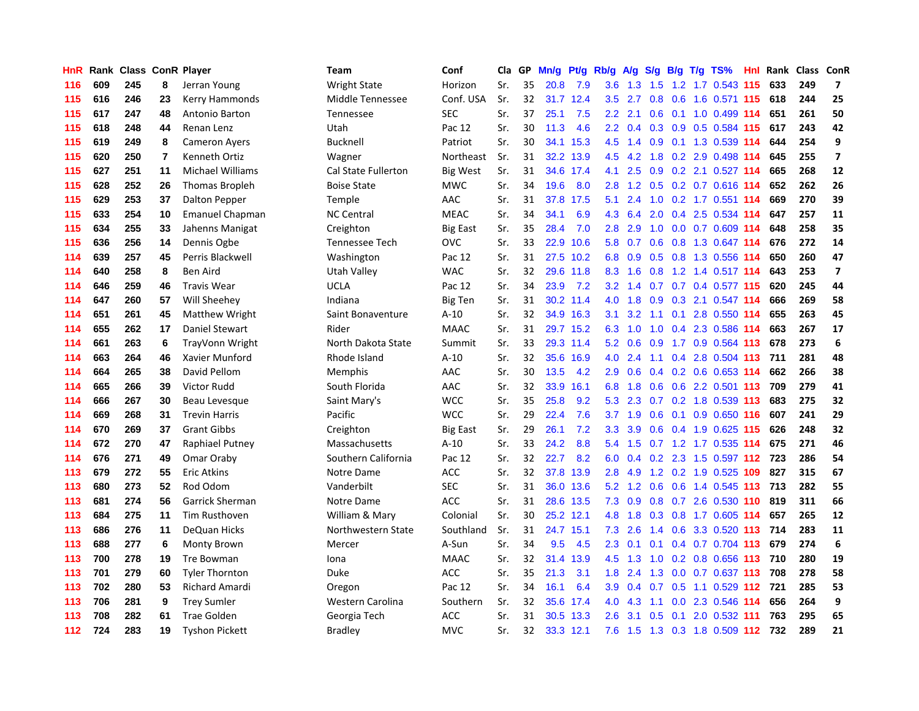| HnR | Rank | Class | ConR | Player | Team | Conf | Cla | GP | Mn/g | Pt/g | Rb/g | A/g | S/g | B/g | T/g | TS% | HnI | Rank | Class | ConR |
|---|---|---|---|---|---|---|---|---|---|---|---|---|---|---|---|---|---|---|---|---|
| 116 | 609 | 245 | 8 | Jerran Young | Wright State | Horizon | Sr. | 35 | 20.8 | 7.9 | 3.6 | 1.3 | 1.5 | 1.2 | 1.7 | 0.543 | 115 | 633 | 249 | 7 |
| 115 | 616 | 246 | 23 | Kerry Hammonds | Middle Tennessee | Conf. USA | Sr. | 32 | 31.7 | 12.4 | 3.5 | 2.7 | 0.8 | 0.6 | 1.6 | 0.571 | 115 | 618 | 244 | 25 |
| 115 | 617 | 247 | 48 | Antonio Barton | Tennessee | SEC | Sr. | 37 | 25.1 | 7.5 | 2.2 | 2.1 | 0.6 | 0.1 | 1.0 | 0.499 | 114 | 651 | 261 | 50 |
| 115 | 618 | 248 | 44 | Renan Lenz | Utah | Pac 12 | Sr. | 30 | 11.3 | 4.6 | 2.2 | 0.4 | 0.3 | 0.9 | 0.5 | 0.584 | 115 | 617 | 243 | 42 |
| 115 | 619 | 249 | 8 | Cameron Ayers | Bucknell | Patriot | Sr. | 30 | 34.1 | 15.3 | 4.5 | 1.4 | 0.9 | 0.1 | 1.3 | 0.539 | 114 | 644 | 254 | 9 |
| 115 | 620 | 250 | 7 | Kenneth Ortiz | Wagner | Northeast | Sr. | 31 | 32.2 | 13.9 | 4.5 | 4.2 | 1.8 | 0.2 | 2.9 | 0.498 | 114 | 645 | 255 | 7 |
| 115 | 627 | 251 | 11 | Michael Williams | Cal State Fullerton | Big West | Sr. | 31 | 34.6 | 17.4 | 4.1 | 2.5 | 0.9 | 0.2 | 2.1 | 0.527 | 114 | 665 | 268 | 12 |
| 115 | 628 | 252 | 26 | Thomas Bropleh | Boise State | MWC | Sr. | 34 | 19.6 | 8.0 | 2.8 | 1.2 | 0.5 | 0.2 | 0.7 | 0.616 | 114 | 652 | 262 | 26 |
| 115 | 629 | 253 | 37 | Dalton Pepper | Temple | AAC | Sr. | 31 | 37.8 | 17.5 | 5.1 | 2.4 | 1.0 | 0.2 | 1.7 | 0.551 | 114 | 669 | 270 | 39 |
| 115 | 633 | 254 | 10 | Emanuel Chapman | NC Central | MEAC | Sr. | 34 | 34.1 | 6.9 | 4.3 | 6.4 | 2.0 | 0.4 | 2.5 | 0.534 | 114 | 647 | 257 | 11 |
| 115 | 634 | 255 | 33 | Jahenns Manigat | Creighton | Big East | Sr. | 35 | 28.4 | 7.0 | 2.8 | 2.9 | 1.0 | 0.0 | 0.7 | 0.609 | 114 | 648 | 258 | 35 |
| 115 | 636 | 256 | 14 | Dennis Ogbe | Tennessee Tech | OVC | Sr. | 33 | 22.9 | 10.6 | 5.8 | 0.7 | 0.6 | 0.8 | 1.3 | 0.647 | 114 | 676 | 272 | 14 |
| 114 | 639 | 257 | 45 | Perris Blackwell | Washington | Pac 12 | Sr. | 31 | 27.5 | 10.2 | 6.8 | 0.9 | 0.5 | 0.8 | 1.3 | 0.556 | 114 | 650 | 260 | 47 |
| 114 | 640 | 258 | 8 | Ben Aird | Utah Valley | WAC | Sr. | 32 | 29.6 | 11.8 | 8.3 | 1.6 | 0.8 | 1.2 | 1.4 | 0.517 | 114 | 643 | 253 | 7 |
| 114 | 646 | 259 | 46 | Travis Wear | UCLA | Pac 12 | Sr. | 34 | 23.9 | 7.2 | 3.2 | 1.4 | 0.7 | 0.7 | 0.4 | 0.577 | 115 | 620 | 245 | 44 |
| 114 | 647 | 260 | 57 | Will Sheehey | Indiana | Big Ten | Sr. | 31 | 30.2 | 11.4 | 4.0 | 1.8 | 0.9 | 0.3 | 2.1 | 0.547 | 114 | 666 | 269 | 58 |
| 114 | 651 | 261 | 45 | Matthew Wright | Saint Bonaventure | A-10 | Sr. | 32 | 34.9 | 16.3 | 3.1 | 3.2 | 1.1 | 0.1 | 2.8 | 0.550 | 114 | 655 | 263 | 45 |
| 114 | 655 | 262 | 17 | Daniel Stewart | Rider | MAAC | Sr. | 31 | 29.7 | 15.2 | 6.3 | 1.0 | 1.0 | 0.4 | 2.3 | 0.586 | 114 | 663 | 267 | 17 |
| 114 | 661 | 263 | 6 | TrayVonn Wright | North Dakota State | Summit | Sr. | 33 | 29.3 | 11.4 | 5.2 | 0.6 | 0.9 | 1.7 | 0.9 | 0.564 | 113 | 678 | 273 | 6 |
| 114 | 663 | 264 | 46 | Xavier Munford | Rhode Island | A-10 | Sr. | 32 | 35.6 | 16.9 | 4.0 | 2.4 | 1.1 | 0.4 | 2.8 | 0.504 | 113 | 711 | 281 | 48 |
| 114 | 664 | 265 | 38 | David Pellom | Memphis | AAC | Sr. | 30 | 13.5 | 4.2 | 2.9 | 0.6 | 0.4 | 0.2 | 0.6 | 0.653 | 114 | 662 | 266 | 38 |
| 114 | 665 | 266 | 39 | Victor Rudd | South Florida | AAC | Sr. | 32 | 33.9 | 16.1 | 6.8 | 1.8 | 0.6 | 0.6 | 2.2 | 0.501 | 113 | 709 | 279 | 41 |
| 114 | 666 | 267 | 30 | Beau Levesque | Saint Mary's | WCC | Sr. | 35 | 25.8 | 9.2 | 5.3 | 2.3 | 0.7 | 0.2 | 1.8 | 0.539 | 113 | 683 | 275 | 32 |
| 114 | 669 | 268 | 31 | Trevin Harris | Pacific | WCC | Sr. | 29 | 22.4 | 7.6 | 3.7 | 1.9 | 0.6 | 0.1 | 0.9 | 0.650 | 116 | 607 | 241 | 29 |
| 114 | 670 | 269 | 37 | Grant Gibbs | Creighton | Big East | Sr. | 29 | 26.1 | 7.2 | 3.3 | 3.9 | 0.6 | 0.4 | 1.9 | 0.625 | 115 | 626 | 248 | 32 |
| 114 | 672 | 270 | 47 | Raphiael Putney | Massachusetts | A-10 | Sr. | 33 | 24.2 | 8.8 | 5.4 | 1.5 | 0.7 | 1.2 | 1.7 | 0.535 | 114 | 675 | 271 | 46 |
| 114 | 676 | 271 | 49 | Omar Oraby | Southern California | Pac 12 | Sr. | 32 | 22.7 | 8.2 | 6.0 | 0.4 | 0.2 | 2.3 | 1.5 | 0.597 | 112 | 723 | 286 | 54 |
| 113 | 679 | 272 | 55 | Eric Atkins | Notre Dame | ACC | Sr. | 32 | 37.8 | 13.9 | 2.8 | 4.9 | 1.2 | 0.2 | 1.9 | 0.525 | 109 | 827 | 315 | 67 |
| 113 | 680 | 273 | 52 | Rod Odom | Vanderbilt | SEC | Sr. | 31 | 36.0 | 13.6 | 5.2 | 1.2 | 0.6 | 0.6 | 1.4 | 0.545 | 113 | 713 | 282 | 55 |
| 113 | 681 | 274 | 56 | Garrick Sherman | Notre Dame | ACC | Sr. | 31 | 28.6 | 13.5 | 7.3 | 0.9 | 0.8 | 0.7 | 2.6 | 0.530 | 110 | 819 | 311 | 66 |
| 113 | 684 | 275 | 11 | Tim Rusthoven | William & Mary | Colonial | Sr. | 30 | 25.2 | 12.1 | 4.8 | 1.8 | 0.3 | 0.8 | 1.7 | 0.605 | 114 | 657 | 265 | 12 |
| 113 | 686 | 276 | 11 | DeQuan Hicks | Northwestern State | Southland | Sr. | 31 | 24.7 | 15.1 | 7.3 | 2.6 | 1.4 | 0.6 | 3.3 | 0.520 | 113 | 714 | 283 | 11 |
| 113 | 688 | 277 | 6 | Monty Brown | Mercer | A-Sun | Sr. | 34 | 9.5 | 4.5 | 2.3 | 0.1 | 0.1 | 0.4 | 0.7 | 0.704 | 113 | 679 | 274 | 6 |
| 113 | 700 | 278 | 19 | Tre Bowman | Iona | MAAC | Sr. | 32 | 31.4 | 13.9 | 4.5 | 1.3 | 1.0 | 0.2 | 0.8 | 0.656 | 113 | 710 | 280 | 19 |
| 113 | 701 | 279 | 60 | Tyler Thornton | Duke | ACC | Sr. | 35 | 21.3 | 3.1 | 1.8 | 2.4 | 1.3 | 0.0 | 0.7 | 0.637 | 113 | 708 | 278 | 58 |
| 113 | 702 | 280 | 53 | Richard Amardi | Oregon | Pac 12 | Sr. | 34 | 16.1 | 6.4 | 3.9 | 0.4 | 0.7 | 0.5 | 1.1 | 0.529 | 112 | 721 | 285 | 53 |
| 113 | 706 | 281 | 9 | Trey Sumler | Western Carolina | Southern | Sr. | 32 | 35.6 | 17.4 | 4.0 | 4.3 | 1.1 | 0.0 | 2.3 | 0.546 | 114 | 656 | 264 | 9 |
| 113 | 708 | 282 | 61 | Trae Golden | Georgia Tech | ACC | Sr. | 31 | 30.5 | 13.3 | 2.6 | 3.1 | 0.5 | 0.1 | 2.0 | 0.532 | 111 | 763 | 295 | 65 |
| 112 | 724 | 283 | 19 | Tyshon Pickett | Bradley | MVC | Sr. | 32 | 33.3 | 12.1 | 7.6 | 1.5 | 1.3 | 0.3 | 1.8 | 0.509 | 112 | 732 | 289 | 21 |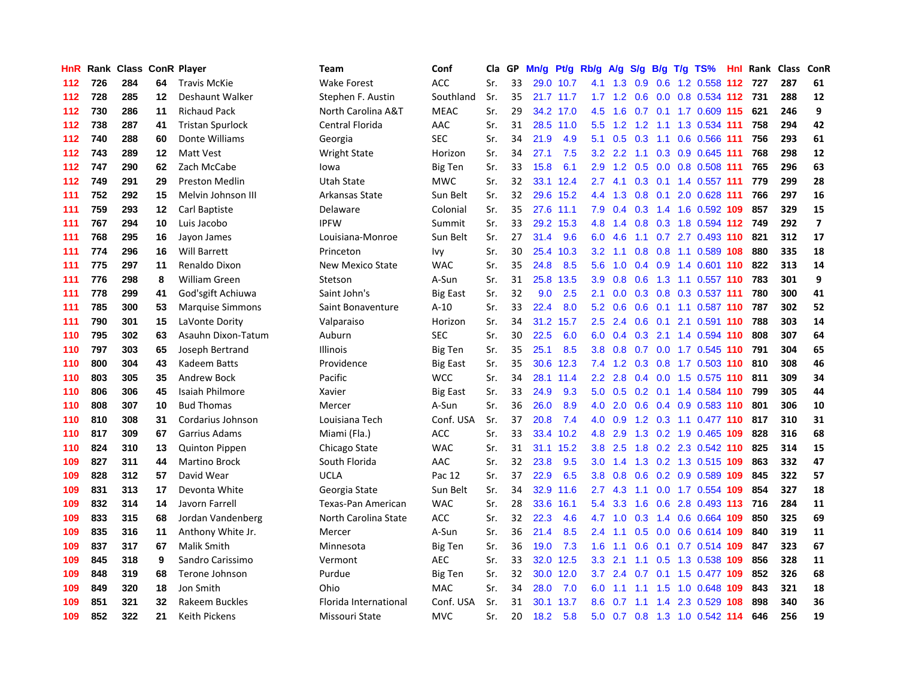| HnR | Rank | Class | ConR | Player | Team | Conf | Cla | GP | Mn/g | Pt/g | Rb/g | A/g | S/g | B/g | T/g | TS% | HnI | Rank | Class | ConR |
|---|---|---|---|---|---|---|---|---|---|---|---|---|---|---|---|---|---|---|---|---|
| 112 | 726 | 284 | 64 | Travis McKie | Wake Forest | ACC | Sr. | 33 | 29.0 | 10.7 | 4.1 | 1.3 | 0.9 | 0.6 | 1.2 | 0.558 | 112 | 727 | 287 | 61 |
| 112 | 728 | 285 | 12 | Deshaunt Walker | Stephen F. Austin | Southland | Sr. | 35 | 21.7 | 11.7 | 1.7 | 1.2 | 0.6 | 0.0 | 0.8 | 0.534 | 112 | 731 | 288 | 12 |
| 112 | 730 | 286 | 11 | Richaud Pack | North Carolina A&T | MEAC | Sr. | 29 | 34.2 | 17.0 | 4.5 | 1.6 | 0.7 | 0.1 | 1.7 | 0.609 | 115 | 621 | 246 | 9 |
| 112 | 738 | 287 | 41 | Tristan Spurlock | Central Florida | AAC | Sr. | 31 | 28.5 | 11.0 | 5.5 | 1.2 | 1.2 | 1.1 | 1.3 | 0.534 | 111 | 758 | 294 | 42 |
| 112 | 740 | 288 | 60 | Donte Williams | Georgia | SEC | Sr. | 34 | 21.9 | 4.9 | 5.1 | 0.5 | 0.3 | 1.1 | 0.6 | 0.566 | 111 | 756 | 293 | 61 |
| 112 | 743 | 289 | 12 | Matt Vest | Wright State | Horizon | Sr. | 34 | 27.1 | 7.5 | 3.2 | 2.2 | 1.1 | 0.3 | 0.9 | 0.645 | 111 | 768 | 298 | 12 |
| 112 | 747 | 290 | 62 | Zach McCabe | Iowa | Big Ten | Sr. | 33 | 15.8 | 6.1 | 2.9 | 1.2 | 0.5 | 0.0 | 0.8 | 0.508 | 111 | 765 | 296 | 63 |
| 112 | 749 | 291 | 29 | Preston Medlin | Utah State | MWC | Sr. | 32 | 33.1 | 12.4 | 2.7 | 4.1 | 0.3 | 0.1 | 1.4 | 0.557 | 111 | 779 | 299 | 28 |
| 111 | 752 | 292 | 15 | Melvin Johnson III | Arkansas State | Sun Belt | Sr. | 32 | 29.6 | 15.2 | 4.4 | 1.3 | 0.8 | 0.1 | 2.0 | 0.628 | 111 | 766 | 297 | 16 |
| 111 | 759 | 293 | 12 | Carl Baptiste | Delaware | Colonial | Sr. | 35 | 27.6 | 11.1 | 7.9 | 0.4 | 0.3 | 1.4 | 1.6 | 0.592 | 109 | 857 | 329 | 15 |
| 111 | 767 | 294 | 10 | Luis Jacobo | IPFW | Summit | Sr. | 33 | 29.2 | 15.3 | 4.8 | 1.4 | 0.8 | 0.3 | 1.8 | 0.594 | 112 | 749 | 292 | 7 |
| 111 | 768 | 295 | 16 | Jayon James | Louisiana-Monroe | Sun Belt | Sr. | 27 | 31.4 | 9.6 | 6.0 | 4.6 | 1.1 | 0.7 | 2.7 | 0.493 | 110 | 821 | 312 | 17 |
| 111 | 774 | 296 | 16 | Will Barrett | Princeton | Ivy | Sr. | 30 | 25.4 | 10.3 | 3.2 | 1.1 | 0.8 | 0.8 | 1.1 | 0.589 | 108 | 880 | 335 | 18 |
| 111 | 775 | 297 | 11 | Renaldo Dixon | New Mexico State | WAC | Sr. | 35 | 24.8 | 8.5 | 5.6 | 1.0 | 0.4 | 0.9 | 1.4 | 0.601 | 110 | 822 | 313 | 14 |
| 111 | 776 | 298 | 8 | William Green | Stetson | A-Sun | Sr. | 31 | 25.8 | 13.5 | 3.9 | 0.8 | 0.6 | 1.3 | 1.1 | 0.557 | 110 | 783 | 301 | 9 |
| 111 | 778 | 299 | 41 | God'sgift Achiuwa | Saint John's | Big East | Sr. | 32 | 9.0 | 2.5 | 2.1 | 0.0 | 0.3 | 0.8 | 0.3 | 0.537 | 111 | 780 | 300 | 41 |
| 111 | 785 | 300 | 53 | Marquise Simmons | Saint Bonaventure | A-10 | Sr. | 33 | 22.4 | 8.0 | 5.2 | 0.6 | 0.6 | 0.1 | 1.1 | 0.587 | 110 | 787 | 302 | 52 |
| 111 | 790 | 301 | 15 | LaVonte Dority | Valparaiso | Horizon | Sr. | 34 | 31.2 | 15.7 | 2.5 | 2.4 | 0.6 | 0.1 | 2.1 | 0.591 | 110 | 788 | 303 | 14 |
| 110 | 795 | 302 | 63 | Asauhn Dixon-Tatum | Auburn | SEC | Sr. | 30 | 22.5 | 6.0 | 6.0 | 0.4 | 0.3 | 2.1 | 1.4 | 0.594 | 110 | 808 | 307 | 64 |
| 110 | 797 | 303 | 65 | Joseph Bertrand | Illinois | Big Ten | Sr. | 35 | 25.1 | 8.5 | 3.8 | 0.8 | 0.7 | 0.0 | 1.7 | 0.545 | 110 | 791 | 304 | 65 |
| 110 | 800 | 304 | 43 | Kadeem Batts | Providence | Big East | Sr. | 35 | 30.6 | 12.3 | 7.4 | 1.2 | 0.3 | 0.8 | 1.7 | 0.503 | 110 | 810 | 308 | 46 |
| 110 | 803 | 305 | 35 | Andrew Bock | Pacific | WCC | Sr. | 34 | 28.1 | 11.4 | 2.2 | 2.8 | 0.4 | 0.0 | 1.5 | 0.575 | 110 | 811 | 309 | 34 |
| 110 | 806 | 306 | 45 | Isaiah Philmore | Xavier | Big East | Sr. | 33 | 24.9 | 9.3 | 5.0 | 0.5 | 0.2 | 0.1 | 1.4 | 0.584 | 110 | 799 | 305 | 44 |
| 110 | 808 | 307 | 10 | Bud Thomas | Mercer | A-Sun | Sr. | 36 | 26.0 | 8.9 | 4.0 | 2.0 | 0.6 | 0.4 | 0.9 | 0.583 | 110 | 801 | 306 | 10 |
| 110 | 810 | 308 | 31 | Cordarius Johnson | Louisiana Tech | Conf. USA | Sr. | 37 | 20.8 | 7.4 | 4.0 | 0.9 | 1.2 | 0.3 | 1.1 | 0.477 | 110 | 817 | 310 | 31 |
| 110 | 817 | 309 | 67 | Garrius Adams | Miami (Fla.) | ACC | Sr. | 33 | 33.4 | 10.2 | 4.8 | 2.9 | 1.3 | 0.2 | 1.9 | 0.465 | 109 | 828 | 316 | 68 |
| 110 | 824 | 310 | 13 | Quinton Pippen | Chicago State | WAC | Sr. | 31 | 31.1 | 15.2 | 3.8 | 2.5 | 1.8 | 0.2 | 2.3 | 0.542 | 110 | 825 | 314 | 15 |
| 109 | 827 | 311 | 44 | Martino Brock | South Florida | AAC | Sr. | 32 | 23.8 | 9.5 | 3.0 | 1.4 | 1.3 | 0.2 | 1.3 | 0.515 | 109 | 863 | 332 | 47 |
| 109 | 828 | 312 | 57 | David Wear | UCLA | Pac 12 | Sr. | 37 | 22.9 | 6.5 | 3.8 | 0.8 | 0.6 | 0.2 | 0.9 | 0.589 | 109 | 845 | 322 | 57 |
| 109 | 831 | 313 | 17 | Devonta White | Georgia State | Sun Belt | Sr. | 34 | 32.9 | 11.6 | 2.7 | 4.3 | 1.1 | 0.0 | 1.7 | 0.554 | 109 | 854 | 327 | 18 |
| 109 | 832 | 314 | 14 | Javorn Farrell | Texas-Pan American | WAC | Sr. | 28 | 33.6 | 16.1 | 5.4 | 3.3 | 1.6 | 0.6 | 2.8 | 0.493 | 113 | 716 | 284 | 11 |
| 109 | 833 | 315 | 68 | Jordan Vandenberg | North Carolina State | ACC | Sr. | 32 | 22.3 | 4.6 | 4.7 | 1.0 | 0.3 | 1.4 | 0.6 | 0.664 | 109 | 850 | 325 | 69 |
| 109 | 835 | 316 | 11 | Anthony White Jr. | Mercer | A-Sun | Sr. | 36 | 21.4 | 8.5 | 2.4 | 1.1 | 0.5 | 0.0 | 0.6 | 0.614 | 109 | 840 | 319 | 11 |
| 109 | 837 | 317 | 67 | Malik Smith | Minnesota | Big Ten | Sr. | 36 | 19.0 | 7.3 | 1.6 | 1.1 | 0.6 | 0.1 | 0.7 | 0.514 | 109 | 847 | 323 | 67 |
| 109 | 845 | 318 | 9 | Sandro Carissimo | Vermont | AEC | Sr. | 33 | 32.0 | 12.5 | 3.3 | 2.1 | 1.1 | 0.5 | 1.3 | 0.538 | 109 | 856 | 328 | 11 |
| 109 | 848 | 319 | 68 | Terone Johnson | Purdue | Big Ten | Sr. | 32 | 30.0 | 12.0 | 3.7 | 2.4 | 0.7 | 0.1 | 1.5 | 0.477 | 109 | 852 | 326 | 68 |
| 109 | 849 | 320 | 18 | Jon Smith | Ohio | MAC | Sr. | 34 | 28.0 | 7.0 | 6.0 | 1.1 | 1.1 | 1.5 | 1.0 | 0.648 | 109 | 843 | 321 | 18 |
| 109 | 851 | 321 | 32 | Rakeem Buckles | Florida International | Conf. USA | Sr. | 31 | 30.1 | 13.7 | 8.6 | 0.7 | 1.1 | 1.4 | 2.3 | 0.529 | 108 | 898 | 340 | 36 |
| 109 | 852 | 322 | 21 | Keith Pickens | Missouri State | MVC | Sr. | 20 | 18.2 | 5.8 | 5.0 | 0.7 | 0.8 | 1.3 | 1.0 | 0.542 | 114 | 646 | 256 | 19 |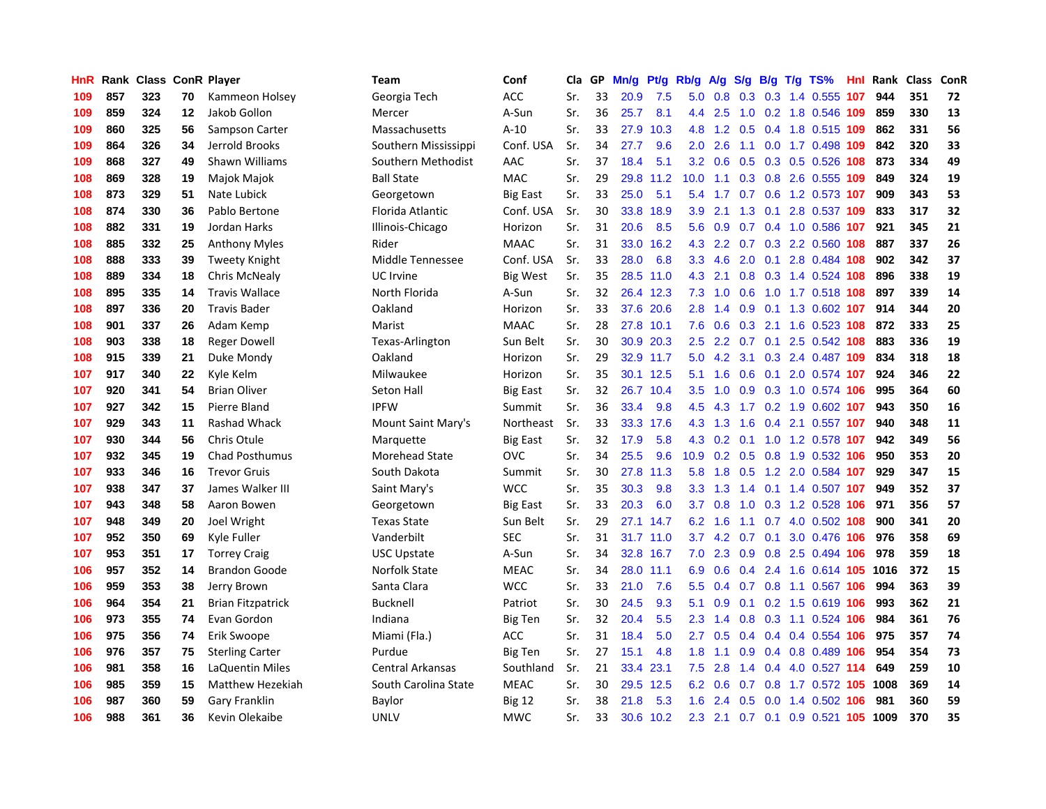| HnR | Rank | Class | ConR | Player | Team | Conf | Cla | GP | Mn/g | Pt/g | Rb/g | A/g | S/g | B/g | T/g | TS% | HnI | Rank | Class | ConR |
|---|---|---|---|---|---|---|---|---|---|---|---|---|---|---|---|---|---|---|---|---|
| 109 | 857 | 323 | 70 | Kammeon Holsey | Georgia Tech | ACC | Sr. | 33 | 20.9 | 7.5 | 5.0 | 0.8 | 0.3 | 0.3 | 1.4 | 0.555 | 107 | 944 | 351 | 72 |
| 109 | 859 | 324 | 12 | Jakob Gollon | Mercer | A-Sun | Sr. | 36 | 25.7 | 8.1 | 4.4 | 2.5 | 1.0 | 0.2 | 1.8 | 0.546 | 109 | 859 | 330 | 13 |
| 109 | 860 | 325 | 56 | Sampson Carter | Massachusetts | A-10 | Sr. | 33 | 27.9 | 10.3 | 4.8 | 1.2 | 0.5 | 0.4 | 1.8 | 0.515 | 109 | 862 | 331 | 56 |
| 109 | 864 | 326 | 34 | Jerrold Brooks | Southern Mississippi | Conf. USA | Sr. | 34 | 27.7 | 9.6 | 2.0 | 2.6 | 1.1 | 0.0 | 1.7 | 0.498 | 109 | 842 | 320 | 33 |
| 109 | 868 | 327 | 49 | Shawn Williams | Southern Methodist | AAC | Sr. | 37 | 18.4 | 5.1 | 3.2 | 0.6 | 0.5 | 0.3 | 0.5 | 0.526 | 108 | 873 | 334 | 49 |
| 108 | 869 | 328 | 19 | Majok Majok | Ball State | MAC | Sr. | 29 | 29.8 | 11.2 | 10.0 | 1.1 | 0.3 | 0.8 | 2.6 | 0.555 | 109 | 849 | 324 | 19 |
| 108 | 873 | 329 | 51 | Nate Lubick | Georgetown | Big East | Sr. | 33 | 25.0 | 5.1 | 5.4 | 1.7 | 0.7 | 0.6 | 1.2 | 0.573 | 107 | 909 | 343 | 53 |
| 108 | 874 | 330 | 36 | Pablo Bertone | Florida Atlantic | Conf. USA | Sr. | 30 | 33.8 | 18.9 | 3.9 | 2.1 | 1.3 | 0.1 | 2.8 | 0.537 | 109 | 833 | 317 | 32 |
| 108 | 882 | 331 | 19 | Jordan Harks | Illinois-Chicago | Horizon | Sr. | 31 | 20.6 | 8.5 | 5.6 | 0.9 | 0.7 | 0.4 | 1.0 | 0.586 | 107 | 921 | 345 | 21 |
| 108 | 885 | 332 | 25 | Anthony Myles | Rider | MAAC | Sr. | 31 | 33.0 | 16.2 | 4.3 | 2.2 | 0.7 | 0.3 | 2.2 | 0.560 | 108 | 887 | 337 | 26 |
| 108 | 888 | 333 | 39 | Tweety Knight | Middle Tennessee | Conf. USA | Sr. | 33 | 28.0 | 6.8 | 3.3 | 4.6 | 2.0 | 0.1 | 2.8 | 0.484 | 108 | 902 | 342 | 37 |
| 108 | 889 | 334 | 18 | Chris McNealy | UC Irvine | Big West | Sr. | 35 | 28.5 | 11.0 | 4.3 | 2.1 | 0.8 | 0.3 | 1.4 | 0.524 | 108 | 896 | 338 | 19 |
| 108 | 895 | 335 | 14 | Travis Wallace | North Florida | A-Sun | Sr. | 32 | 26.4 | 12.3 | 7.3 | 1.0 | 0.6 | 1.0 | 1.7 | 0.518 | 108 | 897 | 339 | 14 |
| 108 | 897 | 336 | 20 | Travis Bader | Oakland | Horizon | Sr. | 33 | 37.6 | 20.6 | 2.8 | 1.4 | 0.9 | 0.1 | 1.3 | 0.602 | 107 | 914 | 344 | 20 |
| 108 | 901 | 337 | 26 | Adam Kemp | Marist | MAAC | Sr. | 28 | 27.8 | 10.1 | 7.6 | 0.6 | 0.3 | 2.1 | 1.6 | 0.523 | 108 | 872 | 333 | 25 |
| 108 | 903 | 338 | 18 | Reger Dowell | Texas-Arlington | Sun Belt | Sr. | 30 | 30.9 | 20.3 | 2.5 | 2.2 | 0.7 | 0.1 | 2.5 | 0.542 | 108 | 883 | 336 | 19 |
| 108 | 915 | 339 | 21 | Duke Mondy | Oakland | Horizon | Sr. | 29 | 32.9 | 11.7 | 5.0 | 4.2 | 3.1 | 0.3 | 2.4 | 0.487 | 109 | 834 | 318 | 18 |
| 107 | 917 | 340 | 22 | Kyle Kelm | Milwaukee | Horizon | Sr. | 35 | 30.1 | 12.5 | 5.1 | 1.6 | 0.6 | 0.1 | 2.0 | 0.574 | 107 | 924 | 346 | 22 |
| 107 | 920 | 341 | 54 | Brian Oliver | Seton Hall | Big East | Sr. | 32 | 26.7 | 10.4 | 3.5 | 1.0 | 0.9 | 0.3 | 1.0 | 0.574 | 106 | 995 | 364 | 60 |
| 107 | 927 | 342 | 15 | Pierre Bland | IPFW | Summit | Sr. | 36 | 33.4 | 9.8 | 4.5 | 4.3 | 1.7 | 0.2 | 1.9 | 0.602 | 107 | 943 | 350 | 16 |
| 107 | 929 | 343 | 11 | Rashad Whack | Mount Saint Mary's | Northeast | Sr. | 33 | 33.3 | 17.6 | 4.3 | 1.3 | 1.6 | 0.4 | 2.1 | 0.557 | 107 | 940 | 348 | 11 |
| 107 | 930 | 344 | 56 | Chris Otule | Marquette | Big East | Sr. | 32 | 17.9 | 5.8 | 4.3 | 0.2 | 0.1 | 1.0 | 1.2 | 0.578 | 107 | 942 | 349 | 56 |
| 107 | 932 | 345 | 19 | Chad Posthumus | Morehead State | OVC | Sr. | 34 | 25.5 | 9.6 | 10.9 | 0.2 | 0.5 | 0.8 | 1.9 | 0.532 | 106 | 950 | 353 | 20 |
| 107 | 933 | 346 | 16 | Trevor Gruis | South Dakota | Summit | Sr. | 30 | 27.8 | 11.3 | 5.8 | 1.8 | 0.5 | 1.2 | 2.0 | 0.584 | 107 | 929 | 347 | 15 |
| 107 | 938 | 347 | 37 | James Walker III | Saint Mary's | WCC | Sr. | 35 | 30.3 | 9.8 | 3.3 | 1.3 | 1.4 | 0.1 | 1.4 | 0.507 | 107 | 949 | 352 | 37 |
| 107 | 943 | 348 | 58 | Aaron Bowen | Georgetown | Big East | Sr. | 33 | 20.3 | 6.0 | 3.7 | 0.8 | 1.0 | 0.3 | 1.2 | 0.528 | 106 | 971 | 356 | 57 |
| 107 | 948 | 349 | 20 | Joel Wright | Texas State | Sun Belt | Sr. | 29 | 27.1 | 14.7 | 6.2 | 1.6 | 1.1 | 0.7 | 4.0 | 0.502 | 108 | 900 | 341 | 20 |
| 107 | 952 | 350 | 69 | Kyle Fuller | Vanderbilt | SEC | Sr. | 31 | 31.7 | 11.0 | 3.7 | 4.2 | 0.7 | 0.1 | 3.0 | 0.476 | 106 | 976 | 358 | 69 |
| 107 | 953 | 351 | 17 | Torrey Craig | USC Upstate | A-Sun | Sr. | 34 | 32.8 | 16.7 | 7.0 | 2.3 | 0.9 | 0.8 | 2.5 | 0.494 | 106 | 978 | 359 | 18 |
| 106 | 957 | 352 | 14 | Brandon Goode | Norfolk State | MEAC | Sr. | 34 | 28.0 | 11.1 | 6.9 | 0.6 | 0.4 | 2.4 | 1.6 | 0.614 | 105 | 1016 | 372 | 15 |
| 106 | 959 | 353 | 38 | Jerry Brown | Santa Clara | WCC | Sr. | 33 | 21.0 | 7.6 | 5.5 | 0.4 | 0.7 | 0.8 | 1.1 | 0.567 | 106 | 994 | 363 | 39 |
| 106 | 964 | 354 | 21 | Brian Fitzpatrick | Bucknell | Patriot | Sr. | 30 | 24.5 | 9.3 | 5.1 | 0.9 | 0.1 | 0.2 | 1.5 | 0.619 | 106 | 993 | 362 | 21 |
| 106 | 973 | 355 | 74 | Evan Gordon | Indiana | Big Ten | Sr. | 32 | 20.4 | 5.5 | 2.3 | 1.4 | 0.8 | 0.3 | 1.1 | 0.524 | 106 | 984 | 361 | 76 |
| 106 | 975 | 356 | 74 | Erik Swoope | Miami (Fla.) | ACC | Sr. | 31 | 18.4 | 5.0 | 2.7 | 0.5 | 0.4 | 0.4 | 0.4 | 0.554 | 106 | 975 | 357 | 74 |
| 106 | 976 | 357 | 75 | Sterling Carter | Purdue | Big Ten | Sr. | 27 | 15.1 | 4.8 | 1.8 | 1.1 | 0.9 | 0.4 | 0.8 | 0.489 | 106 | 954 | 354 | 73 |
| 106 | 981 | 358 | 16 | LaQuentin Miles | Central Arkansas | Southland | Sr. | 21 | 33.4 | 23.1 | 7.5 | 2.8 | 1.4 | 0.4 | 4.0 | 0.527 | 114 | 649 | 259 | 10 |
| 106 | 985 | 359 | 15 | Matthew Hezekiah | South Carolina State | MEAC | Sr. | 30 | 29.5 | 12.5 | 6.2 | 0.6 | 0.7 | 0.8 | 1.7 | 0.572 | 105 | 1008 | 369 | 14 |
| 106 | 987 | 360 | 59 | Gary Franklin | Baylor | Big 12 | Sr. | 38 | 21.8 | 5.3 | 1.6 | 2.4 | 0.5 | 0.0 | 1.4 | 0.502 | 106 | 981 | 360 | 59 |
| 106 | 988 | 361 | 36 | Kevin Olekaibe | UNLV | MWC | Sr. | 33 | 30.6 | 10.2 | 2.3 | 2.1 | 0.7 | 0.1 | 0.9 | 0.521 | 105 | 1009 | 370 | 35 |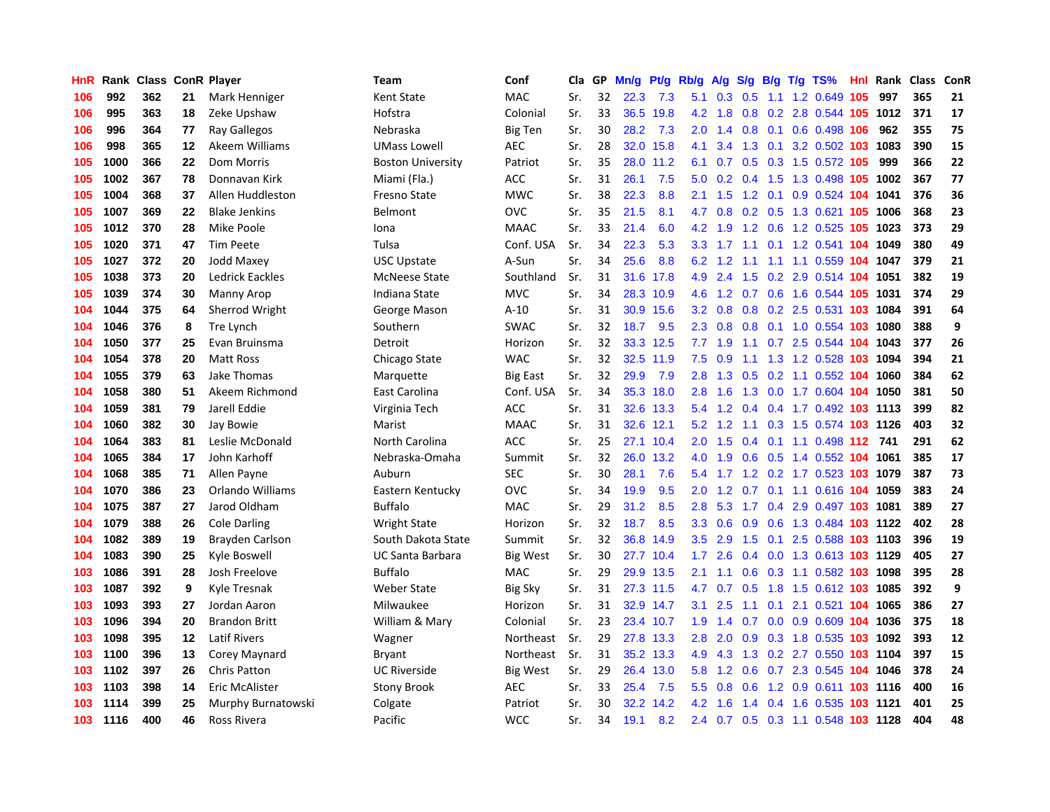| HnR | Rank | Class | ConR | Player | Team | Conf | Cla | GP | Mn/g | Pt/g | Rb/g | A/g | S/g | B/g | T/g | TS% | HnI | Rank | Class | ConR |
|---|---|---|---|---|---|---|---|---|---|---|---|---|---|---|---|---|---|---|---|---|
| 106 | 992 | 362 | 21 | Mark Henniger | Kent State | MAC | Sr. | 32 | 22.3 | 7.3 | 5.1 | 0.3 | 0.5 | 1.1 | 1.2 | 0.649 | 105 | 997 | 365 | 21 |
| 106 | 995 | 363 | 18 | Zeke Upshaw | Hofstra | Colonial | Sr. | 33 | 36.5 | 19.8 | 4.2 | 1.8 | 0.8 | 0.2 | 2.8 | 0.544 | 105 | 1012 | 371 | 17 |
| 106 | 996 | 364 | 77 | Ray Gallegos | Nebraska | Big Ten | Sr. | 30 | 28.2 | 7.3 | 2.0 | 1.4 | 0.8 | 0.1 | 0.6 | 0.498 | 106 | 962 | 355 | 75 |
| 106 | 998 | 365 | 12 | Akeem Williams | UMass Lowell | AEC | Sr. | 28 | 32.0 | 15.8 | 4.1 | 3.4 | 1.3 | 0.1 | 3.2 | 0.502 | 103 | 1083 | 390 | 15 |
| 105 | 1000 | 366 | 22 | Dom Morris | Boston University | Patriot | Sr. | 35 | 28.0 | 11.2 | 6.1 | 0.7 | 0.5 | 0.3 | 1.5 | 0.572 | 105 | 999 | 366 | 22 |
| 105 | 1002 | 367 | 78 | Donnavan Kirk | Miami (Fla.) | ACC | Sr. | 31 | 26.1 | 7.5 | 5.0 | 0.2 | 0.4 | 1.5 | 1.3 | 0.498 | 105 | 1002 | 367 | 77 |
| 105 | 1004 | 368 | 37 | Allen Huddleston | Fresno State | MWC | Sr. | 38 | 22.3 | 8.8 | 2.1 | 1.5 | 1.2 | 0.1 | 0.9 | 0.524 | 104 | 1041 | 376 | 36 |
| 105 | 1007 | 369 | 22 | Blake Jenkins | Belmont | OVC | Sr. | 35 | 21.5 | 8.1 | 4.7 | 0.8 | 0.2 | 0.5 | 1.3 | 0.621 | 105 | 1006 | 368 | 23 |
| 105 | 1012 | 370 | 28 | Mike Poole | Iona | MAAC | Sr. | 33 | 21.4 | 6.0 | 4.2 | 1.9 | 1.2 | 0.6 | 1.2 | 0.525 | 105 | 1023 | 373 | 29 |
| 105 | 1020 | 371 | 47 | Tim Peete | Tulsa | Conf. USA | Sr. | 34 | 22.3 | 5.3 | 3.3 | 1.7 | 1.1 | 0.1 | 1.2 | 0.541 | 104 | 1049 | 380 | 49 |
| 105 | 1027 | 372 | 20 | Jodd Maxey | USC Upstate | A-Sun | Sr. | 34 | 25.6 | 8.8 | 6.2 | 1.2 | 1.1 | 1.1 | 1.1 | 0.559 | 104 | 1047 | 379 | 21 |
| 105 | 1038 | 373 | 20 | Ledrick Eackles | McNeese State | Southland | Sr. | 31 | 31.6 | 17.8 | 4.9 | 2.4 | 1.5 | 0.2 | 2.9 | 0.514 | 104 | 1051 | 382 | 19 |
| 105 | 1039 | 374 | 30 | Manny Arop | Indiana State | MVC | Sr. | 34 | 28.3 | 10.9 | 4.6 | 1.2 | 0.7 | 0.6 | 1.6 | 0.544 | 105 | 1031 | 374 | 29 |
| 104 | 1044 | 375 | 64 | Sherrod Wright | George Mason | A-10 | Sr. | 31 | 30.9 | 15.6 | 3.2 | 0.8 | 0.8 | 0.2 | 2.5 | 0.531 | 103 | 1084 | 391 | 64 |
| 104 | 1046 | 376 | 8 | Tre Lynch | Southern | SWAC | Sr. | 32 | 18.7 | 9.5 | 2.3 | 0.8 | 0.8 | 0.1 | 1.0 | 0.554 | 103 | 1080 | 388 | 9 |
| 104 | 1050 | 377 | 25 | Evan Bruinsma | Detroit | Horizon | Sr. | 32 | 33.3 | 12.5 | 7.7 | 1.9 | 1.1 | 0.7 | 2.5 | 0.544 | 104 | 1043 | 377 | 26 |
| 104 | 1054 | 378 | 20 | Matt Ross | Chicago State | WAC | Sr. | 32 | 32.5 | 11.9 | 7.5 | 0.9 | 1.1 | 1.3 | 1.2 | 0.528 | 103 | 1094 | 394 | 21 |
| 104 | 1055 | 379 | 63 | Jake Thomas | Marquette | Big East | Sr. | 32 | 29.9 | 7.9 | 2.8 | 1.3 | 0.5 | 0.2 | 1.1 | 0.552 | 104 | 1060 | 384 | 62 |
| 104 | 1058 | 380 | 51 | Akeem Richmond | East Carolina | Conf. USA | Sr. | 34 | 35.3 | 18.0 | 2.8 | 1.6 | 1.3 | 0.0 | 1.7 | 0.604 | 104 | 1050 | 381 | 50 |
| 104 | 1059 | 381 | 79 | Jarell Eddie | Virginia Tech | ACC | Sr. | 31 | 32.6 | 13.3 | 5.4 | 1.2 | 0.4 | 0.4 | 1.7 | 0.492 | 103 | 1113 | 399 | 82 |
| 104 | 1060 | 382 | 30 | Jay Bowie | Marist | MAAC | Sr. | 31 | 32.6 | 12.1 | 5.2 | 1.2 | 1.1 | 0.3 | 1.5 | 0.574 | 103 | 1126 | 403 | 32 |
| 104 | 1064 | 383 | 81 | Leslie McDonald | North Carolina | ACC | Sr. | 25 | 27.1 | 10.4 | 2.0 | 1.5 | 0.4 | 0.1 | 1.1 | 0.498 | 112 | 741 | 291 | 62 |
| 104 | 1065 | 384 | 17 | John Karhoff | Nebraska-Omaha | Summit | Sr. | 32 | 26.0 | 13.2 | 4.0 | 1.9 | 0.6 | 0.5 | 1.4 | 0.552 | 104 | 1061 | 385 | 17 |
| 104 | 1068 | 385 | 71 | Allen Payne | Auburn | SEC | Sr. | 30 | 28.1 | 7.6 | 5.4 | 1.7 | 1.2 | 0.2 | 1.7 | 0.523 | 103 | 1079 | 387 | 73 |
| 104 | 1070 | 386 | 23 | Orlando Williams | Eastern Kentucky | OVC | Sr. | 34 | 19.9 | 9.5 | 2.0 | 1.2 | 0.7 | 0.1 | 1.1 | 0.616 | 104 | 1059 | 383 | 24 |
| 104 | 1075 | 387 | 27 | Jarod Oldham | Buffalo | MAC | Sr. | 29 | 31.2 | 8.5 | 2.8 | 5.3 | 1.7 | 0.4 | 2.9 | 0.497 | 103 | 1081 | 389 | 27 |
| 104 | 1079 | 388 | 26 | Cole Darling | Wright State | Horizon | Sr. | 32 | 18.7 | 8.5 | 3.3 | 0.6 | 0.9 | 0.6 | 1.3 | 0.484 | 103 | 1122 | 402 | 28 |
| 104 | 1082 | 389 | 19 | Brayden Carlson | South Dakota State | Summit | Sr. | 32 | 36.8 | 14.9 | 3.5 | 2.9 | 1.5 | 0.1 | 2.5 | 0.588 | 103 | 1103 | 396 | 19 |
| 104 | 1083 | 390 | 25 | Kyle Boswell | UC Santa Barbara | Big West | Sr. | 30 | 27.7 | 10.4 | 1.7 | 2.6 | 0.4 | 0.0 | 1.3 | 0.613 | 103 | 1129 | 405 | 27 |
| 103 | 1086 | 391 | 28 | Josh Freelove | Buffalo | MAC | Sr. | 29 | 29.9 | 13.5 | 2.1 | 1.1 | 0.6 | 0.3 | 1.1 | 0.582 | 103 | 1098 | 395 | 28 |
| 103 | 1087 | 392 | 9 | Kyle Tresnak | Weber State | Big Sky | Sr. | 31 | 27.3 | 11.5 | 4.7 | 0.7 | 0.5 | 1.8 | 1.5 | 0.612 | 103 | 1085 | 392 | 9 |
| 103 | 1093 | 393 | 27 | Jordan Aaron | Milwaukee | Horizon | Sr. | 31 | 32.9 | 14.7 | 3.1 | 2.5 | 1.1 | 0.1 | 2.1 | 0.521 | 104 | 1065 | 386 | 27 |
| 103 | 1096 | 394 | 20 | Brandon Britt | William & Mary | Colonial | Sr. | 23 | 23.4 | 10.7 | 1.9 | 1.4 | 0.7 | 0.0 | 0.9 | 0.609 | 104 | 1036 | 375 | 18 |
| 103 | 1098 | 395 | 12 | Latif Rivers | Wagner | Northeast | Sr. | 29 | 27.8 | 13.3 | 2.8 | 2.0 | 0.9 | 0.3 | 1.8 | 0.535 | 103 | 1092 | 393 | 12 |
| 103 | 1100 | 396 | 13 | Corey Maynard | Bryant | Northeast | Sr. | 31 | 35.2 | 13.3 | 4.9 | 4.3 | 1.3 | 0.2 | 2.7 | 0.550 | 103 | 1104 | 397 | 15 |
| 103 | 1102 | 397 | 26 | Chris Patton | UC Riverside | Big West | Sr. | 29 | 26.4 | 13.0 | 5.8 | 1.2 | 0.6 | 0.7 | 2.3 | 0.545 | 104 | 1046 | 378 | 24 |
| 103 | 1103 | 398 | 14 | Eric McAlister | Stony Brook | AEC | Sr. | 33 | 25.4 | 7.5 | 5.5 | 0.8 | 0.6 | 1.2 | 0.9 | 0.611 | 103 | 1116 | 400 | 16 |
| 103 | 1114 | 399 | 25 | Murphy Burnatowski | Colgate | Patriot | Sr. | 30 | 32.2 | 14.2 | 4.2 | 1.6 | 1.4 | 0.4 | 1.6 | 0.535 | 103 | 1121 | 401 | 25 |
| 103 | 1116 | 400 | 46 | Ross Rivera | Pacific | WCC | Sr. | 34 | 19.1 | 8.2 | 2.4 | 0.7 | 0.5 | 0.3 | 1.1 | 0.548 | 103 | 1128 | 404 | 48 |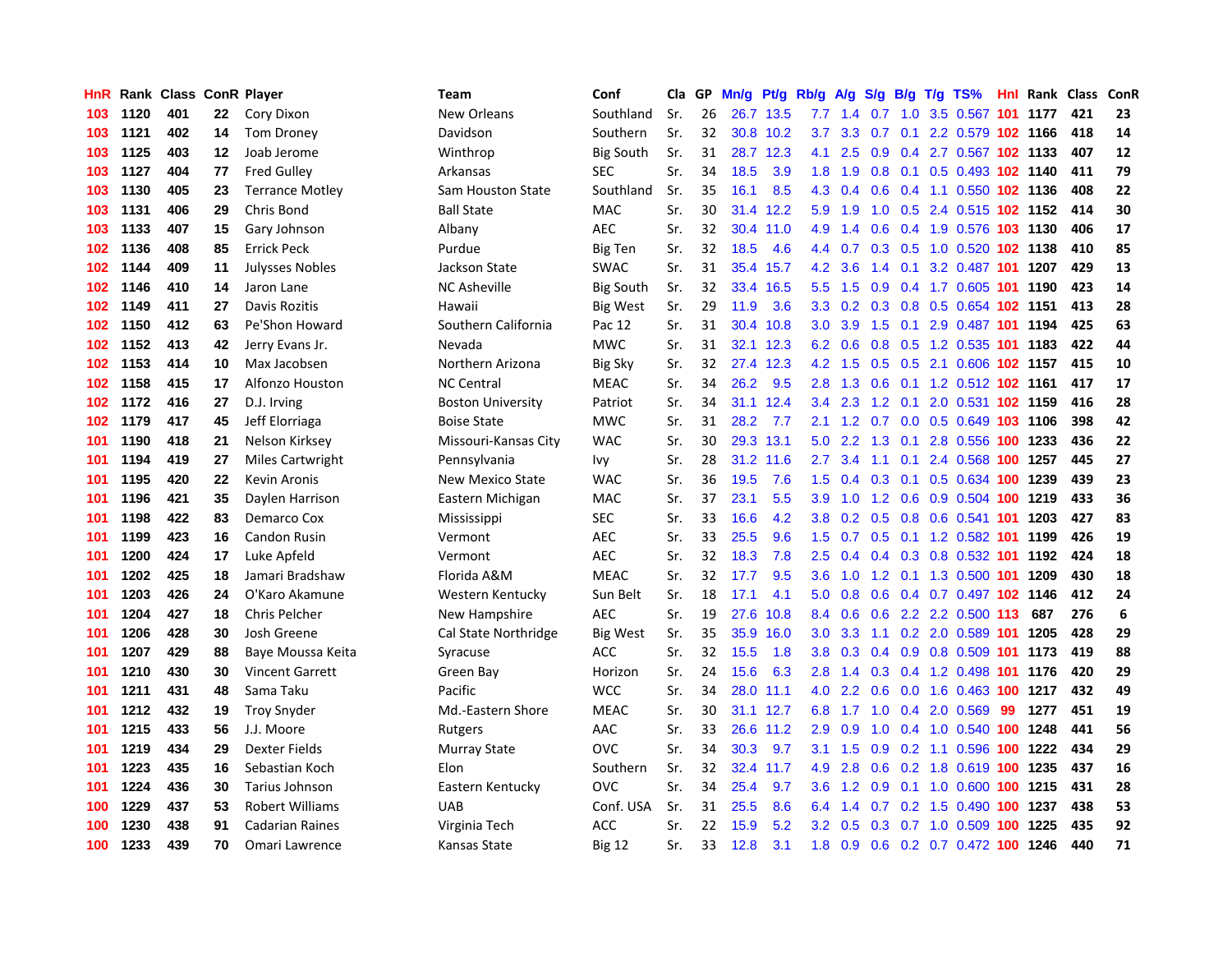| HnR | Rank | Class | ConR | Player | Team | Conf | Cla | GP | Mn/g | Pt/g | Rb/g | A/g | S/g | B/g | T/g | TS% | HnI | Rank | Class | ConR |
|---|---|---|---|---|---|---|---|---|---|---|---|---|---|---|---|---|---|---|---|---|
| 103 | 1120 | 401 | 22 | Cory Dixon | New Orleans | Southland | Sr. | 26 | 26.7 | 13.5 | 7.7 | 1.4 | 0.7 | 1.0 | 3.5 | 0.567 | 101 | 1177 | 421 | 23 |
| 103 | 1121 | 402 | 14 | Tom Droney | Davidson | Southern | Sr. | 32 | 30.8 | 10.2 | 3.7 | 3.3 | 0.7 | 0.1 | 2.2 | 0.579 | 102 | 1166 | 418 | 14 |
| 103 | 1125 | 403 | 12 | Joab Jerome | Winthrop | Big South | Sr. | 31 | 28.7 | 12.3 | 4.1 | 2.5 | 0.9 | 0.4 | 2.7 | 0.567 | 102 | 1133 | 407 | 12 |
| 103 | 1127 | 404 | 77 | Fred Gulley | Arkansas | SEC | Sr. | 34 | 18.5 | 3.9 | 1.8 | 1.9 | 0.8 | 0.1 | 0.5 | 0.493 | 102 | 1140 | 411 | 79 |
| 103 | 1130 | 405 | 23 | Terrance Motley | Sam Houston State | Southland | Sr. | 35 | 16.1 | 8.5 | 4.3 | 0.4 | 0.6 | 0.4 | 1.1 | 0.550 | 102 | 1136 | 408 | 22 |
| 103 | 1131 | 406 | 29 | Chris Bond | Ball State | MAC | Sr. | 30 | 31.4 | 12.2 | 5.9 | 1.9 | 1.0 | 0.5 | 2.4 | 0.515 | 102 | 1152 | 414 | 30 |
| 103 | 1133 | 407 | 15 | Gary Johnson | Albany | AEC | Sr. | 32 | 30.4 | 11.0 | 4.9 | 1.4 | 0.6 | 0.4 | 1.9 | 0.576 | 103 | 1130 | 406 | 17 |
| 102 | 1136 | 408 | 85 | Errick Peck | Purdue | Big Ten | Sr. | 32 | 18.5 | 4.6 | 4.4 | 0.7 | 0.3 | 0.5 | 1.0 | 0.520 | 102 | 1138 | 410 | 85 |
| 102 | 1144 | 409 | 11 | Julysses Nobles | Jackson State | SWAC | Sr. | 31 | 35.4 | 15.7 | 4.2 | 3.6 | 1.4 | 0.1 | 3.2 | 0.487 | 101 | 1207 | 429 | 13 |
| 102 | 1146 | 410 | 14 | Jaron Lane | NC Asheville | Big South | Sr. | 32 | 33.4 | 16.5 | 5.5 | 1.5 | 0.9 | 0.4 | 1.7 | 0.605 | 101 | 1190 | 423 | 14 |
| 102 | 1149 | 411 | 27 | Davis Rozitis | Hawaii | Big West | Sr. | 29 | 11.9 | 3.6 | 3.3 | 0.2 | 0.3 | 0.8 | 0.5 | 0.654 | 102 | 1151 | 413 | 28 |
| 102 | 1150 | 412 | 63 | Pe'Shon Howard | Southern California | Pac 12 | Sr. | 31 | 30.4 | 10.8 | 3.0 | 3.9 | 1.5 | 0.1 | 2.9 | 0.487 | 101 | 1194 | 425 | 63 |
| 102 | 1152 | 413 | 42 | Jerry Evans Jr. | Nevada | MWC | Sr. | 31 | 32.1 | 12.3 | 6.2 | 0.6 | 0.8 | 0.5 | 1.2 | 0.535 | 101 | 1183 | 422 | 44 |
| 102 | 1153 | 414 | 10 | Max Jacobsen | Northern Arizona | Big Sky | Sr. | 32 | 27.4 | 12.3 | 4.2 | 1.5 | 0.5 | 0.5 | 2.1 | 0.606 | 102 | 1157 | 415 | 10 |
| 102 | 1158 | 415 | 17 | Alfonzo Houston | NC Central | MEAC | Sr. | 34 | 26.2 | 9.5 | 2.8 | 1.3 | 0.6 | 0.1 | 1.2 | 0.512 | 102 | 1161 | 417 | 17 |
| 102 | 1172 | 416 | 27 | D.J. Irving | Boston University | Patriot | Sr. | 34 | 31.1 | 12.4 | 3.4 | 2.3 | 1.2 | 0.1 | 2.0 | 0.531 | 102 | 1159 | 416 | 28 |
| 102 | 1179 | 417 | 45 | Jeff Elorriaga | Boise State | MWC | Sr. | 31 | 28.2 | 7.7 | 2.1 | 1.2 | 0.7 | 0.0 | 0.5 | 0.649 | 103 | 1106 | 398 | 42 |
| 101 | 1190 | 418 | 21 | Nelson Kirksey | Missouri-Kansas City | WAC | Sr. | 30 | 29.3 | 13.1 | 5.0 | 2.2 | 1.3 | 0.1 | 2.8 | 0.556 | 100 | 1233 | 436 | 22 |
| 101 | 1194 | 419 | 27 | Miles Cartwright | Pennsylvania | Ivy | Sr. | 28 | 31.2 | 11.6 | 2.7 | 3.4 | 1.1 | 0.1 | 2.4 | 0.568 | 100 | 1257 | 445 | 27 |
| 101 | 1195 | 420 | 22 | Kevin Aronis | New Mexico State | WAC | Sr. | 36 | 19.5 | 7.6 | 1.5 | 0.4 | 0.3 | 0.1 | 0.5 | 0.634 | 100 | 1239 | 439 | 23 |
| 101 | 1196 | 421 | 35 | Daylen Harrison | Eastern Michigan | MAC | Sr. | 37 | 23.1 | 5.5 | 3.9 | 1.0 | 1.2 | 0.6 | 0.9 | 0.504 | 100 | 1219 | 433 | 36 |
| 101 | 1198 | 422 | 83 | Demarco Cox | Mississippi | SEC | Sr. | 33 | 16.6 | 4.2 | 3.8 | 0.2 | 0.5 | 0.8 | 0.6 | 0.541 | 101 | 1203 | 427 | 83 |
| 101 | 1199 | 423 | 16 | Candon Rusin | Vermont | AEC | Sr. | 33 | 25.5 | 9.6 | 1.5 | 0.7 | 0.5 | 0.1 | 1.2 | 0.582 | 101 | 1199 | 426 | 19 |
| 101 | 1200 | 424 | 17 | Luke Apfeld | Vermont | AEC | Sr. | 32 | 18.3 | 7.8 | 2.5 | 0.4 | 0.4 | 0.3 | 0.8 | 0.532 | 101 | 1192 | 424 | 18 |
| 101 | 1202 | 425 | 18 | Jamari Bradshaw | Florida A&M | MEAC | Sr. | 32 | 17.7 | 9.5 | 3.6 | 1.0 | 1.2 | 0.1 | 1.3 | 0.500 | 101 | 1209 | 430 | 18 |
| 101 | 1203 | 426 | 24 | O'Karo Akamune | Western Kentucky | Sun Belt | Sr. | 18 | 17.1 | 4.1 | 5.0 | 0.8 | 0.6 | 0.4 | 0.7 | 0.497 | 102 | 1146 | 412 | 24 |
| 101 | 1204 | 427 | 18 | Chris Pelcher | New Hampshire | AEC | Sr. | 19 | 27.6 | 10.8 | 8.4 | 0.6 | 0.6 | 2.2 | 2.2 | 0.500 | 113 | 687 | 276 | 6 |
| 101 | 1206 | 428 | 30 | Josh Greene | Cal State Northridge | Big West | Sr. | 35 | 35.9 | 16.0 | 3.0 | 3.3 | 1.1 | 0.2 | 2.0 | 0.589 | 101 | 1205 | 428 | 29 |
| 101 | 1207 | 429 | 88 | Baye Moussa Keita | Syracuse | ACC | Sr. | 32 | 15.5 | 1.8 | 3.8 | 0.3 | 0.4 | 0.9 | 0.8 | 0.509 | 101 | 1173 | 419 | 88 |
| 101 | 1210 | 430 | 30 | Vincent Garrett | Green Bay | Horizon | Sr. | 24 | 15.6 | 6.3 | 2.8 | 1.4 | 0.3 | 0.4 | 1.2 | 0.498 | 101 | 1176 | 420 | 29 |
| 101 | 1211 | 431 | 48 | Sama Taku | Pacific | WCC | Sr. | 34 | 28.0 | 11.1 | 4.0 | 2.2 | 0.6 | 0.0 | 1.6 | 0.463 | 100 | 1217 | 432 | 49 |
| 101 | 1212 | 432 | 19 | Troy Snyder | Md.-Eastern Shore | MEAC | Sr. | 30 | 31.1 | 12.7 | 6.8 | 1.7 | 1.0 | 0.4 | 2.0 | 0.569 | 99 | 1277 | 451 | 19 |
| 101 | 1215 | 433 | 56 | J.J. Moore | Rutgers | AAC | Sr. | 33 | 26.6 | 11.2 | 2.9 | 0.9 | 1.0 | 0.4 | 1.0 | 0.540 | 100 | 1248 | 441 | 56 |
| 101 | 1219 | 434 | 29 | Dexter Fields | Murray State | OVC | Sr. | 34 | 30.3 | 9.7 | 3.1 | 1.5 | 0.9 | 0.2 | 1.1 | 0.596 | 100 | 1222 | 434 | 29 |
| 101 | 1223 | 435 | 16 | Sebastian Koch | Elon | Southern | Sr. | 32 | 32.4 | 11.7 | 4.9 | 2.8 | 0.6 | 0.2 | 1.8 | 0.619 | 100 | 1235 | 437 | 16 |
| 101 | 1224 | 436 | 30 | Tarius Johnson | Eastern Kentucky | OVC | Sr. | 34 | 25.4 | 9.7 | 3.6 | 1.2 | 0.9 | 0.1 | 1.0 | 0.600 | 100 | 1215 | 431 | 28 |
| 100 | 1229 | 437 | 53 | Robert Williams | UAB | Conf. USA | Sr. | 31 | 25.5 | 8.6 | 6.4 | 1.4 | 0.7 | 0.2 | 1.5 | 0.490 | 100 | 1237 | 438 | 53 |
| 100 | 1230 | 438 | 91 | Cadarian Raines | Virginia Tech | ACC | Sr. | 22 | 15.9 | 5.2 | 3.2 | 0.5 | 0.3 | 0.7 | 1.0 | 0.509 | 100 | 1225 | 435 | 92 |
| 100 | 1233 | 439 | 70 | Omari Lawrence | Kansas State | Big 12 | Sr. | 33 | 12.8 | 3.1 | 1.8 | 0.9 | 0.6 | 0.2 | 0.7 | 0.472 | 100 | 1246 | 440 | 71 |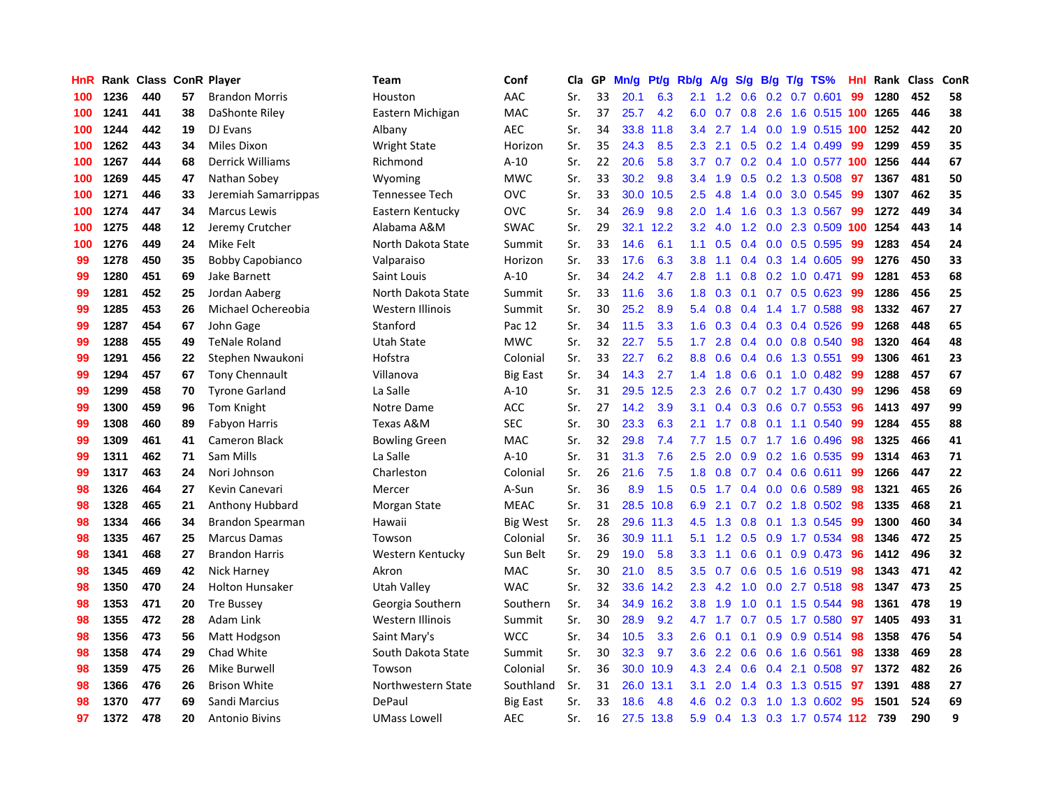| HnR | Rank | Class | ConR | Player | Team | Conf | Cla | GP | Mn/g | Pt/g | Rb/g | A/g | S/g | B/g | T/g | TS% | HnI | Rank | Class | ConR |
|---|---|---|---|---|---|---|---|---|---|---|---|---|---|---|---|---|---|---|---|---|
| 100 | 1236 | 440 | 57 | Brandon Morris | Houston | AAC | Sr. | 33 | 20.1 | 6.3 | 2.1 | 1.2 | 0.6 | 0.2 | 0.7 | 0.601 | 99 | 1280 | 452 | 58 |
| 100 | 1241 | 441 | 38 | DaShonte Riley | Eastern Michigan | MAC | Sr. | 37 | 25.7 | 4.2 | 6.0 | 0.7 | 0.8 | 2.6 | 1.6 | 0.515 | 100 | 1265 | 446 | 38 |
| 100 | 1244 | 442 | 19 | DJ Evans | Albany | AEC | Sr. | 34 | 33.8 | 11.8 | 3.4 | 2.7 | 1.4 | 0.0 | 1.9 | 0.515 | 100 | 1252 | 442 | 20 |
| 100 | 1262 | 443 | 34 | Miles Dixon | Wright State | Horizon | Sr. | 35 | 24.3 | 8.5 | 2.3 | 2.1 | 0.5 | 0.2 | 1.4 | 0.499 | 99 | 1299 | 459 | 35 |
| 100 | 1267 | 444 | 68 | Derrick Williams | Richmond | A-10 | Sr. | 22 | 20.6 | 5.8 | 3.7 | 0.7 | 0.2 | 0.4 | 1.0 | 0.577 | 100 | 1256 | 444 | 67 |
| 100 | 1269 | 445 | 47 | Nathan Sobey | Wyoming | MWC | Sr. | 33 | 30.2 | 9.8 | 3.4 | 1.9 | 0.5 | 0.2 | 1.3 | 0.508 | 97 | 1367 | 481 | 50 |
| 100 | 1271 | 446 | 33 | Jeremiah Samarrippas | Tennessee Tech | OVC | Sr. | 33 | 30.0 | 10.5 | 2.5 | 4.8 | 1.4 | 0.0 | 3.0 | 0.545 | 99 | 1307 | 462 | 35 |
| 100 | 1274 | 447 | 34 | Marcus Lewis | Eastern Kentucky | OVC | Sr. | 34 | 26.9 | 9.8 | 2.0 | 1.4 | 1.6 | 0.3 | 1.3 | 0.567 | 99 | 1272 | 449 | 34 |
| 100 | 1275 | 448 | 12 | Jeremy Crutcher | Alabama A&M | SWAC | Sr. | 29 | 32.1 | 12.2 | 3.2 | 4.0 | 1.2 | 0.0 | 2.3 | 0.509 | 100 | 1254 | 443 | 14 |
| 100 | 1276 | 449 | 24 | Mike Felt | North Dakota State | Summit | Sr. | 33 | 14.6 | 6.1 | 1.1 | 0.5 | 0.4 | 0.0 | 0.5 | 0.595 | 99 | 1283 | 454 | 24 |
| 99 | 1278 | 450 | 35 | Bobby Capobianco | Valparaiso | Horizon | Sr. | 33 | 17.6 | 6.3 | 3.8 | 1.1 | 0.4 | 0.3 | 1.4 | 0.605 | 99 | 1276 | 450 | 33 |
| 99 | 1280 | 451 | 69 | Jake Barnett | Saint Louis | A-10 | Sr. | 34 | 24.2 | 4.7 | 2.8 | 1.1 | 0.8 | 0.2 | 1.0 | 0.471 | 99 | 1281 | 453 | 68 |
| 99 | 1281 | 452 | 25 | Jordan Aaberg | North Dakota State | Summit | Sr. | 33 | 11.6 | 3.6 | 1.8 | 0.3 | 0.1 | 0.7 | 0.5 | 0.623 | 99 | 1286 | 456 | 25 |
| 99 | 1285 | 453 | 26 | Michael Ochereobia | Western Illinois | Summit | Sr. | 30 | 25.2 | 8.9 | 5.4 | 0.8 | 0.4 | 1.4 | 1.7 | 0.588 | 98 | 1332 | 467 | 27 |
| 99 | 1287 | 454 | 67 | John Gage | Stanford | Pac 12 | Sr. | 34 | 11.5 | 3.3 | 1.6 | 0.3 | 0.4 | 0.3 | 0.4 | 0.526 | 99 | 1268 | 448 | 65 |
| 99 | 1288 | 455 | 49 | TeNale Roland | Utah State | MWC | Sr. | 32 | 22.7 | 5.5 | 1.7 | 2.8 | 0.4 | 0.0 | 0.8 | 0.540 | 98 | 1320 | 464 | 48 |
| 99 | 1291 | 456 | 22 | Stephen Nwaukoni | Hofstra | Colonial | Sr. | 33 | 22.7 | 6.2 | 8.8 | 0.6 | 0.4 | 0.6 | 1.3 | 0.551 | 99 | 1306 | 461 | 23 |
| 99 | 1294 | 457 | 67 | Tony Chennault | Villanova | Big East | Sr. | 34 | 14.3 | 2.7 | 1.4 | 1.8 | 0.6 | 0.1 | 1.0 | 0.482 | 99 | 1288 | 457 | 67 |
| 99 | 1299 | 458 | 70 | Tyrone Garland | La Salle | A-10 | Sr. | 31 | 29.5 | 12.5 | 2.3 | 2.6 | 0.7 | 0.2 | 1.7 | 0.430 | 99 | 1296 | 458 | 69 |
| 99 | 1300 | 459 | 96 | Tom Knight | Notre Dame | ACC | Sr. | 27 | 14.2 | 3.9 | 3.1 | 0.4 | 0.3 | 0.6 | 0.7 | 0.553 | 96 | 1413 | 497 | 99 |
| 99 | 1308 | 460 | 89 | Fabyon Harris | Texas A&M | SEC | Sr. | 30 | 23.3 | 6.3 | 2.1 | 1.7 | 0.8 | 0.1 | 1.1 | 0.540 | 99 | 1284 | 455 | 88 |
| 99 | 1309 | 461 | 41 | Cameron Black | Bowling Green | MAC | Sr. | 32 | 29.8 | 7.4 | 7.7 | 1.5 | 0.7 | 1.7 | 1.6 | 0.496 | 98 | 1325 | 466 | 41 |
| 99 | 1311 | 462 | 71 | Sam Mills | La Salle | A-10 | Sr. | 31 | 31.3 | 7.6 | 2.5 | 2.0 | 0.9 | 0.2 | 1.6 | 0.535 | 99 | 1314 | 463 | 71 |
| 99 | 1317 | 463 | 24 | Nori Johnson | Charleston | Colonial | Sr. | 26 | 21.6 | 7.5 | 1.8 | 0.8 | 0.7 | 0.4 | 0.6 | 0.611 | 99 | 1266 | 447 | 22 |
| 98 | 1326 | 464 | 27 | Kevin Canevari | Mercer | A-Sun | Sr. | 36 | 8.9 | 1.5 | 0.5 | 1.7 | 0.4 | 0.0 | 0.6 | 0.589 | 98 | 1321 | 465 | 26 |
| 98 | 1328 | 465 | 21 | Anthony Hubbard | Morgan State | MEAC | Sr. | 31 | 28.5 | 10.8 | 6.9 | 2.1 | 0.7 | 0.2 | 1.8 | 0.502 | 98 | 1335 | 468 | 21 |
| 98 | 1334 | 466 | 34 | Brandon Spearman | Hawaii | Big West | Sr. | 28 | 29.6 | 11.3 | 4.5 | 1.3 | 0.8 | 0.1 | 1.3 | 0.545 | 99 | 1300 | 460 | 34 |
| 98 | 1335 | 467 | 25 | Marcus Damas | Towson | Colonial | Sr. | 36 | 30.9 | 11.1 | 5.1 | 1.2 | 0.5 | 0.9 | 1.7 | 0.534 | 98 | 1346 | 472 | 25 |
| 98 | 1341 | 468 | 27 | Brandon Harris | Western Kentucky | Sun Belt | Sr. | 29 | 19.0 | 5.8 | 3.3 | 1.1 | 0.6 | 0.1 | 0.9 | 0.473 | 96 | 1412 | 496 | 32 |
| 98 | 1345 | 469 | 42 | Nick Harney | Akron | MAC | Sr. | 30 | 21.0 | 8.5 | 3.5 | 0.7 | 0.6 | 0.5 | 1.6 | 0.519 | 98 | 1343 | 471 | 42 |
| 98 | 1350 | 470 | 24 | Holton Hunsaker | Utah Valley | WAC | Sr. | 32 | 33.6 | 14.2 | 2.3 | 4.2 | 1.0 | 0.0 | 2.7 | 0.518 | 98 | 1347 | 473 | 25 |
| 98 | 1353 | 471 | 20 | Tre Bussey | Georgia Southern | Southern | Sr. | 34 | 34.9 | 16.2 | 3.8 | 1.9 | 1.0 | 0.1 | 1.5 | 0.544 | 98 | 1361 | 478 | 19 |
| 98 | 1355 | 472 | 28 | Adam Link | Western Illinois | Summit | Sr. | 30 | 28.9 | 9.2 | 4.7 | 1.7 | 0.7 | 0.5 | 1.7 | 0.580 | 97 | 1405 | 493 | 31 |
| 98 | 1356 | 473 | 56 | Matt Hodgson | Saint Mary's | WCC | Sr. | 34 | 10.5 | 3.3 | 2.6 | 0.1 | 0.1 | 0.9 | 0.9 | 0.514 | 98 | 1358 | 476 | 54 |
| 98 | 1358 | 474 | 29 | Chad White | South Dakota State | Summit | Sr. | 30 | 32.3 | 9.7 | 3.6 | 2.2 | 0.6 | 0.6 | 1.6 | 0.561 | 98 | 1338 | 469 | 28 |
| 98 | 1359 | 475 | 26 | Mike Burwell | Towson | Colonial | Sr. | 36 | 30.0 | 10.9 | 4.3 | 2.4 | 0.6 | 0.4 | 2.1 | 0.508 | 97 | 1372 | 482 | 26 |
| 98 | 1366 | 476 | 26 | Brison White | Northwestern State | Southland | Sr. | 31 | 26.0 | 13.1 | 3.1 | 2.0 | 1.4 | 0.3 | 1.3 | 0.515 | 97 | 1391 | 488 | 27 |
| 98 | 1370 | 477 | 69 | Sandi Marcius | DePaul | Big East | Sr. | 33 | 18.6 | 4.8 | 4.6 | 0.2 | 0.3 | 1.0 | 1.3 | 0.602 | 95 | 1501 | 524 | 69 |
| 97 | 1372 | 478 | 20 | Antonio Bivins | UMass Lowell | AEC | Sr. | 16 | 27.5 | 13.8 | 5.9 | 0.4 | 1.3 | 0.3 | 1.7 | 0.574 | 112 | 739 | 290 | 9 |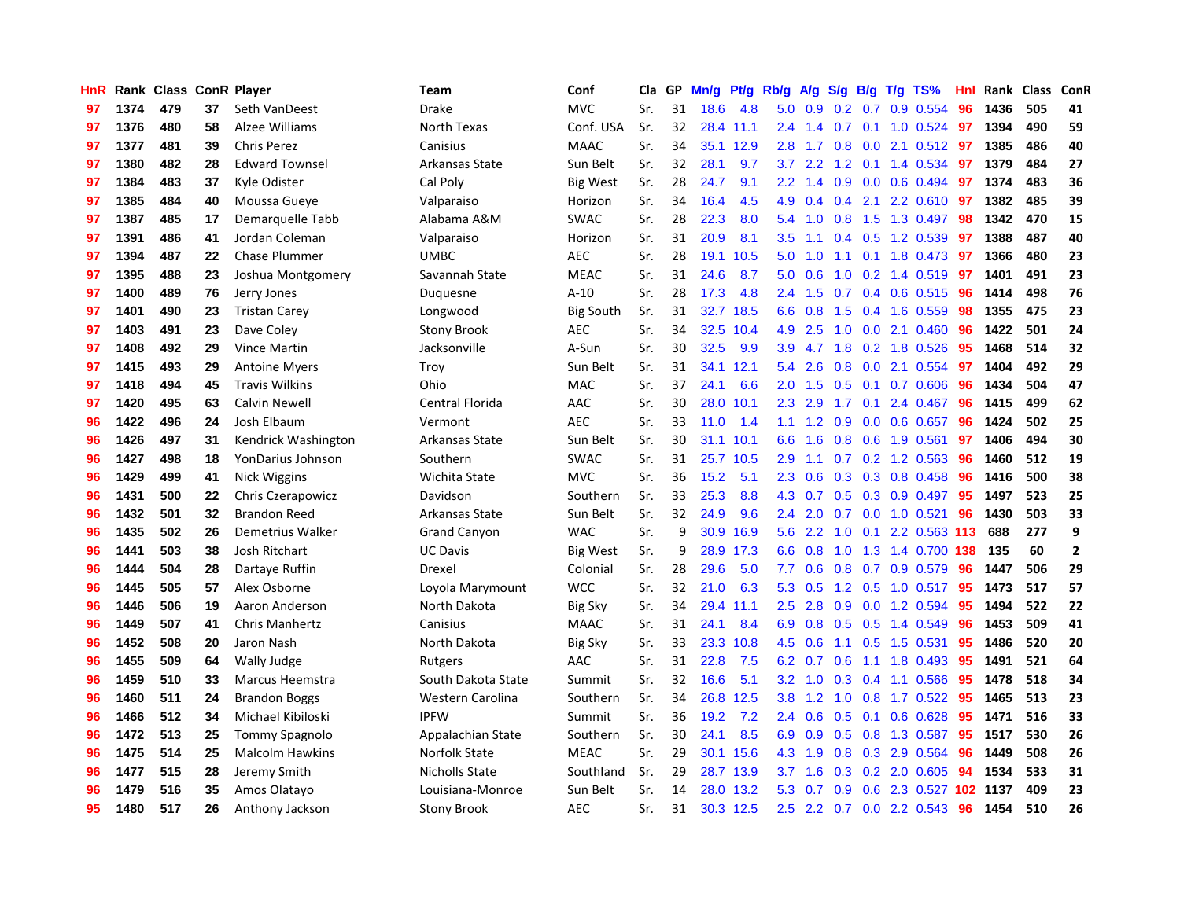| HnR | Rank | Class | ConR | Player | Team | Conf | Cla | GP | Mn/g | Pt/g | Rb/g | A/g | S/g | B/g | T/g | TS% | HnI | Rank | Class | ConR |
|---|---|---|---|---|---|---|---|---|---|---|---|---|---|---|---|---|---|---|---|---|
| 97 | 1374 | 479 | 37 | Seth VanDeest | Drake | MVC | Sr. | 31 | 18.6 | 4.8 | 5.0 | 0.9 | 0.2 | 0.7 | 0.9 | 0.554 | 96 | 1436 | 505 | 41 |
| 97 | 1376 | 480 | 58 | Alzee Williams | North Texas | Conf. USA | Sr. | 32 | 28.4 | 11.1 | 2.4 | 1.4 | 0.7 | 0.1 | 1.0 | 0.524 | 97 | 1394 | 490 | 59 |
| 97 | 1377 | 481 | 39 | Chris Perez | Canisius | MAAC | Sr. | 34 | 35.1 | 12.9 | 2.8 | 1.7 | 0.8 | 0.0 | 2.1 | 0.512 | 97 | 1385 | 486 | 40 |
| 97 | 1380 | 482 | 28 | Edward Townsel | Arkansas State | Sun Belt | Sr. | 32 | 28.1 | 9.7 | 3.7 | 2.2 | 1.2 | 0.1 | 1.4 | 0.534 | 97 | 1379 | 484 | 27 |
| 97 | 1384 | 483 | 37 | Kyle Odister | Cal Poly | Big West | Sr. | 28 | 24.7 | 9.1 | 2.2 | 1.4 | 0.9 | 0.0 | 0.6 | 0.494 | 97 | 1374 | 483 | 36 |
| 97 | 1385 | 484 | 40 | Moussa Gueye | Valparaiso | Horizon | Sr. | 34 | 16.4 | 4.5 | 4.9 | 0.4 | 0.4 | 2.1 | 2.2 | 0.610 | 97 | 1382 | 485 | 39 |
| 97 | 1387 | 485 | 17 | Demarquelle Tabb | Alabama A&M | SWAC | Sr. | 28 | 22.3 | 8.0 | 5.4 | 1.0 | 0.8 | 1.5 | 1.3 | 0.497 | 98 | 1342 | 470 | 15 |
| 97 | 1391 | 486 | 41 | Jordan Coleman | Valparaiso | Horizon | Sr. | 31 | 20.9 | 8.1 | 3.5 | 1.1 | 0.4 | 0.5 | 1.2 | 0.539 | 97 | 1388 | 487 | 40 |
| 97 | 1394 | 487 | 22 | Chase Plummer | UMBC | AEC | Sr. | 28 | 19.1 | 10.5 | 5.0 | 1.0 | 1.1 | 0.1 | 1.8 | 0.473 | 97 | 1366 | 480 | 23 |
| 97 | 1395 | 488 | 23 | Joshua Montgomery | Savannah State | MEAC | Sr. | 31 | 24.6 | 8.7 | 5.0 | 0.6 | 1.0 | 0.2 | 1.4 | 0.519 | 97 | 1401 | 491 | 23 |
| 97 | 1400 | 489 | 76 | Jerry Jones | Duquesne | A-10 | Sr. | 28 | 17.3 | 4.8 | 2.4 | 1.5 | 0.7 | 0.4 | 0.6 | 0.515 | 96 | 1414 | 498 | 76 |
| 97 | 1401 | 490 | 23 | Tristan Carey | Longwood | Big South | Sr. | 31 | 32.7 | 18.5 | 6.6 | 0.8 | 1.5 | 0.4 | 1.6 | 0.559 | 98 | 1355 | 475 | 23 |
| 97 | 1403 | 491 | 23 | Dave Coley | Stony Brook | AEC | Sr. | 34 | 32.5 | 10.4 | 4.9 | 2.5 | 1.0 | 0.0 | 2.1 | 0.460 | 96 | 1422 | 501 | 24 |
| 97 | 1408 | 492 | 29 | Vince Martin | Jacksonville | A-Sun | Sr. | 30 | 32.5 | 9.9 | 3.9 | 4.7 | 1.8 | 0.2 | 1.8 | 0.526 | 95 | 1468 | 514 | 32 |
| 97 | 1415 | 493 | 29 | Antoine Myers | Troy | Sun Belt | Sr. | 31 | 34.1 | 12.1 | 5.4 | 2.6 | 0.8 | 0.0 | 2.1 | 0.554 | 97 | 1404 | 492 | 29 |
| 97 | 1418 | 494 | 45 | Travis Wilkins | Ohio | MAC | Sr. | 37 | 24.1 | 6.6 | 2.0 | 1.5 | 0.5 | 0.1 | 0.7 | 0.606 | 96 | 1434 | 504 | 47 |
| 97 | 1420 | 495 | 63 | Calvin Newell | Central Florida | AAC | Sr. | 30 | 28.0 | 10.1 | 2.3 | 2.9 | 1.7 | 0.1 | 2.4 | 0.467 | 96 | 1415 | 499 | 62 |
| 96 | 1422 | 496 | 24 | Josh Elbaum | Vermont | AEC | Sr. | 33 | 11.0 | 1.4 | 1.1 | 1.2 | 0.9 | 0.0 | 0.6 | 0.657 | 96 | 1424 | 502 | 25 |
| 96 | 1426 | 497 | 31 | Kendrick Washington | Arkansas State | Sun Belt | Sr. | 30 | 31.1 | 10.1 | 6.6 | 1.6 | 0.8 | 0.6 | 1.9 | 0.561 | 97 | 1406 | 494 | 30 |
| 96 | 1427 | 498 | 18 | YonDarius Johnson | Southern | SWAC | Sr. | 31 | 25.7 | 10.5 | 2.9 | 1.1 | 0.7 | 0.2 | 1.2 | 0.563 | 96 | 1460 | 512 | 19 |
| 96 | 1429 | 499 | 41 | Nick Wiggins | Wichita State | MVC | Sr. | 36 | 15.2 | 5.1 | 2.3 | 0.6 | 0.3 | 0.3 | 0.8 | 0.458 | 96 | 1416 | 500 | 38 |
| 96 | 1431 | 500 | 22 | Chris Czerapowicz | Davidson | Southern | Sr. | 33 | 25.3 | 8.8 | 4.3 | 0.7 | 0.5 | 0.3 | 0.9 | 0.497 | 95 | 1497 | 523 | 25 |
| 96 | 1432 | 501 | 32 | Brandon Reed | Arkansas State | Sun Belt | Sr. | 32 | 24.9 | 9.6 | 2.4 | 2.0 | 0.7 | 0.0 | 1.0 | 0.521 | 96 | 1430 | 503 | 33 |
| 96 | 1435 | 502 | 26 | Demetrius Walker | Grand Canyon | WAC | Sr. | 9 | 30.9 | 16.9 | 5.6 | 2.2 | 1.0 | 0.1 | 2.2 | 0.563 | 113 | 688 | 277 | 9 |
| 96 | 1441 | 503 | 38 | Josh Ritchart | UC Davis | Big West | Sr. | 9 | 28.9 | 17.3 | 6.6 | 0.8 | 1.0 | 1.3 | 1.4 | 0.700 | 138 | 135 | 60 | 2 |
| 96 | 1444 | 504 | 28 | Dartaye Ruffin | Drexel | Colonial | Sr. | 28 | 29.6 | 5.0 | 7.7 | 0.6 | 0.8 | 0.7 | 0.9 | 0.579 | 96 | 1447 | 506 | 29 |
| 96 | 1445 | 505 | 57 | Alex Osborne | Loyola Marymount | WCC | Sr. | 32 | 21.0 | 6.3 | 5.3 | 0.5 | 1.2 | 0.5 | 1.0 | 0.517 | 95 | 1473 | 517 | 57 |
| 96 | 1446 | 506 | 19 | Aaron Anderson | North Dakota | Big Sky | Sr. | 34 | 29.4 | 11.1 | 2.5 | 2.8 | 0.9 | 0.0 | 1.2 | 0.594 | 95 | 1494 | 522 | 22 |
| 96 | 1449 | 507 | 41 | Chris Manhertz | Canisius | MAAC | Sr. | 31 | 24.1 | 8.4 | 6.9 | 0.8 | 0.5 | 0.5 | 1.4 | 0.549 | 96 | 1453 | 509 | 41 |
| 96 | 1452 | 508 | 20 | Jaron Nash | North Dakota | Big Sky | Sr. | 33 | 23.3 | 10.8 | 4.5 | 0.6 | 1.1 | 0.5 | 1.5 | 0.531 | 95 | 1486 | 520 | 20 |
| 96 | 1455 | 509 | 64 | Wally Judge | Rutgers | AAC | Sr. | 31 | 22.8 | 7.5 | 6.2 | 0.7 | 0.6 | 1.1 | 1.8 | 0.493 | 95 | 1491 | 521 | 64 |
| 96 | 1459 | 510 | 33 | Marcus Heemstra | South Dakota State | Summit | Sr. | 32 | 16.6 | 5.1 | 3.2 | 1.0 | 0.3 | 0.4 | 1.1 | 0.566 | 95 | 1478 | 518 | 34 |
| 96 | 1460 | 511 | 24 | Brandon Boggs | Western Carolina | Southern | Sr. | 34 | 26.8 | 12.5 | 3.8 | 1.2 | 1.0 | 0.8 | 1.7 | 0.522 | 95 | 1465 | 513 | 23 |
| 96 | 1466 | 512 | 34 | Michael Kibiloski | IPFW | Summit | Sr. | 36 | 19.2 | 7.2 | 2.4 | 0.6 | 0.5 | 0.1 | 0.6 | 0.628 | 95 | 1471 | 516 | 33 |
| 96 | 1472 | 513 | 25 | Tommy Spagnolo | Appalachian State | Southern | Sr. | 30 | 24.1 | 8.5 | 6.9 | 0.9 | 0.5 | 0.8 | 1.3 | 0.587 | 95 | 1517 | 530 | 26 |
| 96 | 1475 | 514 | 25 | Malcolm Hawkins | Norfolk State | MEAC | Sr. | 29 | 30.1 | 15.6 | 4.3 | 1.9 | 0.8 | 0.3 | 2.9 | 0.564 | 96 | 1449 | 508 | 26 |
| 96 | 1477 | 515 | 28 | Jeremy Smith | Nicholls State | Southland | Sr. | 29 | 28.7 | 13.9 | 3.7 | 1.6 | 0.3 | 0.2 | 2.0 | 0.605 | 94 | 1534 | 533 | 31 |
| 96 | 1479 | 516 | 35 | Amos Olatayo | Louisiana-Monroe | Sun Belt | Sr. | 14 | 28.0 | 13.2 | 5.3 | 0.7 | 0.9 | 0.6 | 2.3 | 0.527 | 102 | 1137 | 409 | 23 |
| 95 | 1480 | 517 | 26 | Anthony Jackson | Stony Brook | AEC | Sr. | 31 | 30.3 | 12.5 | 2.5 | 2.2 | 0.7 | 0.0 | 2.2 | 0.543 | 96 | 1454 | 510 | 26 |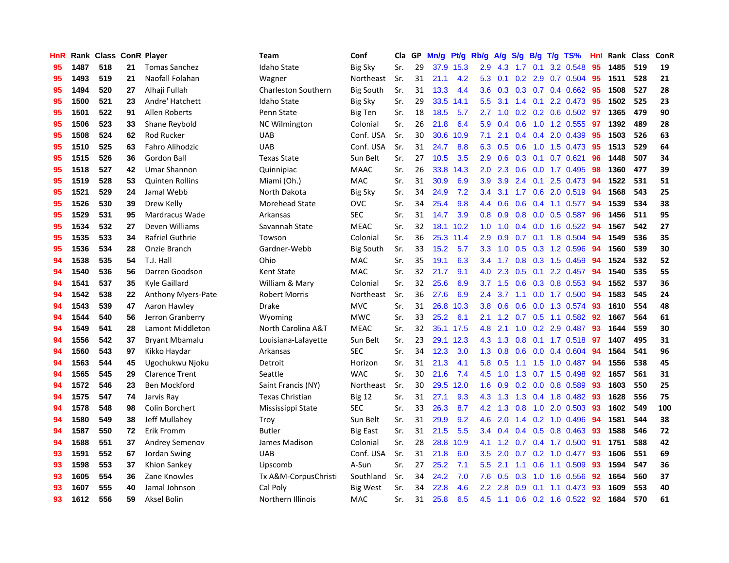| HnR | Rank | Class | ConR | Player | Team | Conf | Cla | GP | Mn/g | Pt/g | Rb/g | A/g | S/g | B/g | T/g | TS% | HnI | Rank | Class | ConR |
|---|---|---|---|---|---|---|---|---|---|---|---|---|---|---|---|---|---|---|---|---|
| 95 | 1487 | 518 | 21 | Tomas Sanchez | Idaho State | Big Sky | Sr. | 29 | 37.9 | 15.3 | 2.9 | 4.3 | 1.7 | 0.1 | 3.2 | 0.548 | 95 | 1485 | 519 | 19 |
| 95 | 1493 | 519 | 21 | Naofall Folahan | Wagner | Northeast | Sr. | 31 | 21.1 | 4.2 | 5.3 | 0.1 | 0.2 | 2.9 | 0.7 | 0.504 | 95 | 1511 | 528 | 21 |
| 95 | 1494 | 520 | 27 | Alhaji Fullah | Charleston Southern | Big South | Sr. | 31 | 13.3 | 4.4 | 3.6 | 0.3 | 0.3 | 0.7 | 0.4 | 0.662 | 95 | 1508 | 527 | 28 |
| 95 | 1500 | 521 | 23 | Andre' Hatchett | Idaho State | Big Sky | Sr. | 29 | 33.5 | 14.1 | 5.5 | 3.1 | 1.4 | 0.1 | 2.2 | 0.473 | 95 | 1502 | 525 | 23 |
| 95 | 1501 | 522 | 91 | Allen Roberts | Penn State | Big Ten | Sr. | 18 | 18.5 | 5.7 | 2.7 | 1.0 | 0.2 | 0.2 | 0.6 | 0.502 | 97 | 1365 | 479 | 90 |
| 95 | 1506 | 523 | 33 | Shane Reybold | NC Wilmington | Colonial | Sr. | 26 | 21.8 | 6.4 | 5.9 | 0.4 | 0.6 | 1.0 | 1.2 | 0.555 | 97 | 1392 | 489 | 28 |
| 95 | 1508 | 524 | 62 | Rod Rucker | UAB | Conf. USA | Sr. | 30 | 30.6 | 10.9 | 7.1 | 2.1 | 0.4 | 0.4 | 2.0 | 0.439 | 95 | 1503 | 526 | 63 |
| 95 | 1510 | 525 | 63 | Fahro Alihodzic | UAB | Conf. USA | Sr. | 31 | 24.7 | 8.8 | 6.3 | 0.5 | 0.6 | 1.0 | 1.5 | 0.473 | 95 | 1513 | 529 | 64 |
| 95 | 1515 | 526 | 36 | Gordon Ball | Texas State | Sun Belt | Sr. | 27 | 10.5 | 3.5 | 2.9 | 0.6 | 0.3 | 0.1 | 0.7 | 0.621 | 96 | 1448 | 507 | 34 |
| 95 | 1518 | 527 | 42 | Umar Shannon | Quinnipiac | MAAC | Sr. | 26 | 33.8 | 14.3 | 2.0 | 2.3 | 0.6 | 0.0 | 1.7 | 0.495 | 98 | 1360 | 477 | 39 |
| 95 | 1519 | 528 | 53 | Quinten Rollins | Miami (Oh.) | MAC | Sr. | 31 | 30.9 | 6.9 | 3.9 | 3.9 | 2.4 | 0.1 | 2.5 | 0.473 | 94 | 1522 | 531 | 51 |
| 95 | 1521 | 529 | 24 | Jamal Webb | North Dakota | Big Sky | Sr. | 34 | 24.9 | 7.2 | 3.4 | 3.1 | 1.7 | 0.6 | 2.0 | 0.519 | 94 | 1568 | 543 | 25 |
| 95 | 1526 | 530 | 39 | Drew Kelly | Morehead State | OVC | Sr. | 34 | 25.4 | 9.8 | 4.4 | 0.6 | 0.6 | 0.4 | 1.1 | 0.577 | 94 | 1539 | 534 | 38 |
| 95 | 1529 | 531 | 95 | Mardracus Wade | Arkansas | SEC | Sr. | 31 | 14.7 | 3.9 | 0.8 | 0.9 | 0.8 | 0.0 | 0.5 | 0.587 | 96 | 1456 | 511 | 95 |
| 95 | 1534 | 532 | 27 | Deven Williams | Savannah State | MEAC | Sr. | 32 | 18.1 | 10.2 | 1.0 | 1.0 | 0.4 | 0.0 | 1.6 | 0.522 | 94 | 1567 | 542 | 27 |
| 95 | 1535 | 533 | 34 | Rafriel Guthrie | Towson | Colonial | Sr. | 36 | 25.3 | 11.4 | 2.9 | 0.9 | 0.7 | 0.1 | 1.8 | 0.504 | 94 | 1549 | 536 | 35 |
| 95 | 1536 | 534 | 28 | Onzie Branch | Gardner-Webb | Big South | Sr. | 33 | 15.2 | 5.7 | 3.3 | 1.0 | 0.5 | 0.3 | 1.2 | 0.596 | 94 | 1560 | 539 | 30 |
| 94 | 1538 | 535 | 54 | T.J. Hall | Ohio | MAC | Sr. | 35 | 19.1 | 6.3 | 3.4 | 1.7 | 0.8 | 0.3 | 1.5 | 0.459 | 94 | 1524 | 532 | 52 |
| 94 | 1540 | 536 | 56 | Darren Goodson | Kent State | MAC | Sr. | 32 | 21.7 | 9.1 | 4.0 | 2.3 | 0.5 | 0.1 | 2.2 | 0.457 | 94 | 1540 | 535 | 55 |
| 94 | 1541 | 537 | 35 | Kyle Gaillard | William & Mary | Colonial | Sr. | 32 | 25.6 | 6.9 | 3.7 | 1.5 | 0.6 | 0.3 | 0.8 | 0.553 | 94 | 1552 | 537 | 36 |
| 94 | 1542 | 538 | 22 | Anthony Myers-Pate | Robert Morris | Northeast | Sr. | 36 | 27.6 | 6.9 | 2.4 | 3.7 | 1.1 | 0.0 | 1.7 | 0.500 | 94 | 1583 | 545 | 24 |
| 94 | 1543 | 539 | 47 | Aaron Hawley | Drake | MVC | Sr. | 31 | 26.8 | 10.3 | 3.8 | 0.6 | 0.6 | 0.0 | 1.3 | 0.574 | 93 | 1610 | 554 | 48 |
| 94 | 1544 | 540 | 56 | Jerron Granberry | Wyoming | MWC | Sr. | 33 | 25.2 | 6.1 | 2.1 | 1.2 | 0.7 | 0.5 | 1.1 | 0.582 | 92 | 1667 | 564 | 61 |
| 94 | 1549 | 541 | 28 | Lamont Middleton | North Carolina A&T | MEAC | Sr. | 32 | 35.1 | 17.5 | 4.8 | 2.1 | 1.0 | 0.2 | 2.9 | 0.487 | 93 | 1644 | 559 | 30 |
| 94 | 1556 | 542 | 37 | Bryant Mbamalu | Louisiana-Lafayette | Sun Belt | Sr. | 23 | 29.1 | 12.3 | 4.3 | 1.3 | 0.8 | 0.1 | 1.7 | 0.518 | 97 | 1407 | 495 | 31 |
| 94 | 1560 | 543 | 97 | Kikko Haydar | Arkansas | SEC | Sr. | 34 | 12.3 | 3.0 | 1.3 | 0.8 | 0.6 | 0.0 | 0.4 | 0.604 | 94 | 1564 | 541 | 96 |
| 94 | 1563 | 544 | 45 | Ugochukwu Njoku | Detroit | Horizon | Sr. | 31 | 21.3 | 4.1 | 5.8 | 0.5 | 1.1 | 1.5 | 1.0 | 0.487 | 94 | 1556 | 538 | 45 |
| 94 | 1565 | 545 | 29 | Clarence Trent | Seattle | WAC | Sr. | 30 | 21.6 | 7.4 | 4.5 | 1.0 | 1.3 | 0.7 | 1.5 | 0.498 | 92 | 1657 | 561 | 31 |
| 94 | 1572 | 546 | 23 | Ben Mockford | Saint Francis (NY) | Northeast | Sr. | 30 | 29.5 | 12.0 | 1.6 | 0.9 | 0.2 | 0.0 | 0.8 | 0.589 | 93 | 1603 | 550 | 25 |
| 94 | 1575 | 547 | 74 | Jarvis Ray | Texas Christian | Big 12 | Sr. | 31 | 27.1 | 9.3 | 4.3 | 1.3 | 1.3 | 0.4 | 1.8 | 0.482 | 93 | 1628 | 556 | 75 |
| 94 | 1578 | 548 | 98 | Colin Borchert | Mississippi State | SEC | Sr. | 33 | 26.3 | 8.7 | 4.2 | 1.3 | 0.8 | 1.0 | 2.0 | 0.503 | 93 | 1602 | 549 | 100 |
| 94 | 1580 | 549 | 38 | Jeff Mullahey | Troy | Sun Belt | Sr. | 31 | 29.9 | 9.2 | 4.6 | 2.0 | 1.4 | 0.2 | 1.0 | 0.496 | 94 | 1581 | 544 | 38 |
| 94 | 1587 | 550 | 72 | Erik Fromm | Butler | Big East | Sr. | 31 | 21.5 | 5.5 | 3.4 | 0.4 | 0.4 | 0.5 | 0.8 | 0.463 | 93 | 1588 | 546 | 72 |
| 94 | 1588 | 551 | 37 | Andrey Semenov | James Madison | Colonial | Sr. | 28 | 28.8 | 10.9 | 4.1 | 1.2 | 0.7 | 0.4 | 1.7 | 0.500 | 91 | 1751 | 588 | 42 |
| 93 | 1591 | 552 | 67 | Jordan Swing | UAB | Conf. USA | Sr. | 31 | 21.8 | 6.0 | 3.5 | 2.0 | 0.7 | 0.2 | 1.0 | 0.477 | 93 | 1606 | 551 | 69 |
| 93 | 1598 | 553 | 37 | Khion Sankey | Lipscomb | A-Sun | Sr. | 27 | 25.2 | 7.1 | 5.5 | 2.1 | 1.1 | 0.6 | 1.1 | 0.509 | 93 | 1594 | 547 | 36 |
| 93 | 1605 | 554 | 36 | Zane Knowles | Tx A&M-CorpusChristi | Southland | Sr. | 34 | 24.2 | 7.0 | 7.6 | 0.5 | 0.3 | 1.0 | 1.6 | 0.556 | 92 | 1654 | 560 | 37 |
| 93 | 1607 | 555 | 40 | Jamal Johnson | Cal Poly | Big West | Sr. | 34 | 22.8 | 4.6 | 2.2 | 2.8 | 0.9 | 0.1 | 1.1 | 0.473 | 93 | 1609 | 553 | 40 |
| 93 | 1612 | 556 | 59 | Aksel Bolin | Northern Illinois | MAC | Sr. | 31 | 25.8 | 6.5 | 4.5 | 1.1 | 0.6 | 0.2 | 1.6 | 0.522 | 92 | 1684 | 570 | 61 |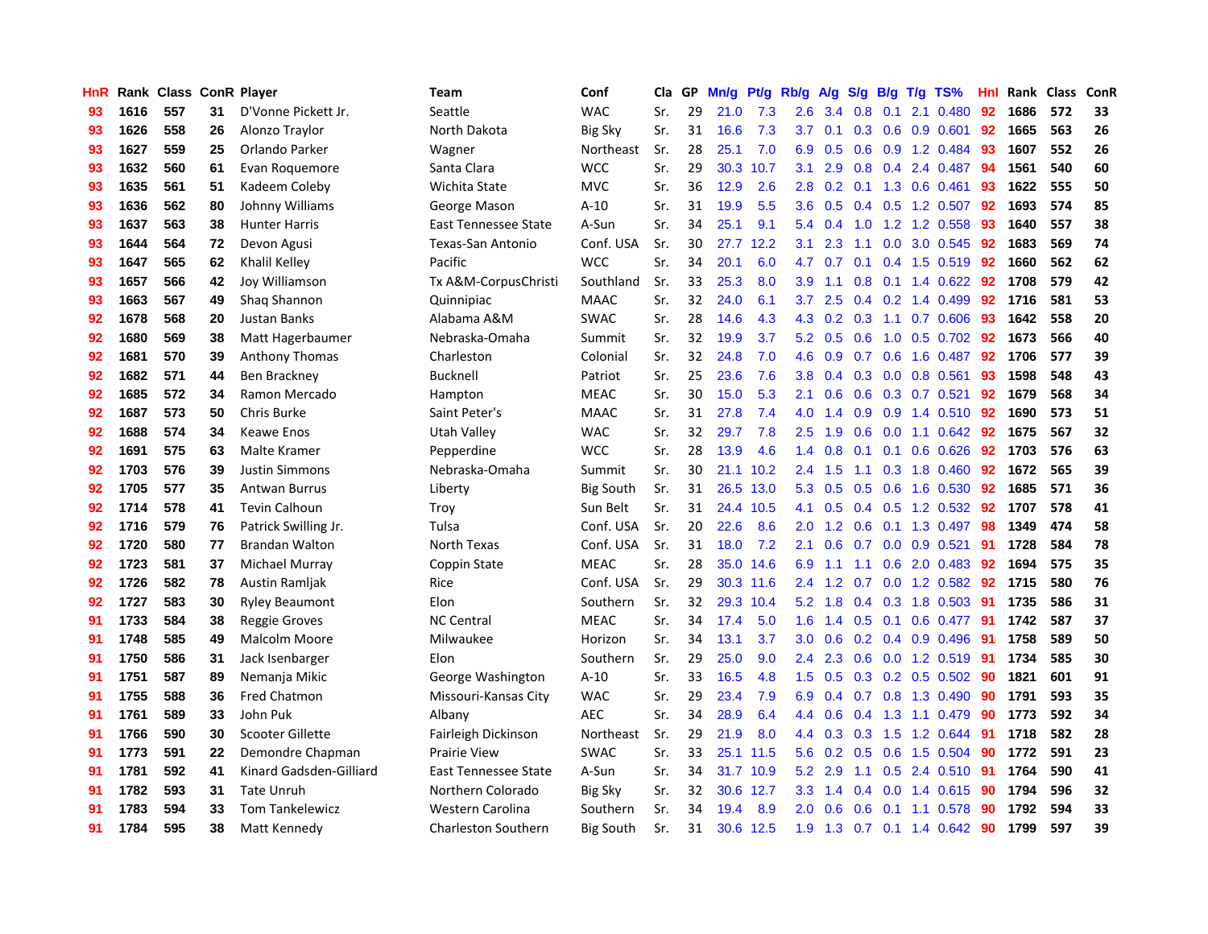| HnR | Rank | Class | ConR | Player | Team | Conf | Cla | GP | Mn/g | Pt/g | Rb/g | A/g | S/g | B/g | T/g | TS% | HnI | Rank | Class | ConR |
|---|---|---|---|---|---|---|---|---|---|---|---|---|---|---|---|---|---|---|---|---|
| 93 | 1616 | 557 | 31 | D'Vonne Pickett Jr. | Seattle | WAC | Sr. | 29 | 21.0 | 7.3 | 2.6 | 3.4 | 0.8 | 0.1 | 2.1 | 0.480 | 92 | 1686 | 572 | 33 |
| 93 | 1626 | 558 | 26 | Alonzo Traylor | North Dakota | Big Sky | Sr. | 31 | 16.6 | 7.3 | 3.7 | 0.1 | 0.3 | 0.6 | 0.9 | 0.601 | 92 | 1665 | 563 | 26 |
| 93 | 1627 | 559 | 25 | Orlando Parker | Wagner | Northeast | Sr. | 28 | 25.1 | 7.0 | 6.9 | 0.5 | 0.6 | 0.9 | 1.2 | 0.484 | 93 | 1607 | 552 | 26 |
| 93 | 1632 | 560 | 61 | Evan Roquemore | Santa Clara | WCC | Sr. | 29 | 30.3 | 10.7 | 3.1 | 2.9 | 0.8 | 0.4 | 2.4 | 0.487 | 94 | 1561 | 540 | 60 |
| 93 | 1635 | 561 | 51 | Kadeem Coleby | Wichita State | MVC | Sr. | 36 | 12.9 | 2.6 | 2.8 | 0.2 | 0.1 | 1.3 | 0.6 | 0.461 | 93 | 1622 | 555 | 50 |
| 93 | 1636 | 562 | 80 | Johnny Williams | George Mason | A-10 | Sr. | 31 | 19.9 | 5.5 | 3.6 | 0.5 | 0.4 | 0.5 | 1.2 | 0.507 | 92 | 1693 | 574 | 85 |
| 93 | 1637 | 563 | 38 | Hunter Harris | East Tennessee State | A-Sun | Sr. | 34 | 25.1 | 9.1 | 5.4 | 0.4 | 1.0 | 1.2 | 1.2 | 0.558 | 93 | 1640 | 557 | 38 |
| 93 | 1644 | 564 | 72 | Devon Agusi | Texas-San Antonio | Conf. USA | Sr. | 30 | 27.7 | 12.2 | 3.1 | 2.3 | 1.1 | 0.0 | 3.0 | 0.545 | 92 | 1683 | 569 | 74 |
| 93 | 1647 | 565 | 62 | Khalil Kelley | Pacific | WCC | Sr. | 34 | 20.1 | 6.0 | 4.7 | 0.7 | 0.1 | 0.4 | 1.5 | 0.519 | 92 | 1660 | 562 | 62 |
| 93 | 1657 | 566 | 42 | Joy Williamson | Tx A&M-CorpusChristi | Southland | Sr. | 33 | 25.3 | 8.0 | 3.9 | 1.1 | 0.8 | 0.1 | 1.4 | 0.622 | 92 | 1708 | 579 | 42 |
| 93 | 1663 | 567 | 49 | Shaq Shannon | Quinnipiac | MAAC | Sr. | 32 | 24.0 | 6.1 | 3.7 | 2.5 | 0.4 | 0.2 | 1.4 | 0.499 | 92 | 1716 | 581 | 53 |
| 92 | 1678 | 568 | 20 | Justan Banks | Alabama A&M | SWAC | Sr. | 28 | 14.6 | 4.3 | 4.3 | 0.2 | 0.3 | 1.1 | 0.7 | 0.606 | 93 | 1642 | 558 | 20 |
| 92 | 1680 | 569 | 38 | Matt Hagerbaumer | Nebraska-Omaha | Summit | Sr. | 32 | 19.9 | 3.7 | 5.2 | 0.5 | 0.6 | 1.0 | 0.5 | 0.702 | 92 | 1673 | 566 | 40 |
| 92 | 1681 | 570 | 39 | Anthony Thomas | Charleston | Colonial | Sr. | 32 | 24.8 | 7.0 | 4.6 | 0.9 | 0.7 | 0.6 | 1.6 | 0.487 | 92 | 1706 | 577 | 39 |
| 92 | 1682 | 571 | 44 | Ben Brackney | Bucknell | Patriot | Sr. | 25 | 23.6 | 7.6 | 3.8 | 0.4 | 0.3 | 0.0 | 0.8 | 0.561 | 93 | 1598 | 548 | 43 |
| 92 | 1685 | 572 | 34 | Ramon Mercado | Hampton | MEAC | Sr. | 30 | 15.0 | 5.3 | 2.1 | 0.6 | 0.6 | 0.3 | 0.7 | 0.521 | 92 | 1679 | 568 | 34 |
| 92 | 1687 | 573 | 50 | Chris Burke | Saint Peter's | MAAC | Sr. | 31 | 27.8 | 7.4 | 4.0 | 1.4 | 0.9 | 0.9 | 1.4 | 0.510 | 92 | 1690 | 573 | 51 |
| 92 | 1688 | 574 | 34 | Keawe Enos | Utah Valley | WAC | Sr. | 32 | 29.7 | 7.8 | 2.5 | 1.9 | 0.6 | 0.0 | 1.1 | 0.642 | 92 | 1675 | 567 | 32 |
| 92 | 1691 | 575 | 63 | Malte Kramer | Pepperdine | WCC | Sr. | 28 | 13.9 | 4.6 | 1.4 | 0.8 | 0.1 | 0.1 | 0.6 | 0.626 | 92 | 1703 | 576 | 63 |
| 92 | 1703 | 576 | 39 | Justin Simmons | Nebraska-Omaha | Summit | Sr. | 30 | 21.1 | 10.2 | 2.4 | 1.5 | 1.1 | 0.3 | 1.8 | 0.460 | 92 | 1672 | 565 | 39 |
| 92 | 1705 | 577 | 35 | Antwan Burrus | Liberty | Big South | Sr. | 31 | 26.5 | 13.0 | 5.3 | 0.5 | 0.5 | 0.6 | 1.6 | 0.530 | 92 | 1685 | 571 | 36 |
| 92 | 1714 | 578 | 41 | Tevin Calhoun | Troy | Sun Belt | Sr. | 31 | 24.4 | 10.5 | 4.1 | 0.5 | 0.4 | 0.5 | 1.2 | 0.532 | 92 | 1707 | 578 | 41 |
| 92 | 1716 | 579 | 76 | Patrick Swilling Jr. | Tulsa | Conf. USA | Sr. | 20 | 22.6 | 8.6 | 2.0 | 1.2 | 0.6 | 0.1 | 1.3 | 0.497 | 98 | 1349 | 474 | 58 |
| 92 | 1720 | 580 | 77 | Brandan Walton | North Texas | Conf. USA | Sr. | 31 | 18.0 | 7.2 | 2.1 | 0.6 | 0.7 | 0.0 | 0.9 | 0.521 | 91 | 1728 | 584 | 78 |
| 92 | 1723 | 581 | 37 | Michael Murray | Coppin State | MEAC | Sr. | 28 | 35.0 | 14.6 | 6.9 | 1.1 | 1.1 | 0.6 | 2.0 | 0.483 | 92 | 1694 | 575 | 35 |
| 92 | 1726 | 582 | 78 | Austin Ramljak | Rice | Conf. USA | Sr. | 29 | 30.3 | 11.6 | 2.4 | 1.2 | 0.7 | 0.0 | 1.2 | 0.582 | 92 | 1715 | 580 | 76 |
| 92 | 1727 | 583 | 30 | Ryley Beaumont | Elon | Southern | Sr. | 32 | 29.3 | 10.4 | 5.2 | 1.8 | 0.4 | 0.3 | 1.8 | 0.503 | 91 | 1735 | 586 | 31 |
| 91 | 1733 | 584 | 38 | Reggie Groves | NC Central | MEAC | Sr. | 34 | 17.4 | 5.0 | 1.6 | 1.4 | 0.5 | 0.1 | 0.6 | 0.477 | 91 | 1742 | 587 | 37 |
| 91 | 1748 | 585 | 49 | Malcolm Moore | Milwaukee | Horizon | Sr. | 34 | 13.1 | 3.7 | 3.0 | 0.6 | 0.2 | 0.4 | 0.9 | 0.496 | 91 | 1758 | 589 | 50 |
| 91 | 1750 | 586 | 31 | Jack Isenbarger | Elon | Southern | Sr. | 29 | 25.0 | 9.0 | 2.4 | 2.3 | 0.6 | 0.0 | 1.2 | 0.519 | 91 | 1734 | 585 | 30 |
| 91 | 1751 | 587 | 89 | Nemanja Mikic | George Washington | A-10 | Sr. | 33 | 16.5 | 4.8 | 1.5 | 0.5 | 0.3 | 0.2 | 0.5 | 0.502 | 90 | 1821 | 601 | 91 |
| 91 | 1755 | 588 | 36 | Fred Chatmon | Missouri-Kansas City | WAC | Sr. | 29 | 23.4 | 7.9 | 6.9 | 0.4 | 0.7 | 0.8 | 1.3 | 0.490 | 90 | 1791 | 593 | 35 |
| 91 | 1761 | 589 | 33 | John Puk | Albany | AEC | Sr. | 34 | 28.9 | 6.4 | 4.4 | 0.6 | 0.4 | 1.3 | 1.1 | 0.479 | 90 | 1773 | 592 | 34 |
| 91 | 1766 | 590 | 30 | Scooter Gillette | Fairleigh Dickinson | Northeast | Sr. | 29 | 21.9 | 8.0 | 4.4 | 0.3 | 0.3 | 1.5 | 1.2 | 0.644 | 91 | 1718 | 582 | 28 |
| 91 | 1773 | 591 | 22 | Demondre Chapman | Prairie View | SWAC | Sr. | 33 | 25.1 | 11.5 | 5.6 | 0.2 | 0.5 | 0.6 | 1.5 | 0.504 | 90 | 1772 | 591 | 23 |
| 91 | 1781 | 592 | 41 | Kinard Gadsden-Gilliard | East Tennessee State | A-Sun | Sr. | 34 | 31.7 | 10.9 | 5.2 | 2.9 | 1.1 | 0.5 | 2.4 | 0.510 | 91 | 1764 | 590 | 41 |
| 91 | 1782 | 593 | 31 | Tate Unruh | Northern Colorado | Big Sky | Sr. | 32 | 30.6 | 12.7 | 3.3 | 1.4 | 0.4 | 0.0 | 1.4 | 0.615 | 90 | 1794 | 596 | 32 |
| 91 | 1783 | 594 | 33 | Tom Tankelewicz | Western Carolina | Southern | Sr. | 34 | 19.4 | 8.9 | 2.0 | 0.6 | 0.6 | 0.1 | 1.1 | 0.578 | 90 | 1792 | 594 | 33 |
| 91 | 1784 | 595 | 38 | Matt Kennedy | Charleston Southern | Big South | Sr. | 31 | 30.6 | 12.5 | 1.9 | 1.3 | 0.7 | 0.1 | 1.4 | 0.642 | 90 | 1799 | 597 | 39 |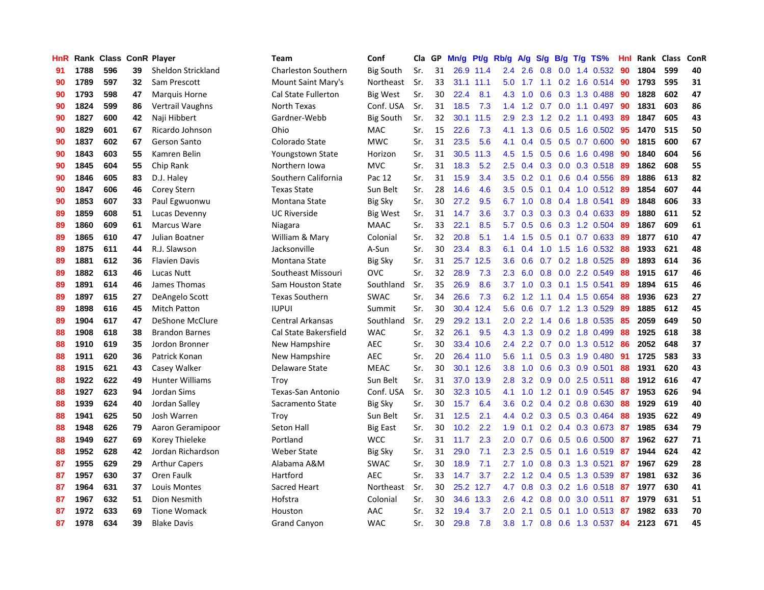| HnR | Rank | Class | ConR | Player | Team | Conf | Cla | GP | Mn/g | Pt/g | Rb/g | A/g | S/g | B/g | T/g | TS% | HnI | Rank | Class | ConR |
|---|---|---|---|---|---|---|---|---|---|---|---|---|---|---|---|---|---|---|---|---|
| 91 | 1788 | 596 | 39 | Sheldon Strickland | Charleston Southern | Big South | Sr. | 31 | 26.9 | 11.4 | 2.4 | 2.6 | 0.8 | 0.0 | 1.4 | 0.532 | 90 | 1804 | 599 | 40 |
| 90 | 1789 | 597 | 32 | Sam Prescott | Mount Saint Mary's | Northeast | Sr. | 33 | 31.1 | 11.1 | 5.0 | 1.7 | 1.1 | 0.2 | 1.6 | 0.514 | 90 | 1793 | 595 | 31 |
| 90 | 1793 | 598 | 47 | Marquis Horne | Cal State Fullerton | Big West | Sr. | 30 | 22.4 | 8.1 | 4.3 | 1.0 | 0.6 | 0.3 | 1.3 | 0.488 | 90 | 1828 | 602 | 47 |
| 90 | 1824 | 599 | 86 | Vertrail Vaughns | North Texas | Conf. USA | Sr. | 31 | 18.5 | 7.3 | 1.4 | 1.2 | 0.7 | 0.0 | 1.1 | 0.497 | 90 | 1831 | 603 | 86 |
| 90 | 1827 | 600 | 42 | Naji Hibbert | Gardner-Webb | Big South | Sr. | 32 | 30.1 | 11.5 | 2.9 | 2.3 | 1.2 | 0.2 | 1.1 | 0.493 | 89 | 1847 | 605 | 43 |
| 90 | 1829 | 601 | 67 | Ricardo Johnson | Ohio | MAC | Sr. | 15 | 22.6 | 7.3 | 4.1 | 1.3 | 0.6 | 0.5 | 1.6 | 0.502 | 95 | 1470 | 515 | 50 |
| 90 | 1837 | 602 | 67 | Gerson Santo | Colorado State | MWC | Sr. | 31 | 23.5 | 5.6 | 4.1 | 0.4 | 0.5 | 0.5 | 0.7 | 0.600 | 90 | 1815 | 600 | 67 |
| 90 | 1843 | 603 | 55 | Kamren Belin | Youngstown State | Horizon | Sr. | 31 | 30.5 | 11.3 | 4.5 | 1.5 | 0.5 | 0.6 | 1.6 | 0.498 | 90 | 1840 | 604 | 56 |
| 90 | 1845 | 604 | 55 | Chip Rank | Northern Iowa | MVC | Sr. | 31 | 18.3 | 5.2 | 2.5 | 0.4 | 0.3 | 0.0 | 0.3 | 0.518 | 89 | 1862 | 608 | 55 |
| 90 | 1846 | 605 | 83 | D.J. Haley | Southern California | Pac 12 | Sr. | 31 | 15.9 | 3.4 | 3.5 | 0.2 | 0.1 | 0.6 | 0.4 | 0.556 | 89 | 1886 | 613 | 82 |
| 90 | 1847 | 606 | 46 | Corey Stern | Texas State | Sun Belt | Sr. | 28 | 14.6 | 4.6 | 3.5 | 0.5 | 0.1 | 0.4 | 1.0 | 0.512 | 89 | 1854 | 607 | 44 |
| 90 | 1853 | 607 | 33 | Paul Egwuonwu | Montana State | Big Sky | Sr. | 30 | 27.2 | 9.5 | 6.7 | 1.0 | 0.8 | 0.4 | 1.8 | 0.541 | 89 | 1848 | 606 | 33 |
| 89 | 1859 | 608 | 51 | Lucas Devenny | UC Riverside | Big West | Sr. | 31 | 14.7 | 3.6 | 3.7 | 0.3 | 0.3 | 0.3 | 0.4 | 0.633 | 89 | 1880 | 611 | 52 |
| 89 | 1860 | 609 | 61 | Marcus Ware | Niagara | MAAC | Sr. | 33 | 22.1 | 8.5 | 5.7 | 0.5 | 0.6 | 0.3 | 1.2 | 0.504 | 89 | 1867 | 609 | 61 |
| 89 | 1865 | 610 | 47 | Julian Boatner | William & Mary | Colonial | Sr. | 32 | 20.8 | 5.1 | 1.4 | 1.5 | 0.5 | 0.1 | 0.7 | 0.633 | 89 | 1877 | 610 | 47 |
| 89 | 1875 | 611 | 44 | R.J. Slawson | Jacksonville | A-Sun | Sr. | 30 | 23.4 | 8.3 | 6.1 | 0.4 | 1.0 | 1.5 | 1.6 | 0.532 | 88 | 1933 | 621 | 48 |
| 89 | 1881 | 612 | 36 | Flavien Davis | Montana State | Big Sky | Sr. | 31 | 25.7 | 12.5 | 3.6 | 0.6 | 0.7 | 0.2 | 1.8 | 0.525 | 89 | 1893 | 614 | 36 |
| 89 | 1882 | 613 | 46 | Lucas Nutt | Southeast Missouri | OVC | Sr. | 32 | 28.9 | 7.3 | 2.3 | 6.0 | 0.8 | 0.0 | 2.2 | 0.549 | 88 | 1915 | 617 | 46 |
| 89 | 1891 | 614 | 46 | James Thomas | Sam Houston State | Southland | Sr. | 35 | 26.9 | 8.6 | 3.7 | 1.0 | 0.3 | 0.1 | 1.5 | 0.541 | 89 | 1894 | 615 | 46 |
| 89 | 1897 | 615 | 27 | DeAngelo Scott | Texas Southern | SWAC | Sr. | 34 | 26.6 | 7.3 | 6.2 | 1.2 | 1.1 | 0.4 | 1.5 | 0.654 | 88 | 1936 | 623 | 27 |
| 89 | 1898 | 616 | 45 | Mitch Patton | IUPUI | Summit | Sr. | 30 | 30.4 | 12.4 | 5.6 | 0.6 | 0.7 | 1.2 | 1.3 | 0.529 | 89 | 1885 | 612 | 45 |
| 89 | 1904 | 617 | 47 | DeShone McClure | Central Arkansas | Southland | Sr. | 29 | 29.2 | 13.1 | 2.0 | 2.2 | 1.4 | 0.6 | 1.8 | 0.535 | 85 | 2059 | 649 | 50 |
| 88 | 1908 | 618 | 38 | Brandon Barnes | Cal State Bakersfield | WAC | Sr. | 32 | 26.1 | 9.5 | 4.3 | 1.3 | 0.9 | 0.2 | 1.8 | 0.499 | 88 | 1925 | 618 | 38 |
| 88 | 1910 | 619 | 35 | Jordon Bronner | New Hampshire | AEC | Sr. | 30 | 33.4 | 10.6 | 2.4 | 2.2 | 0.7 | 0.0 | 1.3 | 0.512 | 86 | 2052 | 648 | 37 |
| 88 | 1911 | 620 | 36 | Patrick Konan | New Hampshire | AEC | Sr. | 20 | 26.4 | 11.0 | 5.6 | 1.1 | 0.5 | 0.3 | 1.9 | 0.480 | 91 | 1725 | 583 | 33 |
| 88 | 1915 | 621 | 43 | Casey Walker | Delaware State | MEAC | Sr. | 30 | 30.1 | 12.6 | 3.8 | 1.0 | 0.6 | 0.3 | 0.9 | 0.501 | 88 | 1931 | 620 | 43 |
| 88 | 1922 | 622 | 49 | Hunter Williams | Troy | Sun Belt | Sr. | 31 | 37.0 | 13.9 | 2.8 | 3.2 | 0.9 | 0.0 | 2.5 | 0.511 | 88 | 1912 | 616 | 47 |
| 88 | 1927 | 623 | 94 | Jordan Sims | Texas-San Antonio | Conf. USA | Sr. | 30 | 32.3 | 10.5 | 4.1 | 1.0 | 1.2 | 0.1 | 0.9 | 0.545 | 87 | 1953 | 626 | 94 |
| 88 | 1939 | 624 | 40 | Jordan Salley | Sacramento State | Big Sky | Sr. | 30 | 15.7 | 6.4 | 3.6 | 0.2 | 0.4 | 0.2 | 0.8 | 0.630 | 88 | 1929 | 619 | 40 |
| 88 | 1941 | 625 | 50 | Josh Warren | Troy | Sun Belt | Sr. | 31 | 12.5 | 2.1 | 4.4 | 0.2 | 0.3 | 0.5 | 0.3 | 0.464 | 88 | 1935 | 622 | 49 |
| 88 | 1948 | 626 | 79 | Aaron Geramipoor | Seton Hall | Big East | Sr. | 30 | 10.2 | 2.2 | 1.9 | 0.1 | 0.2 | 0.4 | 0.3 | 0.673 | 87 | 1985 | 634 | 79 |
| 88 | 1949 | 627 | 69 | Korey Thieleke | Portland | WCC | Sr. | 31 | 11.7 | 2.3 | 2.0 | 0.7 | 0.6 | 0.5 | 0.6 | 0.500 | 87 | 1962 | 627 | 71 |
| 88 | 1952 | 628 | 42 | Jordan Richardson | Weber State | Big Sky | Sr. | 31 | 29.0 | 7.1 | 2.3 | 2.5 | 0.5 | 0.1 | 1.6 | 0.519 | 87 | 1944 | 624 | 42 |
| 87 | 1955 | 629 | 29 | Arthur Capers | Alabama A&M | SWAC | Sr. | 30 | 18.9 | 7.1 | 2.7 | 1.0 | 0.8 | 0.3 | 1.3 | 0.521 | 87 | 1967 | 629 | 28 |
| 87 | 1957 | 630 | 37 | Oren Faulk | Hartford | AEC | Sr. | 33 | 14.7 | 3.7 | 2.2 | 1.2 | 0.4 | 0.5 | 1.3 | 0.539 | 87 | 1981 | 632 | 36 |
| 87 | 1964 | 631 | 37 | Louis Montes | Sacred Heart | Northeast | Sr. | 30 | 25.2 | 12.7 | 4.7 | 0.8 | 0.3 | 0.2 | 1.6 | 0.518 | 87 | 1977 | 630 | 41 |
| 87 | 1967 | 632 | 51 | Dion Nesmith | Hofstra | Colonial | Sr. | 30 | 34.6 | 13.3 | 2.6 | 4.2 | 0.8 | 0.0 | 3.0 | 0.511 | 87 | 1979 | 631 | 51 |
| 87 | 1972 | 633 | 69 | Tione Womack | Houston | AAC | Sr. | 32 | 19.4 | 3.7 | 2.0 | 2.1 | 0.5 | 0.1 | 1.0 | 0.513 | 87 | 1982 | 633 | 70 |
| 87 | 1978 | 634 | 39 | Blake Davis | Grand Canyon | WAC | Sr. | 30 | 29.8 | 7.8 | 3.8 | 1.7 | 0.8 | 0.6 | 1.3 | 0.537 | 84 | 2123 | 671 | 45 |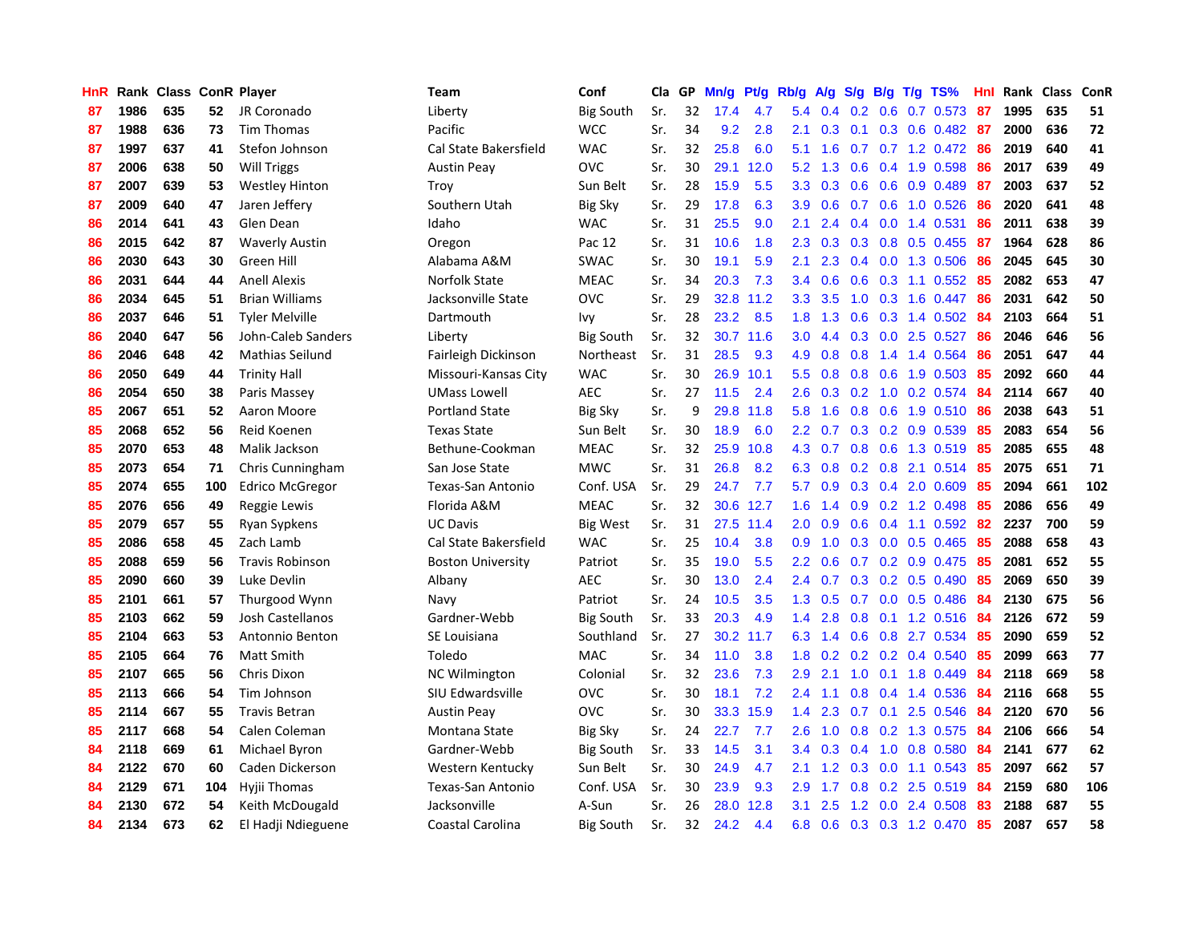| HnR | Rank | Class | ConR | Player | Team | Conf | Cla | GP | Mn/g | Pt/g | Rb/g | A/g | S/g | B/g | T/g | TS% | HnI | Rank | Class | ConR |
|---|---|---|---|---|---|---|---|---|---|---|---|---|---|---|---|---|---|---|---|---|
| 87 | 1986 | 635 | 52 | JR Coronado | Liberty | Big South | Sr. | 32 | 17.4 | 4.7 | 5.4 | 0.4 | 0.2 | 0.6 | 0.7 | 0.573 | 87 | 1995 | 635 | 51 |
| 87 | 1988 | 636 | 73 | Tim Thomas | Pacific | WCC | Sr. | 34 | 9.2 | 2.8 | 2.1 | 0.3 | 0.1 | 0.3 | 0.6 | 0.482 | 87 | 2000 | 636 | 72 |
| 87 | 1997 | 637 | 41 | Stefon Johnson | Cal State Bakersfield | WAC | Sr. | 32 | 25.8 | 6.0 | 5.1 | 1.6 | 0.7 | 0.7 | 1.2 | 0.472 | 86 | 2019 | 640 | 41 |
| 87 | 2006 | 638 | 50 | Will Triggs | Austin Peay | OVC | Sr. | 30 | 29.1 | 12.0 | 5.2 | 1.3 | 0.6 | 0.4 | 1.9 | 0.598 | 86 | 2017 | 639 | 49 |
| 87 | 2007 | 639 | 53 | Westley Hinton | Troy | Sun Belt | Sr. | 28 | 15.9 | 5.5 | 3.3 | 0.3 | 0.6 | 0.6 | 0.9 | 0.489 | 87 | 2003 | 637 | 52 |
| 87 | 2009 | 640 | 47 | Jaren Jeffery | Southern Utah | Big Sky | Sr. | 29 | 17.8 | 6.3 | 3.9 | 0.6 | 0.7 | 0.6 | 1.0 | 0.526 | 86 | 2020 | 641 | 48 |
| 86 | 2014 | 641 | 43 | Glen Dean | Idaho | WAC | Sr. | 31 | 25.5 | 9.0 | 2.1 | 2.4 | 0.4 | 0.0 | 1.4 | 0.531 | 86 | 2011 | 638 | 39 |
| 86 | 2015 | 642 | 87 | Waverly Austin | Oregon | Pac 12 | Sr. | 31 | 10.6 | 1.8 | 2.3 | 0.3 | 0.3 | 0.8 | 0.5 | 0.455 | 87 | 1964 | 628 | 86 |
| 86 | 2030 | 643 | 30 | Green Hill | Alabama A&M | SWAC | Sr. | 30 | 19.1 | 5.9 | 2.1 | 2.3 | 0.4 | 0.0 | 1.3 | 0.506 | 86 | 2045 | 645 | 30 |
| 86 | 2031 | 644 | 44 | Anell Alexis | Norfolk State | MEAC | Sr. | 34 | 20.3 | 7.3 | 3.4 | 0.6 | 0.6 | 0.3 | 1.1 | 0.552 | 85 | 2082 | 653 | 47 |
| 86 | 2034 | 645 | 51 | Brian Williams | Jacksonville State | OVC | Sr. | 29 | 32.8 | 11.2 | 3.3 | 3.5 | 1.0 | 0.3 | 1.6 | 0.447 | 86 | 2031 | 642 | 50 |
| 86 | 2037 | 646 | 51 | Tyler Melville | Dartmouth | Ivy | Sr. | 28 | 23.2 | 8.5 | 1.8 | 1.3 | 0.6 | 0.3 | 1.4 | 0.502 | 84 | 2103 | 664 | 51 |
| 86 | 2040 | 647 | 56 | John-Caleb Sanders | Liberty | Big South | Sr. | 32 | 30.7 | 11.6 | 3.0 | 4.4 | 0.3 | 0.0 | 2.5 | 0.527 | 86 | 2046 | 646 | 56 |
| 86 | 2046 | 648 | 42 | Mathias Seilund | Fairleigh Dickinson | Northeast | Sr. | 31 | 28.5 | 9.3 | 4.9 | 0.8 | 0.8 | 1.4 | 1.4 | 0.564 | 86 | 2051 | 647 | 44 |
| 86 | 2050 | 649 | 44 | Trinity Hall | Missouri-Kansas City | WAC | Sr. | 30 | 26.9 | 10.1 | 5.5 | 0.8 | 0.8 | 0.6 | 1.9 | 0.503 | 85 | 2092 | 660 | 44 |
| 86 | 2054 | 650 | 38 | Paris Massey | UMass Lowell | AEC | Sr. | 27 | 11.5 | 2.4 | 2.6 | 0.3 | 0.2 | 1.0 | 0.2 | 0.574 | 84 | 2114 | 667 | 40 |
| 85 | 2067 | 651 | 52 | Aaron Moore | Portland State | Big Sky | Sr. | 9 | 29.8 | 11.8 | 5.8 | 1.6 | 0.8 | 0.6 | 1.9 | 0.510 | 86 | 2038 | 643 | 51 |
| 85 | 2068 | 652 | 56 | Reid Koenen | Texas State | Sun Belt | Sr. | 30 | 18.9 | 6.0 | 2.2 | 0.7 | 0.3 | 0.2 | 0.9 | 0.539 | 85 | 2083 | 654 | 56 |
| 85 | 2070 | 653 | 48 | Malik Jackson | Bethune-Cookman | MEAC | Sr. | 32 | 25.9 | 10.8 | 4.3 | 0.7 | 0.8 | 0.6 | 1.3 | 0.519 | 85 | 2085 | 655 | 48 |
| 85 | 2073 | 654 | 71 | Chris Cunningham | San Jose State | MWC | Sr. | 31 | 26.8 | 8.2 | 6.3 | 0.8 | 0.2 | 0.8 | 2.1 | 0.514 | 85 | 2075 | 651 | 71 |
| 85 | 2074 | 655 | 100 | Edrico McGregor | Texas-San Antonio | Conf. USA | Sr. | 29 | 24.7 | 7.7 | 5.7 | 0.9 | 0.3 | 0.4 | 2.0 | 0.609 | 85 | 2094 | 661 | 102 |
| 85 | 2076 | 656 | 49 | Reggie Lewis | Florida A&M | MEAC | Sr. | 32 | 30.6 | 12.7 | 1.6 | 1.4 | 0.9 | 0.2 | 1.2 | 0.498 | 85 | 2086 | 656 | 49 |
| 85 | 2079 | 657 | 55 | Ryan Sypkens | UC Davis | Big West | Sr. | 31 | 27.5 | 11.4 | 2.0 | 0.9 | 0.6 | 0.4 | 1.1 | 0.592 | 82 | 2237 | 700 | 59 |
| 85 | 2086 | 658 | 45 | Zach Lamb | Cal State Bakersfield | WAC | Sr. | 25 | 10.4 | 3.8 | 0.9 | 1.0 | 0.3 | 0.0 | 0.5 | 0.465 | 85 | 2088 | 658 | 43 |
| 85 | 2088 | 659 | 56 | Travis Robinson | Boston University | Patriot | Sr. | 35 | 19.0 | 5.5 | 2.2 | 0.6 | 0.7 | 0.2 | 0.9 | 0.475 | 85 | 2081 | 652 | 55 |
| 85 | 2090 | 660 | 39 | Luke Devlin | Albany | AEC | Sr. | 30 | 13.0 | 2.4 | 2.4 | 0.7 | 0.3 | 0.2 | 0.5 | 0.490 | 85 | 2069 | 650 | 39 |
| 85 | 2101 | 661 | 57 | Thurgood Wynn | Navy | Patriot | Sr. | 24 | 10.5 | 3.5 | 1.3 | 0.5 | 0.7 | 0.0 | 0.5 | 0.486 | 84 | 2130 | 675 | 56 |
| 85 | 2103 | 662 | 59 | Josh Castellanos | Gardner-Webb | Big South | Sr. | 33 | 20.3 | 4.9 | 1.4 | 2.8 | 0.8 | 0.1 | 1.2 | 0.516 | 84 | 2126 | 672 | 59 |
| 85 | 2104 | 663 | 53 | Antonnio Benton | SE Louisiana | Southland | Sr. | 27 | 30.2 | 11.7 | 6.3 | 1.4 | 0.6 | 0.8 | 2.7 | 0.534 | 85 | 2090 | 659 | 52 |
| 85 | 2105 | 664 | 76 | Matt Smith | Toledo | MAC | Sr. | 34 | 11.0 | 3.8 | 1.8 | 0.2 | 0.2 | 0.2 | 0.4 | 0.540 | 85 | 2099 | 663 | 77 |
| 85 | 2107 | 665 | 56 | Chris Dixon | NC Wilmington | Colonial | Sr. | 32 | 23.6 | 7.3 | 2.9 | 2.1 | 1.0 | 0.1 | 1.8 | 0.449 | 84 | 2118 | 669 | 58 |
| 85 | 2113 | 666 | 54 | Tim Johnson | SIU Edwardsville | OVC | Sr. | 30 | 18.1 | 7.2 | 2.4 | 1.1 | 0.8 | 0.4 | 1.4 | 0.536 | 84 | 2116 | 668 | 55 |
| 85 | 2114 | 667 | 55 | Travis Betran | Austin Peay | OVC | Sr. | 30 | 33.3 | 15.9 | 1.4 | 2.3 | 0.7 | 0.1 | 2.5 | 0.546 | 84 | 2120 | 670 | 56 |
| 85 | 2117 | 668 | 54 | Calen Coleman | Montana State | Big Sky | Sr. | 24 | 22.7 | 7.7 | 2.6 | 1.0 | 0.8 | 0.2 | 1.3 | 0.575 | 84 | 2106 | 666 | 54 |
| 84 | 2118 | 669 | 61 | Michael Byron | Gardner-Webb | Big South | Sr. | 33 | 14.5 | 3.1 | 3.4 | 0.3 | 0.4 | 1.0 | 0.8 | 0.580 | 84 | 2141 | 677 | 62 |
| 84 | 2122 | 670 | 60 | Caden Dickerson | Western Kentucky | Sun Belt | Sr. | 30 | 24.9 | 4.7 | 2.1 | 1.2 | 0.3 | 0.0 | 1.1 | 0.543 | 85 | 2097 | 662 | 57 |
| 84 | 2129 | 671 | 104 | Hyjii Thomas | Texas-San Antonio | Conf. USA | Sr. | 30 | 23.9 | 9.3 | 2.9 | 1.7 | 0.8 | 0.2 | 2.5 | 0.519 | 84 | 2159 | 680 | 106 |
| 84 | 2130 | 672 | 54 | Keith McDougald | Jacksonville | A-Sun | Sr. | 26 | 28.0 | 12.8 | 3.1 | 2.5 | 1.2 | 0.0 | 2.4 | 0.508 | 83 | 2188 | 687 | 55 |
| 84 | 2134 | 673 | 62 | El Hadji Ndieguene | Coastal Carolina | Big South | Sr. | 32 | 24.2 | 4.4 | 6.8 | 0.6 | 0.3 | 0.3 | 1.2 | 0.470 | 85 | 2087 | 657 | 58 |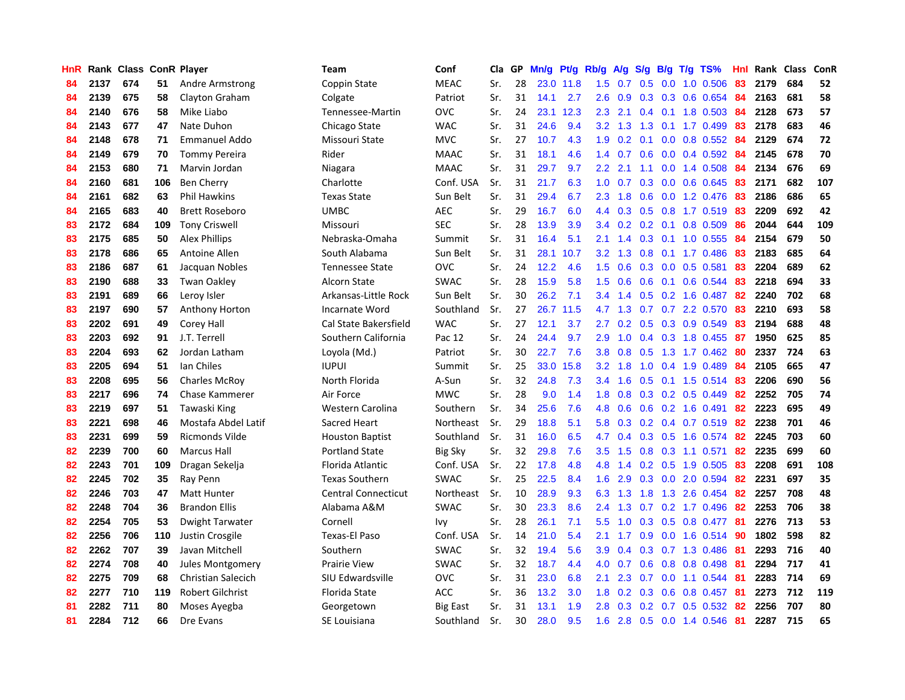| HnR | Rank | Class | ConR | Player | Team | Conf | Cla | GP | Mn/g | Pt/g | Rb/g | A/g | S/g | B/g | T/g | TS% | HnI | Rank | Class | ConR |
|---|---|---|---|---|---|---|---|---|---|---|---|---|---|---|---|---|---|---|---|---|
| 84 | 2137 | 674 | 51 | Andre Armstrong | Coppin State | MEAC | Sr. | 28 | 23.0 | 11.8 | 1.5 | 0.7 | 0.5 | 0.0 | 1.0 | 0.506 | 83 | 2179 | 684 | 52 |
| 84 | 2139 | 675 | 58 | Clayton Graham | Colgate | Patriot | Sr. | 31 | 14.1 | 2.7 | 2.6 | 0.9 | 0.3 | 0.3 | 0.6 | 0.654 | 84 | 2163 | 681 | 58 |
| 84 | 2140 | 676 | 58 | Mike Liabo | Tennessee-Martin | OVC | Sr. | 24 | 23.1 | 12.3 | 2.3 | 2.1 | 0.4 | 0.1 | 1.8 | 0.503 | 84 | 2128 | 673 | 57 |
| 84 | 2143 | 677 | 47 | Nate Duhon | Chicago State | WAC | Sr. | 31 | 24.6 | 9.4 | 3.2 | 1.3 | 1.3 | 0.1 | 1.7 | 0.499 | 83 | 2178 | 683 | 46 |
| 84 | 2148 | 678 | 71 | Emmanuel Addo | Missouri State | MVC | Sr. | 27 | 10.7 | 4.3 | 1.9 | 0.2 | 0.1 | 0.0 | 0.8 | 0.552 | 84 | 2129 | 674 | 72 |
| 84 | 2149 | 679 | 70 | Tommy Pereira | Rider | MAAC | Sr. | 31 | 18.1 | 4.6 | 1.4 | 0.7 | 0.6 | 0.0 | 0.4 | 0.592 | 84 | 2145 | 678 | 70 |
| 84 | 2153 | 680 | 71 | Marvin Jordan | Niagara | MAAC | Sr. | 31 | 29.7 | 9.7 | 2.2 | 2.1 | 1.1 | 0.0 | 1.4 | 0.508 | 84 | 2134 | 676 | 69 |
| 84 | 2160 | 681 | 106 | Ben Cherry | Charlotte | Conf. USA | Sr. | 31 | 21.7 | 6.3 | 1.0 | 0.7 | 0.3 | 0.0 | 0.6 | 0.645 | 83 | 2171 | 682 | 107 |
| 84 | 2161 | 682 | 63 | Phil Hawkins | Texas State | Sun Belt | Sr. | 31 | 29.4 | 6.7 | 2.3 | 1.8 | 0.6 | 0.0 | 1.2 | 0.476 | 83 | 2186 | 686 | 65 |
| 84 | 2165 | 683 | 40 | Brett Roseboro | UMBC | AEC | Sr. | 29 | 16.7 | 6.0 | 4.4 | 0.3 | 0.5 | 0.8 | 1.7 | 0.519 | 83 | 2209 | 692 | 42 |
| 83 | 2172 | 684 | 109 | Tony Criswell | Missouri | SEC | Sr. | 28 | 13.9 | 3.9 | 3.4 | 0.2 | 0.2 | 0.1 | 0.8 | 0.509 | 86 | 2044 | 644 | 109 |
| 83 | 2175 | 685 | 50 | Alex Phillips | Nebraska-Omaha | Summit | Sr. | 31 | 16.4 | 5.1 | 2.1 | 1.4 | 0.3 | 0.1 | 1.0 | 0.555 | 84 | 2154 | 679 | 50 |
| 83 | 2178 | 686 | 65 | Antoine Allen | South Alabama | Sun Belt | Sr. | 31 | 28.1 | 10.7 | 3.2 | 1.3 | 0.8 | 0.1 | 1.7 | 0.486 | 83 | 2183 | 685 | 64 |
| 83 | 2186 | 687 | 61 | Jacquan Nobles | Tennessee State | OVC | Sr. | 24 | 12.2 | 4.6 | 1.5 | 0.6 | 0.3 | 0.0 | 0.5 | 0.581 | 83 | 2204 | 689 | 62 |
| 83 | 2190 | 688 | 33 | Twan Oakley | Alcorn State | SWAC | Sr. | 28 | 15.9 | 5.8 | 1.5 | 0.6 | 0.6 | 0.1 | 0.6 | 0.544 | 83 | 2218 | 694 | 33 |
| 83 | 2191 | 689 | 66 | Leroy Isler | Arkansas-Little Rock | Sun Belt | Sr. | 30 | 26.2 | 7.1 | 3.4 | 1.4 | 0.5 | 0.2 | 1.6 | 0.487 | 82 | 2240 | 702 | 68 |
| 83 | 2197 | 690 | 57 | Anthony Horton | Incarnate Word | Southland | Sr. | 27 | 26.7 | 11.5 | 4.7 | 1.3 | 0.7 | 0.7 | 2.2 | 0.570 | 83 | 2210 | 693 | 58 |
| 83 | 2202 | 691 | 49 | Corey Hall | Cal State Bakersfield | WAC | Sr. | 27 | 12.1 | 3.7 | 2.7 | 0.2 | 0.5 | 0.3 | 0.9 | 0.549 | 83 | 2194 | 688 | 48 |
| 83 | 2203 | 692 | 91 | J.T. Terrell | Southern California | Pac 12 | Sr. | 24 | 24.4 | 9.7 | 2.9 | 1.0 | 0.4 | 0.3 | 1.8 | 0.455 | 87 | 1950 | 625 | 85 |
| 83 | 2204 | 693 | 62 | Jordan Latham | Loyola (Md.) | Patriot | Sr. | 30 | 22.7 | 7.6 | 3.8 | 0.8 | 0.5 | 1.3 | 1.7 | 0.462 | 80 | 2337 | 724 | 63 |
| 83 | 2205 | 694 | 51 | Ian Chiles | IUPUI | Summit | Sr. | 25 | 33.0 | 15.8 | 3.2 | 1.8 | 1.0 | 0.4 | 1.9 | 0.489 | 84 | 2105 | 665 | 47 |
| 83 | 2208 | 695 | 56 | Charles McRoy | North Florida | A-Sun | Sr. | 32 | 24.8 | 7.3 | 3.4 | 1.6 | 0.5 | 0.1 | 1.5 | 0.514 | 83 | 2206 | 690 | 56 |
| 83 | 2217 | 696 | 74 | Chase Kammerer | Air Force | MWC | Sr. | 28 | 9.0 | 1.4 | 1.8 | 0.8 | 0.3 | 0.2 | 0.5 | 0.449 | 82 | 2252 | 705 | 74 |
| 83 | 2219 | 697 | 51 | Tawaski King | Western Carolina | Southern | Sr. | 34 | 25.6 | 7.6 | 4.8 | 0.6 | 0.6 | 0.2 | 1.6 | 0.491 | 82 | 2223 | 695 | 49 |
| 83 | 2221 | 698 | 46 | Mostafa Abdel Latif | Sacred Heart | Northeast | Sr. | 29 | 18.8 | 5.1 | 5.8 | 0.3 | 0.2 | 0.4 | 0.7 | 0.519 | 82 | 2238 | 701 | 46 |
| 83 | 2231 | 699 | 59 | Ricmonds Vilde | Houston Baptist | Southland | Sr. | 31 | 16.0 | 6.5 | 4.7 | 0.4 | 0.3 | 0.5 | 1.6 | 0.574 | 82 | 2245 | 703 | 60 |
| 82 | 2239 | 700 | 60 | Marcus Hall | Portland State | Big Sky | Sr. | 32 | 29.8 | 7.6 | 3.5 | 1.5 | 0.8 | 0.3 | 1.1 | 0.571 | 82 | 2235 | 699 | 60 |
| 82 | 2243 | 701 | 109 | Dragan Sekelja | Florida Atlantic | Conf. USA | Sr. | 22 | 17.8 | 4.8 | 4.8 | 1.4 | 0.2 | 0.5 | 1.9 | 0.505 | 83 | 2208 | 691 | 108 |
| 82 | 2245 | 702 | 35 | Ray Penn | Texas Southern | SWAC | Sr. | 25 | 22.5 | 8.4 | 1.6 | 2.9 | 0.3 | 0.0 | 2.0 | 0.594 | 82 | 2231 | 697 | 35 |
| 82 | 2246 | 703 | 47 | Matt Hunter | Central Connecticut | Northeast | Sr. | 10 | 28.9 | 9.3 | 6.3 | 1.3 | 1.8 | 1.3 | 2.6 | 0.454 | 82 | 2257 | 708 | 48 |
| 82 | 2248 | 704 | 36 | Brandon Ellis | Alabama A&M | SWAC | Sr. | 30 | 23.3 | 8.6 | 2.4 | 1.3 | 0.7 | 0.2 | 1.7 | 0.496 | 82 | 2253 | 706 | 38 |
| 82 | 2254 | 705 | 53 | Dwight Tarwater | Cornell | Ivy | Sr. | 28 | 26.1 | 7.1 | 5.5 | 1.0 | 0.3 | 0.5 | 0.8 | 0.477 | 81 | 2276 | 713 | 53 |
| 82 | 2256 | 706 | 110 | Justin Crosgile | Texas-El Paso | Conf. USA | Sr. | 14 | 21.0 | 5.4 | 2.1 | 1.7 | 0.9 | 0.0 | 1.6 | 0.514 | 90 | 1802 | 598 | 82 |
| 82 | 2262 | 707 | 39 | Javan Mitchell | Southern | SWAC | Sr. | 32 | 19.4 | 5.6 | 3.9 | 0.4 | 0.3 | 0.7 | 1.3 | 0.486 | 81 | 2293 | 716 | 40 |
| 82 | 2274 | 708 | 40 | Jules Montgomery | Prairie View | SWAC | Sr. | 32 | 18.7 | 4.4 | 4.0 | 0.7 | 0.6 | 0.8 | 0.8 | 0.498 | 81 | 2294 | 717 | 41 |
| 82 | 2275 | 709 | 68 | Christian Salecich | SIU Edwardsville | OVC | Sr. | 31 | 23.0 | 6.8 | 2.1 | 2.3 | 0.7 | 0.0 | 1.1 | 0.544 | 81 | 2283 | 714 | 69 |
| 82 | 2277 | 710 | 119 | Robert Gilchrist | Florida State | ACC | Sr. | 36 | 13.2 | 3.0 | 1.8 | 0.2 | 0.3 | 0.6 | 0.8 | 0.457 | 81 | 2273 | 712 | 119 |
| 81 | 2282 | 711 | 80 | Moses Ayegba | Georgetown | Big East | Sr. | 31 | 13.1 | 1.9 | 2.8 | 0.3 | 0.2 | 0.7 | 0.5 | 0.532 | 82 | 2256 | 707 | 80 |
| 81 | 2284 | 712 | 66 | Dre Evans | SE Louisiana | Southland | Sr. | 30 | 28.0 | 9.5 | 1.6 | 2.8 | 0.5 | 0.0 | 1.4 | 0.546 | 81 | 2287 | 715 | 65 |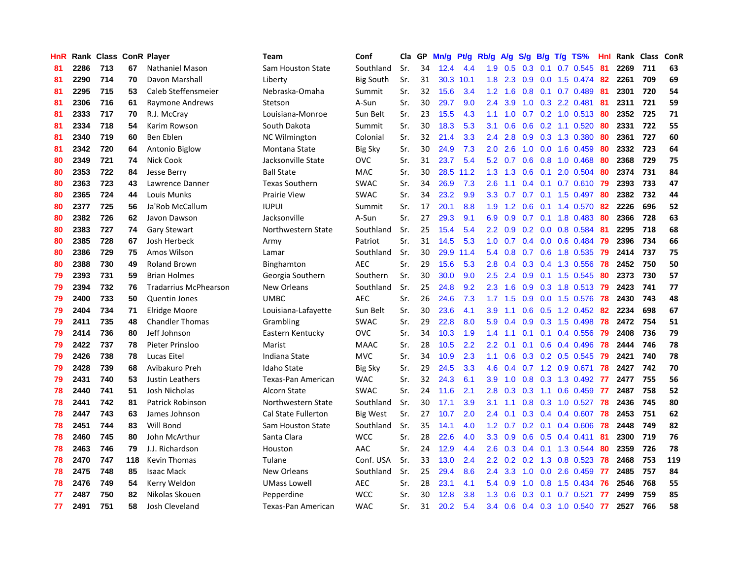| HnR | Rank | Class | ConR | Player | Team | Conf | Cla | GP | Mn/g | Pt/g | Rb/g | A/g | S/g | B/g | T/g | TS% | HnI | Rank | Class | ConR |
|---|---|---|---|---|---|---|---|---|---|---|---|---|---|---|---|---|---|---|---|---|
| 81 | 2286 | 713 | 67 | Nathaniel Mason | Sam Houston State | Southland | Sr. | 34 | 12.4 | 4.4 | 1.9 | 0.5 | 0.3 | 0.1 | 0.7 | 0.545 | 81 | 2269 | 711 | 63 |
| 81 | 2290 | 714 | 70 | Davon Marshall | Liberty | Big South | Sr. | 31 | 30.3 | 10.1 | 1.8 | 2.3 | 0.9 | 0.0 | 1.5 | 0.474 | 82 | 2261 | 709 | 69 |
| 81 | 2295 | 715 | 53 | Caleb Steffensmeier | Nebraska-Omaha | Summit | Sr. | 32 | 15.6 | 3.4 | 1.2 | 1.6 | 0.8 | 0.1 | 0.7 | 0.489 | 81 | 2301 | 720 | 54 |
| 81 | 2306 | 716 | 61 | Raymone Andrews | Stetson | A-Sun | Sr. | 30 | 29.7 | 9.0 | 2.4 | 3.9 | 1.0 | 0.3 | 2.2 | 0.481 | 81 | 2311 | 721 | 59 |
| 81 | 2333 | 717 | 70 | R.J. McCray | Louisiana-Monroe | Sun Belt | Sr. | 23 | 15.5 | 4.3 | 1.1 | 1.0 | 0.7 | 0.2 | 1.0 | 0.513 | 80 | 2352 | 725 | 71 |
| 81 | 2334 | 718 | 54 | Karim Rowson | South Dakota | Summit | Sr. | 30 | 18.3 | 5.3 | 3.1 | 0.6 | 0.6 | 0.2 | 1.1 | 0.520 | 80 | 2331 | 722 | 55 |
| 81 | 2340 | 719 | 60 | Ben Eblen | NC Wilmington | Colonial | Sr. | 32 | 21.4 | 3.3 | 2.4 | 2.8 | 0.9 | 0.3 | 1.3 | 0.380 | 80 | 2361 | 727 | 60 |
| 81 | 2342 | 720 | 64 | Antonio Biglow | Montana State | Big Sky | Sr. | 30 | 24.9 | 7.3 | 2.0 | 2.6 | 1.0 | 0.0 | 1.6 | 0.459 | 80 | 2332 | 723 | 64 |
| 80 | 2349 | 721 | 74 | Nick Cook | Jacksonville State | OVC | Sr. | 31 | 23.7 | 5.4 | 5.2 | 0.7 | 0.6 | 0.8 | 1.0 | 0.468 | 80 | 2368 | 729 | 75 |
| 80 | 2353 | 722 | 84 | Jesse Berry | Ball State | MAC | Sr. | 30 | 28.5 | 11.2 | 1.3 | 1.3 | 0.6 | 0.1 | 2.0 | 0.504 | 80 | 2374 | 731 | 84 |
| 80 | 2363 | 723 | 43 | Lawrence Danner | Texas Southern | SWAC | Sr. | 34 | 26.9 | 7.3 | 2.6 | 1.1 | 0.4 | 0.1 | 0.7 | 0.610 | 79 | 2393 | 733 | 47 |
| 80 | 2365 | 724 | 44 | Louis Munks | Prairie View | SWAC | Sr. | 34 | 23.2 | 9.9 | 3.3 | 0.7 | 0.7 | 0.1 | 1.5 | 0.497 | 80 | 2382 | 732 | 44 |
| 80 | 2377 | 725 | 56 | Ja'Rob McCallum | IUPUI | Summit | Sr. | 17 | 20.1 | 8.8 | 1.9 | 1.2 | 0.6 | 0.1 | 1.4 | 0.570 | 82 | 2226 | 696 | 52 |
| 80 | 2382 | 726 | 62 | Javon Dawson | Jacksonville | A-Sun | Sr. | 27 | 29.3 | 9.1 | 6.9 | 0.9 | 0.7 | 0.1 | 1.8 | 0.483 | 80 | 2366 | 728 | 63 |
| 80 | 2383 | 727 | 74 | Gary Stewart | Northwestern State | Southland | Sr. | 25 | 15.4 | 5.4 | 2.2 | 0.9 | 0.2 | 0.0 | 0.8 | 0.584 | 81 | 2295 | 718 | 68 |
| 80 | 2385 | 728 | 67 | Josh Herbeck | Army | Patriot | Sr. | 31 | 14.5 | 5.3 | 1.0 | 0.7 | 0.4 | 0.0 | 0.6 | 0.484 | 79 | 2396 | 734 | 66 |
| 80 | 2386 | 729 | 75 | Amos Wilson | Lamar | Southland | Sr. | 30 | 29.9 | 11.4 | 5.4 | 0.8 | 0.7 | 0.6 | 1.8 | 0.535 | 79 | 2414 | 737 | 75 |
| 80 | 2388 | 730 | 49 | Roland Brown | Binghamton | AEC | Sr. | 29 | 15.6 | 5.3 | 2.8 | 0.4 | 0.3 | 0.4 | 1.3 | 0.556 | 78 | 2452 | 750 | 50 |
| 79 | 2393 | 731 | 59 | Brian Holmes | Georgia Southern | Southern | Sr. | 30 | 30.0 | 9.0 | 2.5 | 2.4 | 0.9 | 0.1 | 1.5 | 0.545 | 80 | 2373 | 730 | 57 |
| 79 | 2394 | 732 | 76 | Tradarrius McPhearson | New Orleans | Southland | Sr. | 25 | 24.8 | 9.2 | 2.3 | 1.6 | 0.9 | 0.3 | 1.8 | 0.513 | 79 | 2423 | 741 | 77 |
| 79 | 2400 | 733 | 50 | Quentin Jones | UMBC | AEC | Sr. | 26 | 24.6 | 7.3 | 1.7 | 1.5 | 0.9 | 0.0 | 1.5 | 0.576 | 78 | 2430 | 743 | 48 |
| 79 | 2404 | 734 | 71 | Elridge Moore | Louisiana-Lafayette | Sun Belt | Sr. | 30 | 23.6 | 4.1 | 3.9 | 1.1 | 0.6 | 0.5 | 1.2 | 0.452 | 82 | 2234 | 698 | 67 |
| 79 | 2411 | 735 | 48 | Chandler Thomas | Grambling | SWAC | Sr. | 29 | 22.8 | 8.0 | 5.9 | 0.4 | 0.9 | 0.3 | 1.5 | 0.498 | 78 | 2472 | 754 | 51 |
| 79 | 2414 | 736 | 80 | Jeff Johnson | Eastern Kentucky | OVC | Sr. | 34 | 10.3 | 1.9 | 1.4 | 1.1 | 0.1 | 0.1 | 0.4 | 0.556 | 79 | 2408 | 736 | 79 |
| 79 | 2422 | 737 | 78 | Pieter Prinsloo | Marist | MAAC | Sr. | 28 | 10.5 | 2.2 | 2.2 | 0.1 | 0.1 | 0.6 | 0.4 | 0.496 | 78 | 2444 | 746 | 78 |
| 79 | 2426 | 738 | 78 | Lucas Eitel | Indiana State | MVC | Sr. | 34 | 10.9 | 2.3 | 1.1 | 0.6 | 0.3 | 0.2 | 0.5 | 0.545 | 79 | 2421 | 740 | 78 |
| 79 | 2428 | 739 | 68 | Avibakuro Preh | Idaho State | Big Sky | Sr. | 29 | 24.5 | 3.3 | 4.6 | 0.4 | 0.7 | 1.2 | 0.9 | 0.671 | 78 | 2427 | 742 | 70 |
| 79 | 2431 | 740 | 53 | Justin Leathers | Texas-Pan American | WAC | Sr. | 32 | 24.3 | 6.1 | 3.9 | 1.0 | 0.8 | 0.3 | 1.3 | 0.492 | 77 | 2477 | 755 | 56 |
| 78 | 2440 | 741 | 51 | Josh Nicholas | Alcorn State | SWAC | Sr. | 24 | 11.6 | 2.1 | 2.8 | 0.3 | 0.3 | 1.1 | 0.6 | 0.459 | 77 | 2487 | 758 | 52 |
| 78 | 2441 | 742 | 81 | Patrick Robinson | Northwestern State | Southland | Sr. | 30 | 17.1 | 3.9 | 3.1 | 1.1 | 0.8 | 0.3 | 1.0 | 0.527 | 78 | 2436 | 745 | 80 |
| 78 | 2447 | 743 | 63 | James Johnson | Cal State Fullerton | Big West | Sr. | 27 | 10.7 | 2.0 | 2.4 | 0.1 | 0.3 | 0.4 | 0.4 | 0.607 | 78 | 2453 | 751 | 62 |
| 78 | 2451 | 744 | 83 | Will Bond | Sam Houston State | Southland | Sr. | 35 | 14.1 | 4.0 | 1.2 | 0.7 | 0.2 | 0.1 | 0.4 | 0.606 | 78 | 2448 | 749 | 82 |
| 78 | 2460 | 745 | 80 | John McArthur | Santa Clara | WCC | Sr. | 28 | 22.6 | 4.0 | 3.3 | 0.9 | 0.6 | 0.5 | 0.4 | 0.411 | 81 | 2300 | 719 | 76 |
| 78 | 2463 | 746 | 79 | J.J. Richardson | Houston | AAC | Sr. | 24 | 12.9 | 4.4 | 2.6 | 0.3 | 0.4 | 0.1 | 1.3 | 0.544 | 80 | 2359 | 726 | 78 |
| 78 | 2470 | 747 | 118 | Kevin Thomas | Tulane | Conf. USA | Sr. | 33 | 13.0 | 2.4 | 2.2 | 0.2 | 0.2 | 1.3 | 0.8 | 0.523 | 78 | 2468 | 753 | 119 |
| 78 | 2475 | 748 | 85 | Isaac Mack | New Orleans | Southland | Sr. | 25 | 29.4 | 8.6 | 2.4 | 3.3 | 1.0 | 0.0 | 2.6 | 0.459 | 77 | 2485 | 757 | 84 |
| 78 | 2476 | 749 | 54 | Kerry Weldon | UMass Lowell | AEC | Sr. | 28 | 23.1 | 4.1 | 5.4 | 0.9 | 1.0 | 0.8 | 1.5 | 0.434 | 76 | 2546 | 768 | 55 |
| 77 | 2487 | 750 | 82 | Nikolas Skouen | Pepperdine | WCC | Sr. | 30 | 12.8 | 3.8 | 1.3 | 0.6 | 0.3 | 0.1 | 0.7 | 0.521 | 77 | 2499 | 759 | 85 |
| 77 | 2491 | 751 | 58 | Josh Cleveland | Texas-Pan American | WAC | Sr. | 31 | 20.2 | 5.4 | 3.4 | 0.6 | 0.4 | 0.3 | 1.0 | 0.540 | 77 | 2527 | 766 | 58 |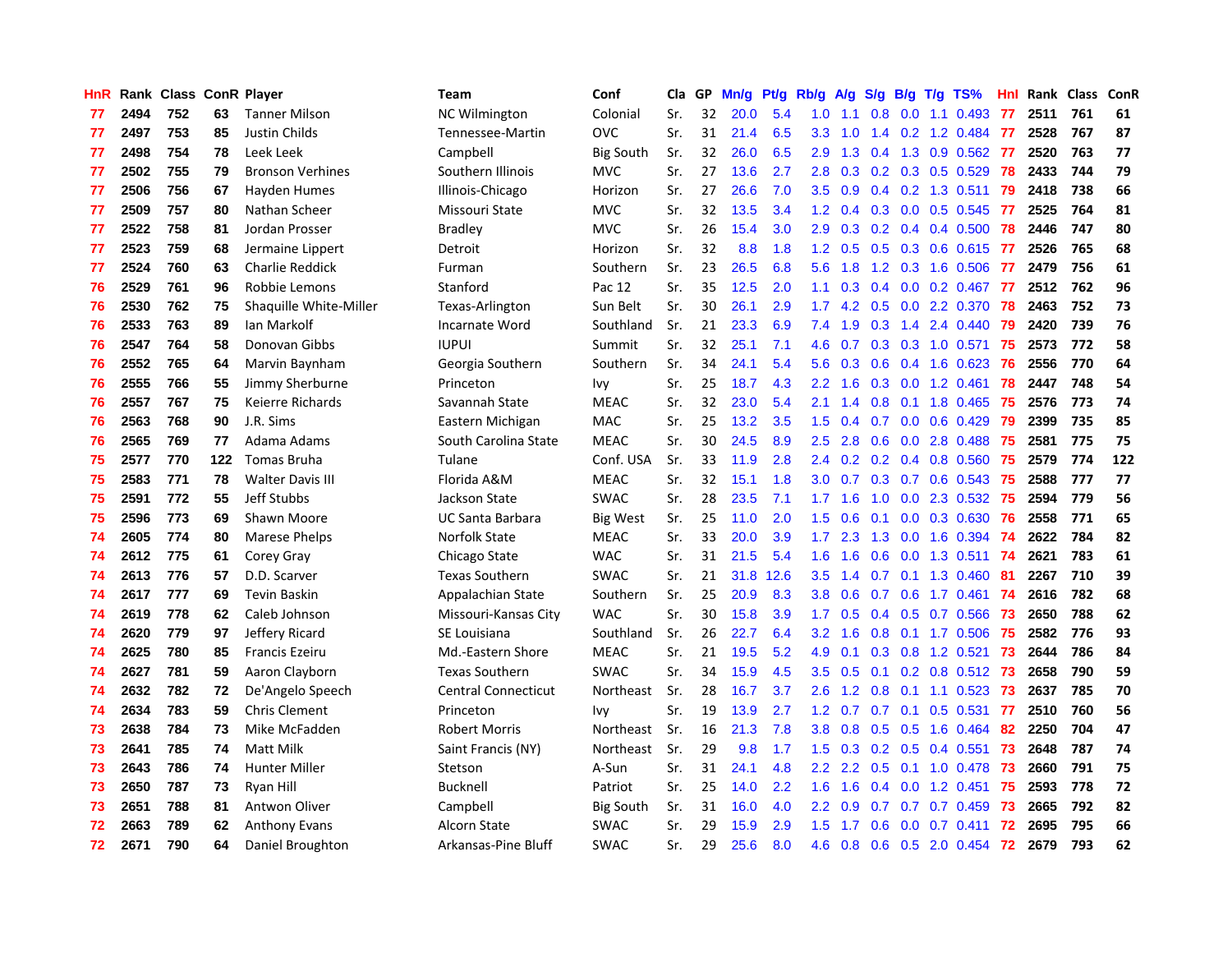| HnR | Rank | Class | ConR | Player | Team | Conf | Cla | GP | Mn/g | Pt/g | Rb/g | A/g | S/g | B/g | T/g | TS% | HnI | Rank | Class | ConR |
|---|---|---|---|---|---|---|---|---|---|---|---|---|---|---|---|---|---|---|---|---|
| 77 | 2494 | 752 | 63 | Tanner Milson | NC Wilmington | Colonial | Sr. | 32 | 20.0 | 5.4 | 1.0 | 1.1 | 0.8 | 0.0 | 1.1 | 0.493 | 77 | 2511 | 761 | 61 |
| 77 | 2497 | 753 | 85 | Justin Childs | Tennessee-Martin | OVC | Sr. | 31 | 21.4 | 6.5 | 3.3 | 1.0 | 1.4 | 0.2 | 1.2 | 0.484 | 77 | 2528 | 767 | 87 |
| 77 | 2498 | 754 | 78 | Leek Leek | Campbell | Big South | Sr. | 32 | 26.0 | 6.5 | 2.9 | 1.3 | 0.4 | 1.3 | 0.9 | 0.562 | 77 | 2520 | 763 | 77 |
| 77 | 2502 | 755 | 79 | Bronson Verhines | Southern Illinois | MVC | Sr. | 27 | 13.6 | 2.7 | 2.8 | 0.3 | 0.2 | 0.3 | 0.5 | 0.529 | 78 | 2433 | 744 | 79 |
| 77 | 2506 | 756 | 67 | Hayden Humes | Illinois-Chicago | Horizon | Sr. | 27 | 26.6 | 7.0 | 3.5 | 0.9 | 0.4 | 0.2 | 1.3 | 0.511 | 79 | 2418 | 738 | 66 |
| 77 | 2509 | 757 | 80 | Nathan Scheer | Missouri State | MVC | Sr. | 32 | 13.5 | 3.4 | 1.2 | 0.4 | 0.3 | 0.0 | 0.5 | 0.545 | 77 | 2525 | 764 | 81 |
| 77 | 2522 | 758 | 81 | Jordan Prosser | Bradley | MVC | Sr. | 26 | 15.4 | 3.0 | 2.9 | 0.3 | 0.2 | 0.4 | 0.4 | 0.500 | 78 | 2446 | 747 | 80 |
| 77 | 2523 | 759 | 68 | Jermaine Lippert | Detroit | Horizon | Sr. | 32 | 8.8 | 1.8 | 1.2 | 0.5 | 0.5 | 0.3 | 0.6 | 0.615 | 77 | 2526 | 765 | 68 |
| 77 | 2524 | 760 | 63 | Charlie Reddick | Furman | Southern | Sr. | 23 | 26.5 | 6.8 | 5.6 | 1.8 | 1.2 | 0.3 | 1.6 | 0.506 | 77 | 2479 | 756 | 61 |
| 76 | 2529 | 761 | 96 | Robbie Lemons | Stanford | Pac 12 | Sr. | 35 | 12.5 | 2.0 | 1.1 | 0.3 | 0.4 | 0.0 | 0.2 | 0.467 | 77 | 2512 | 762 | 96 |
| 76 | 2530 | 762 | 75 | Shaquille White-Miller | Texas-Arlington | Sun Belt | Sr. | 30 | 26.1 | 2.9 | 1.7 | 4.2 | 0.5 | 0.0 | 2.2 | 0.370 | 78 | 2463 | 752 | 73 |
| 76 | 2533 | 763 | 89 | Ian Markolf | Incarnate Word | Southland | Sr. | 21 | 23.3 | 6.9 | 7.4 | 1.9 | 0.3 | 1.4 | 2.4 | 0.440 | 79 | 2420 | 739 | 76 |
| 76 | 2547 | 764 | 58 | Donovan Gibbs | IUPUI | Summit | Sr. | 32 | 25.1 | 7.1 | 4.6 | 0.7 | 0.3 | 0.3 | 1.0 | 0.571 | 75 | 2573 | 772 | 58 |
| 76 | 2552 | 765 | 64 | Marvin Baynham | Georgia Southern | Southern | Sr. | 34 | 24.1 | 5.4 | 5.6 | 0.3 | 0.6 | 0.4 | 1.6 | 0.623 | 76 | 2556 | 770 | 64 |
| 76 | 2555 | 766 | 55 | Jimmy Sherburne | Princeton | Ivy | Sr. | 25 | 18.7 | 4.3 | 2.2 | 1.6 | 0.3 | 0.0 | 1.2 | 0.461 | 78 | 2447 | 748 | 54 |
| 76 | 2557 | 767 | 75 | Keierre Richards | Savannah State | MEAC | Sr. | 32 | 23.0 | 5.4 | 2.1 | 1.4 | 0.8 | 0.1 | 1.8 | 0.465 | 75 | 2576 | 773 | 74 |
| 76 | 2563 | 768 | 90 | J.R. Sims | Eastern Michigan | MAC | Sr. | 25 | 13.2 | 3.5 | 1.5 | 0.4 | 0.7 | 0.0 | 0.6 | 0.429 | 79 | 2399 | 735 | 85 |
| 76 | 2565 | 769 | 77 | Adama Adams | South Carolina State | MEAC | Sr. | 30 | 24.5 | 8.9 | 2.5 | 2.8 | 0.6 | 0.0 | 2.8 | 0.488 | 75 | 2581 | 775 | 75 |
| 75 | 2577 | 770 | 122 | Tomas Bruha | Tulane | Conf. USA | Sr. | 33 | 11.9 | 2.8 | 2.4 | 0.2 | 0.2 | 0.4 | 0.8 | 0.560 | 75 | 2579 | 774 | 122 |
| 75 | 2583 | 771 | 78 | Walter Davis III | Florida A&M | MEAC | Sr. | 32 | 15.1 | 1.8 | 3.0 | 0.7 | 0.3 | 0.7 | 0.6 | 0.543 | 75 | 2588 | 777 | 77 |
| 75 | 2591 | 772 | 55 | Jeff Stubbs | Jackson State | SWAC | Sr. | 28 | 23.5 | 7.1 | 1.7 | 1.6 | 1.0 | 0.0 | 2.3 | 0.532 | 75 | 2594 | 779 | 56 |
| 75 | 2596 | 773 | 69 | Shawn Moore | UC Santa Barbara | Big West | Sr. | 25 | 11.0 | 2.0 | 1.5 | 0.6 | 0.1 | 0.0 | 0.3 | 0.630 | 76 | 2558 | 771 | 65 |
| 74 | 2605 | 774 | 80 | Marese Phelps | Norfolk State | MEAC | Sr. | 33 | 20.0 | 3.9 | 1.7 | 2.3 | 1.3 | 0.0 | 1.6 | 0.394 | 74 | 2622 | 784 | 82 |
| 74 | 2612 | 775 | 61 | Corey Gray | Chicago State | WAC | Sr. | 31 | 21.5 | 5.4 | 1.6 | 1.6 | 0.6 | 0.0 | 1.3 | 0.511 | 74 | 2621 | 783 | 61 |
| 74 | 2613 | 776 | 57 | D.D. Scarver | Texas Southern | SWAC | Sr. | 21 | 31.8 | 12.6 | 3.5 | 1.4 | 0.7 | 0.1 | 1.3 | 0.460 | 81 | 2267 | 710 | 39 |
| 74 | 2617 | 777 | 69 | Tevin Baskin | Appalachian State | Southern | Sr. | 25 | 20.9 | 8.3 | 3.8 | 0.6 | 0.7 | 0.6 | 1.7 | 0.461 | 74 | 2616 | 782 | 68 |
| 74 | 2619 | 778 | 62 | Caleb Johnson | Missouri-Kansas City | WAC | Sr. | 30 | 15.8 | 3.9 | 1.7 | 0.5 | 0.4 | 0.5 | 0.7 | 0.566 | 73 | 2650 | 788 | 62 |
| 74 | 2620 | 779 | 97 | Jeffery Ricard | SE Louisiana | Southland | Sr. | 26 | 22.7 | 6.4 | 3.2 | 1.6 | 0.8 | 0.1 | 1.7 | 0.506 | 75 | 2582 | 776 | 93 |
| 74 | 2625 | 780 | 85 | Francis Ezeiru | Md.-Eastern Shore | MEAC | Sr. | 21 | 19.5 | 5.2 | 4.9 | 0.1 | 0.3 | 0.8 | 1.2 | 0.521 | 73 | 2644 | 786 | 84 |
| 74 | 2627 | 781 | 59 | Aaron Clayborn | Texas Southern | SWAC | Sr. | 34 | 15.9 | 4.5 | 3.5 | 0.5 | 0.1 | 0.2 | 0.8 | 0.512 | 73 | 2658 | 790 | 59 |
| 74 | 2632 | 782 | 72 | De'Angelo Speech | Central Connecticut | Northeast | Sr. | 28 | 16.7 | 3.7 | 2.6 | 1.2 | 0.8 | 0.1 | 1.1 | 0.523 | 73 | 2637 | 785 | 70 |
| 74 | 2634 | 783 | 59 | Chris Clement | Princeton | Ivy | Sr. | 19 | 13.9 | 2.7 | 1.2 | 0.7 | 0.7 | 0.1 | 0.5 | 0.531 | 77 | 2510 | 760 | 56 |
| 73 | 2638 | 784 | 73 | Mike McFadden | Robert Morris | Northeast | Sr. | 16 | 21.3 | 7.8 | 3.8 | 0.8 | 0.5 | 0.5 | 1.6 | 0.464 | 82 | 2250 | 704 | 47 |
| 73 | 2641 | 785 | 74 | Matt Milk | Saint Francis (NY) | Northeast | Sr. | 29 | 9.8 | 1.7 | 1.5 | 0.3 | 0.2 | 0.5 | 0.4 | 0.551 | 73 | 2648 | 787 | 74 |
| 73 | 2643 | 786 | 74 | Hunter Miller | Stetson | A-Sun | Sr. | 31 | 24.1 | 4.8 | 2.2 | 2.2 | 0.5 | 0.1 | 1.0 | 0.478 | 73 | 2660 | 791 | 75 |
| 73 | 2650 | 787 | 73 | Ryan Hill | Bucknell | Patriot | Sr. | 25 | 14.0 | 2.2 | 1.6 | 1.6 | 0.4 | 0.0 | 1.2 | 0.451 | 75 | 2593 | 778 | 72 |
| 73 | 2651 | 788 | 81 | Antwon Oliver | Campbell | Big South | Sr. | 31 | 16.0 | 4.0 | 2.2 | 0.9 | 0.7 | 0.7 | 0.7 | 0.459 | 73 | 2665 | 792 | 82 |
| 72 | 2663 | 789 | 62 | Anthony Evans | Alcorn State | SWAC | Sr. | 29 | 15.9 | 2.9 | 1.5 | 1.7 | 0.6 | 0.0 | 0.7 | 0.411 | 72 | 2695 | 795 | 66 |
| 72 | 2671 | 790 | 64 | Daniel Broughton | Arkansas-Pine Bluff | SWAC | Sr. | 29 | 25.6 | 8.0 | 4.6 | 0.8 | 0.6 | 0.5 | 2.0 | 0.454 | 72 | 2679 | 793 | 62 |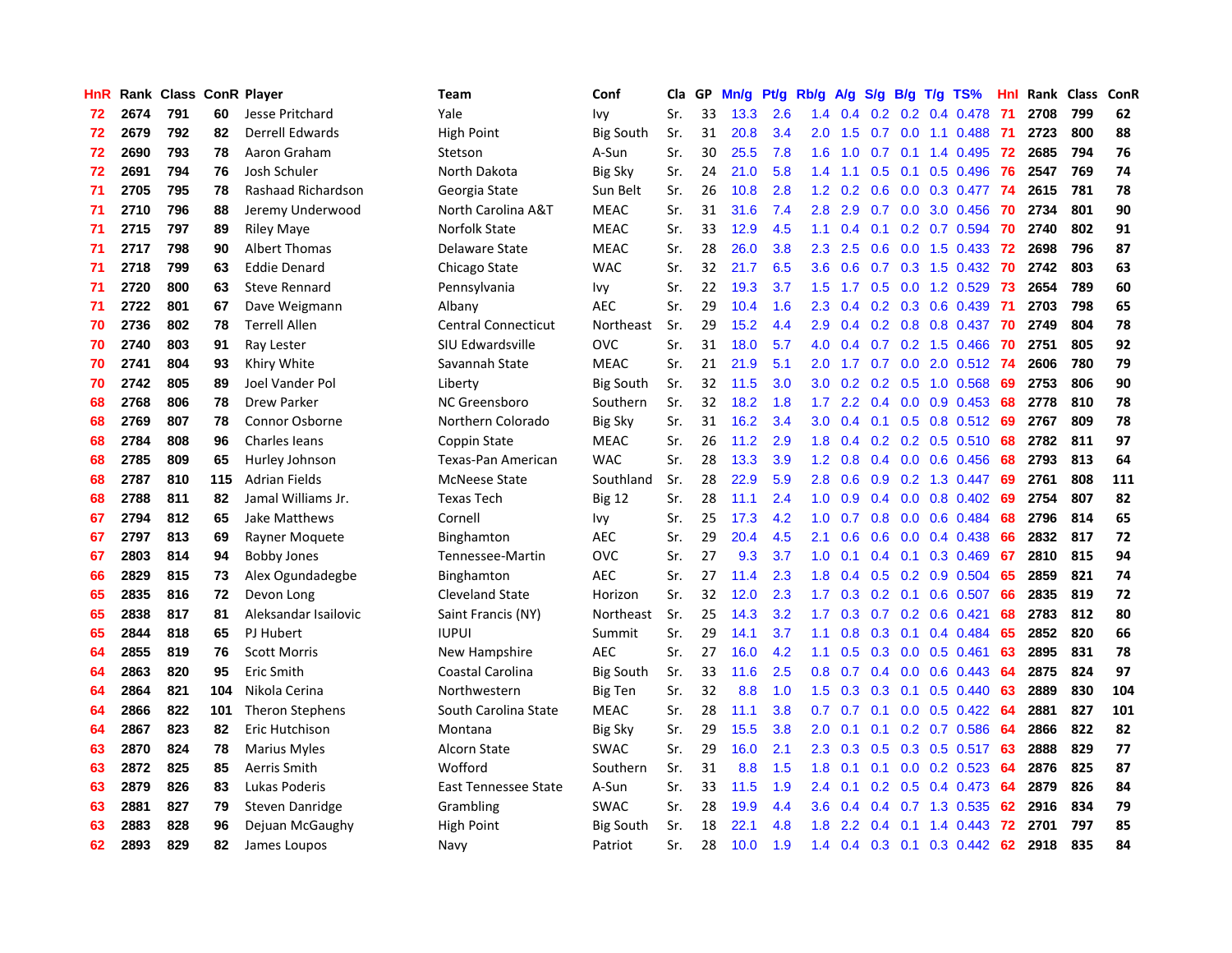| HnR | Rank | Class | ConR | Player | Team | Conf | Cla | GP | Mn/g | Pt/g | Rb/g | A/g | S/g | B/g | T/g | TS% | HnI | Rank | Class | ConR |
|---|---|---|---|---|---|---|---|---|---|---|---|---|---|---|---|---|---|---|---|---|
| 72 | 2674 | 791 | 60 | Jesse Pritchard | Yale | Ivy | Sr. | 33 | 13.3 | 2.6 | 1.4 | 0.4 | 0.2 | 0.2 | 0.4 | 0.478 | 71 | 2708 | 799 | 62 |
| 72 | 2679 | 792 | 82 | Derrell Edwards | High Point | Big South | Sr. | 31 | 20.8 | 3.4 | 2.0 | 1.5 | 0.7 | 0.0 | 1.1 | 0.488 | 71 | 2723 | 800 | 88 |
| 72 | 2690 | 793 | 78 | Aaron Graham | Stetson | A-Sun | Sr. | 30 | 25.5 | 7.8 | 1.6 | 1.0 | 0.7 | 0.1 | 1.4 | 0.495 | 72 | 2685 | 794 | 76 |
| 72 | 2691 | 794 | 76 | Josh Schuler | North Dakota | Big Sky | Sr. | 24 | 21.0 | 5.8 | 1.4 | 1.1 | 0.5 | 0.1 | 0.5 | 0.496 | 76 | 2547 | 769 | 74 |
| 71 | 2705 | 795 | 78 | Rashaad Richardson | Georgia State | Sun Belt | Sr. | 26 | 10.8 | 2.8 | 1.2 | 0.2 | 0.6 | 0.0 | 0.3 | 0.477 | 74 | 2615 | 781 | 78 |
| 71 | 2710 | 796 | 88 | Jeremy Underwood | North Carolina A&T | MEAC | Sr. | 31 | 31.6 | 7.4 | 2.8 | 2.9 | 0.7 | 0.0 | 3.0 | 0.456 | 70 | 2734 | 801 | 90 |
| 71 | 2715 | 797 | 89 | Riley Maye | Norfolk State | MEAC | Sr. | 33 | 12.9 | 4.5 | 1.1 | 0.4 | 0.1 | 0.2 | 0.7 | 0.594 | 70 | 2740 | 802 | 91 |
| 71 | 2717 | 798 | 90 | Albert Thomas | Delaware State | MEAC | Sr. | 28 | 26.0 | 3.8 | 2.3 | 2.5 | 0.6 | 0.0 | 1.5 | 0.433 | 72 | 2698 | 796 | 87 |
| 71 | 2718 | 799 | 63 | Eddie Denard | Chicago State | WAC | Sr. | 32 | 21.7 | 6.5 | 3.6 | 0.6 | 0.7 | 0.3 | 1.5 | 0.432 | 70 | 2742 | 803 | 63 |
| 71 | 2720 | 800 | 63 | Steve Rennard | Pennsylvania | Ivy | Sr. | 22 | 19.3 | 3.7 | 1.5 | 1.7 | 0.5 | 0.0 | 1.2 | 0.529 | 73 | 2654 | 789 | 60 |
| 71 | 2722 | 801 | 67 | Dave Weigmann | Albany | AEC | Sr. | 29 | 10.4 | 1.6 | 2.3 | 0.4 | 0.2 | 0.3 | 0.6 | 0.439 | 71 | 2703 | 798 | 65 |
| 70 | 2736 | 802 | 78 | Terrell Allen | Central Connecticut | Northeast | Sr. | 29 | 15.2 | 4.4 | 2.9 | 0.4 | 0.2 | 0.8 | 0.8 | 0.437 | 70 | 2749 | 804 | 78 |
| 70 | 2740 | 803 | 91 | Ray Lester | SIU Edwardsville | OVC | Sr. | 31 | 18.0 | 5.7 | 4.0 | 0.4 | 0.7 | 0.2 | 1.5 | 0.466 | 70 | 2751 | 805 | 92 |
| 70 | 2741 | 804 | 93 | Khiry White | Savannah State | MEAC | Sr. | 21 | 21.9 | 5.1 | 2.0 | 1.7 | 0.7 | 0.0 | 2.0 | 0.512 | 74 | 2606 | 780 | 79 |
| 70 | 2742 | 805 | 89 | Joel Vander Pol | Liberty | Big South | Sr. | 32 | 11.5 | 3.0 | 3.0 | 0.2 | 0.2 | 0.5 | 1.0 | 0.568 | 69 | 2753 | 806 | 90 |
| 68 | 2768 | 806 | 78 | Drew Parker | NC Greensboro | Southern | Sr. | 32 | 18.2 | 1.8 | 1.7 | 2.2 | 0.4 | 0.0 | 0.9 | 0.453 | 68 | 2778 | 810 | 78 |
| 68 | 2769 | 807 | 78 | Connor Osborne | Northern Colorado | Big Sky | Sr. | 31 | 16.2 | 3.4 | 3.0 | 0.4 | 0.1 | 0.5 | 0.8 | 0.512 | 69 | 2767 | 809 | 78 |
| 68 | 2784 | 808 | 96 | Charles Ieans | Coppin State | MEAC | Sr. | 26 | 11.2 | 2.9 | 1.8 | 0.4 | 0.2 | 0.2 | 0.5 | 0.510 | 68 | 2782 | 811 | 97 |
| 68 | 2785 | 809 | 65 | Hurley Johnson | Texas-Pan American | WAC | Sr. | 28 | 13.3 | 3.9 | 1.2 | 0.8 | 0.4 | 0.0 | 0.6 | 0.456 | 68 | 2793 | 813 | 64 |
| 68 | 2787 | 810 | 115 | Adrian Fields | McNeese State | Southland | Sr. | 28 | 22.9 | 5.9 | 2.8 | 0.6 | 0.9 | 0.2 | 1.3 | 0.447 | 69 | 2761 | 808 | 111 |
| 68 | 2788 | 811 | 82 | Jamal Williams Jr. | Texas Tech | Big 12 | Sr. | 28 | 11.1 | 2.4 | 1.0 | 0.9 | 0.4 | 0.0 | 0.8 | 0.402 | 69 | 2754 | 807 | 82 |
| 67 | 2794 | 812 | 65 | Jake Matthews | Cornell | Ivy | Sr. | 25 | 17.3 | 4.2 | 1.0 | 0.7 | 0.8 | 0.0 | 0.6 | 0.484 | 68 | 2796 | 814 | 65 |
| 67 | 2797 | 813 | 69 | Rayner Moquete | Binghamton | AEC | Sr. | 29 | 20.4 | 4.5 | 2.1 | 0.6 | 0.6 | 0.0 | 0.4 | 0.438 | 66 | 2832 | 817 | 72 |
| 67 | 2803 | 814 | 94 | Bobby Jones | Tennessee-Martin | OVC | Sr. | 27 | 9.3 | 3.7 | 1.0 | 0.1 | 0.4 | 0.1 | 0.3 | 0.469 | 67 | 2810 | 815 | 94 |
| 66 | 2829 | 815 | 73 | Alex Ogundadegbe | Binghamton | AEC | Sr. | 27 | 11.4 | 2.3 | 1.8 | 0.4 | 0.5 | 0.2 | 0.9 | 0.504 | 65 | 2859 | 821 | 74 |
| 65 | 2835 | 816 | 72 | Devon Long | Cleveland State | Horizon | Sr. | 32 | 12.0 | 2.3 | 1.7 | 0.3 | 0.2 | 0.1 | 0.6 | 0.507 | 66 | 2835 | 819 | 72 |
| 65 | 2838 | 817 | 81 | Aleksandar Isailovic | Saint Francis (NY) | Northeast | Sr. | 25 | 14.3 | 3.2 | 1.7 | 0.3 | 0.7 | 0.2 | 0.6 | 0.421 | 68 | 2783 | 812 | 80 |
| 65 | 2844 | 818 | 65 | PJ Hubert | IUPUI | Summit | Sr. | 29 | 14.1 | 3.7 | 1.1 | 0.8 | 0.3 | 0.1 | 0.4 | 0.484 | 65 | 2852 | 820 | 66 |
| 64 | 2855 | 819 | 76 | Scott Morris | New Hampshire | AEC | Sr. | 27 | 16.0 | 4.2 | 1.1 | 0.5 | 0.3 | 0.0 | 0.5 | 0.461 | 63 | 2895 | 831 | 78 |
| 64 | 2863 | 820 | 95 | Eric Smith | Coastal Carolina | Big South | Sr. | 33 | 11.6 | 2.5 | 0.8 | 0.7 | 0.4 | 0.0 | 0.6 | 0.443 | 64 | 2875 | 824 | 97 |
| 64 | 2864 | 821 | 104 | Nikola Cerina | Northwestern | Big Ten | Sr. | 32 | 8.8 | 1.0 | 1.5 | 0.3 | 0.3 | 0.1 | 0.5 | 0.440 | 63 | 2889 | 830 | 104 |
| 64 | 2866 | 822 | 101 | Theron Stephens | South Carolina State | MEAC | Sr. | 28 | 11.1 | 3.8 | 0.7 | 0.7 | 0.1 | 0.0 | 0.5 | 0.422 | 64 | 2881 | 827 | 101 |
| 64 | 2867 | 823 | 82 | Eric Hutchison | Montana | Big Sky | Sr. | 29 | 15.5 | 3.8 | 2.0 | 0.1 | 0.1 | 0.2 | 0.7 | 0.586 | 64 | 2866 | 822 | 82 |
| 63 | 2870 | 824 | 78 | Marius Myles | Alcorn State | SWAC | Sr. | 29 | 16.0 | 2.1 | 2.3 | 0.3 | 0.5 | 0.3 | 0.5 | 0.517 | 63 | 2888 | 829 | 77 |
| 63 | 2872 | 825 | 85 | Aerris Smith | Wofford | Southern | Sr. | 31 | 8.8 | 1.5 | 1.8 | 0.1 | 0.1 | 0.0 | 0.2 | 0.523 | 64 | 2876 | 825 | 87 |
| 63 | 2879 | 826 | 83 | Lukas Poderis | East Tennessee State | A-Sun | Sr. | 33 | 11.5 | 1.9 | 2.4 | 0.1 | 0.2 | 0.5 | 0.4 | 0.473 | 64 | 2879 | 826 | 84 |
| 63 | 2881 | 827 | 79 | Steven Danridge | Grambling | SWAC | Sr. | 28 | 19.9 | 4.4 | 3.6 | 0.4 | 0.4 | 0.7 | 1.3 | 0.535 | 62 | 2916 | 834 | 79 |
| 63 | 2883 | 828 | 96 | Dejuan McGaughy | High Point | Big South | Sr. | 18 | 22.1 | 4.8 | 1.8 | 2.2 | 0.4 | 0.1 | 1.4 | 0.443 | 72 | 2701 | 797 | 85 |
| 62 | 2893 | 829 | 82 | James Loupos | Navy | Patriot | Sr. | 28 | 10.0 | 1.9 | 1.4 | 0.4 | 0.3 | 0.1 | 0.3 | 0.442 | 62 | 2918 | 835 | 84 |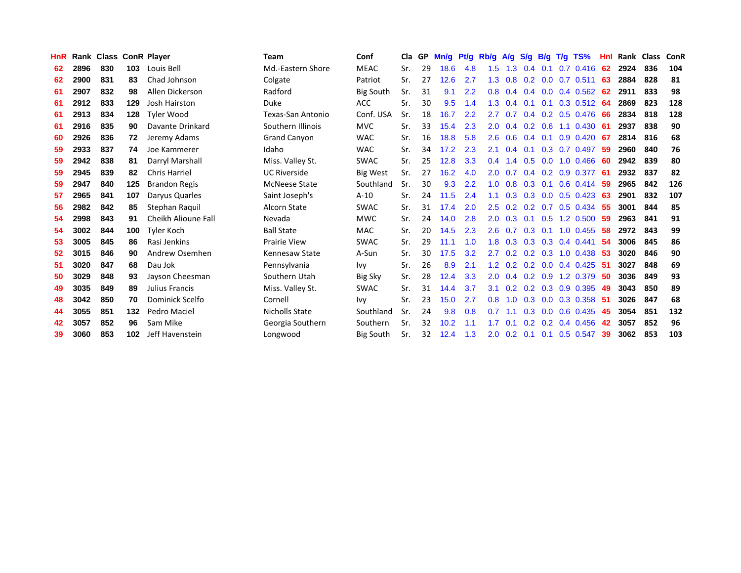| HnR | Rank | Class | ConR | Player | Team | Conf | Cla | GP | Mn/g | Pt/g | Rb/g | A/g | S/g | B/g | T/g | TS% | HnI | Rank | Class | ConR |
|---|---|---|---|---|---|---|---|---|---|---|---|---|---|---|---|---|---|---|---|---|
| 62 | 2896 | 830 | 103 | Louis Bell | Md.-Eastern Shore | MEAC | Sr. | 29 | 18.6 | 4.8 | 1.5 | 1.3 | 0.4 | 0.1 | 0.7 | 0.416 | 62 | 2924 | 836 | 104 |
| 62 | 2900 | 831 | 83 | Chad Johnson | Colgate | Patriot | Sr. | 27 | 12.6 | 2.7 | 1.3 | 0.8 | 0.2 | 0.0 | 0.7 | 0.511 | 63 | 2884 | 828 | 81 |
| 61 | 2907 | 832 | 98 | Allen Dickerson | Radford | Big South | Sr. | 31 | 9.1 | 2.2 | 0.8 | 0.4 | 0.4 | 0.0 | 0.4 | 0.562 | 62 | 2911 | 833 | 98 |
| 61 | 2912 | 833 | 129 | Josh Hairston | Duke | ACC | Sr. | 30 | 9.5 | 1.4 | 1.3 | 0.4 | 0.1 | 0.1 | 0.3 | 0.512 | 64 | 2869 | 823 | 128 |
| 61 | 2913 | 834 | 128 | Tyler Wood | Texas-San Antonio | Conf. USA | Sr. | 18 | 16.7 | 2.2 | 2.7 | 0.7 | 0.4 | 0.2 | 0.5 | 0.476 | 66 | 2834 | 818 | 128 |
| 61 | 2916 | 835 | 90 | Davante Drinkard | Southern Illinois | MVC | Sr. | 33 | 15.4 | 2.3 | 2.0 | 0.4 | 0.2 | 0.6 | 1.1 | 0.430 | 61 | 2937 | 838 | 90 |
| 60 | 2926 | 836 | 72 | Jeremy Adams | Grand Canyon | WAC | Sr. | 16 | 18.8 | 5.8 | 2.6 | 0.6 | 0.4 | 0.1 | 0.9 | 0.420 | 67 | 2814 | 816 | 68 |
| 59 | 2933 | 837 | 74 | Joe Kammerer | Idaho | WAC | Sr. | 34 | 17.2 | 2.3 | 2.1 | 0.4 | 0.1 | 0.3 | 0.7 | 0.497 | 59 | 2960 | 840 | 76 |
| 59 | 2942 | 838 | 81 | Darryl Marshall | Miss. Valley St. | SWAC | Sr. | 25 | 12.8 | 3.3 | 0.4 | 1.4 | 0.5 | 0.0 | 1.0 | 0.466 | 60 | 2942 | 839 | 80 |
| 59 | 2945 | 839 | 82 | Chris Harriel | UC Riverside | Big West | Sr. | 27 | 16.2 | 4.0 | 2.0 | 0.7 | 0.4 | 0.2 | 0.9 | 0.377 | 61 | 2932 | 837 | 82 |
| 59 | 2947 | 840 | 125 | Brandon Regis | McNeese State | Southland | Sr. | 30 | 9.3 | 2.2 | 1.0 | 0.8 | 0.3 | 0.1 | 0.6 | 0.414 | 59 | 2965 | 842 | 126 |
| 57 | 2965 | 841 | 107 | Daryus Quarles | Saint Joseph's | A-10 | Sr. | 24 | 11.5 | 2.4 | 1.1 | 0.3 | 0.3 | 0.0 | 0.5 | 0.423 | 63 | 2901 | 832 | 107 |
| 56 | 2982 | 842 | 85 | Stephan Raquil | Alcorn State | SWAC | Sr. | 31 | 17.4 | 2.0 | 2.5 | 0.2 | 0.2 | 0.7 | 0.5 | 0.434 | 55 | 3001 | 844 | 85 |
| 54 | 2998 | 843 | 91 | Cheikh Alioune Fall | Nevada | MWC | Sr. | 24 | 14.0 | 2.8 | 2.0 | 0.3 | 0.1 | 0.5 | 1.2 | 0.500 | 59 | 2963 | 841 | 91 |
| 54 | 3002 | 844 | 100 | Tyler Koch | Ball State | MAC | Sr. | 20 | 14.5 | 2.3 | 2.6 | 0.7 | 0.3 | 0.1 | 1.0 | 0.455 | 58 | 2972 | 843 | 99 |
| 53 | 3005 | 845 | 86 | Rasi Jenkins | Prairie View | SWAC | Sr. | 29 | 11.1 | 1.0 | 1.8 | 0.3 | 0.3 | 0.3 | 0.4 | 0.441 | 54 | 3006 | 845 | 86 |
| 52 | 3015 | 846 | 90 | Andrew Osemhen | Kennesaw State | A-Sun | Sr. | 30 | 17.5 | 3.2 | 2.7 | 0.2 | 0.2 | 0.3 | 1.0 | 0.438 | 53 | 3020 | 846 | 90 |
| 51 | 3020 | 847 | 68 | Dau Jok | Pennsylvania | Ivy | Sr. | 26 | 8.9 | 2.1 | 1.2 | 0.2 | 0.2 | 0.0 | 0.4 | 0.425 | 51 | 3027 | 848 | 69 |
| 50 | 3029 | 848 | 93 | Jayson Cheesman | Southern Utah | Big Sky | Sr. | 28 | 12.4 | 3.3 | 2.0 | 0.4 | 0.2 | 0.9 | 1.2 | 0.379 | 50 | 3036 | 849 | 93 |
| 49 | 3035 | 849 | 89 | Julius Francis | Miss. Valley St. | SWAC | Sr. | 31 | 14.4 | 3.7 | 3.1 | 0.2 | 0.2 | 0.3 | 0.9 | 0.395 | 49 | 3043 | 850 | 89 |
| 48 | 3042 | 850 | 70 | Dominick Scelfo | Cornell | Ivy | Sr. | 23 | 15.0 | 2.7 | 0.8 | 1.0 | 0.3 | 0.0 | 0.3 | 0.358 | 51 | 3026 | 847 | 68 |
| 44 | 3055 | 851 | 132 | Pedro Maciel | Nicholls State | Southland | Sr. | 24 | 9.8 | 0.8 | 0.7 | 1.1 | 0.3 | 0.0 | 0.6 | 0.435 | 45 | 3054 | 851 | 132 |
| 42 | 3057 | 852 | 96 | Sam Mike | Georgia Southern | Southern | Sr. | 32 | 10.2 | 1.1 | 1.7 | 0.1 | 0.2 | 0.2 | 0.4 | 0.456 | 42 | 3057 | 852 | 96 |
| 39 | 3060 | 853 | 102 | Jeff Havenstein | Longwood | Big South | Sr. | 32 | 12.4 | 1.3 | 2.0 | 0.2 | 0.1 | 0.1 | 0.5 | 0.547 | 39 | 3062 | 853 | 103 |